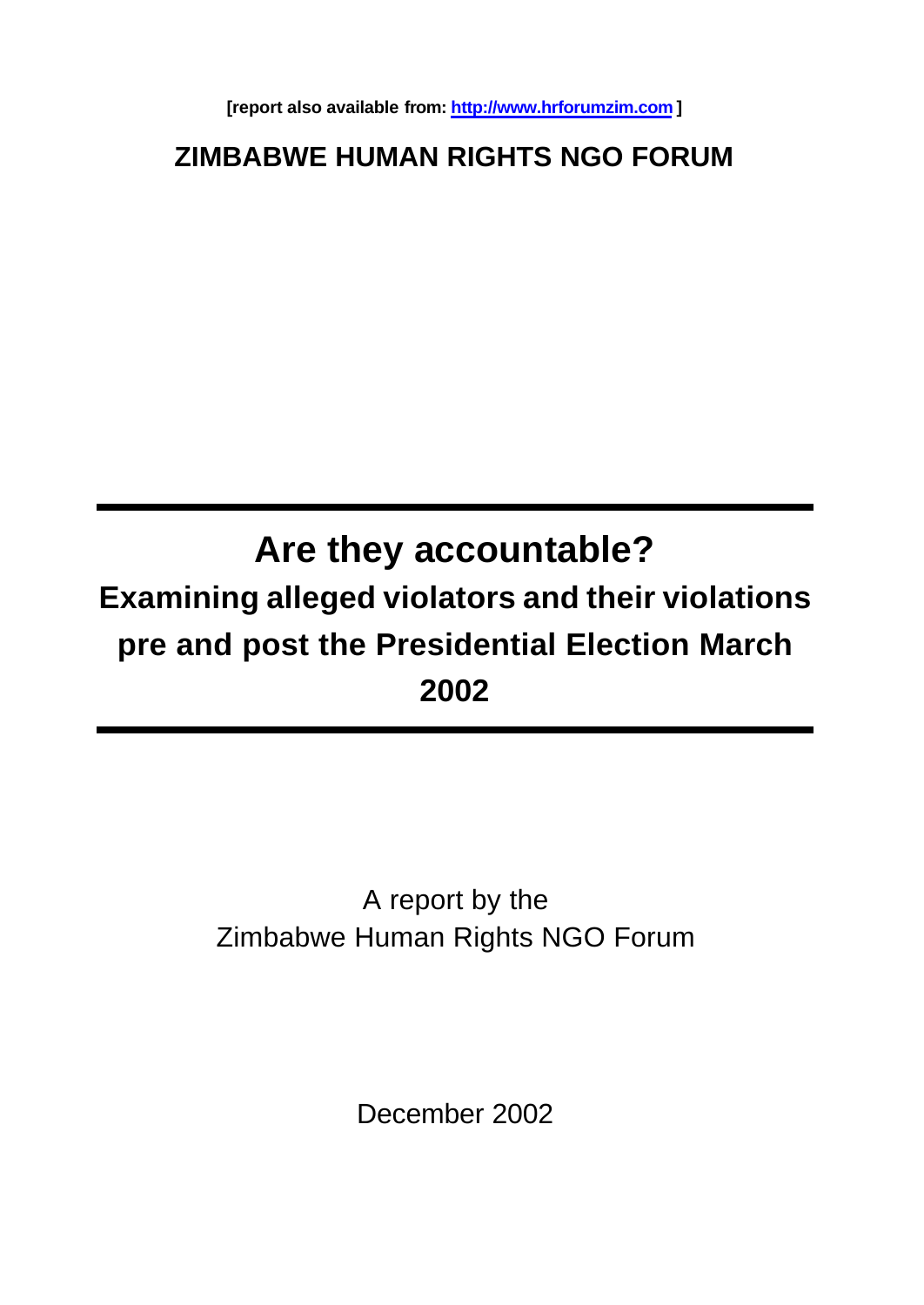**[report also available from: http://www.hrforumzim.com ]**

## ZIMBABWE HUMAN RIGHTS NGO FORUM

---

# Are they accountable?

## Examining alleged violators and their violations pre and post the Presidential Election March 2002

---

A report by the
Zimbabwe Human Rights NGO Forum

December 2002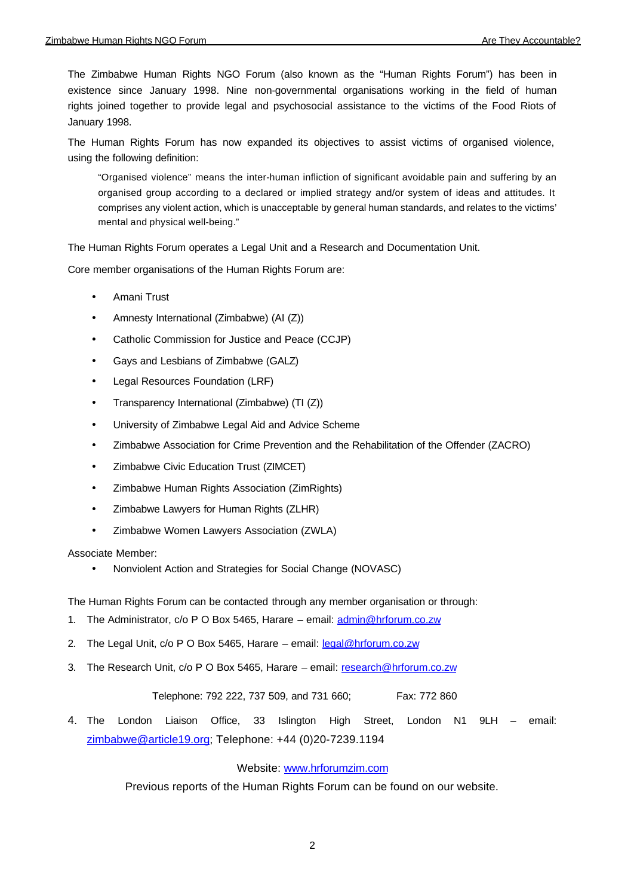The Zimbabwe Human Rights NGO Forum (also known as the "Human Rights Forum") has been in existence since January 1998. Nine non-governmental organisations working in the field of human rights joined together to provide legal and psychosocial assistance to the victims of the Food Riots of January 1998.

The Human Rights Forum has now expanded its objectives to assist victims of organised violence, using the following definition:

> "Organised violence" means the inter-human infliction of significant avoidable pain and suffering by an organised group according to a declared or implied strategy and/or system of ideas and attitudes. It comprises any violent action, which is unacceptable by general human standards, and relates to the victims' mental and physical well-being."

The Human Rights Forum operates a Legal Unit and a Research and Documentation Unit.

Core member organisations of the Human Rights Forum are:

- Amani Trust
- Amnesty International (Zimbabwe) (AI (Z))
- Catholic Commission for Justice and Peace (CCJP)
- Gays and Lesbians of Zimbabwe (GALZ)
- Legal Resources Foundation (LRF)
- Transparency International (Zimbabwe) (TI (Z))
- University of Zimbabwe Legal Aid and Advice Scheme
- Zimbabwe Association for Crime Prevention and the Rehabilitation of the Offender (ZACRO)
- Zimbabwe Civic Education Trust (ZIMCET)
- Zimbabwe Human Rights Association (ZimRights)
- Zimbabwe Lawyers for Human Rights (ZLHR)
- Zimbabwe Women Lawyers Association (ZWLA)

Associate Member:

- Nonviolent Action and Strategies for Social Change (NOVASC)

The Human Rights Forum can be contacted through any member organisation or through:

1. The Administrator, c/o P O Box 5465, Harare – email: admin@hrforum.co.zw
2. The Legal Unit, c/o P O Box 5465, Harare – email: legal@hrforum.co.zw
3. The Research Unit, c/o P O Box 5465, Harare – email: research@hrforum.co.zw

   Telephone: 792 222, 737 509, and 731 660; Fax: 772 860

4. The London Liaison Office, 33 Islington High Street, London N1 9LH – email: zimbabwe@article19.org; Telephone: +44 (0)20-7239.1194

Website: www.hrforumzim.com

Previous reports of the Human Rights Forum can be found on our website.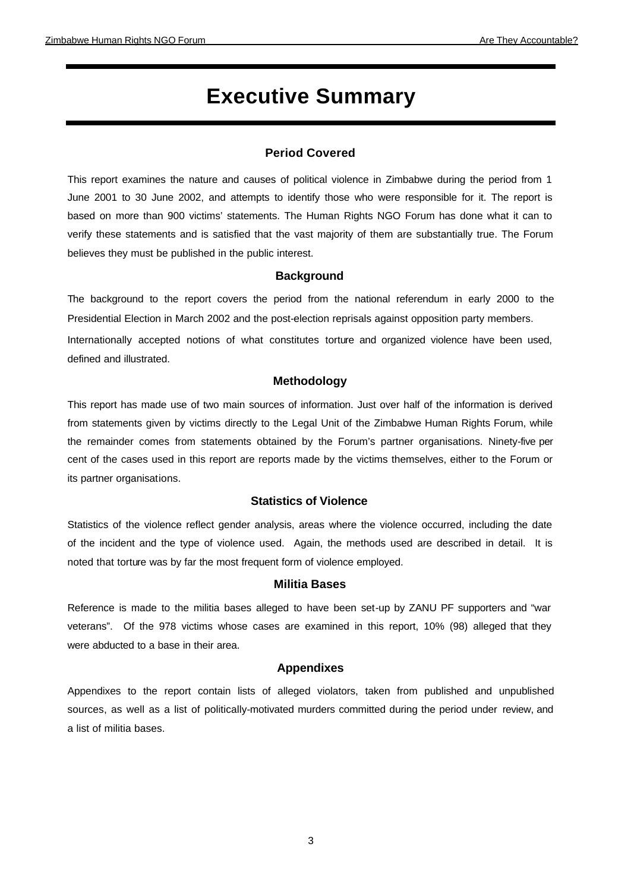# Executive Summary

## Period Covered

This report examines the nature and causes of political violence in Zimbabwe during the period from 1 June 2001 to 30 June 2002, and attempts to identify those who were responsible for it. The report is based on more than 900 victims' statements. The Human Rights NGO Forum has done what it can to verify these statements and is satisfied that the vast majority of them are substantially true. The Forum believes they must be published in the public interest.

## Background

The background to the report covers the period from the national referendum in early 2000 to the Presidential Election in March 2002 and the post-election reprisals against opposition party members.

Internationally accepted notions of what constitutes torture and organized violence have been used, defined and illustrated.

## Methodology

This report has made use of two main sources of information. Just over half of the information is derived from statements given by victims directly to the Legal Unit of the Zimbabwe Human Rights Forum, while the remainder comes from statements obtained by the Forum's partner organisations. Ninety-five per cent of the cases used in this report are reports made by the victims themselves, either to the Forum or its partner organisations.

## Statistics of Violence

Statistics of the violence reflect gender analysis, areas where the violence occurred, including the date of the incident and the type of violence used. Again, the methods used are described in detail. It is noted that torture was by far the most frequent form of violence employed.

## Militia Bases

Reference is made to the militia bases alleged to have been set-up by ZANU PF supporters and "war veterans". Of the 978 victims whose cases are examined in this report, 10% (98) alleged that they were abducted to a base in their area.

## Appendixes

Appendixes to the report contain lists of alleged violators, taken from published and unpublished sources, as well as a list of politically-motivated murders committed during the period under review, and a list of militia bases.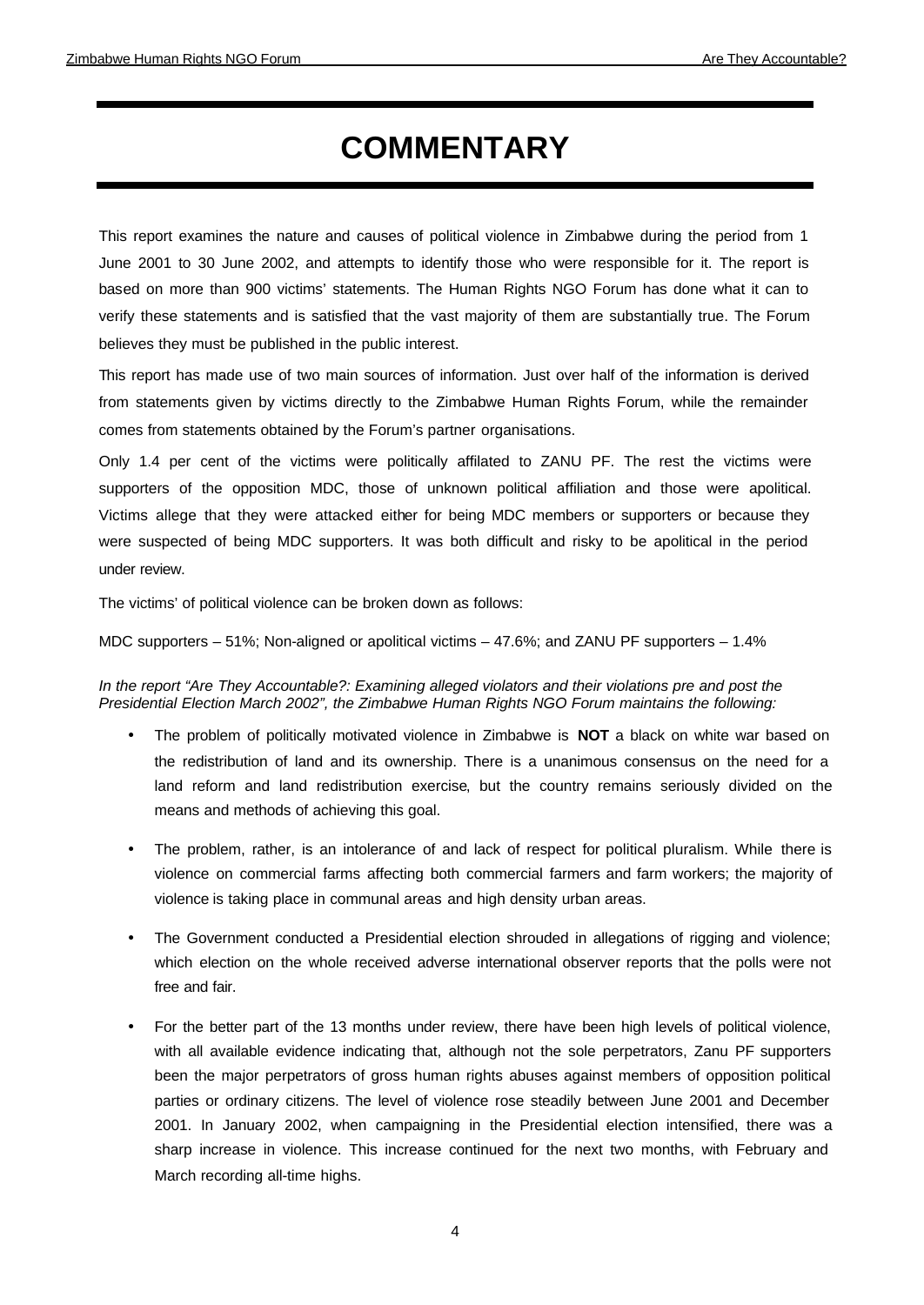# COMMENTARY

This report examines the nature and causes of political violence in Zimbabwe during the period from 1 June 2001 to 30 June 2002, and attempts to identify those who were responsible for it. The report is based on more than 900 victims' statements. The Human Rights NGO Forum has done what it can to verify these statements and is satisfied that the vast majority of them are substantially true. The Forum believes they must be published in the public interest.

This report has made use of two main sources of information. Just over half of the information is derived from statements given by victims directly to the Zimbabwe Human Rights Forum, while the remainder comes from statements obtained by the Forum's partner organisations.

Only 1.4 per cent of the victims were politically affilated to ZANU PF. The rest the victims were supporters of the opposition MDC, those of unknown political affiliation and those were apolitical. Victims allege that they were attacked either for being MDC members or supporters or because they were suspected of being MDC supporters. It was both difficult and risky to be apolitical in the period under review.

The victims' of political violence can be broken down as follows:

MDC supporters – 51%; Non-aligned or apolitical victims – 47.6%; and ZANU PF supporters – 1.4%

*In the report "Are They Accountable?: Examining alleged violators and their violations pre and post the Presidential Election March 2002", the Zimbabwe Human Rights NGO Forum maintains the following:*

- The problem of politically motivated violence in Zimbabwe is **NOT** a black on white war based on the redistribution of land and its ownership. There is a unanimous consensus on the need for a land reform and land redistribution exercise, but the country remains seriously divided on the means and methods of achieving this goal.
- The problem, rather, is an intolerance of and lack of respect for political pluralism. While there is violence on commercial farms affecting both commercial farmers and farm workers; the majority of violence is taking place in communal areas and high density urban areas.
- The Government conducted a Presidential election shrouded in allegations of rigging and violence; which election on the whole received adverse international observer reports that the polls were not free and fair.
- For the better part of the 13 months under review, there have been high levels of political violence, with all available evidence indicating that, although not the sole perpetrators, Zanu PF supporters been the major perpetrators of gross human rights abuses against members of opposition political parties or ordinary citizens. The level of violence rose steadily between June 2001 and December 2001. In January 2002, when campaigning in the Presidential election intensified, there was a sharp increase in violence. This increase continued for the next two months, with February and March recording all-time highs.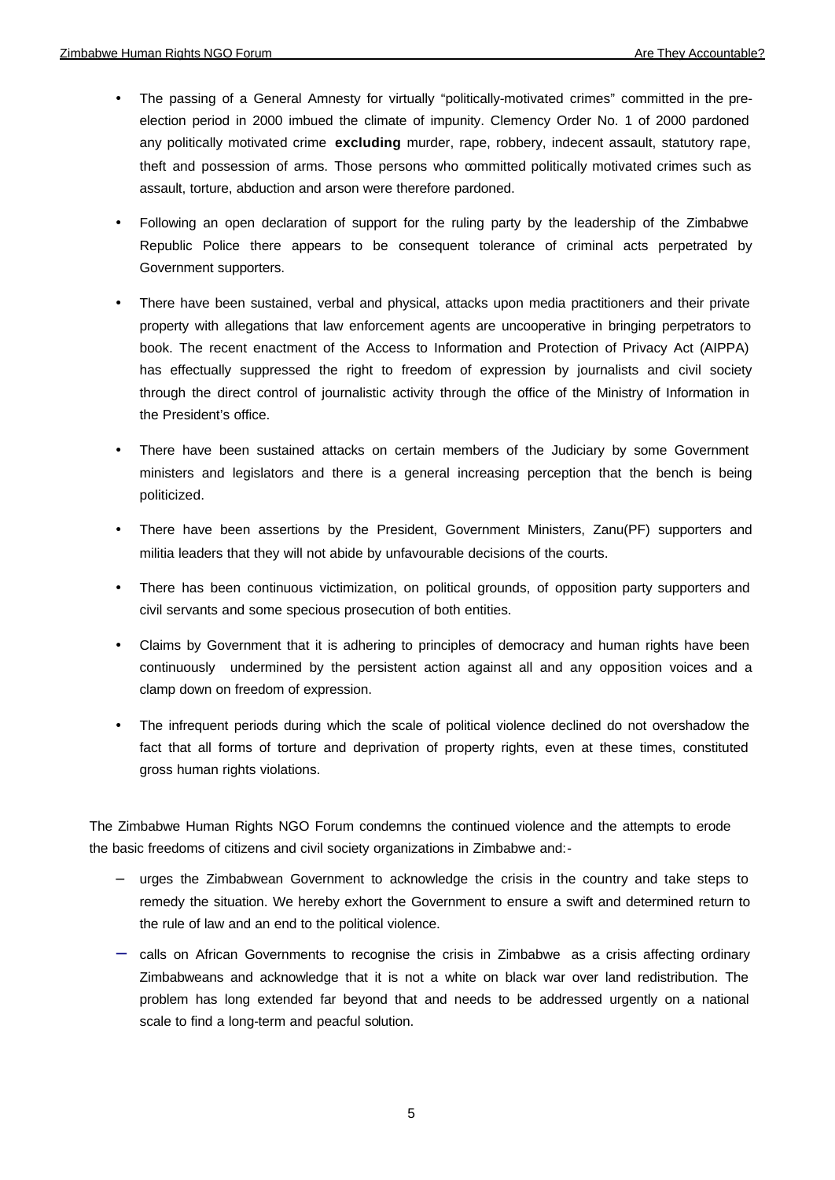- The passing of a General Amnesty for virtually "politically-motivated crimes" committed in the pre-election period in 2000 imbued the climate of impunity. Clemency Order No. 1 of 2000 pardoned any politically motivated crime **excluding** murder, rape, robbery, indecent assault, statutory rape, theft and possession of arms. Those persons who committed politically motivated crimes such as assault, torture, abduction and arson were therefore pardoned.

- Following an open declaration of support for the ruling party by the leadership of the Zimbabwe Republic Police there appears to be consequent tolerance of criminal acts perpetrated by Government supporters.

- There have been sustained, verbal and physical, attacks upon media practitioners and their private property with allegations that law enforcement agents are uncooperative in bringing perpetrators to book. The recent enactment of the Access to Information and Protection of Privacy Act (AIPPA) has effectually suppressed the right to freedom of expression by journalists and civil society through the direct control of journalistic activity through the office of the Ministry of Information in the President's office.

- There have been sustained attacks on certain members of the Judiciary by some Government ministers and legislators and there is a general increasing perception that the bench is being politicized.

- There have been assertions by the President, Government Ministers, Zanu(PF) supporters and militia leaders that they will not abide by unfavourable decisions of the courts.

- There has been continuous victimization, on political grounds, of opposition party supporters and civil servants and some specious prosecution of both entities.

- Claims by Government that it is adhering to principles of democracy and human rights have been continuously undermined by the persistent action against all and any opposition voices and a clamp down on freedom of expression.

- The infrequent periods during which the scale of political violence declined do not overshadow the fact that all forms of torture and deprivation of property rights, even at these times, constituted gross human rights violations.

The Zimbabwe Human Rights NGO Forum condemns the continued violence and the attempts to erode the basic freedoms of citizens and civil society organizations in Zimbabwe and:-

- urges the Zimbabwean Government to acknowledge the crisis in the country and take steps to remedy the situation. We hereby exhort the Government to ensure a swift and determined return to the rule of law and an end to the political violence.

- calls on African Governments to recognise the crisis in Zimbabwe as a crisis affecting ordinary Zimbabweans and acknowledge that it is not a white on black war over land redistribution. The problem has long extended far beyond that and needs to be addressed urgently on a national scale to find a long-term and peacful solution.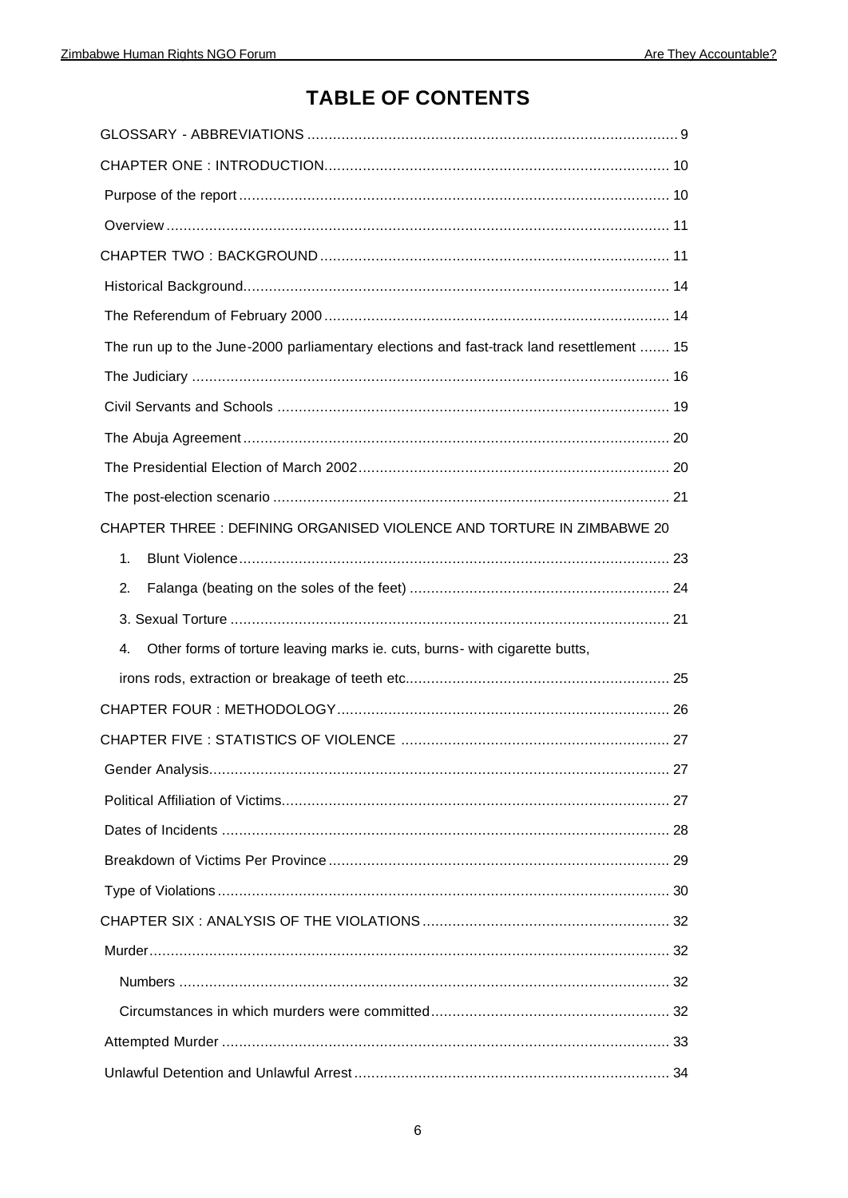# TABLE OF CONTENTS

GLOSSARY - ABBREVIATIONS ..... 9

CHAPTER ONE : INTRODUCTION..... 10

Purpose of the report ..... 10

Overview ..... 11

CHAPTER TWO : BACKGROUND ..... 11

Historical Background..... 14

The Referendum of February 2000 ..... 14

The run up to the June-2000 parliamentary elections and fast-track land resettlement ..... 15

The Judiciary ..... 16

Civil Servants and Schools ..... 19

The Abuja Agreement ..... 20

The Presidential Election of March 2002..... 20

The post-election scenario ..... 21

CHAPTER THREE : DEFINING ORGANISED VIOLENCE AND TORTURE IN ZIMBABWE 20

1. Blunt Violence ..... 23
2. Falanga (beating on the soles of the feet) ..... 24
3. Sexual Torture ..... 21
4. Other forms of torture leaving marks ie. cuts, burns- with cigarette butts, irons rods, extraction or breakage of teeth etc..... 25

CHAPTER FOUR : METHODOLOGY..... 26

CHAPTER FIVE : STATISTICS OF VIOLENCE ..... 27

Gender Analysis..... 27

Political Affiliation of Victims..... 27

Dates of Incidents ..... 28

Breakdown of Victims Per Province ..... 29

Type of Violations ..... 30

CHAPTER SIX : ANALYSIS OF THE VIOLATIONS ..... 32

Murder..... 32

Numbers ..... 32

Circumstances in which murders were committed..... 32

Attempted Murder ..... 33

Unlawful Detention and Unlawful Arrest ..... 34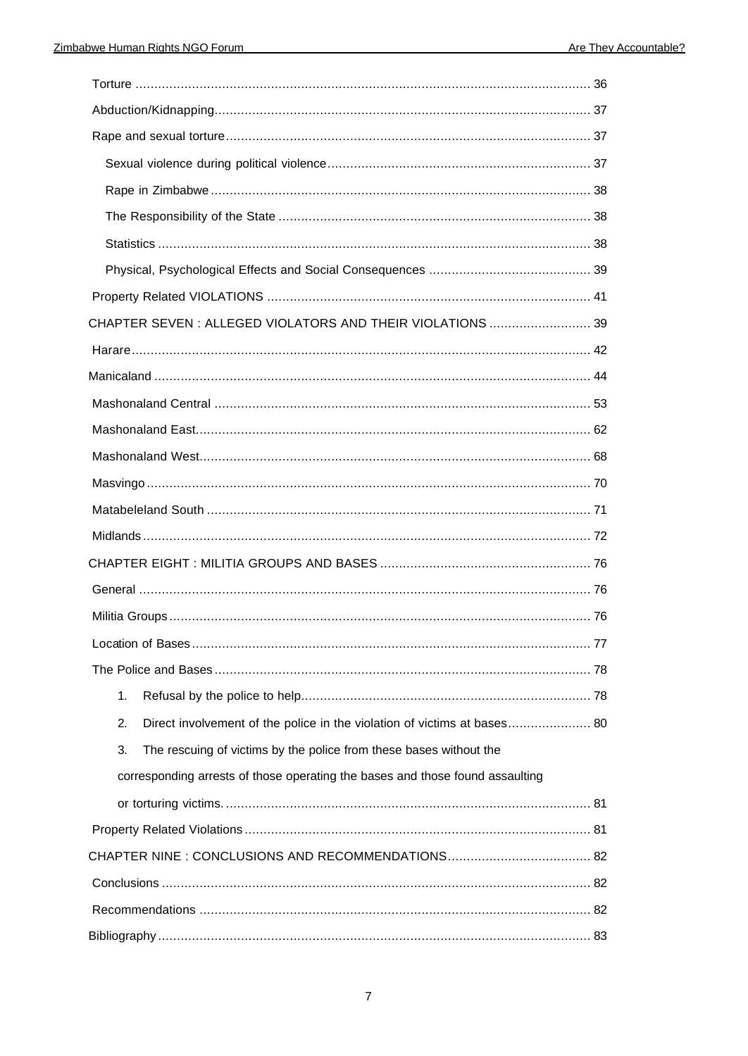Torture ........................................................................................................................ 36

Abduction/Kidnapping................................................................................................... 37

Rape and sexual torture................................................................................................ 37

Sexual violence during political violence..................................................................... 37

Rape in Zimbabwe.................................................................................................... 38

The Responsibility of the State .................................................................................. 38

Statistics .................................................................................................................. 38

Physical, Psychological Effects and Social Consequences ........................................... 39

Property Related VIOLATIONS ..................................................................................... 41

CHAPTER SEVEN : ALLEGED VIOLATORS AND THEIR VIOLATIONS ........................... 39

Harare......................................................................................................................... 42

Manicaland .................................................................................................................. 44

Mashonaland Central ................................................................................................... 53

Mashonaland East........................................................................................................ 62

Mashonaland West....................................................................................................... 68

Masvingo..................................................................................................................... 70

Matabeleland South ..................................................................................................... 71

Midlands...................................................................................................................... 72

CHAPTER EIGHT : MILITIA GROUPS AND BASES ........................................................ 76

General ....................................................................................................................... 76

Militia Groups............................................................................................................... 76

Location of Bases......................................................................................................... 77

The Police and Bases................................................................................................... 78

1. Refusal by the police to help............................................................................. 78

2. Direct involvement of the police in the violation of victims at bases...................... 80

3. The rescuing of victims by the police from these bases without the corresponding arrests of those operating the bases and those found assaulting or torturing victims. ................................................................................................ 81

Property Related Violations........................................................................................... 81

CHAPTER NINE : CONCLUSIONS AND RECOMMENDATIONS...................................... 82

Conclusions ................................................................................................................. 82

Recommendations ....................................................................................................... 82

Bibliography.................................................................................................................. 83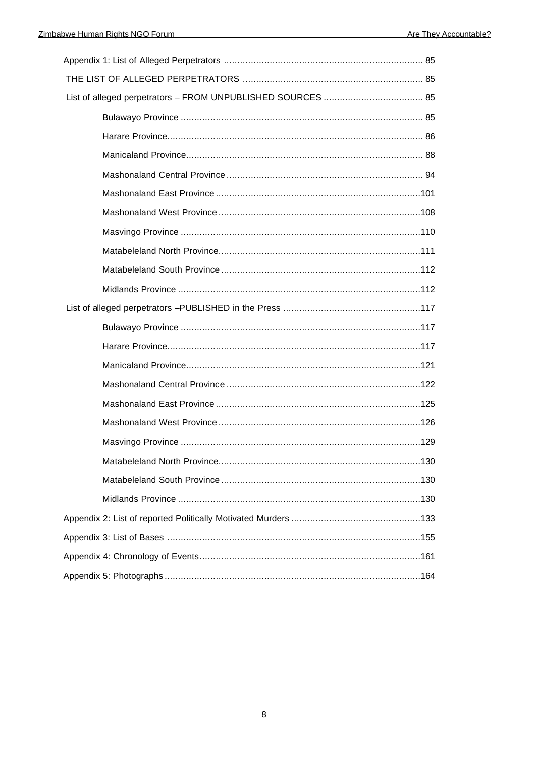Appendix 1: List of Alleged Perpetrators .......................................................................... 85

THE LIST OF ALLEGED PERPETRATORS .................................................................. 85

List of alleged perpetrators – FROM UNPUBLISHED SOURCES ..................................... 85

- Bulawayo Province ......................................................................................... 85
- Harare Province.............................................................................................. 86
- Manicaland Province....................................................................................... 88
- Mashonaland Central Province ........................................................................ 94
- Mashonaland East Province ...........................................................................101
- Mashonaland West Province ..........................................................................108
- Masvingo Province ........................................................................................110
- Matabeleland North Province..........................................................................111
- Matabeleland South Province .........................................................................112
- Midlands Province .........................................................................................112

List of alleged perpetrators –PUBLISHED in the Press ...................................................117

- Bulawayo Province ........................................................................................117
- Harare Province.............................................................................................117
- Manicaland Province......................................................................................121
- Mashonaland Central Province .......................................................................122
- Mashonaland East Province ...........................................................................125
- Mashonaland West Province ..........................................................................126
- Masvingo Province ........................................................................................129
- Matabeleland North Province..........................................................................130
- Matabeleland South Province .........................................................................130
- Midlands Province .........................................................................................130

Appendix 2: List of reported Politically Motivated Murders ................................................133

Appendix 3: List of Bases .............................................................................................155

Appendix 4: Chronology of Events.................................................................................161

Appendix 5: Photographs..............................................................................................164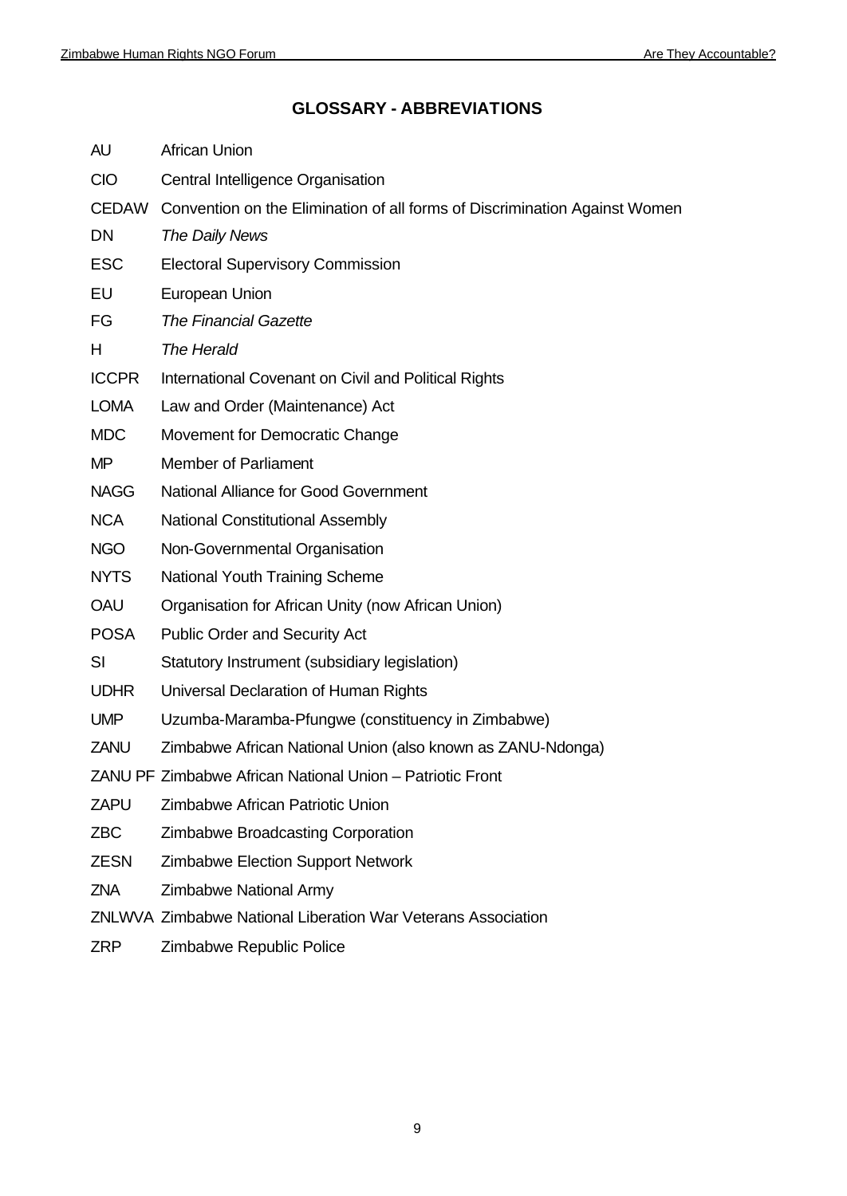## GLOSSARY - ABBREVIATIONS

| | |
|---|---|
| AU | African Union |
| CIO | Central Intelligence Organisation |
| CEDAW | Convention on the Elimination of all forms of Discrimination Against Women |
| DN | *The Daily News* |
| ESC | Electoral Supervisory Commission |
| EU | European Union |
| FG | *The Financial Gazette* |
| H | *The Herald* |
| ICCPR | International Covenant on Civil and Political Rights |
| LOMA | Law and Order (Maintenance) Act |
| MDC | Movement for Democratic Change |
| MP | Member of Parliament |
| NAGG | National Alliance for Good Government |
| NCA | National Constitutional Assembly |
| NGO | Non-Governmental Organisation |
| NYTS | National Youth Training Scheme |
| OAU | Organisation for African Unity (now African Union) |
| POSA | Public Order and Security Act |
| SI | Statutory Instrument (subsidiary legislation) |
| UDHR | Universal Declaration of Human Rights |
| UMP | Uzumba-Maramba-Pfungwe (constituency in Zimbabwe) |
| ZANU | Zimbabwe African National Union (also known as ZANU-Ndonga) |
| ZANU PF | Zimbabwe African National Union – Patriotic Front |
| ZAPU | Zimbabwe African Patriotic Union |
| ZBC | Zimbabwe Broadcasting Corporation |
| ZESN | Zimbabwe Election Support Network |
| ZNA | Zimbabwe National Army |
| ZNLWVA | Zimbabwe National Liberation War Veterans Association |
| ZRP | Zimbabwe Republic Police |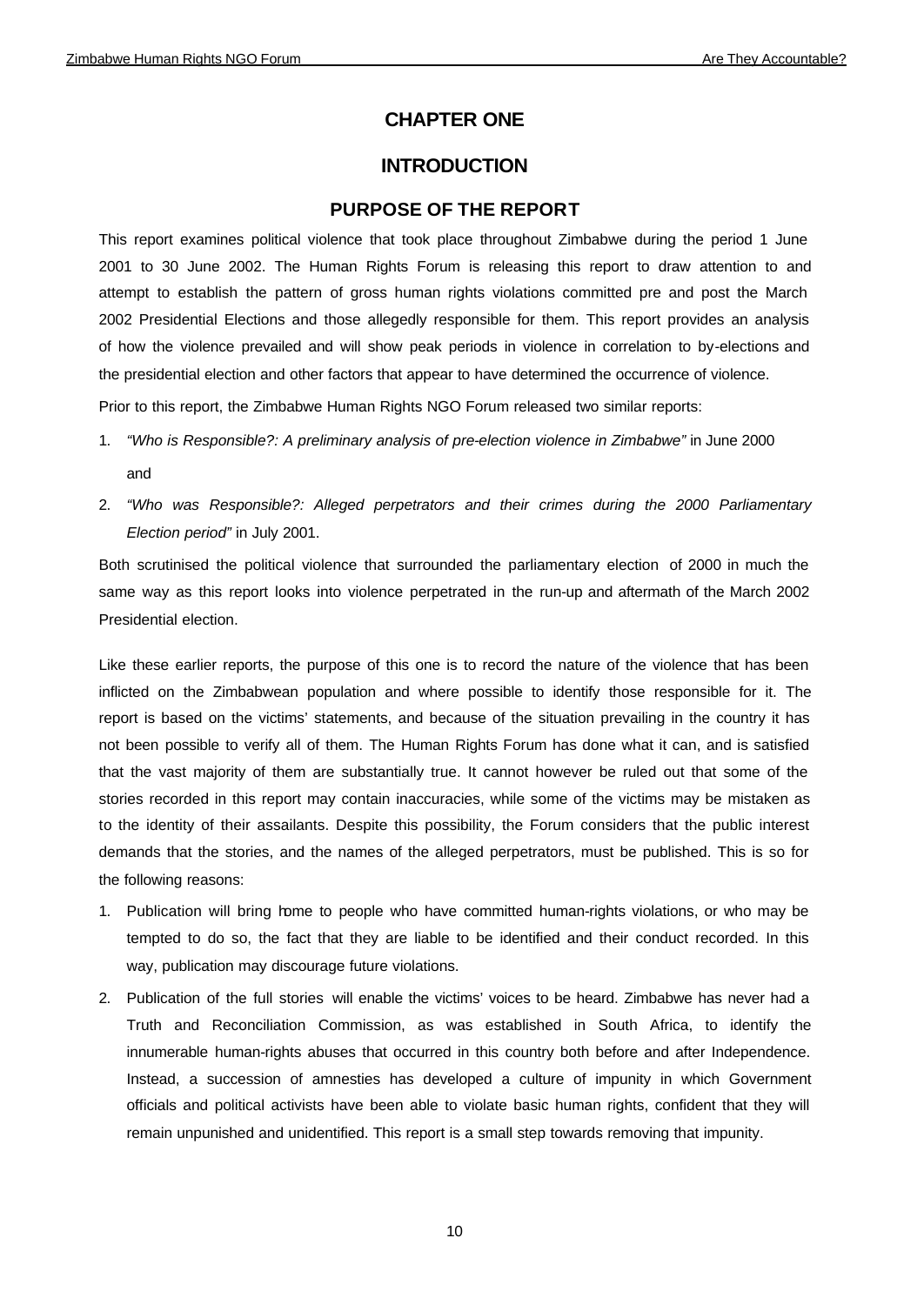# CHAPTER ONE

# INTRODUCTION

## PURPOSE OF THE REPORT

This report examines political violence that took place throughout Zimbabwe during the period 1 June 2001 to 30 June 2002. The Human Rights Forum is releasing this report to draw attention to and attempt to establish the pattern of gross human rights violations committed pre and post the March 2002 Presidential Elections and those allegedly responsible for them. This report provides an analysis of how the violence prevailed and will show peak periods in violence in correlation to by-elections and the presidential election and other factors that appear to have determined the occurrence of violence.

Prior to this report, the Zimbabwe Human Rights NGO Forum released two similar reports:

1. *"Who is Responsible?: A preliminary analysis of pre-election violence in Zimbabwe"* in June 2000 and
2. *"Who was Responsible?: Alleged perpetrators and their crimes during the 2000 Parliamentary Election period"* in July 2001.

Both scrutinised the political violence that surrounded the parliamentary election of 2000 in much the same way as this report looks into violence perpetrated in the run-up and aftermath of the March 2002 Presidential election.

Like these earlier reports, the purpose of this one is to record the nature of the violence that has been inflicted on the Zimbabwean population and where possible to identify those responsible for it. The report is based on the victims' statements, and because of the situation prevailing in the country it has not been possible to verify all of them. The Human Rights Forum has done what it can, and is satisfied that the vast majority of them are substantially true. It cannot however be ruled out that some of the stories recorded in this report may contain inaccuracies, while some of the victims may be mistaken as to the identity of their assailants. Despite this possibility, the Forum considers that the public interest demands that the stories, and the names of the alleged perpetrators, must be published. This is so for the following reasons:

1. Publication will bring home to people who have committed human-rights violations, or who may be tempted to do so, the fact that they are liable to be identified and their conduct recorded. In this way, publication may discourage future violations.
2. Publication of the full stories will enable the victims' voices to be heard. Zimbabwe has never had a Truth and Reconciliation Commission, as was established in South Africa, to identify the innumerable human-rights abuses that occurred in this country both before and after Independence. Instead, a succession of amnesties has developed a culture of impunity in which Government officials and political activists have been able to violate basic human rights, confident that they will remain unpunished and unidentified. This report is a small step towards removing that impunity.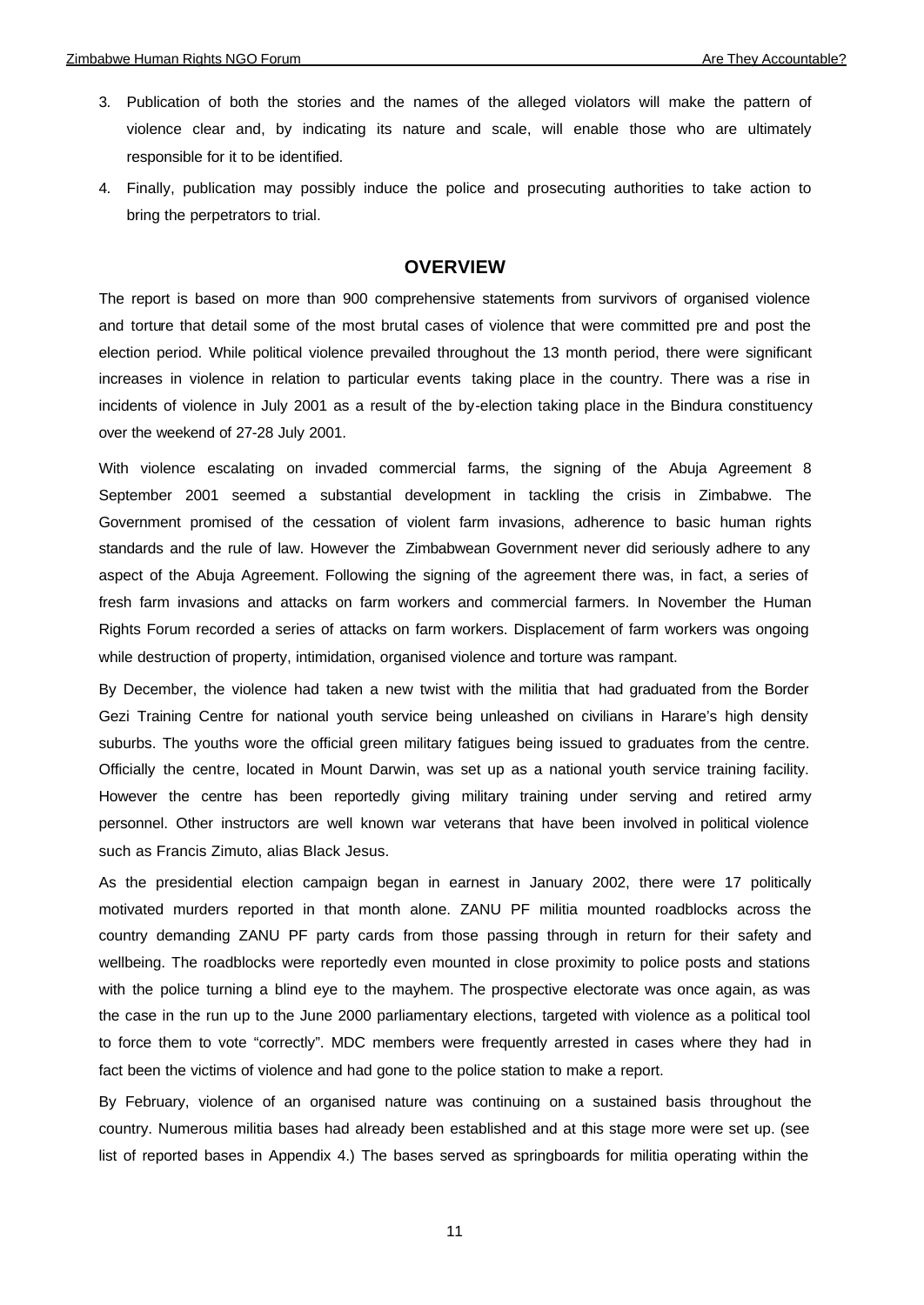3. Publication of both the stories and the names of the alleged violators will make the pattern of violence clear and, by indicating its nature and scale, will enable those who are ultimately responsible for it to be identified.
4. Finally, publication may possibly induce the police and prosecuting authorities to take action to bring the perpetrators to trial.

## OVERVIEW

The report is based on more than 900 comprehensive statements from survivors of organised violence and torture that detail some of the most brutal cases of violence that were committed pre and post the election period. While political violence prevailed throughout the 13 month period, there were significant increases in violence in relation to particular events taking place in the country. There was a rise in incidents of violence in July 2001 as a result of the by-election taking place in the Bindura constituency over the weekend of 27-28 July 2001.

With violence escalating on invaded commercial farms, the signing of the Abuja Agreement 8 September 2001 seemed a substantial development in tackling the crisis in Zimbabwe. The Government promised of the cessation of violent farm invasions, adherence to basic human rights standards and the rule of law. However the Zimbabwean Government never did seriously adhere to any aspect of the Abuja Agreement. Following the signing of the agreement there was, in fact, a series of fresh farm invasions and attacks on farm workers and commercial farmers. In November the Human Rights Forum recorded a series of attacks on farm workers. Displacement of farm workers was ongoing while destruction of property, intimidation, organised violence and torture was rampant.

By December, the violence had taken a new twist with the militia that had graduated from the Border Gezi Training Centre for national youth service being unleashed on civilians in Harare's high density suburbs. The youths wore the official green military fatigues being issued to graduates from the centre. Officially the centre, located in Mount Darwin, was set up as a national youth service training facility. However the centre has been reportedly giving military training under serving and retired army personnel. Other instructors are well known war veterans that have been involved in political violence such as Francis Zimuto, alias Black Jesus.

As the presidential election campaign began in earnest in January 2002, there were 17 politically motivated murders reported in that month alone. ZANU PF militia mounted roadblocks across the country demanding ZANU PF party cards from those passing through in return for their safety and wellbeing. The roadblocks were reportedly even mounted in close proximity to police posts and stations with the police turning a blind eye to the mayhem. The prospective electorate was once again, as was the case in the run up to the June 2000 parliamentary elections, targeted with violence as a political tool to force them to vote "correctly". MDC members were frequently arrested in cases where they had in fact been the victims of violence and had gone to the police station to make a report.

By February, violence of an organised nature was continuing on a sustained basis throughout the country. Numerous militia bases had already been established and at this stage more were set up. (see list of reported bases in Appendix 4.) The bases served as springboards for militia operating within the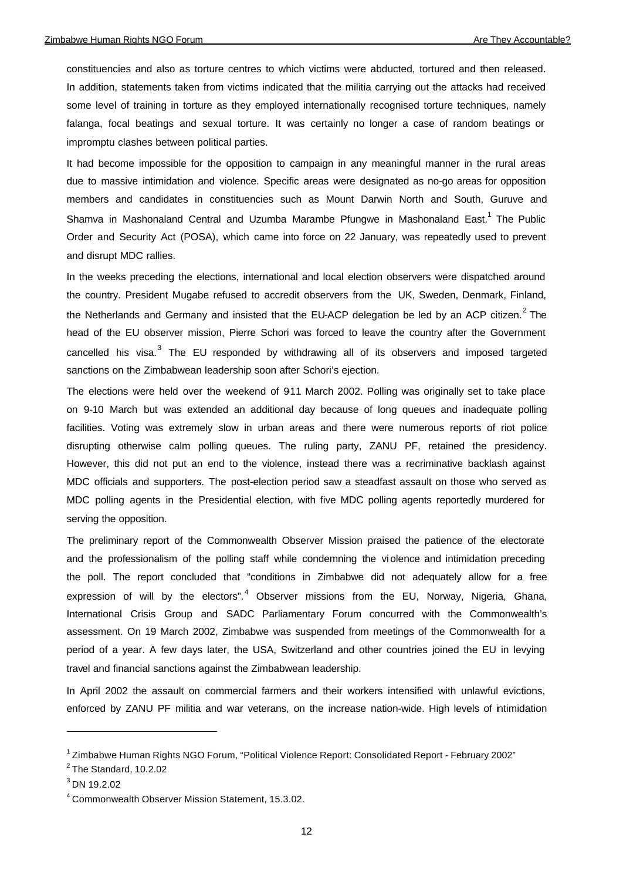constituencies and also as torture centres to which victims were abducted, tortured and then released. In addition, statements taken from victims indicated that the militia carrying out the attacks had received some level of training in torture as they employed internationally recognised torture techniques, namely falanga, focal beatings and sexual torture. It was certainly no longer a case of random beatings or impromptu clashes between political parties.

It had become impossible for the opposition to campaign in any meaningful manner in the rural areas due to massive intimidation and violence. Specific areas were designated as no-go areas for opposition members and candidates in constituencies such as Mount Darwin North and South, Guruve and Shamva in Mashonaland Central and Uzumba Marambe Pfungwe in Mashonaland East.[1] The Public Order and Security Act (POSA), which came into force on 22 January, was repeatedly used to prevent and disrupt MDC rallies.

In the weeks preceding the elections, international and local election observers were dispatched around the country. President Mugabe refused to accredit observers from the UK, Sweden, Denmark, Finland, the Netherlands and Germany and insisted that the EU-ACP delegation be led by an ACP citizen.[2] The head of the EU observer mission, Pierre Schori was forced to leave the country after the Government cancelled his visa.[3] The EU responded by withdrawing all of its observers and imposed targeted sanctions on the Zimbabwean leadership soon after Schori's ejection.

The elections were held over the weekend of 9-11 March 2002. Polling was originally set to take place on 9-10 March but was extended an additional day because of long queues and inadequate polling facilities. Voting was extremely slow in urban areas and there were numerous reports of riot police disrupting otherwise calm polling queues. The ruling party, ZANU PF, retained the presidency. However, this did not put an end to the violence, instead there was a recriminative backlash against MDC officials and supporters. The post-election period saw a steadfast assault on those who served as MDC polling agents in the Presidential election, with five MDC polling agents reportedly murdered for serving the opposition.

The preliminary report of the Commonwealth Observer Mission praised the patience of the electorate and the professionalism of the polling staff while condemning the violence and intimidation preceding the poll. The report concluded that "conditions in Zimbabwe did not adequately allow for a free expression of will by the electors".[4] Observer missions from the EU, Norway, Nigeria, Ghana, International Crisis Group and SADC Parliamentary Forum concurred with the Commonwealth's assessment. On 19 March 2002, Zimbabwe was suspended from meetings of the Commonwealth for a period of a year. A few days later, the USA, Switzerland and other countries joined the EU in levying travel and financial sanctions against the Zimbabwean leadership.

In April 2002 the assault on commercial farmers and their workers intensified with unlawful evictions, enforced by ZANU PF militia and war veterans, on the increase nation-wide. High levels of intimidation

---

[1] Zimbabwe Human Rights NGO Forum, "Political Violence Report: Consolidated Report - February 2002"

[2] The Standard, 10.2.02

[3] DN 19.2.02

[4] Commonwealth Observer Mission Statement, 15.3.02.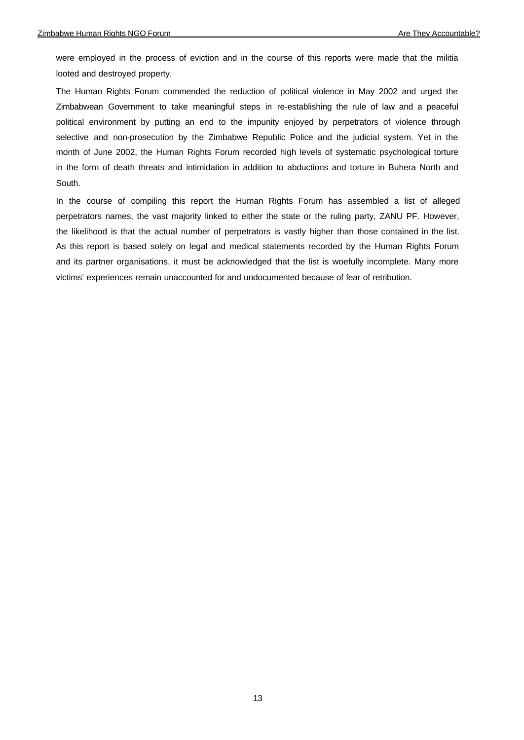were employed in the process of eviction and in the course of this reports were made that the militia looted and destroyed property.

The Human Rights Forum commended the reduction of political violence in May 2002 and urged the Zimbabwean Government to take meaningful steps in re-establishing the rule of law and a peaceful political environment by putting an end to the impunity enjoyed by perpetrators of violence through selective and non-prosecution by the Zimbabwe Republic Police and the judicial system. Yet in the month of June 2002, the Human Rights Forum recorded high levels of systematic psychological torture in the form of death threats and intimidation in addition to abductions and torture in Buhera North and South.

In the course of compiling this report the Human Rights Forum has assembled a list of alleged perpetrators names, the vast majority linked to either the state or the ruling party, ZANU PF. However, the likelihood is that the actual number of perpetrators is vastly higher than those contained in the list. As this report is based solely on legal and medical statements recorded by the Human Rights Forum and its partner organisations, it must be acknowledged that the list is woefully incomplete. Many more victims' experiences remain unaccounted for and undocumented because of fear of retribution.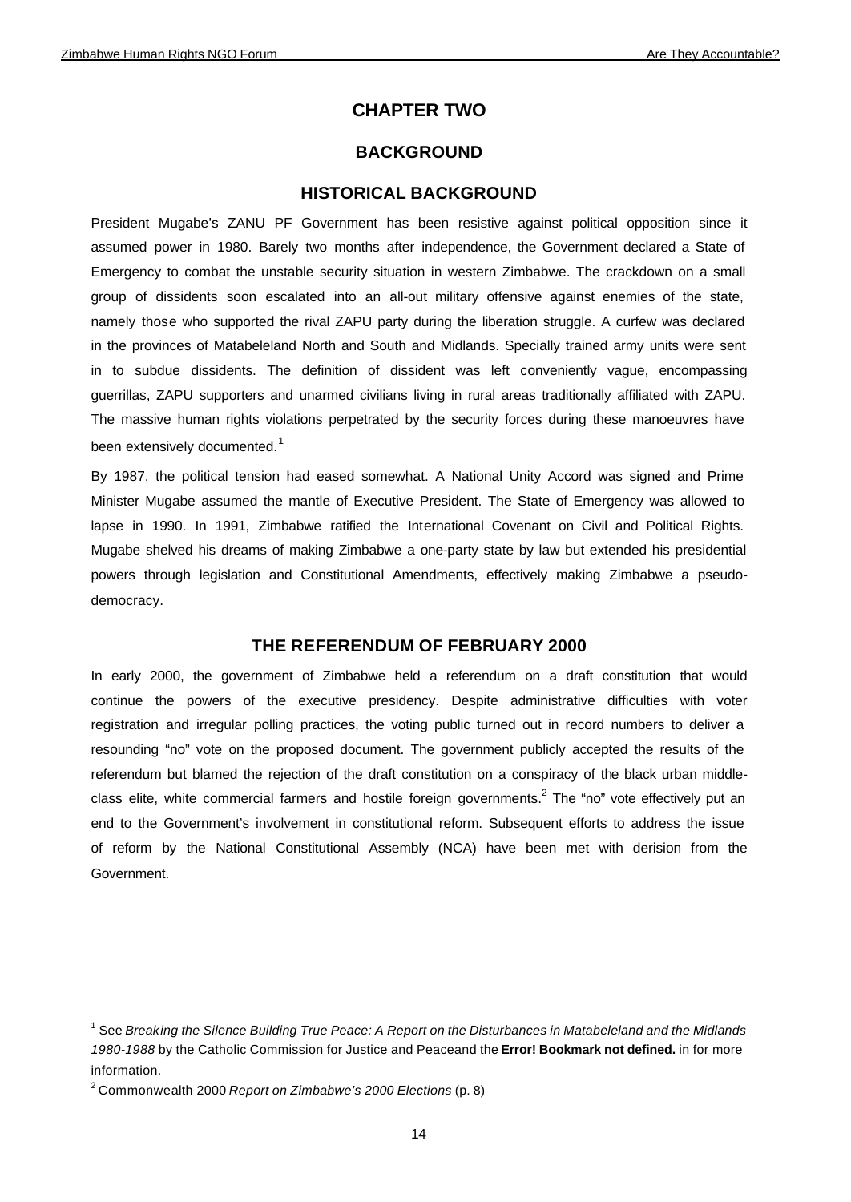# CHAPTER TWO

## BACKGROUND

### HISTORICAL BACKGROUND

President Mugabe's ZANU PF Government has been resistive against political opposition since it assumed power in 1980. Barely two months after independence, the Government declared a State of Emergency to combat the unstable security situation in western Zimbabwe. The crackdown on a small group of dissidents soon escalated into an all-out military offensive against enemies of the state, namely those who supported the rival ZAPU party during the liberation struggle. A curfew was declared in the provinces of Matabeleland North and South and Midlands. Specially trained army units were sent in to subdue dissidents. The definition of dissident was left conveniently vague, encompassing guerrillas, ZAPU supporters and unarmed civilians living in rural areas traditionally affiliated with ZAPU. The massive human rights violations perpetrated by the security forces during these manoeuvres have been extensively documented.[1]

By 1987, the political tension had eased somewhat. A National Unity Accord was signed and Prime Minister Mugabe assumed the mantle of Executive President. The State of Emergency was allowed to lapse in 1990. In 1991, Zimbabwe ratified the International Covenant on Civil and Political Rights. Mugabe shelved his dreams of making Zimbabwe a one-party state by law but extended his presidential powers through legislation and Constitutional Amendments, effectively making Zimbabwe a pseudo-democracy.

### THE REFERENDUM OF FEBRUARY 2000

In early 2000, the government of Zimbabwe held a referendum on a draft constitution that would continue the powers of the executive presidency. Despite administrative difficulties with voter registration and irregular polling practices, the voting public turned out in record numbers to deliver a resounding "no" vote on the proposed document. The government publicly accepted the results of the referendum but blamed the rejection of the draft constitution on a conspiracy of the black urban middle-class elite, white commercial farmers and hostile foreign governments.[2] The "no" vote effectively put an end to the Government's involvement in constitutional reform. Subsequent efforts to address the issue of reform by the National Constitutional Assembly (NCA) have been met with derision from the Government.

---

[1] See *Breaking the Silence Building True Peace: A Report on the Disturbances in Matabeleland and the Midlands 1980-1988* by the Catholic Commission for Justice and Peaceand the **Error! Bookmark not defined.** in for more information.

[2] Commonwealth 2000 *Report on Zimbabwe's 2000 Elections* (p. 8)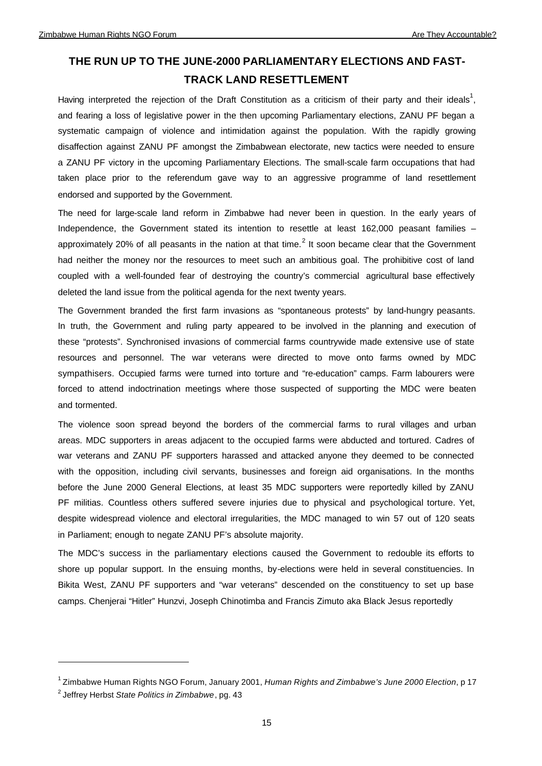## THE RUN UP TO THE JUNE-2000 PARLIAMENTARY ELECTIONS AND FAST-TRACK LAND RESETTLEMENT

Having interpreted the rejection of the Draft Constitution as a criticism of their party and their ideals[1], and fearing a loss of legislative power in the then upcoming Parliamentary elections, ZANU PF began a systematic campaign of violence and intimidation against the population. With the rapidly growing disaffection against ZANU PF amongst the Zimbabwean electorate, new tactics were needed to ensure a ZANU PF victory in the upcoming Parliamentary Elections. The small-scale farm occupations that had taken place prior to the referendum gave way to an aggressive programme of land resettlement endorsed and supported by the Government.

The need for large-scale land reform in Zimbabwe had never been in question. In the early years of Independence, the Government stated its intention to resettle at least 162,000 peasant families – approximately 20% of all peasants in the nation at that time.[2] It soon became clear that the Government had neither the money nor the resources to meet such an ambitious goal. The prohibitive cost of land coupled with a well-founded fear of destroying the country's commercial agricultural base effectively deleted the land issue from the political agenda for the next twenty years.

The Government branded the first farm invasions as "spontaneous protests" by land-hungry peasants. In truth, the Government and ruling party appeared to be involved in the planning and execution of these "protests". Synchronised invasions of commercial farms countrywide made extensive use of state resources and personnel. The war veterans were directed to move onto farms owned by MDC sympathisers. Occupied farms were turned into torture and "re-education" camps. Farm labourers were forced to attend indoctrination meetings where those suspected of supporting the MDC were beaten and tormented.

The violence soon spread beyond the borders of the commercial farms to rural villages and urban areas. MDC supporters in areas adjacent to the occupied farms were abducted and tortured. Cadres of war veterans and ZANU PF supporters harassed and attacked anyone they deemed to be connected with the opposition, including civil servants, businesses and foreign aid organisations. In the months before the June 2000 General Elections, at least 35 MDC supporters were reportedly killed by ZANU PF militias. Countless others suffered severe injuries due to physical and psychological torture. Yet, despite widespread violence and electoral irregularities, the MDC managed to win 57 out of 120 seats in Parliament; enough to negate ZANU PF's absolute majority.

The MDC's success in the parliamentary elections caused the Government to redouble its efforts to shore up popular support. In the ensuing months, by-elections were held in several constituencies. In Bikita West, ZANU PF supporters and "war veterans" descended on the constituency to set up base camps. Chenjerai "Hitler" Hunzvi, Joseph Chinotimba and Francis Zimuto aka Black Jesus reportedly

---

[1] Zimbabwe Human Rights NGO Forum, January 2001, *Human Rights and Zimbabwe's June 2000 Election*, p 17

[2] Jeffrey Herbst *State Politics in Zimbabwe*, pg. 43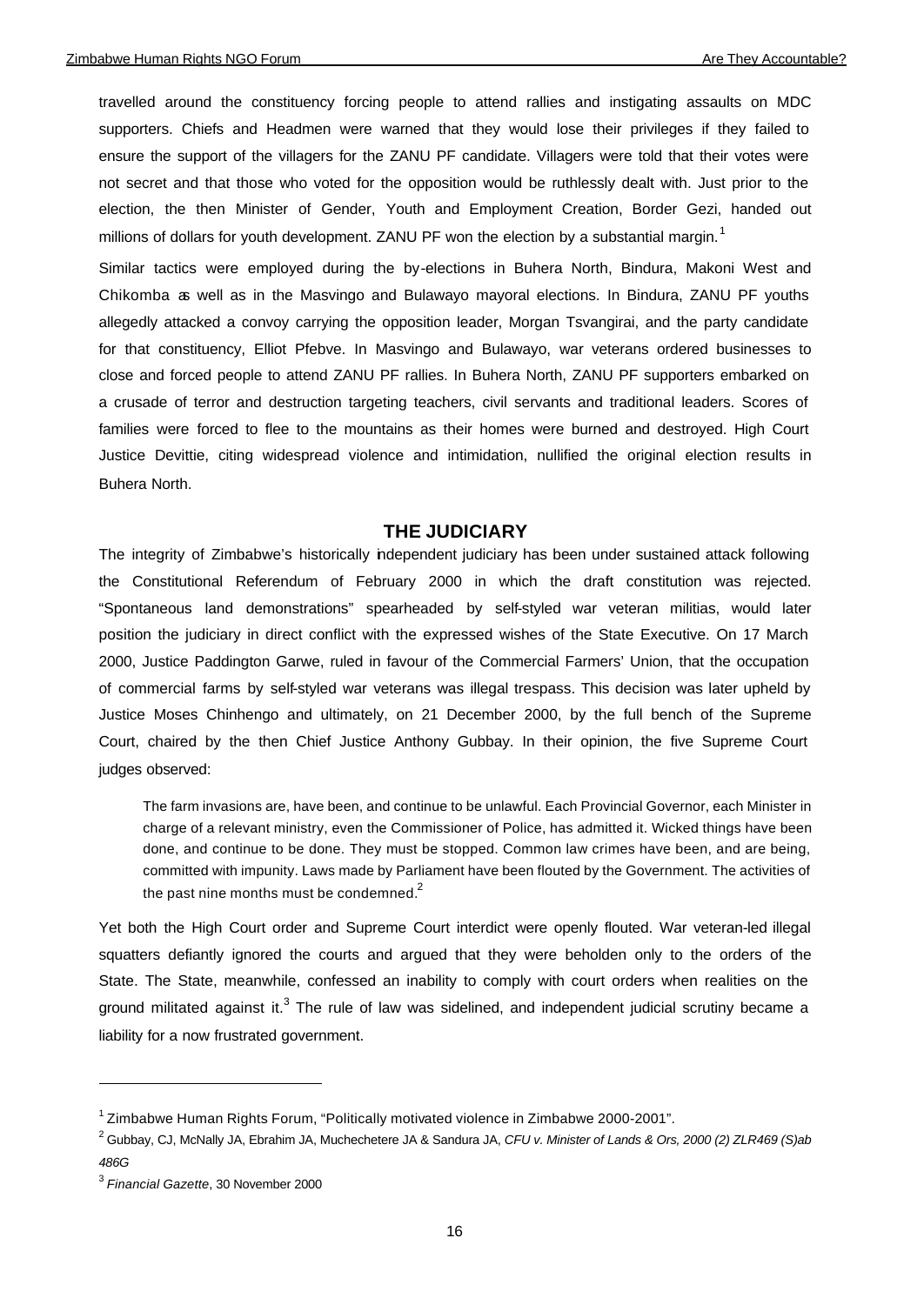travelled around the constituency forcing people to attend rallies and instigating assaults on MDC supporters. Chiefs and Headmen were warned that they would lose their privileges if they failed to ensure the support of the villagers for the ZANU PF candidate. Villagers were told that their votes were not secret and that those who voted for the opposition would be ruthlessly dealt with. Just prior to the election, the then Minister of Gender, Youth and Employment Creation, Border Gezi, handed out millions of dollars for youth development. ZANU PF won the election by a substantial margin.[1]

Similar tactics were employed during the by-elections in Buhera North, Bindura, Makoni West and Chikomba as well as in the Masvingo and Bulawayo mayoral elections. In Bindura, ZANU PF youths allegedly attacked a convoy carrying the opposition leader, Morgan Tsvangirai, and the party candidate for that constituency, Elliot Pfebve. In Masvingo and Bulawayo, war veterans ordered businesses to close and forced people to attend ZANU PF rallies. In Buhera North, ZANU PF supporters embarked on a crusade of terror and destruction targeting teachers, civil servants and traditional leaders. Scores of families were forced to flee to the mountains as their homes were burned and destroyed. High Court Justice Devittie, citing widespread violence and intimidation, nullified the original election results in Buhera North.

## THE JUDICIARY

The integrity of Zimbabwe's historically independent judiciary has been under sustained attack following the Constitutional Referendum of February 2000 in which the draft constitution was rejected. "Spontaneous land demonstrations" spearheaded by self-styled war veteran militias, would later position the judiciary in direct conflict with the expressed wishes of the State Executive. On 17 March 2000, Justice Paddington Garwe, ruled in favour of the Commercial Farmers' Union, that the occupation of commercial farms by self-styled war veterans was illegal trespass. This decision was later upheld by Justice Moses Chinhengo and ultimately, on 21 December 2000, by the full bench of the Supreme Court, chaired by the then Chief Justice Anthony Gubbay. In their opinion, the five Supreme Court judges observed:

> The farm invasions are, have been, and continue to be unlawful. Each Provincial Governor, each Minister in charge of a relevant ministry, even the Commissioner of Police, has admitted it. Wicked things have been done, and continue to be done. They must be stopped. Common law crimes have been, and are being, committed with impunity. Laws made by Parliament have been flouted by the Government. The activities of the past nine months must be condemned.[2]

Yet both the High Court order and Supreme Court interdict were openly flouted. War veteran-led illegal squatters defiantly ignored the courts and argued that they were beholden only to the orders of the State. The State, meanwhile, confessed an inability to comply with court orders when realities on the ground militated against it.[3] The rule of law was sidelined, and independent judicial scrutiny became a liability for a now frustrated government.

---

[1] Zimbabwe Human Rights Forum, "Politically motivated violence in Zimbabwe 2000-2001".

[2] Gubbay, CJ, McNally JA, Ebrahim JA, Muchechetere JA & Sandura JA, *CFU v. Minister of Lands & Ors, 2000 (2) ZLR469 (S)ab 486G*

[3] *Financial Gazette*, 30 November 2000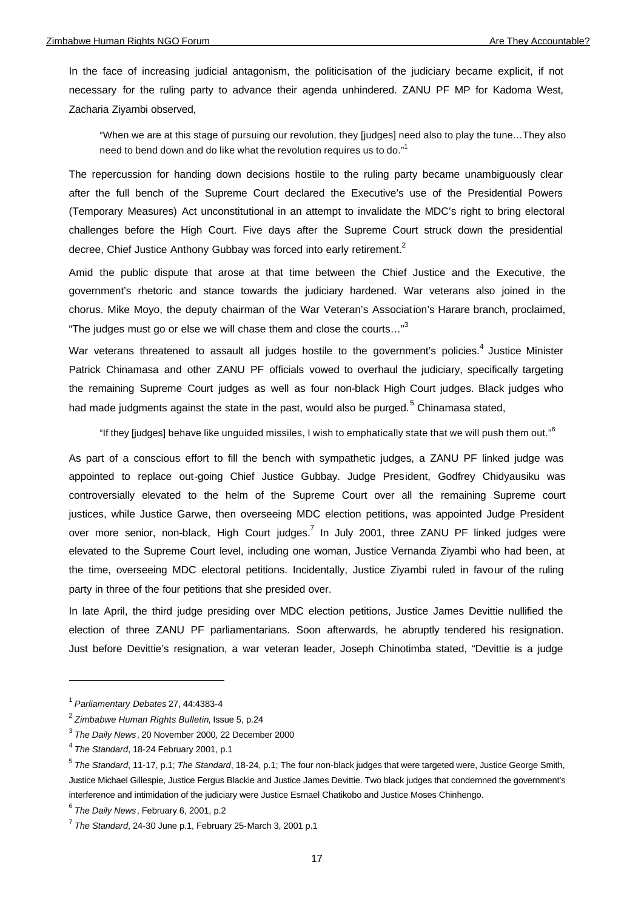In the face of increasing judicial antagonism, the politicisation of the judiciary became explicit, if not necessary for the ruling party to advance their agenda unhindered. ZANU PF MP for Kadoma West, Zacharia Ziyambi observed,

> "When we are at this stage of pursuing our revolution, they [judges] need also to play the tune…They also need to bend down and do like what the revolution requires us to do."[1]

The repercussion for handing down decisions hostile to the ruling party became unambiguously clear after the full bench of the Supreme Court declared the Executive's use of the Presidential Powers (Temporary Measures) Act unconstitutional in an attempt to invalidate the MDC's right to bring electoral challenges before the High Court. Five days after the Supreme Court struck down the presidential decree, Chief Justice Anthony Gubbay was forced into early retirement.[2]

Amid the public dispute that arose at that time between the Chief Justice and the Executive, the government's rhetoric and stance towards the judiciary hardened. War veterans also joined in the chorus. Mike Moyo, the deputy chairman of the War Veteran's Association's Harare branch, proclaimed, "The judges must go or else we will chase them and close the courts…"[3]

War veterans threatened to assault all judges hostile to the government's policies.[4] Justice Minister Patrick Chinamasa and other ZANU PF officials vowed to overhaul the judiciary, specifically targeting the remaining Supreme Court judges as well as four non-black High Court judges. Black judges who had made judgments against the state in the past, would also be purged.[5] Chinamasa stated,

> "If they [judges] behave like unguided missiles, I wish to emphatically state that we will push them out."[6]

As part of a conscious effort to fill the bench with sympathetic judges, a ZANU PF linked judge was appointed to replace out-going Chief Justice Gubbay. Judge President, Godfrey Chidyausiku was controversially elevated to the helm of the Supreme Court over all the remaining Supreme court justices, while Justice Garwe, then overseeing MDC election petitions, was appointed Judge President over more senior, non-black, High Court judges.[7] In July 2001, three ZANU PF linked judges were elevated to the Supreme Court level, including one woman, Justice Vernanda Ziyambi who had been, at the time, overseeing MDC electoral petitions. Incidentally, Justice Ziyambi ruled in favour of the ruling party in three of the four petitions that she presided over.

In late April, the third judge presiding over MDC election petitions, Justice James Devittie nullified the election of three ZANU PF parliamentarians. Soon afterwards, he abruptly tendered his resignation. Just before Devittie's resignation, a war veteran leader, Joseph Chinotimba stated, "Devittie is a judge

---

[1] *Parliamentary Debates* 27, 44:4383-4

[2] *Zimbabwe Human Rights Bulletin*, Issue 5, p.24

[3] *The Daily News*, 20 November 2000, 22 December 2000

[4] *The Standard*, 18-24 February 2001, p.1

[5] *The Standard*, 11-17, p.1; *The Standard*, 18-24, p.1; The four non-black judges that were targeted were, Justice George Smith, Justice Michael Gillespie, Justice Fergus Blackie and Justice James Devittie. Two black judges that condemned the government's interference and intimidation of the judiciary were Justice Esmael Chatikobo and Justice Moses Chinhengo.

[6] *The Daily News*, February 6, 2001, p.2

[7] *The Standard*, 24-30 June p.1, February 25-March 3, 2001 p.1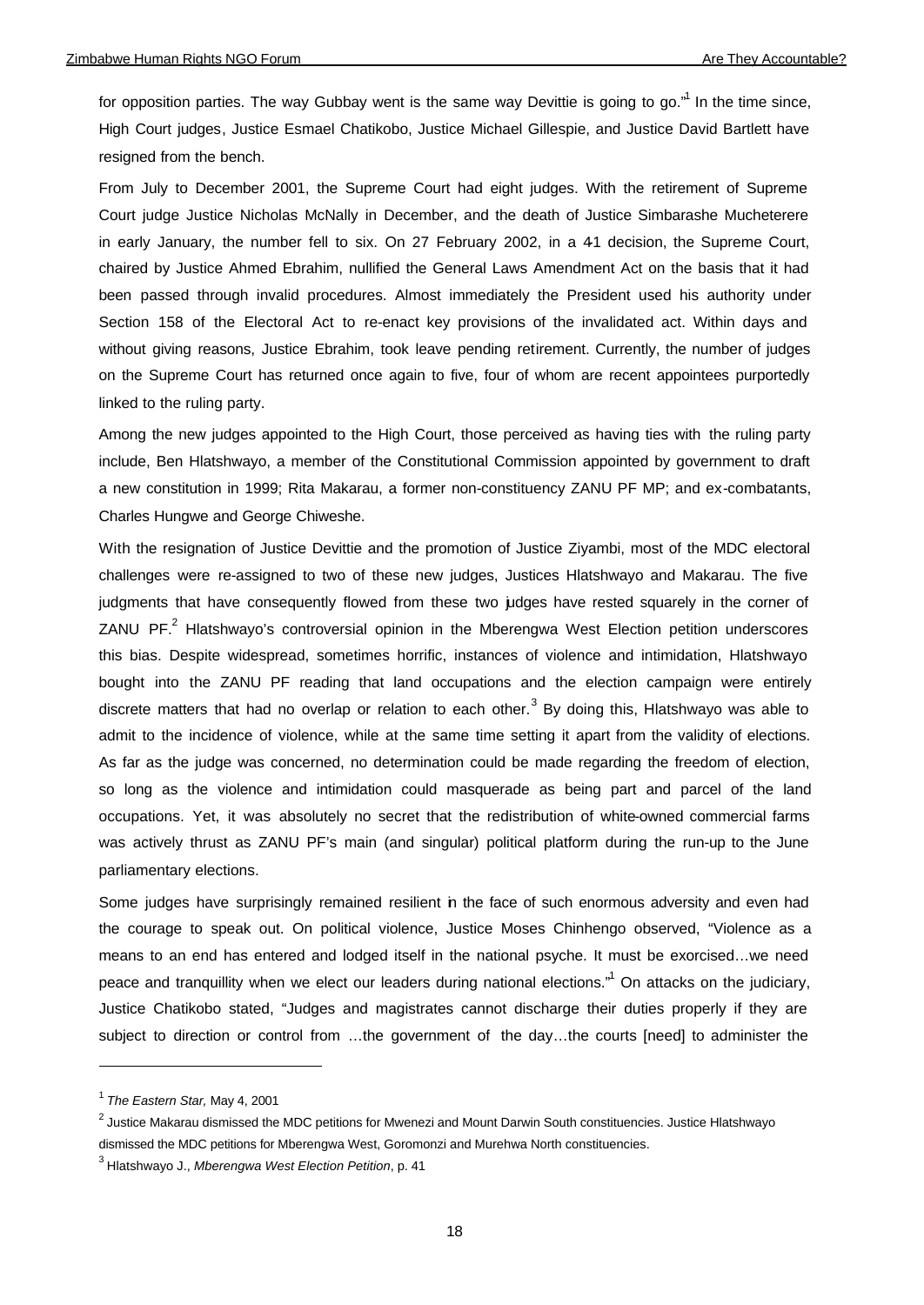for opposition parties. The way Gubbay went is the same way Devittie is going to go."[1] In the time since, High Court judges, Justice Esmael Chatikobo, Justice Michael Gillespie, and Justice David Bartlett have resigned from the bench.

From July to December 2001, the Supreme Court had eight judges. With the retirement of Supreme Court judge Justice Nicholas McNally in December, and the death of Justice Simbarashe Mucheterere in early January, the number fell to six. On 27 February 2002, in a 4-1 decision, the Supreme Court, chaired by Justice Ahmed Ebrahim, nullified the General Laws Amendment Act on the basis that it had been passed through invalid procedures. Almost immediately the President used his authority under Section 158 of the Electoral Act to re-enact key provisions of the invalidated act. Within days and without giving reasons, Justice Ebrahim, took leave pending retirement. Currently, the number of judges on the Supreme Court has returned once again to five, four of whom are recent appointees purportedly linked to the ruling party.

Among the new judges appointed to the High Court, those perceived as having ties with the ruling party include, Ben Hlatshwayo, a member of the Constitutional Commission appointed by government to draft a new constitution in 1999; Rita Makarau, a former non-constituency ZANU PF MP; and ex-combatants, Charles Hungwe and George Chiweshe.

With the resignation of Justice Devittie and the promotion of Justice Ziyambi, most of the MDC electoral challenges were re-assigned to two of these new judges, Justices Hlatshwayo and Makarau. The five judgments that have consequently flowed from these two judges have rested squarely in the corner of ZANU PF.[2] Hlatshwayo's controversial opinion in the Mberengwa West Election petition underscores this bias. Despite widespread, sometimes horrific, instances of violence and intimidation, Hlatshwayo bought into the ZANU PF reading that land occupations and the election campaign were entirely discrete matters that had no overlap or relation to each other.[3] By doing this, Hlatshwayo was able to admit to the incidence of violence, while at the same time setting it apart from the validity of elections. As far as the judge was concerned, no determination could be made regarding the freedom of election, so long as the violence and intimidation could masquerade as being part and parcel of the land occupations. Yet, it was absolutely no secret that the redistribution of white-owned commercial farms was actively thrust as ZANU PF's main (and singular) political platform during the run-up to the June parliamentary elections.

Some judges have surprisingly remained resilient in the face of such enormous adversity and even had the courage to speak out. On political violence, Justice Moses Chinhengo observed, "Violence as a means to an end has entered and lodged itself in the national psyche. It must be exorcised…we need peace and tranquillity when we elect our leaders during national elections."[1] On attacks on the judiciary, Justice Chatikobo stated, "Judges and magistrates cannot discharge their duties properly if they are subject to direction or control from …the government of the day…the courts [need] to administer the

---

[1] *The Eastern Star,* May 4, 2001

[2] Justice Makarau dismissed the MDC petitions for Mwenezi and Mount Darwin South constituencies. Justice Hlatshwayo dismissed the MDC petitions for Mberengwa West, Goromonzi and Murehwa North constituencies.

[3] Hlatshwayo J., *Mberengwa West Election Petition*, p. 41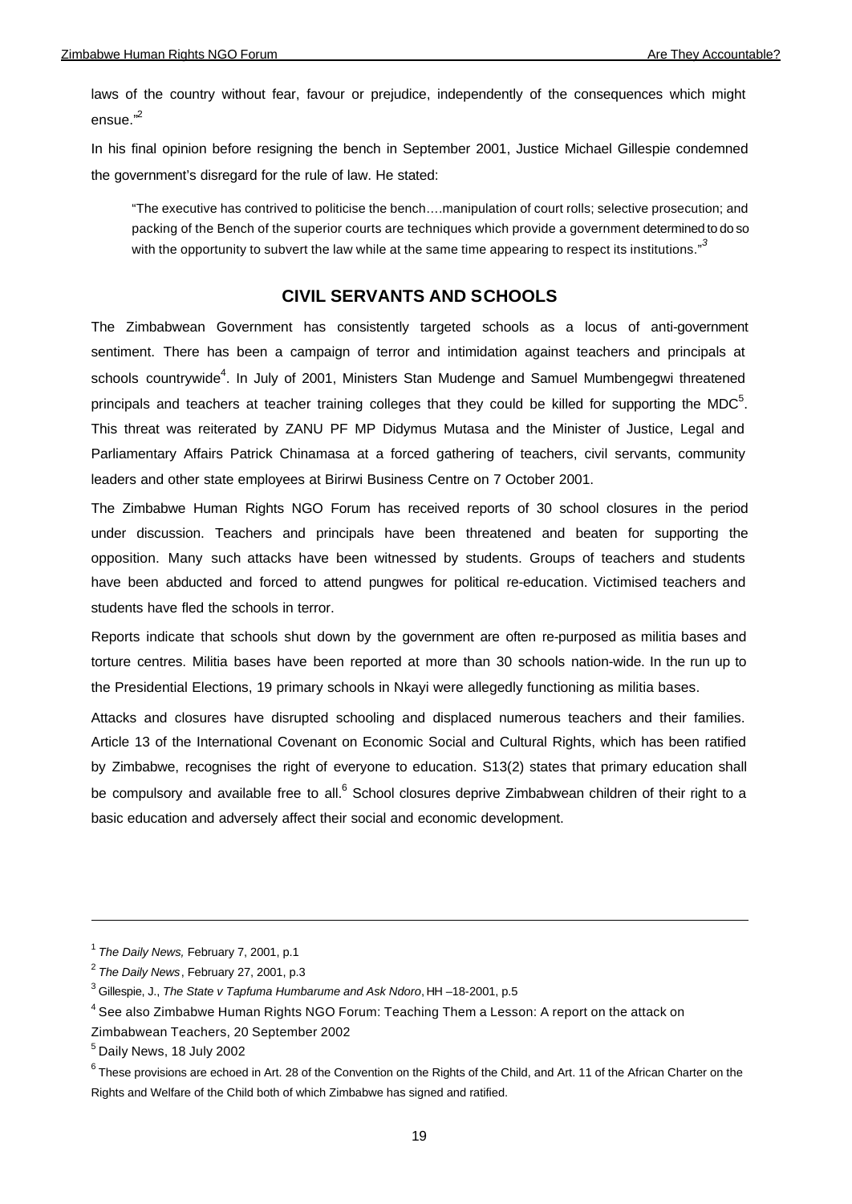laws of the country without fear, favour or prejudice, independently of the consequences which might ensue."[2]

In his final opinion before resigning the bench in September 2001, Justice Michael Gillespie condemned the government's disregard for the rule of law. He stated:

> "The executive has contrived to politicise the bench….manipulation of court rolls; selective prosecution; and packing of the Bench of the superior courts are techniques which provide a government determined to do so with the opportunity to subvert the law while at the same time appearing to respect its institutions."[3]

## CIVIL SERVANTS AND SCHOOLS

The Zimbabwean Government has consistently targeted schools as a locus of anti-government sentiment. There has been a campaign of terror and intimidation against teachers and principals at schools countrywide[4]. In July of 2001, Ministers Stan Mudenge and Samuel Mumbengegwi threatened principals and teachers at teacher training colleges that they could be killed for supporting the MDC[5]. This threat was reiterated by ZANU PF MP Didymus Mutasa and the Minister of Justice, Legal and Parliamentary Affairs Patrick Chinamasa at a forced gathering of teachers, civil servants, community leaders and other state employees at Birirwi Business Centre on 7 October 2001.

The Zimbabwe Human Rights NGO Forum has received reports of 30 school closures in the period under discussion. Teachers and principals have been threatened and beaten for supporting the opposition. Many such attacks have been witnessed by students. Groups of teachers and students have been abducted and forced to attend pungwes for political re-education. Victimised teachers and students have fled the schools in terror.

Reports indicate that schools shut down by the government are often re-purposed as militia bases and torture centres. Militia bases have been reported at more than 30 schools nation-wide. In the run up to the Presidential Elections, 19 primary schools in Nkayi were allegedly functioning as militia bases.

Attacks and closures have disrupted schooling and displaced numerous teachers and their families. Article 13 of the International Covenant on Economic Social and Cultural Rights, which has been ratified by Zimbabwe, recognises the right of everyone to education. S13(2) states that primary education shall be compulsory and available free to all.[6] School closures deprive Zimbabwean children of their right to a basic education and adversely affect their social and economic development.

---

[1] *The Daily News,* February 7, 2001, p.1

[2] *The Daily News*, February 27, 2001, p.3

[3] Gillespie, J., *The State v Tapfuma Humbarume and Ask Ndoro*, HH –18-2001, p.5

[4] See also Zimbabwe Human Rights NGO Forum: Teaching Them a Lesson: A report on the attack on Zimbabwean Teachers, 20 September 2002

[5] Daily News, 18 July 2002

[6] These provisions are echoed in Art. 28 of the Convention on the Rights of the Child, and Art. 11 of the African Charter on the Rights and Welfare of the Child both of which Zimbabwe has signed and ratified.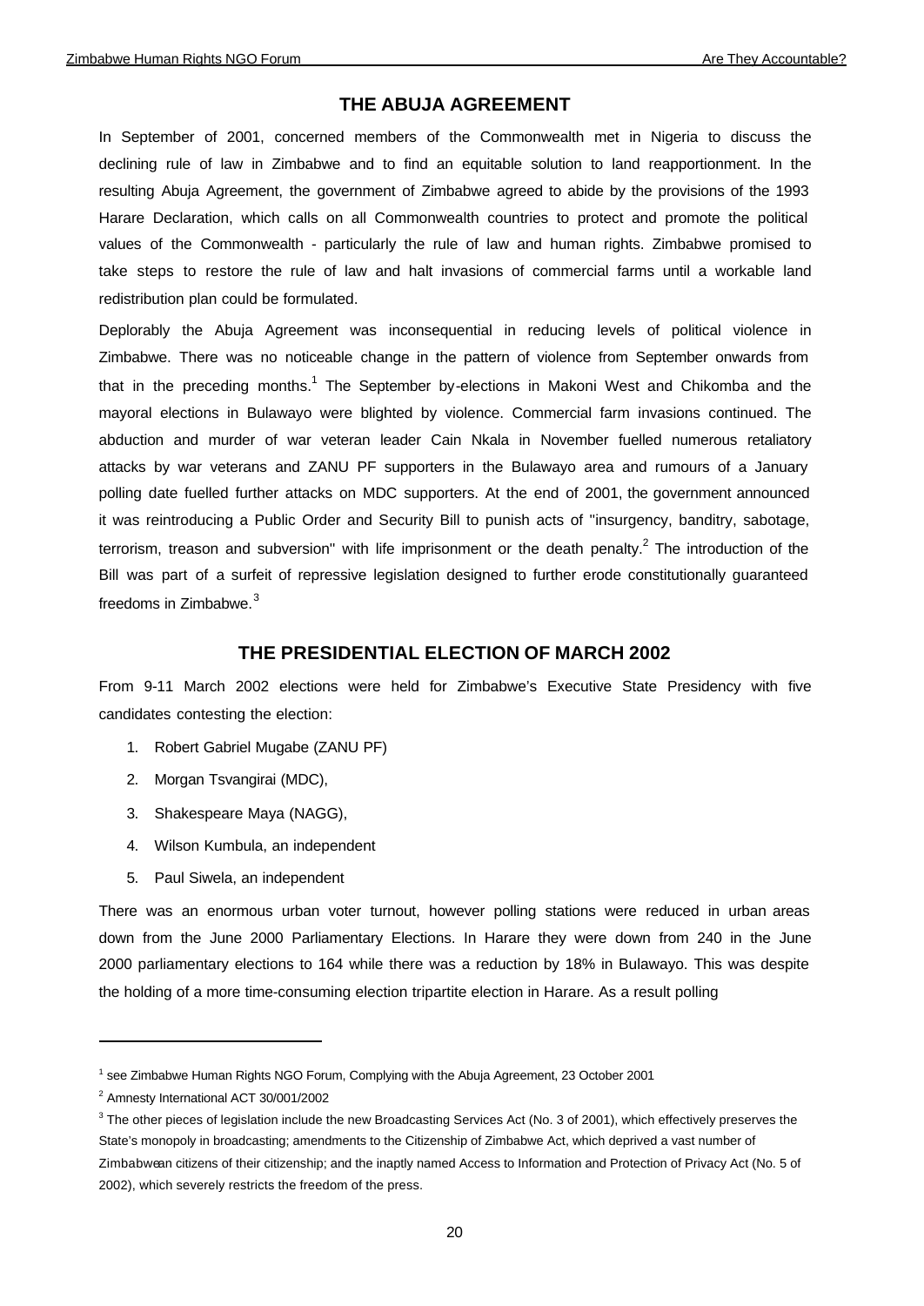## THE ABUJA AGREEMENT

In September of 2001, concerned members of the Commonwealth met in Nigeria to discuss the declining rule of law in Zimbabwe and to find an equitable solution to land reapportionment. In the resulting Abuja Agreement, the government of Zimbabwe agreed to abide by the provisions of the 1993 Harare Declaration, which calls on all Commonwealth countries to protect and promote the political values of the Commonwealth - particularly the rule of law and human rights. Zimbabwe promised to take steps to restore the rule of law and halt invasions of commercial farms until a workable land redistribution plan could be formulated.

Deplorably the Abuja Agreement was inconsequential in reducing levels of political violence in Zimbabwe. There was no noticeable change in the pattern of violence from September onwards from that in the preceding months.[1] The September by-elections in Makoni West and Chikomba and the mayoral elections in Bulawayo were blighted by violence. Commercial farm invasions continued. The abduction and murder of war veteran leader Cain Nkala in November fuelled numerous retaliatory attacks by war veterans and ZANU PF supporters in the Bulawayo area and rumours of a January polling date fuelled further attacks on MDC supporters. At the end of 2001, the government announced it was reintroducing a Public Order and Security Bill to punish acts of "insurgency, banditry, sabotage, terrorism, treason and subversion" with life imprisonment or the death penalty.[2] The introduction of the Bill was part of a surfeit of repressive legislation designed to further erode constitutionally guaranteed freedoms in Zimbabwe.[3]

## THE PRESIDENTIAL ELECTION OF MARCH 2002

From 9-11 March 2002 elections were held for Zimbabwe's Executive State Presidency with five candidates contesting the election:

1. Robert Gabriel Mugabe (ZANU PF)
2. Morgan Tsvangirai (MDC),
3. Shakespeare Maya (NAGG),
4. Wilson Kumbula, an independent
5. Paul Siwela, an independent

There was an enormous urban voter turnout, however polling stations were reduced in urban areas down from the June 2000 Parliamentary Elections. In Harare they were down from 240 in the June 2000 parliamentary elections to 164 while there was a reduction by 18% in Bulawayo. This was despite the holding of a more time-consuming election tripartite election in Harare. As a result polling

---

[1] see Zimbabwe Human Rights NGO Forum, Complying with the Abuja Agreement, 23 October 2001

[2] Amnesty International ACT 30/001/2002

[3] The other pieces of legislation include the new Broadcasting Services Act (No. 3 of 2001), which effectively preserves the State's monopoly in broadcasting; amendments to the Citizenship of Zimbabwe Act, which deprived a vast number of Zimbabwean citizens of their citizenship; and the inaptly named Access to Information and Protection of Privacy Act (No. 5 of 2002), which severely restricts the freedom of the press.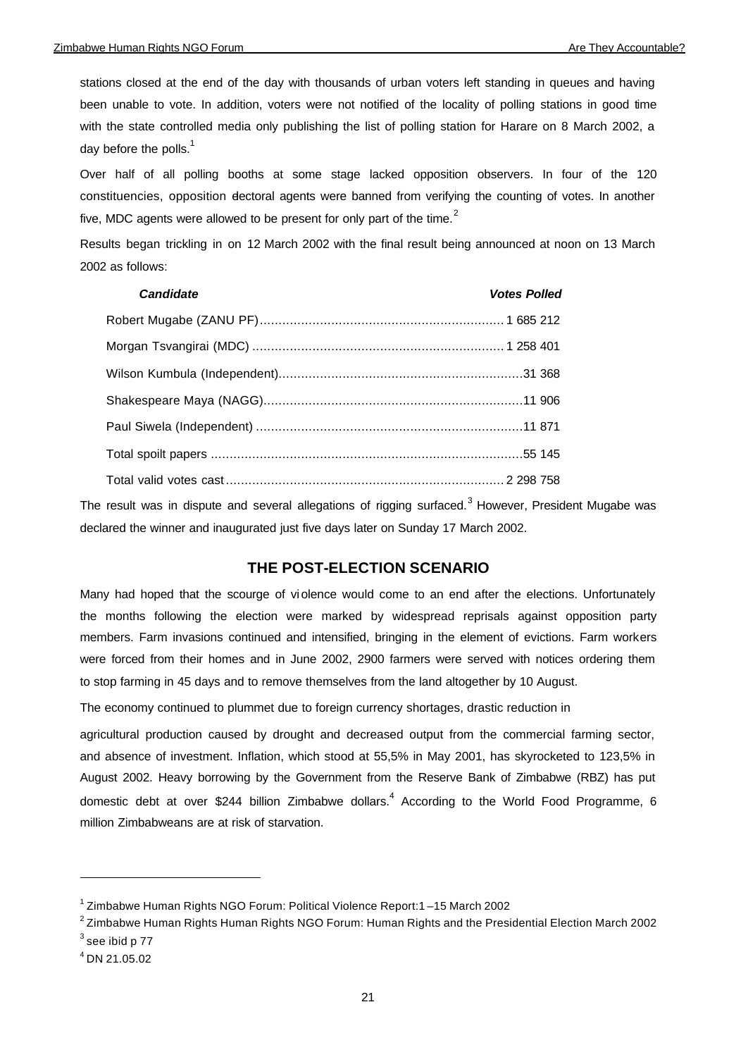stations closed at the end of the day with thousands of urban voters left standing in queues and having been unable to vote. In addition, voters were not notified of the locality of polling stations in good time with the state controlled media only publishing the list of polling station for Harare on 8 March 2002, a day before the polls.[1]

Over half of all polling booths at some stage lacked opposition observers. In four of the 120 constituencies, opposition electoral agents were banned from verifying the counting of votes. In another five, MDC agents were allowed to be present for only part of the time.[2]

Results began trickling in on 12 March 2002 with the final result being announced at noon on 13 March 2002 as follows:

| *Candidate* | *Votes Polled* |
|---|---|
| Robert Mugabe (ZANU PF) | 1 685 212 |
| Morgan Tsvangirai (MDC) | 1 258 401 |
| Wilson Kumbula (Independent) | 31 368 |
| Shakespeare Maya (NAGG) | 11 906 |
| Paul Siwela (Independent) | 11 871 |
| Total spoilt papers | 55 145 |
| Total valid votes cast | 2 298 758 |

The result was in dispute and several allegations of rigging surfaced.[3] However, President Mugabe was declared the winner and inaugurated just five days later on Sunday 17 March 2002.

## THE POST-ELECTION SCENARIO

Many had hoped that the scourge of violence would come to an end after the elections. Unfortunately the months following the election were marked by widespread reprisals against opposition party members. Farm invasions continued and intensified, bringing in the element of evictions. Farm workers were forced from their homes and in June 2002, 2900 farmers were served with notices ordering them to stop farming in 45 days and to remove themselves from the land altogether by 10 August.

The economy continued to plummet due to foreign currency shortages, drastic reduction in agricultural production caused by drought and decreased output from the commercial farming sector, and absence of investment. Inflation, which stood at 55,5% in May 2001, has skyrocketed to 123,5% in August 2002. Heavy borrowing by the Government from the Reserve Bank of Zimbabwe (RBZ) has put domestic debt at over $244 billion Zimbabwe dollars.[4] According to the World Food Programme, 6 million Zimbabweans are at risk of starvation.

---

[1] Zimbabwe Human Rights NGO Forum: Political Violence Report:1 –15 March 2002

[2] Zimbabwe Human Rights Human Rights NGO Forum: Human Rights and the Presidential Election March 2002

[3] see ibid p 77

[4] DN 21.05.02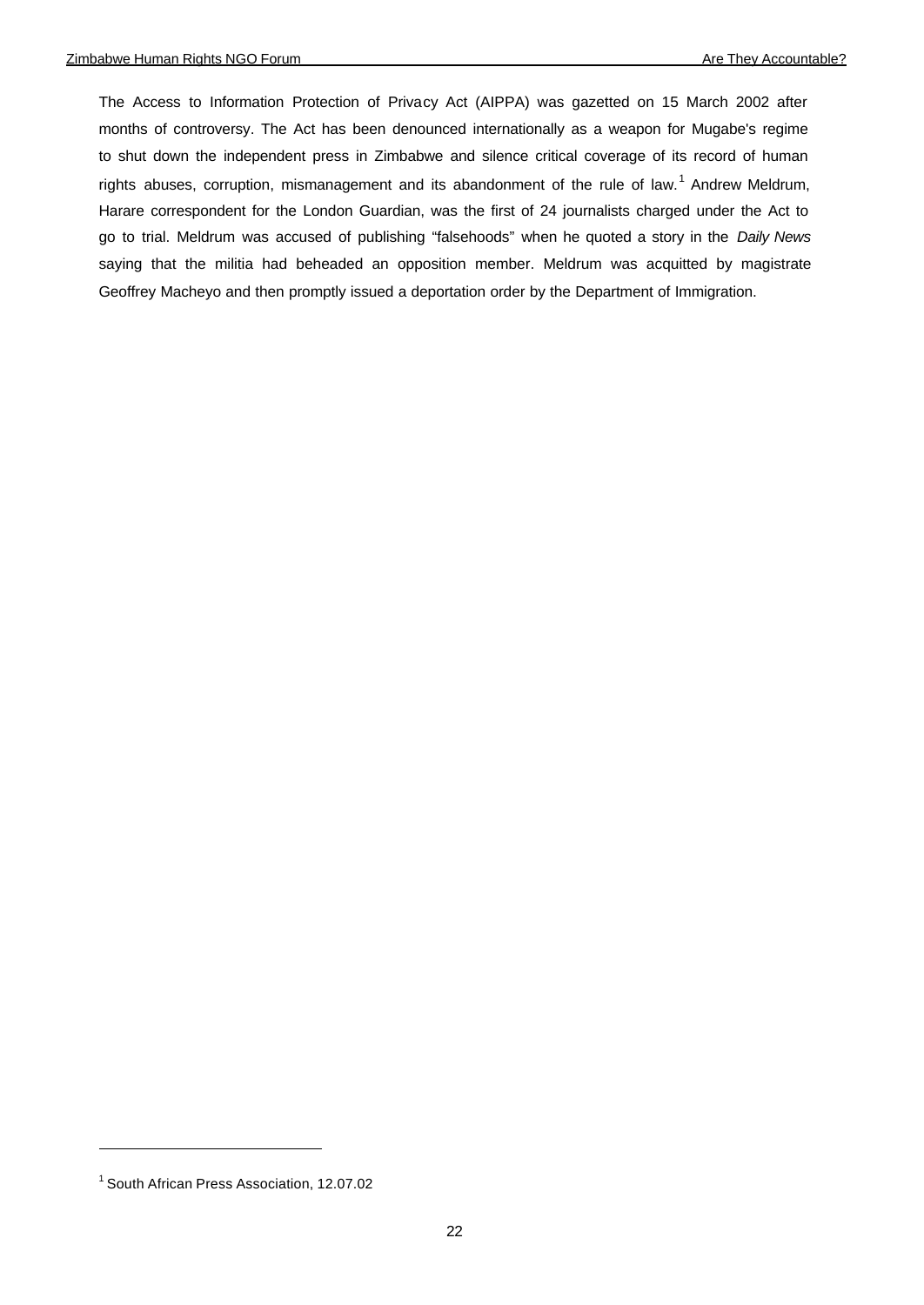The Access to Information Protection of Privacy Act (AIPPA) was gazetted on 15 March 2002 after months of controversy. The Act has been denounced internationally as a weapon for Mugabe's regime to shut down the independent press in Zimbabwe and silence critical coverage of its record of human rights abuses, corruption, mismanagement and its abandonment of the rule of law.[1] Andrew Meldrum, Harare correspondent for the London Guardian, was the first of 24 journalists charged under the Act to go to trial. Meldrum was accused of publishing "falsehoods" when he quoted a story in the *Daily News* saying that the militia had beheaded an opposition member. Meldrum was acquitted by magistrate Geoffrey Macheyo and then promptly issued a deportation order by the Department of Immigration.

[1] South African Press Association, 12.07.02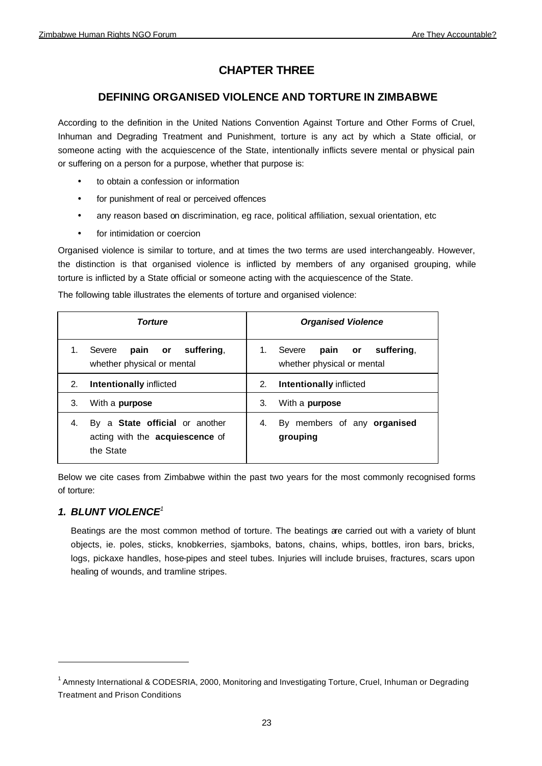# CHAPTER THREE

## DEFINING ORGANISED VIOLENCE AND TORTURE IN ZIMBABWE

According to the definition in the United Nations Convention Against Torture and Other Forms of Cruel, Inhuman and Degrading Treatment and Punishment, torture is any act by which a State official, or someone acting with the acquiescence of the State, intentionally inflicts severe mental or physical pain or suffering on a person for a purpose, whether that purpose is:

- to obtain a confession or information
- for punishment of real or perceived offences
- any reason based on discrimination, eg race, political affiliation, sexual orientation, etc
- for intimidation or coercion

Organised violence is similar to torture, and at times the two terms are used interchangeably. However, the distinction is that organised violence is inflicted by members of any organised grouping, while torture is inflicted by a State official or someone acting with the acquiescence of the State.

The following table illustrates the elements of torture and organised violence:

| *Torture* | *Organised Violence* |
|---|---|
| 1. Severe **pain or suffering**, whether physical or mental | 1. Severe **pain or suffering**, whether physical or mental |
| 2. **Intentionally** inflicted | 2. **Intentionally** inflicted |
| 3. With a **purpose** | 3. With a **purpose** |
| 4. By a **State official** or another acting with the **acquiescence** of the State | 4. By members of any **organised grouping** |

Below we cite cases from Zimbabwe within the past two years for the most commonly recognised forms of torture:

### *1. BLUNT VIOLENCE*[1]

Beatings are the most common method of torture. The beatings are carried out with a variety of blunt objects, ie. poles, sticks, knobkerries, sjamboks, batons, chains, whips, bottles, iron bars, bricks, logs, pickaxe handles, hose-pipes and steel tubes. Injuries will include bruises, fractures, scars upon healing of wounds, and tramline stripes.

[1] Amnesty International & CODESRIA, 2000, Monitoring and Investigating Torture, Cruel, Inhuman or Degrading Treatment and Prison Conditions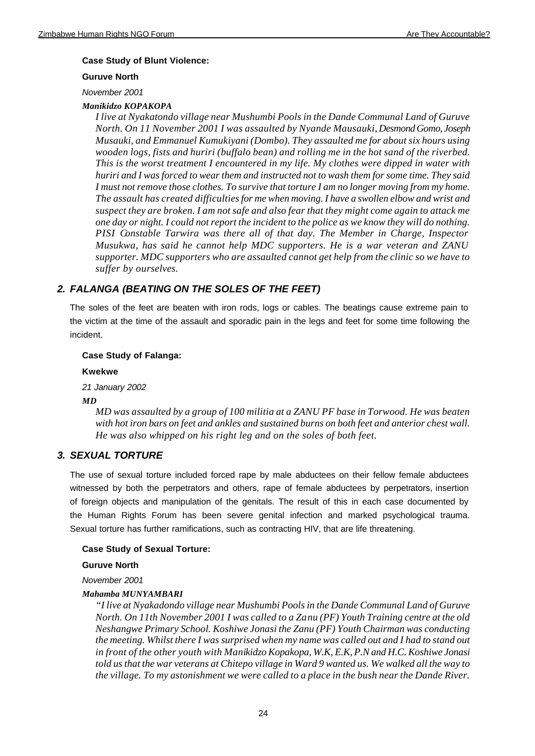**Case Study of Blunt Violence:**

**Guruve North**

*November 2001*

***Manikidzo KOPAKOPA***

*I live at Nyakatondo village near Mushumbi Pools in the Dande Communal Land of Guruve North. On 11 November 2001 I was assaulted by Nyande Mausauki, Desmond Gomo, Joseph Musauki, and Emmanuel Kumukiyani (Dombo). They assaulted me for about six hours using wooden logs, fists and huriri (buffalo bean) and rolling me in the hot sand of the riverbed. This is the worst treatment I encountered in my life. My clothes were dipped in water with huriri and I was forced to wear them and instructed not to wash them for some time. They said I must not remove those clothes. To survive that torture I am no longer moving from my home. The assault has created difficulties for me when moving. I have a swollen elbow and wrist and suspect they are broken. I am not safe and also fear that they might come again to attack me one day or night. I could not report the incident to the police as we know they will do nothing. PISI Constable Tarwira was there all of that day. The Member in Charge, Inspector Musukwa, has said he cannot help MDC supporters. He is a war veteran and ZANU supporter. MDC supporters who are assaulted cannot get help from the clinic so we have to suffer by ourselves.*

## *2. FALANGA (BEATING ON THE SOLES OF THE FEET)*

The soles of the feet are beaten with iron rods, logs or cables. The beatings cause extreme pain to the victim at the time of the assault and sporadic pain in the legs and feet for some time following the incident.

**Case Study of Falanga:**

**Kwekwe**

*21 January 2002*

***MD***

*MD was assaulted by a group of 100 militia at a ZANU PF base in Torwood. He was beaten with hot iron bars on feet and ankles and sustained burns on both feet and anterior chest wall. He was also whipped on his right leg and on the soles of both feet.*

## *3. SEXUAL TORTURE*

The use of sexual torture included forced rape by male abductees on their fellow female abductees witnessed by both the perpetrators and others, rape of female abductees by perpetrators, insertion of foreign objects and manipulation of the genitals. The result of this in each case documented by the Human Rights Forum has been severe genital infection and marked psychological trauma. Sexual torture has further ramifications, such as contracting HIV, that are life threatening.

**Case Study of Sexual Torture:**

**Guruve North**

*November 2001*

***Mahamba MUNYAMBARI***

*"I live at Nyakadondo village near Mushumbi Pools in the Dande Communal Land of Guruve North. On 11th November 2001 I was called to a Zanu (PF) Youth Training centre at the old Neshangwe Primary School. Koshiwe Jonasi the Zanu (PF) Youth Chairman was conducting the meeting. Whilst there I was surprised when my name was called out and I had to stand out in front of the other youth with Manikidzo Kopakopa, W.K, E.K, P.N and H.C. Koshiwe Jonasi told us that the war veterans at Chitepo village in Ward 9 wanted us. We walked all the way to the village. To my astonishment we were called to a place in the bush near the Dande River.*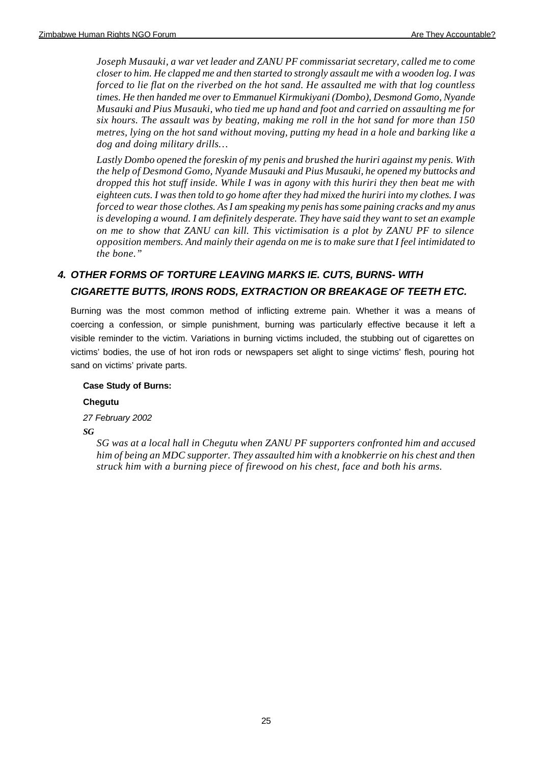*Joseph Musauki, a war vet leader and ZANU PF commissariat secretary, called me to come closer to him. He clapped me and then started to strongly assault me with a wooden log. I was forced to lie flat on the riverbed on the hot sand. He assaulted me with that log countless times. He then handed me over to Emmanuel Kirmukiyani (Dombo), Desmond Gomo, Nyande Musauki and Pius Musauki, who tied me up hand and foot and carried on assaulting me for six hours. The assault was by beating, making me roll in the hot sand for more than 150 metres, lying on the hot sand without moving, putting my head in a hole and barking like a dog and doing military drills…*

*Lastly Dombo opened the foreskin of my penis and brushed the huriri against my penis. With the help of Desmond Gomo, Nyande Musauki and Pius Musauki, he opened my buttocks and dropped this hot stuff inside. While I was in agony with this huriri they then beat me with eighteen cuts. I was then told to go home after they had mixed the huriri into my clothes. I was forced to wear those clothes. As I am speaking my penis has some paining cracks and my anus is developing a wound. I am definitely desperate. They have said they want to set an example on me to show that ZANU can kill. This victimisation is a plot by ZANU PF to silence opposition members. And mainly their agenda on me is to make sure that I feel intimidated to the bone."*

## *4. OTHER FORMS OF TORTURE LEAVING MARKS IE. CUTS, BURNS- WITH CIGARETTE BUTTS, IRONS RODS, EXTRACTION OR BREAKAGE OF TEETH ETC.*

Burning was the most common method of inflicting extreme pain. Whether it was a means of coercing a confession, or simple punishment, burning was particularly effective because it left a visible reminder to the victim. Variations in burning victims included, the stubbing out of cigarettes on victims' bodies, the use of hot iron rods or newspapers set alight to singe victims' flesh, pouring hot sand on victims' private parts.

**Case Study of Burns:**

**Chegutu**

*27 February 2002*

***SG***

*SG was at a local hall in Chegutu when ZANU PF supporters confronted him and accused him of being an MDC supporter. They assaulted him with a knobkerrie on his chest and then struck him with a burning piece of firewood on his chest, face and both his arms.*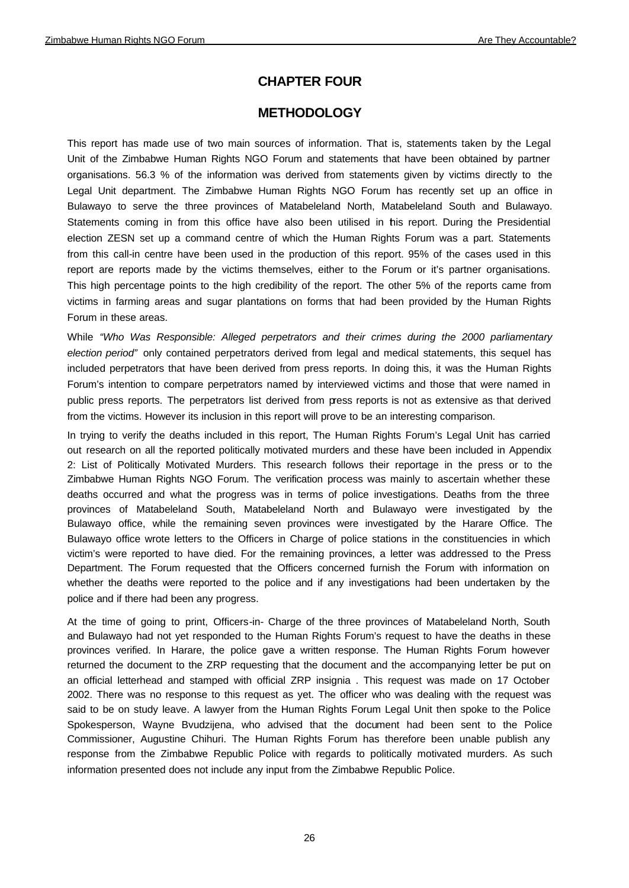# CHAPTER FOUR

## METHODOLOGY

This report has made use of two main sources of information. That is, statements taken by the Legal Unit of the Zimbabwe Human Rights NGO Forum and statements that have been obtained by partner organisations. 56.3 % of the information was derived from statements given by victims directly to the Legal Unit department. The Zimbabwe Human Rights NGO Forum has recently set up an office in Bulawayo to serve the three provinces of Matabeleland North, Matabeleland South and Bulawayo. Statements coming in from this office have also been utilised in this report. During the Presidential election ZESN set up a command centre of which the Human Rights Forum was a part. Statements from this call-in centre have been used in the production of this report. 95% of the cases used in this report are reports made by the victims themselves, either to the Forum or it's partner organisations. This high percentage points to the high credibility of the report. The other 5% of the reports came from victims in farming areas and sugar plantations on forms that had been provided by the Human Rights Forum in these areas.

While *"Who Was Responsible: Alleged perpetrators and their crimes during the 2000 parliamentary election period"* only contained perpetrators derived from legal and medical statements, this sequel has included perpetrators that have been derived from press reports. In doing this, it was the Human Rights Forum's intention to compare perpetrators named by interviewed victims and those that were named in public press reports. The perpetrators list derived from press reports is not as extensive as that derived from the victims. However its inclusion in this report will prove to be an interesting comparison.

In trying to verify the deaths included in this report, The Human Rights Forum's Legal Unit has carried out research on all the reported politically motivated murders and these have been included in Appendix 2: List of Politically Motivated Murders. This research follows their reportage in the press or to the Zimbabwe Human Rights NGO Forum. The verification process was mainly to ascertain whether these deaths occurred and what the progress was in terms of police investigations. Deaths from the three provinces of Matabeleland South, Matabeleland North and Bulawayo were investigated by the Bulawayo office, while the remaining seven provinces were investigated by the Harare Office. The Bulawayo office wrote letters to the Officers in Charge of police stations in the constituencies in which victim's were reported to have died. For the remaining provinces, a letter was addressed to the Press Department. The Forum requested that the Officers concerned furnish the Forum with information on whether the deaths were reported to the police and if any investigations had been undertaken by the police and if there had been any progress.

At the time of going to print, Officers-in- Charge of the three provinces of Matabeleland North, South and Bulawayo had not yet responded to the Human Rights Forum's request to have the deaths in these provinces verified. In Harare, the police gave a written response. The Human Rights Forum however returned the document to the ZRP requesting that the document and the accompanying letter be put on an official letterhead and stamped with official ZRP insignia . This request was made on 17 October 2002. There was no response to this request as yet. The officer who was dealing with the request was said to be on study leave. A lawyer from the Human Rights Forum Legal Unit then spoke to the Police Spokesperson, Wayne Bvudzijena, who advised that the document had been sent to the Police Commissioner, Augustine Chihuri. The Human Rights Forum has therefore been unable publish any response from the Zimbabwe Republic Police with regards to politically motivated murders. As such information presented does not include any input from the Zimbabwe Republic Police.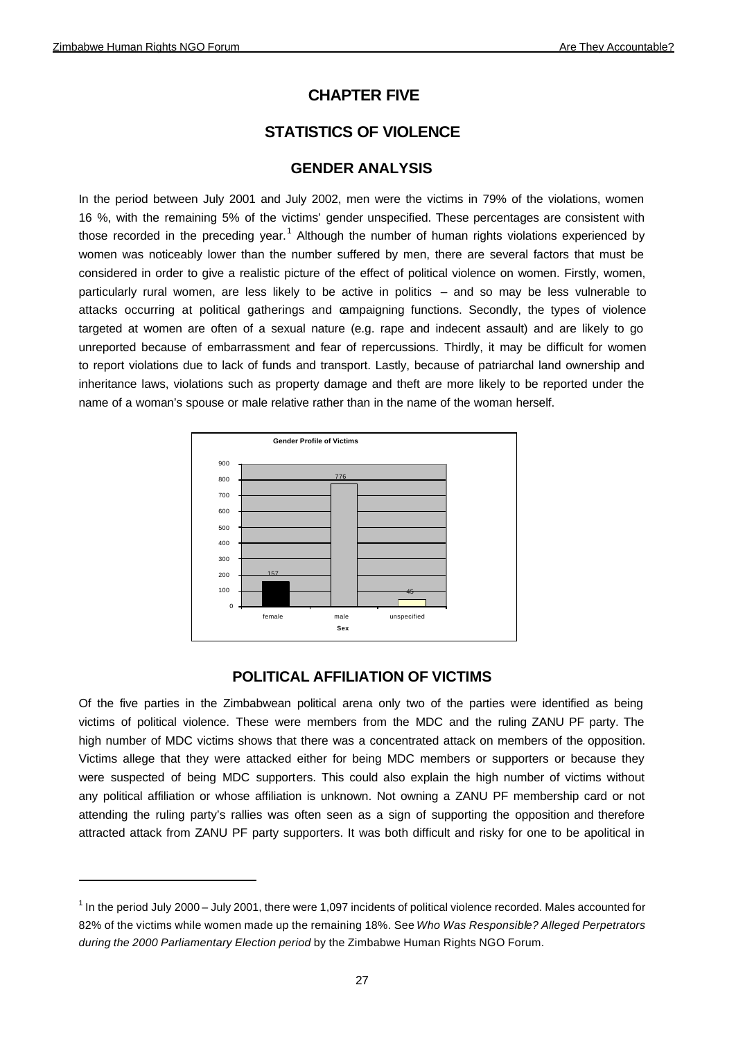# CHAPTER FIVE

## STATISTICS OF VIOLENCE

### GENDER ANALYSIS

In the period between July 2001 and July 2002, men were the victims in 79% of the violations, women 16 %, with the remaining 5% of the victims' gender unspecified. These percentages are consistent with those recorded in the preceding year.[1] Although the number of human rights violations experienced by women was noticeably lower than the number suffered by men, there are several factors that must be considered in order to give a realistic picture of the effect of political violence on women. Firstly, women, particularly rural women, are less likely to be active in politics – and so may be less vulnerable to attacks occurring at political gatherings and campaigning functions. Secondly, the types of violence targeted at women are often of a sexual nature (e.g. rape and indecent assault) and are likely to go unreported because of embarrassment and fear of repercussions. Thirdly, it may be difficult for women to report violations due to lack of funds and transport. Lastly, because of patriarchal land ownership and inheritance laws, violations such as property damage and theft are more likely to be reported under the name of a woman's spouse or male relative rather than in the name of the woman herself.

**Gender Profile of Victims**

| Sex | Number |
|---|---|
| female | 157 |
| male | 776 |
| unspecified | 45 |

### POLITICAL AFFILIATION OF VICTIMS

Of the five parties in the Zimbabwean political arena only two of the parties were identified as being victims of political violence. These were members from the MDC and the ruling ZANU PF party. The high number of MDC victims shows that there was a concentrated attack on members of the opposition. Victims allege that they were attacked either for being MDC members or supporters or because they were suspected of being MDC supporters. This could also explain the high number of victims without any political affiliation or whose affiliation is unknown. Not owning a ZANU PF membership card or not attending the ruling party's rallies was often seen as a sign of supporting the opposition and therefore attracted attack from ZANU PF party supporters. It was both difficult and risky for one to be apolitical in

[1] In the period July 2000 – July 2001, there were 1,097 incidents of political violence recorded. Males accounted for 82% of the victims while women made up the remaining 18%. See *Who Was Responsible? Alleged Perpetrators during the 2000 Parliamentary Election period* by the Zimbabwe Human Rights NGO Forum.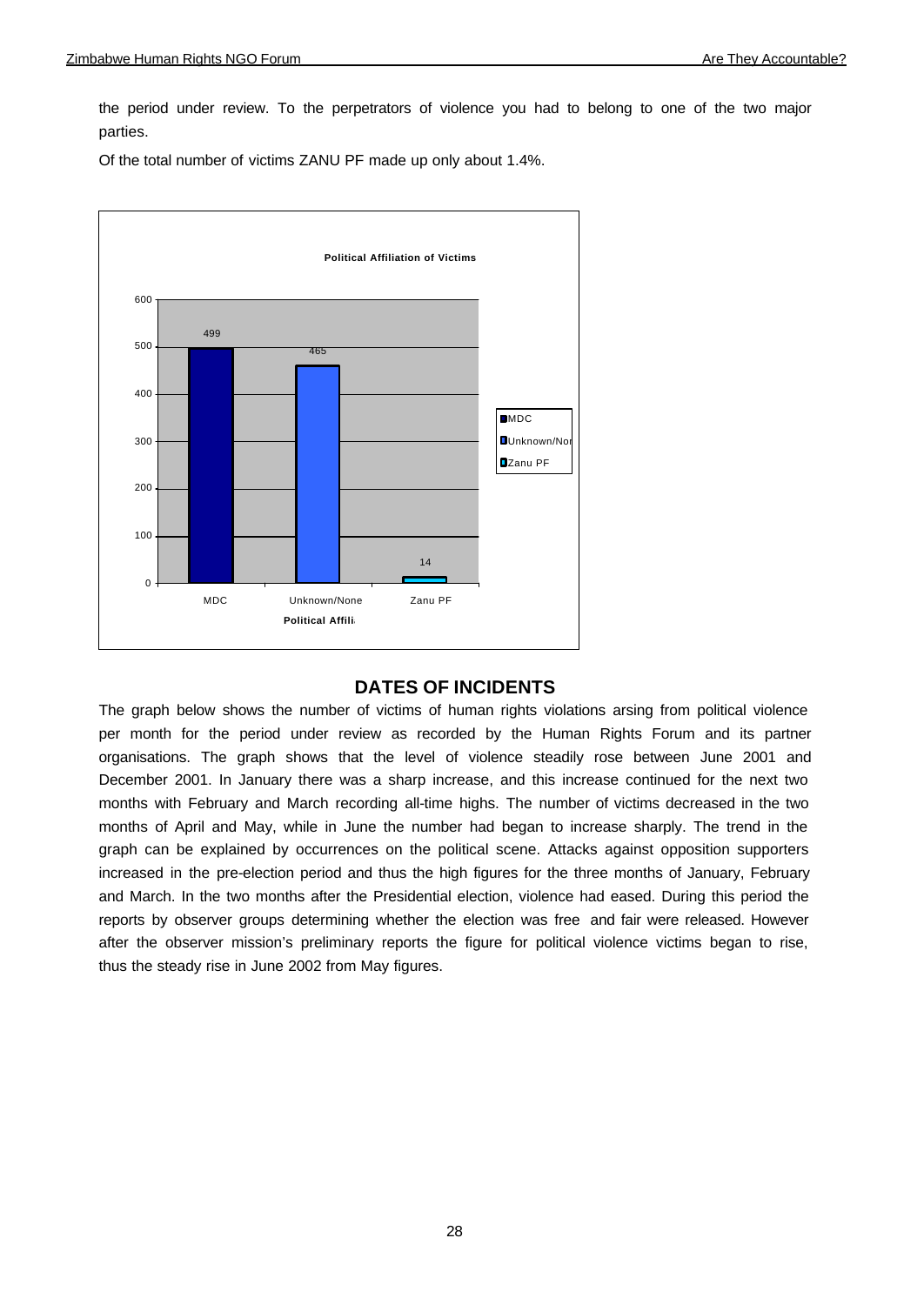the period under review. To the perpetrators of violence you had to belong to one of the two major parties.

Of the total number of victims ZANU PF made up only about 1.4%.

**Political Affiliation of Victims**

| Political Affiliation | Number of Victims |
|---|---|
| MDC | 499 |
| Unknown/None | 465 |
| Zanu PF | 14 |

## DATES OF INCIDENTS

The graph below shows the number of victims of human rights violations arsing from political violence per month for the period under review as recorded by the Human Rights Forum and its partner organisations. The graph shows that the level of violence steadily rose between June 2001 and December 2001. In January there was a sharp increase, and this increase continued for the next two months with February and March recording all-time highs. The number of victims decreased in the two months of April and May, while in June the number had began to increase sharply. The trend in the graph can be explained by occurrences on the political scene. Attacks against opposition supporters increased in the pre-election period and thus the high figures for the three months of January, February and March. In the two months after the Presidential election, violence had eased. During this period the reports by observer groups determining whether the election was free and fair were released. However after the observer mission's preliminary reports the figure for political violence victims began to rise, thus the steady rise in June 2002 from May figures.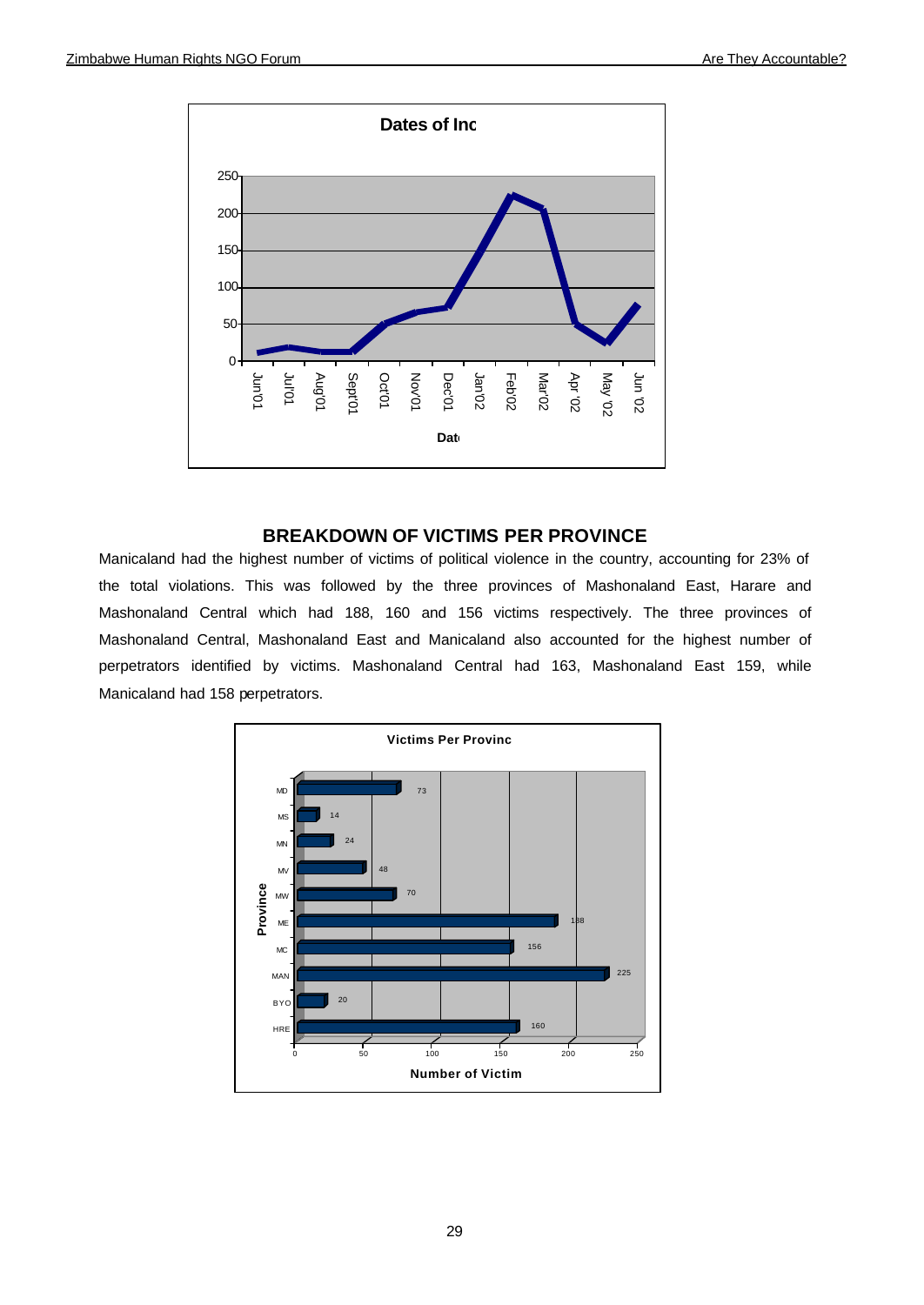## BREAKDOWN OF VICTIMS PER PROVINCE

Manicaland had the highest number of victims of political violence in the country, accounting for 23% of the total violations. This was followed by the three provinces of Mashonaland East, Harare and Mashonaland Central which had 188, 160 and 156 victims respectively. The three provinces of Mashonaland Central, Mashonaland East and Manicaland also accounted for the highest number of perpetrators identified by victims. Mashonaland Central had 163, Mashonaland East 159, while Manicaland had 158 perpetrators.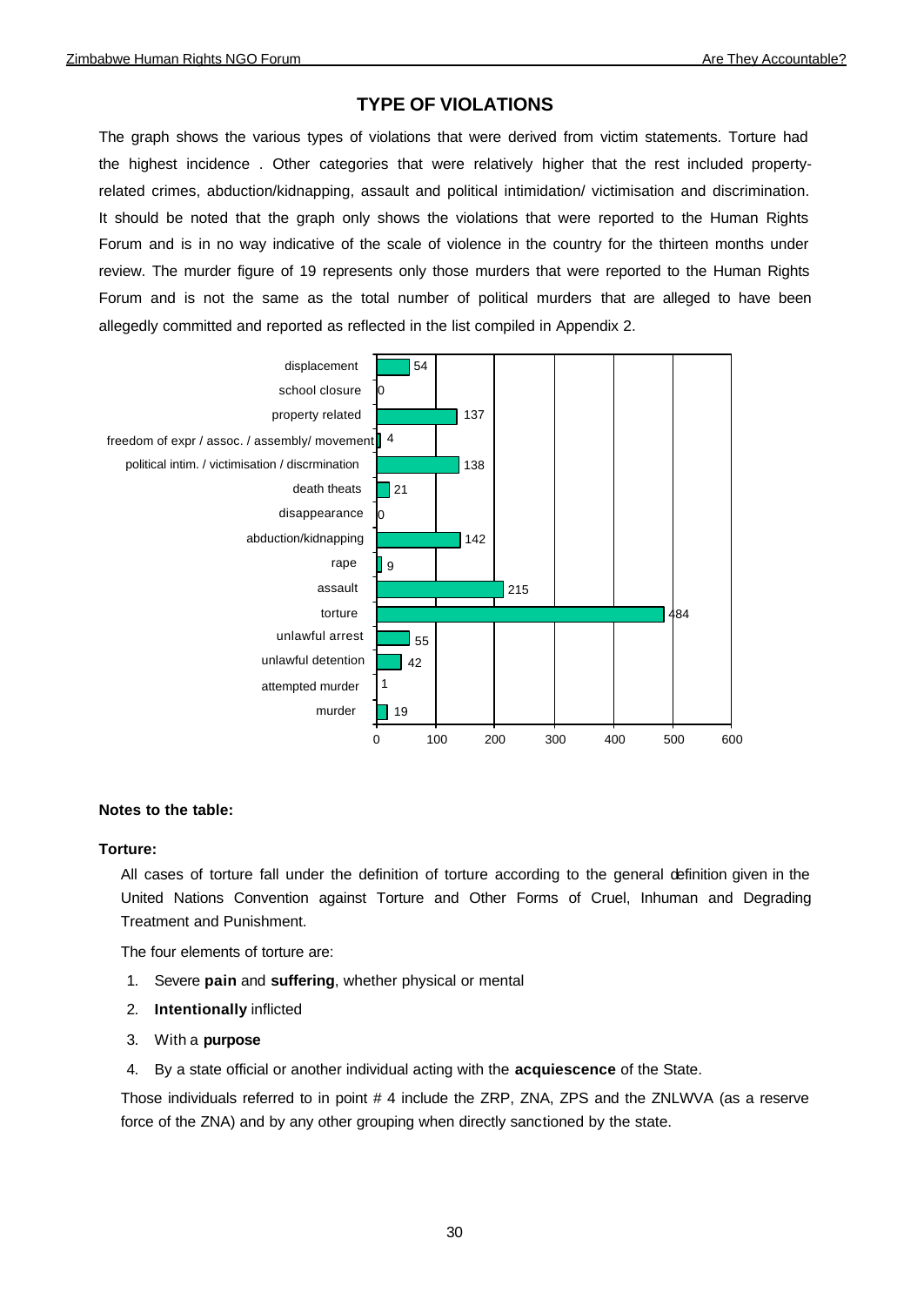## TYPE OF VIOLATIONS

The graph shows the various types of violations that were derived from victim statements. Torture had the highest incidence . Other categories that were relatively higher that the rest included property-related crimes, abduction/kidnapping, assault and political intimidation/ victimisation and discrimination. It should be noted that the graph only shows the violations that were reported to the Human Rights Forum and is in no way indicative of the scale of violence in the country for the thirteen months under review. The murder figure of 19 represents only those murders that were reported to the Human Rights Forum and is not the same as the total number of political murders that are alleged to have been allegedly committed and reported as reflected in the list compiled in Appendix 2.

| Violation | Number |
|---|---|
| displacement | 54 |
| school closure | 0 |
| property related | 137 |
| freedom of expr / assoc. / assembly/ movement | 4 |
| political intim. / victimisation / discrmination | 138 |
| death theats | 21 |
| disappearance | 0 |
| abduction/kidnapping | 142 |
| rape | 9 |
| assault | 215 |
| torture | 484 |
| unlawful arrest | 55 |
| unlawful detention | 42 |
| attempted murder | 1 |
| murder | 19 |

**Notes to the table:**

**Torture:**

All cases of torture fall under the definition of torture according to the general definition given in the United Nations Convention against Torture and Other Forms of Cruel, Inhuman and Degrading Treatment and Punishment.

The four elements of torture are:

1. Severe **pain** and **suffering**, whether physical or mental
2. **Intentionally** inflicted
3. With a **purpose**
4. By a state official or another individual acting with the **acquiescence** of the State.

Those individuals referred to in point # 4 include the ZRP, ZNA, ZPS and the ZNLWVA (as a reserve force of the ZNA) and by any other grouping when directly sanctioned by the state.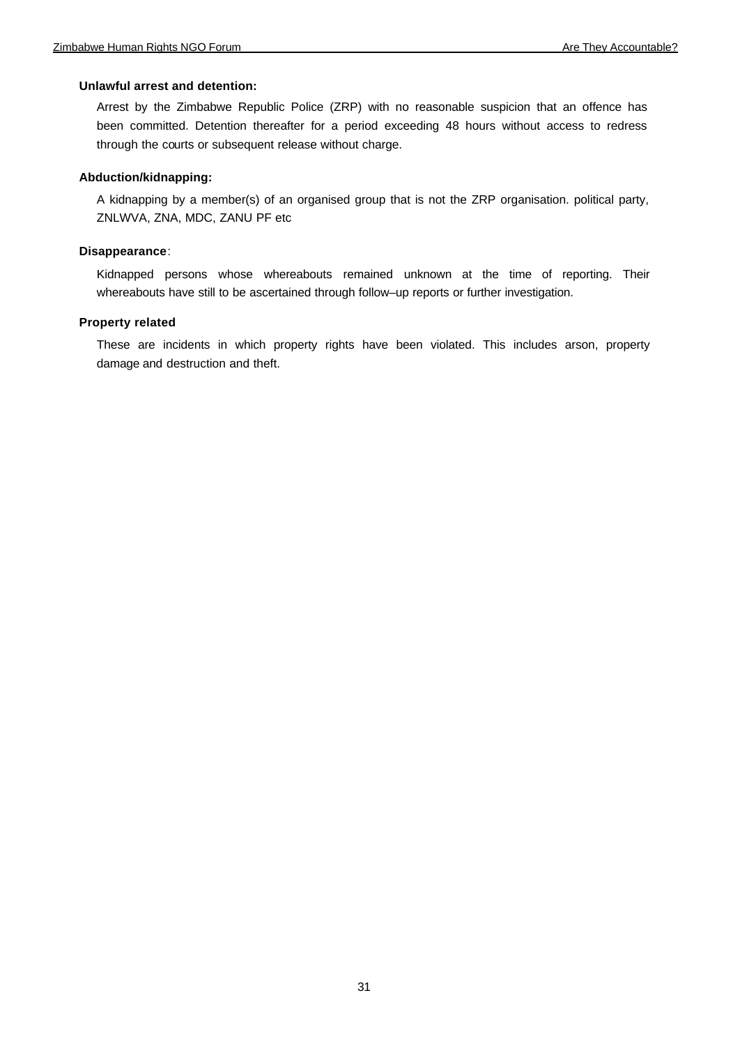**Unlawful arrest and detention:**

Arrest by the Zimbabwe Republic Police (ZRP) with no reasonable suspicion that an offence has been committed. Detention thereafter for a period exceeding 48 hours without access to redress through the courts or subsequent release without charge.

**Abduction/kidnapping:**

A kidnapping by a member(s) of an organised group that is not the ZRP organisation. political party, ZNLWVA, ZNA, MDC, ZANU PF etc

**Disappearance**:

Kidnapped persons whose whereabouts remained unknown at the time of reporting. Their whereabouts have still to be ascertained through follow–up reports or further investigation.

**Property related**

These are incidents in which property rights have been violated. This includes arson, property damage and destruction and theft.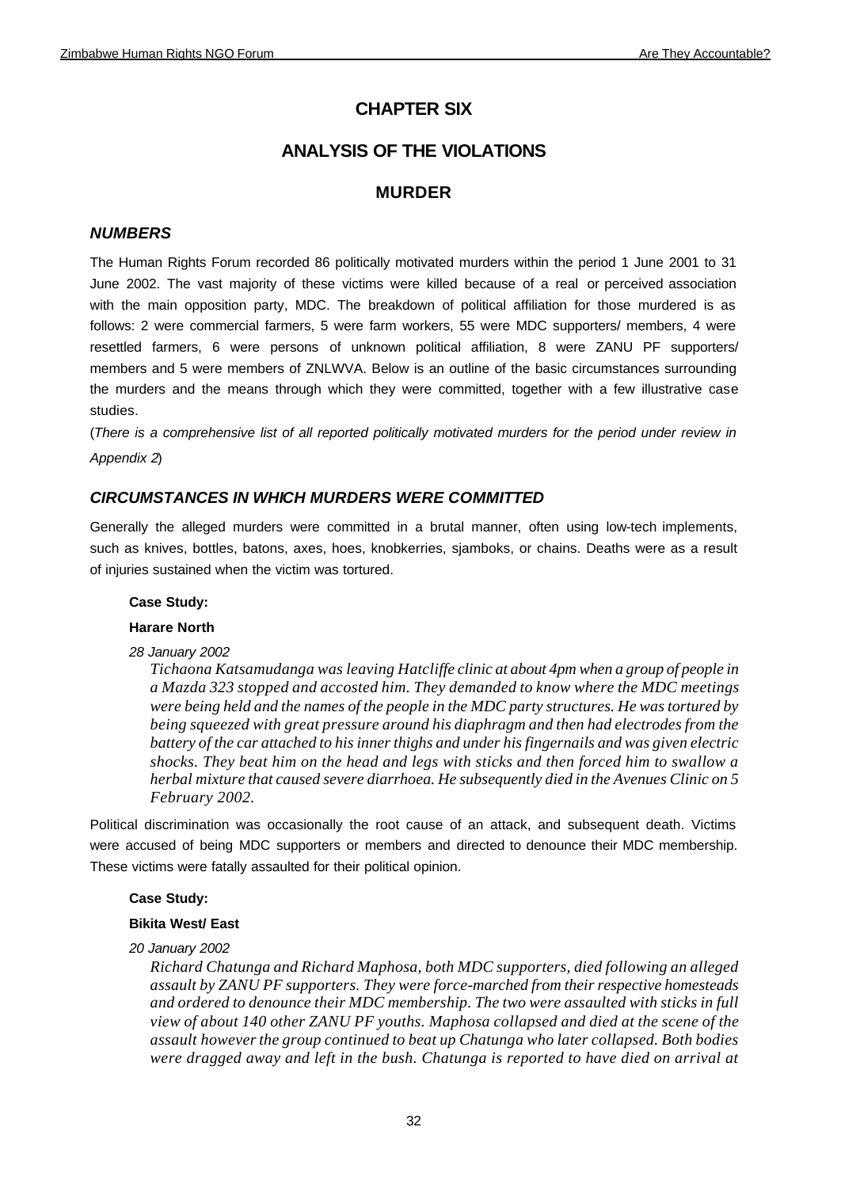# CHAPTER SIX

## ANALYSIS OF THE VIOLATIONS

## MURDER

### *NUMBERS*

The Human Rights Forum recorded 86 politically motivated murders within the period 1 June 2001 to 31 June 2002. The vast majority of these victims were killed because of a real or perceived association with the main opposition party, MDC. The breakdown of political affiliation for those murdered is as follows: 2 were commercial farmers, 5 were farm workers, 55 were MDC supporters/ members, 4 were resettled farmers, 6 were persons of unknown political affiliation, 8 were ZANU PF supporters/ members and 5 were members of ZNLWVA. Below is an outline of the basic circumstances surrounding the murders and the means through which they were committed, together with a few illustrative case studies.

(*There is a comprehensive list of all reported politically motivated murders for the period under review in Appendix 2*)

### *CIRCUMSTANCES IN WHICH MURDERS WERE COMMITTED*

Generally the alleged murders were committed in a brutal manner, often using low-tech implements, such as knives, bottles, batons, axes, hoes, knobkerries, sjamboks, or chains. Deaths were as a result of injuries sustained when the victim was tortured.

**Case Study:**

**Harare North**

*28 January 2002*

*Tichaona Katsamudanga was leaving Hatcliffe clinic at about 4pm when a group of people in a Mazda 323 stopped and accosted him. They demanded to know where the MDC meetings were being held and the names of the people in the MDC party structures. He was tortured by being squeezed with great pressure around his diaphragm and then had electrodes from the battery of the car attached to his inner thighs and under his fingernails and was given electric shocks. They beat him on the head and legs with sticks and then forced him to swallow a herbal mixture that caused severe diarrhoea. He subsequently died in the Avenues Clinic on 5 February 2002.*

Political discrimination was occasionally the root cause of an attack, and subsequent death. Victims were accused of being MDC supporters or members and directed to denounce their MDC membership. These victims were fatally assaulted for their political opinion.

**Case Study:**

**Bikita West/ East**

*20 January 2002*

*Richard Chatunga and Richard Maphosa, both MDC supporters, died following an alleged assault by ZANU PF supporters. They were force-marched from their respective homesteads and ordered to denounce their MDC membership. The two were assaulted with sticks in full view of about 140 other ZANU PF youths. Maphosa collapsed and died at the scene of the assault however the group continued to beat up Chatunga who later collapsed. Both bodies were dragged away and left in the bush. Chatunga is reported to have died on arrival at*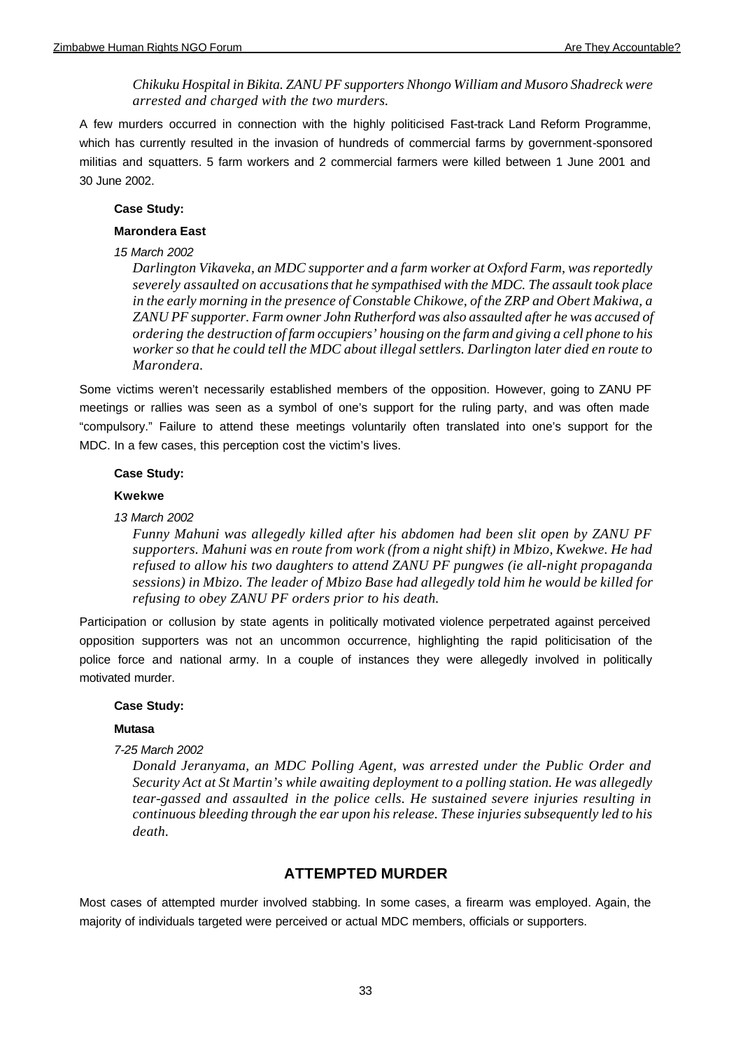*Chikuku Hospital in Bikita. ZANU PF supporters Nhongo William and Musoro Shadreck were arrested and charged with the two murders.*

A few murders occurred in connection with the highly politicised Fast-track Land Reform Programme, which has currently resulted in the invasion of hundreds of commercial farms by government-sponsored militias and squatters. 5 farm workers and 2 commercial farmers were killed between 1 June 2001 and 30 June 2002.

**Case Study:**

**Marondera East**

*15 March 2002*

*Darlington Vikaveka, an MDC supporter and a farm worker at Oxford Farm, was reportedly severely assaulted on accusations that he sympathised with the MDC. The assault took place in the early morning in the presence of Constable Chikowe, of the ZRP and Obert Makiwa, a ZANU PF supporter. Farm owner John Rutherford was also assaulted after he was accused of ordering the destruction of farm occupiers' housing on the farm and giving a cell phone to his worker so that he could tell the MDC about illegal settlers. Darlington later died en route to Marondera.*

Some victims weren't necessarily established members of the opposition. However, going to ZANU PF meetings or rallies was seen as a symbol of one's support for the ruling party, and was often made "compulsory." Failure to attend these meetings voluntarily often translated into one's support for the MDC. In a few cases, this perception cost the victim's lives.

**Case Study:**

**Kwekwe**

*13 March 2002*

*Funny Mahuni was allegedly killed after his abdomen had been slit open by ZANU PF supporters. Mahuni was en route from work (from a night shift) in Mbizo, Kwekwe. He had refused to allow his two daughters to attend ZANU PF pungwes (ie all-night propaganda sessions) in Mbizo. The leader of Mbizo Base had allegedly told him he would be killed for refusing to obey ZANU PF orders prior to his death.*

Participation or collusion by state agents in politically motivated violence perpetrated against perceived opposition supporters was not an uncommon occurrence, highlighting the rapid politicisation of the police force and national army. In a couple of instances they were allegedly involved in politically motivated murder.

**Case Study:**

**Mutasa**

*7-25 March 2002*

*Donald Jeranyama, an MDC Polling Agent, was arrested under the Public Order and Security Act at St Martin's while awaiting deployment to a polling station. He was allegedly tear-gassed and assaulted in the police cells. He sustained severe injuries resulting in continuous bleeding through the ear upon his release. These injuries subsequently led to his death.*

## ATTEMPTED MURDER

Most cases of attempted murder involved stabbing. In some cases, a firearm was employed. Again, the majority of individuals targeted were perceived or actual MDC members, officials or supporters.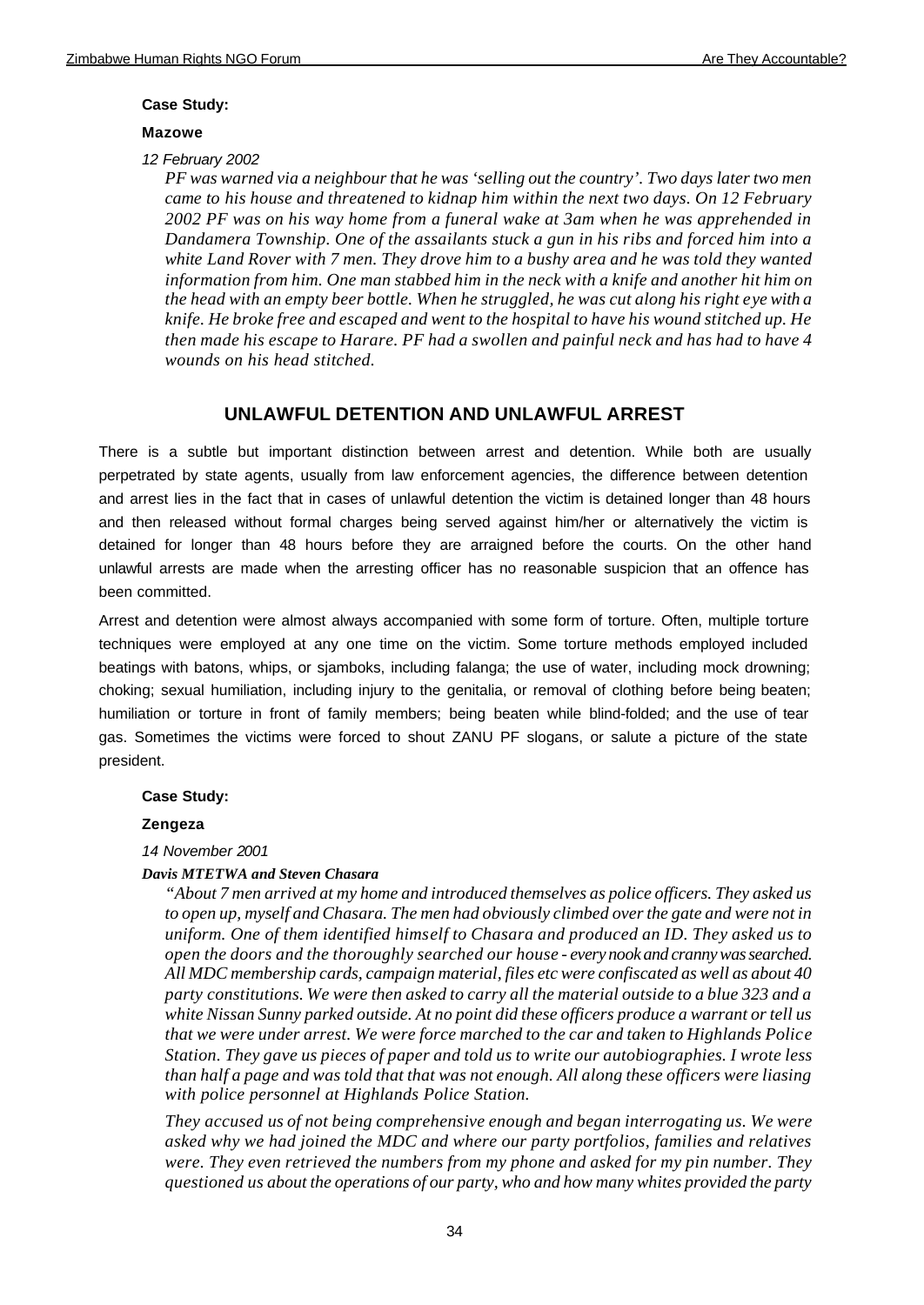**Case Study:**

**Mazowe**

*12 February 2002*

*PF was warned via a neighbour that he was 'selling out the country'. Two days later two men came to his house and threatened to kidnap him within the next two days. On 12 February 2002 PF was on his way home from a funeral wake at 3am when he was apprehended in Dandamera Township. One of the assailants stuck a gun in his ribs and forced him into a white Land Rover with 7 men. They drove him to a bushy area and he was told they wanted information from him. One man stabbed him in the neck with a knife and another hit him on the head with an empty beer bottle. When he struggled, he was cut along his right eye with a knife. He broke free and escaped and went to the hospital to have his wound stitched up. He then made his escape to Harare. PF had a swollen and painful neck and has had to have 4 wounds on his head stitched.*

## UNLAWFUL DETENTION AND UNLAWFUL ARREST

There is a subtle but important distinction between arrest and detention. While both are usually perpetrated by state agents, usually from law enforcement agencies, the difference between detention and arrest lies in the fact that in cases of unlawful detention the victim is detained longer than 48 hours and then released without formal charges being served against him/her or alternatively the victim is detained for longer than 48 hours before they are arraigned before the courts. On the other hand unlawful arrests are made when the arresting officer has no reasonable suspicion that an offence has been committed.

Arrest and detention were almost always accompanied with some form of torture. Often, multiple torture techniques were employed at any one time on the victim. Some torture methods employed included beatings with batons, whips, or sjamboks, including falanga; the use of water, including mock drowning; choking; sexual humiliation, including injury to the genitalia, or removal of clothing before being beaten; humiliation or torture in front of family members; being beaten while blind-folded; and the use of tear gas. Sometimes the victims were forced to shout ZANU PF slogans, or salute a picture of the state president.

**Case Study:**

**Zengeza**

*14 November 2001*

***Davis MTETWA and Steven Chasara***

*"About 7 men arrived at my home and introduced themselves as police officers. They asked us to open up, myself and Chasara. The men had obviously climbed over the gate and were not in uniform. One of them identified himself to Chasara and produced an ID. They asked us to open the doors and the thoroughly searched our house - every nook and cranny was searched. All MDC membership cards, campaign material, files etc were confiscated as well as about 40 party constitutions. We were then asked to carry all the material outside to a blue 323 and a white Nissan Sunny parked outside. At no point did these officers produce a warrant or tell us that we were under arrest. We were force marched to the car and taken to Highlands Police Station. They gave us pieces of paper and told us to write our autobiographies. I wrote less than half a page and was told that that was not enough. All along these officers were liasing with police personnel at Highlands Police Station.*

*They accused us of not being comprehensive enough and began interrogating us. We were asked why we had joined the MDC and where our party portfolios, families and relatives were. They even retrieved the numbers from my phone and asked for my pin number. They questioned us about the operations of our party, who and how many whites provided the party*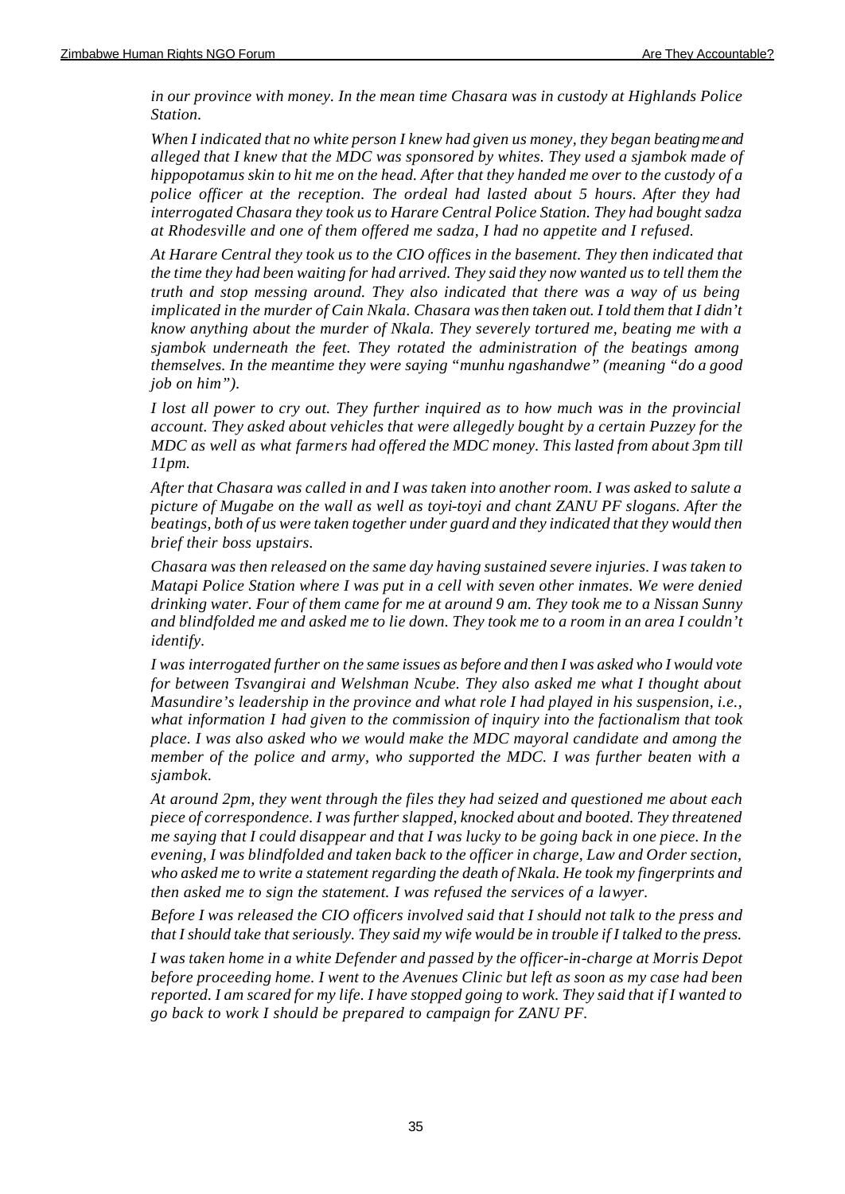*in our province with money. In the mean time Chasara was in custody at Highlands Police Station.*

*When I indicated that no white person I knew had given us money, they began beating me and alleged that I knew that the MDC was sponsored by whites. They used a sjambok made of hippopotamus skin to hit me on the head. After that they handed me over to the custody of a police officer at the reception. The ordeal had lasted about 5 hours. After they had interrogated Chasara they took us to Harare Central Police Station. They had bought sadza at Rhodesville and one of them offered me sadza, I had no appetite and I refused.*

*At Harare Central they took us to the CIO offices in the basement. They then indicated that the time they had been waiting for had arrived. They said they now wanted us to tell them the truth and stop messing around. They also indicated that there was a way of us being implicated in the murder of Cain Nkala. Chasara was then taken out. I told them that I didn't know anything about the murder of Nkala. They severely tortured me, beating me with a sjambok underneath the feet. They rotated the administration of the beatings among themselves. In the meantime they were saying "munhu ngashandwe" (meaning "do a good job on him").*

*I lost all power to cry out. They further inquired as to how much was in the provincial account. They asked about vehicles that were allegedly bought by a certain Puzzey for the MDC as well as what farmers had offered the MDC money. This lasted from about 3pm till 11pm.*

*After that Chasara was called in and I was taken into another room. I was asked to salute a picture of Mugabe on the wall as well as toyi-toyi and chant ZANU PF slogans. After the beatings, both of us were taken together under guard and they indicated that they would then brief their boss upstairs.*

*Chasara was then released on the same day having sustained severe injuries. I was taken to Matapi Police Station where I was put in a cell with seven other inmates. We were denied drinking water. Four of them came for me at around 9 am. They took me to a Nissan Sunny and blindfolded me and asked me to lie down. They took me to a room in an area I couldn't identify.*

*I was interrogated further on the same issues as before and then I was asked who I would vote for between Tsvangirai and Welshman Ncube. They also asked me what I thought about Masundire's leadership in the province and what role I had played in his suspension, i.e., what information I had given to the commission of inquiry into the factionalism that took place. I was also asked who we would make the MDC mayoral candidate and among the member of the police and army, who supported the MDC. I was further beaten with a sjambok.*

*At around 2pm, they went through the files they had seized and questioned me about each piece of correspondence. I was further slapped, knocked about and booted. They threatened me saying that I could disappear and that I was lucky to be going back in one piece. In the evening, I was blindfolded and taken back to the officer in charge, Law and Order section, who asked me to write a statement regarding the death of Nkala. He took my fingerprints and then asked me to sign the statement. I was refused the services of a lawyer.*

*Before I was released the CIO officers involved said that I should not talk to the press and that I should take that seriously. They said my wife would be in trouble if I talked to the press.*

*I was taken home in a white Defender and passed by the officer-in-charge at Morris Depot before proceeding home. I went to the Avenues Clinic but left as soon as my case had been reported. I am scared for my life. I have stopped going to work. They said that if I wanted to go back to work I should be prepared to campaign for ZANU PF.*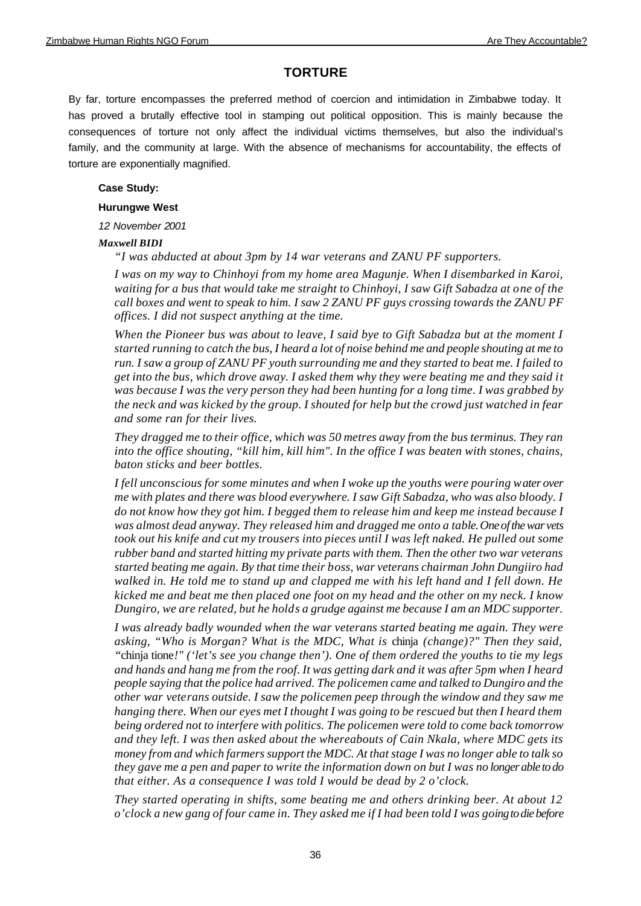## TORTURE

By far, torture encompasses the preferred method of coercion and intimidation in Zimbabwe today. It has proved a brutally effective tool in stamping out political opposition. This is mainly because the consequences of torture not only affect the individual victims themselves, but also the individual's family, and the community at large. With the absence of mechanisms for accountability, the effects of torture are exponentially magnified.

**Case Study:**

**Hurungwe West**

*12 November 2001*

***Maxwell BIDI***

*"I was abducted at about 3pm by 14 war veterans and ZANU PF supporters.*

*I was on my way to Chinhoyi from my home area Magunje. When I disembarked in Karoi, waiting for a bus that would take me straight to Chinhoyi, I saw Gift Sabadza at one of the call boxes and went to speak to him. I saw 2 ZANU PF guys crossing towards the ZANU PF offices. I did not suspect anything at the time.*

*When the Pioneer bus was about to leave, I said bye to Gift Sabadza but at the moment I started running to catch the bus, I heard a lot of noise behind me and people shouting at me to run. I saw a group of ZANU PF youth surrounding me and they started to beat me. I failed to get into the bus, which drove away. I asked them why they were beating me and they said it was because I was the very person they had been hunting for a long time. I was grabbed by the neck and was kicked by the group. I shouted for help but the crowd just watched in fear and some ran for their lives.*

*They dragged me to their office, which was 50 metres away from the bus terminus. They ran into the office shouting, "kill him, kill him". In the office I was beaten with stones, chains, baton sticks and beer bottles.*

*I fell unconscious for some minutes and when I woke up the youths were pouring water over me with plates and there was blood everywhere. I saw Gift Sabadza, who was also bloody. I do not know how they got him. I begged them to release him and keep me instead because I was almost dead anyway. They released him and dragged me onto a table. One of the war vets took out his knife and cut my trousers into pieces until I was left naked. He pulled out some rubber band and started hitting my private parts with them. Then the other two war veterans started beating me again. By that time their boss, war veterans chairman John Dungiiro had walked in. He told me to stand up and clapped me with his left hand and I fell down. He kicked me and beat me then placed one foot on my head and the other on my neck. I know Dungiro, we are related, but he holds a grudge against me because I am an MDC supporter.*

*I was already badly wounded when the war veterans started beating me again. They were asking, "Who is Morgan? What is the MDC, What is* chinja *(change)?" Then they said, "*chinja tione*!" ('let's see you change then'). One of them ordered the youths to tie my legs and hands and hang me from the roof. It was getting dark and it was after 5pm when I heard people saying that the police had arrived. The policemen came and talked to Dungiro and the other war veterans outside. I saw the policemen peep through the window and they saw me hanging there. When our eyes met I thought I was going to be rescued but then I heard them being ordered not to interfere with politics. The policemen were told to come back tomorrow and they left. I was then asked about the whereabouts of Cain Nkala, where MDC gets its money from and which farmers support the MDC. At that stage I was no longer able to talk so they gave me a pen and paper to write the information down on but I was no longer able to do that either. As a consequence I was told I would be dead by 2 o'clock.*

*They started operating in shifts, some beating me and others drinking beer. At about 12 o'clock a new gang of four came in. They asked me if I had been told I was going to die before*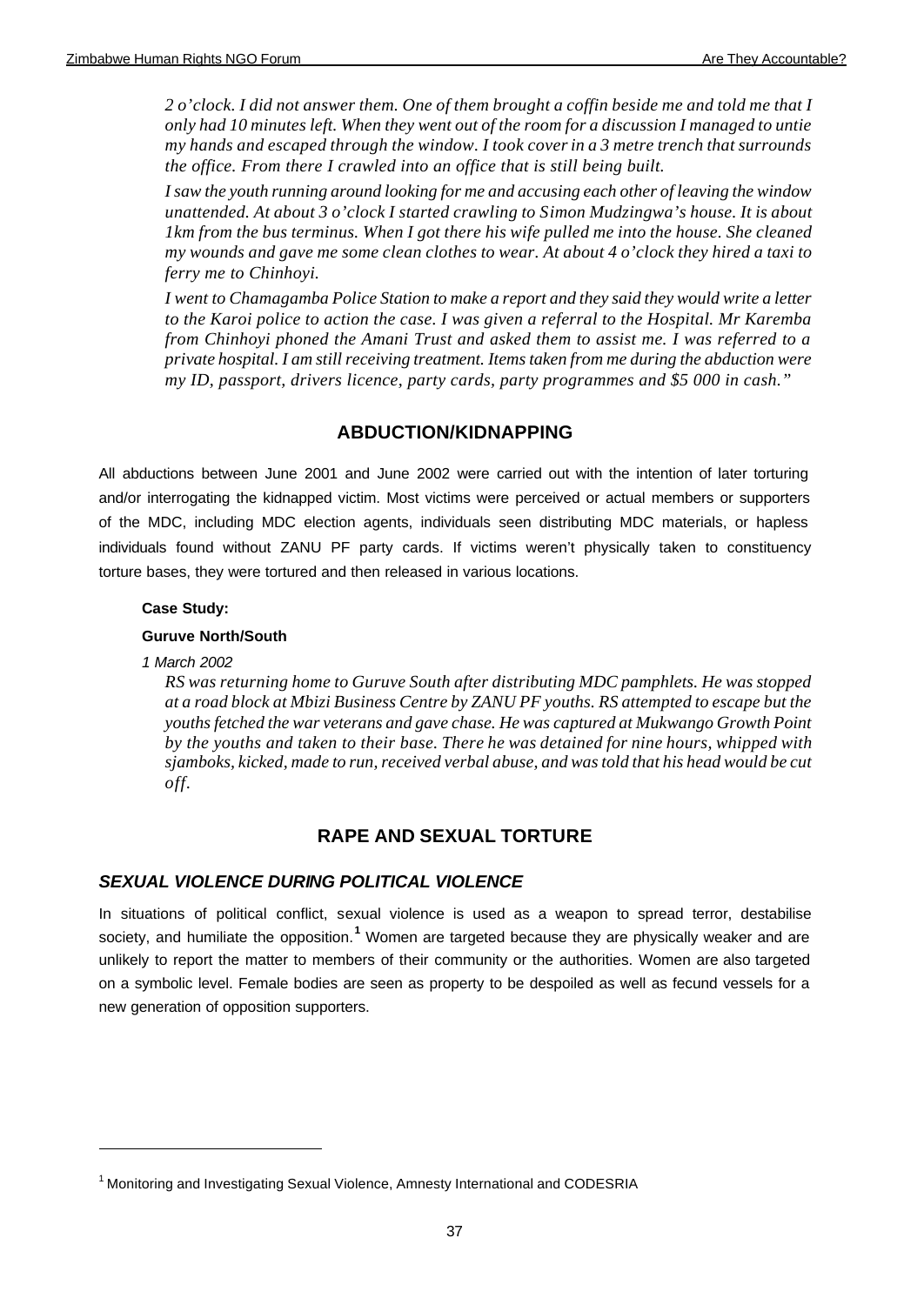*2 o'clock. I did not answer them. One of them brought a coffin beside me and told me that I only had 10 minutes left. When they went out of the room for a discussion I managed to untie my hands and escaped through the window. I took cover in a 3 metre trench that surrounds the office. From there I crawled into an office that is still being built.*

*I saw the youth running around looking for me and accusing each other of leaving the window unattended. At about 3 o'clock I started crawling to Simon Mudzingwa's house. It is about 1km from the bus terminus. When I got there his wife pulled me into the house. She cleaned my wounds and gave me some clean clothes to wear. At about 4 o'clock they hired a taxi to ferry me to Chinhoyi.*

*I went to Chamagamba Police Station to make a report and they said they would write a letter to the Karoi police to action the case. I was given a referral to the Hospital. Mr Karemba from Chinhoyi phoned the Amani Trust and asked them to assist me. I was referred to a private hospital. I am still receiving treatment. Items taken from me during the abduction were my ID, passport, drivers licence, party cards, party programmes and $5 000 in cash."*

## ABDUCTION/KIDNAPPING

All abductions between June 2001 and June 2002 were carried out with the intention of later torturing and/or interrogating the kidnapped victim. Most victims were perceived or actual members or supporters of the MDC, including MDC election agents, individuals seen distributing MDC materials, or hapless individuals found without ZANU PF party cards. If victims weren't physically taken to constituency torture bases, they were tortured and then released in various locations.

**Case Study:**

**Guruve North/South**

*1 March 2002*

*RS was returning home to Guruve South after distributing MDC pamphlets. He was stopped at a road block at Mbizi Business Centre by ZANU PF youths. RS attempted to escape but the youths fetched the war veterans and gave chase. He was captured at Mukwango Growth Point by the youths and taken to their base. There he was detained for nine hours, whipped with sjamboks, kicked, made to run, received verbal abuse, and was told that his head would be cut off.*

## RAPE AND SEXUAL TORTURE

### *SEXUAL VIOLENCE DURING POLITICAL VIOLENCE*

In situations of political conflict, sexual violence is used as a weapon to spread terror, destabilise society, and humiliate the opposition.[1] Women are targeted because they are physically weaker and are unlikely to report the matter to members of their community or the authorities. Women are also targeted on a symbolic level. Female bodies are seen as property to be despoiled as well as fecund vessels for a new generation of opposition supporters.

[1] Monitoring and Investigating Sexual Violence, Amnesty International and CODESRIA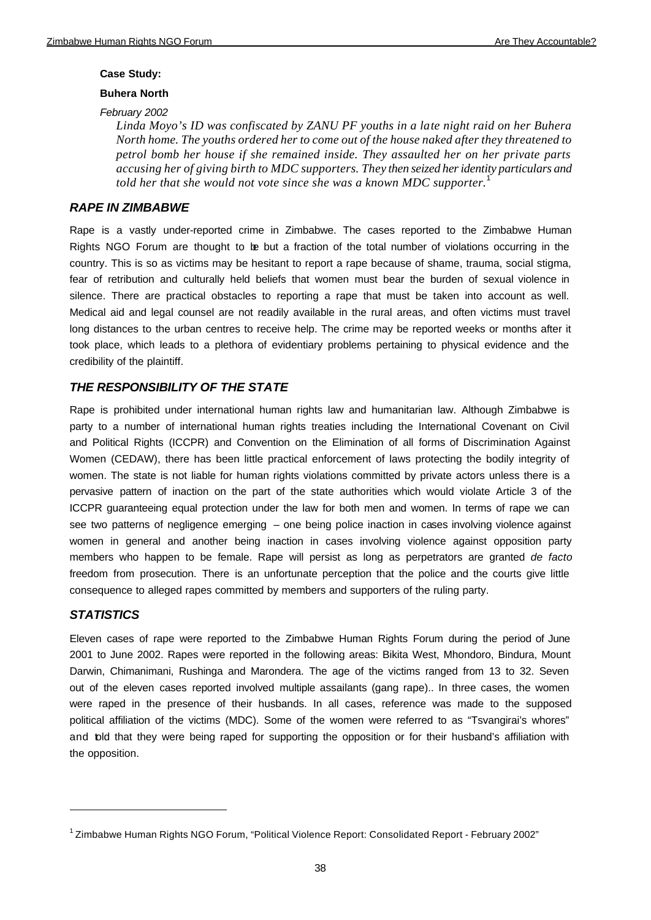**Case Study:**

**Buhera North**

*February 2002*

> *Linda Moyo's ID was confiscated by ZANU PF youths in a late night raid on her Buhera North home. The youths ordered her to come out of the house naked after they threatened to petrol bomb her house if she remained inside. They assaulted her on her private parts accusing her of giving birth to MDC supporters. They then seized her identity particulars and told her that she would not vote since she was a known MDC supporter.*[1]

## *RAPE IN ZIMBABWE*

Rape is a vastly under-reported crime in Zimbabwe. The cases reported to the Zimbabwe Human Rights NGO Forum are thought to be but a fraction of the total number of violations occurring in the country. This is so as victims may be hesitant to report a rape because of shame, trauma, social stigma, fear of retribution and culturally held beliefs that women must bear the burden of sexual violence in silence. There are practical obstacles to reporting a rape that must be taken into account as well. Medical aid and legal counsel are not readily available in the rural areas, and often victims must travel long distances to the urban centres to receive help. The crime may be reported weeks or months after it took place, which leads to a plethora of evidentiary problems pertaining to physical evidence and the credibility of the plaintiff.

## *THE RESPONSIBILITY OF THE STATE*

Rape is prohibited under international human rights law and humanitarian law. Although Zimbabwe is party to a number of international human rights treaties including the International Covenant on Civil and Political Rights (ICCPR) and Convention on the Elimination of all forms of Discrimination Against Women (CEDAW), there has been little practical enforcement of laws protecting the bodily integrity of women. The state is not liable for human rights violations committed by private actors unless there is a pervasive pattern of inaction on the part of the state authorities which would violate Article 3 of the ICCPR guaranteeing equal protection under the law for both men and women. In terms of rape we can see two patterns of negligence emerging – one being police inaction in cases involving violence against women in general and another being inaction in cases involving violence against opposition party members who happen to be female. Rape will persist as long as perpetrators are granted *de facto* freedom from prosecution. There is an unfortunate perception that the police and the courts give little consequence to alleged rapes committed by members and supporters of the ruling party.

## *STATISTICS*

Eleven cases of rape were reported to the Zimbabwe Human Rights Forum during the period of June 2001 to June 2002. Rapes were reported in the following areas: Bikita West, Mhondoro, Bindura, Mount Darwin, Chimanimani, Rushinga and Marondera. The age of the victims ranged from 13 to 32. Seven out of the eleven cases reported involved multiple assailants (gang rape).. In three cases, the women were raped in the presence of their husbands. In all cases, reference was made to the supposed political affiliation of the victims (MDC). Some of the women were referred to as "Tsvangirai's whores" and told that they were being raped for supporting the opposition or for their husband's affiliation with the opposition.

---

[1] Zimbabwe Human Rights NGO Forum, "Political Violence Report: Consolidated Report - February 2002"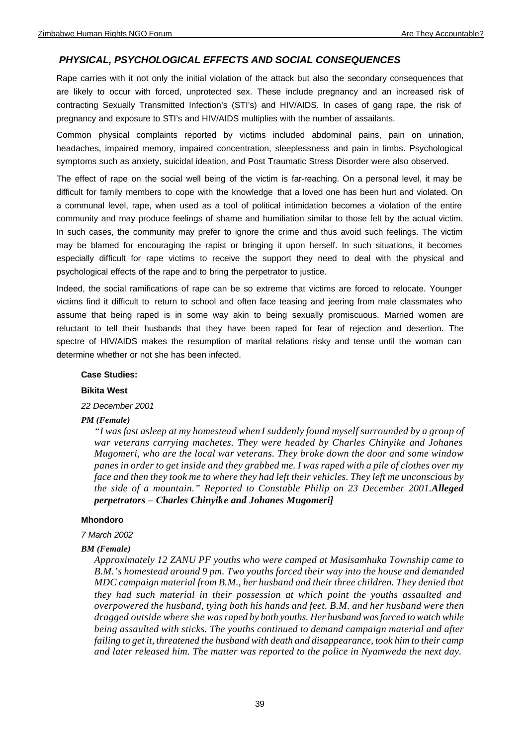## *PHYSICAL, PSYCHOLOGICAL EFFECTS AND SOCIAL CONSEQUENCES*

Rape carries with it not only the initial violation of the attack but also the secondary consequences that are likely to occur with forced, unprotected sex. These include pregnancy and an increased risk of contracting Sexually Transmitted Infection's (STI's) and HIV/AIDS. In cases of gang rape, the risk of pregnancy and exposure to STI's and HIV/AIDS multiplies with the number of assailants.

Common physical complaints reported by victims included abdominal pains, pain on urination, headaches, impaired memory, impaired concentration, sleeplessness and pain in limbs. Psychological symptoms such as anxiety, suicidal ideation, and Post Traumatic Stress Disorder were also observed.

The effect of rape on the social well being of the victim is far-reaching. On a personal level, it may be difficult for family members to cope with the knowledge that a loved one has been hurt and violated. On a communal level, rape, when used as a tool of political intimidation becomes a violation of the entire community and may produce feelings of shame and humiliation similar to those felt by the actual victim. In such cases, the community may prefer to ignore the crime and thus avoid such feelings. The victim may be blamed for encouraging the rapist or bringing it upon herself. In such situations, it becomes especially difficult for rape victims to receive the support they need to deal with the physical and psychological effects of the rape and to bring the perpetrator to justice.

Indeed, the social ramifications of rape can be so extreme that victims are forced to relocate. Younger victims find it difficult to return to school and often face teasing and jeering from male classmates who assume that being raped is in some way akin to being sexually promiscuous. Married women are reluctant to tell their husbands that they have been raped for fear of rejection and desertion. The spectre of HIV/AIDS makes the resumption of marital relations risky and tense until the woman can determine whether or not she has been infected.

**Case Studies:**

**Bikita West**

*22 December 2001*

***PM (Female)***

*"I was fast asleep at my homestead when I suddenly found myself surrounded by a group of war veterans carrying machetes. They were headed by Charles Chinyike and Johanes Mugomeri, who are the local war veterans. They broke down the door and some window panes in order to get inside and they grabbed me. I was raped with a pile of clothes over my face and then they took me to where they had left their vehicles. They left me unconscious by the side of a mountain." Reported to Constable Philip on 23 December 2001.**Alleged perpetrators – Charles Chinyike and Johanes Mugomeri]***

**Mhondoro**

*7 March 2002*

***BM (Female)***

*Approximately 12 ZANU PF youths who were camped at Masisamhuka Township came to B.M.'s homestead around 9 pm. Two youths forced their way into the house and demanded MDC campaign material from B.M., her husband and their three children. They denied that they had such material in their possession at which point the youths assaulted and overpowered the husband, tying both his hands and feet. B.M. and her husband were then dragged outside where she was raped by both youths. Her husband was forced to watch while being assaulted with sticks. The youths continued to demand campaign material and after failing to get it, threatened the husband with death and disappearance, took him to their camp and later released him. The matter was reported to the police in Nyamweda the next day.*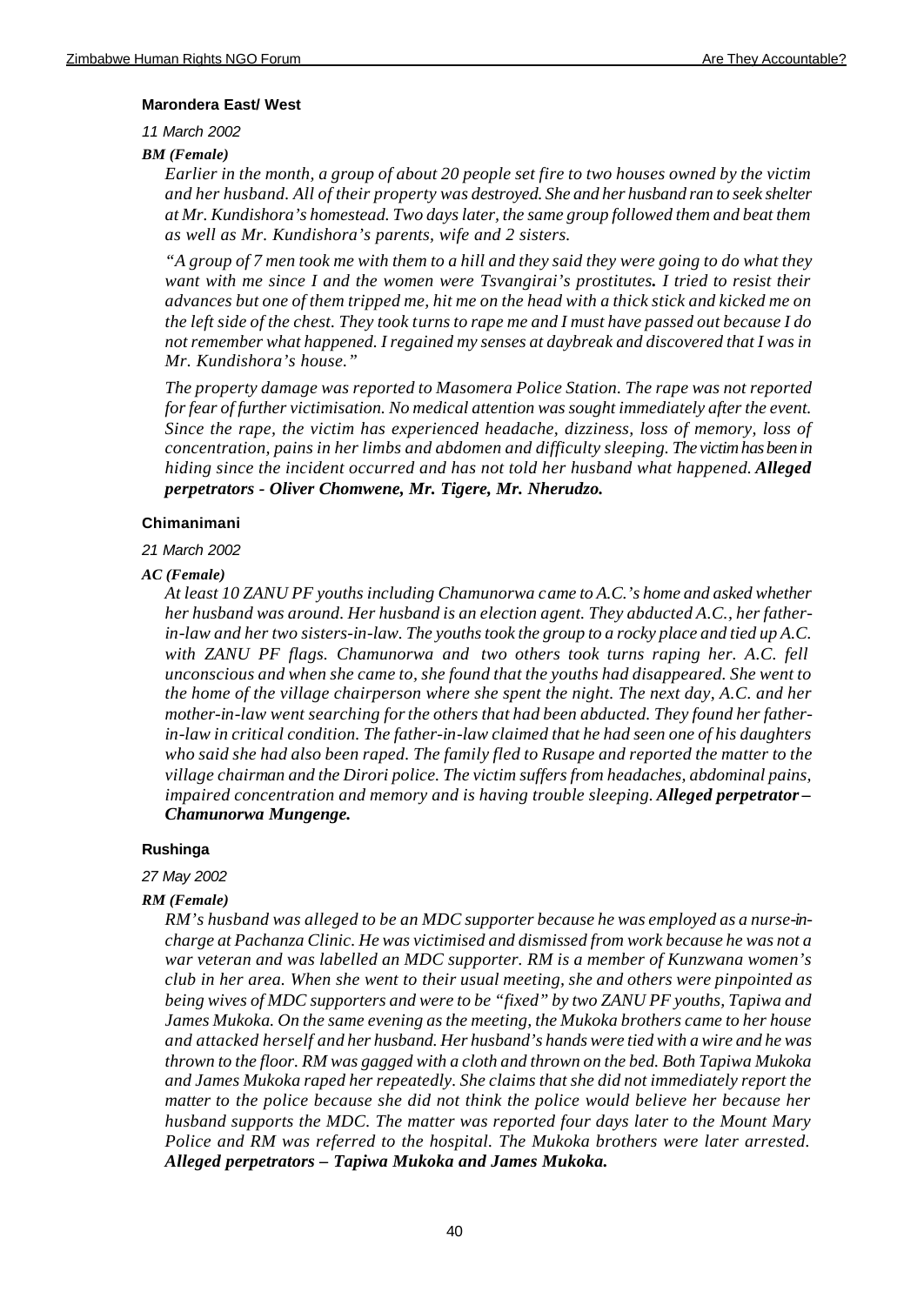**Marondera East/ West**

*11 March 2002*

***BM (Female)***

*Earlier in the month, a group of about 20 people set fire to two houses owned by the victim and her husband. All of their property was destroyed. She and her husband ran to seek shelter at Mr. Kundishora's homestead. Two days later, the same group followed them and beat them as well as Mr. Kundishora's parents, wife and 2 sisters.*

*"A group of 7 men took me with them to a hill and they said they were going to do what they want with me since I and the women were Tsvangirai's prostitutes**.** I tried to resist their advances but one of them tripped me, hit me on the head with a thick stick and kicked me on the left side of the chest. They took turns to rape me and I must have passed out because I do not remember what happened. I regained my senses at daybreak and discovered that I was in Mr. Kundishora's house."*

*The property damage was reported to Masomera Police Station. The rape was not reported for fear of further victimisation. No medical attention was sought immediately after the event. Since the rape, the victim has experienced headache, dizziness, loss of memory, loss of concentration, pains in her limbs and abdomen and difficulty sleeping. The victim has been in hiding since the incident occurred and has not told her husband what happened.* ***Alleged perpetrators - Oliver Chomwene, Mr. Tigere, Mr. Nherudzo.***

**Chimanimani**

*21 March 2002*

***AC (Female)***

*At least 10 ZANU PF youths including Chamunorwa came to A.C.'s home and asked whether her husband was around. Her husband is an election agent. They abducted A.C., her father-in-law and her two sisters-in-law. The youths took the group to a rocky place and tied up A.C. with ZANU PF flags. Chamunorwa and two others took turns raping her. A.C. fell unconscious and when she came to, she found that the youths had disappeared. She went to the home of the village chairperson where she spent the night. The next day, A.C. and her mother-in-law went searching for the others that had been abducted. They found her father-in-law in critical condition. The father-in-law claimed that he had seen one of his daughters who said she had also been raped. The family fled to Rusape and reported the matter to the village chairman and the Dirori police. The victim suffers from headaches, abdominal pains, impaired concentration and memory and is having trouble sleeping.* ***Alleged perpetrator – Chamunorwa Mungenge.***

**Rushinga**

*27 May 2002*

***RM (Female)***

*RM's husband was alleged to be an MDC supporter because he was employed as a nurse-in-charge at Pachanza Clinic. He was victimised and dismissed from work because he was not a war veteran and was labelled an MDC supporter. RM is a member of Kunzwana women's club in her area. When she went to their usual meeting, she and others were pinpointed as being wives of MDC supporters and were to be "fixed" by two ZANU PF youths, Tapiwa and James Mukoka. On the same evening as the meeting, the Mukoka brothers came to her house and attacked herself and her husband. Her husband's hands were tied with a wire and he was thrown to the floor. RM was gagged with a cloth and thrown on the bed. Both Tapiwa Mukoka and James Mukoka raped her repeatedly. She claims that she did not immediately report the matter to the police because she did not think the police would believe her because her husband supports the MDC. The matter was reported four days later to the Mount Mary Police and RM was referred to the hospital. The Mukoka brothers were later arrested.* ***Alleged perpetrators – Tapiwa Mukoka and James Mukoka.***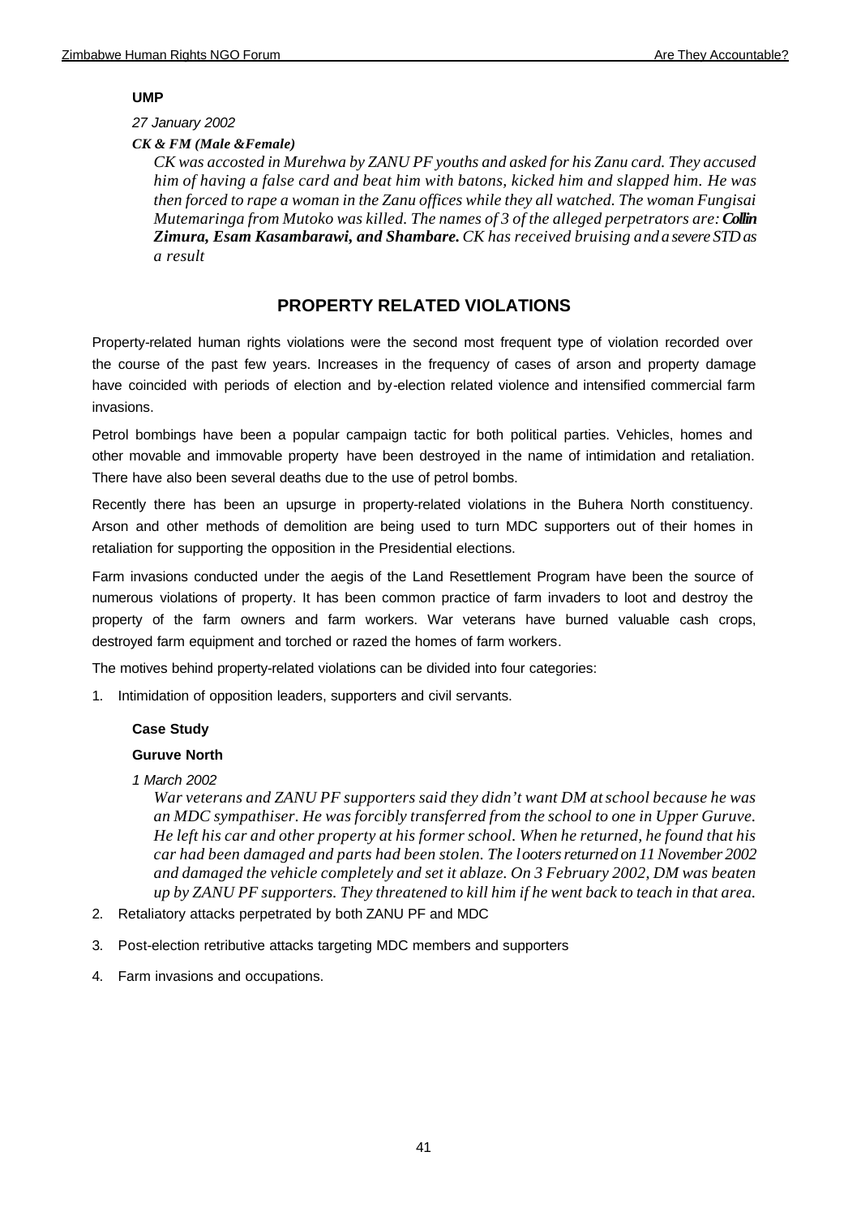**UMP**

*27 January 2002*

***CK & FM (Male &Female)***

*CK was accosted in Murehwa by ZANU PF youths and asked for his Zanu card. They accused him of having a false card and beat him with batons, kicked him and slapped him. He was then forced to rape a woman in the Zanu offices while they all watched. The woman Fungisai Mutemaringa from Mutoko was killed. The names of 3 of the alleged perpetrators are:* ***Collin Zimura, Esam Kasambarawi, and Shambare.*** *CK has received bruising and a severe STD as a result*

## PROPERTY RELATED VIOLATIONS

Property-related human rights violations were the second most frequent type of violation recorded over the course of the past few years. Increases in the frequency of cases of arson and property damage have coincided with periods of election and by-election related violence and intensified commercial farm invasions.

Petrol bombings have been a popular campaign tactic for both political parties. Vehicles, homes and other movable and immovable property have been destroyed in the name of intimidation and retaliation. There have also been several deaths due to the use of petrol bombs.

Recently there has been an upsurge in property-related violations in the Buhera North constituency. Arson and other methods of demolition are being used to turn MDC supporters out of their homes in retaliation for supporting the opposition in the Presidential elections.

Farm invasions conducted under the aegis of the Land Resettlement Program have been the source of numerous violations of property. It has been common practice of farm invaders to loot and destroy the property of the farm owners and farm workers. War veterans have burned valuable cash crops, destroyed farm equipment and torched or razed the homes of farm workers.

The motives behind property-related violations can be divided into four categories:

1. Intimidation of opposition leaders, supporters and civil servants.

   **Case Study**

   **Guruve North**

   *1 March 2002*

   *War veterans and ZANU PF supporters said they didn't want DM at school because he was an MDC sympathiser. He was forcibly transferred from the school to one in Upper Guruve. He left his car and other property at his former school. When he returned, he found that his car had been damaged and parts had been stolen. The looters returned on 11 November 2002 and damaged the vehicle completely and set it ablaze. On 3 February 2002, DM was beaten up by ZANU PF supporters. They threatened to kill him if he went back to teach in that area.*

2. Retaliatory attacks perpetrated by both ZANU PF and MDC
3. Post-election retributive attacks targeting MDC members and supporters
4. Farm invasions and occupations.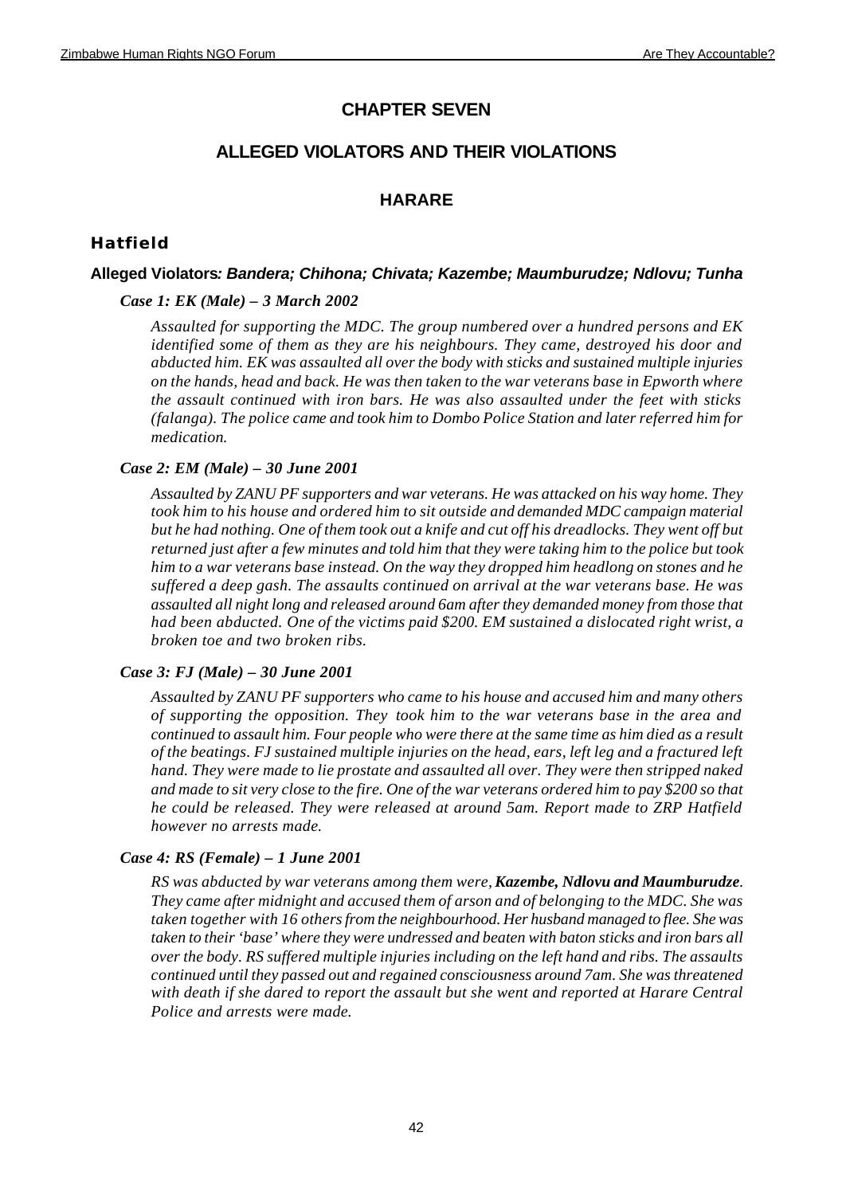# CHAPTER SEVEN

## ALLEGED VIOLATORS AND THEIR VIOLATIONS

## HARARE

### Hatfield

**Alleged Violators*: Bandera; Chihona; Chivata; Kazembe; Maumburudze; Ndlovu; Tunha***

***Case 1: EK (Male) – 3 March 2002***

*Assaulted for supporting the MDC. The group numbered over a hundred persons and EK identified some of them as they are his neighbours. They came, destroyed his door and abducted him. EK was assaulted all over the body with sticks and sustained multiple injuries on the hands, head and back. He was then taken to the war veterans base in Epworth where the assault continued with iron bars. He was also assaulted under the feet with sticks (falanga). The police came and took him to Dombo Police Station and later referred him for medication.*

***Case 2: EM (Male) – 30 June 2001***

*Assaulted by ZANU PF supporters and war veterans. He was attacked on his way home. They took him to his house and ordered him to sit outside and demanded MDC campaign material but he had nothing. One of them took out a knife and cut off his dreadlocks. They went off but returned just after a few minutes and told him that they were taking him to the police but took him to a war veterans base instead. On the way they dropped him headlong on stones and he suffered a deep gash. The assaults continued on arrival at the war veterans base. He was assaulted all night long and released around 6am after they demanded money from those that had been abducted. One of the victims paid $200. EM sustained a dislocated right wrist, a broken toe and two broken ribs.*

***Case 3: FJ (Male) – 30 June 2001***

*Assaulted by ZANU PF supporters who came to his house and accused him and many others of supporting the opposition. They took him to the war veterans base in the area and continued to assault him. Four people who were there at the same time as him died as a result of the beatings. FJ sustained multiple injuries on the head, ears, left leg and a fractured left hand. They were made to lie prostate and assaulted all over. They were then stripped naked and made to sit very close to the fire. One of the war veterans ordered him to pay $200 so that he could be released. They were released at around 5am. Report made to ZRP Hatfield however no arrests made.*

***Case 4: RS (Female) – 1 June 2001***

*RS was abducted by war veterans among them were, **Kazembe, Ndlovu and Maumburudze**. They came after midnight and accused them of arson and of belonging to the MDC. She was taken together with 16 others from the neighbourhood. Her husband managed to flee. She was taken to their 'base' where they were undressed and beaten with baton sticks and iron bars all over the body. RS suffered multiple injuries including on the left hand and ribs. The assaults continued until they passed out and regained consciousness around 7am. She was threatened with death if she dared to report the assault but she went and reported at Harare Central Police and arrests were made.*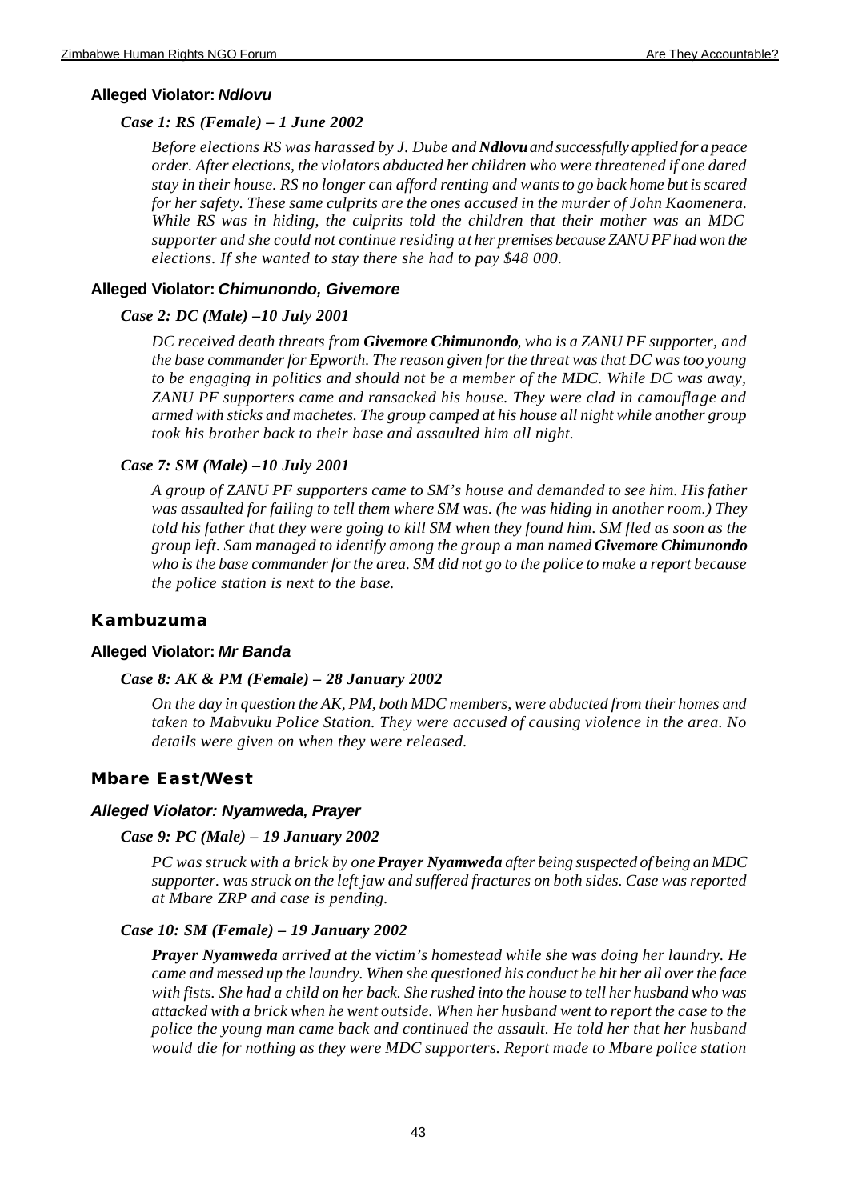### Alleged Violator: ***Ndlovu***

#### *Case 1: RS (Female) – 1 June 2002*

*Before elections RS was harassed by J. Dube and **Ndlovu** and successfully applied for a peace order. After elections, the violators abducted her children who were threatened if one dared stay in their house. RS no longer can afford renting and wants to go back home but is scared for her safety. These same culprits are the ones accused in the murder of John Kaomenera. While RS was in hiding, the culprits told the children that their mother was an MDC supporter and she could not continue residing at her premises because ZANU PF had won the elections. If she wanted to stay there she had to pay $48 000.*

### Alleged Violator: ***Chimunondo, Givemore***

#### *Case 2: DC (Male) –10 July 2001*

*DC received death threats from **Givemore Chimunondo**, who is a ZANU PF supporter, and the base commander for Epworth. The reason given for the threat was that DC was too young to be engaging in politics and should not be a member of the MDC. While DC was away, ZANU PF supporters came and ransacked his house. They were clad in camouflage and armed with sticks and machetes. The group camped at his house all night while another group took his brother back to their base and assaulted him all night.*

#### *Case 7: SM (Male) –10 July 2001*

*A group of ZANU PF supporters came to SM's house and demanded to see him. His father was assaulted for failing to tell them where SM was. (he was hiding in another room.) They told his father that they were going to kill SM when they found him. SM fled as soon as the group left. Sam managed to identify among the group a man named **Givemore Chimunondo** who is the base commander for the area. SM did not go to the police to make a report because the police station is next to the base.*

## Kambuzuma

### Alleged Violator: ***Mr Banda***

#### *Case 8: AK & PM (Female) – 28 January 2002*

*On the day in question the AK, PM, both MDC members, were abducted from their homes and taken to Mabvuku Police Station. They were accused of causing violence in the area. No details were given on when they were released.*

## Mbare East/West

### *Alleged Violator: Nyamweda, Prayer*

#### *Case 9: PC (Male) – 19 January 2002*

*PC was struck with a brick by one **Prayer Nyamweda** after being suspected of being an MDC supporter. was struck on the left jaw and suffered fractures on both sides. Case was reported at Mbare ZRP and case is pending.*

#### *Case 10: SM (Female) – 19 January 2002*

***Prayer Nyamweda** arrived at the victim's homestead while she was doing her laundry. He came and messed up the laundry. When she questioned his conduct he hit her all over the face with fists. She had a child on her back. She rushed into the house to tell her husband who was attacked with a brick when he went outside. When her husband went to report the case to the police the young man came back and continued the assault. He told her that her husband would die for nothing as they were MDC supporters. Report made to Mbare police station*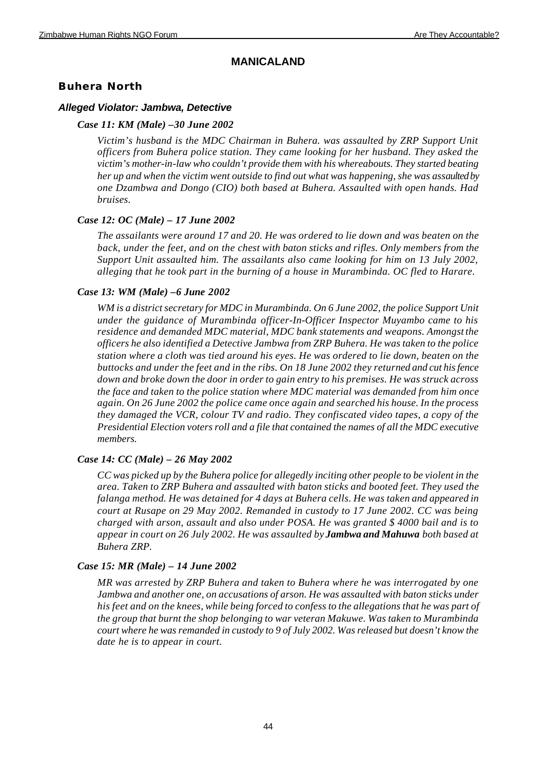## MANICALAND

### Buhera North

#### *Alleged Violator: Jambwa, Detective*

***Case 11: KM (Male) –30 June 2002***

*Victim's husband is the MDC Chairman in Buhera. was assaulted by ZRP Support Unit officers from Buhera police station. They came looking for her husband. They asked the victim's mother-in-law who couldn't provide them with his whereabouts. They started beating her up and when the victim went outside to find out what was happening, she was assaulted by one Dzambwa and Dongo (CIO) both based at Buhera. Assaulted with open hands. Had bruises.*

***Case 12: OC (Male) – 17 June 2002***

*The assailants were around 17 and 20. He was ordered to lie down and was beaten on the back, under the feet, and on the chest with baton sticks and rifles. Only members from the Support Unit assaulted him. The assailants also came looking for him on 13 July 2002, alleging that he took part in the burning of a house in Murambinda. OC fled to Harare.*

***Case 13: WM (Male) –6 June 2002***

*WM is a district secretary for MDC in Murambinda. On 6 June 2002, the police Support Unit under the guidance of Murambinda officer-In-Officer Inspector Muyambo came to his residence and demanded MDC material, MDC bank statements and weapons. Amongst the officers he also identified a Detective Jambwa from ZRP Buhera. He was taken to the police station where a cloth was tied around his eyes. He was ordered to lie down, beaten on the buttocks and under the feet and in the ribs. On 18 June 2002 they returned and cut his fence down and broke down the door in order to gain entry to his premises. He was struck across the face and taken to the police station where MDC material was demanded from him once again. On 26 June 2002 the police came once again and searched his house. In the process they damaged the VCR, colour TV and radio. They confiscated video tapes, a copy of the Presidential Election voters roll and a file that contained the names of all the MDC executive members.*

***Case 14: CC (Male) – 26 May 2002***

*CC was picked up by the Buhera police for allegedly inciting other people to be violent in the area. Taken to ZRP Buhera and assaulted with baton sticks and booted feet. They used the falanga method. He was detained for 4 days at Buhera cells. He was taken and appeared in court at Rusape on 29 May 2002. Remanded in custody to 17 June 2002. CC was being charged with arson, assault and also under POSA. He was granted $ 4000 bail and is to appear in court on 26 July 2002. He was assaulted by* ***Jambwa and Mahuwa*** *both based at Buhera ZRP.*

***Case 15: MR (Male) – 14 June 2002***

*MR was arrested by ZRP Buhera and taken to Buhera where he was interrogated by one Jambwa and another one, on accusations of arson. He was assaulted with baton sticks under his feet and on the knees, while being forced to confess to the allegations that he was part of the group that burnt the shop belonging to war veteran Makuwe. Was taken to Murambinda court where he was remanded in custody to 9 of July 2002. Was released but doesn't know the date he is to appear in court.*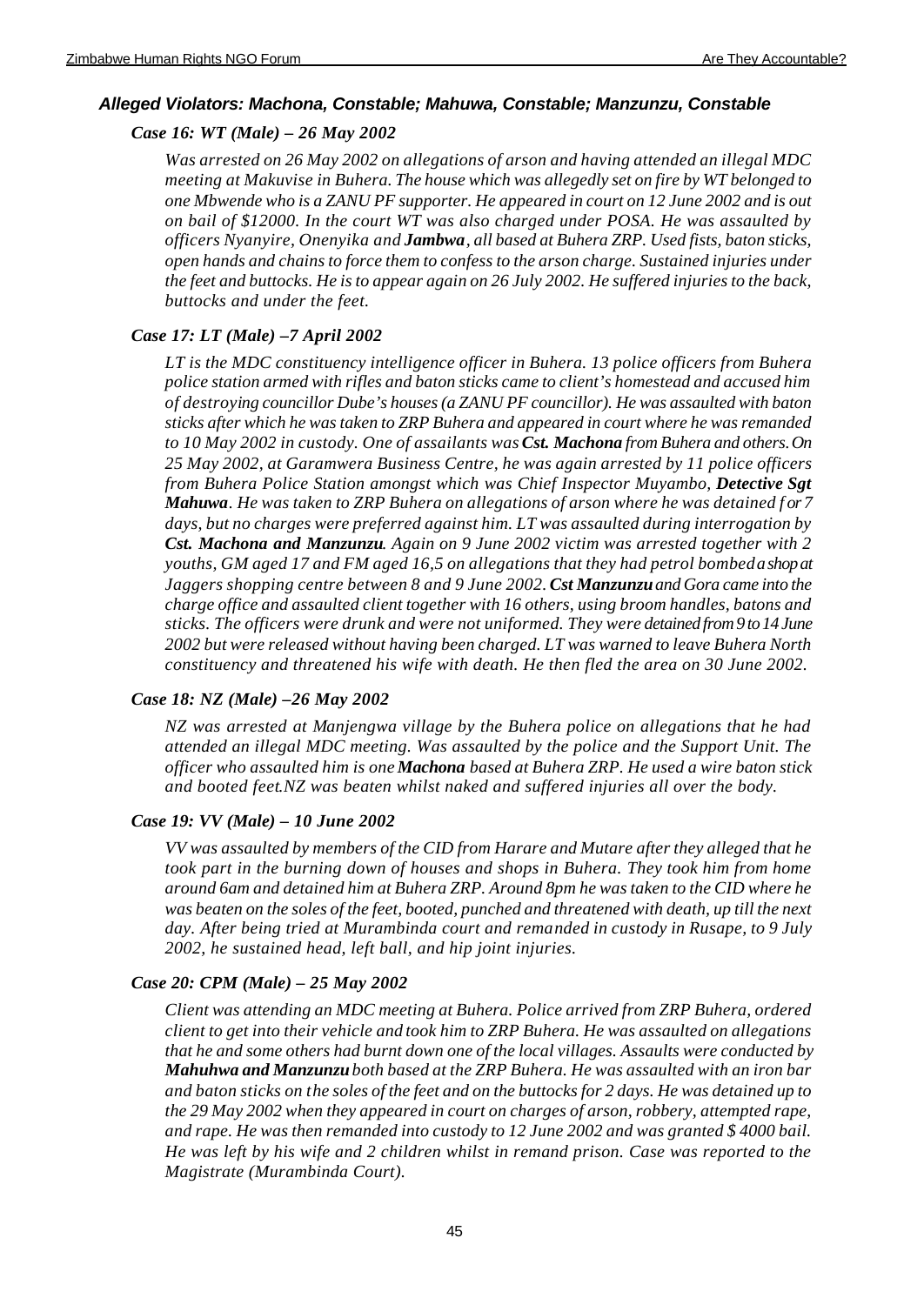### *Alleged Violators: Machona, Constable; Mahuwa, Constable; Manzunzu, Constable*

#### *Case 16: WT (Male) – 26 May 2002*

*Was arrested on 26 May 2002 on allegations of arson and having attended an illegal MDC meeting at Makuvise in Buhera. The house which was allegedly set on fire by WT belonged to one Mbwende who is a ZANU PF supporter. He appeared in court on 12 June 2002 and is out on bail of $12000. In the court WT was also charged under POSA. He was assaulted by officers Nyanyire, Onenyika and **Jambwa**, all based at Buhera ZRP. Used fists, baton sticks, open hands and chains to force them to confess to the arson charge. Sustained injuries under the feet and buttocks. He is to appear again on 26 July 2002. He suffered injuries to the back, buttocks and under the feet.*

#### *Case 17: LT (Male) –7 April 2002*

*LT is the MDC constituency intelligence officer in Buhera. 13 police officers from Buhera police station armed with rifles and baton sticks came to client's homestead and accused him of destroying councillor Dube's houses (a ZANU PF councillor). He was assaulted with baton sticks after which he was taken to ZRP Buhera and appeared in court where he was remanded to 10 May 2002 in custody. One of assailants was **Cst. Machona** from Buhera and others. On 25 May 2002, at Garamwera Business Centre, he was again arrested by 11 police officers from Buhera Police Station amongst which was Chief Inspector Muyambo, **Detective Sgt Mahuwa**. He was taken to ZRP Buhera on allegations of arson where he was detained for 7 days, but no charges were preferred against him. LT was assaulted during interrogation by **Cst. Machona and Manzunzu**. Again on 9 June 2002 victim was arrested together with 2 youths, GM aged 17 and FM aged 16,5 on allegations that they had petrol bombed a shop at Jaggers shopping centre between 8 and 9 June 2002. **Cst Manzunzu** and Gora came into the charge office and assaulted client together with 16 others, using broom handles, batons and sticks. The officers were drunk and were not uniformed. They were detained from 9 to 14 June 2002 but were released without having been charged. LT was warned to leave Buhera North constituency and threatened his wife with death. He then fled the area on 30 June 2002.*

#### *Case 18: NZ (Male) –26 May 2002*

*NZ was arrested at Manjengwa village by the Buhera police on allegations that he had attended an illegal MDC meeting. Was assaulted by the police and the Support Unit. The officer who assaulted him is one **Machona** based at Buhera ZRP. He used a wire baton stick and booted feet.NZ was beaten whilst naked and suffered injuries all over the body.*

#### *Case 19: VV (Male) – 10 June 2002*

*VV was assaulted by members of the CID from Harare and Mutare after they alleged that he took part in the burning down of houses and shops in Buhera. They took him from home around 6am and detained him at Buhera ZRP. Around 8pm he was taken to the CID where he was beaten on the soles of the feet, booted, punched and threatened with death, up till the next day. After being tried at Murambinda court and remanded in custody in Rusape, to 9 July 2002, he sustained head, left ball, and hip joint injuries.*

#### *Case 20: CPM (Male) – 25 May 2002*

*Client was attending an MDC meeting at Buhera. Police arrived from ZRP Buhera, ordered client to get into their vehicle and took him to ZRP Buhera. He was assaulted on allegations that he and some others had burnt down one of the local villages. Assaults were conducted by **Mahuhwa and Manzunzu** both based at the ZRP Buhera. He was assaulted with an iron bar and baton sticks on the soles of the feet and on the buttocks for 2 days. He was detained up to the 29 May 2002 when they appeared in court on charges of arson, robbery, attempted rape, and rape. He was then remanded into custody to 12 June 2002 and was granted $ 4000 bail. He was left by his wife and 2 children whilst in remand prison. Case was reported to the Magistrate (Murambinda Court).*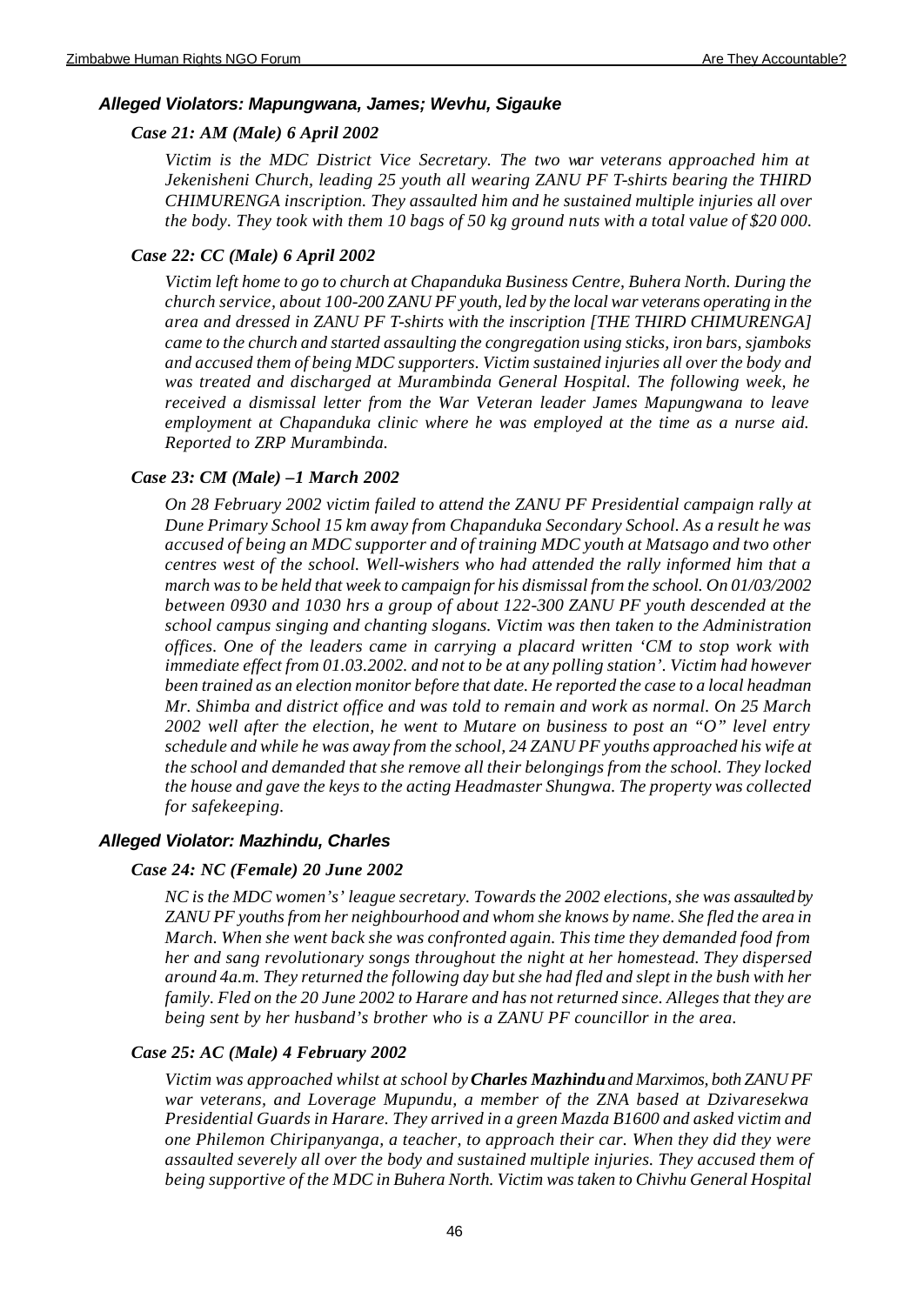### *Alleged Violators: Mapungwana, James; Wevhu, Sigauke*

#### *Case 21: AM (Male) 6 April 2002*

*Victim is the MDC District Vice Secretary. The two war veterans approached him at Jekenisheni Church, leading 25 youth all wearing ZANU PF T-shirts bearing the THIRD CHIMURENGA inscription. They assaulted him and he sustained multiple injuries all over the body. They took with them 10 bags of 50 kg ground nuts with a total value of $20 000.*

#### *Case 22: CC (Male) 6 April 2002*

*Victim left home to go to church at Chapanduka Business Centre, Buhera North. During the church service, about 100-200 ZANU PF youth, led by the local war veterans operating in the area and dressed in ZANU PF T-shirts with the inscription [THE THIRD CHIMURENGA] came to the church and started assaulting the congregation using sticks, iron bars, sjamboks and accused them of being MDC supporters. Victim sustained injuries all over the body and was treated and discharged at Murambinda General Hospital. The following week, he received a dismissal letter from the War Veteran leader James Mapungwana to leave employment at Chapanduka clinic where he was employed at the time as a nurse aid. Reported to ZRP Murambinda.*

#### *Case 23: CM (Male) –1 March 2002*

*On 28 February 2002 victim failed to attend the ZANU PF Presidential campaign rally at Dune Primary School 15 km away from Chapanduka Secondary School. As a result he was accused of being an MDC supporter and of training MDC youth at Matsago and two other centres west of the school. Well-wishers who had attended the rally informed him that a march was to be held that week to campaign for his dismissal from the school. On 01/03/2002 between 0930 and 1030 hrs a group of about 122-300 ZANU PF youth descended at the school campus singing and chanting slogans. Victim was then taken to the Administration offices. One of the leaders came in carrying a placard written 'CM to stop work with immediate effect from 01.03.2002. and not to be at any polling station'. Victim had however been trained as an election monitor before that date. He reported the case to a local headman Mr. Shimba and district office and was told to remain and work as normal. On 25 March 2002 well after the election, he went to Mutare on business to post an "O" level entry schedule and while he was away from the school, 24 ZANU PF youths approached his wife at the school and demanded that she remove all their belongings from the school. They locked the house and gave the keys to the acting Headmaster Shungwa. The property was collected for safekeeping.*

### *Alleged Violator: Mazhindu, Charles*

#### *Case 24: NC (Female) 20 June 2002*

*NC is the MDC women's' league secretary. Towards the 2002 elections, she was assaulted by ZANU PF youths from her neighbourhood and whom she knows by name. She fled the area in March. When she went back she was confronted again. This time they demanded food from her and sang revolutionary songs throughout the night at her homestead. They dispersed around 4a.m. They returned the following day but she had fled and slept in the bush with her family. Fled on the 20 June 2002 to Harare and has not returned since. Alleges that they are being sent by her husband's brother who is a ZANU PF councillor in the area.*

#### *Case 25: AC (Male) 4 February 2002*

*Victim was approached whilst at school by* ***Charles Mazhindu*** *and Marximos, both ZANU PF war veterans, and Loverage Mupundu, a member of the ZNA based at Dzivaresekwa Presidential Guards in Harare. They arrived in a green Mazda B1600 and asked victim and one Philemon Chiripanyanga, a teacher, to approach their car. When they did they were assaulted severely all over the body and sustained multiple injuries. They accused them of being supportive of the MDC in Buhera North. Victim was taken to Chivhu General Hospital*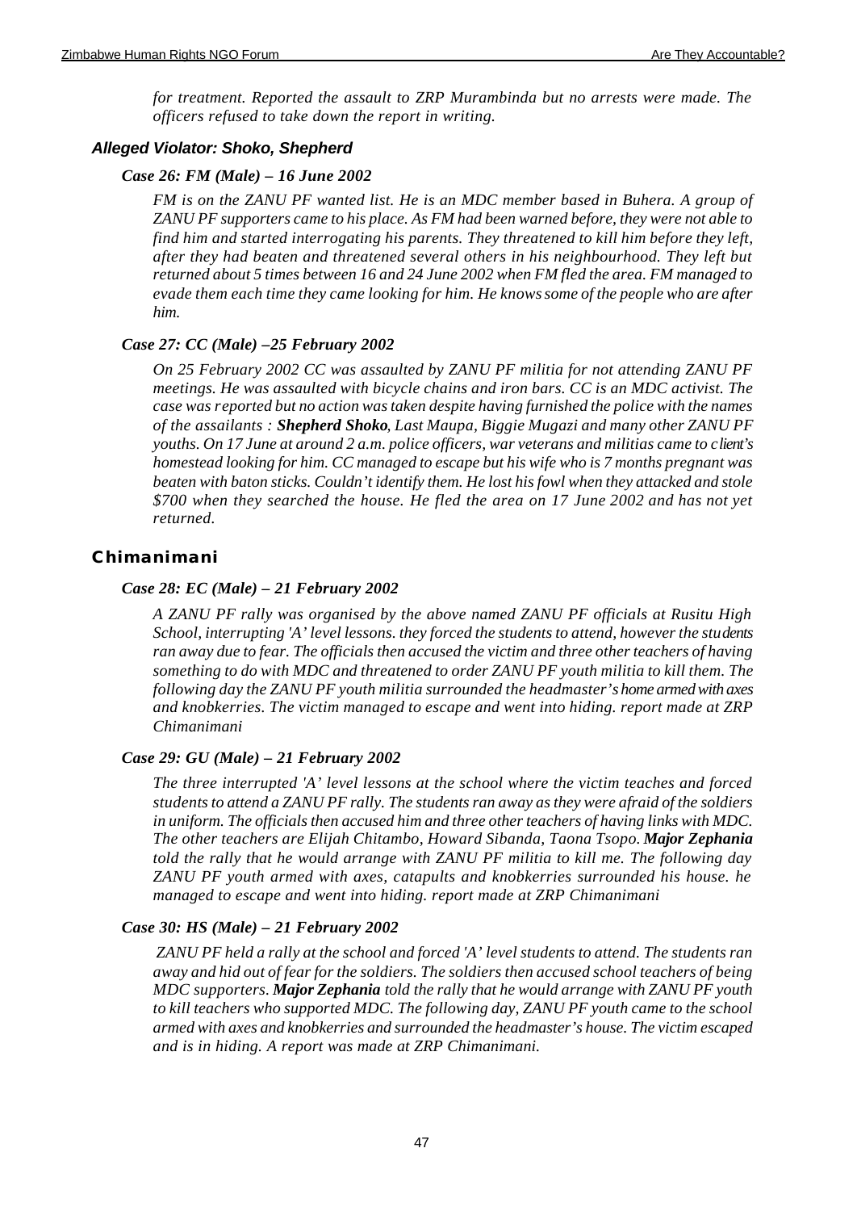*for treatment. Reported the assault to ZRP Murambinda but no arrests were made. The officers refused to take down the report in writing.*

### *Alleged Violator: Shoko, Shepherd*

#### *Case 26: FM (Male) – 16 June 2002*

*FM is on the ZANU PF wanted list. He is an MDC member based in Buhera. A group of ZANU PF supporters came to his place. As FM had been warned before, they were not able to find him and started interrogating his parents. They threatened to kill him before they left, after they had beaten and threatened several others in his neighbourhood. They left but returned about 5 times between 16 and 24 June 2002 when FM fled the area. FM managed to evade them each time they came looking for him. He knows some of the people who are after him.*

#### *Case 27: CC (Male) –25 February 2002*

*On 25 February 2002 CC was assaulted by ZANU PF militia for not attending ZANU PF meetings. He was assaulted with bicycle chains and iron bars. CC is an MDC activist. The case was reported but no action was taken despite having furnished the police with the names of the assailants : **Shepherd Shoko**, Last Maupa, Biggie Mugazi and many other ZANU PF youths. On 17 June at around 2 a.m. police officers, war veterans and militias came to client's homestead looking for him. CC managed to escape but his wife who is 7 months pregnant was beaten with baton sticks. Couldn't identify them. He lost his fowl when they attacked and stole $700 when they searched the house. He fled the area on 17 June 2002 and has not yet returned.*

## Chimanimani

#### *Case 28: EC (Male) – 21 February 2002*

*A ZANU PF rally was organised by the above named ZANU PF officials at Rusitu High School, interrupting 'A' level lessons. they forced the students to attend, however the students ran away due to fear. The officials then accused the victim and three other teachers of having something to do with MDC and threatened to order ZANU PF youth militia to kill them. The following day the ZANU PF youth militia surrounded the headmaster's home armed with axes and knobkerries. The victim managed to escape and went into hiding. report made at ZRP Chimanimani*

#### *Case 29: GU (Male) – 21 February 2002*

*The three interrupted 'A' level lessons at the school where the victim teaches and forced students to attend a ZANU PF rally. The students ran away as they were afraid of the soldiers in uniform. The officials then accused him and three other teachers of having links with MDC. The other teachers are Elijah Chitambo, Howard Sibanda, Taona Tsopo. **Major Zephania** told the rally that he would arrange with ZANU PF militia to kill me. The following day ZANU PF youth armed with axes, catapults and knobkerries surrounded his house. he managed to escape and went into hiding. report made at ZRP Chimanimani*

#### *Case 30: HS (Male) – 21 February 2002*

*ZANU PF held a rally at the school and forced 'A' level students to attend. The students ran away and hid out of fear for the soldiers. The soldiers then accused school teachers of being MDC supporters. **Major Zephania** told the rally that he would arrange with ZANU PF youth to kill teachers who supported MDC. The following day, ZANU PF youth came to the school armed with axes and knobkerries and surrounded the headmaster's house. The victim escaped and is in hiding. A report was made at ZRP Chimanimani.*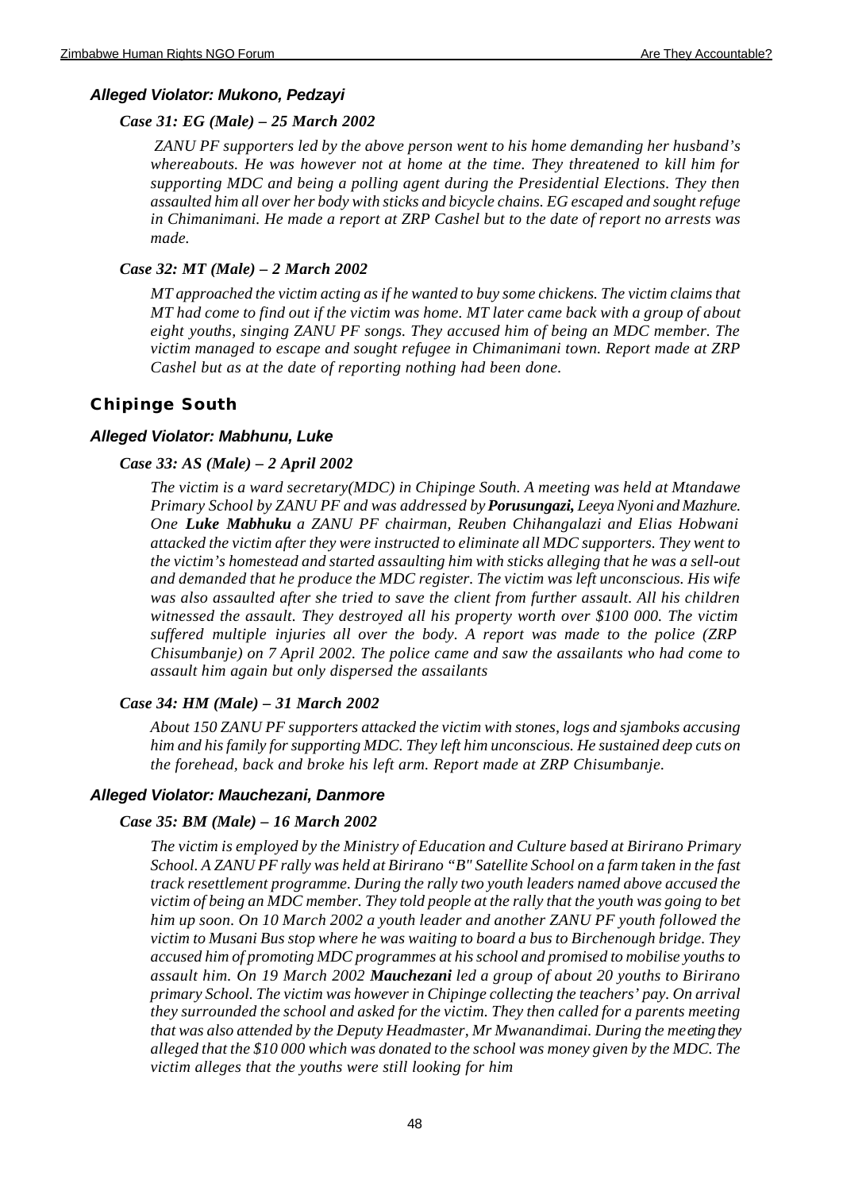#### *Alleged Violator: Mukono, Pedzayi*

##### *Case 31: EG (Male) – 25 March 2002*

*ZANU PF supporters led by the above person went to his home demanding her husband's whereabouts. He was however not at home at the time. They threatened to kill him for supporting MDC and being a polling agent during the Presidential Elections. They then assaulted him all over her body with sticks and bicycle chains. EG escaped and sought refuge in Chimanimani. He made a report at ZRP Cashel but to the date of report no arrests was made.*

##### *Case 32: MT (Male) – 2 March 2002*

*MT approached the victim acting as if he wanted to buy some chickens. The victim claims that MT had come to find out if the victim was home. MT later came back with a group of about eight youths, singing ZANU PF songs. They accused him of being an MDC member. The victim managed to escape and sought refugee in Chimanimani town. Report made at ZRP Cashel but as at the date of reporting nothing had been done.*

### Chipinge South

#### *Alleged Violator: Mabhunu, Luke*

##### *Case 33: AS (Male) – 2 April 2002*

*The victim is a ward secretary(MDC) in Chipinge South. A meeting was held at Mtandawe Primary School by ZANU PF and was addressed by **Porusungazi,** Leeya Nyoni and Mazhure. One **Luke Mabhuku** a ZANU PF chairman, Reuben Chihangalazi and Elias Hobwani attacked the victim after they were instructed to eliminate all MDC supporters. They went to the victim's homestead and started assaulting him with sticks alleging that he was a sell-out and demanded that he produce the MDC register. The victim was left unconscious. His wife was also assaulted after she tried to save the client from further assault. All his children witnessed the assault. They destroyed all his property worth over $100 000. The victim suffered multiple injuries all over the body. A report was made to the police (ZRP Chisumbanje) on 7 April 2002. The police came and saw the assailants who had come to assault him again but only dispersed the assailants*

##### *Case 34: HM (Male) – 31 March 2002*

*About 150 ZANU PF supporters attacked the victim with stones, logs and sjamboks accusing him and his family for supporting MDC. They left him unconscious. He sustained deep cuts on the forehead, back and broke his left arm. Report made at ZRP Chisumbanje.*

#### *Alleged Violator: Mauchezani, Danmore*

##### *Case 35: BM (Male) – 16 March 2002*

*The victim is employed by the Ministry of Education and Culture based at Birirano Primary School. A ZANU PF rally was held at Birirano "B" Satellite School on a farm taken in the fast track resettlement programme. During the rally two youth leaders named above accused the victim of being an MDC member. They told people at the rally that the youth was going to bet him up soon. On 10 March 2002 a youth leader and another ZANU PF youth followed the victim to Musani Bus stop where he was waiting to board a bus to Birchenough bridge. They accused him of promoting MDC programmes at his school and promised to mobilise youths to assault him. On 19 March 2002 **Mauchezani** led a group of about 20 youths to Birirano primary School. The victim was however in Chipinge collecting the teachers' pay. On arrival they surrounded the school and asked for the victim. They then called for a parents meeting that was also attended by the Deputy Headmaster, Mr Mwanandimai. During the meeting they alleged that the $10 000 which was donated to the school was money given by the MDC. The victim alleges that the youths were still looking for him*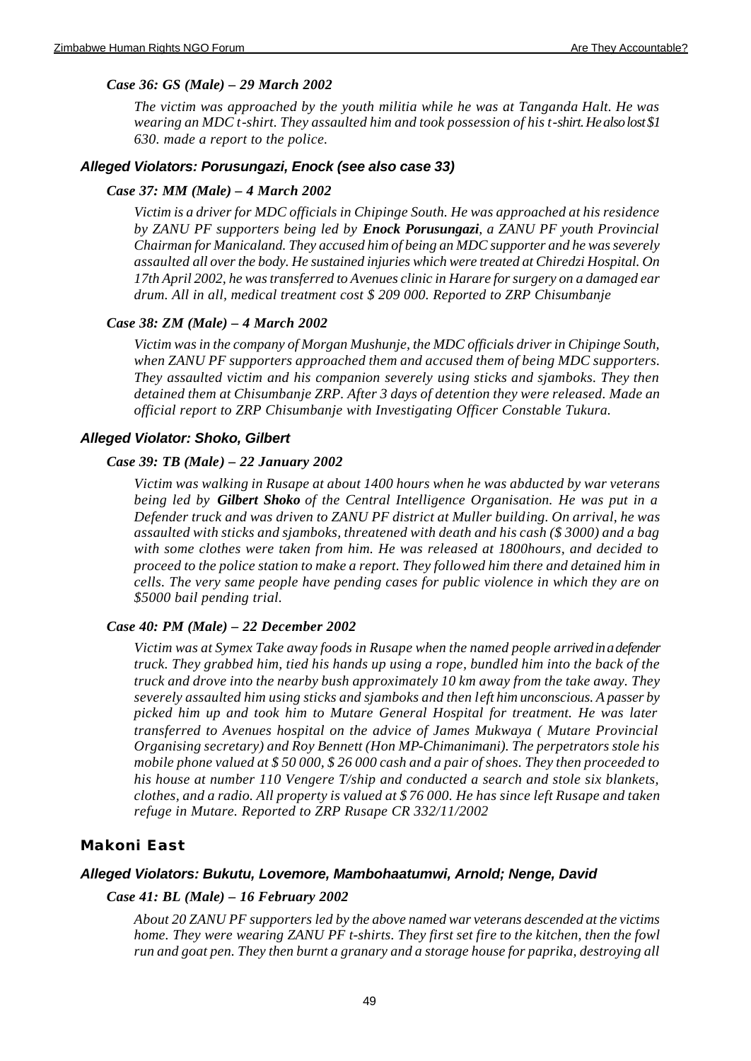*Case 36: GS (Male) – 29 March 2002*

*The victim was approached by the youth militia while he was at Tanganda Halt. He was wearing an MDC t-shirt. They assaulted him and took possession of his t-shirt. He also lost $1 630. made a report to the police.*

### *Alleged Violators: Porusungazi, Enock (see also case 33)*

*Case 37: MM (Male) – 4 March 2002*

*Victim is a driver for MDC officials in Chipinge South. He was approached at his residence by ZANU PF supporters being led by* ***Enock Porusungazi****, a ZANU PF youth Provincial Chairman for Manicaland. They accused him of being an MDC supporter and he was severely assaulted all over the body. He sustained injuries which were treated at Chiredzi Hospital. On 17th April 2002, he was transferred to Avenues clinic in Harare for surgery on a damaged ear drum. All in all, medical treatment cost $ 209 000. Reported to ZRP Chisumbanje*

*Case 38: ZM (Male) – 4 March 2002*

*Victim was in the company of Morgan Mushunje, the MDC officials driver in Chipinge South, when ZANU PF supporters approached them and accused them of being MDC supporters. They assaulted victim and his companion severely using sticks and sjamboks. They then detained them at Chisumbanje ZRP. After 3 days of detention they were released. Made an official report to ZRP Chisumbanje with Investigating Officer Constable Tukura.*

### *Alleged Violator: Shoko, Gilbert*

*Case 39: TB (Male) – 22 January 2002*

*Victim was walking in Rusape at about 1400 hours when he was abducted by war veterans being led by* ***Gilbert Shoko*** *of the Central Intelligence Organisation. He was put in a Defender truck and was driven to ZANU PF district at Muller building. On arrival, he was assaulted with sticks and sjamboks, threatened with death and his cash ($ 3000) and a bag with some clothes were taken from him. He was released at 1800hours, and decided to proceed to the police station to make a report. They followed him there and detained him in cells. The very same people have pending cases for public violence in which they are on $5000 bail pending trial.*

*Case 40: PM (Male) – 22 December 2002*

*Victim was at Symex Take away foods in Rusape when the named people arrived in a defender truck. They grabbed him, tied his hands up using a rope, bundled him into the back of the truck and drove into the nearby bush approximately 10 km away from the take away. They severely assaulted him using sticks and sjamboks and then left him unconscious. A passer by picked him up and took him to Mutare General Hospital for treatment. He was later transferred to Avenues hospital on the advice of James Mukwaya ( Mutare Provincial Organising secretary) and Roy Bennett (Hon MP-Chimanimani). The perpetrators stole his mobile phone valued at $ 50 000, $ 26 000 cash and a pair of shoes. They then proceeded to his house at number 110 Vengere T/ship and conducted a search and stole six blankets, clothes, and a radio. All property is valued at $ 76 000. He has since left Rusape and taken refuge in Mutare. Reported to ZRP Rusape CR 332/11/2002*

## Makoni East

### *Alleged Violators: Bukutu, Lovemore, Mambohaatumwi, Arnold; Nenge, David*

*Case 41: BL (Male) – 16 February 2002*

*About 20 ZANU PF supporters led by the above named war veterans descended at the victims home. They were wearing ZANU PF t-shirts. They first set fire to the kitchen, then the fowl run and goat pen. They then burnt a granary and a storage house for paprika, destroying all*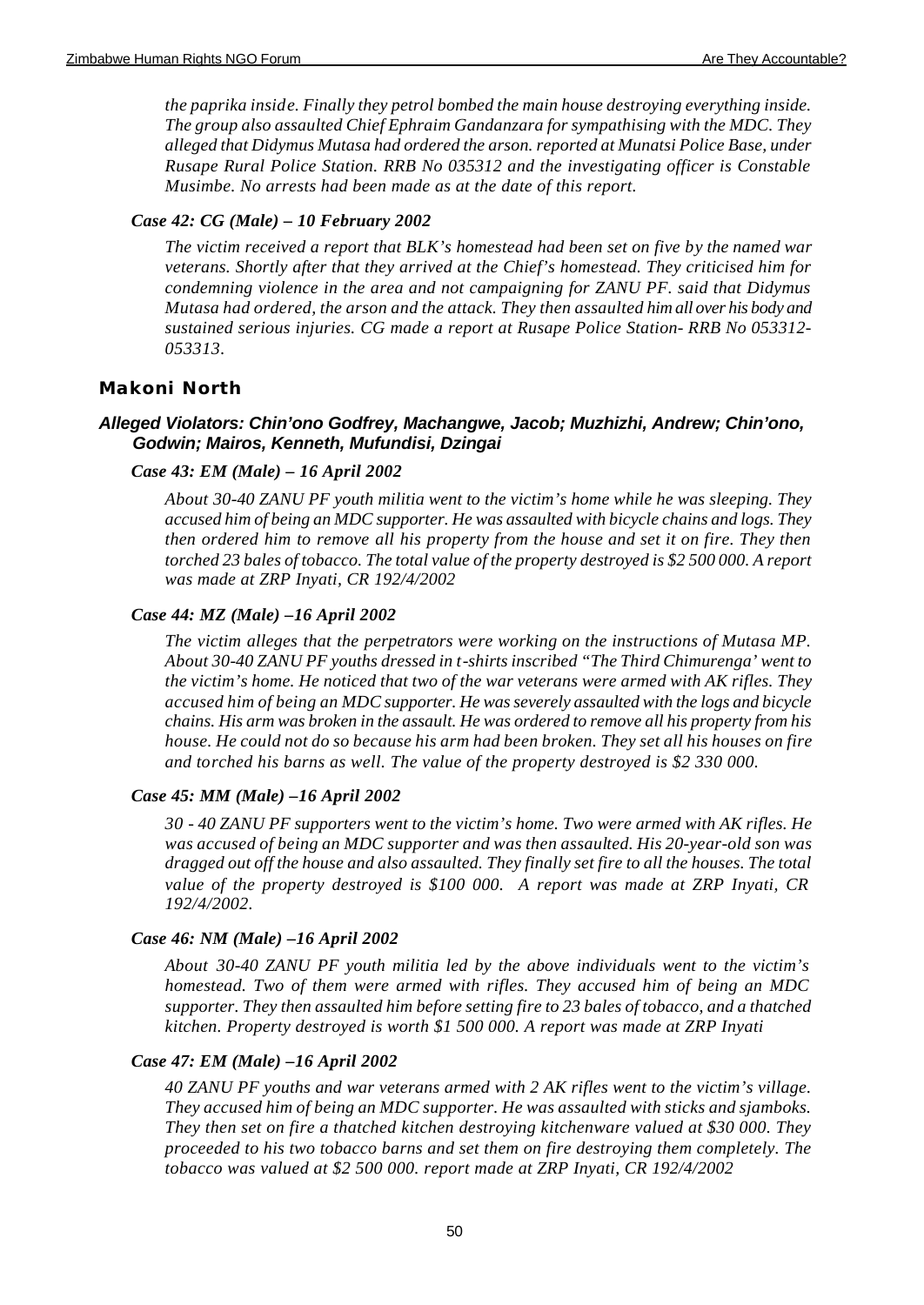*the paprika inside. Finally they petrol bombed the main house destroying everything inside. The group also assaulted Chief Ephraim Gandanzara for sympathising with the MDC. They alleged that Didymus Mutasa had ordered the arson. reported at Munatsi Police Base, under Rusape Rural Police Station. RRB No 035312 and the investigating officer is Constable Musimbe. No arrests had been made as at the date of this report.*

#### *Case 42: CG (Male) – 10 February 2002*

*The victim received a report that BLK's homestead had been set on five by the named war veterans. Shortly after that they arrived at the Chief's homestead. They criticised him for condemning violence in the area and not campaigning for ZANU PF. said that Didymus Mutasa had ordered, the arson and the attack. They then assaulted him all over his body and sustained serious injuries. CG made a report at Rusape Police Station- RRB No 053312-053313.*

## Makoni North

### *Alleged Violators: Chin'ono Godfrey, Machangwe, Jacob; Muzhizhi, Andrew; Chin'ono, Godwin; Mairos, Kenneth, Mufundisi, Dzingai*

#### *Case 43: EM (Male) – 16 April 2002*

*About 30-40 ZANU PF youth militia went to the victim's home while he was sleeping. They accused him of being an MDC supporter. He was assaulted with bicycle chains and logs. They then ordered him to remove all his property from the house and set it on fire. They then torched 23 bales of tobacco. The total value of the property destroyed is $2 500 000. A report was made at ZRP Inyati, CR 192/4/2002*

#### *Case 44: MZ (Male) –16 April 2002*

*The victim alleges that the perpetrators were working on the instructions of Mutasa MP. About 30-40 ZANU PF youths dressed in t-shirts inscribed "The Third Chimurenga' went to the victim's home. He noticed that two of the war veterans were armed with AK rifles. They accused him of being an MDC supporter. He was severely assaulted with the logs and bicycle chains. His arm was broken in the assault. He was ordered to remove all his property from his house. He could not do so because his arm had been broken. They set all his houses on fire and torched his barns as well. The value of the property destroyed is $2 330 000.*

#### *Case 45: MM (Male) –16 April 2002*

*30 - 40 ZANU PF supporters went to the victim's home. Two were armed with AK rifles. He was accused of being an MDC supporter and was then assaulted. His 20-year-old son was dragged out off the house and also assaulted. They finally set fire to all the houses. The total value of the property destroyed is $100 000. A report was made at ZRP Inyati, CR 192/4/2002.*

#### *Case 46: NM (Male) –16 April 2002*

*About 30-40 ZANU PF youth militia led by the above individuals went to the victim's homestead. Two of them were armed with rifles. They accused him of being an MDC supporter. They then assaulted him before setting fire to 23 bales of tobacco, and a thatched kitchen. Property destroyed is worth $1 500 000. A report was made at ZRP Inyati*

#### *Case 47: EM (Male) –16 April 2002*

*40 ZANU PF youths and war veterans armed with 2 AK rifles went to the victim's village. They accused him of being an MDC supporter. He was assaulted with sticks and sjamboks. They then set on fire a thatched kitchen destroying kitchenware valued at $30 000. They proceeded to his two tobacco barns and set them on fire destroying them completely. The tobacco was valued at $2 500 000. report made at ZRP Inyati, CR 192/4/2002*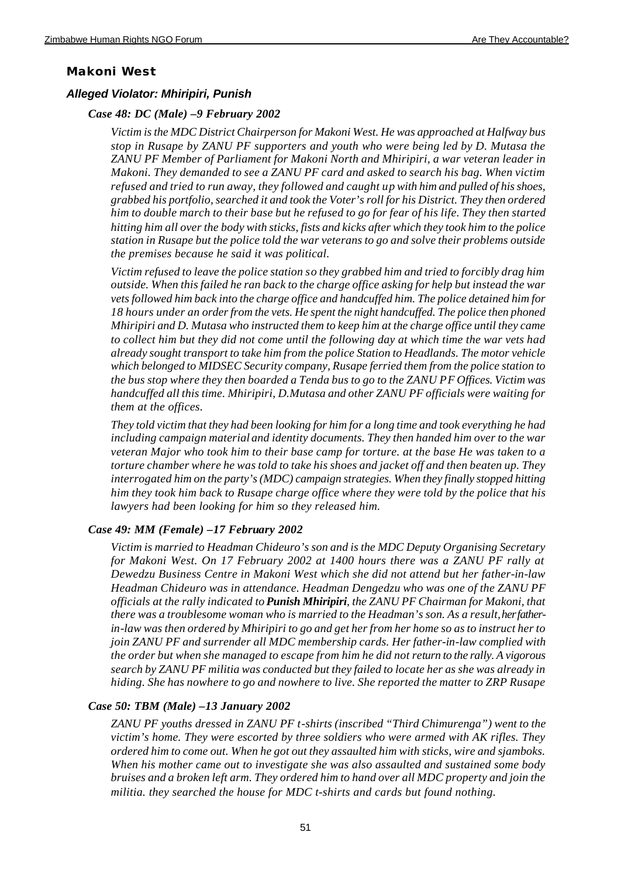## Makoni West

### *Alleged Violator: Mhiripiri, Punish*

#### *Case 48: DC (Male) –9 February 2002*

*Victim is the MDC District Chairperson for Makoni West. He was approached at Halfway bus stop in Rusape by ZANU PF supporters and youth who were being led by D. Mutasa the ZANU PF Member of Parliament for Makoni North and Mhiripiri, a war veteran leader in Makoni. They demanded to see a ZANU PF card and asked to search his bag. When victim refused and tried to run away, they followed and caught up with him and pulled of his shoes, grabbed his portfolio, searched it and took the Voter's roll for his District. They then ordered him to double march to their base but he refused to go for fear of his life. They then started hitting him all over the body with sticks, fists and kicks after which they took him to the police station in Rusape but the police told the war veterans to go and solve their problems outside the premises because he said it was political.*

*Victim refused to leave the police station so they grabbed him and tried to forcibly drag him outside. When this failed he ran back to the charge office asking for help but instead the war vets followed him back into the charge office and handcuffed him. The police detained him for 18 hours under an order from the vets. He spent the night handcuffed. The police then phoned Mhiripiri and D. Mutasa who instructed them to keep him at the charge office until they came to collect him but they did not come until the following day at which time the war vets had already sought transport to take him from the police Station to Headlands. The motor vehicle which belonged to MIDSEC Security company, Rusape ferried them from the police station to the bus stop where they then boarded a Tenda bus to go to the ZANU PF Offices. Victim was handcuffed all this time. Mhiripiri, D.Mutasa and other ZANU PF officials were waiting for them at the offices.*

*They told victim that they had been looking for him for a long time and took everything he had including campaign material and identity documents. They then handed him over to the war veteran Major who took him to their base camp for torture. at the base He was taken to a torture chamber where he was told to take his shoes and jacket off and then beaten up. They interrogated him on the party's (MDC) campaign strategies. When they finally stopped hitting him they took him back to Rusape charge office where they were told by the police that his lawyers had been looking for him so they released him.*

#### *Case 49: MM (Female) –17 February 2002*

*Victim is married to Headman Chideuro's son and is the MDC Deputy Organising Secretary for Makoni West. On 17 February 2002 at 1400 hours there was a ZANU PF rally at Dewedzu Business Centre in Makoni West which she did not attend but her father-in-law Headman Chideuro was in attendance. Headman Dengedzu who was one of the ZANU PF officials at the rally indicated to* ***Punish Mhiripiri****, the ZANU PF Chairman for Makoni, that there was a troublesome woman who is married to the Headman's son. As a result, her father-in-law was then ordered by Mhiripiri to go and get her from her home so as to instruct her to join ZANU PF and surrender all MDC membership cards. Her father-in-law complied with the order but when she managed to escape from him he did not return to the rally. A vigorous search by ZANU PF militia was conducted but they failed to locate her as she was already in hiding. She has nowhere to go and nowhere to live. She reported the matter to ZRP Rusape*

#### *Case 50: TBM (Male) –13 January 2002*

*ZANU PF youths dressed in ZANU PF t-shirts (inscribed "Third Chimurenga") went to the victim's home. They were escorted by three soldiers who were armed with AK rifles. They ordered him to come out. When he got out they assaulted him with sticks, wire and sjamboks. When his mother came out to investigate she was also assaulted and sustained some body bruises and a broken left arm. They ordered him to hand over all MDC property and join the militia. they searched the house for MDC t-shirts and cards but found nothing.*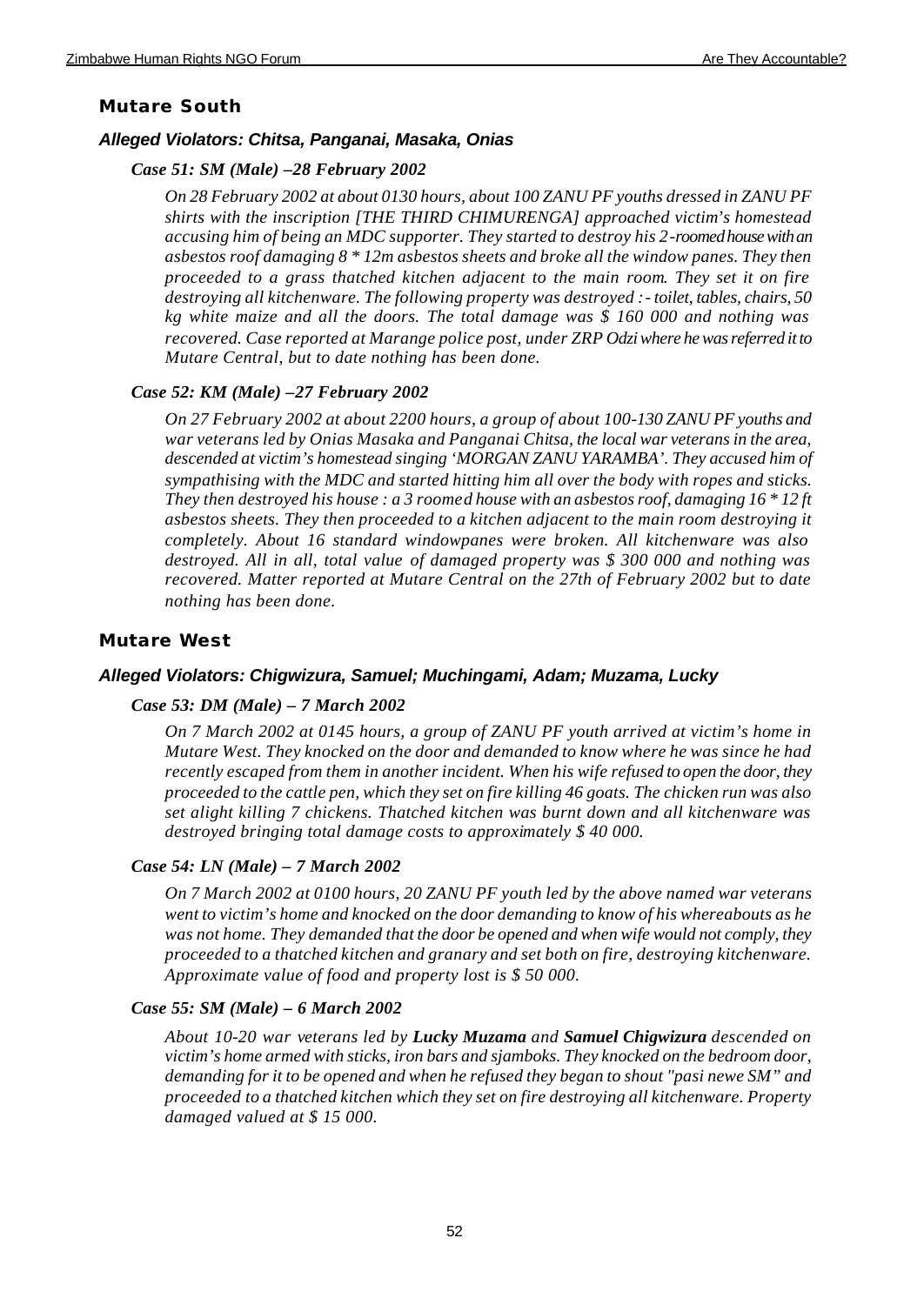## Mutare South

### *Alleged Violators: Chitsa, Panganai, Masaka, Onias*

#### *Case 51: SM (Male) –28 February 2002*

*On 28 February 2002 at about 0130 hours, about 100 ZANU PF youths dressed in ZANU PF shirts with the inscription [THE THIRD CHIMURENGA] approached victim's homestead accusing him of being an MDC supporter. They started to destroy his 2-roomed house with an asbestos roof damaging 8 * 12m asbestos sheets and broke all the window panes. They then proceeded to a grass thatched kitchen adjacent to the main room. They set it on fire destroying all kitchenware. The following property was destroyed :- toilet, tables, chairs, 50 kg white maize and all the doors. The total damage was $ 160 000 and nothing was recovered. Case reported at Marange police post, under ZRP Odzi where he was referred it to Mutare Central, but to date nothing has been done.*

#### *Case 52: KM (Male) –27 February 2002*

*On 27 February 2002 at about 2200 hours, a group of about 100-130 ZANU PF youths and war veterans led by Onias Masaka and Panganai Chitsa, the local war veterans in the area, descended at victim's homestead singing 'MORGAN ZANU YARAMBA'. They accused him of sympathising with the MDC and started hitting him all over the body with ropes and sticks. They then destroyed his house : a 3 roomed house with an asbestos roof, damaging 16 * 12 ft asbestos sheets. They then proceeded to a kitchen adjacent to the main room destroying it completely. About 16 standard windowpanes were broken. All kitchenware was also destroyed. All in all, total value of damaged property was $ 300 000 and nothing was recovered. Matter reported at Mutare Central on the 27th of February 2002 but to date nothing has been done.*

## Mutare West

### *Alleged Violators: Chigwizura, Samuel; Muchingami, Adam; Muzama, Lucky*

#### *Case 53: DM (Male) – 7 March 2002*

*On 7 March 2002 at 0145 hours, a group of ZANU PF youth arrived at victim's home in Mutare West. They knocked on the door and demanded to know where he was since he had recently escaped from them in another incident. When his wife refused to open the door, they proceeded to the cattle pen, which they set on fire killing 46 goats. The chicken run was also set alight killing 7 chickens. Thatched kitchen was burnt down and all kitchenware was destroyed bringing total damage costs to approximately $ 40 000.*

#### *Case 54: LN (Male) – 7 March 2002*

*On 7 March 2002 at 0100 hours, 20 ZANU PF youth led by the above named war veterans went to victim's home and knocked on the door demanding to know of his whereabouts as he was not home. They demanded that the door be opened and when wife would not comply, they proceeded to a thatched kitchen and granary and set both on fire, destroying kitchenware. Approximate value of food and property lost is $ 50 000.*

#### *Case 55: SM (Male) – 6 March 2002*

*About 10-20 war veterans led by **Lucky Muzama** and **Samuel Chigwizura** descended on victim's home armed with sticks, iron bars and sjamboks. They knocked on the bedroom door, demanding for it to be opened and when he refused they began to shout "pasi newe SM" and proceeded to a thatched kitchen which they set on fire destroying all kitchenware. Property damaged valued at $ 15 000.*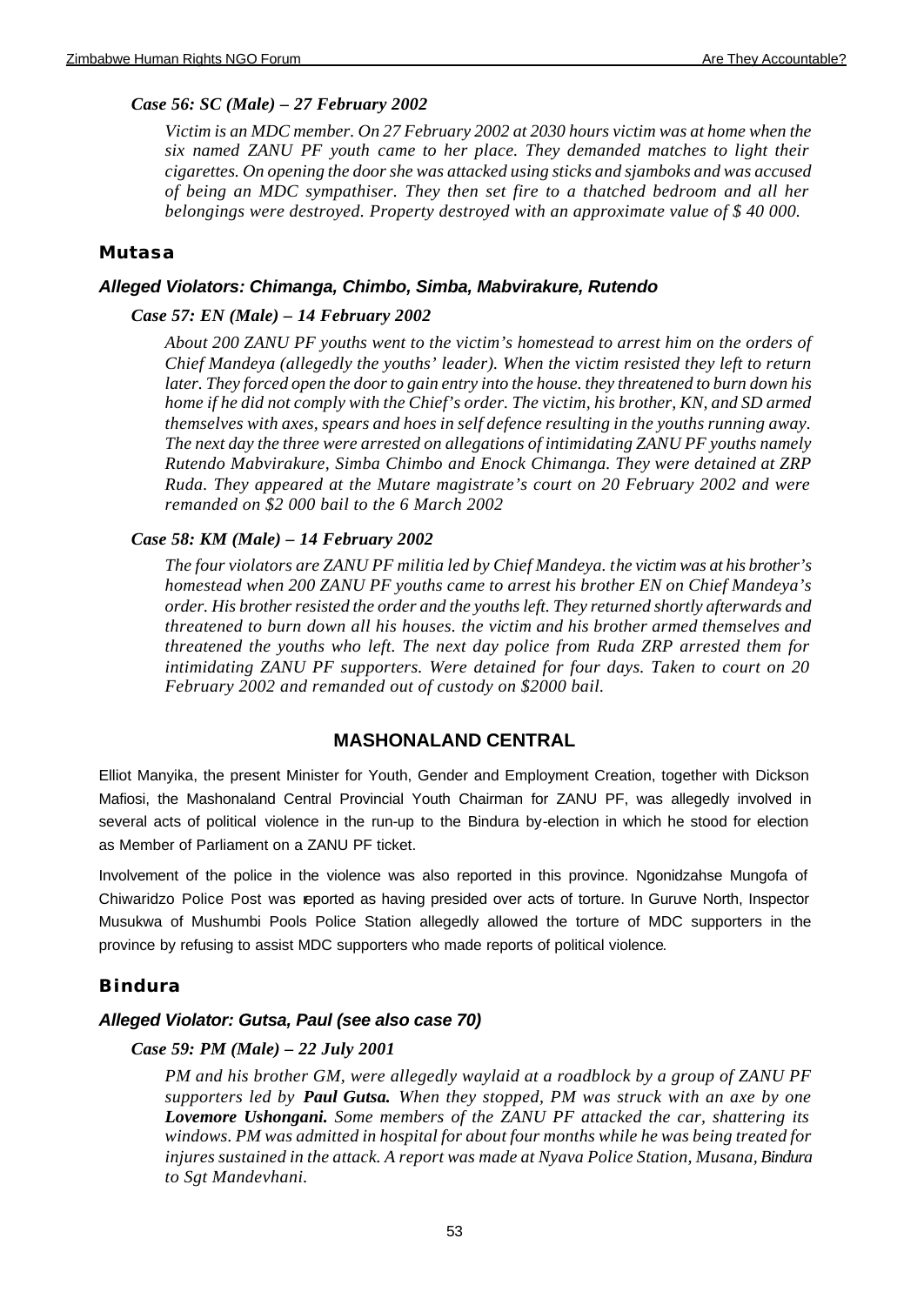#### *Case 56: SC (Male) – 27 February 2002*

*Victim is an MDC member. On 27 February 2002 at 2030 hours victim was at home when the six named ZANU PF youth came to her place. They demanded matches to light their cigarettes. On opening the door she was attacked using sticks and sjamboks and was accused of being an MDC sympathiser. They then set fire to a thatched bedroom and all her belongings were destroyed. Property destroyed with an approximate value of $ 40 000.*

### Mutasa

#### *Alleged Violators: Chimanga, Chimbo, Simba, Mabvirakure, Rutendo*

#### *Case 57: EN (Male) – 14 February 2002*

*About 200 ZANU PF youths went to the victim's homestead to arrest him on the orders of Chief Mandeya (allegedly the youths' leader). When the victim resisted they left to return later. They forced open the door to gain entry into the house. they threatened to burn down his home if he did not comply with the Chief's order. The victim, his brother, KN, and SD armed themselves with axes, spears and hoes in self defence resulting in the youths running away. The next day the three were arrested on allegations of intimidating ZANU PF youths namely Rutendo Mabvirakure, Simba Chimbo and Enock Chimanga. They were detained at ZRP Ruda. They appeared at the Mutare magistrate's court on 20 February 2002 and were remanded on $2 000 bail to the 6 March 2002*

#### *Case 58: KM (Male) – 14 February 2002*

*The four violators are ZANU PF militia led by Chief Mandeya. the victim was at his brother's homestead when 200 ZANU PF youths came to arrest his brother EN on Chief Mandeya's order. His brother resisted the order and the youths left. They returned shortly afterwards and threatened to burn down all his houses. the victim and his brother armed themselves and threatened the youths who left. The next day police from Ruda ZRP arrested them for intimidating ZANU PF supporters. Were detained for four days. Taken to court on 20 February 2002 and remanded out of custody on $2000 bail.*

## MASHONALAND CENTRAL

Elliot Manyika, the present Minister for Youth, Gender and Employment Creation, together with Dickson Mafiosi, the Mashonaland Central Provincial Youth Chairman for ZANU PF, was allegedly involved in several acts of political violence in the run-up to the Bindura by-election in which he stood for election as Member of Parliament on a ZANU PF ticket.

Involvement of the police in the violence was also reported in this province. Ngonidzahse Mungofa of Chiwaridzo Police Post was reported as having presided over acts of torture. In Guruve North, Inspector Musukwa of Mushumbi Pools Police Station allegedly allowed the torture of MDC supporters in the province by refusing to assist MDC supporters who made reports of political violence.

### Bindura

#### *Alleged Violator: Gutsa, Paul (see also case 70)*

#### *Case 59: PM (Male) – 22 July 2001*

*PM and his brother GM, were allegedly waylaid at a roadblock by a group of ZANU PF supporters led by **Paul Gutsa.** When they stopped, PM was struck with an axe by one **Lovemore Ushongani.** Some members of the ZANU PF attacked the car, shattering its windows. PM was admitted in hospital for about four months while he was being treated for injures sustained in the attack. A report was made at Nyava Police Station, Musana, Bindura to Sgt Mandevhani.*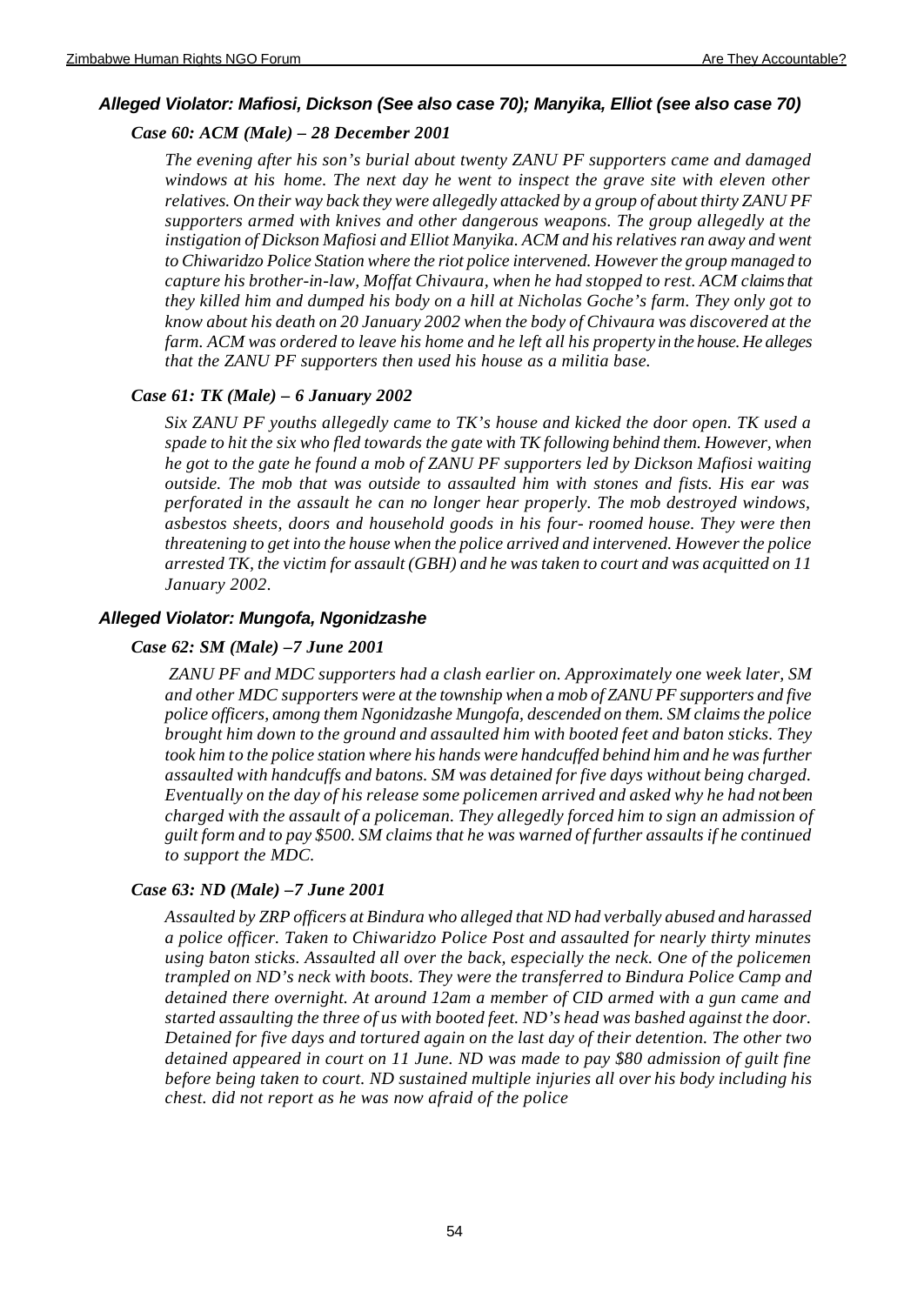### *Alleged Violator: Mafiosi, Dickson (See also case 70); Manyika, Elliot (see also case 70)*

#### *Case 60: ACM (Male) – 28 December 2001*

*The evening after his son's burial about twenty ZANU PF supporters came and damaged windows at his home. The next day he went to inspect the grave site with eleven other relatives. On their way back they were allegedly attacked by a group of about thirty ZANU PF supporters armed with knives and other dangerous weapons. The group allegedly at the instigation of Dickson Mafiosi and Elliot Manyika. ACM and his relatives ran away and went to Chiwaridzo Police Station where the riot police intervened. However the group managed to capture his brother-in-law, Moffat Chivaura, when he had stopped to rest. ACM claims that they killed him and dumped his body on a hill at Nicholas Goche's farm. They only got to know about his death on 20 January 2002 when the body of Chivaura was discovered at the farm. ACM was ordered to leave his home and he left all his property in the house. He alleges that the ZANU PF supporters then used his house as a militia base.*

#### *Case 61: TK (Male) – 6 January 2002*

*Six ZANU PF youths allegedly came to TK's house and kicked the door open. TK used a spade to hit the six who fled towards the gate with TK following behind them. However, when he got to the gate he found a mob of ZANU PF supporters led by Dickson Mafiosi waiting outside. The mob that was outside to assaulted him with stones and fists. His ear was perforated in the assault he can no longer hear properly. The mob destroyed windows, asbestos sheets, doors and household goods in his four- roomed house. They were then threatening to get into the house when the police arrived and intervened. However the police arrested TK, the victim for assault (GBH) and he was taken to court and was acquitted on 11 January 2002.*

### *Alleged Violator: Mungofa, Ngonidzashe*

#### *Case 62: SM (Male) –7 June 2001*

*ZANU PF and MDC supporters had a clash earlier on. Approximately one week later, SM and other MDC supporters were at the township when a mob of ZANU PF supporters and five police officers, among them Ngonidzashe Mungofa, descended on them. SM claims the police brought him down to the ground and assaulted him with booted feet and baton sticks. They took him to the police station where his hands were handcuffed behind him and he was further assaulted with handcuffs and batons. SM was detained for five days without being charged. Eventually on the day of his release some policemen arrived and asked why he had not been charged with the assault of a policeman. They allegedly forced him to sign an admission of guilt form and to pay $500. SM claims that he was warned of further assaults if he continued to support the MDC.*

#### *Case 63: ND (Male) –7 June 2001*

*Assaulted by ZRP officers at Bindura who alleged that ND had verbally abused and harassed a police officer. Taken to Chiwaridzo Police Post and assaulted for nearly thirty minutes using baton sticks. Assaulted all over the back, especially the neck. One of the policemen trampled on ND's neck with boots. They were the transferred to Bindura Police Camp and detained there overnight. At around 12am a member of CID armed with a gun came and started assaulting the three of us with booted feet. ND's head was bashed against the door. Detained for five days and tortured again on the last day of their detention. The other two detained appeared in court on 11 June. ND was made to pay $80 admission of guilt fine before being taken to court. ND sustained multiple injuries all over his body including his chest. did not report as he was now afraid of the police*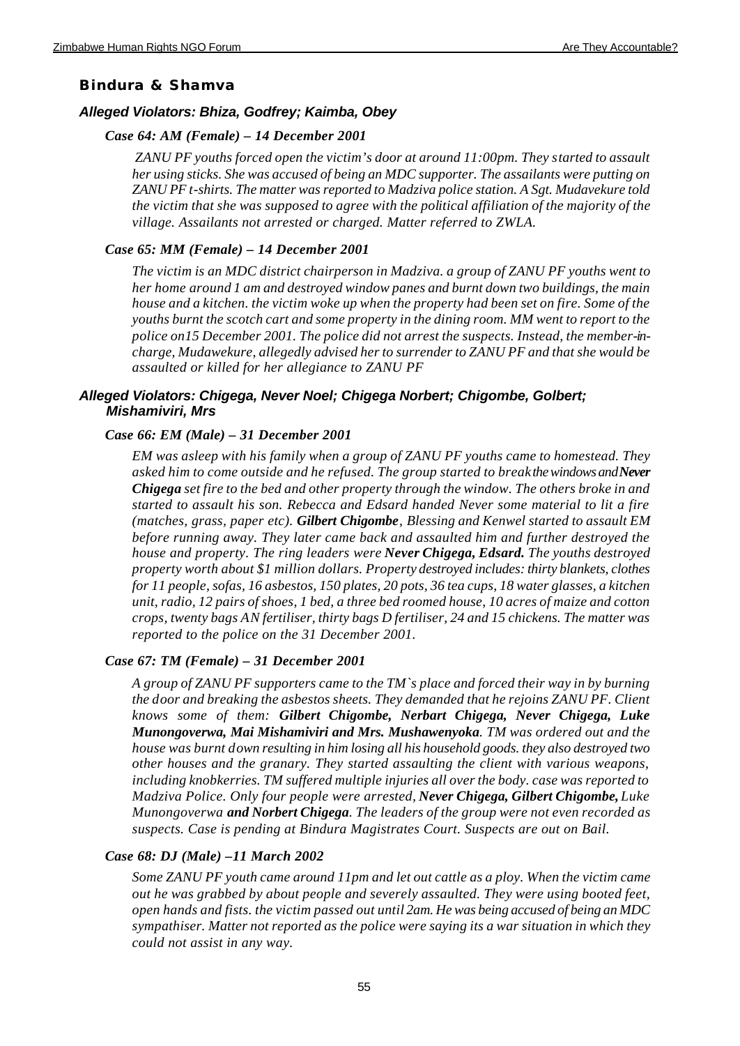## Bindura & Shamva

### *Alleged Violators: Bhiza, Godfrey; Kaimba, Obey*

#### *Case 64: AM (Female) – 14 December 2001*

*ZANU PF youths forced open the victim's door at around 11:00pm. They started to assault her using sticks. She was accused of being an MDC supporter. The assailants were putting on ZANU PF t-shirts. The matter was reported to Madziva police station. A Sgt. Mudavekure told the victim that she was supposed to agree with the political affiliation of the majority of the village. Assailants not arrested or charged. Matter referred to ZWLA.*

#### *Case 65: MM (Female) – 14 December 2001*

*The victim is an MDC district chairperson in Madziva. a group of ZANU PF youths went to her home around 1 am and destroyed window panes and burnt down two buildings, the main house and a kitchen. the victim woke up when the property had been set on fire. Some of the youths burnt the scotch cart and some property in the dining room. MM went to report to the police on15 December 2001. The police did not arrest the suspects. Instead, the member-in-charge, Mudawekure, allegedly advised her to surrender to ZANU PF and that she would be assaulted or killed for her allegiance to ZANU PF*

### *Alleged Violators: Chigega, Never Noel; Chigega Norbert; Chigombe, Golbert; Mishamiviri, Mrs*

#### *Case 66: EM (Male) – 31 December 2001*

*EM was asleep with his family when a group of ZANU PF youths came to homestead. They asked him to come outside and he refused. The group started to break the windows and **Never Chigega** set fire to the bed and other property through the window. The others broke in and started to assault his son. Rebecca and Edsard handed Never some material to lit a fire (matches, grass, paper etc). **Gilbert Chigombe**, Blessing and Kenwel started to assault EM before running away. They later came back and assaulted him and further destroyed the house and property. The ring leaders were **Never Chigega, Edsard.** The youths destroyed property worth about $1 million dollars. Property destroyed includes: thirty blankets, clothes for 11 people, sofas, 16 asbestos, 150 plates, 20 pots, 36 tea cups, 18 water glasses, a kitchen unit, radio, 12 pairs of shoes, 1 bed, a three bed roomed house, 10 acres of maize and cotton crops, twenty bags AN fertiliser, thirty bags D fertiliser, 24 and 15 chickens. The matter was reported to the police on the 31 December 2001.*

#### *Case 67: TM (Female) – 31 December 2001*

*A group of ZANU PF supporters came to the TM`s place and forced their way in by burning the door and breaking the asbestos sheets. They demanded that he rejoins ZANU PF. Client knows some of them: **Gilbert Chigombe, Nerbart Chigega, Never Chigega, Luke Munongoverwa, Mai Mishamiviri and Mrs. Mushawenyoka**. TM was ordered out and the house was burnt down resulting in him losing all his household goods. they also destroyed two other houses and the granary. They started assaulting the client with various weapons, including knobkerries. TM suffered multiple injuries all over the body. case was reported to Madziva Police. Only four people were arrested, **Never Chigega, Gilbert Chigombe,** Luke Munongoverwa **and Norbert Chigega**. The leaders of the group were not even recorded as suspects. Case is pending at Bindura Magistrates Court. Suspects are out on Bail.*

#### *Case 68: DJ (Male) –11 March 2002*

*Some ZANU PF youth came around 11pm and let out cattle as a ploy. When the victim came out he was grabbed by about people and severely assaulted. They were using booted feet, open hands and fists. the victim passed out until 2am. He was being accused of being an MDC sympathiser. Matter not reported as the police were saying its a war situation in which they could not assist in any way.*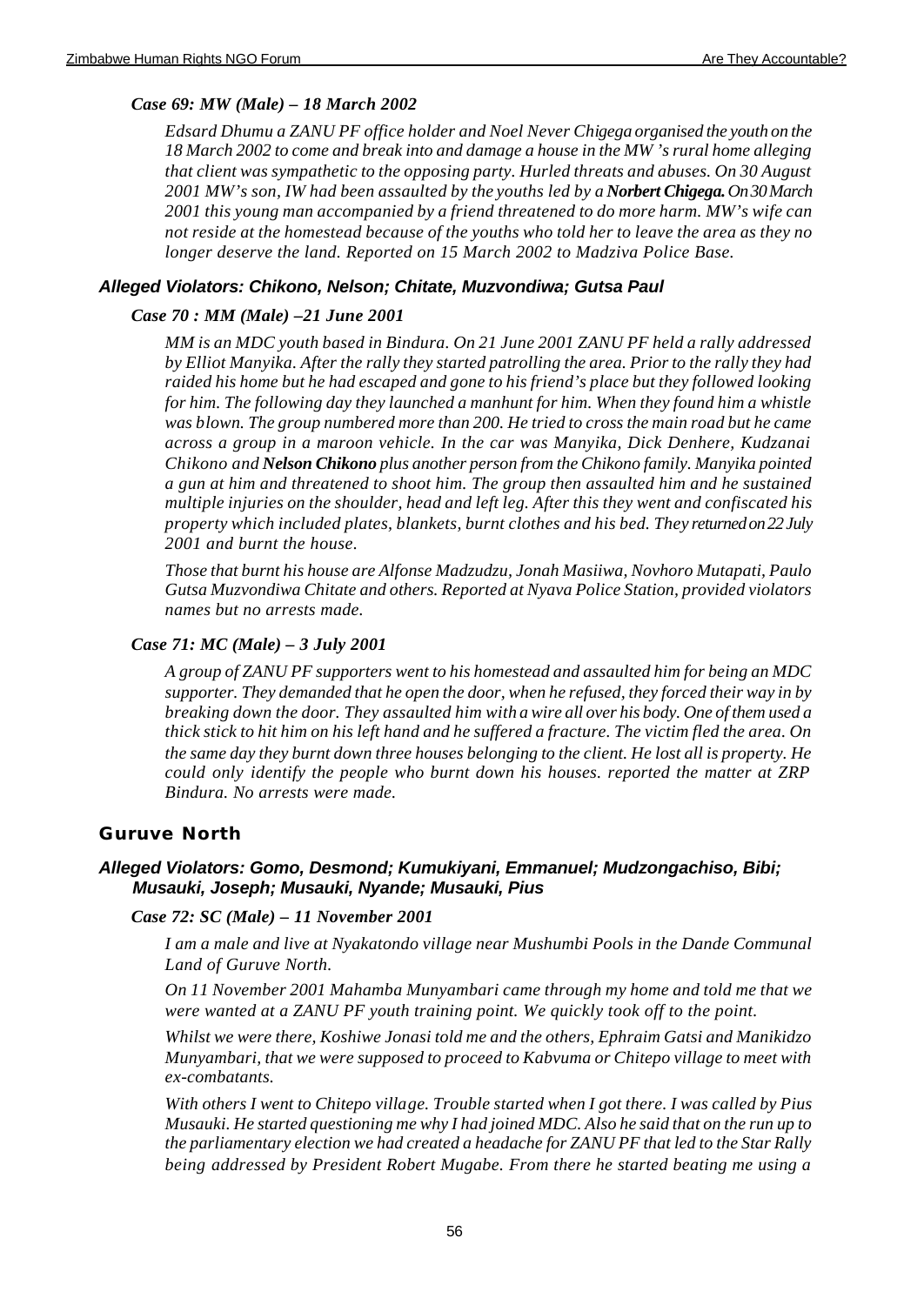### *Case 69: MW (Male) – 18 March 2002*

*Edsard Dhumu a ZANU PF office holder and Noel Never Chigega organised the youth on the 18 March 2002 to come and break into and damage a house in the MW 's rural home alleging that client was sympathetic to the opposing party. Hurled threats and abuses. On 30 August 2001 MW's son, IW had been assaulted by the youths led by a **Norbert Chigega.** On 30 March 2001 this young man accompanied by a friend threatened to do more harm. MW's wife can not reside at the homestead because of the youths who told her to leave the area as they no longer deserve the land. Reported on 15 March 2002 to Madziva Police Base.*

## *Alleged Violators: Chikono, Nelson; Chitate, Muzvondiwa; Gutsa Paul*

### *Case 70 : MM (Male) –21 June 2001*

*MM is an MDC youth based in Bindura. On 21 June 2001 ZANU PF held a rally addressed by Elliot Manyika. After the rally they started patrolling the area. Prior to the rally they had raided his home but he had escaped and gone to his friend's place but they followed looking for him. The following day they launched a manhunt for him. When they found him a whistle was blown. The group numbered more than 200. He tried to cross the main road but he came across a group in a maroon vehicle. In the car was Manyika, Dick Denhere, Kudzanai Chikono and **Nelson Chikono** plus another person from the Chikono family. Manyika pointed a gun at him and threatened to shoot him. The group then assaulted him and he sustained multiple injuries on the shoulder, head and left leg. After this they went and confiscated his property which included plates, blankets, burnt clothes and his bed. They returned on 22 July 2001 and burnt the house.*

*Those that burnt his house are Alfonse Madzudzu, Jonah Masiiwa, Novhoro Mutapati, Paulo Gutsa Muzvondiwa Chitate and others. Reported at Nyava Police Station, provided violators names but no arrests made.*

### *Case 71: MC (Male) – 3 July 2001*

*A group of ZANU PF supporters went to his homestead and assaulted him for being an MDC supporter. They demanded that he open the door, when he refused, they forced their way in by breaking down the door. They assaulted him with a wire all over his body. One of them used a thick stick to hit him on his left hand and he suffered a fracture. The victim fled the area. On the same day they burnt down three houses belonging to the client. He lost all is property. He could only identify the people who burnt down his houses. reported the matter at ZRP Bindura. No arrests were made.*

# Guruve North

## *Alleged Violators: Gomo, Desmond; Kumukiyani, Emmanuel; Mudzongachiso, Bibi; Musauki, Joseph; Musauki, Nyande; Musauki, Pius*

### *Case 72: SC (Male) – 11 November 2001*

*I am a male and live at Nyakatondo village near Mushumbi Pools in the Dande Communal Land of Guruve North.*

*On 11 November 2001 Mahamba Munyambari came through my home and told me that we were wanted at a ZANU PF youth training point. We quickly took off to the point.*

*Whilst we were there, Koshiwe Jonasi told me and the others, Ephraim Gatsi and Manikidzo Munyambari, that we were supposed to proceed to Kabvuma or Chitepo village to meet with ex-combatants.*

*With others I went to Chitepo village. Trouble started when I got there. I was called by Pius Musauki. He started questioning me why I had joined MDC. Also he said that on the run up to the parliamentary election we had created a headache for ZANU PF that led to the Star Rally being addressed by President Robert Mugabe. From there he started beating me using a*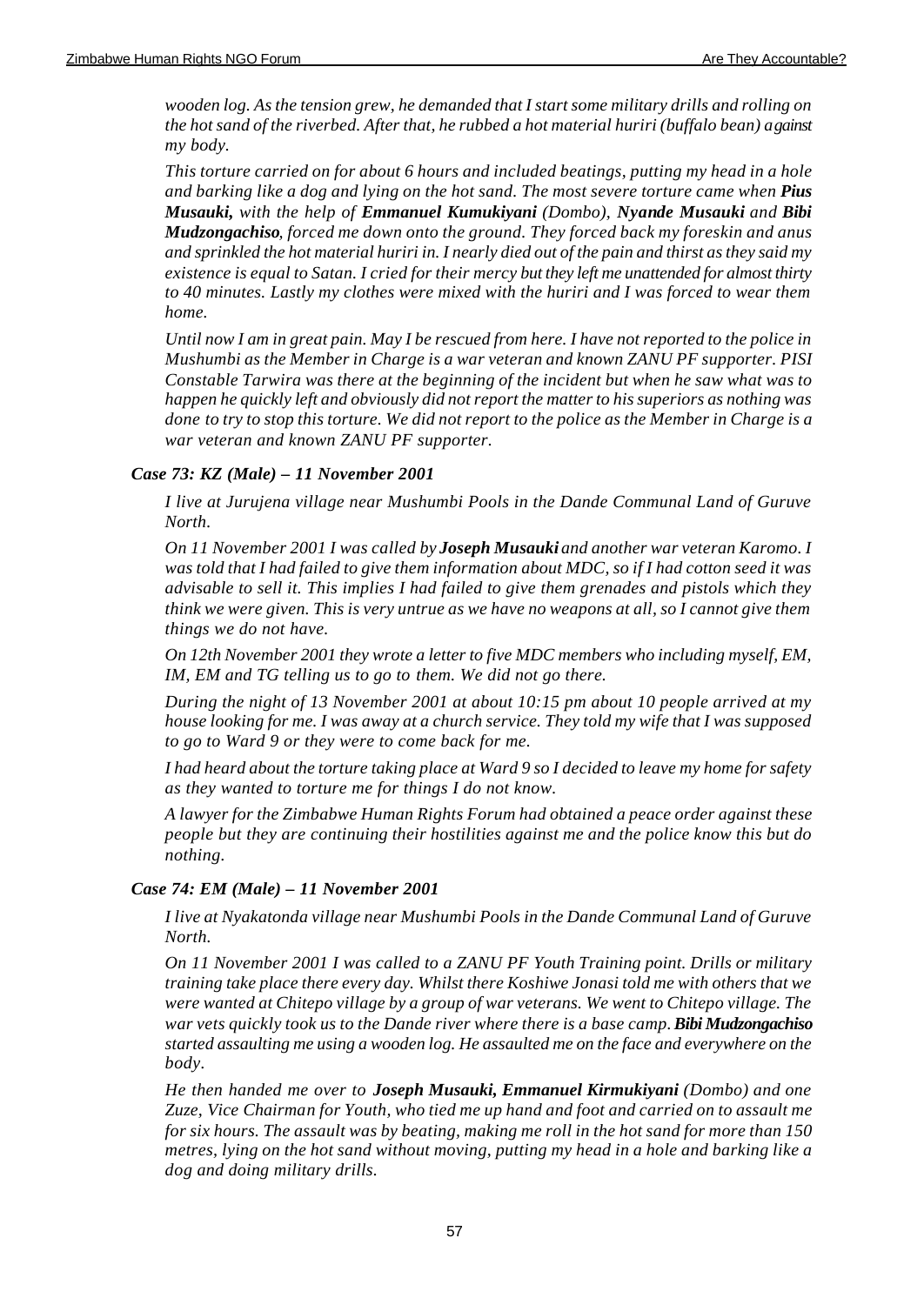*wooden log. As the tension grew, he demanded that I start some military drills and rolling on the hot sand of the riverbed. After that, he rubbed a hot material huriri (buffalo bean) against my body.*

*This torture carried on for about 6 hours and included beatings, putting my head in a hole and barking like a dog and lying on the hot sand. The most severe torture came when **Pius Musauki,** with the help of **Emmanuel Kumukiyani** (Dombo), **Nyande Musauki** and **Bibi Mudzongachiso**, forced me down onto the ground. They forced back my foreskin and anus and sprinkled the hot material huriri in. I nearly died out of the pain and thirst as they said my existence is equal to Satan. I cried for their mercy but they left me unattended for almost thirty to 40 minutes. Lastly my clothes were mixed with the huriri and I was forced to wear them home.*

*Until now I am in great pain. May I be rescued from here. I have not reported to the police in Mushumbi as the Member in Charge is a war veteran and known ZANU PF supporter. PISI Constable Tarwira was there at the beginning of the incident but when he saw what was to happen he quickly left and obviously did not report the matter to his superiors as nothing was done to try to stop this torture. We did not report to the police as the Member in Charge is a war veteran and known ZANU PF supporter.*

### *Case 73: KZ (Male) – 11 November 2001*

*I live at Jurujena village near Mushumbi Pools in the Dande Communal Land of Guruve North.*

*On 11 November 2001 I was called by **Joseph Musauki** and another war veteran Karomo. I was told that I had failed to give them information about MDC, so if I had cotton seed it was advisable to sell it. This implies I had failed to give them grenades and pistols which they think we were given. This is very untrue as we have no weapons at all, so I cannot give them things we do not have.*

*On 12th November 2001 they wrote a letter to five MDC members who including myself, EM, IM, EM and TG telling us to go to them. We did not go there.*

*During the night of 13 November 2001 at about 10:15 pm about 10 people arrived at my house looking for me. I was away at a church service. They told my wife that I was supposed to go to Ward 9 or they were to come back for me.*

*I had heard about the torture taking place at Ward 9 so I decided to leave my home for safety as they wanted to torture me for things I do not know.*

*A lawyer for the Zimbabwe Human Rights Forum had obtained a peace order against these people but they are continuing their hostilities against me and the police know this but do nothing.*

### *Case 74: EM (Male) – 11 November 2001*

*I live at Nyakatonda village near Mushumbi Pools in the Dande Communal Land of Guruve North.*

*On 11 November 2001 I was called to a ZANU PF Youth Training point. Drills or military training take place there every day. Whilst there Koshiwe Jonasi told me with others that we were wanted at Chitepo village by a group of war veterans. We went to Chitepo village. The war vets quickly took us to the Dande river where there is a base camp. **Bibi Mudzongachiso** started assaulting me using a wooden log. He assaulted me on the face and everywhere on the body.*

*He then handed me over to **Joseph Musauki, Emmanuel Kirmukiyani** (Dombo) and one Zuze, Vice Chairman for Youth, who tied me up hand and foot and carried on to assault me for six hours. The assault was by beating, making me roll in the hot sand for more than 150 metres, lying on the hot sand without moving, putting my head in a hole and barking like a dog and doing military drills.*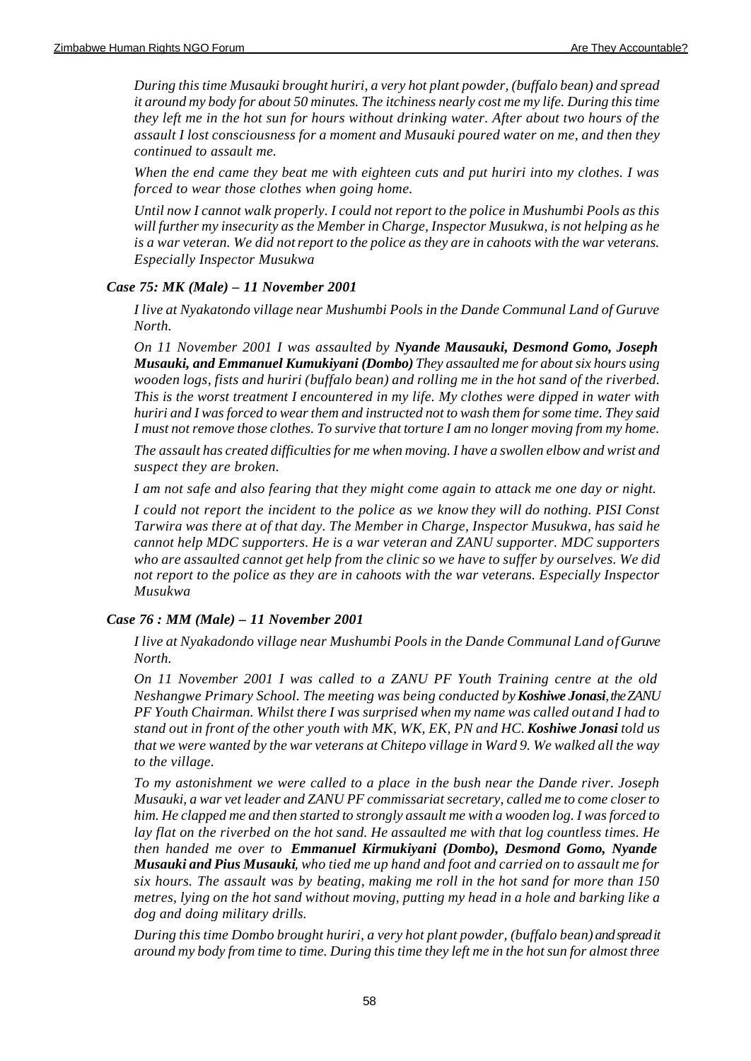*During this time Musauki brought huriri, a very hot plant powder, (buffalo bean) and spread it around my body for about 50 minutes. The itchiness nearly cost me my life. During this time they left me in the hot sun for hours without drinking water. After about two hours of the assault I lost consciousness for a moment and Musauki poured water on me, and then they continued to assault me.*

*When the end came they beat me with eighteen cuts and put huriri into my clothes. I was forced to wear those clothes when going home.*

*Until now I cannot walk properly. I could not report to the police in Mushumbi Pools as this will further my insecurity as the Member in Charge, Inspector Musukwa, is not helping as he is a war veteran. We did not report to the police as they are in cahoots with the war veterans. Especially Inspector Musukwa*

### *Case 75: MK (Male) – 11 November 2001*

*I live at Nyakatondo village near Mushumbi Pools in the Dande Communal Land of Guruve North.*

*On 11 November 2001 I was assaulted by **Nyande Mausauki, Desmond Gomo, Joseph Musauki, and Emmanuel Kumukiyani (Dombo)** They assaulted me for about six hours using wooden logs, fists and huriri (buffalo bean) and rolling me in the hot sand of the riverbed. This is the worst treatment I encountered in my life. My clothes were dipped in water with huriri and I was forced to wear them and instructed not to wash them for some time. They said I must not remove those clothes. To survive that torture I am no longer moving from my home.*

*The assault has created difficulties for me when moving. I have a swollen elbow and wrist and suspect they are broken.*

*I am not safe and also fearing that they might come again to attack me one day or night.*

*I could not report the incident to the police as we know they will do nothing. PISI Const Tarwira was there at of that day. The Member in Charge, Inspector Musukwa, has said he cannot help MDC supporters. He is a war veteran and ZANU supporter. MDC supporters who are assaulted cannot get help from the clinic so we have to suffer by ourselves. We did not report to the police as they are in cahoots with the war veterans. Especially Inspector Musukwa*

### *Case 76 : MM (Male) – 11 November 2001*

*I live at Nyakadondo village near Mushumbi Pools in the Dande Communal Land of Guruve North.*

*On 11 November 2001 I was called to a ZANU PF Youth Training centre at the old Neshangwe Primary School. The meeting was being conducted by **Koshiwe Jonasi**, the ZANU PF Youth Chairman. Whilst there I was surprised when my name was called out and I had to stand out in front of the other youth with MK, WK, EK, PN and HC. **Koshiwe Jonasi** told us that we were wanted by the war veterans at Chitepo village in Ward 9. We walked all the way to the village.*

*To my astonishment we were called to a place in the bush near the Dande river. Joseph Musauki, a war vet leader and ZANU PF commissariat secretary, called me to come closer to him. He clapped me and then started to strongly assault me with a wooden log. I was forced to lay flat on the riverbed on the hot sand. He assaulted me with that log countless times. He then handed me over to **Emmanuel Kirmukiyani (Dombo), Desmond Gomo, Nyande Musauki and Pius Musauki**, who tied me up hand and foot and carried on to assault me for six hours. The assault was by beating, making me roll in the hot sand for more than 150 metres, lying on the hot sand without moving, putting my head in a hole and barking like a dog and doing military drills.*

*During this time Dombo brought huriri, a very hot plant powder, (buffalo bean) and spread it around my body from time to time. During this time they left me in the hot sun for almost three*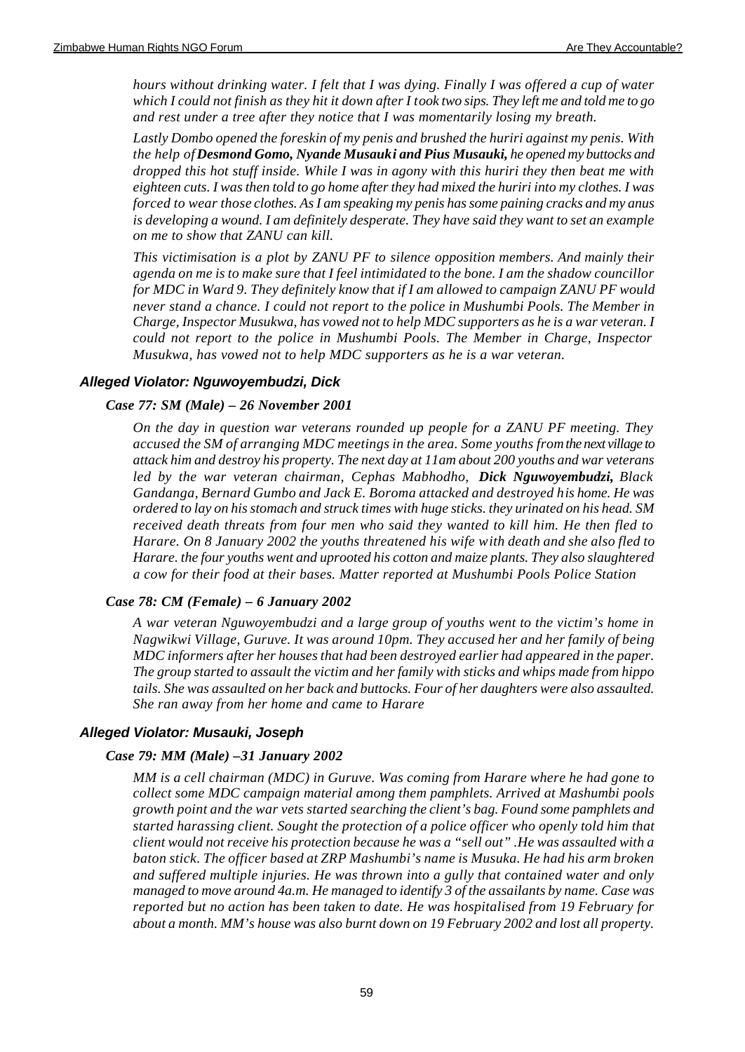*hours without drinking water. I felt that I was dying. Finally I was offered a cup of water which I could not finish as they hit it down after I took two sips. They left me and told me to go and rest under a tree after they notice that I was momentarily losing my breath.*

*Lastly Dombo opened the foreskin of my penis and brushed the huriri against my penis. With the help of **Desmond Gomo, Nyande Musauki and Pius Musauki,** he opened my buttocks and dropped this hot stuff inside. While I was in agony with this huriri they then beat me with eighteen cuts. I was then told to go home after they had mixed the huriri into my clothes. I was forced to wear those clothes. As I am speaking my penis has some paining cracks and my anus is developing a wound. I am definitely desperate. They have said they want to set an example on me to show that ZANU can kill.*

*This victimisation is a plot by ZANU PF to silence opposition members. And mainly their agenda on me is to make sure that I feel intimidated to the bone. I am the shadow councillor for MDC in Ward 9. They definitely know that if I am allowed to campaign ZANU PF would never stand a chance. I could not report to the police in Mushumbi Pools. The Member in Charge, Inspector Musukwa, has vowed not to help MDC supporters as he is a war veteran. I could not report to the police in Mushumbi Pools. The Member in Charge, Inspector Musukwa, has vowed not to help MDC supporters as he is a war veteran.*

### Alleged Violator: Nguwoyembudzi, Dick

#### Case 77: SM (Male) – 26 November 2001

*On the day in question war veterans rounded up people for a ZANU PF meeting. They accused the SM of arranging MDC meetings in the area. Some youths from the next village to attack him and destroy his property. The next day at 11am about 200 youths and war veterans led by the war veteran chairman, Cephas Mabhodho, **Dick Nguwoyembudzi,** Black Gandanga, Bernard Gumbo and Jack E. Boroma attacked and destroyed his home. He was ordered to lay on his stomach and struck times with huge sticks. they urinated on his head. SM received death threats from four men who said they wanted to kill him. He then fled to Harare. On 8 January 2002 the youths threatened his wife with death and she also fled to Harare. the four youths went and uprooted his cotton and maize plants. They also slaughtered a cow for their food at their bases. Matter reported at Mushumbi Pools Police Station*

#### Case 78: CM (Female) – 6 January 2002

*A war veteran Nguwoyembudzi and a large group of youths went to the victim's home in Nagwikwi Village, Guruve. It was around 10pm. They accused her and her family of being MDC informers after her houses that had been destroyed earlier had appeared in the paper. The group started to assault the victim and her family with sticks and whips made from hippo tails. She was assaulted on her back and buttocks. Four of her daughters were also assaulted. She ran away from her home and came to Harare*

### Alleged Violator: Musauki, Joseph

#### Case 79: MM (Male) –31 January 2002

*MM is a cell chairman (MDC) in Guruve. Was coming from Harare where he had gone to collect some MDC campaign material among them pamphlets. Arrived at Mashumbi pools growth point and the war vets started searching the client's bag. Found some pamphlets and started harassing client. Sought the protection of a police officer who openly told him that client would not receive his protection because he was a "sell out" .He was assaulted with a baton stick. The officer based at ZRP Mashumbi's name is Musuka. He had his arm broken and suffered multiple injuries. He was thrown into a gully that contained water and only managed to move around 4a.m. He managed to identify 3 of the assailants by name. Case was reported but no action has been taken to date. He was hospitalised from 19 February for about a month. MM's house was also burnt down on 19 February 2002 and lost all property.*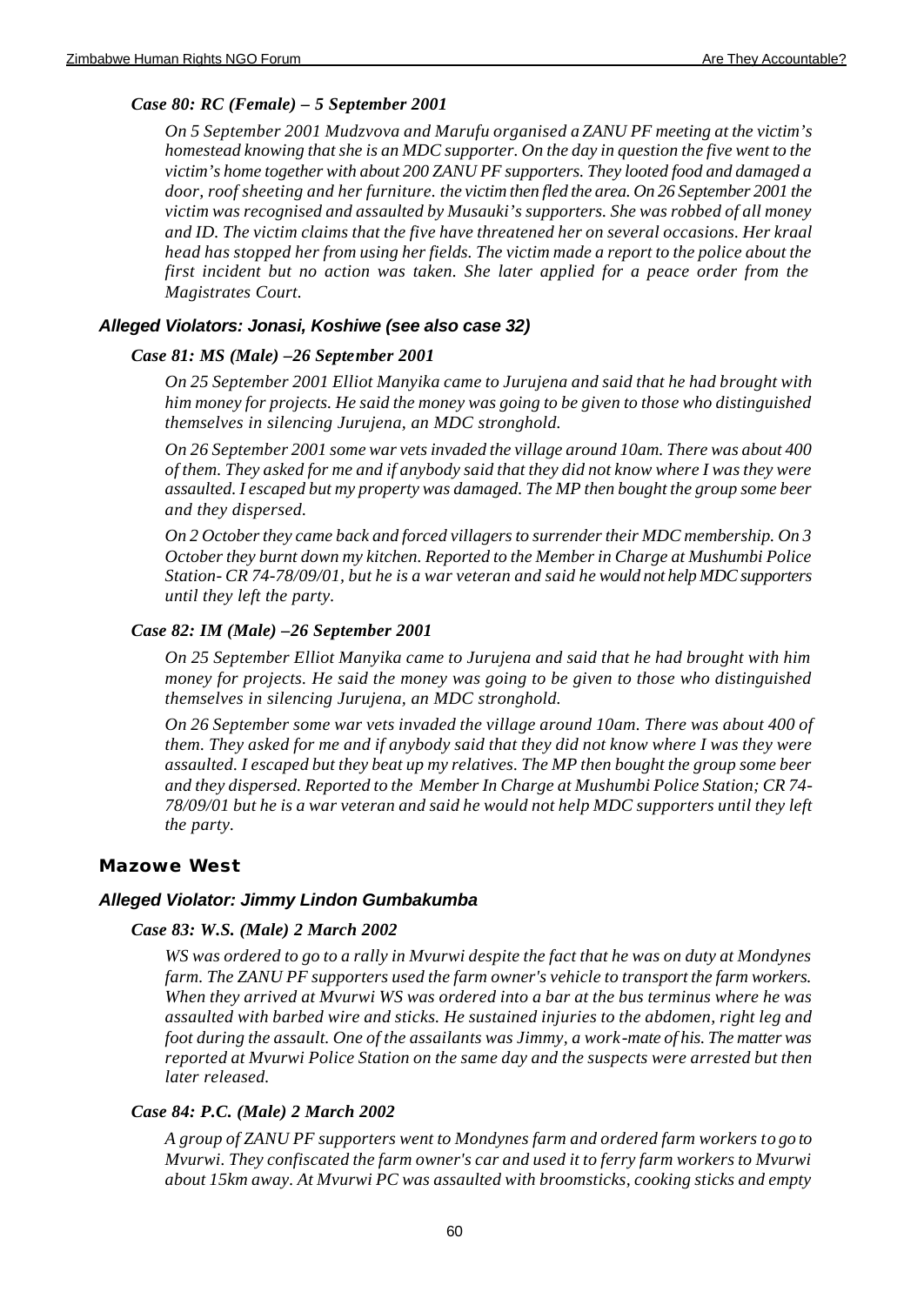#### *Case 80: RC (Female) – 5 September 2001*

*On 5 September 2001 Mudzvova and Marufu organised a ZANU PF meeting at the victim's homestead knowing that she is an MDC supporter. On the day in question the five went to the victim's home together with about 200 ZANU PF supporters. They looted food and damaged a door, roof sheeting and her furniture. the victim then fled the area. On 26 September 2001 the victim was recognised and assaulted by Musauki's supporters. She was robbed of all money and ID. The victim claims that the five have threatened her on several occasions. Her kraal head has stopped her from using her fields. The victim made a report to the police about the first incident but no action was taken. She later applied for a peace order from the Magistrates Court.*

### *Alleged Violators: Jonasi, Koshiwe (see also case 32)*

#### *Case 81: MS (Male) –26 September 2001*

*On 25 September 2001 Elliot Manyika came to Jurujena and said that he had brought with him money for projects. He said the money was going to be given to those who distinguished themselves in silencing Jurujena, an MDC stronghold.*

*On 26 September 2001 some war vets invaded the village around 10am. There was about 400 of them. They asked for me and if anybody said that they did not know where I was they were assaulted. I escaped but my property was damaged. The MP then bought the group some beer and they dispersed.*

*On 2 October they came back and forced villagers to surrender their MDC membership. On 3 October they burnt down my kitchen. Reported to the Member in Charge at Mushumbi Police Station- CR 74-78/09/01, but he is a war veteran and said he would not help MDC supporters until they left the party.*

#### *Case 82: IM (Male) –26 September 2001*

*On 25 September Elliot Manyika came to Jurujena and said that he had brought with him money for projects. He said the money was going to be given to those who distinguished themselves in silencing Jurujena, an MDC stronghold.*

*On 26 September some war vets invaded the village around 10am. There was about 400 of them. They asked for me and if anybody said that they did not know where I was they were assaulted. I escaped but they beat up my relatives. The MP then bought the group some beer and they dispersed. Reported to the Member In Charge at Mushumbi Police Station; CR 74-78/09/01 but he is a war veteran and said he would not help MDC supporters until they left the party.*

## Mazowe West

### *Alleged Violator: Jimmy Lindon Gumbakumba*

#### *Case 83: W.S. (Male) 2 March 2002*

*WS was ordered to go to a rally in Mvurwi despite the fact that he was on duty at Mondynes farm. The ZANU PF supporters used the farm owner's vehicle to transport the farm workers. When they arrived at Mvurwi WS was ordered into a bar at the bus terminus where he was assaulted with barbed wire and sticks. He sustained injuries to the abdomen, right leg and foot during the assault. One of the assailants was Jimmy, a work-mate of his. The matter was reported at Mvurwi Police Station on the same day and the suspects were arrested but then later released.*

#### *Case 84: P.C. (Male) 2 March 2002*

*A group of ZANU PF supporters went to Mondynes farm and ordered farm workers to go to Mvurwi. They confiscated the farm owner's car and used it to ferry farm workers to Mvurwi about 15km away. At Mvurwi PC was assaulted with broomsticks, cooking sticks and empty*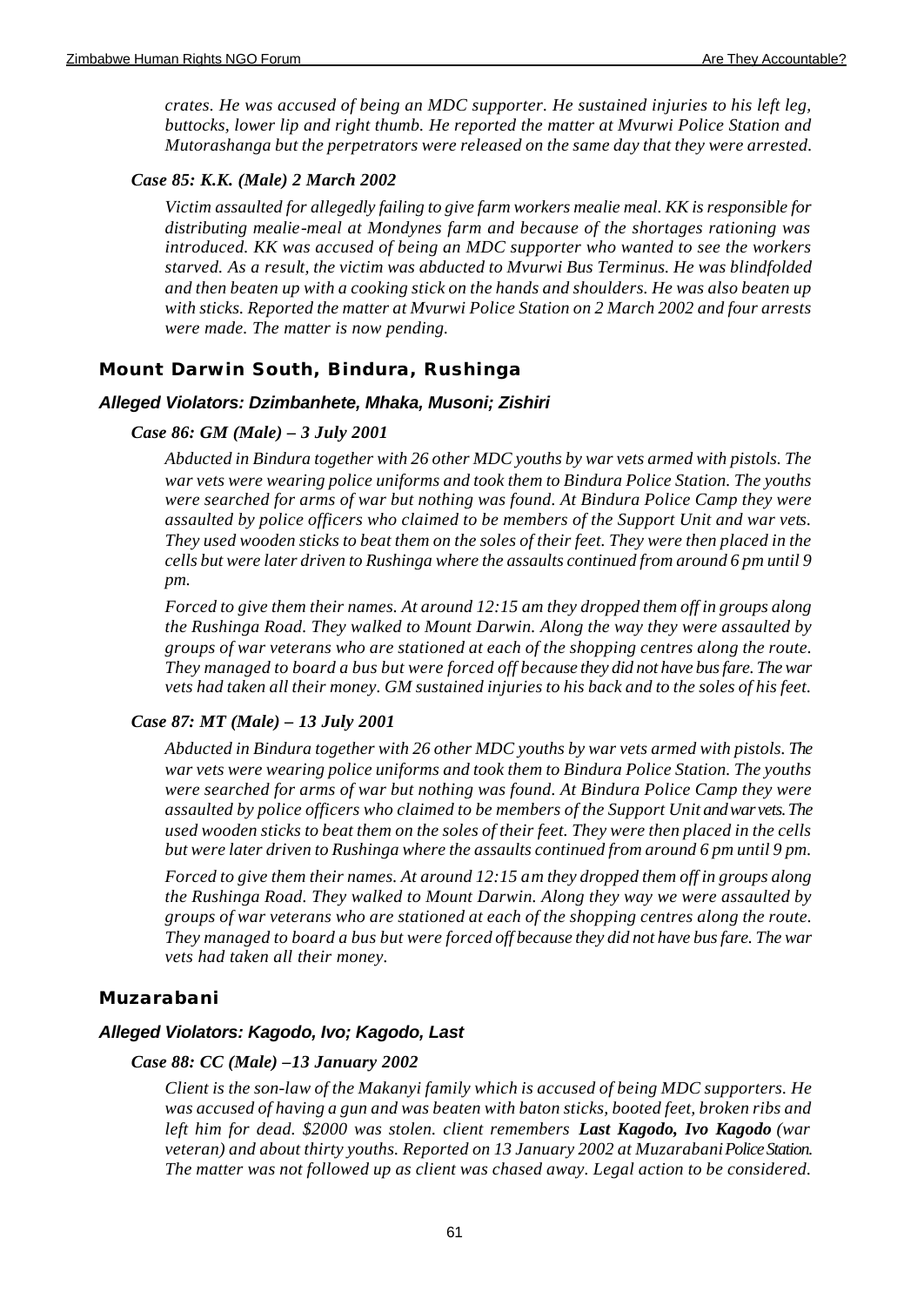*crates. He was accused of being an MDC supporter. He sustained injuries to his left leg, buttocks, lower lip and right thumb. He reported the matter at Mvurwi Police Station and Mutorashanga but the perpetrators were released on the same day that they were arrested.*

#### *Case 85: K.K. (Male) 2 March 2002*

*Victim assaulted for allegedly failing to give farm workers mealie meal. KK is responsible for distributing mealie-meal at Mondynes farm and because of the shortages rationing was introduced. KK was accused of being an MDC supporter who wanted to see the workers starved. As a result, the victim was abducted to Mvurwi Bus Terminus. He was blindfolded and then beaten up with a cooking stick on the hands and shoulders. He was also beaten up with sticks. Reported the matter at Mvurwi Police Station on 2 March 2002 and four arrests were made. The matter is now pending.*

## Mount Darwin South, Bindura, Rushinga

### *Alleged Violators: Dzimbanhete, Mhaka, Musoni; Zishiri*

#### *Case 86: GM (Male) – 3 July 2001*

*Abducted in Bindura together with 26 other MDC youths by war vets armed with pistols. The war vets were wearing police uniforms and took them to Bindura Police Station. The youths were searched for arms of war but nothing was found. At Bindura Police Camp they were assaulted by police officers who claimed to be members of the Support Unit and war vets. They used wooden sticks to beat them on the soles of their feet. They were then placed in the cells but were later driven to Rushinga where the assaults continued from around 6 pm until 9 pm.*

*Forced to give them their names. At around 12:15 am they dropped them off in groups along the Rushinga Road. They walked to Mount Darwin. Along the way they were assaulted by groups of war veterans who are stationed at each of the shopping centres along the route. They managed to board a bus but were forced off because they did not have bus fare. The war vets had taken all their money. GM sustained injuries to his back and to the soles of his feet.*

#### *Case 87: MT (Male) – 13 July 2001*

*Abducted in Bindura together with 26 other MDC youths by war vets armed with pistols. The war vets were wearing police uniforms and took them to Bindura Police Station. The youths were searched for arms of war but nothing was found. At Bindura Police Camp they were assaulted by police officers who claimed to be members of the Support Unit and war vets. The used wooden sticks to beat them on the soles of their feet. They were then placed in the cells but were later driven to Rushinga where the assaults continued from around 6 pm until 9 pm.*

*Forced to give them their names. At around 12:15 am they dropped them off in groups along the Rushinga Road. They walked to Mount Darwin. Along they way we were assaulted by groups of war veterans who are stationed at each of the shopping centres along the route. They managed to board a bus but were forced off because they did not have bus fare. The war vets had taken all their money.*

## Muzarabani

### *Alleged Violators: Kagodo, Ivo; Kagodo, Last*

#### *Case 88: CC (Male) –13 January 2002*

*Client is the son-law of the Makanyi family which is accused of being MDC supporters. He was accused of having a gun and was beaten with baton sticks, booted feet, broken ribs and left him for dead. $2000 was stolen. client remembers **Last Kagodo, Ivo Kagodo** (war veteran) and about thirty youths. Reported on 13 January 2002 at Muzarabani Police Station. The matter was not followed up as client was chased away. Legal action to be considered.*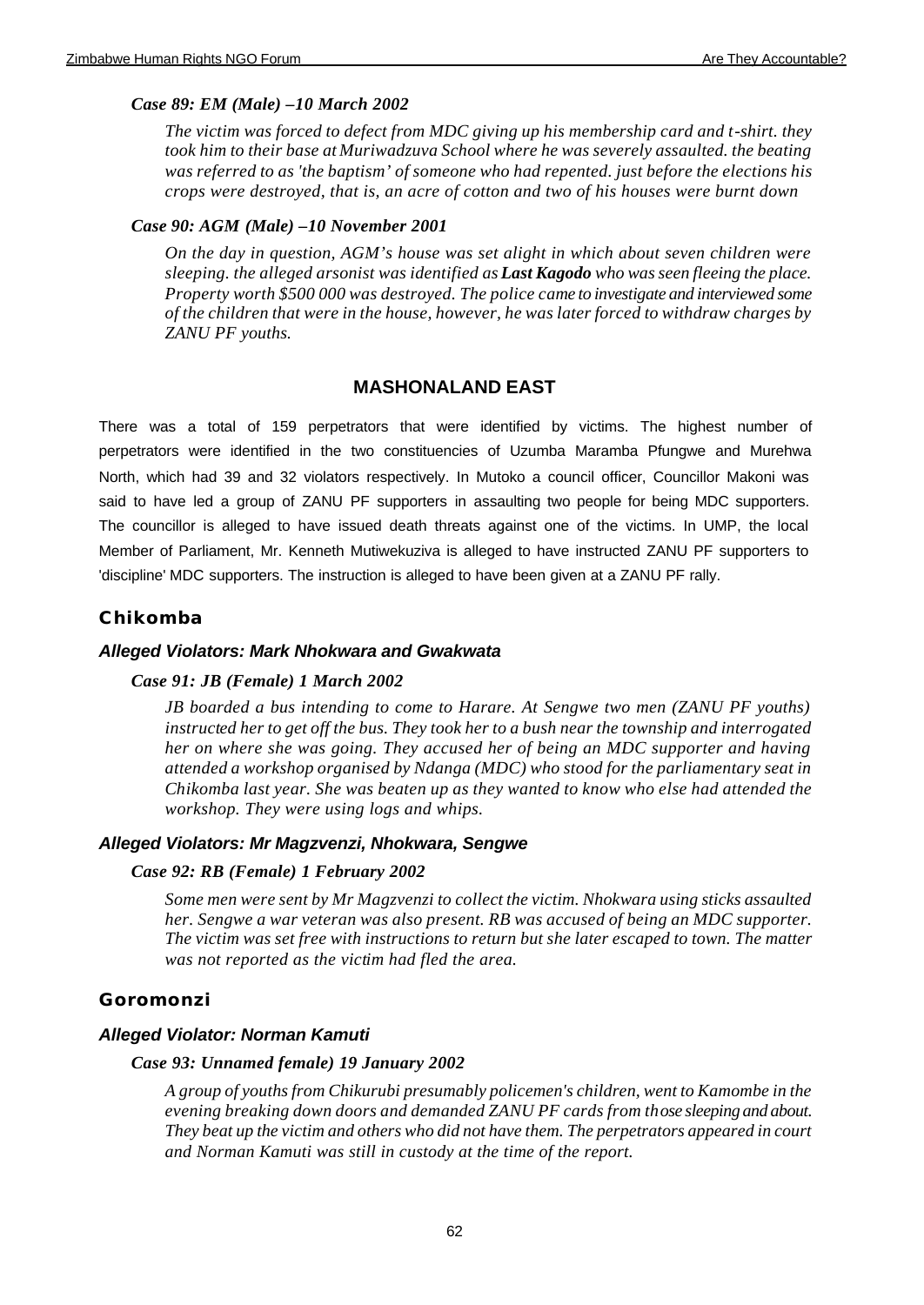#### *Case 89: EM (Male) –10 March 2002*

*The victim was forced to defect from MDC giving up his membership card and t-shirt. they took him to their base at Muriwadzuva School where he was severely assaulted. the beating was referred to as 'the baptism' of someone who had repented. just before the elections his crops were destroyed, that is, an acre of cotton and two of his houses were burnt down*

#### *Case 90: AGM (Male) –10 November 2001*

*On the day in question, AGM's house was set alight in which about seven children were sleeping. the alleged arsonist was identified as* ***Last Kagodo*** *who was seen fleeing the place. Property worth $500 000 was destroyed. The police came to investigate and interviewed some of the children that were in the house, however, he was later forced to withdraw charges by ZANU PF youths.*

## MASHONALAND EAST

There was a total of 159 perpetrators that were identified by victims. The highest number of perpetrators were identified in the two constituencies of Uzumba Maramba Pfungwe and Murehwa North, which had 39 and 32 violators respectively. In Mutoko a council officer, Councillor Makoni was said to have led a group of ZANU PF supporters in assaulting two people for being MDC supporters. The councillor is alleged to have issued death threats against one of the victims. In UMP, the local Member of Parliament, Mr. Kenneth Mutiwekuziva is alleged to have instructed ZANU PF supporters to 'discipline' MDC supporters. The instruction is alleged to have been given at a ZANU PF rally.

### Chikomba

#### *Alleged Violators: Mark Nhokwara and Gwakwata*

#### *Case 91: JB (Female) 1 March 2002*

*JB boarded a bus intending to come to Harare. At Sengwe two men (ZANU PF youths) instructed her to get off the bus. They took her to a bush near the township and interrogated her on where she was going. They accused her of being an MDC supporter and having attended a workshop organised by Ndanga (MDC) who stood for the parliamentary seat in Chikomba last year. She was beaten up as they wanted to know who else had attended the workshop. They were using logs and whips.*

#### *Alleged Violators: Mr Magzvenzi, Nhokwara, Sengwe*

#### *Case 92: RB (Female) 1 February 2002*

*Some men were sent by Mr Magzvenzi to collect the victim. Nhokwara using sticks assaulted her. Sengwe a war veteran was also present. RB was accused of being an MDC supporter. The victim was set free with instructions to return but she later escaped to town. The matter was not reported as the victim had fled the area.*

### Goromonzi

#### *Alleged Violator: Norman Kamuti*

#### *Case 93: Unnamed female) 19 January 2002*

*A group of youths from Chikurubi presumably policemen's children, went to Kamombe in the evening breaking down doors and demanded ZANU PF cards from those sleeping and about. They beat up the victim and others who did not have them. The perpetrators appeared in court and Norman Kamuti was still in custody at the time of the report.*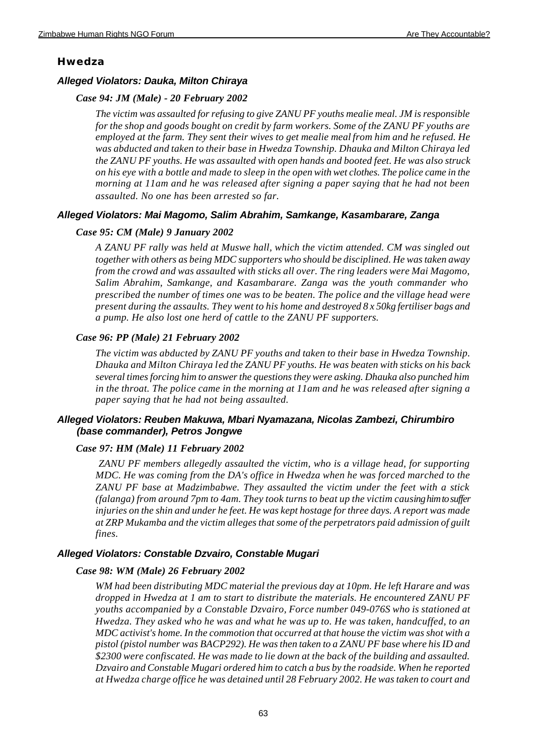## Hwedza

### *Alleged Violators: Dauka, Milton Chiraya*

#### *Case 94: JM (Male) - 20 February 2002*

*The victim was assaulted for refusing to give ZANU PF youths mealie meal. JM is responsible for the shop and goods bought on credit by farm workers. Some of the ZANU PF youths are employed at the farm. They sent their wives to get mealie meal from him and he refused. He was abducted and taken to their base in Hwedza Township. Dhauka and Milton Chiraya led the ZANU PF youths. He was assaulted with open hands and booted feet. He was also struck on his eye with a bottle and made to sleep in the open with wet clothes. The police came in the morning at 11am and he was released after signing a paper saying that he had not been assaulted. No one has been arrested so far.*

### *Alleged Violators: Mai Magomo, Salim Abrahim, Samkange, Kasambarare, Zanga*

#### *Case 95: CM (Male) 9 January 2002*

*A ZANU PF rally was held at Muswe hall, which the victim attended. CM was singled out together with others as being MDC supporters who should be disciplined. He was taken away from the crowd and was assaulted with sticks all over. The ring leaders were Mai Magomo, Salim Abrahim, Samkange, and Kasambarare. Zanga was the youth commander who prescribed the number of times one was to be beaten. The police and the village head were present during the assaults. They went to his home and destroyed 8 x 50kg fertiliser bags and a pump. He also lost one herd of cattle to the ZANU PF supporters.*

#### *Case 96: PP (Male) 21 February 2002*

*The victim was abducted by ZANU PF youths and taken to their base in Hwedza Township. Dhauka and Milton Chiraya led the ZANU PF youths. He was beaten with sticks on his back several times forcing him to answer the questions they were asking. Dhauka also punched him in the throat. The police came in the morning at 11am and he was released after signing a paper saying that he had not being assaulted.*

### *Alleged Violators: Reuben Makuwa, Mbari Nyamazana, Nicolas Zambezi, Chirumbiro (base commander), Petros Jongwe*

#### *Case 97: HM (Male) 11 February 2002*

*ZANU PF members allegedly assaulted the victim, who is a village head, for supporting MDC. He was coming from the DA's office in Hwedza when he was forced marched to the ZANU PF base at Madzimbabwe. They assaulted the victim under the feet with a stick (falanga) from around 7pm to 4am. They took turns to beat up the victim causing him to suffer injuries on the shin and under he feet. He was kept hostage for three days. A report was made at ZRP Mukamba and the victim alleges that some of the perpetrators paid admission of guilt fines.*

### *Alleged Violators: Constable Dzvairo, Constable Mugari*

#### *Case 98: WM (Male) 26 February 2002*

*WM had been distributing MDC material the previous day at 10pm. He left Harare and was dropped in Hwedza at 1 am to start to distribute the materials. He encountered ZANU PF youths accompanied by a Constable Dzvairo, Force number 049-076S who is stationed at Hwedza. They asked who he was and what he was up to. He was taken, handcuffed, to an MDC activist's home. In the commotion that occurred at that house the victim was shot with a pistol (pistol number was BACP292). He was then taken to a ZANU PF base where his ID and $2300 were confiscated. He was made to lie down at the back of the building and assaulted. Dzvairo and Constable Mugari ordered him to catch a bus by the roadside. When he reported at Hwedza charge office he was detained until 28 February 2002. He was taken to court and*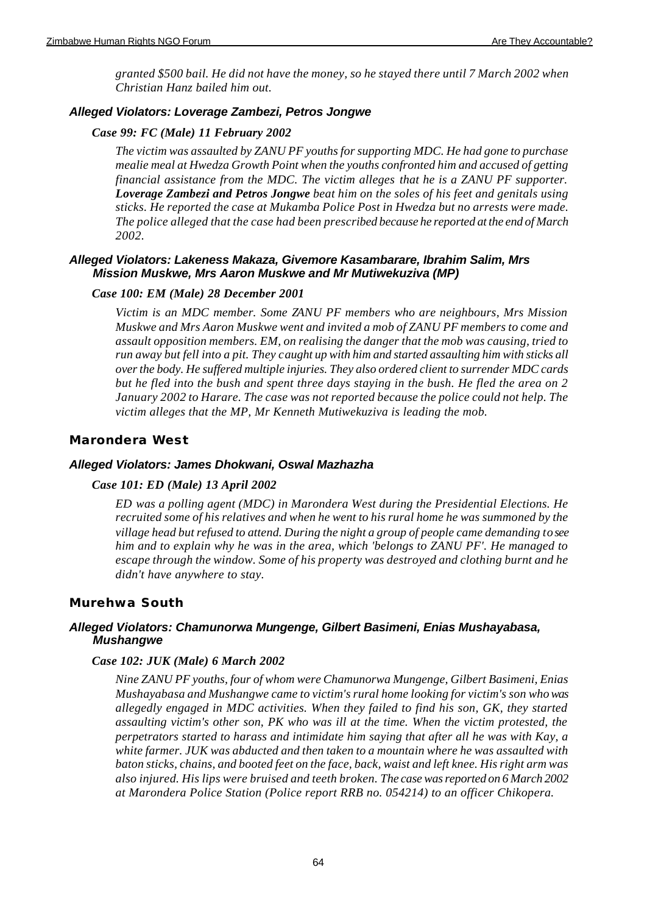*granted $500 bail. He did not have the money, so he stayed there until 7 March 2002 when Christian Hanz bailed him out.*

#### *Alleged Violators: Loverage Zambezi, Petros Jongwe*

##### *Case 99: FC (Male) 11 February 2002*

*The victim was assaulted by ZANU PF youths for supporting MDC. He had gone to purchase mealie meal at Hwedza Growth Point when the youths confronted him and accused of getting financial assistance from the MDC. The victim alleges that he is a ZANU PF supporter.* ***Loverage Zambezi and Petros Jongwe*** *beat him on the soles of his feet and genitals using sticks. He reported the case at Mukamba Police Post in Hwedza but no arrests were made. The police alleged that the case had been prescribed because he reported at the end of March 2002.*

#### *Alleged Violators: Lakeness Makaza, Givemore Kasambarare, Ibrahim Salim, Mrs Mission Muskwe, Mrs Aaron Muskwe and Mr Mutiwekuziva (MP)*

##### *Case 100: EM (Male) 28 December 2001*

*Victim is an MDC member. Some ZANU PF members who are neighbours, Mrs Mission Muskwe and Mrs Aaron Muskwe went and invited a mob of ZANU PF members to come and assault opposition members. EM, on realising the danger that the mob was causing, tried to run away but fell into a pit. They caught up with him and started assaulting him with sticks all over the body. He suffered multiple injuries. They also ordered client to surrender MDC cards but he fled into the bush and spent three days staying in the bush. He fled the area on 2 January 2002 to Harare. The case was not reported because the police could not help. The victim alleges that the MP, Mr Kenneth Mutiwekuziva is leading the mob.*

### Marondera West

#### *Alleged Violators: James Dhokwani, Oswal Mazhazha*

##### *Case 101: ED (Male) 13 April 2002*

*ED was a polling agent (MDC) in Marondera West during the Presidential Elections. He recruited some of his relatives and when he went to his rural home he was summoned by the village head but refused to attend. During the night a group of people came demanding to see him and to explain why he was in the area, which 'belongs to ZANU PF'. He managed to escape through the window. Some of his property was destroyed and clothing burnt and he didn't have anywhere to stay.*

### Murehwa South

#### *Alleged Violators: Chamunorwa Mungenge, Gilbert Basimeni, Enias Mushayabasa, Mushangwe*

##### *Case 102: JUK (Male) 6 March 2002*

*Nine ZANU PF youths, four of whom were Chamunorwa Mungenge, Gilbert Basimeni, Enias Mushayabasa and Mushangwe came to victim's rural home looking for victim's son who was allegedly engaged in MDC activities. When they failed to find his son, GK, they started assaulting victim's other son, PK who was ill at the time. When the victim protested, the perpetrators started to harass and intimidate him saying that after all he was with Kay, a white farmer. JUK was abducted and then taken to a mountain where he was assaulted with baton sticks, chains, and booted feet on the face, back, waist and left knee. His right arm was also injured. His lips were bruised and teeth broken. The case was reported on 6 March 2002 at Marondera Police Station (Police report RRB no. 054214) to an officer Chikopera.*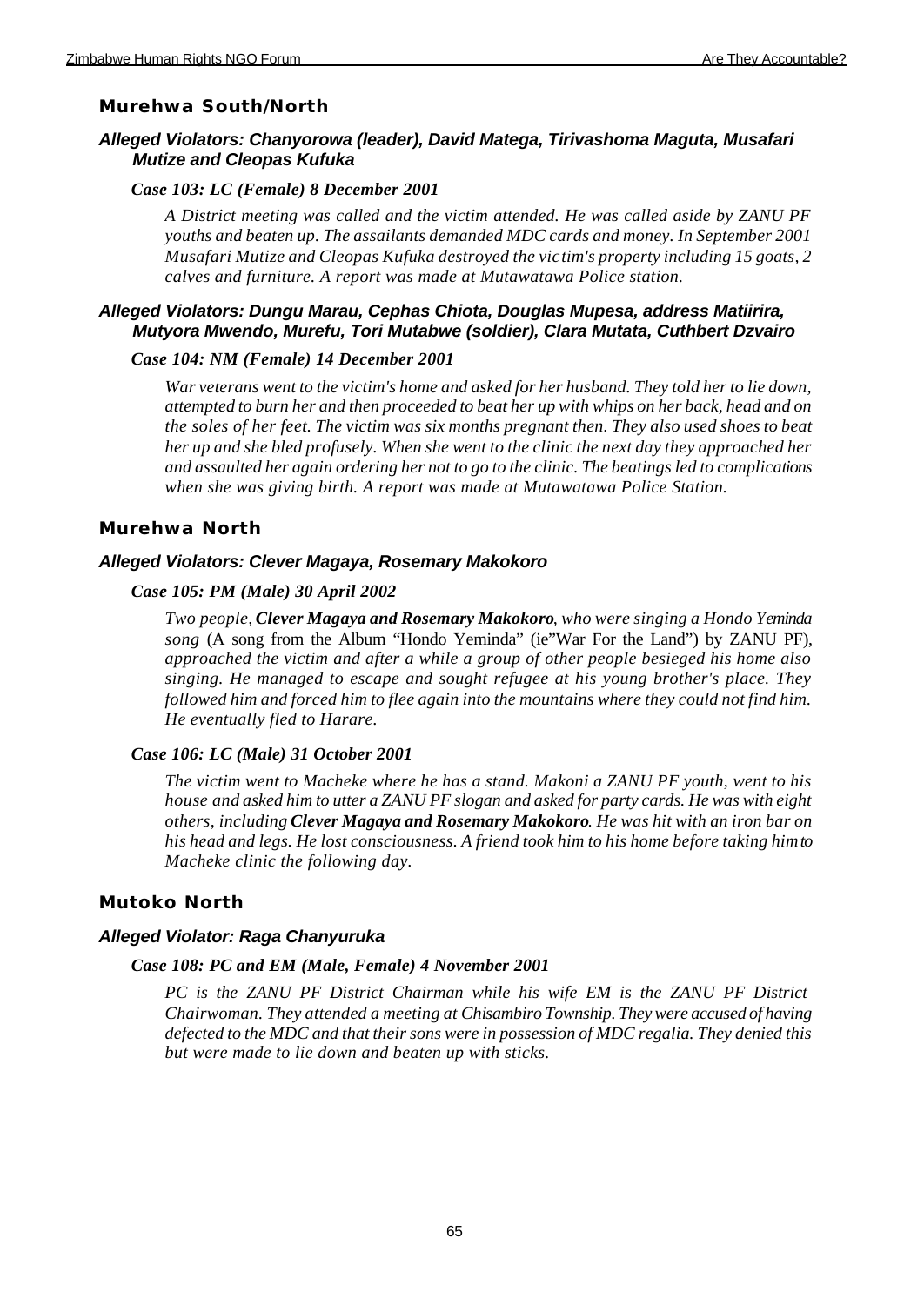## Murehwa South/North

### *Alleged Violators: Chanyorowa (leader), David Matega, Tirivashoma Maguta, Musafari Mutize and Cleopas Kufuka*

#### *Case 103: LC (Female) 8 December 2001*

*A District meeting was called and the victim attended. He was called aside by ZANU PF youths and beaten up. The assailants demanded MDC cards and money. In September 2001 Musafari Mutize and Cleopas Kufuka destroyed the victim's property including 15 goats, 2 calves and furniture. A report was made at Mutawatawa Police station.*

### *Alleged Violators: Dungu Marau, Cephas Chiota, Douglas Mupesa, address Matiirira, Mutyora Mwendo, Murefu, Tori Mutabwe (soldier), Clara Mutata, Cuthbert Dzvairo*

#### *Case 104: NM (Female) 14 December 2001*

*War veterans went to the victim's home and asked for her husband. They told her to lie down, attempted to burn her and then proceeded to beat her up with whips on her back, head and on the soles of her feet. The victim was six months pregnant then. They also used shoes to beat her up and she bled profusely. When she went to the clinic the next day they approached her and assaulted her again ordering her not to go to the clinic. The beatings led to complications when she was giving birth. A report was made at Mutawatawa Police Station.*

## Murehwa North

### *Alleged Violators: Clever Magaya, Rosemary Makokoro*

#### *Case 105: PM (Male) 30 April 2002*

*Two people, **Clever Magaya and Rosemary Makokoro**, who were singing a Hondo Yeminda song* (A song from the Album "Hondo Yeminda" (ie"War For the Land") by ZANU PF), *approached the victim and after a while a group of other people besieged his home also singing. He managed to escape and sought refugee at his young brother's place. They followed him and forced him to flee again into the mountains where they could not find him. He eventually fled to Harare.*

#### *Case 106: LC (Male) 31 October 2001*

*The victim went to Macheke where he has a stand. Makoni a ZANU PF youth, went to his house and asked him to utter a ZANU PF slogan and asked for party cards. He was with eight others, including **Clever Magaya and Rosemary Makokoro**. He was hit with an iron bar on his head and legs. He lost consciousness. A friend took him to his home before taking him to Macheke clinic the following day.*

## Mutoko North

### *Alleged Violator: Raga Chanyuruka*

#### *Case 108: PC and EM (Male, Female) 4 November 2001*

*PC is the ZANU PF District Chairman while his wife EM is the ZANU PF District Chairwoman. They attended a meeting at Chisambiro Township. They were accused of having defected to the MDC and that their sons were in possession of MDC regalia. They denied this but were made to lie down and beaten up with sticks.*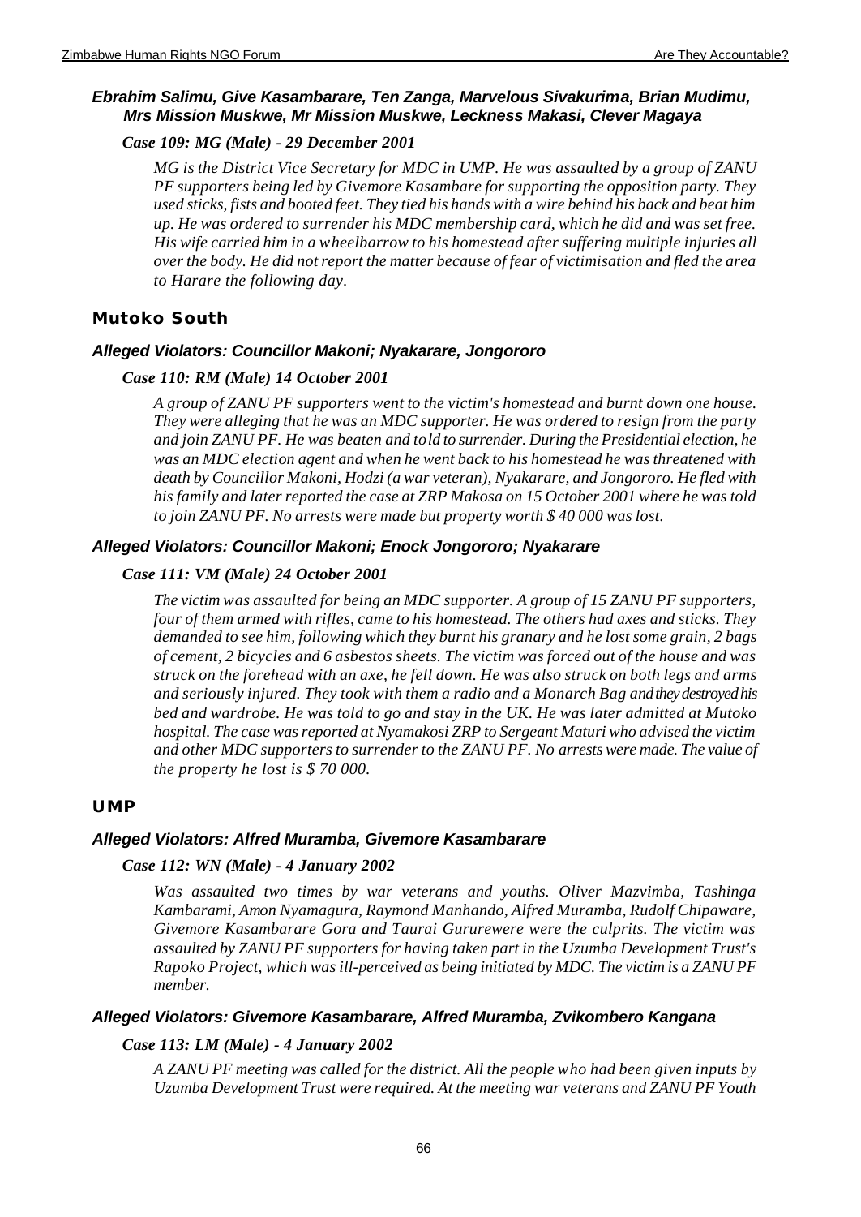### *Ebrahim Salimu, Give Kasambarare, Ten Zanga, Marvelous Sivakurima, Brian Mudimu, Mrs Mission Muskwe, Mr Mission Muskwe, Leckness Makasi, Clever Magaya*

*Case 109: MG (Male) - 29 December 2001*

*MG is the District Vice Secretary for MDC in UMP. He was assaulted by a group of ZANU PF supporters being led by Givemore Kasambare for supporting the opposition party. They used sticks, fists and booted feet. They tied his hands with a wire behind his back and beat him up. He was ordered to surrender his MDC membership card, which he did and was set free. His wife carried him in a wheelbarrow to his homestead after suffering multiple injuries all over the body. He did not report the matter because of fear of victimisation and fled the area to Harare the following day.*

## Mutoko South

### *Alleged Violators: Councillor Makoni; Nyakarare, Jongororo*

*Case 110: RM (Male) 14 October 2001*

*A group of ZANU PF supporters went to the victim's homestead and burnt down one house. They were alleging that he was an MDC supporter. He was ordered to resign from the party and join ZANU PF. He was beaten and told to surrender. During the Presidential election, he was an MDC election agent and when he went back to his homestead he was threatened with death by Councillor Makoni, Hodzi (a war veteran), Nyakarare, and Jongororo. He fled with his family and later reported the case at ZRP Makosa on 15 October 2001 where he was told to join ZANU PF. No arrests were made but property worth $ 40 000 was lost.*

### *Alleged Violators: Councillor Makoni; Enock Jongororo; Nyakarare*

*Case 111: VM (Male) 24 October 2001*

*The victim was assaulted for being an MDC supporter. A group of 15 ZANU PF supporters, four of them armed with rifles, came to his homestead. The others had axes and sticks. They demanded to see him, following which they burnt his granary and he lost some grain, 2 bags of cement, 2 bicycles and 6 asbestos sheets. The victim was forced out of the house and was struck on the forehead with an axe, he fell down. He was also struck on both legs and arms and seriously injured. They took with them a radio and a Monarch Bag and they destroyed his bed and wardrobe. He was told to go and stay in the UK. He was later admitted at Mutoko hospital. The case was reported at Nyamakosi ZRP to Sergeant Maturi who advised the victim and other MDC supporters to surrender to the ZANU PF. No arrests were made. The value of the property he lost is $ 70 000.*

## UMP

### *Alleged Violators: Alfred Muramba, Givemore Kasambarare*

*Case 112: WN (Male) - 4 January 2002*

*Was assaulted two times by war veterans and youths. Oliver Mazvimba, Tashinga Kambarami, Amon Nyamagura, Raymond Manhando, Alfred Muramba, Rudolf Chipaware, Givemore Kasambarare Gora and Taurai Gururewere were the culprits. The victim was assaulted by ZANU PF supporters for having taken part in the Uzumba Development Trust's Rapoko Project, which was ill-perceived as being initiated by MDC. The victim is a ZANU PF member.*

### *Alleged Violators: Givemore Kasambarare, Alfred Muramba, Zvikombero Kangana*

*Case 113: LM (Male) - 4 January 2002*

*A ZANU PF meeting was called for the district. All the people who had been given inputs by Uzumba Development Trust were required. At the meeting war veterans and ZANU PF Youth*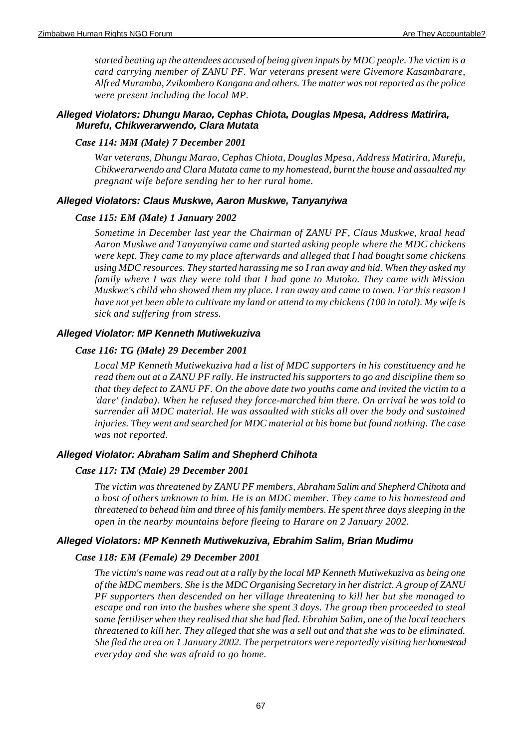*started beating up the attendees accused of being given inputs by MDC people. The victim is a card carrying member of ZANU PF. War veterans present were Givemore Kasambarare, Alfred Muramba, Zvikombero Kangana and others. The matter was not reported as the police were present including the local MP.*

### Alleged Violators: Dhungu Marao, Cephas Chiota, Douglas Mpesa, Address Matirira, Murefu, Chikwerarwendo, Clara Mutata

#### Case 114: MM (Male) 7 December 2001

*War veterans, Dhungu Marao, Cephas Chiota, Douglas Mpesa, Address Matirira, Murefu, Chikwerarwendo and Clara Mutata came to my homestead, burnt the house and assaulted my pregnant wife before sending her to her rural home.*

### Alleged Violators: Claus Muskwe, Aaron Muskwe, Tanyanyiwa

#### Case 115: EM (Male) 1 January 2002

*Sometime in December last year the Chairman of ZANU PF, Claus Muskwe, kraal head Aaron Muskwe and Tanyanyiwa came and started asking people where the MDC chickens were kept. They came to my place afterwards and alleged that I had bought some chickens using MDC resources. They started harassing me so I ran away and hid. When they asked my family where I was they were told that I had gone to Mutoko. They came with Mission Muskwe's child who showed them my place. I ran away and came to town. For this reason I have not yet been able to cultivate my land or attend to my chickens (100 in total). My wife is sick and suffering from stress.*

### Alleged Violator: MP Kenneth Mutiwekuziva

#### Case 116: TG (Male) 29 December 2001

*Local MP Kenneth Mutiwekuziva had a list of MDC supporters in his constituency and he read them out at a ZANU PF rally. He instructed his supporters to go and discipline them so that they defect to ZANU PF. On the above date two youths came and invited the victim to a 'dare' (indaba). When he refused they force-marched him there. On arrival he was told to surrender all MDC material. He was assaulted with sticks all over the body and sustained injuries. They went and searched for MDC material at his home but found nothing. The case was not reported.*

### Alleged Violator: Abraham Salim and Shepherd Chihota

#### Case 117: TM (Male) 29 December 2001

*The victim was threatened by ZANU PF members, Abraham Salim and Shepherd Chihota and a host of others unknown to him. He is an MDC member. They came to his homestead and threatened to behead him and three of his family members. He spent three days sleeping in the open in the nearby mountains before fleeing to Harare on 2 January 2002.*

### Alleged Violators: MP Kenneth Mutiwekuziva, Ebrahim Salim, Brian Mudimu

#### Case 118: EM (Female) 29 December 2001

*The victim's name was read out at a rally by the local MP Kenneth Mutiwekuziva as being one of the MDC members. She is the MDC Organising Secretary in her district. A group of ZANU PF supporters then descended on her village threatening to kill her but she managed to escape and ran into the bushes where she spent 3 days. The group then proceeded to steal some fertiliser when they realised that she had fled. Ebrahim Salim, one of the local teachers threatened to kill her. They alleged that she was a sell out and that she was to be eliminated. She fled the area on 1 January 2002. The perpetrators were reportedly visiting her homestead everyday and she was afraid to go home.*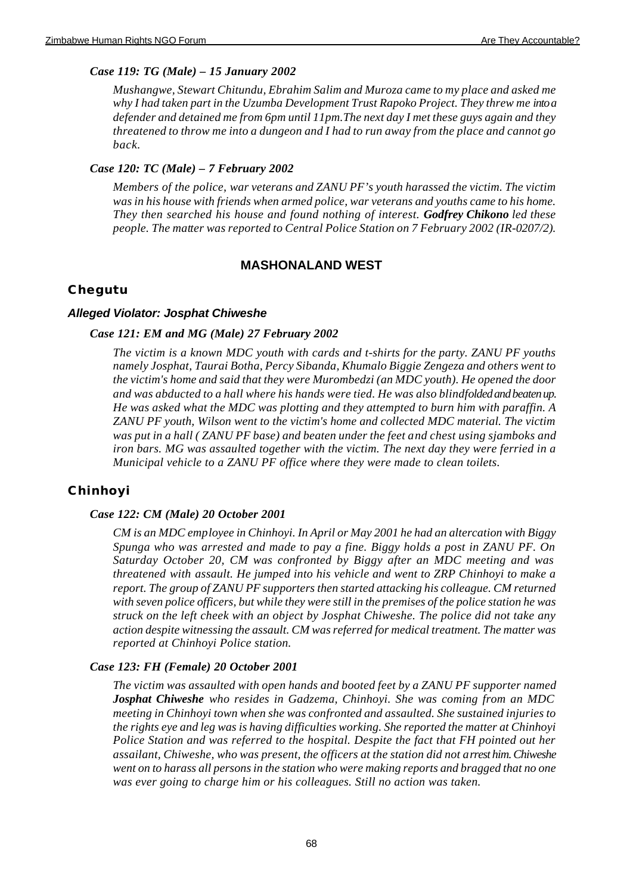### *Case 119: TG (Male) – 15 January 2002*

*Mushangwe, Stewart Chitundu, Ebrahim Salim and Muroza came to my place and asked me why I had taken part in the Uzumba Development Trust Rapoko Project. They threw me into a defender and detained me from 6pm until 11pm.The next day I met these guys again and they threatened to throw me into a dungeon and I had to run away from the place and cannot go back.*

### *Case 120: TC (Male) – 7 February 2002*

*Members of the police, war veterans and ZANU PF's youth harassed the victim. The victim was in his house with friends when armed police, war veterans and youths came to his home. They then searched his house and found nothing of interest. **Godfrey Chikono** led these people. The matter was reported to Central Police Station on 7 February 2002 (IR-0207/2).*

## MASHONALAND WEST

## Chegutu

### *Alleged Violator: Josphat Chiweshe*

### *Case 121: EM and MG (Male) 27 February 2002*

*The victim is a known MDC youth with cards and t-shirts for the party. ZANU PF youths namely Josphat, Taurai Botha, Percy Sibanda, Khumalo Biggie Zengeza and others went to the victim's home and said that they were Murombedzi (an MDC youth). He opened the door and was abducted to a hall where his hands were tied. He was also blindfolded and beaten up. He was asked what the MDC was plotting and they attempted to burn him with paraffin. A ZANU PF youth, Wilson went to the victim's home and collected MDC material. The victim was put in a hall ( ZANU PF base) and beaten under the feet and chest using sjamboks and iron bars. MG was assaulted together with the victim. The next day they were ferried in a Municipal vehicle to a ZANU PF office where they were made to clean toilets.*

## Chinhoyi

### *Case 122: CM (Male) 20 October 2001*

*CM is an MDC employee in Chinhoyi. In April or May 2001 he had an altercation with Biggy Spunga who was arrested and made to pay a fine. Biggy holds a post in ZANU PF. On Saturday October 20, CM was confronted by Biggy after an MDC meeting and was threatened with assault. He jumped into his vehicle and went to ZRP Chinhoyi to make a report. The group of ZANU PF supporters then started attacking his colleague. CM returned with seven police officers, but while they were still in the premises of the police station he was struck on the left cheek with an object by Josphat Chiweshe. The police did not take any action despite witnessing the assault. CM was referred for medical treatment. The matter was reported at Chinhoyi Police station.*

### *Case 123: FH (Female) 20 October 2001*

*The victim was assaulted with open hands and booted feet by a ZANU PF supporter named **Josphat Chiweshe** who resides in Gadzema, Chinhoyi. She was coming from an MDC meeting in Chinhoyi town when she was confronted and assaulted. She sustained injuries to the rights eye and leg was is having difficulties working. She reported the matter at Chinhoyi Police Station and was referred to the hospital. Despite the fact that FH pointed out her assailant, Chiweshe, who was present, the officers at the station did not arrest him. Chiweshe went on to harass all persons in the station who were making reports and bragged that no one was ever going to charge him or his colleagues. Still no action was taken.*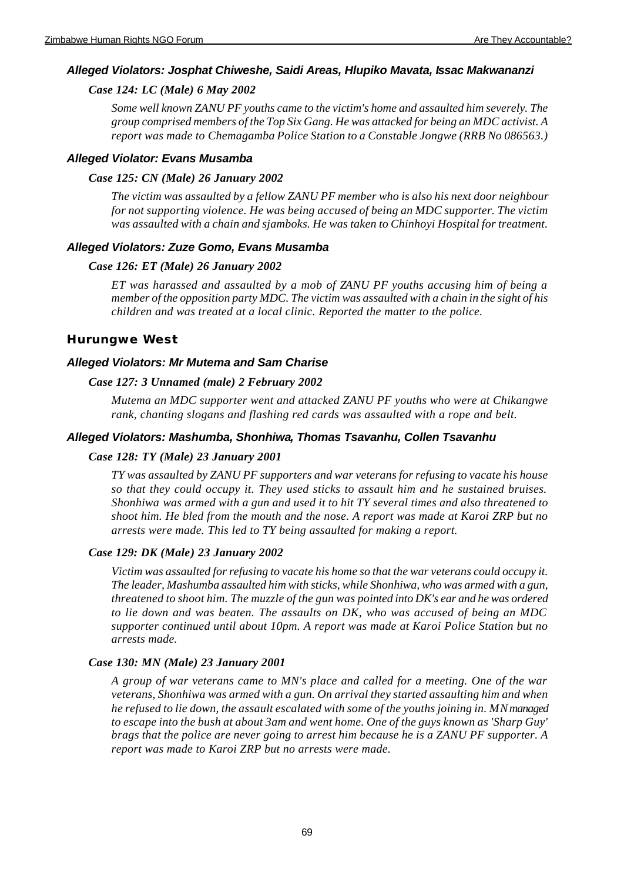### *Alleged Violators: Josphat Chiweshe, Saidi Areas, Hlupiko Mavata, Issac Makwananzi*

#### *Case 124: LC (Male) 6 May 2002*

*Some well known ZANU PF youths came to the victim's home and assaulted him severely. The group comprised members of the Top Six Gang. He was attacked for being an MDC activist. A report was made to Chemagamba Police Station to a Constable Jongwe (RRB No 086563.)*

### *Alleged Violator: Evans Musamba*

#### *Case 125: CN (Male) 26 January 2002*

*The victim was assaulted by a fellow ZANU PF member who is also his next door neighbour for not supporting violence. He was being accused of being an MDC supporter. The victim was assaulted with a chain and sjamboks. He was taken to Chinhoyi Hospital for treatment.*

### *Alleged Violators: Zuze Gomo, Evans Musamba*

#### *Case 126: ET (Male) 26 January 2002*

*ET was harassed and assaulted by a mob of ZANU PF youths accusing him of being a member of the opposition party MDC. The victim was assaulted with a chain in the sight of his children and was treated at a local clinic. Reported the matter to the police.*

## Hurungwe West

### *Alleged Violators: Mr Mutema and Sam Charise*

#### *Case 127: 3 Unnamed (male) 2 February 2002*

*Mutema an MDC supporter went and attacked ZANU PF youths who were at Chikangwe rank, chanting slogans and flashing red cards was assaulted with a rope and belt.*

### *Alleged Violators: Mashumba, Shonhiwa, Thomas Tsavanhu, Collen Tsavanhu*

#### *Case 128: TY (Male) 23 January 2001*

*TY was assaulted by ZANU PF supporters and war veterans for refusing to vacate his house so that they could occupy it. They used sticks to assault him and he sustained bruises. Shonhiwa was armed with a gun and used it to hit TY several times and also threatened to shoot him. He bled from the mouth and the nose. A report was made at Karoi ZRP but no arrests were made. This led to TY being assaulted for making a report.*

#### *Case 129: DK (Male) 23 January 2002*

*Victim was assaulted for refusing to vacate his home so that the war veterans could occupy it. The leader, Mashumba assaulted him with sticks, while Shonhiwa, who was armed with a gun, threatened to shoot him. The muzzle of the gun was pointed into DK's ear and he was ordered to lie down and was beaten. The assaults on DK, who was accused of being an MDC supporter continued until about 10pm. A report was made at Karoi Police Station but no arrests made.*

#### *Case 130: MN (Male) 23 January 2001*

*A group of war veterans came to MN's place and called for a meeting. One of the war veterans, Shonhiwa was armed with a gun. On arrival they started assaulting him and when he refused to lie down, the assault escalated with some of the youths joining in. MN managed to escape into the bush at about 3am and went home. One of the guys known as 'Sharp Guy' brags that the police are never going to arrest him because he is a ZANU PF supporter. A report was made to Karoi ZRP but no arrests were made.*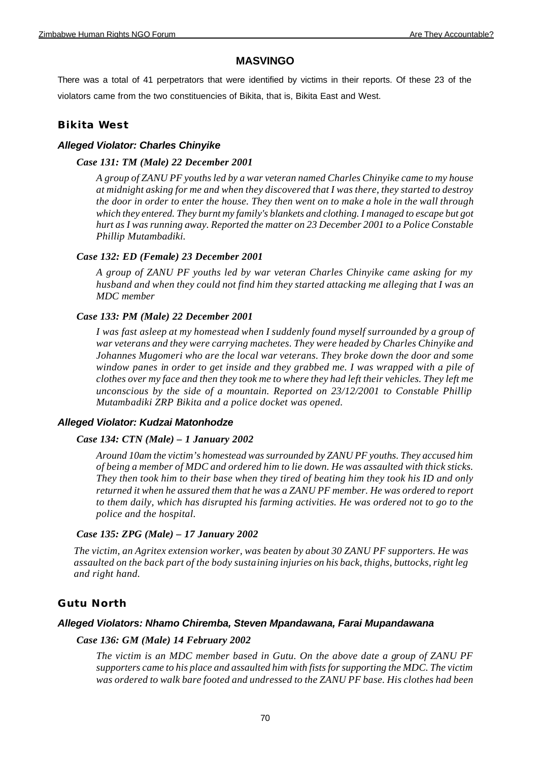## MASVINGO

There was a total of 41 perpetrators that were identified by victims in their reports. Of these 23 of the violators came from the two constituencies of Bikita, that is, Bikita East and West.

### Bikita West

#### *Alleged Violator: Charles Chinyike*

##### *Case 131: TM (Male) 22 December 2001*

*A group of ZANU PF youths led by a war veteran named Charles Chinyike came to my house at midnight asking for me and when they discovered that I was there, they started to destroy the door in order to enter the house. They then went on to make a hole in the wall through which they entered. They burnt my family's blankets and clothing. I managed to escape but got hurt as I was running away. Reported the matter on 23 December 2001 to a Police Constable Phillip Mutambadiki.*

##### *Case 132: ED (Female) 23 December 2001*

*A group of ZANU PF youths led by war veteran Charles Chinyike came asking for my husband and when they could not find him they started attacking me alleging that I was an MDC member*

##### *Case 133: PM (Male) 22 December 2001*

*I was fast asleep at my homestead when I suddenly found myself surrounded by a group of war veterans and they were carrying machetes. They were headed by Charles Chinyike and Johannes Mugomeri who are the local war veterans. They broke down the door and some window panes in order to get inside and they grabbed me. I was wrapped with a pile of clothes over my face and then they took me to where they had left their vehicles. They left me unconscious by the side of a mountain. Reported on 23/12/2001 to Constable Phillip Mutambadiki ZRP Bikita and a police docket was opened.*

#### *Alleged Violator: Kudzai Matonhodze*

##### *Case 134: CTN (Male) – 1 January 2002*

*Around 10am the victim's homestead was surrounded by ZANU PF youths. They accused him of being a member of MDC and ordered him to lie down. He was assaulted with thick sticks. They then took him to their base when they tired of beating him they took his ID and only returned it when he assured them that he was a ZANU PF member. He was ordered to report to them daily, which has disrupted his farming activities. He was ordered not to go to the police and the hospital.*

##### *Case 135: ZPG (Male) – 17 January 2002*

*The victim, an Agritex extension worker, was beaten by about 30 ZANU PF supporters. He was assaulted on the back part of the body sustaining injuries on his back, thighs, buttocks, right leg and right hand.*

### Gutu North

#### *Alleged Violators: Nhamo Chiremba, Steven Mpandawana, Farai Mupandawana*

##### *Case 136: GM (Male) 14 February 2002*

*The victim is an MDC member based in Gutu. On the above date a group of ZANU PF supporters came to his place and assaulted him with fists for supporting the MDC. The victim was ordered to walk bare footed and undressed to the ZANU PF base. His clothes had been*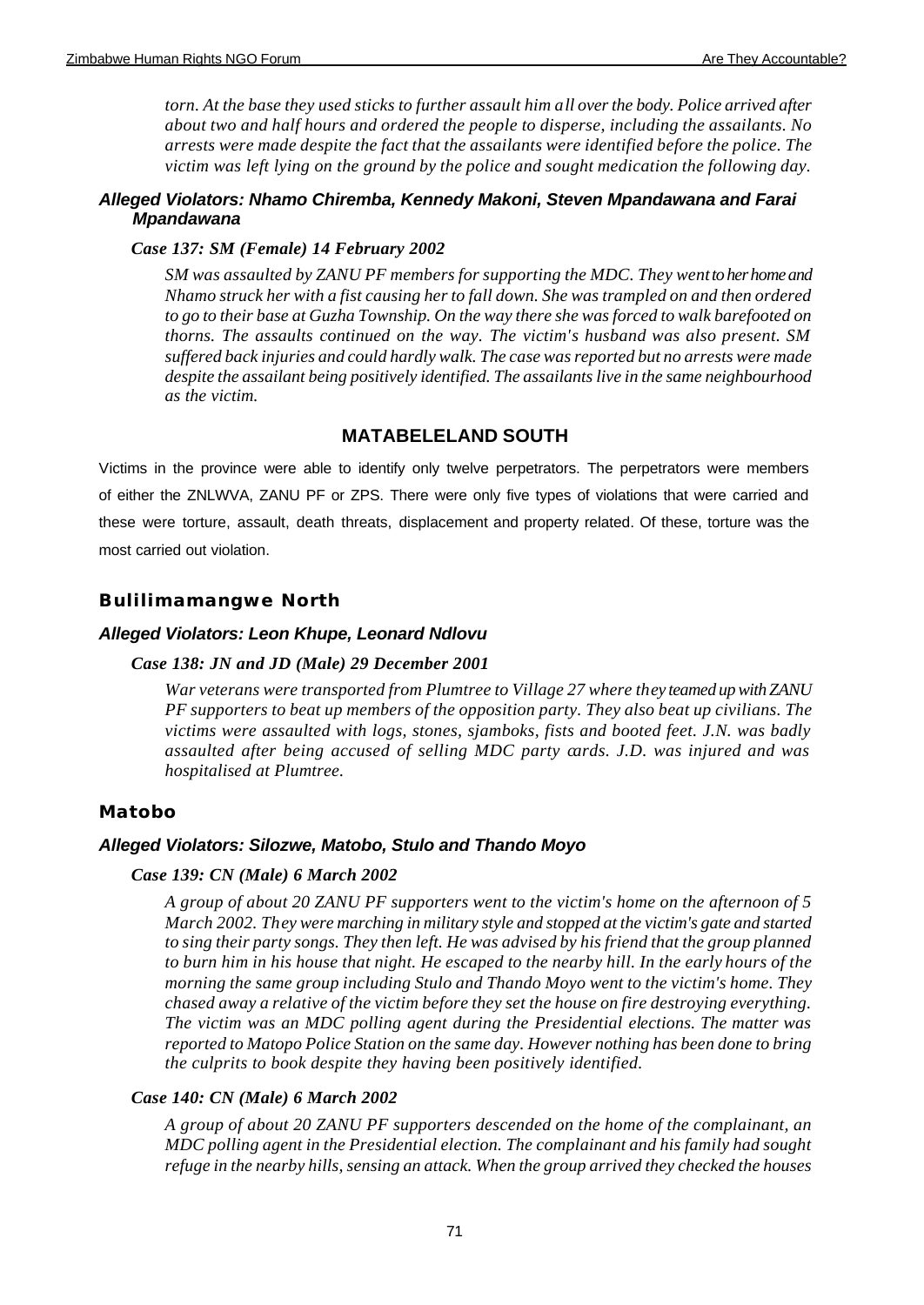*torn. At the base they used sticks to further assault him all over the body. Police arrived after about two and half hours and ordered the people to disperse, including the assailants. No arrests were made despite the fact that the assailants were identified before the police. The victim was left lying on the ground by the police and sought medication the following day.*

#### *Alleged Violators: Nhamo Chiremba, Kennedy Makoni, Steven Mpandawana and Farai Mpandawana*

***Case 137: SM (Female) 14 February 2002***

*SM was assaulted by ZANU PF members for supporting the MDC. They went to her home and Nhamo struck her with a fist causing her to fall down. She was trampled on and then ordered to go to their base at Guzha Township. On the way there she was forced to walk barefooted on thorns. The assaults continued on the way. The victim's husband was also present. SM suffered back injuries and could hardly walk. The case was reported but no arrests were made despite the assailant being positively identified. The assailants live in the same neighbourhood as the victim.*

## MATABELELAND SOUTH

Victims in the province were able to identify only twelve perpetrators. The perpetrators were members of either the ZNLWVA, ZANU PF or ZPS. There were only five types of violations that were carried and these were torture, assault, death threats, displacement and property related. Of these, torture was the most carried out violation.

### Bulilimamangwe North

#### *Alleged Violators: Leon Khupe, Leonard Ndlovu*

***Case 138: JN and JD (Male) 29 December 2001***

*War veterans were transported from Plumtree to Village 27 where they teamed up with ZANU PF supporters to beat up members of the opposition party. They also beat up civilians. The victims were assaulted with logs, stones, sjamboks, fists and booted feet. J.N. was badly assaulted after being accused of selling MDC party cards. J.D. was injured and was hospitalised at Plumtree.*

### Matobo

#### *Alleged Violators: Silozwe, Matobo, Stulo and Thando Moyo*

***Case 139: CN (Male) 6 March 2002***

*A group of about 20 ZANU PF supporters went to the victim's home on the afternoon of 5 March 2002. They were marching in military style and stopped at the victim's gate and started to sing their party songs. They then left. He was advised by his friend that the group planned to burn him in his house that night. He escaped to the nearby hill. In the early hours of the morning the same group including Stulo and Thando Moyo went to the victim's home. They chased away a relative of the victim before they set the house on fire destroying everything. The victim was an MDC polling agent during the Presidential elections. The matter was reported to Matopo Police Station on the same day. However nothing has been done to bring the culprits to book despite they having been positively identified.*

***Case 140: CN (Male) 6 March 2002***

*A group of about 20 ZANU PF supporters descended on the home of the complainant, an MDC polling agent in the Presidential election. The complainant and his family had sought refuge in the nearby hills, sensing an attack. When the group arrived they checked the houses*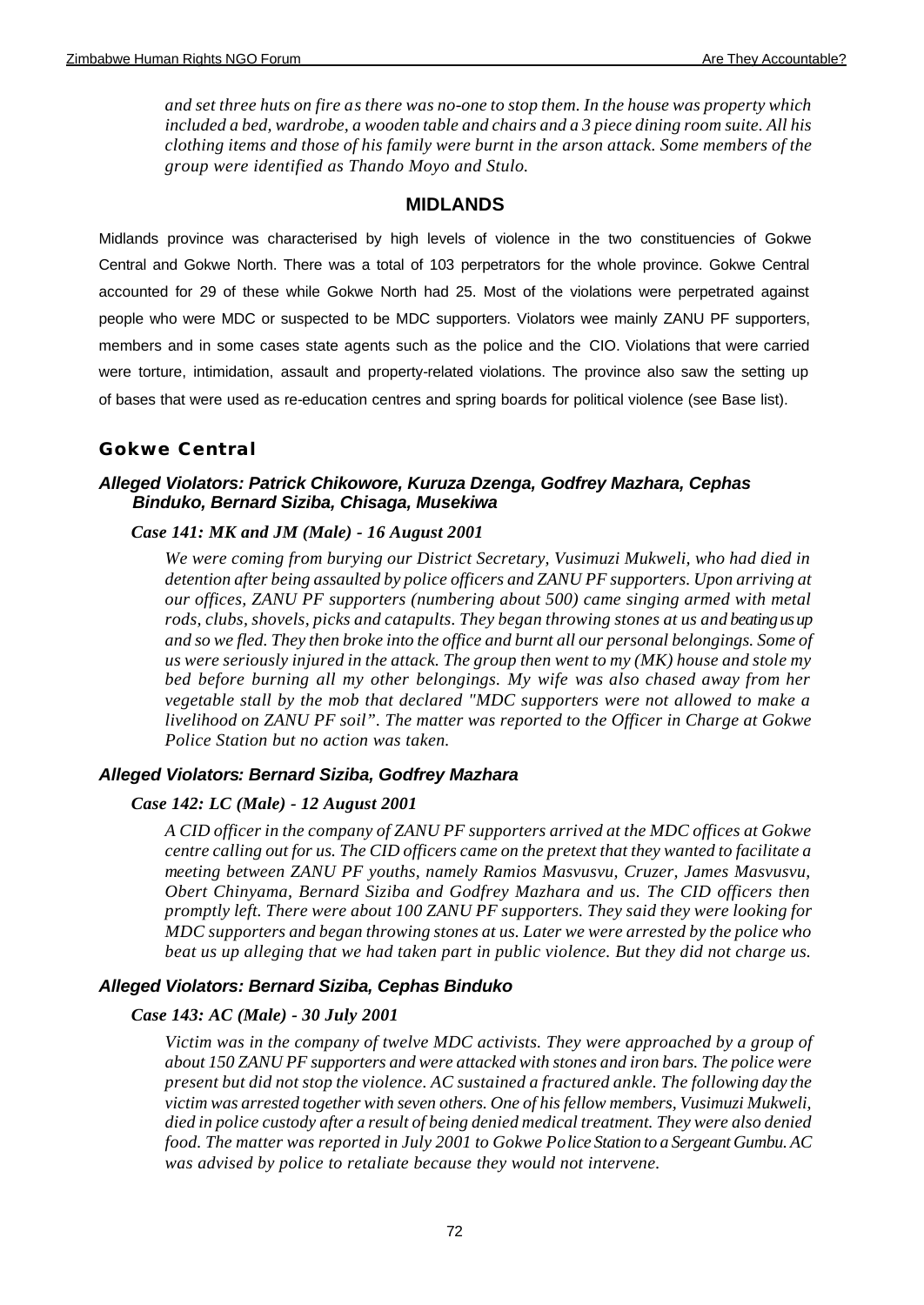*and set three huts on fire as there was no-one to stop them. In the house was property which included a bed, wardrobe, a wooden table and chairs and a 3 piece dining room suite. All his clothing items and those of his family were burnt in the arson attack. Some members of the group were identified as Thando Moyo and Stulo.*

## MIDLANDS

Midlands province was characterised by high levels of violence in the two constituencies of Gokwe Central and Gokwe North. There was a total of 103 perpetrators for the whole province. Gokwe Central accounted for 29 of these while Gokwe North had 25. Most of the violations were perpetrated against people who were MDC or suspected to be MDC supporters. Violators wee mainly ZANU PF supporters, members and in some cases state agents such as the police and the CIO. Violations that were carried were torture, intimidation, assault and property-related violations. The province also saw the setting up of bases that were used as re-education centres and spring boards for political violence (see Base list).

### Gokwe Central

#### *Alleged Violators: Patrick Chikowore, Kuruza Dzenga, Godfrey Mazhara, Cephas Binduko, Bernard Siziba, Chisaga, Musekiwa*

***Case 141: MK and JM (Male) - 16 August 2001***

*We were coming from burying our District Secretary, Vusimuzi Mukweli, who had died in detention after being assaulted by police officers and ZANU PF supporters. Upon arriving at our offices, ZANU PF supporters (numbering about 500) came singing armed with metal rods, clubs, shovels, picks and catapults. They began throwing stones at us and beating us up and so we fled. They then broke into the office and burnt all our personal belongings. Some of us were seriously injured in the attack. The group then went to my (MK) house and stole my bed before burning all my other belongings. My wife was also chased away from her vegetable stall by the mob that declared "MDC supporters were not allowed to make a livelihood on ZANU PF soil". The matter was reported to the Officer in Charge at Gokwe Police Station but no action was taken.*

#### *Alleged Violators: Bernard Siziba, Godfrey Mazhara*

***Case 142: LC (Male) - 12 August 2001***

*A CID officer in the company of ZANU PF supporters arrived at the MDC offices at Gokwe centre calling out for us. The CID officers came on the pretext that they wanted to facilitate a meeting between ZANU PF youths, namely Ramios Masvusvu, Cruzer, James Masvusvu, Obert Chinyama, Bernard Siziba and Godfrey Mazhara and us. The CID officers then promptly left. There were about 100 ZANU PF supporters. They said they were looking for MDC supporters and began throwing stones at us. Later we were arrested by the police who beat us up alleging that we had taken part in public violence. But they did not charge us.*

#### *Alleged Violators: Bernard Siziba, Cephas Binduko*

***Case 143: AC (Male) - 30 July 2001***

*Victim was in the company of twelve MDC activists. They were approached by a group of about 150 ZANU PF supporters and were attacked with stones and iron bars. The police were present but did not stop the violence. AC sustained a fractured ankle. The following day the victim was arrested together with seven others. One of his fellow members, Vusimuzi Mukweli, died in police custody after a result of being denied medical treatment. They were also denied food. The matter was reported in July 2001 to Gokwe Police Station to a Sergeant Gumbu. AC was advised by police to retaliate because they would not intervene.*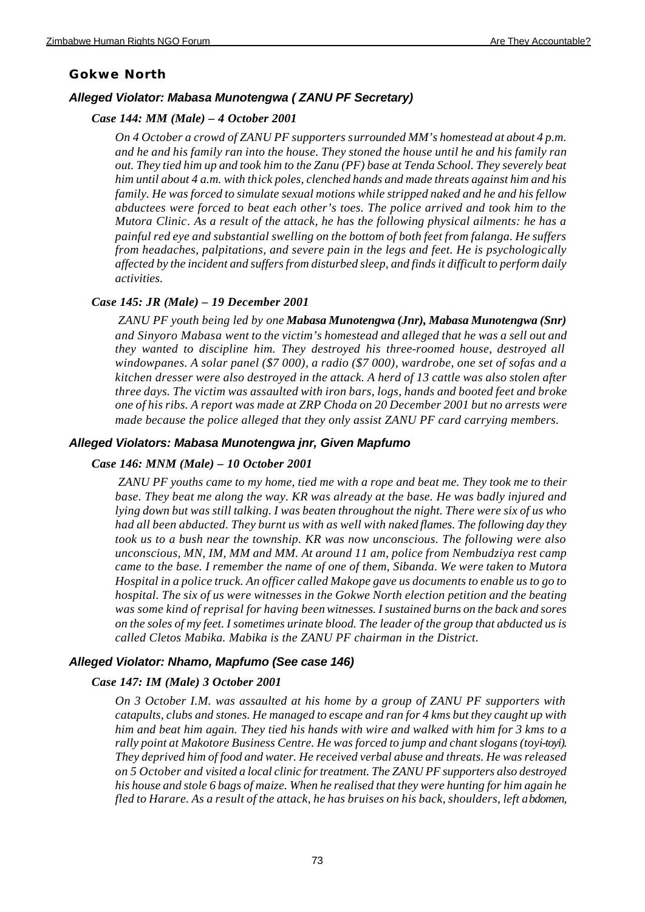### Gokwe North

#### *Alleged Violator: Mabasa Munotengwa ( ZANU PF Secretary)*

##### *Case 144: MM (Male) – 4 October 2001*

*On 4 October a crowd of ZANU PF supporters surrounded MM's homestead at about 4 p.m. and he and his family ran into the house. They stoned the house until he and his family ran out. They tied him up and took him to the Zanu (PF) base at Tenda School. They severely beat him until about 4 a.m. with thick poles, clenched hands and made threats against him and his family. He was forced to simulate sexual motions while stripped naked and he and his fellow abductees were forced to beat each other's toes. The police arrived and took him to the Mutora Clinic. As a result of the attack, he has the following physical ailments: he has a painful red eye and substantial swelling on the bottom of both feet from falanga. He suffers from headaches, palpitations, and severe pain in the legs and feet. He is psychologically affected by the incident and suffers from disturbed sleep, and finds it difficult to perform daily activities.*

##### *Case 145: JR (Male) – 19 December 2001*

*ZANU PF youth being led by one **Mabasa Munotengwa (Jnr), Mabasa Munotengwa (Snr)** and Sinyoro Mabasa went to the victim's homestead and alleged that he was a sell out and they wanted to discipline him. They destroyed his three-roomed house, destroyed all windowpanes. A solar panel ($7 000), a radio ($7 000), wardrobe, one set of sofas and a kitchen dresser were also destroyed in the attack. A herd of 13 cattle was also stolen after three days. The victim was assaulted with iron bars, logs, hands and booted feet and broke one of his ribs. A report was made at ZRP Choda on 20 December 2001 but no arrests were made because the police alleged that they only assist ZANU PF card carrying members.*

#### *Alleged Violators: Mabasa Munotengwa jnr, Given Mapfumo*

##### *Case 146: MNM (Male) – 10 October 2001*

*ZANU PF youths came to my home, tied me with a rope and beat me. They took me to their base. They beat me along the way. KR was already at the base. He was badly injured and lying down but was still talking. I was beaten throughout the night. There were six of us who had all been abducted. They burnt us with as well with naked flames. The following day they took us to a bush near the township. KR was now unconscious. The following were also unconscious, MN, IM, MM and MM. At around 11 am, police from Nembudziya rest camp came to the base. I remember the name of one of them, Sibanda. We were taken to Mutora Hospital in a police truck. An officer called Makope gave us documents to enable us to go to hospital. The six of us were witnesses in the Gokwe North election petition and the beating was some kind of reprisal for having been witnesses. I sustained burns on the back and sores on the soles of my feet. I sometimes urinate blood. The leader of the group that abducted us is called Cletos Mabika. Mabika is the ZANU PF chairman in the District.*

#### *Alleged Violator: Nhamo, Mapfumo (See case 146)*

##### *Case 147: IM (Male) 3 October 2001*

*On 3 October I.M. was assaulted at his home by a group of ZANU PF supporters with catapults, clubs and stones. He managed to escape and ran for 4 kms but they caught up with him and beat him again. They tied his hands with wire and walked with him for 3 kms to a rally point at Makotore Business Centre. He was forced to jump and chant slogans (toyi-toyi). They deprived him of food and water. He received verbal abuse and threats. He was released on 5 October and visited a local clinic for treatment. The ZANU PF supporters also destroyed his house and stole 6 bags of maize. When he realised that they were hunting for him again he fled to Harare. As a result of the attack, he has bruises on his back, shoulders, left abdomen,*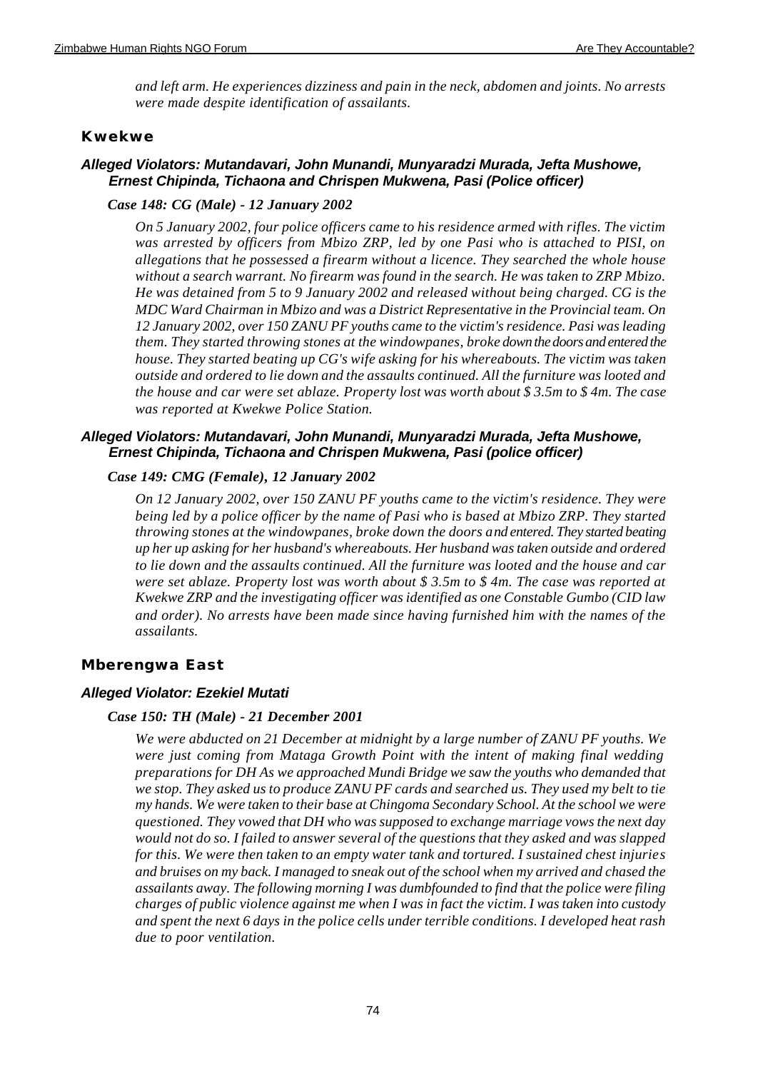*and left arm. He experiences dizziness and pain in the neck, abdomen and joints. No arrests were made despite identification of assailants.*

## Kwekwe

### *Alleged Violators: Mutandavari, John Munandi, Munyaradzi Murada, Jefta Mushowe, Ernest Chipinda, Tichaona and Chrispen Mukwena, Pasi (Police officer)*

***Case 148: CG (Male) - 12 January 2002***

*On 5 January 2002, four police officers came to his residence armed with rifles. The victim was arrested by officers from Mbizo ZRP, led by one Pasi who is attached to PISI, on allegations that he possessed a firearm without a licence. They searched the whole house without a search warrant. No firearm was found in the search. He was taken to ZRP Mbizo. He was detained from 5 to 9 January 2002 and released without being charged. CG is the MDC Ward Chairman in Mbizo and was a District Representative in the Provincial team. On 12 January 2002, over 150 ZANU PF youths came to the victim's residence. Pasi was leading them. They started throwing stones at the windowpanes, broke down the doors and entered the house. They started beating up CG's wife asking for his whereabouts. The victim was taken outside and ordered to lie down and the assaults continued. All the furniture was looted and the house and car were set ablaze. Property lost was worth about $ 3.5m to $ 4m. The case was reported at Kwekwe Police Station.*

### *Alleged Violators: Mutandavari, John Munandi, Munyaradzi Murada, Jefta Mushowe, Ernest Chipinda, Tichaona and Chrispen Mukwena, Pasi (police officer)*

***Case 149: CMG (Female), 12 January 2002***

*On 12 January 2002, over 150 ZANU PF youths came to the victim's residence. They were being led by a police officer by the name of Pasi who is based at Mbizo ZRP. They started throwing stones at the windowpanes, broke down the doors and entered. They started beating up her up asking for her husband's whereabouts. Her husband was taken outside and ordered to lie down and the assaults continued. All the furniture was looted and the house and car were set ablaze. Property lost was worth about $ 3.5m to $ 4m. The case was reported at Kwekwe ZRP and the investigating officer was identified as one Constable Gumbo (CID law and order). No arrests have been made since having furnished him with the names of the assailants.*

## Mberengwa East

### *Alleged Violator: Ezekiel Mutati*

***Case 150: TH (Male) - 21 December 2001***

*We were abducted on 21 December at midnight by a large number of ZANU PF youths. We were just coming from Mataga Growth Point with the intent of making final wedding preparations for DH As we approached Mundi Bridge we saw the youths who demanded that we stop. They asked us to produce ZANU PF cards and searched us. They used my belt to tie my hands. We were taken to their base at Chingoma Secondary School. At the school we were questioned. They vowed that DH who was supposed to exchange marriage vows the next day would not do so. I failed to answer several of the questions that they asked and was slapped for this. We were then taken to an empty water tank and tortured. I sustained chest injuries and bruises on my back. I managed to sneak out of the school when my arrived and chased the assailants away. The following morning I was dumbfounded to find that the police were filing charges of public violence against me when I was in fact the victim. I was taken into custody and spent the next 6 days in the police cells under terrible conditions. I developed heat rash due to poor ventilation.*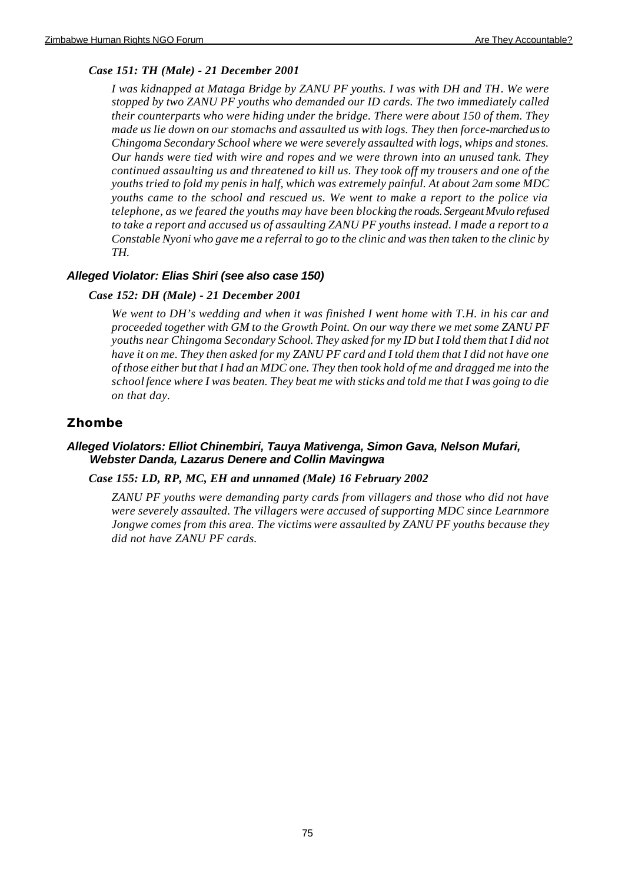*Case 151: TH (Male) - 21 December 2001*

*I was kidnapped at Mataga Bridge by ZANU PF youths. I was with DH and TH. We were stopped by two ZANU PF youths who demanded our ID cards. The two immediately called their counterparts who were hiding under the bridge. There were about 150 of them. They made us lie down on our stomachs and assaulted us with logs. They then force-marched us to Chingoma Secondary School where we were severely assaulted with logs, whips and stones. Our hands were tied with wire and ropes and we were thrown into an unused tank. They continued assaulting us and threatened to kill us. They took off my trousers and one of the youths tried to fold my penis in half, which was extremely painful. At about 2am some MDC youths came to the school and rescued us. We went to make a report to the police via telephone, as we feared the youths may have been blocking the roads. Sergeant Mvulo refused to take a report and accused us of assaulting ZANU PF youths instead. I made a report to a Constable Nyoni who gave me a referral to go to the clinic and was then taken to the clinic by TH.*

### *Alleged Violator: Elias Shiri (see also case 150)*

*Case 152: DH (Male) - 21 December 2001*

*We went to DH's wedding and when it was finished I went home with T.H. in his car and proceeded together with GM to the Growth Point. On our way there we met some ZANU PF youths near Chingoma Secondary School. They asked for my ID but I told them that I did not have it on me. They then asked for my ZANU PF card and I told them that I did not have one of those either but that I had an MDC one. They then took hold of me and dragged me into the school fence where I was beaten. They beat me with sticks and told me that I was going to die on that day.*

## Zhombe

### *Alleged Violators: Elliot Chinembiri, Tauya Mativenga, Simon Gava, Nelson Mufari, Webster Danda, Lazarus Denere and Collin Mavingwa*

*Case 155: LD, RP, MC, EH and unnamed (Male) 16 February 2002*

*ZANU PF youths were demanding party cards from villagers and those who did not have were severely assaulted. The villagers were accused of supporting MDC since Learnmore Jongwe comes from this area. The victims were assaulted by ZANU PF youths because they did not have ZANU PF cards.*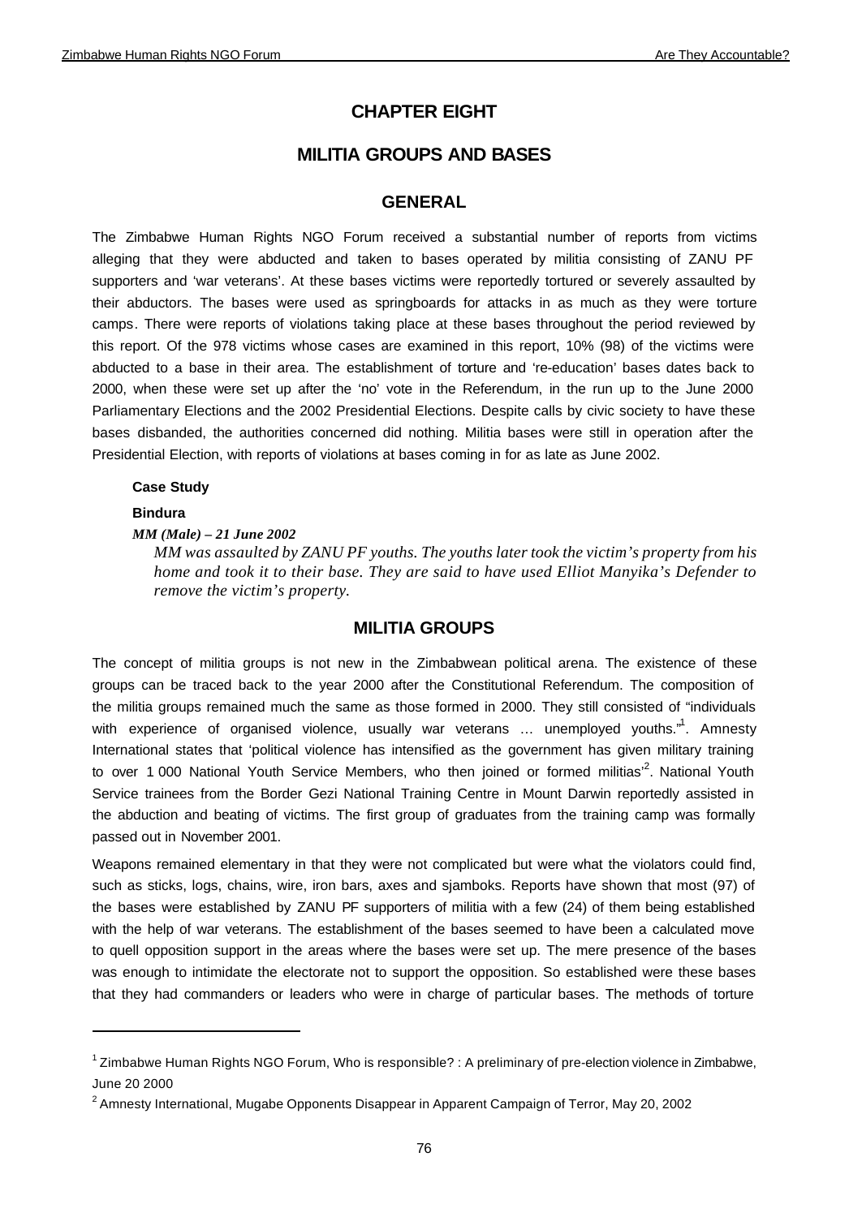# CHAPTER EIGHT

## MILITIA GROUPS AND BASES

### GENERAL

The Zimbabwe Human Rights NGO Forum received a substantial number of reports from victims alleging that they were abducted and taken to bases operated by militia consisting of ZANU PF supporters and 'war veterans'. At these bases victims were reportedly tortured or severely assaulted by their abductors. The bases were used as springboards for attacks in as much as they were torture camps. There were reports of violations taking place at these bases throughout the period reviewed by this report. Of the 978 victims whose cases are examined in this report, 10% (98) of the victims were abducted to a base in their area. The establishment of torture and 're-education' bases dates back to 2000, when these were set up after the 'no' vote in the Referendum, in the run up to the June 2000 Parliamentary Elections and the 2002 Presidential Elections. Despite calls by civic society to have these bases disbanded, the authorities concerned did nothing. Militia bases were still in operation after the Presidential Election, with reports of violations at bases coming in for as late as June 2002.

**Case Study**

**Bindura**

***MM (Male) – 21 June 2002***

*MM was assaulted by ZANU PF youths. The youths later took the victim's property from his home and took it to their base. They are said to have used Elliot Manyika's Defender to remove the victim's property.*

### MILITIA GROUPS

The concept of militia groups is not new in the Zimbabwean political arena. The existence of these groups can be traced back to the year 2000 after the Constitutional Referendum. The composition of the militia groups remained much the same as those formed in 2000. They still consisted of "individuals with experience of organised violence, usually war veterans … unemployed youths."[1]. Amnesty International states that 'political violence has intensified as the government has given military training to over 1 000 National Youth Service Members, who then joined or formed militias'[2]. National Youth Service trainees from the Border Gezi National Training Centre in Mount Darwin reportedly assisted in the abduction and beating of victims. The first group of graduates from the training camp was formally passed out in November 2001.

Weapons remained elementary in that they were not complicated but were what the violators could find, such as sticks, logs, chains, wire, iron bars, axes and sjamboks. Reports have shown that most (97) of the bases were established by ZANU PF supporters of militia with a few (24) of them being established with the help of war veterans. The establishment of the bases seemed to have been a calculated move to quell opposition support in the areas where the bases were set up. The mere presence of the bases was enough to intimidate the electorate not to support the opposition. So established were these bases that they had commanders or leaders who were in charge of particular bases. The methods of torture

---

[1] Zimbabwe Human Rights NGO Forum, Who is responsible? : A preliminary of pre-election violence in Zimbabwe, June 20 2000

[2] Amnesty International, Mugabe Opponents Disappear in Apparent Campaign of Terror, May 20, 2002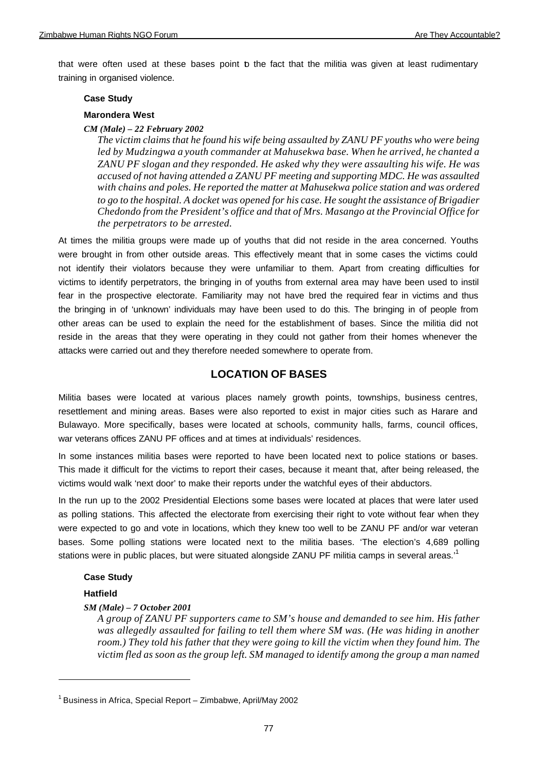that were often used at these bases point to the fact that the militia was given at least rudimentary training in organised violence.

**Case Study**

**Marondera West**

***CM (Male) – 22 February 2002***

*The victim claims that he found his wife being assaulted by ZANU PF youths who were being led by Mudzingwa a youth commander at Mahusekwa base. When he arrived, he chanted a ZANU PF slogan and they responded. He asked why they were assaulting his wife. He was accused of not having attended a ZANU PF meeting and supporting MDC. He was assaulted with chains and poles. He reported the matter at Mahusekwa police station and was ordered to go to the hospital. A docket was opened for his case. He sought the assistance of Brigadier Chedondo from the President's office and that of Mrs. Masango at the Provincial Office for the perpetrators to be arrested.*

At times the militia groups were made up of youths that did not reside in the area concerned. Youths were brought in from other outside areas. This effectively meant that in some cases the victims could not identify their violators because they were unfamiliar to them. Apart from creating difficulties for victims to identify perpetrators, the bringing in of youths from external area may have been used to instil fear in the prospective electorate. Familiarity may not have bred the required fear in victims and thus the bringing in of 'unknown' individuals may have been used to do this. The bringing in of people from other areas can be used to explain the need for the establishment of bases. Since the militia did not reside in the areas that they were operating in they could not gather from their homes whenever the attacks were carried out and they therefore needed somewhere to operate from.

## LOCATION OF BASES

Militia bases were located at various places namely growth points, townships, business centres, resettlement and mining areas. Bases were also reported to exist in major cities such as Harare and Bulawayo. More specifically, bases were located at schools, community halls, farms, council offices, war veterans offices ZANU PF offices and at times at individuals' residences.

In some instances militia bases were reported to have been located next to police stations or bases. This made it difficult for the victims to report their cases, because it meant that, after being released, the victims would walk 'next door' to make their reports under the watchful eyes of their abductors.

In the run up to the 2002 Presidential Elections some bases were located at places that were later used as polling stations. This affected the electorate from exercising their right to vote without fear when they were expected to go and vote in locations, which they knew too well to be ZANU PF and/or war veteran bases. Some polling stations were located next to the militia bases. 'The election's 4,689 polling stations were in public places, but were situated alongside ZANU PF militia camps in several areas.'[1]

**Case Study**

**Hatfield**

***SM (Male) – 7 October 2001***

*A group of ZANU PF supporters came to SM's house and demanded to see him. His father was allegedly assaulted for failing to tell them where SM was. (He was hiding in another room.) They told his father that they were going to kill the victim when they found him. The victim fled as soon as the group left. SM managed to identify among the group a man named*

[1] Business in Africa, Special Report – Zimbabwe, April/May 2002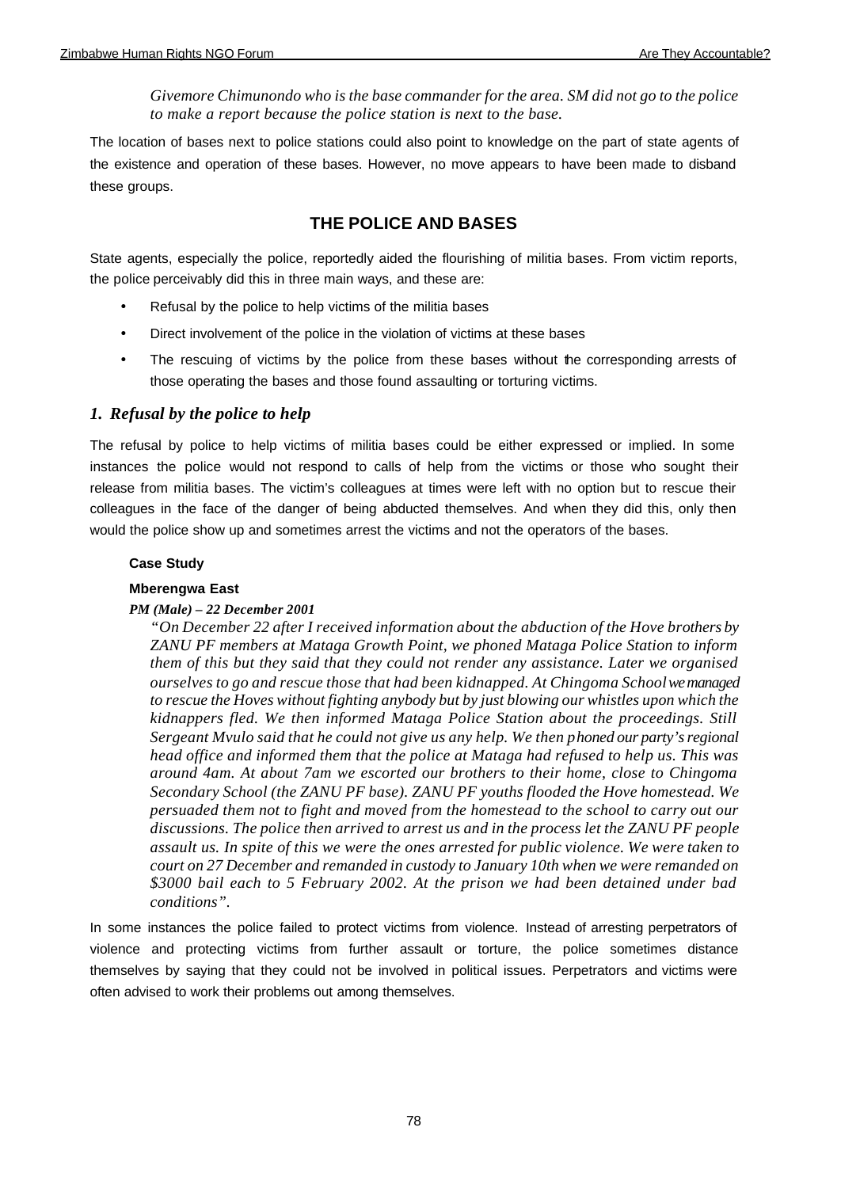*Givemore Chimunondo who is the base commander for the area. SM did not go to the police to make a report because the police station is next to the base.*

The location of bases next to police stations could also point to knowledge on the part of state agents of the existence and operation of these bases. However, no move appears to have been made to disband these groups.

## THE POLICE AND BASES

State agents, especially the police, reportedly aided the flourishing of militia bases. From victim reports, the police perceivably did this in three main ways, and these are:

- Refusal by the police to help victims of the militia bases
- Direct involvement of the police in the violation of victims at these bases
- The rescuing of victims by the police from these bases without the corresponding arrests of those operating the bases and those found assaulting or torturing victims.

### *1. Refusal by the police to help*

The refusal by police to help victims of militia bases could be either expressed or implied. In some instances the police would not respond to calls of help from the victims or those who sought their release from militia bases. The victim's colleagues at times were left with no option but to rescue their colleagues in the face of the danger of being abducted themselves. And when they did this, only then would the police show up and sometimes arrest the victims and not the operators of the bases.

**Case Study**

**Mberengwa East**

***PM (Male) – 22 December 2001***

*"On December 22 after I received information about the abduction of the Hove brothers by ZANU PF members at Mataga Growth Point, we phoned Mataga Police Station to inform them of this but they said that they could not render any assistance. Later we organised ourselves to go and rescue those that had been kidnapped. At Chingoma School we managed to rescue the Hoves without fighting anybody but by just blowing our whistles upon which the kidnappers fled. We then informed Mataga Police Station about the proceedings. Still Sergeant Mvulo said that he could not give us any help. We then phoned our party's regional head office and informed them that the police at Mataga had refused to help us. This was around 4am. At about 7am we escorted our brothers to their home, close to Chingoma Secondary School (the ZANU PF base). ZANU PF youths flooded the Hove homestead. We persuaded them not to fight and moved from the homestead to the school to carry out our discussions. The police then arrived to arrest us and in the process let the ZANU PF people assault us. In spite of this we were the ones arrested for public violence. We were taken to court on 27 December and remanded in custody to January 10th when we were remanded on $3000 bail each to 5 February 2002. At the prison we had been detained under bad conditions".*

In some instances the police failed to protect victims from violence. Instead of arresting perpetrators of violence and protecting victims from further assault or torture, the police sometimes distance themselves by saying that they could not be involved in political issues. Perpetrators and victims were often advised to work their problems out among themselves.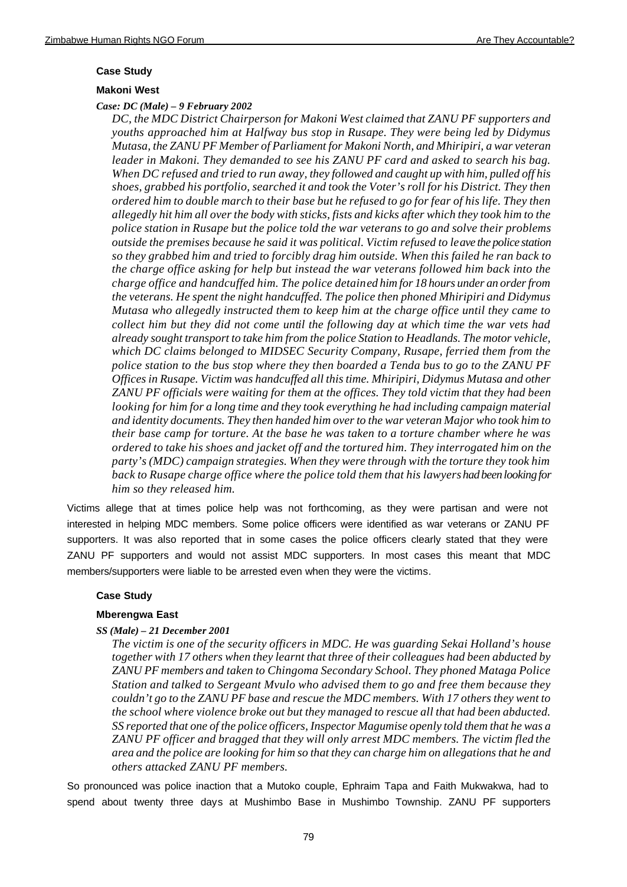**Case Study**

**Makoni West**

***Case: DC (Male) – 9 February 2002***

*DC, the MDC District Chairperson for Makoni West claimed that ZANU PF supporters and youths approached him at Halfway bus stop in Rusape. They were being led by Didymus Mutasa, the ZANU PF Member of Parliament for Makoni North, and Mhiripiri, a war veteran leader in Makoni. They demanded to see his ZANU PF card and asked to search his bag. When DC refused and tried to run away, they followed and caught up with him, pulled off his shoes, grabbed his portfolio, searched it and took the Voter's roll for his District. They then ordered him to double march to their base but he refused to go for fear of his life. They then allegedly hit him all over the body with sticks, fists and kicks after which they took him to the police station in Rusape but the police told the war veterans to go and solve their problems outside the premises because he said it was political. Victim refused to leave the police station so they grabbed him and tried to forcibly drag him outside. When this failed he ran back to the charge office asking for help but instead the war veterans followed him back into the charge office and handcuffed him. The police detained him for 18 hours under an order from the veterans. He spent the night handcuffed. The police then phoned Mhiripiri and Didymus Mutasa who allegedly instructed them to keep him at the charge office until they came to collect him but they did not come until the following day at which time the war vets had already sought transport to take him from the police Station to Headlands. The motor vehicle, which DC claims belonged to MIDSEC Security Company, Rusape, ferried them from the police station to the bus stop where they then boarded a Tenda bus to go to the ZANU PF Offices in Rusape. Victim was handcuffed all this time. Mhiripiri, Didymus Mutasa and other ZANU PF officials were waiting for them at the offices. They told victim that they had been looking for him for a long time and they took everything he had including campaign material and identity documents. They then handed him over to the war veteran Major who took him to their base camp for torture. At the base he was taken to a torture chamber where he was ordered to take his shoes and jacket off and the tortured him. They interrogated him on the party's (MDC) campaign strategies. When they were through with the torture they took him back to Rusape charge office where the police told them that his lawyers had been looking for him so they released him.*

Victims allege that at times police help was not forthcoming, as they were partisan and were not interested in helping MDC members. Some police officers were identified as war veterans or ZANU PF supporters. It was also reported that in some cases the police officers clearly stated that they were ZANU PF supporters and would not assist MDC supporters. In most cases this meant that MDC members/supporters were liable to be arrested even when they were the victims.

**Case Study**

**Mberengwa East**

***SS (Male) – 21 December 2001***

*The victim is one of the security officers in MDC. He was guarding Sekai Holland's house together with 17 others when they learnt that three of their colleagues had been abducted by ZANU PF members and taken to Chingoma Secondary School. They phoned Mataga Police Station and talked to Sergeant Mvulo who advised them to go and free them because they couldn't go to the ZANU PF base and rescue the MDC members. With 17 others they went to the school where violence broke out but they managed to rescue all that had been abducted. SS reported that one of the police officers, Inspector Magumise openly told them that he was a ZANU PF officer and bragged that they will only arrest MDC members. The victim fled the area and the police are looking for him so that they can charge him on allegations that he and others attacked ZANU PF members.*

So pronounced was police inaction that a Mutoko couple, Ephraim Tapa and Faith Mukwakwa, had to spend about twenty three days at Mushimbo Base in Mushimbo Township. ZANU PF supporters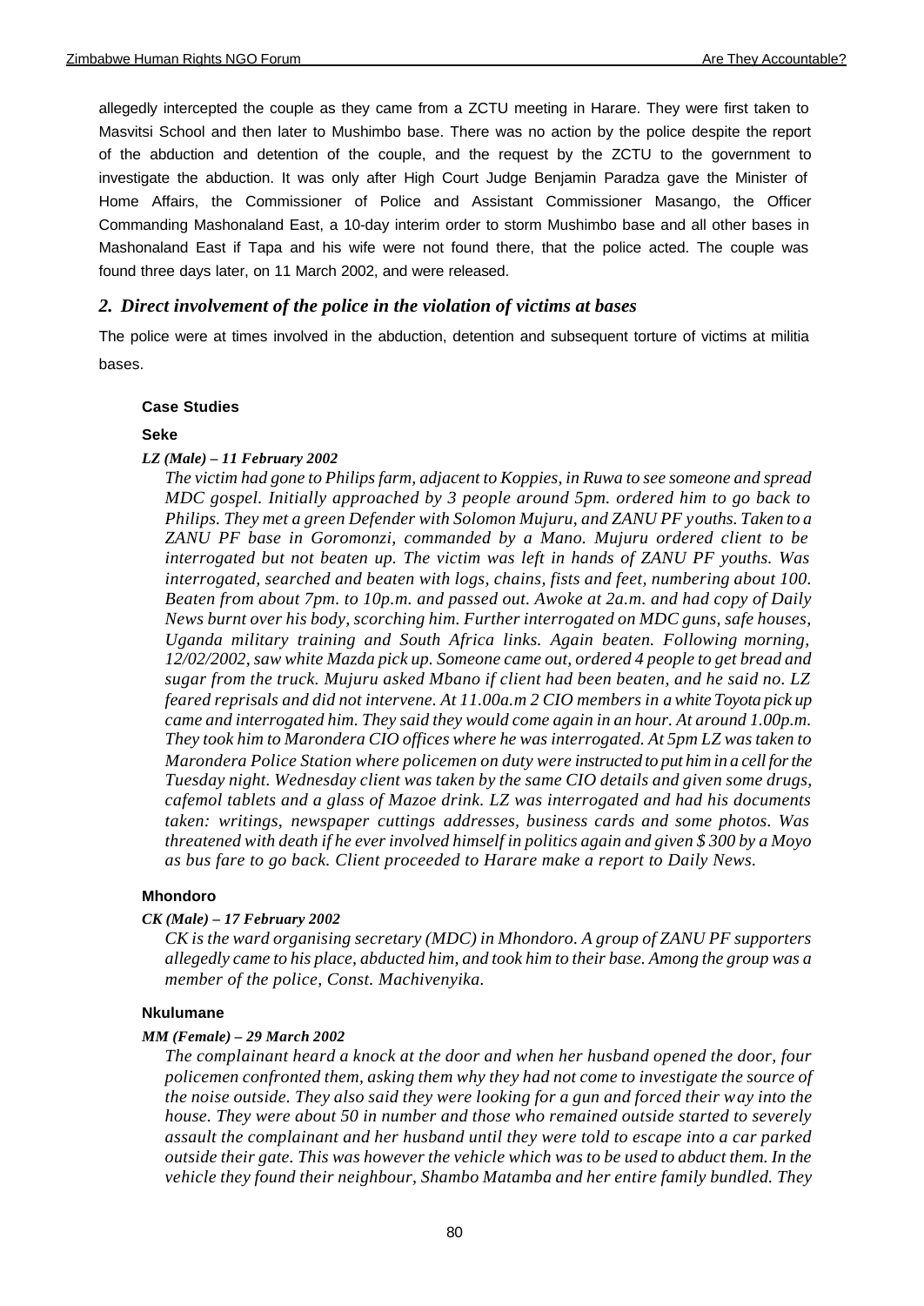allegedly intercepted the couple as they came from a ZCTU meeting in Harare. They were first taken to Masvitsi School and then later to Mushimbo base. There was no action by the police despite the report of the abduction and detention of the couple, and the request by the ZCTU to the government to investigate the abduction. It was only after High Court Judge Benjamin Paradza gave the Minister of Home Affairs, the Commissioner of Police and Assistant Commissioner Masango, the Officer Commanding Mashonaland East, a 10-day interim order to storm Mushimbo base and all other bases in Mashonaland East if Tapa and his wife were not found there, that the police acted. The couple was found three days later, on 11 March 2002, and were released.

## *2. Direct involvement of the police in the violation of victims at bases*

The police were at times involved in the abduction, detention and subsequent torture of victims at militia bases.

#### Case Studies

#### Seke

***LZ (Male) – 11 February 2002***

*The victim had gone to Philips farm, adjacent to Koppies, in Ruwa to see someone and spread MDC gospel. Initially approached by 3 people around 5pm. ordered him to go back to Philips. They met a green Defender with Solomon Mujuru, and ZANU PF youths. Taken to a ZANU PF base in Goromonzi, commanded by a Mano. Mujuru ordered client to be interrogated but not beaten up. The victim was left in hands of ZANU PF youths. Was interrogated, searched and beaten with logs, chains, fists and feet, numbering about 100. Beaten from about 7pm. to 10p.m. and passed out. Awoke at 2a.m. and had copy of Daily News burnt over his body, scorching him. Further interrogated on MDC guns, safe houses, Uganda military training and South Africa links. Again beaten. Following morning, 12/02/2002, saw white Mazda pick up. Someone came out, ordered 4 people to get bread and sugar from the truck. Mujuru asked Mbano if client had been beaten, and he said no. LZ feared reprisals and did not intervene. At 11.00a.m 2 CIO members in a white Toyota pick up came and interrogated him. They said they would come again in an hour. At around 1.00p.m. They took him to Marondera CIO offices where he was interrogated. At 5pm LZ was taken to Marondera Police Station where policemen on duty were instructed to put him in a cell for the Tuesday night. Wednesday client was taken by the same CIO details and given some drugs, cafemol tablets and a glass of Mazoe drink. LZ was interrogated and had his documents taken: writings, newspaper cuttings addresses, business cards and some photos. Was threatened with death if he ever involved himself in politics again and given $ 300 by a Moyo as bus fare to go back. Client proceeded to Harare make a report to Daily News.*

#### Mhondoro

***CK (Male) – 17 February 2002***

*CK is the ward organising secretary (MDC) in Mhondoro. A group of ZANU PF supporters allegedly came to his place, abducted him, and took him to their base. Among the group was a member of the police, Const. Machivenyika.*

#### Nkulumane

***MM (Female) – 29 March 2002***

*The complainant heard a knock at the door and when her husband opened the door, four policemen confronted them, asking them why they had not come to investigate the source of the noise outside. They also said they were looking for a gun and forced their way into the house. They were about 50 in number and those who remained outside started to severely assault the complainant and her husband until they were told to escape into a car parked outside their gate. This was however the vehicle which was to be used to abduct them. In the vehicle they found their neighbour, Shambo Matamba and her entire family bundled. They*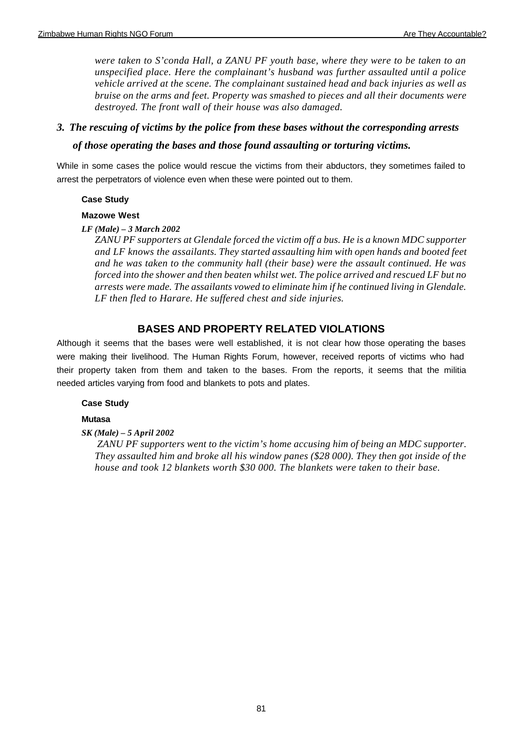*were taken to S'conda Hall, a ZANU PF youth base, where they were to be taken to an unspecified place. Here the complainant's husband was further assaulted until a police vehicle arrived at the scene. The complainant sustained head and back injuries as well as bruise on the arms and feet. Property was smashed to pieces and all their documents were destroyed. The front wall of their house was also damaged.*

### *3. The rescuing of victims by the police from these bases without the corresponding arrests of those operating the bases and those found assaulting or torturing victims.*

While in some cases the police would rescue the victims from their abductors, they sometimes failed to arrest the perpetrators of violence even when these were pointed out to them.

**Case Study**

**Mazowe West**

***LF (Male) – 3 March 2002***

*ZANU PF supporters at Glendale forced the victim off a bus. He is a known MDC supporter and LF knows the assailants. They started assaulting him with open hands and booted feet and he was taken to the community hall (their base) were the assault continued. He was forced into the shower and then beaten whilst wet. The police arrived and rescued LF but no arrests were made. The assailants vowed to eliminate him if he continued living in Glendale. LF then fled to Harare. He suffered chest and side injuries.*

## BASES AND PROPERTY RELATED VIOLATIONS

Although it seems that the bases were well established, it is not clear how those operating the bases were making their livelihood. The Human Rights Forum, however, received reports of victims who had their property taken from them and taken to the bases. From the reports, it seems that the militia needed articles varying from food and blankets to pots and plates.

**Case Study**

**Mutasa**

***SK (Male) – 5 April 2002***

*ZANU PF supporters went to the victim's home accusing him of being an MDC supporter. They assaulted him and broke all his window panes ($28 000). They then got inside of the house and took 12 blankets worth $30 000. The blankets were taken to their base.*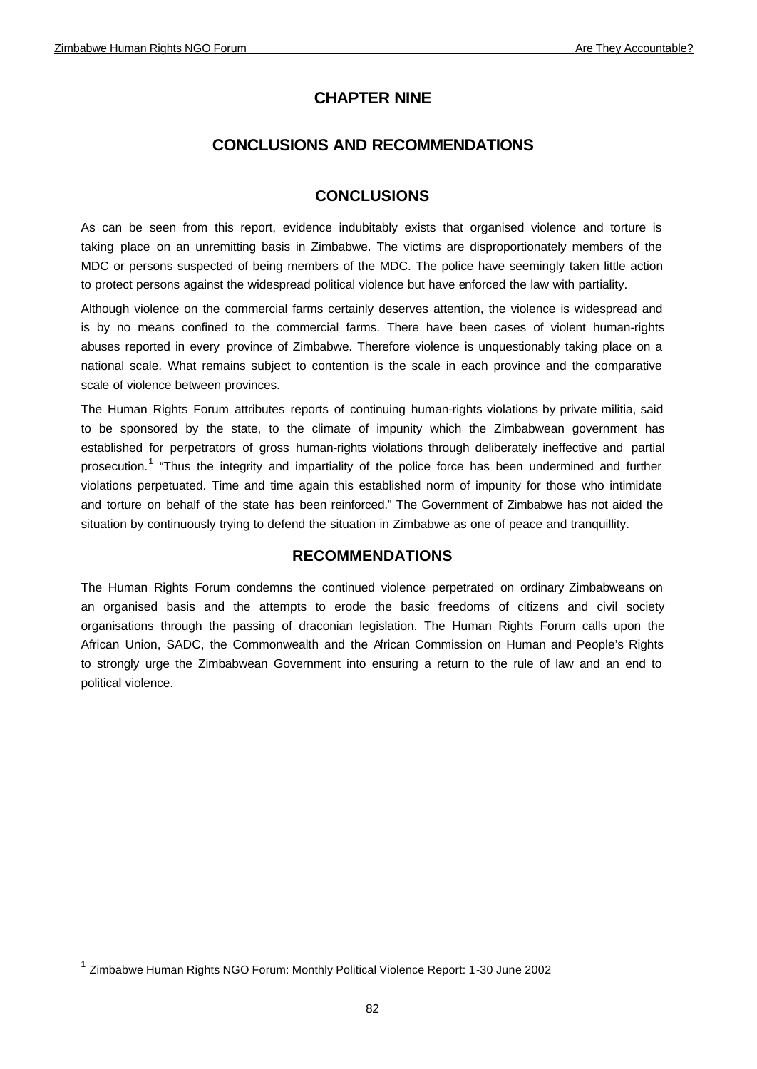# CHAPTER NINE

## CONCLUSIONS AND RECOMMENDATIONS

### CONCLUSIONS

As can be seen from this report, evidence indubitably exists that organised violence and torture is taking place on an unremitting basis in Zimbabwe. The victims are disproportionately members of the MDC or persons suspected of being members of the MDC. The police have seemingly taken little action to protect persons against the widespread political violence but have enforced the law with partiality.

Although violence on the commercial farms certainly deserves attention, the violence is widespread and is by no means confined to the commercial farms. There have been cases of violent human-rights abuses reported in every province of Zimbabwe. Therefore violence is unquestionably taking place on a national scale. What remains subject to contention is the scale in each province and the comparative scale of violence between provinces.

The Human Rights Forum attributes reports of continuing human-rights violations by private militia, said to be sponsored by the state, to the climate of impunity which the Zimbabwean government has established for perpetrators of gross human-rights violations through deliberately ineffective and partial prosecution.[1] "Thus the integrity and impartiality of the police force has been undermined and further violations perpetuated. Time and time again this established norm of impunity for those who intimidate and torture on behalf of the state has been reinforced." The Government of Zimbabwe has not aided the situation by continuously trying to defend the situation in Zimbabwe as one of peace and tranquillity.

### RECOMMENDATIONS

The Human Rights Forum condemns the continued violence perpetrated on ordinary Zimbabweans on an organised basis and the attempts to erode the basic freedoms of citizens and civil society organisations through the passing of draconian legislation. The Human Rights Forum calls upon the African Union, SADC, the Commonwealth and the African Commission on Human and People's Rights to strongly urge the Zimbabwean Government into ensuring a return to the rule of law and an end to political violence.

---

[1] Zimbabwe Human Rights NGO Forum: Monthly Political Violence Report: 1-30 June 2002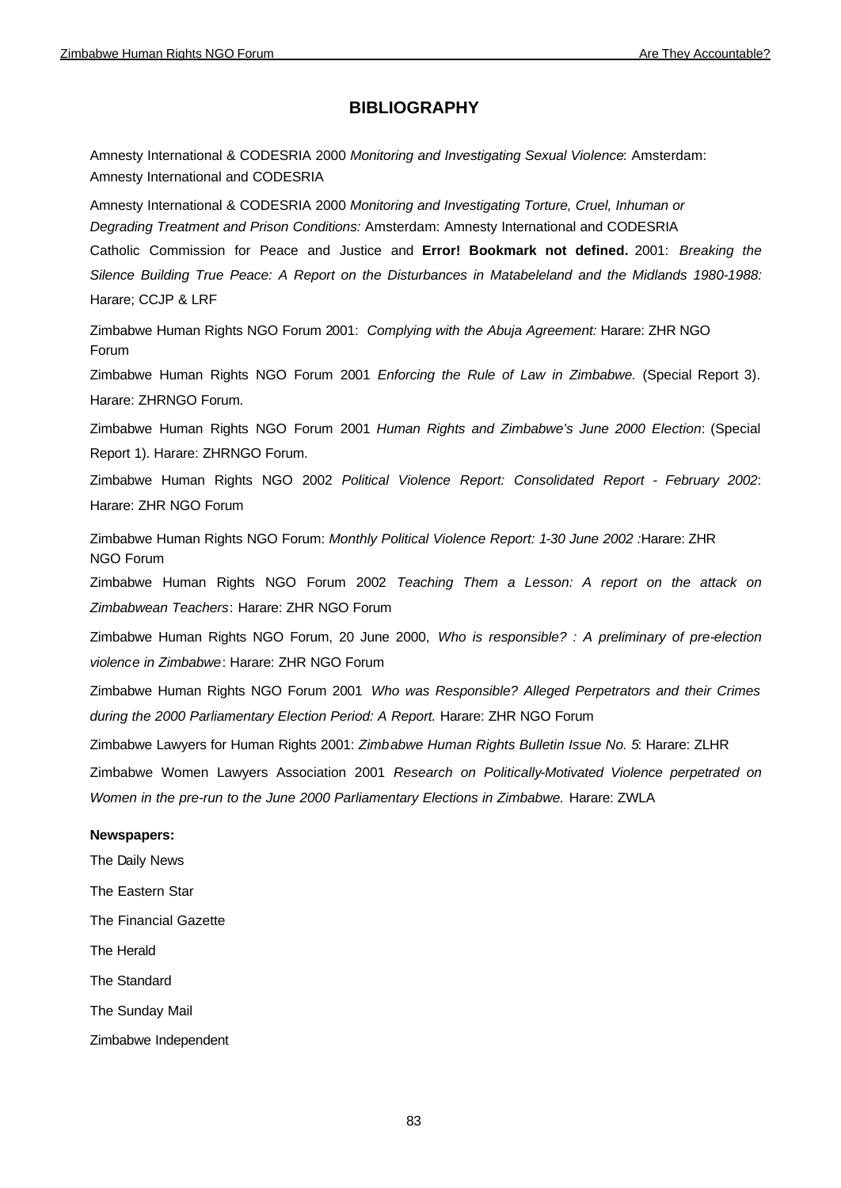# BIBLIOGRAPHY

Amnesty International & CODESRIA 2000 *Monitoring and Investigating Sexual Violence*: Amsterdam: Amnesty International and CODESRIA

Amnesty International & CODESRIA 2000 *Monitoring and Investigating Torture, Cruel, Inhuman or Degrading Treatment and Prison Conditions:* Amsterdam: Amnesty International and CODESRIA

Catholic Commission for Peace and Justice and **Error! Bookmark not defined.** 2001: *Breaking the Silence Building True Peace: A Report on the Disturbances in Matabeleland and the Midlands 1980-1988:* Harare; CCJP & LRF

Zimbabwe Human Rights NGO Forum 2001: *Complying with the Abuja Agreement:* Harare: ZHR NGO Forum

Zimbabwe Human Rights NGO Forum 2001 *Enforcing the Rule of Law in Zimbabwe.* (Special Report 3). Harare: ZHRNGO Forum.

Zimbabwe Human Rights NGO Forum 2001 *Human Rights and Zimbabwe's June 2000 Election*: (Special Report 1). Harare: ZHRNGO Forum.

Zimbabwe Human Rights NGO 2002 *Political Violence Report: Consolidated Report - February 2002*: Harare: ZHR NGO Forum

Zimbabwe Human Rights NGO Forum: *Monthly Political Violence Report: 1-30 June 2002 :*Harare: ZHR NGO Forum

Zimbabwe Human Rights NGO Forum 2002 *Teaching Them a Lesson: A report on the attack on Zimbabwean Teachers*: Harare: ZHR NGO Forum

Zimbabwe Human Rights NGO Forum, 20 June 2000, *Who is responsible? : A preliminary of pre-election violence in Zimbabwe*: Harare: ZHR NGO Forum

Zimbabwe Human Rights NGO Forum 2001 *Who was Responsible? Alleged Perpetrators and their Crimes during the 2000 Parliamentary Election Period: A Report.* Harare: ZHR NGO Forum

Zimbabwe Lawyers for Human Rights 2001: *Zimbabwe Human Rights Bulletin Issue No. 5*: Harare: ZLHR

Zimbabwe Women Lawyers Association 2001 *Research on Politically-Motivated Violence perpetrated on Women in the pre-run to the June 2000 Parliamentary Elections in Zimbabwe.* Harare: ZWLA

**Newspapers:**

The Daily News

The Eastern Star

The Financial Gazette

The Herald

The Standard

The Sunday Mail

Zimbabwe Independent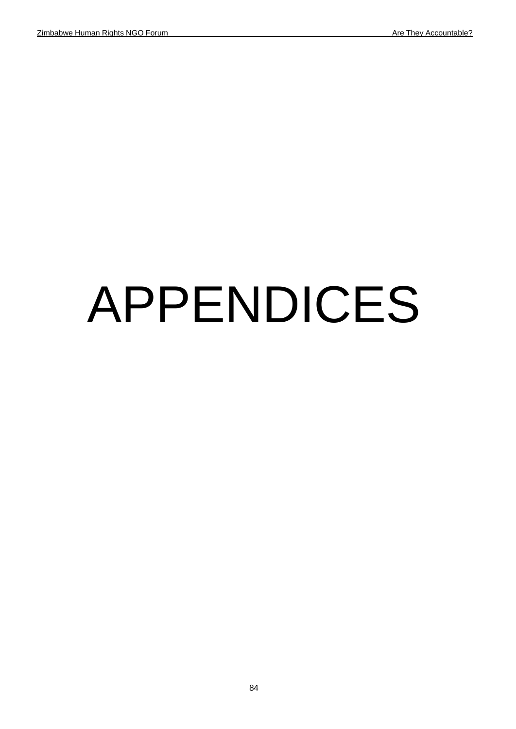# APPENDICES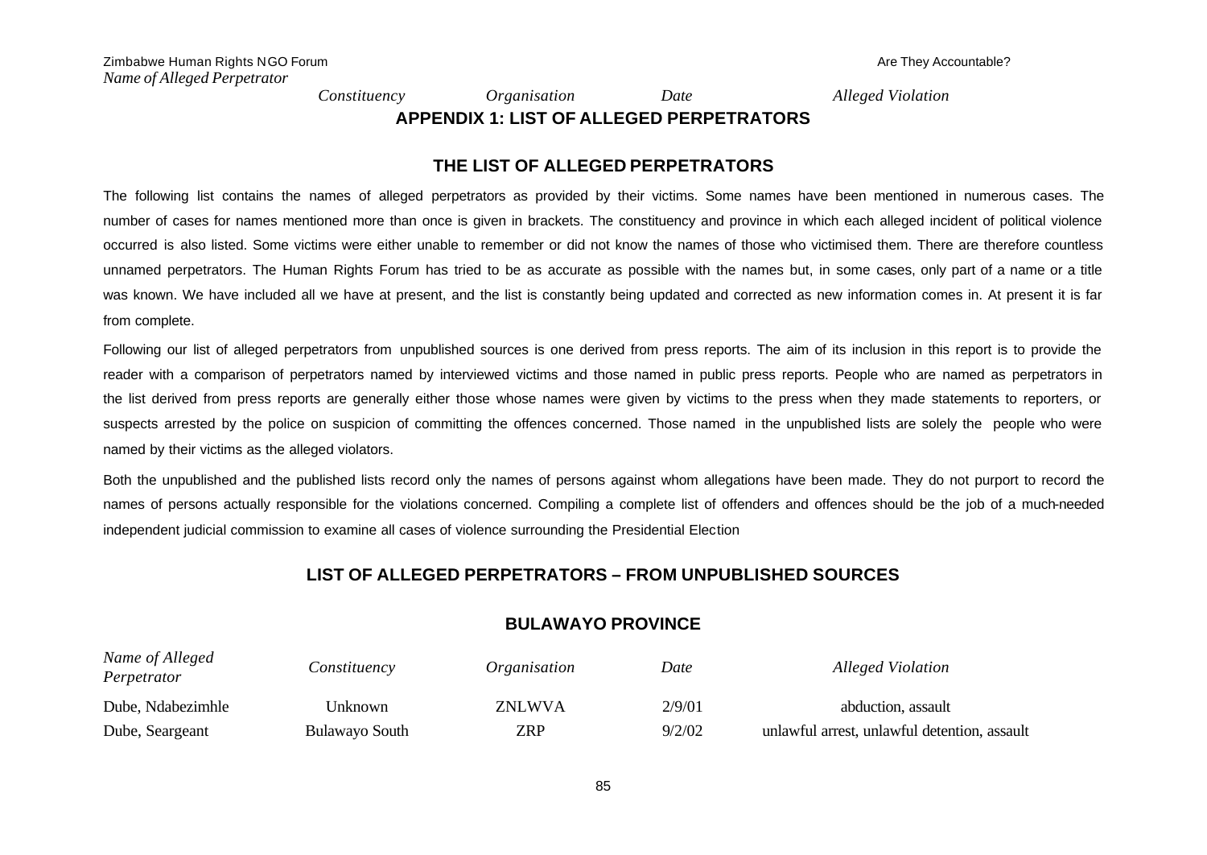## APPENDIX 1: LIST OF ALLEGED PERPETRATORS

### THE LIST OF ALLEGED PERPETRATORS

The following list contains the names of alleged perpetrators as provided by their victims. Some names have been mentioned in numerous cases. The number of cases for names mentioned more than once is given in brackets. The constituency and province in which each alleged incident of political violence occurred is also listed. Some victims were either unable to remember or did not know the names of those who victimised them. There are therefore countless unnamed perpetrators. The Human Rights Forum has tried to be as accurate as possible with the names but, in some cases, only part of a name or a title was known. We have included all we have at present, and the list is constantly being updated and corrected as new information comes in. At present it is far from complete.

Following our list of alleged perpetrators from unpublished sources is one derived from press reports. The aim of its inclusion in this report is to provide the reader with a comparison of perpetrators named by interviewed victims and those named in public press reports. People who are named as perpetrators in the list derived from press reports are generally either those whose names were given by victims to the press when they made statements to reporters, or suspects arrested by the police on suspicion of committing the offences concerned. Those named in the unpublished lists are solely the people who were named by their victims as the alleged violators.

Both the unpublished and the published lists record only the names of persons against whom allegations have been made. They do not purport to record the names of persons actually responsible for the violations concerned. Compiling a complete list of offenders and offences should be the job of a much-needed independent judicial commission to examine all cases of violence surrounding the Presidential Election

### LIST OF ALLEGED PERPETRATORS – FROM UNPUBLISHED SOURCES

#### BULAWAYO PROVINCE

| *Name of Alleged Perpetrator* | *Constituency* | *Organisation* | *Date* | *Alleged Violation* |
|---|---|---|---|---|
| Dube, Ndabezimhle | Unknown | ZNLWVA | 2/9/01 | abduction, assault |
| Dube, Seargeant | Bulawayo South | ZRP | 9/2/02 | unlawful arrest, unlawful detention, assault |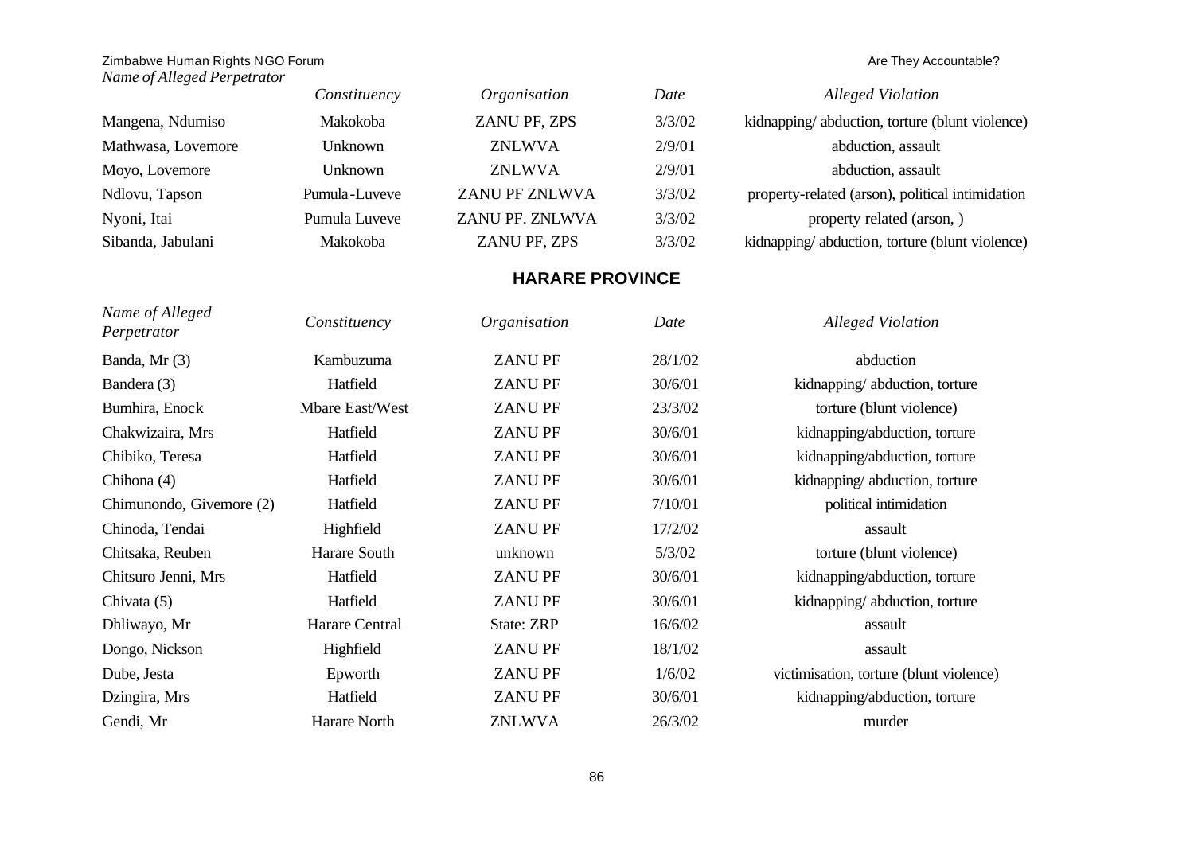| Name of Alleged Perpetrator | Constituency | Organisation | Date | Alleged Violation |
|---|---|---|---|---|
| Mangena, Ndumiso | Makokoba | ZANU PF, ZPS | 3/3/02 | kidnapping/ abduction, torture (blunt violence) |
| Mathwasa, Lovemore | Unknown | ZNLWVA | 2/9/01 | abduction, assault |
| Moyo, Lovemore | Unknown | ZNLWVA | 2/9/01 | abduction, assault |
| Ndlovu, Tapson | Pumula-Luveve | ZANU PF ZNLWVA | 3/3/02 | property-related (arson), political intimidation |
| Nyoni, Itai | Pumula Luveve | ZANU PF. ZNLWVA | 3/3/02 | property related (arson, ) |
| Sibanda, Jabulani | Makokoba | ZANU PF, ZPS | 3/3/02 | kidnapping/ abduction, torture (blunt violence) |

## HARARE PROVINCE

| Name of Alleged Perpetrator | Constituency | Organisation | Date | Alleged Violation |
|---|---|---|---|---|
| Banda, Mr (3) | Kambuzuma | ZANU PF | 28/1/02 | abduction |
| Bandera (3) | Hatfield | ZANU PF | 30/6/01 | kidnapping/ abduction, torture |
| Bumhira, Enock | Mbare East/West | ZANU PF | 23/3/02 | torture (blunt violence) |
| Chakwizaira, Mrs | Hatfield | ZANU PF | 30/6/01 | kidnapping/abduction, torture |
| Chibiko, Teresa | Hatfield | ZANU PF | 30/6/01 | kidnapping/abduction, torture |
| Chihona (4) | Hatfield | ZANU PF | 30/6/01 | kidnapping/ abduction, torture |
| Chimunondo, Givemore (2) | Hatfield | ZANU PF | 7/10/01 | political intimidation |
| Chinoda, Tendai | Highfield | ZANU PF | 17/2/02 | assault |
| Chitsaka, Reuben | Harare South | unknown | 5/3/02 | torture (blunt violence) |
| Chitsuro Jenni, Mrs | Hatfield | ZANU PF | 30/6/01 | kidnapping/abduction, torture |
| Chivata (5) | Hatfield | ZANU PF | 30/6/01 | kidnapping/ abduction, torture |
| Dhliwayo, Mr | Harare Central | State: ZRP | 16/6/02 | assault |
| Dongo, Nickson | Highfield | ZANU PF | 18/1/02 | assault |
| Dube, Jesta | Epworth | ZANU PF | 1/6/02 | victimisation, torture (blunt violence) |
| Dzingira, Mrs | Hatfield | ZANU PF | 30/6/01 | kidnapping/abduction, torture |
| Gendi, Mr | Harare North | ZNLWVA | 26/3/02 | murder |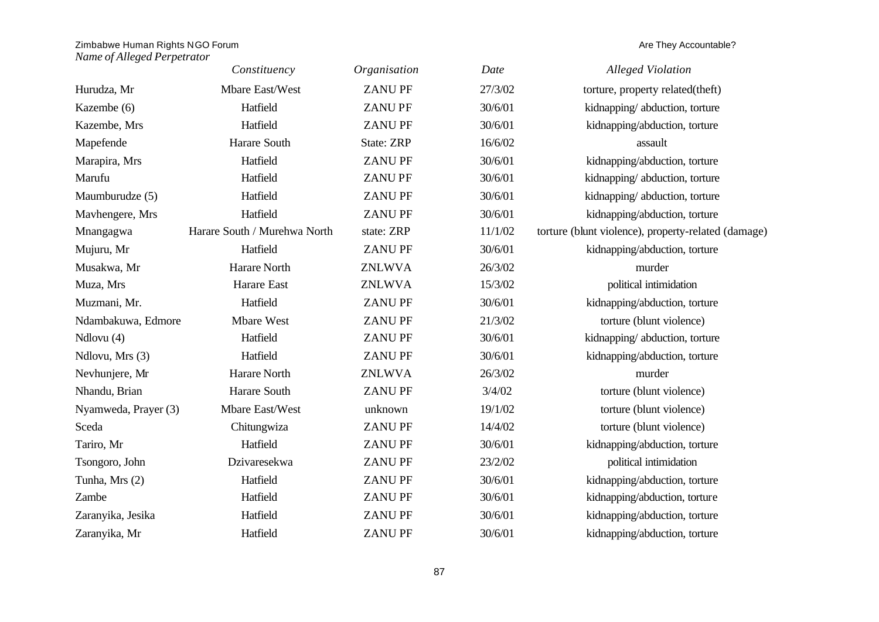| *Name of Alleged Perpetrator* | *Constituency* | *Organisation* | *Date* | *Alleged Violation* |
|---|---|---|---|---|
| Hurudza, Mr | Mbare East/West | ZANU PF | 27/3/02 | torture, property related(theft) |
| Kazembe (6) | Hatfield | ZANU PF | 30/6/01 | kidnapping/ abduction, torture |
| Kazembe, Mrs | Hatfield | ZANU PF | 30/6/01 | kidnapping/abduction, torture |
| Mapefende | Harare South | State: ZRP | 16/6/02 | assault |
| Marapira, Mrs | Hatfield | ZANU PF | 30/6/01 | kidnapping/abduction, torture |
| Marufu | Hatfield | ZANU PF | 30/6/01 | kidnapping/ abduction, torture |
| Maumburudze (5) | Hatfield | ZANU PF | 30/6/01 | kidnapping/ abduction, torture |
| Mavhengere, Mrs | Hatfield | ZANU PF | 30/6/01 | kidnapping/abduction, torture |
| Mnangagwa | Harare South / Murehwa North | state: ZRP | 11/1/02 | torture (blunt violence), property-related (damage) |
| Mujuru, Mr | Hatfield | ZANU PF | 30/6/01 | kidnapping/abduction, torture |
| Musakwa, Mr | Harare North | ZNLWVA | 26/3/02 | murder |
| Muza, Mrs | Harare East | ZNLWVA | 15/3/02 | political intimidation |
| Muzmani, Mr. | Hatfield | ZANU PF | 30/6/01 | kidnapping/abduction, torture |
| Ndambakuwa, Edmore | Mbare West | ZANU PF | 21/3/02 | torture (blunt violence) |
| Ndlovu (4) | Hatfield | ZANU PF | 30/6/01 | kidnapping/ abduction, torture |
| Ndlovu, Mrs (3) | Hatfield | ZANU PF | 30/6/01 | kidnapping/abduction, torture |
| Nevhunjere, Mr | Harare North | ZNLWVA | 26/3/02 | murder |
| Nhandu, Brian | Harare South | ZANU PF | 3/4/02 | torture (blunt violence) |
| Nyamweda, Prayer (3) | Mbare East/West | unknown | 19/1/02 | torture (blunt violence) |
| Sceda | Chitungwiza | ZANU PF | 14/4/02 | torture (blunt violence) |
| Tariro, Mr | Hatfield | ZANU PF | 30/6/01 | kidnapping/abduction, torture |
| Tsongoro, John | Dzivaresekwa | ZANU PF | 23/2/02 | political intimidation |
| Tunha, Mrs (2) | Hatfield | ZANU PF | 30/6/01 | kidnapping/abduction, torture |
| Zambe | Hatfield | ZANU PF | 30/6/01 | kidnapping/abduction, torture |
| Zaranyika, Jesika | Hatfield | ZANU PF | 30/6/01 | kidnapping/abduction, torture |
| Zaranyika, Mr | Hatfield | ZANU PF | 30/6/01 | kidnapping/abduction, torture |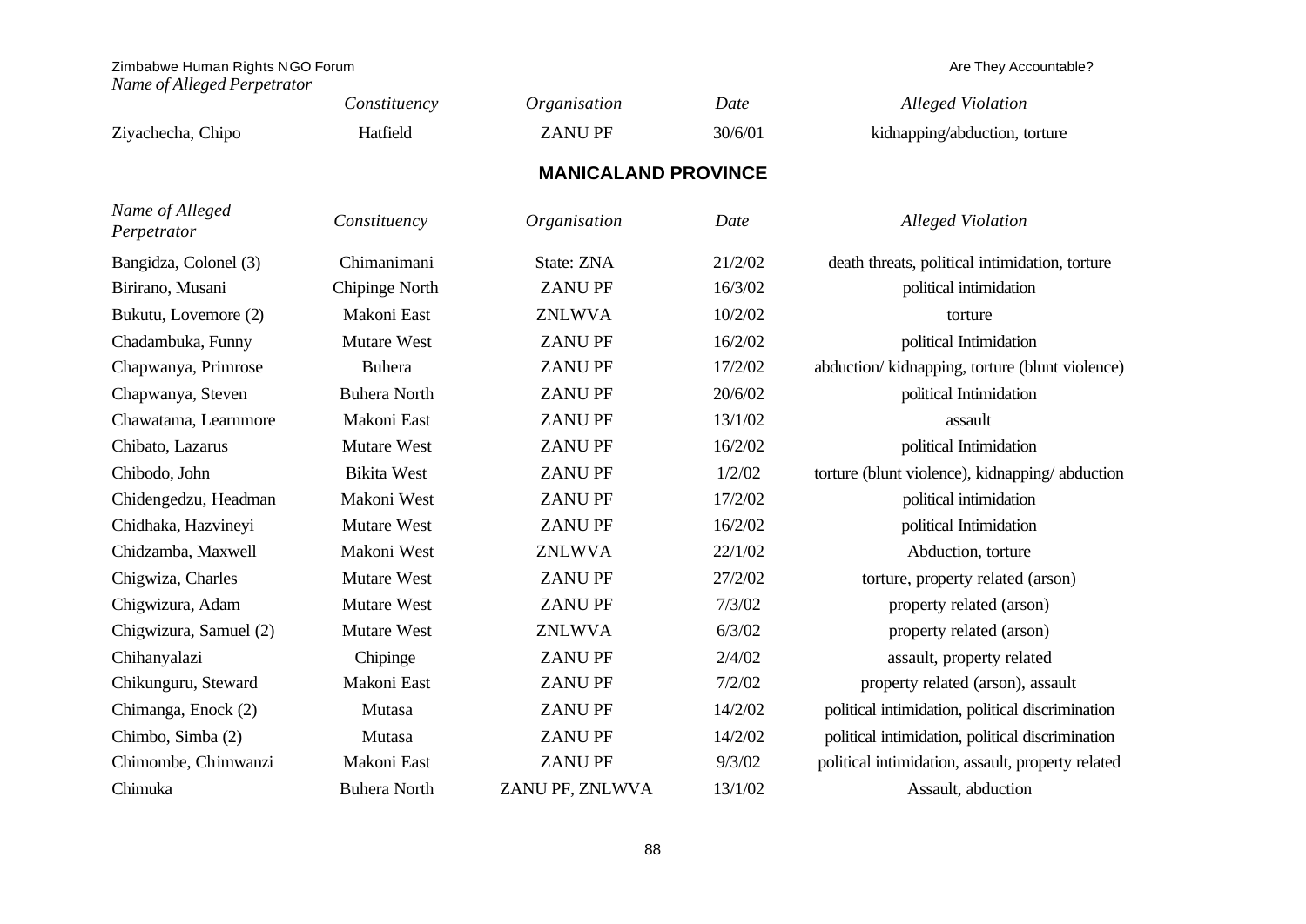| Name of Alleged Perpetrator | Constituency | Organisation | Date | Alleged Violation |
|---|---|---|---|---|
| Ziyachecha, Chipo | Hatfield | ZANU PF | 30/6/01 | kidnapping/abduction, torture |

## MANICALAND PROVINCE

| Name of Alleged Perpetrator | Constituency | Organisation | Date | Alleged Violation |
|---|---|---|---|---|
| Bangidza, Colonel (3) | Chimanimani | State: ZNA | 21/2/02 | death threats, political intimidation, torture |
| Birirano, Musani | Chipinge North | ZANU PF | 16/3/02 | political intimidation |
| Bukutu, Lovemore (2) | Makoni East | ZNLWVA | 10/2/02 | torture |
| Chadambuka, Funny | Mutare West | ZANU PF | 16/2/02 | political Intimidation |
| Chapwanya, Primrose | Buhera | ZANU PF | 17/2/02 | abduction/ kidnapping, torture (blunt violence) |
| Chapwanya, Steven | Buhera North | ZANU PF | 20/6/02 | political Intimidation |
| Chawatama, Learnmore | Makoni East | ZANU PF | 13/1/02 | assault |
| Chibato, Lazarus | Mutare West | ZANU PF | 16/2/02 | political Intimidation |
| Chibodo, John | Bikita West | ZANU PF | 1/2/02 | torture (blunt violence), kidnapping/ abduction |
| Chidengedzu, Headman | Makoni West | ZANU PF | 17/2/02 | political intimidation |
| Chidhaka, Hazvineyi | Mutare West | ZANU PF | 16/2/02 | political Intimidation |
| Chidzamba, Maxwell | Makoni West | ZNLWVA | 22/1/02 | Abduction, torture |
| Chigwiza, Charles | Mutare West | ZANU PF | 27/2/02 | torture, property related (arson) |
| Chigwizura, Adam | Mutare West | ZANU PF | 7/3/02 | property related (arson) |
| Chigwizura, Samuel (2) | Mutare West | ZNLWVA | 6/3/02 | property related (arson) |
| Chihanyalazi | Chipinge | ZANU PF | 2/4/02 | assault, property related |
| Chikunguru, Steward | Makoni East | ZANU PF | 7/2/02 | property related (arson), assault |
| Chimanga, Enock (2) | Mutasa | ZANU PF | 14/2/02 | political intimidation, political discrimination |
| Chimbo, Simba (2) | Mutasa | ZANU PF | 14/2/02 | political intimidation, political discrimination |
| Chimombe, Chimwanzi | Makoni East | ZANU PF | 9/3/02 | political intimidation, assault, property related |
| Chimuka | Buhera North | ZANU PF, ZNLWVA | 13/1/02 | Assault, abduction |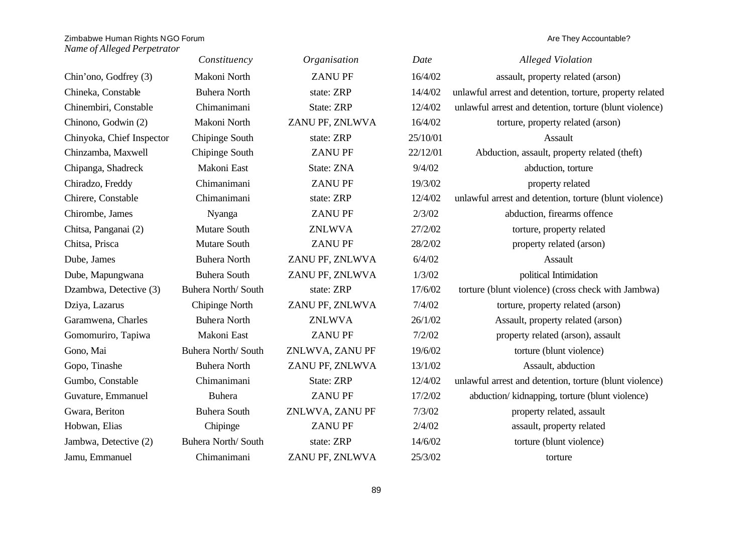| *Name of Alleged Perpetrator* | *Constituency* | *Organisation* | *Date* | *Alleged Violation* |
|---|---|---|---|---|
| Chin'ono, Godfrey (3) | Makoni North | ZANU PF | 16/4/02 | assault, property related (arson) |
| Chineka, Constable | Buhera North | state: ZRP | 14/4/02 | unlawful arrest and detention, torture, property related |
| Chinembiri, Constable | Chimanimani | State: ZRP | 12/4/02 | unlawful arrest and detention, torture (blunt violence) |
| Chinono, Godwin (2) | Makoni North | ZANU PF, ZNLWVA | 16/4/02 | torture, property related (arson) |
| Chinyoka, Chief Inspector | Chipinge South | state: ZRP | 25/10/01 | Assault |
| Chinzamba, Maxwell | Chipinge South | ZANU PF | 22/12/01 | Abduction, assault, property related (theft) |
| Chipanga, Shadreck | Makoni East | State: ZNA | 9/4/02 | abduction, torture |
| Chiradzo, Freddy | Chimanimani | ZANU PF | 19/3/02 | property related |
| Chirere, Constable | Chimanimani | state: ZRP | 12/4/02 | unlawful arrest and detention, torture (blunt violence) |
| Chirombe, James | Nyanga | ZANU PF | 2/3/02 | abduction, firearms offence |
| Chitsa, Panganai (2) | Mutare South | ZNLWVA | 27/2/02 | torture, property related |
| Chitsa, Prisca | Mutare South | ZANU PF | 28/2/02 | property related (arson) |
| Dube, James | Buhera North | ZANU PF, ZNLWVA | 6/4/02 | Assault |
| Dube, Mapungwana | Buhera South | ZANU PF, ZNLWVA | 1/3/02 | political Intimidation |
| Dzambwa, Detective (3) | Buhera North/ South | state: ZRP | 17/6/02 | torture (blunt violence) (cross check with Jambwa) |
| Dziya, Lazarus | Chipinge North | ZANU PF, ZNLWVA | 7/4/02 | torture, property related (arson) |
| Garamwena, Charles | Buhera North | ZNLWVA | 26/1/02 | Assault, property related (arson) |
| Gomomuriro, Tapiwa | Makoni East | ZANU PF | 7/2/02 | property related (arson), assault |
| Gono, Mai | Buhera North/ South | ZNLWVA, ZANU PF | 19/6/02 | torture (blunt violence) |
| Gopo, Tinashe | Buhera North | ZANU PF, ZNLWVA | 13/1/02 | Assault, abduction |
| Gumbo, Constable | Chimanimani | State: ZRP | 12/4/02 | unlawful arrest and detention, torture (blunt violence) |
| Guvature, Emmanuel | Buhera | ZANU PF | 17/2/02 | abduction/ kidnapping, torture (blunt violence) |
| Gwara, Beriton | Buhera South | ZNLWVA, ZANU PF | 7/3/02 | property related, assault |
| Hobwan, Elias | Chipinge | ZANU PF | 2/4/02 | assault, property related |
| Jambwa, Detective (2) | Buhera North/ South | state: ZRP | 14/6/02 | torture (blunt violence) |
| Jamu, Emmanuel | Chimanimani | ZANU PF, ZNLWVA | 25/3/02 | torture |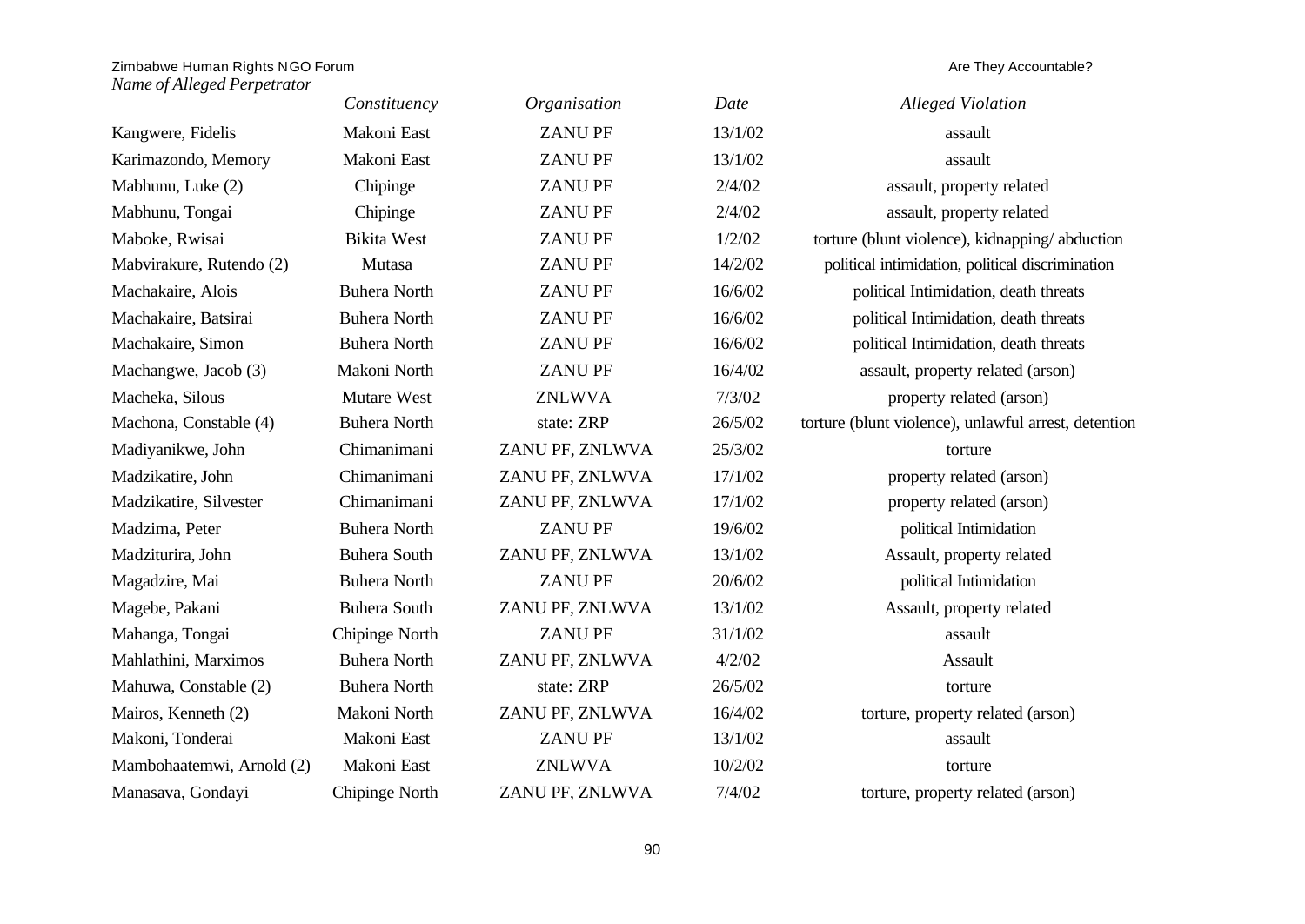| Name of Alleged Perpetrator | Constituency | Organisation | Date | Alleged Violation |
|---|---|---|---|---|
| Kangwere, Fidelis | Makoni East | ZANU PF | 13/1/02 | assault |
| Karimazondo, Memory | Makoni East | ZANU PF | 13/1/02 | assault |
| Mabhunu, Luke (2) | Chipinge | ZANU PF | 2/4/02 | assault, property related |
| Mabhunu, Tongai | Chipinge | ZANU PF | 2/4/02 | assault, property related |
| Maboke, Rwisai | Bikita West | ZANU PF | 1/2/02 | torture (blunt violence), kidnapping/ abduction |
| Mabvirakure, Rutendo (2) | Mutasa | ZANU PF | 14/2/02 | political intimidation, political discrimination |
| Machakaire, Alois | Buhera North | ZANU PF | 16/6/02 | political Intimidation, death threats |
| Machakaire, Batsirai | Buhera North | ZANU PF | 16/6/02 | political Intimidation, death threats |
| Machakaire, Simon | Buhera North | ZANU PF | 16/6/02 | political Intimidation, death threats |
| Machangwe, Jacob (3) | Makoni North | ZANU PF | 16/4/02 | assault, property related (arson) |
| Macheka, Silous | Mutare West | ZNLWVA | 7/3/02 | property related (arson) |
| Machona, Constable (4) | Buhera North | state: ZRP | 26/5/02 | torture (blunt violence), unlawful arrest, detention |
| Madiyanikwe, John | Chimanimani | ZANU PF, ZNLWVA | 25/3/02 | torture |
| Madzikatire, John | Chimanimani | ZANU PF, ZNLWVA | 17/1/02 | property related (arson) |
| Madzikatire, Silvester | Chimanimani | ZANU PF, ZNLWVA | 17/1/02 | property related (arson) |
| Madzima, Peter | Buhera North | ZANU PF | 19/6/02 | political Intimidation |
| Madziturira, John | Buhera South | ZANU PF, ZNLWVA | 13/1/02 | Assault, property related |
| Magadzire, Mai | Buhera North | ZANU PF | 20/6/02 | political Intimidation |
| Magebe, Pakani | Buhera South | ZANU PF, ZNLWVA | 13/1/02 | Assault, property related |
| Mahanga, Tongai | Chipinge North | ZANU PF | 31/1/02 | assault |
| Mahlathini, Marximos | Buhera North | ZANU PF, ZNLWVA | 4/2/02 | Assault |
| Mahuwa, Constable (2) | Buhera North | state: ZRP | 26/5/02 | torture |
| Mairos, Kenneth (2) | Makoni North | ZANU PF, ZNLWVA | 16/4/02 | torture, property related (arson) |
| Makoni, Tonderai | Makoni East | ZANU PF | 13/1/02 | assault |
| Mambohaatemwi, Arnold (2) | Makoni East | ZNLWVA | 10/2/02 | torture |
| Manasava, Gondayi | Chipinge North | ZANU PF, ZNLWVA | 7/4/02 | torture, property related (arson) |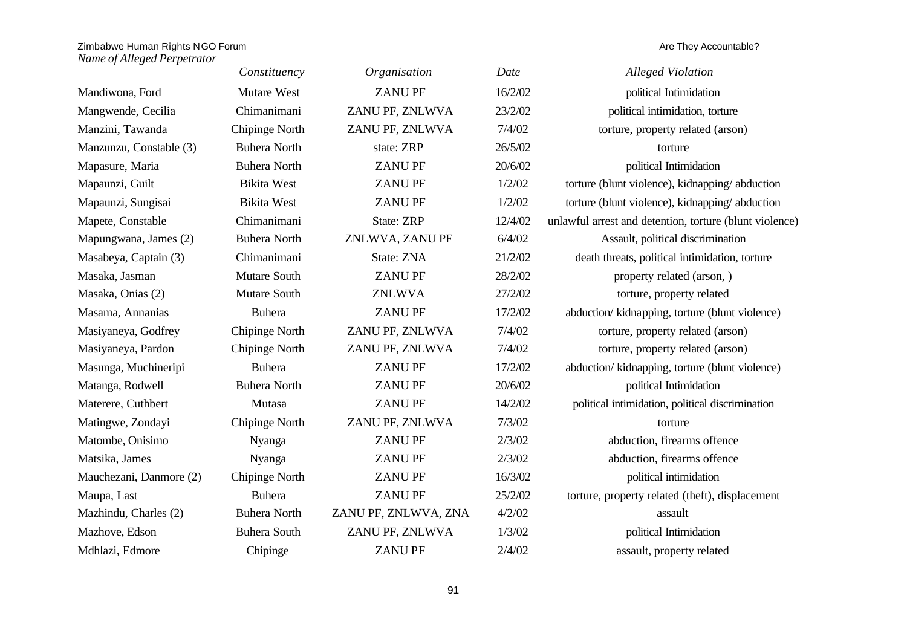| Name of Alleged Perpetrator | Constituency | Organisation | Date | Alleged Violation |
|---|---|---|---|---|
| Mandiwona, Ford | Mutare West | ZANU PF | 16/2/02 | political Intimidation |
| Mangwende, Cecilia | Chimanimani | ZANU PF, ZNLWVA | 23/2/02 | political intimidation, torture |
| Manzini, Tawanda | Chipinge North | ZANU PF, ZNLWVA | 7/4/02 | torture, property related (arson) |
| Manzunzu, Constable (3) | Buhera North | state: ZRP | 26/5/02 | torture |
| Mapasure, Maria | Buhera North | ZANU PF | 20/6/02 | political Intimidation |
| Mapaunzi, Guilt | Bikita West | ZANU PF | 1/2/02 | torture (blunt violence), kidnapping/ abduction |
| Mapaunzi, Sungisai | Bikita West | ZANU PF | 1/2/02 | torture (blunt violence), kidnapping/ abduction |
| Mapete, Constable | Chimanimani | State: ZRP | 12/4/02 | unlawful arrest and detention, torture (blunt violence) |
| Mapungwana, James (2) | Buhera North | ZNLWVA, ZANU PF | 6/4/02 | Assault, political discrimination |
| Masabeya, Captain (3) | Chimanimani | State: ZNA | 21/2/02 | death threats, political intimidation, torture |
| Masaka, Jasman | Mutare South | ZANU PF | 28/2/02 | property related (arson, ) |
| Masaka, Onias (2) | Mutare South | ZNLWVA | 27/2/02 | torture, property related |
| Masama, Annanias | Buhera | ZANU PF | 17/2/02 | abduction/ kidnapping, torture (blunt violence) |
| Masiyaneya, Godfrey | Chipinge North | ZANU PF, ZNLWVA | 7/4/02 | torture, property related (arson) |
| Masiyaneya, Pardon | Chipinge North | ZANU PF, ZNLWVA | 7/4/02 | torture, property related (arson) |
| Masunga, Muchineripi | Buhera | ZANU PF | 17/2/02 | abduction/ kidnapping, torture (blunt violence) |
| Matanga, Rodwell | Buhera North | ZANU PF | 20/6/02 | political Intimidation |
| Materere, Cuthbert | Mutasa | ZANU PF | 14/2/02 | political intimidation, political discrimination |
| Matingwe, Zondayi | Chipinge North | ZANU PF, ZNLWVA | 7/3/02 | torture |
| Matombe, Onisimo | Nyanga | ZANU PF | 2/3/02 | abduction, firearms offence |
| Matsika, James | Nyanga | ZANU PF | 2/3/02 | abduction, firearms offence |
| Mauchezani, Danmore (2) | Chipinge North | ZANU PF | 16/3/02 | political intimidation |
| Maupa, Last | Buhera | ZANU PF | 25/2/02 | torture, property related (theft), displacement |
| Mazhindu, Charles (2) | Buhera North | ZANU PF, ZNLWVA, ZNA | 4/2/02 | assault |
| Mazhove, Edson | Buhera South | ZANU PF, ZNLWVA | 1/3/02 | political Intimidation |
| Mdhlazi, Edmore | Chipinge | ZANU PF | 2/4/02 | assault, property related |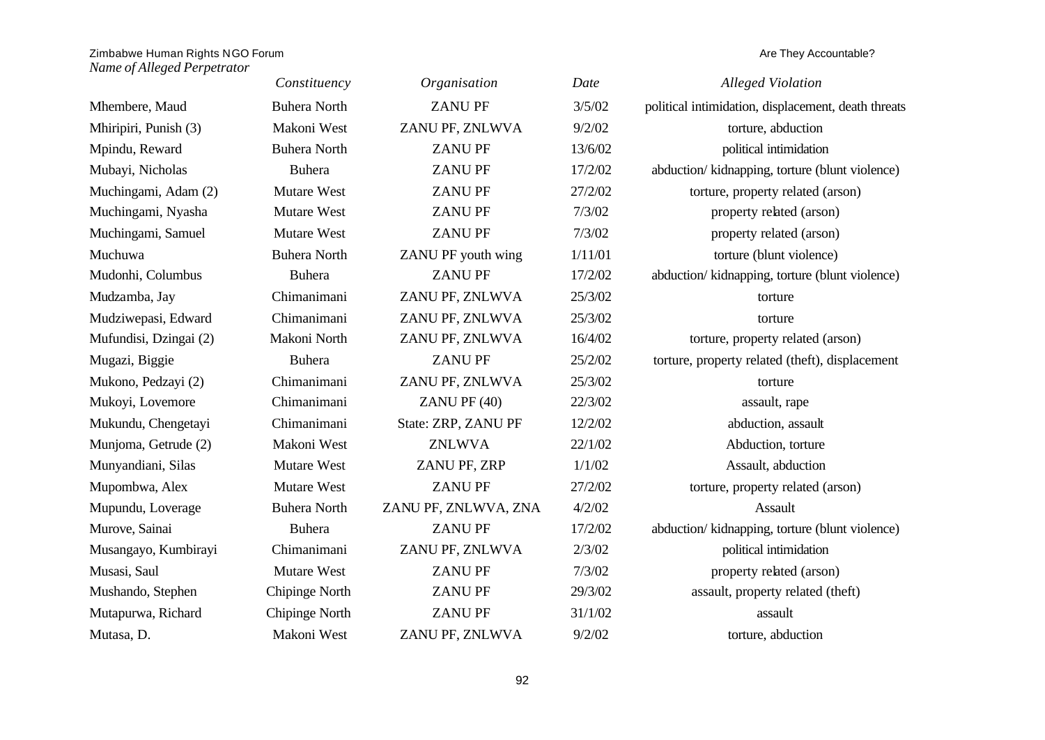| *Name of Alleged Perpetrator* | *Constituency* | *Organisation* | *Date* | *Alleged Violation* |
|---|---|---|---|---|
| Mhembere, Maud | Buhera North | ZANU PF | 3/5/02 | political intimidation, displacement, death threats |
| Mhiripiri, Punish (3) | Makoni West | ZANU PF, ZNLWVA | 9/2/02 | torture, abduction |
| Mpindu, Reward | Buhera North | ZANU PF | 13/6/02 | political intimidation |
| Mubayi, Nicholas | Buhera | ZANU PF | 17/2/02 | abduction/ kidnapping, torture (blunt violence) |
| Muchingami, Adam (2) | Mutare West | ZANU PF | 27/2/02 | torture, property related (arson) |
| Muchingami, Nyasha | Mutare West | ZANU PF | 7/3/02 | property related (arson) |
| Muchingami, Samuel | Mutare West | ZANU PF | 7/3/02 | property related (arson) |
| Muchuwa | Buhera North | ZANU PF youth wing | 1/11/01 | torture (blunt violence) |
| Mudonhi, Columbus | Buhera | ZANU PF | 17/2/02 | abduction/ kidnapping, torture (blunt violence) |
| Mudzamba, Jay | Chimanimani | ZANU PF, ZNLWVA | 25/3/02 | torture |
| Mudziwepasi, Edward | Chimanimani | ZANU PF, ZNLWVA | 25/3/02 | torture |
| Mufundisi, Dzingai (2) | Makoni North | ZANU PF, ZNLWVA | 16/4/02 | torture, property related (arson) |
| Mugazi, Biggie | Buhera | ZANU PF | 25/2/02 | torture, property related (theft), displacement |
| Mukono, Pedzayi (2) | Chimanimani | ZANU PF, ZNLWVA | 25/3/02 | torture |
| Mukoyi, Lovemore | Chimanimani | ZANU PF (40) | 22/3/02 | assault, rape |
| Mukundu, Chengetayi | Chimanimani | State: ZRP, ZANU PF | 12/2/02 | abduction, assault |
| Munjoma, Getrude (2) | Makoni West | ZNLWVA | 22/1/02 | Abduction, torture |
| Munyandiani, Silas | Mutare West | ZANU PF, ZRP | 1/1/02 | Assault, abduction |
| Mupombwa, Alex | Mutare West | ZANU PF | 27/2/02 | torture, property related (arson) |
| Mupundu, Loverage | Buhera North | ZANU PF, ZNLWVA, ZNA | 4/2/02 | Assault |
| Murove, Sainai | Buhera | ZANU PF | 17/2/02 | abduction/ kidnapping, torture (blunt violence) |
| Musangayo, Kumbirayi | Chimanimani | ZANU PF, ZNLWVA | 2/3/02 | political intimidation |
| Musasi, Saul | Mutare West | ZANU PF | 7/3/02 | property related (arson) |
| Mushando, Stephen | Chipinge North | ZANU PF | 29/3/02 | assault, property related (theft) |
| Mutapurwa, Richard | Chipinge North | ZANU PF | 31/1/02 | assault |
| Mutasa, D. | Makoni West | ZANU PF, ZNLWVA | 9/2/02 | torture, abduction |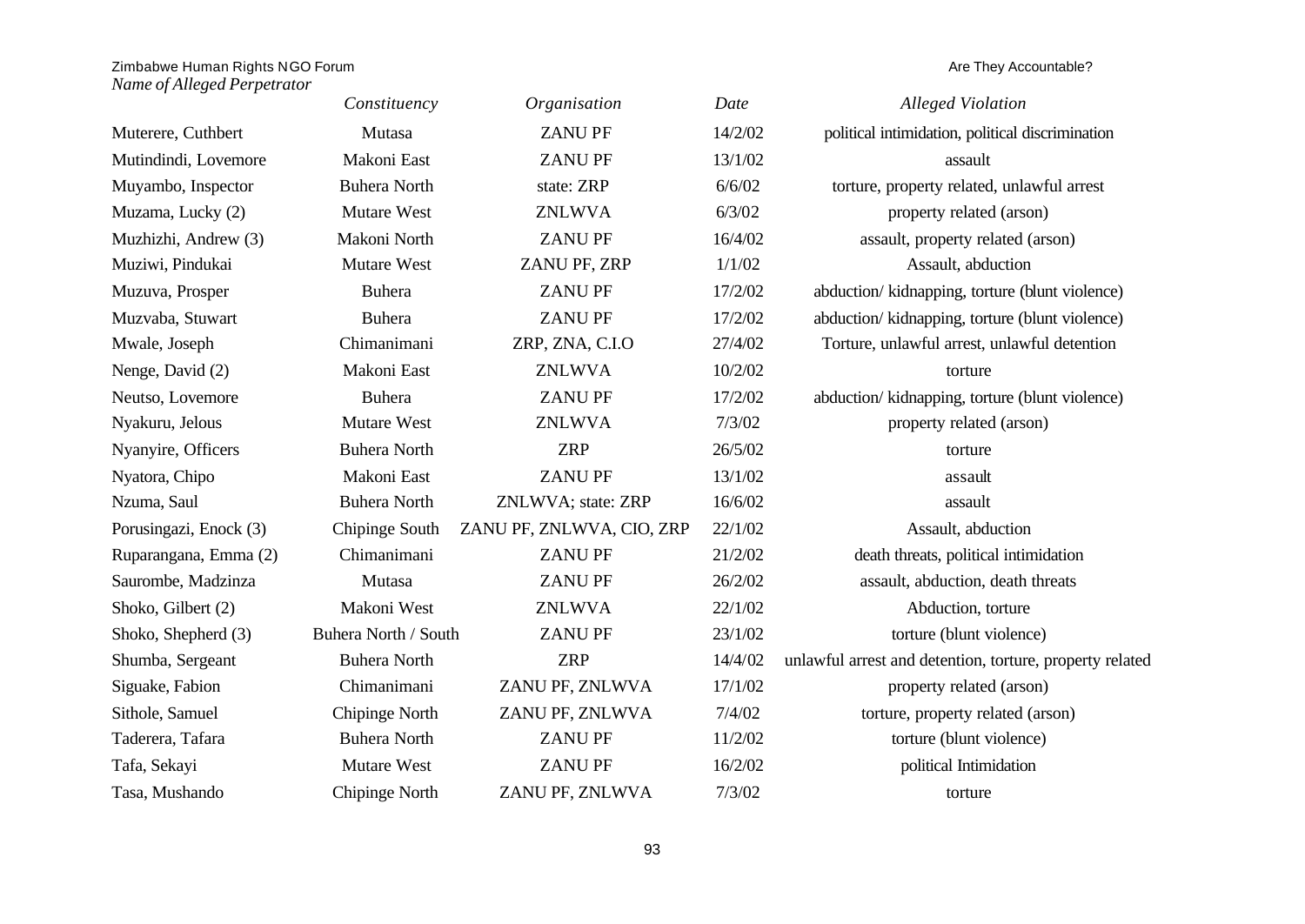| *Name of Alleged Perpetrator* | *Constituency* | *Organisation* | *Date* | *Alleged Violation* |
|---|---|---|---|---|
| Muterere, Cuthbert | Mutasa | ZANU PF | 14/2/02 | political intimidation, political discrimination |
| Mutindindi, Lovemore | Makoni East | ZANU PF | 13/1/02 | assault |
| Muyambo, Inspector | Buhera North | state: ZRP | 6/6/02 | torture, property related, unlawful arrest |
| Muzama, Lucky (2) | Mutare West | ZNLWVA | 6/3/02 | property related (arson) |
| Muzhizhi, Andrew (3) | Makoni North | ZANU PF | 16/4/02 | assault, property related (arson) |
| Muziwi, Pindukai | Mutare West | ZANU PF, ZRP | 1/1/02 | Assault, abduction |
| Muzuva, Prosper | Buhera | ZANU PF | 17/2/02 | abduction/ kidnapping, torture (blunt violence) |
| Muzvaba, Stuwart | Buhera | ZANU PF | 17/2/02 | abduction/ kidnapping, torture (blunt violence) |
| Mwale, Joseph | Chimanimani | ZRP, ZNA, C.I.O | 27/4/02 | Torture, unlawful arrest, unlawful detention |
| Nenge, David (2) | Makoni East | ZNLWVA | 10/2/02 | torture |
| Neutso, Lovemore | Buhera | ZANU PF | 17/2/02 | abduction/ kidnapping, torture (blunt violence) |
| Nyakuru, Jelous | Mutare West | ZNLWVA | 7/3/02 | property related (arson) |
| Nyanyire, Officers | Buhera North | ZRP | 26/5/02 | torture |
| Nyatora, Chipo | Makoni East | ZANU PF | 13/1/02 | assault |
| Nzuma, Saul | Buhera North | ZNLWVA; state: ZRP | 16/6/02 | assault |
| Porusingazi, Enock (3) | Chipinge South | ZANU PF, ZNLWVA, CIO, ZRP | 22/1/02 | Assault, abduction |
| Ruparangana, Emma (2) | Chimanimani | ZANU PF | 21/2/02 | death threats, political intimidation |
| Saurombe, Madzinza | Mutasa | ZANU PF | 26/2/02 | assault, abduction, death threats |
| Shoko, Gilbert (2) | Makoni West | ZNLWVA | 22/1/02 | Abduction, torture |
| Shoko, Shepherd (3) | Buhera North / South | ZANU PF | 23/1/02 | torture (blunt violence) |
| Shumba, Sergeant | Buhera North | ZRP | 14/4/02 | unlawful arrest and detention, torture, property related |
| Siguake, Fabion | Chimanimani | ZANU PF, ZNLWVA | 17/1/02 | property related (arson) |
| Sithole, Samuel | Chipinge North | ZANU PF, ZNLWVA | 7/4/02 | torture, property related (arson) |
| Taderera, Tafara | Buhera North | ZANU PF | 11/2/02 | torture (blunt violence) |
| Tafa, Sekayi | Mutare West | ZANU PF | 16/2/02 | political Intimidation |
| Tasa, Mushando | Chipinge North | ZANU PF, ZNLWVA | 7/3/02 | torture |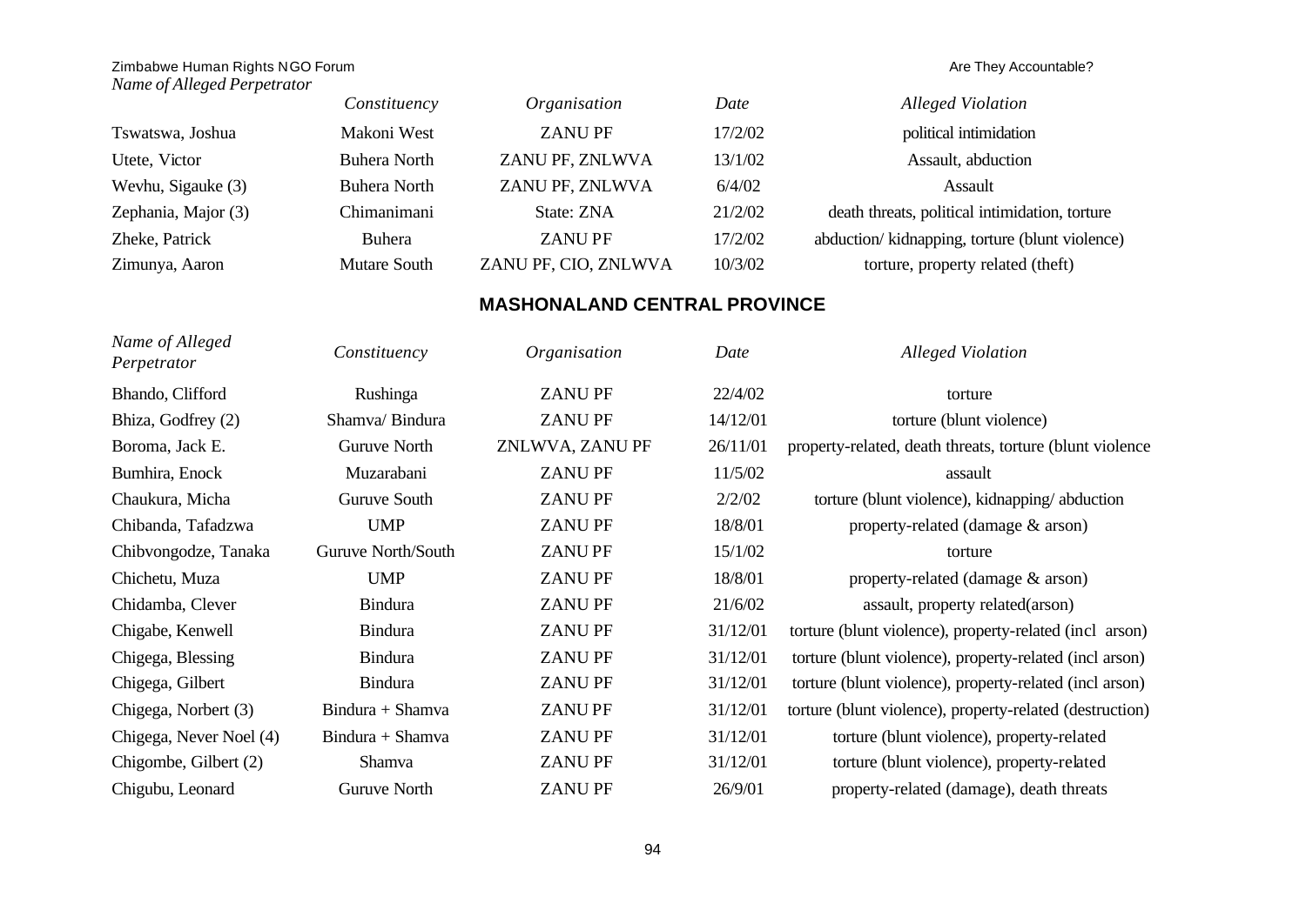| *Name of Alleged Perpetrator* | *Constituency* | *Organisation* | *Date* | *Alleged Violation* |
|---|---|---|---|---|
| Tswatswa, Joshua | Makoni West | ZANU PF | 17/2/02 | political intimidation |
| Utete, Victor | Buhera North | ZANU PF, ZNLWVA | 13/1/02 | Assault, abduction |
| Wevhu, Sigauke (3) | Buhera North | ZANU PF, ZNLWVA | 6/4/02 | Assault |
| Zephania, Major (3) | Chimanimani | State: ZNA | 21/2/02 | death threats, political intimidation, torture |
| Zheke, Patrick | Buhera | ZANU PF | 17/2/02 | abduction/ kidnapping, torture (blunt violence) |
| Zimunya, Aaron | Mutare South | ZANU PF, CIO, ZNLWVA | 10/3/02 | torture, property related (theft) |

## MASHONALAND CENTRAL PROVINCE

| *Name of Alleged Perpetrator* | *Constituency* | *Organisation* | *Date* | *Alleged Violation* |
|---|---|---|---|---|
| Bhando, Clifford | Rushinga | ZANU PF | 22/4/02 | torture |
| Bhiza, Godfrey (2) | Shamva/ Bindura | ZANU PF | 14/12/01 | torture (blunt violence) |
| Boroma, Jack E. | Guruve North | ZNLWVA, ZANU PF | 26/11/01 | property-related, death threats, torture (blunt violence |
| Bumhira, Enock | Muzarabani | ZANU PF | 11/5/02 | assault |
| Chaukura, Micha | Guruve South | ZANU PF | 2/2/02 | torture (blunt violence), kidnapping/ abduction |
| Chibanda, Tafadzwa | UMP | ZANU PF | 18/8/01 | property-related (damage & arson) |
| Chibvongodze, Tanaka | Guruve North/South | ZANU PF | 15/1/02 | torture |
| Chichetu, Muza | UMP | ZANU PF | 18/8/01 | property-related (damage & arson) |
| Chidamba, Clever | Bindura | ZANU PF | 21/6/02 | assault, property related(arson) |
| Chigabe, Kenwell | Bindura | ZANU PF | 31/12/01 | torture (blunt violence), property-related (incl arson) |
| Chigega, Blessing | Bindura | ZANU PF | 31/12/01 | torture (blunt violence), property-related (incl arson) |
| Chigega, Gilbert | Bindura | ZANU PF | 31/12/01 | torture (blunt violence), property-related (incl arson) |
| Chigega, Norbert (3) | Bindura + Shamva | ZANU PF | 31/12/01 | torture (blunt violence), property-related (destruction) |
| Chigega, Never Noel (4) | Bindura + Shamva | ZANU PF | 31/12/01 | torture (blunt violence), property-related |
| Chigombe, Gilbert (2) | Shamva | ZANU PF | 31/12/01 | torture (blunt violence), property-related |
| Chigubu, Leonard | Guruve North | ZANU PF | 26/9/01 | property-related (damage), death threats |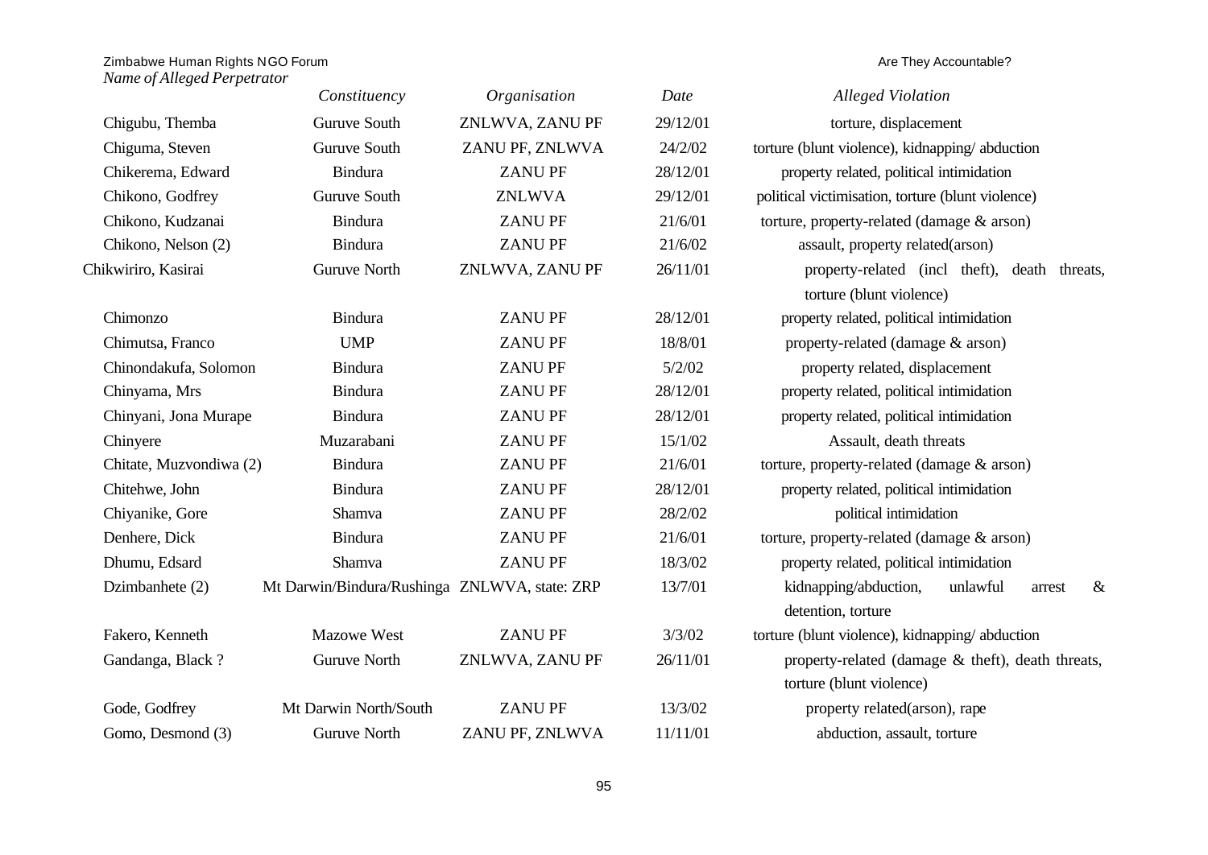| Name of Alleged Perpetrator | Constituency | Organisation | Date | Alleged Violation |
|---|---|---|---|---|
| Chigubu, Themba | Guruve South | ZNLWVA, ZANU PF | 29/12/01 | torture, displacement |
| Chiguma, Steven | Guruve South | ZANU PF, ZNLWVA | 24/2/02 | torture (blunt violence), kidnapping/ abduction |
| Chikerema, Edward | Bindura | ZANU PF | 28/12/01 | property related, political intimidation |
| Chikono, Godfrey | Guruve South | ZNLWVA | 29/12/01 | political victimisation, torture (blunt violence) |
| Chikono, Kudzanai | Bindura | ZANU PF | 21/6/01 | torture, property-related (damage & arson) |
| Chikono, Nelson (2) | Bindura | ZANU PF | 21/6/02 | assault, property related(arson) |
| Chikwiriro, Kasirai | Guruve North | ZNLWVA, ZANU PF | 26/11/01 | property-related (incl theft), death threats, torture (blunt violence) |
| Chimonzo | Bindura | ZANU PF | 28/12/01 | property related, political intimidation |
| Chimutsa, Franco | UMP | ZANU PF | 18/8/01 | property-related (damage & arson) |
| Chinondakufa, Solomon | Bindura | ZANU PF | 5/2/02 | property related, displacement |
| Chinyama, Mrs | Bindura | ZANU PF | 28/12/01 | property related, political intimidation |
| Chinyani, Jona Murape | Bindura | ZANU PF | 28/12/01 | property related, political intimidation |
| Chinyere | Muzarabani | ZANU PF | 15/1/02 | Assault, death threats |
| Chitate, Muzvondiwa (2) | Bindura | ZANU PF | 21/6/01 | torture, property-related (damage & arson) |
| Chitehwe, John | Bindura | ZANU PF | 28/12/01 | property related, political intimidation |
| Chiyanike, Gore | Shamva | ZANU PF | 28/2/02 | political intimidation |
| Denhere, Dick | Bindura | ZANU PF | 21/6/01 | torture, property-related (damage & arson) |
| Dhumu, Edsard | Shamva | ZANU PF | 18/3/02 | property related, political intimidation |
| Dzimbanhete (2) | Mt Darwin/Bindura/Rushinga | ZNLWVA, state: ZRP | 13/7/01 | kidnapping/abduction, unlawful arrest & detention, torture |
| Fakero, Kenneth | Mazowe West | ZANU PF | 3/3/02 | torture (blunt violence), kidnapping/ abduction |
| Gandanga, Black ? | Guruve North | ZNLWVA, ZANU PF | 26/11/01 | property-related (damage & theft), death threats, torture (blunt violence) |
| Gode, Godfrey | Mt Darwin North/South | ZANU PF | 13/3/02 | property related(arson), rape |
| Gomo, Desmond (3) | Guruve North | ZANU PF, ZNLWVA | 11/11/01 | abduction, assault, torture |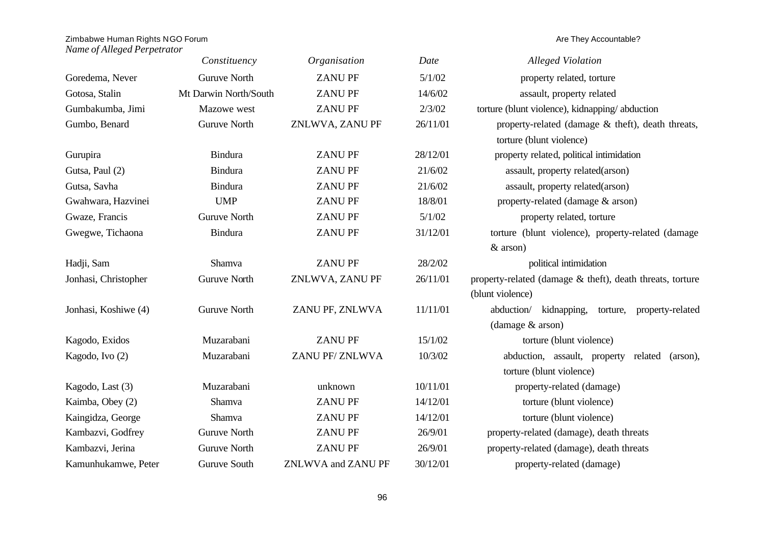| Name of Alleged Perpetrator | Constituency | Organisation | Date | Alleged Violation |
|---|---|---|---|---|
| Goredema, Never | Guruve North | ZANU PF | 5/1/02 | property related, torture |
| Gotosa, Stalin | Mt Darwin North/South | ZANU PF | 14/6/02 | assault, property related |
| Gumbakumba, Jimi | Mazowe west | ZANU PF | 2/3/02 | torture (blunt violence), kidnapping/ abduction |
| Gumbo, Benard | Guruve North | ZNLWVA, ZANU PF | 26/11/01 | property-related (damage & theft), death threats, torture (blunt violence) |
| Gurupira | Bindura | ZANU PF | 28/12/01 | property related, political intimidation |
| Gutsa, Paul (2) | Bindura | ZANU PF | 21/6/02 | assault, property related(arson) |
| Gutsa, Savha | Bindura | ZANU PF | 21/6/02 | assault, property related(arson) |
| Gwahwara, Hazvinei | UMP | ZANU PF | 18/8/01 | property-related (damage & arson) |
| Gwaze, Francis | Guruve North | ZANU PF | 5/1/02 | property related, torture |
| Gwegwe, Tichaona | Bindura | ZANU PF | 31/12/01 | torture (blunt violence), property-related (damage & arson) |
| Hadji, Sam | Shamva | ZANU PF | 28/2/02 | political intimidation |
| Jonhasi, Christopher | Guruve North | ZNLWVA, ZANU PF | 26/11/01 | property-related (damage & theft), death threats, torture (blunt violence) |
| Jonhasi, Koshiwe (4) | Guruve North | ZANU PF, ZNLWVA | 11/11/01 | abduction/ kidnapping, torture, property-related (damage & arson) |
| Kagodo, Exidos | Muzarabani | ZANU PF | 15/1/02 | torture (blunt violence) |
| Kagodo, Ivo (2) | Muzarabani | ZANU PF/ ZNLWVA | 10/3/02 | abduction, assault, property related (arson), torture (blunt violence) |
| Kagodo, Last (3) | Muzarabani | unknown | 10/11/01 | property-related (damage) |
| Kaimba, Obey (2) | Shamva | ZANU PF | 14/12/01 | torture (blunt violence) |
| Kaingidza, George | Shamva | ZANU PF | 14/12/01 | torture (blunt violence) |
| Kambazvi, Godfrey | Guruve North | ZANU PF | 26/9/01 | property-related (damage), death threats |
| Kambazvi, Jerina | Guruve North | ZANU PF | 26/9/01 | property-related (damage), death threats |
| Kamunhukamwe, Peter | Guruve South | ZNLWVA and ZANU PF | 30/12/01 | property-related (damage) |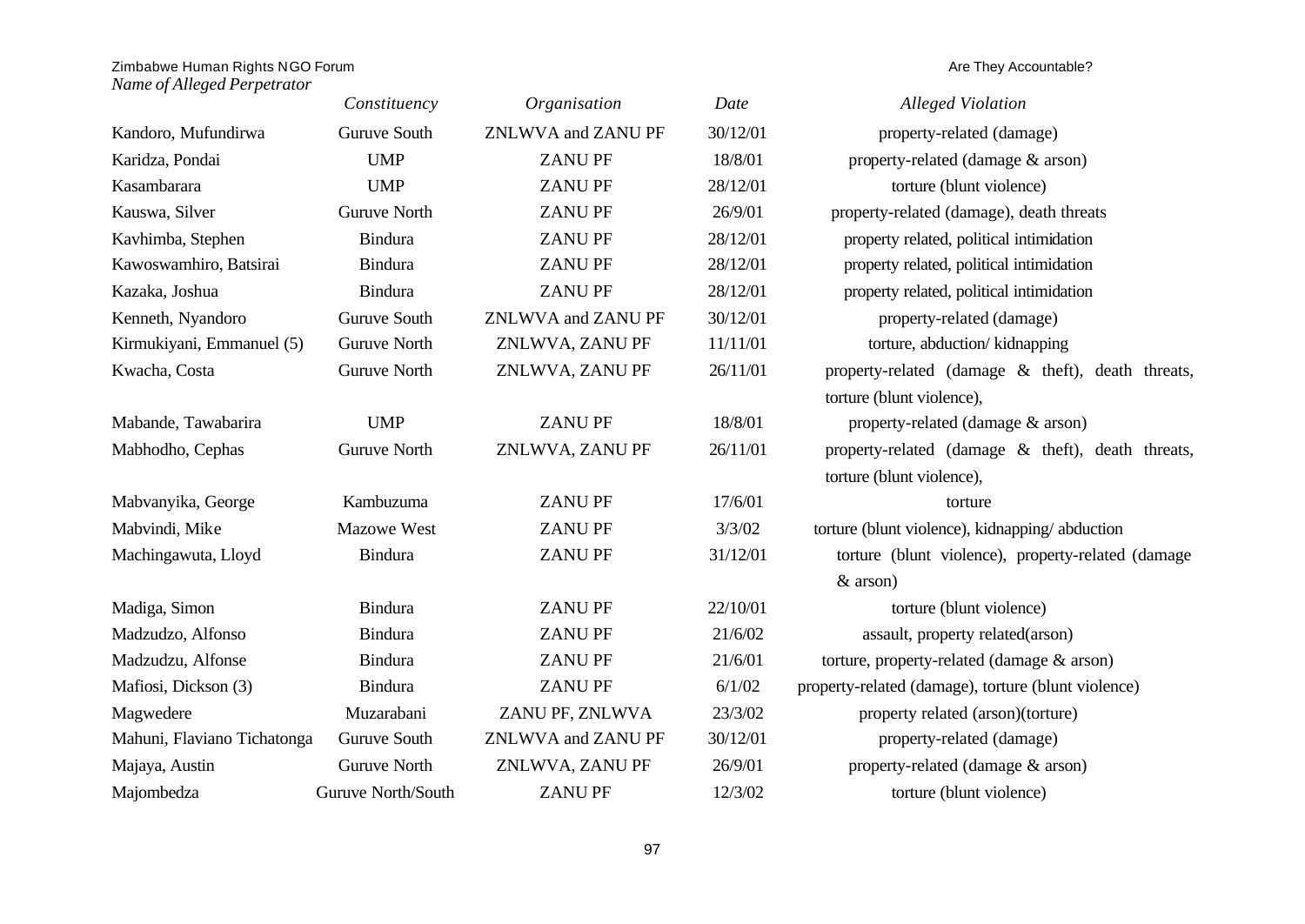| *Name of Alleged Perpetrator* | *Constituency* | *Organisation* | *Date* | *Alleged Violation* |
|---|---|---|---|---|
| Kandoro, Mufundirwa | Guruve South | ZNLWVA and ZANU PF | 30/12/01 | property-related (damage) |
| Karidza, Pondai | UMP | ZANU PF | 18/8/01 | property-related (damage & arson) |
| Kasambarara | UMP | ZANU PF | 28/12/01 | torture (blunt violence) |
| Kauswa, Silver | Guruve North | ZANU PF | 26/9/01 | property-related (damage), death threats |
| Kavhimba, Stephen | Bindura | ZANU PF | 28/12/01 | property related, political intimidation |
| Kawoswamhiro, Batsirai | Bindura | ZANU PF | 28/12/01 | property related, political intimidation |
| Kazaka, Joshua | Bindura | ZANU PF | 28/12/01 | property related, political intimidation |
| Kenneth, Nyandoro | Guruve South | ZNLWVA and ZANU PF | 30/12/01 | property-related (damage) |
| Kirmukiyani, Emmanuel (5) | Guruve North | ZNLWVA, ZANU PF | 11/11/01 | torture, abduction/ kidnapping |
| Kwacha, Costa | Guruve North | ZNLWVA, ZANU PF | 26/11/01 | property-related (damage & theft), death threats, torture (blunt violence), |
| Mabande, Tawabarira | UMP | ZANU PF | 18/8/01 | property-related (damage & arson) |
| Mabhodho, Cephas | Guruve North | ZNLWVA, ZANU PF | 26/11/01 | property-related (damage & theft), death threats, torture (blunt violence), |
| Mabvanyika, George | Kambuzuma | ZANU PF | 17/6/01 | torture |
| Mabvindi, Mike | Mazowe West | ZANU PF | 3/3/02 | torture (blunt violence), kidnapping/ abduction |
| Machingawuta, Lloyd | Bindura | ZANU PF | 31/12/01 | torture (blunt violence), property-related (damage & arson) |
| Madiga, Simon | Bindura | ZANU PF | 22/10/01 | torture (blunt violence) |
| Madzudzo, Alfonso | Bindura | ZANU PF | 21/6/02 | assault, property related(arson) |
| Madzudzu, Alfonse | Bindura | ZANU PF | 21/6/01 | torture, property-related (damage & arson) |
| Mafiosi, Dickson (3) | Bindura | ZANU PF | 6/1/02 | property-related (damage), torture (blunt violence) |
| Magwedere | Muzarabani | ZANU PF, ZNLWVA | 23/3/02 | property related (arson)(torture) |
| Mahuni, Flaviano Tichatonga | Guruve South | ZNLWVA and ZANU PF | 30/12/01 | property-related (damage) |
| Majaya, Austin | Guruve North | ZNLWVA, ZANU PF | 26/9/01 | property-related (damage & arson) |
| Majombedza | Guruve North/South | ZANU PF | 12/3/02 | torture (blunt violence) |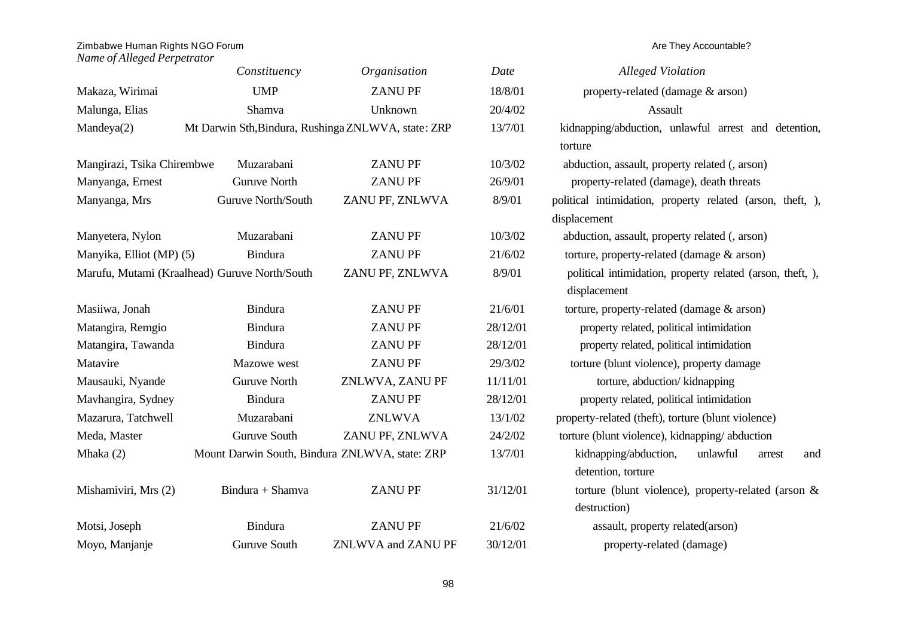| *Name of Alleged Perpetrator* | *Constituency* | *Organisation* | *Date* | *Alleged Violation* |
|---|---|---|---|---|
| Makaza, Wirimai | UMP | ZANU PF | 18/8/01 | property-related (damage & arson) |
| Malunga, Elias | Shamva | Unknown | 20/4/02 | Assault |
| Mandeya(2) | Mt Darwin Sth,Bindura, Rushinga | ZNLWVA, state: ZRP | 13/7/01 | kidnapping/abduction, unlawful arrest and detention, torture |
| Mangirazi, Tsika Chirembwe | Muzarabani | ZANU PF | 10/3/02 | abduction, assault, property related (, arson) |
| Manyanga, Ernest | Guruve North | ZANU PF | 26/9/01 | property-related (damage), death threats |
| Manyanga, Mrs | Guruve North/South | ZANU PF, ZNLWVA | 8/9/01 | political intimidation, property related (arson, theft, ), displacement |
| Manyetera, Nylon | Muzarabani | ZANU PF | 10/3/02 | abduction, assault, property related (, arson) |
| Manyika, Elliot (MP) (5) | Bindura | ZANU PF | 21/6/02 | torture, property-related (damage & arson) |
| Marufu, Mutami (Kraalhead) | Guruve North/South | ZANU PF, ZNLWVA | 8/9/01 | political intimidation, property related (arson, theft, ), displacement |
| Masiiwa, Jonah | Bindura | ZANU PF | 21/6/01 | torture, property-related (damage & arson) |
| Matangira, Remgio | Bindura | ZANU PF | 28/12/01 | property related, political intimidation |
| Matangira, Tawanda | Bindura | ZANU PF | 28/12/01 | property related, political intimidation |
| Matavire | Mazowe west | ZANU PF | 29/3/02 | torture (blunt violence), property damage |
| Mausauki, Nyande | Guruve North | ZNLWVA, ZANU PF | 11/11/01 | torture, abduction/ kidnapping |
| Mavhangira, Sydney | Bindura | ZANU PF | 28/12/01 | property related, political intimidation |
| Mazarura, Tatchwell | Muzarabani | ZNLWVA | 13/1/02 | property-related (theft), torture (blunt violence) |
| Meda, Master | Guruve South | ZANU PF, ZNLWVA | 24/2/02 | torture (blunt violence), kidnapping/ abduction |
| Mhaka (2) | Mount Darwin South, Bindura | ZNLWVA, state: ZRP | 13/7/01 | kidnapping/abduction, unlawful arrest and detention, torture |
| Mishamiviri, Mrs (2) | Bindura + Shamva | ZANU PF | 31/12/01 | torture (blunt violence), property-related (arson & destruction) |
| Motsi, Joseph | Bindura | ZANU PF | 21/6/02 | assault, property related(arson) |
| Moyo, Manjanje | Guruve South | ZNLWVA and ZANU PF | 30/12/01 | property-related (damage) |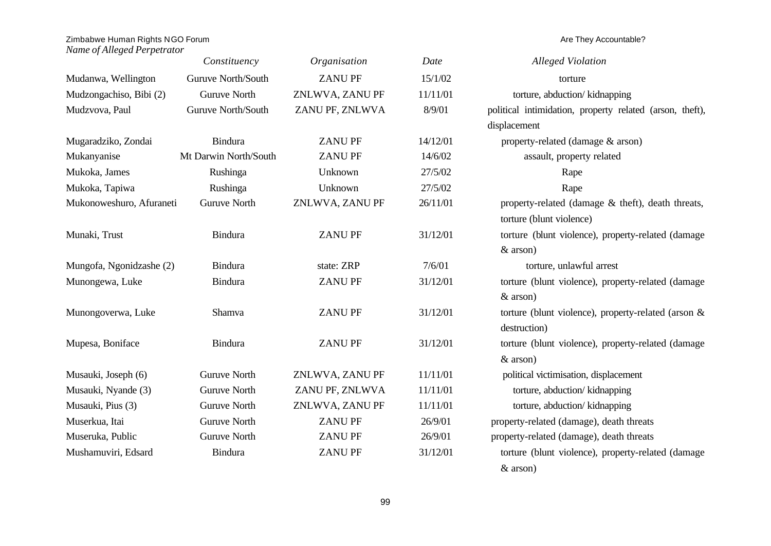| *Name of Alleged Perpetrator* | *Constituency* | *Organisation* | *Date* | *Alleged Violation* |
|---|---|---|---|---|
| Mudanwa, Wellington | Guruve North/South | ZANU PF | 15/1/02 | torture |
| Mudzongachiso, Bibi (2) | Guruve North | ZNLWVA, ZANU PF | 11/11/01 | torture, abduction/ kidnapping |
| Mudzvova, Paul | Guruve North/South | ZANU PF, ZNLWVA | 8/9/01 | political intimidation, property related (arson, theft), displacement |
| Mugaradziko, Zondai | Bindura | ZANU PF | 14/12/01 | property-related (damage & arson) |
| Mukanyanise | Mt Darwin North/South | ZANU PF | 14/6/02 | assault, property related |
| Mukoka, James | Rushinga | Unknown | 27/5/02 | Rape |
| Mukoka, Tapiwa | Rushinga | Unknown | 27/5/02 | Rape |
| Mukonoweshuro, Afuraneti | Guruve North | ZNLWVA, ZANU PF | 26/11/01 | property-related (damage & theft), death threats, torture (blunt violence) |
| Munaki, Trust | Bindura | ZANU PF | 31/12/01 | torture (blunt violence), property-related (damage & arson) |
| Mungofa, Ngonidzashe (2) | Bindura | state: ZRP | 7/6/01 | torture, unlawful arrest |
| Munongewa, Luke | Bindura | ZANU PF | 31/12/01 | torture (blunt violence), property-related (damage & arson) |
| Munongoverwa, Luke | Shamva | ZANU PF | 31/12/01 | torture (blunt violence), property-related (arson & destruction) |
| Mupesa, Boniface | Bindura | ZANU PF | 31/12/01 | torture (blunt violence), property-related (damage & arson) |
| Musauki, Joseph (6) | Guruve North | ZNLWVA, ZANU PF | 11/11/01 | political victimisation, displacement |
| Musauki, Nyande (3) | Guruve North | ZANU PF, ZNLWVA | 11/11/01 | torture, abduction/ kidnapping |
| Musauki, Pius (3) | Guruve North | ZNLWVA, ZANU PF | 11/11/01 | torture, abduction/ kidnapping |
| Muserkua, Itai | Guruve North | ZANU PF | 26/9/01 | property-related (damage), death threats |
| Museruka, Public | Guruve North | ZANU PF | 26/9/01 | property-related (damage), death threats |
| Mushamuviri, Edsard | Bindura | ZANU PF | 31/12/01 | torture (blunt violence), property-related (damage & arson) |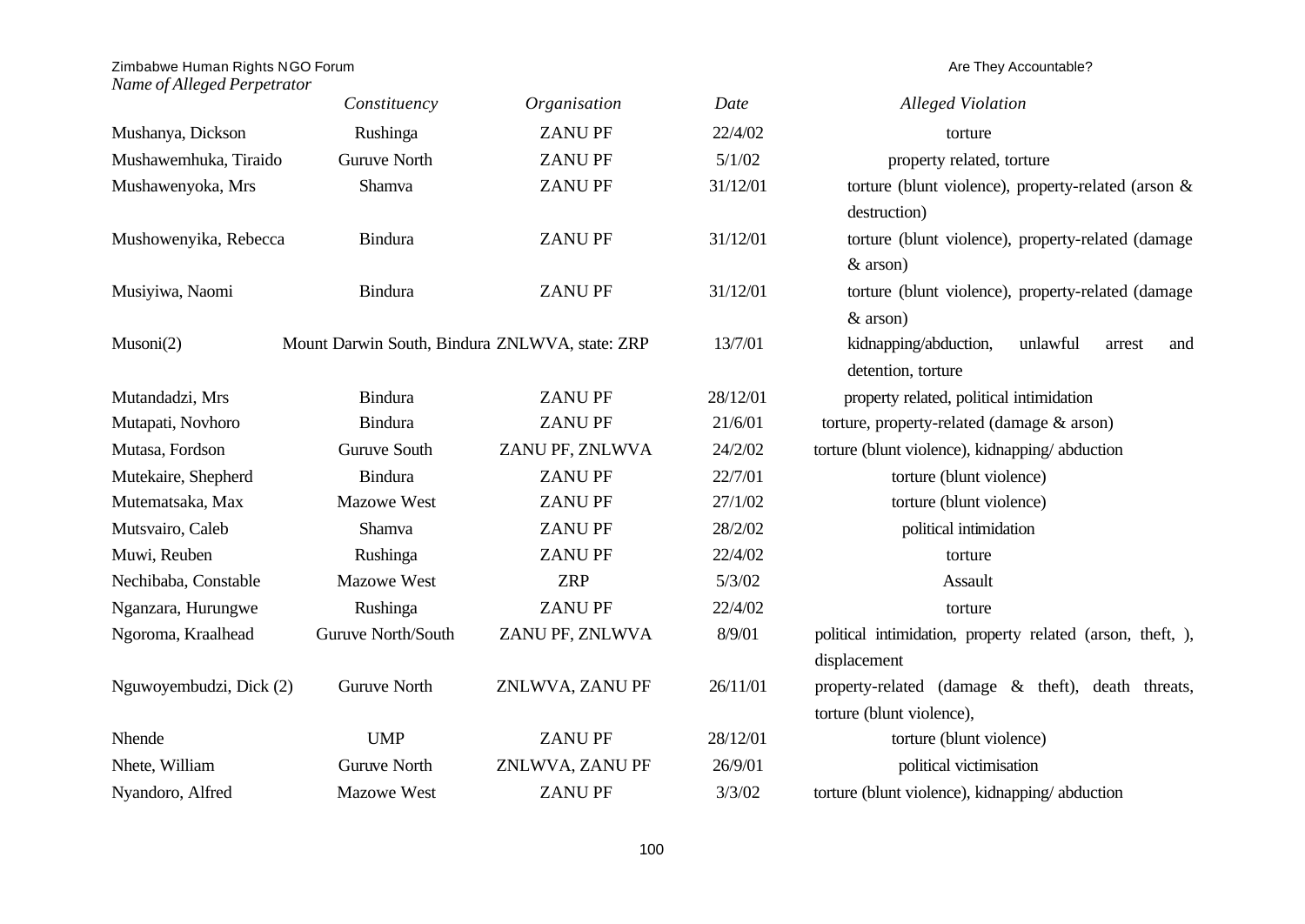| Name of Alleged Perpetrator | Constituency | Organisation | Date | Alleged Violation |
|---|---|---|---|---|
| Mushanya, Dickson | Rushinga | ZANU PF | 22/4/02 | torture |
| Mushawemhuka, Tiraido | Guruve North | ZANU PF | 5/1/02 | property related, torture |
| Mushawenyoka, Mrs | Shamva | ZANU PF | 31/12/01 | torture (blunt violence), property-related (arson & destruction) |
| Mushowenyika, Rebecca | Bindura | ZANU PF | 31/12/01 | torture (blunt violence), property-related (damage & arson) |
| Musiyiwa, Naomi | Bindura | ZANU PF | 31/12/01 | torture (blunt violence), property-related (damage & arson) |
| Musoni(2) | Mount Darwin South, Bindura | ZNLWVA, state: ZRP | 13/7/01 | kidnapping/abduction, unlawful arrest and detention, torture |
| Mutandadzi, Mrs | Bindura | ZANU PF | 28/12/01 | property related, political intimidation |
| Mutapati, Novhoro | Bindura | ZANU PF | 21/6/01 | torture, property-related (damage & arson) |
| Mutasa, Fordson | Guruve South | ZANU PF, ZNLWVA | 24/2/02 | torture (blunt violence), kidnapping/ abduction |
| Mutekaire, Shepherd | Bindura | ZANU PF | 22/7/01 | torture (blunt violence) |
| Mutematsaka, Max | Mazowe West | ZANU PF | 27/1/02 | torture (blunt violence) |
| Mutsvairo, Caleb | Shamva | ZANU PF | 28/2/02 | political intimidation |
| Muwi, Reuben | Rushinga | ZANU PF | 22/4/02 | torture |
| Nechibaba, Constable | Mazowe West | ZRP | 5/3/02 | Assault |
| Nganzara, Hurungwe | Rushinga | ZANU PF | 22/4/02 | torture |
| Ngoroma, Kraalhead | Guruve North/South | ZANU PF, ZNLWVA | 8/9/01 | political intimidation, property related (arson, theft, ), displacement |
| Nguwoyembudzi, Dick (2) | Guruve North | ZNLWVA, ZANU PF | 26/11/01 | property-related (damage & theft), death threats, torture (blunt violence), |
| Nhende | UMP | ZANU PF | 28/12/01 | torture (blunt violence) |
| Nhete, William | Guruve North | ZNLWVA, ZANU PF | 26/9/01 | political victimisation |
| Nyandoro, Alfred | Mazowe West | ZANU PF | 3/3/02 | torture (blunt violence), kidnapping/ abduction |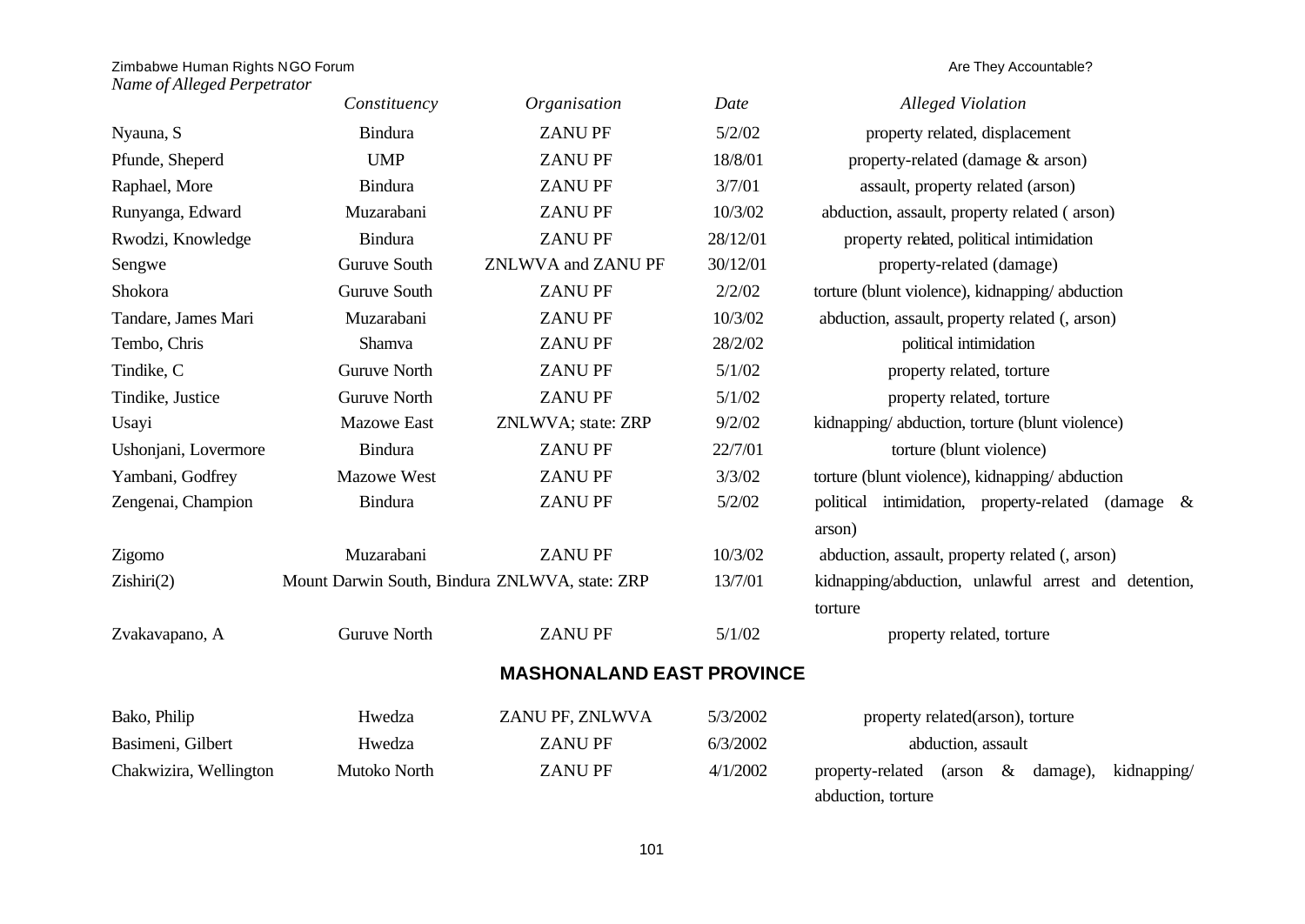| *Name of Alleged Perpetrator* | *Constituency* | *Organisation* | *Date* | *Alleged Violation* |
|---|---|---|---|---|
| Nyauna, S | Bindura | ZANU PF | 5/2/02 | property related, displacement |
| Pfunde, Sheperd | UMP | ZANU PF | 18/8/01 | property-related (damage & arson) |
| Raphael, More | Bindura | ZANU PF | 3/7/01 | assault, property related (arson) |
| Runyanga, Edward | Muzarabani | ZANU PF | 10/3/02 | abduction, assault, property related ( arson) |
| Rwodzi, Knowledge | Bindura | ZANU PF | 28/12/01 | property related, political intimidation |
| Sengwe | Guruve South | ZNLWVA and ZANU PF | 30/12/01 | property-related (damage) |
| Shokora | Guruve South | ZANU PF | 2/2/02 | torture (blunt violence), kidnapping/ abduction |
| Tandare, James Mari | Muzarabani | ZANU PF | 10/3/02 | abduction, assault, property related (, arson) |
| Tembo, Chris | Shamva | ZANU PF | 28/2/02 | political intimidation |
| Tindike, C | Guruve North | ZANU PF | 5/1/02 | property related, torture |
| Tindike, Justice | Guruve North | ZANU PF | 5/1/02 | property related, torture |
| Usayi | Mazowe East | ZNLWVA; state: ZRP | 9/2/02 | kidnapping/ abduction, torture (blunt violence) |
| Ushonjani, Lovermore | Bindura | ZANU PF | 22/7/01 | torture (blunt violence) |
| Yambani, Godfrey | Mazowe West | ZANU PF | 3/3/02 | torture (blunt violence), kidnapping/ abduction |
| Zengenai, Champion | Bindura | ZANU PF | 5/2/02 | political intimidation, property-related (damage & arson) |
| Zigomo | Muzarabani | ZANU PF | 10/3/02 | abduction, assault, property related (, arson) |
| Zishiri(2) | Mount Darwin South, Bindura | ZNLWVA, state: ZRP | 13/7/01 | kidnapping/abduction, unlawful arrest and detention, torture |
| Zvakavapano, A | Guruve North | ZANU PF | 5/1/02 | property related, torture |

## MASHONALAND EAST PROVINCE

| *Name of Alleged Perpetrator* | *Constituency* | *Organisation* | *Date* | *Alleged Violation* |
|---|---|---|---|---|
| Bako, Philip | Hwedza | ZANU PF, ZNLWVA | 5/3/2002 | property related(arson), torture |
| Basimeni, Gilbert | Hwedza | ZANU PF | 6/3/2002 | abduction, assault |
| Chakwizira, Wellington | Mutoko North | ZANU PF | 4/1/2002 | property-related (arson & damage), kidnapping/ abduction, torture |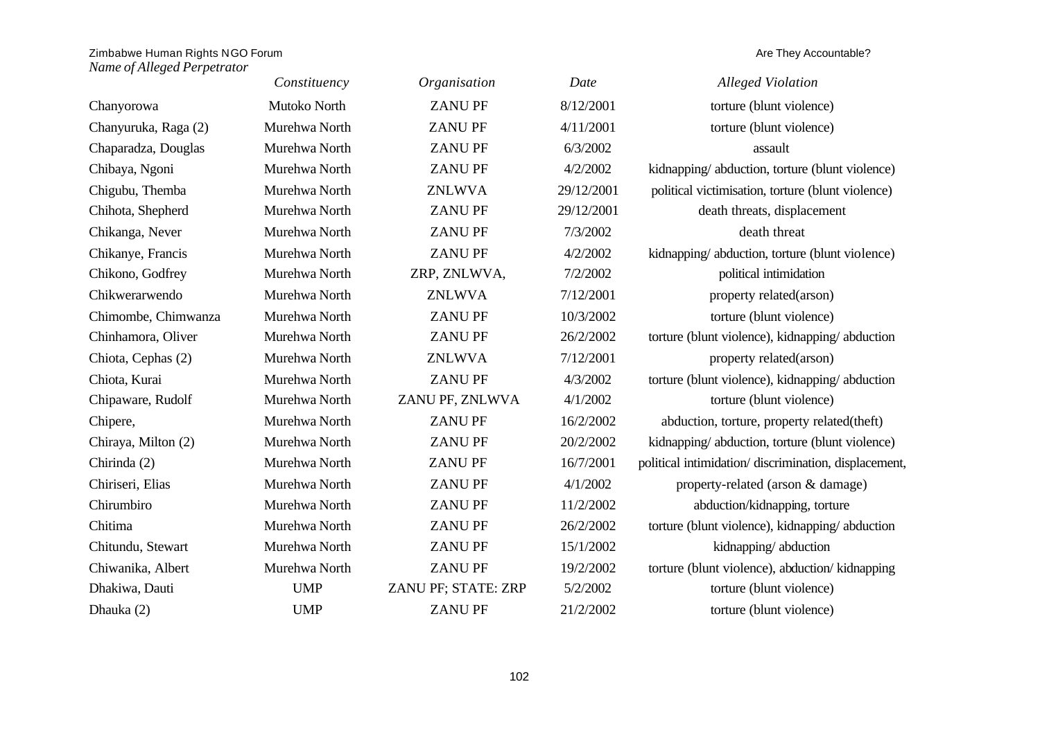| *Name of Alleged Perpetrator* | *Constituency* | *Organisation* | *Date* | *Alleged Violation* |
|---|---|---|---|---|
| Chanyorowa | Mutoko North | ZANU PF | 8/12/2001 | torture (blunt violence) |
| Chanyuruka, Raga (2) | Murehwa North | ZANU PF | 4/11/2001 | torture (blunt violence) |
| Chaparadza, Douglas | Murehwa North | ZANU PF | 6/3/2002 | assault |
| Chibaya, Ngoni | Murehwa North | ZANU PF | 4/2/2002 | kidnapping/ abduction, torture (blunt violence) |
| Chigubu, Themba | Murehwa North | ZNLWVA | 29/12/2001 | political victimisation, torture (blunt violence) |
| Chihota, Shepherd | Murehwa North | ZANU PF | 29/12/2001 | death threats, displacement |
| Chikanga, Never | Murehwa North | ZANU PF | 7/3/2002 | death threat |
| Chikanye, Francis | Murehwa North | ZANU PF | 4/2/2002 | kidnapping/ abduction, torture (blunt violence) |
| Chikono, Godfrey | Murehwa North | ZRP, ZNLWVA, | 7/2/2002 | political intimidation |
| Chikwerarwendo | Murehwa North | ZNLWVA | 7/12/2001 | property related(arson) |
| Chimombe, Chimwanza | Murehwa North | ZANU PF | 10/3/2002 | torture (blunt violence) |
| Chinhamora, Oliver | Murehwa North | ZANU PF | 26/2/2002 | torture (blunt violence), kidnapping/ abduction |
| Chiota, Cephas (2) | Murehwa North | ZNLWVA | 7/12/2001 | property related(arson) |
| Chiota, Kurai | Murehwa North | ZANU PF | 4/3/2002 | torture (blunt violence), kidnapping/ abduction |
| Chipaware, Rudolf | Murehwa North | ZANU PF, ZNLWVA | 4/1/2002 | torture (blunt violence) |
| Chipere, | Murehwa North | ZANU PF | 16/2/2002 | abduction, torture, property related(theft) |
| Chiraya, Milton (2) | Murehwa North | ZANU PF | 20/2/2002 | kidnapping/ abduction, torture (blunt violence) |
| Chirinda (2) | Murehwa North | ZANU PF | 16/7/2001 | political intimidation/ discrimination, displacement, |
| Chiriseri, Elias | Murehwa North | ZANU PF | 4/1/2002 | property-related (arson & damage) |
| Chirumbiro | Murehwa North | ZANU PF | 11/2/2002 | abduction/kidnapping, torture |
| Chitima | Murehwa North | ZANU PF | 26/2/2002 | torture (blunt violence), kidnapping/ abduction |
| Chitundu, Stewart | Murehwa North | ZANU PF | 15/1/2002 | kidnapping/ abduction |
| Chiwanika, Albert | Murehwa North | ZANU PF | 19/2/2002 | torture (blunt violence), abduction/ kidnapping |
| Dhakiwa, Dauti | UMP | ZANU PF; STATE: ZRP | 5/2/2002 | torture (blunt violence) |
| Dhauka (2) | UMP | ZANU PF | 21/2/2002 | torture (blunt violence) |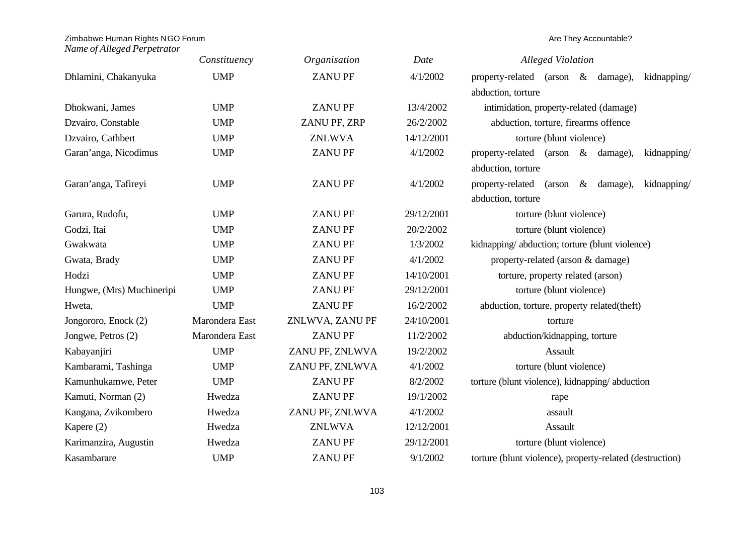| *Name of Alleged Perpetrator* | *Constituency* | *Organisation* | *Date* | *Alleged Violation* |
|---|---|---|---|---|
| Dhlamini, Chakanyuka | UMP | ZANU PF | 4/1/2002 | property-related (arson & damage), kidnapping/ abduction, torture |
| Dhokwani, James | UMP | ZANU PF | 13/4/2002 | intimidation, property-related (damage) |
| Dzvairo, Constable | UMP | ZANU PF, ZRP | 26/2/2002 | abduction, torture, firearms offence |
| Dzvairo, Cathbert | UMP | ZNLWVA | 14/12/2001 | torture (blunt violence) |
| Garan'anga, Nicodimus | UMP | ZANU PF | 4/1/2002 | property-related (arson & damage), kidnapping/ abduction, torture |
| Garan'anga, Tafireyi | UMP | ZANU PF | 4/1/2002 | property-related (arson & damage), kidnapping/ abduction, torture |
| Garura, Rudofu, | UMP | ZANU PF | 29/12/2001 | torture (blunt violence) |
| Godzi, Itai | UMP | ZANU PF | 20/2/2002 | torture (blunt violence) |
| Gwakwata | UMP | ZANU PF | 1/3/2002 | kidnapping/ abduction; torture (blunt violence) |
| Gwata, Brady | UMP | ZANU PF | 4/1/2002 | property-related (arson & damage) |
| Hodzi | UMP | ZANU PF | 14/10/2001 | torture, property related (arson) |
| Hungwe, (Mrs) Muchineripi | UMP | ZANU PF | 29/12/2001 | torture (blunt violence) |
| Hweta, | UMP | ZANU PF | 16/2/2002 | abduction, torture, property related(theft) |
| Jongororo, Enock (2) | Marondera East | ZNLWVA, ZANU PF | 24/10/2001 | torture |
| Jongwe, Petros (2) | Marondera East | ZANU PF | 11/2/2002 | abduction/kidnapping, torture |
| Kabayanjiri | UMP | ZANU PF, ZNLWVA | 19/2/2002 | Assault |
| Kambarami, Tashinga | UMP | ZANU PF, ZNLWVA | 4/1/2002 | torture (blunt violence) |
| Kamunhukamwe, Peter | UMP | ZANU PF | 8/2/2002 | torture (blunt violence), kidnapping/ abduction |
| Kamuti, Norman (2) | Hwedza | ZANU PF | 19/1/2002 | rape |
| Kangana, Zvikombero | Hwedza | ZANU PF, ZNLWVA | 4/1/2002 | assault |
| Kapere (2) | Hwedza | ZNLWVA | 12/12/2001 | Assault |
| Karimanzira, Augustin | Hwedza | ZANU PF | 29/12/2001 | torture (blunt violence) |
| Kasambarare | UMP | ZANU PF | 9/1/2002 | torture (blunt violence), property-related (destruction) |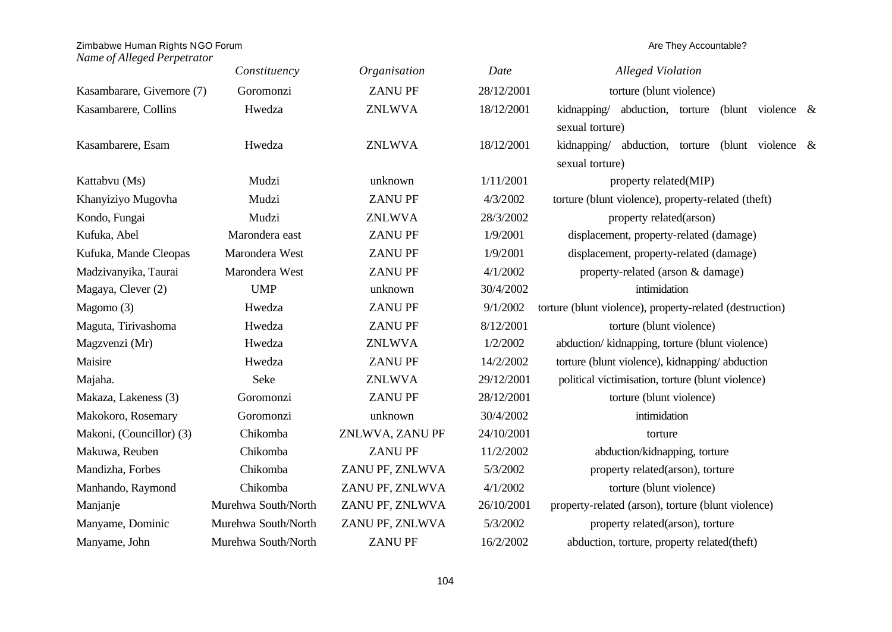| Name of Alleged Perpetrator | Constituency | Organisation | Date | Alleged Violation |
|---|---|---|---|---|
| Kasambarare, Givemore (7) | Goromonzi | ZANU PF | 28/12/2001 | torture (blunt violence) |
| Kasambarere, Collins | Hwedza | ZNLWVA | 18/12/2001 | kidnapping/ abduction, torture (blunt violence & sexual torture) |
| Kasambarere, Esam | Hwedza | ZNLWVA | 18/12/2001 | kidnapping/ abduction, torture (blunt violence & sexual torture) |
| Kattabvu (Ms) | Mudzi | unknown | 1/11/2001 | property related(MIP) |
| Khanyiziyo Mugovha | Mudzi | ZANU PF | 4/3/2002 | torture (blunt violence), property-related (theft) |
| Kondo, Fungai | Mudzi | ZNLWVA | 28/3/2002 | property related(arson) |
| Kufuka, Abel | Marondera east | ZANU PF | 1/9/2001 | displacement, property-related (damage) |
| Kufuka, Mande Cleopas | Marondera West | ZANU PF | 1/9/2001 | displacement, property-related (damage) |
| Madzivanyika, Taurai | Marondera West | ZANU PF | 4/1/2002 | property-related (arson & damage) |
| Magaya, Clever (2) | UMP | unknown | 30/4/2002 | intimidation |
| Magomo (3) | Hwedza | ZANU PF | 9/1/2002 | torture (blunt violence), property-related (destruction) |
| Maguta, Tirivashoma | Hwedza | ZANU PF | 8/12/2001 | torture (blunt violence) |
| Magzvenzi (Mr) | Hwedza | ZNLWVA | 1/2/2002 | abduction/ kidnapping, torture (blunt violence) |
| Maisire | Hwedza | ZANU PF | 14/2/2002 | torture (blunt violence), kidnapping/ abduction |
| Majaha. | Seke | ZNLWVA | 29/12/2001 | political victimisation, torture (blunt violence) |
| Makaza, Lakeness (3) | Goromonzi | ZANU PF | 28/12/2001 | torture (blunt violence) |
| Makokoro, Rosemary | Goromonzi | unknown | 30/4/2002 | intimidation |
| Makoni, (Councillor) (3) | Chikomba | ZNLWVA, ZANU PF | 24/10/2001 | torture |
| Makuwa, Reuben | Chikomba | ZANU PF | 11/2/2002 | abduction/kidnapping, torture |
| Mandizha, Forbes | Chikomba | ZANU PF, ZNLWVA | 5/3/2002 | property related(arson), torture |
| Manhando, Raymond | Chikomba | ZANU PF, ZNLWVA | 4/1/2002 | torture (blunt violence) |
| Manjanje | Murehwa South/North | ZANU PF, ZNLWVA | 26/10/2001 | property-related (arson), torture (blunt violence) |
| Manyame, Dominic | Murehwa South/North | ZANU PF, ZNLWVA | 5/3/2002 | property related(arson), torture |
| Manyame, John | Murehwa South/North | ZANU PF | 16/2/2002 | abduction, torture, property related(theft) |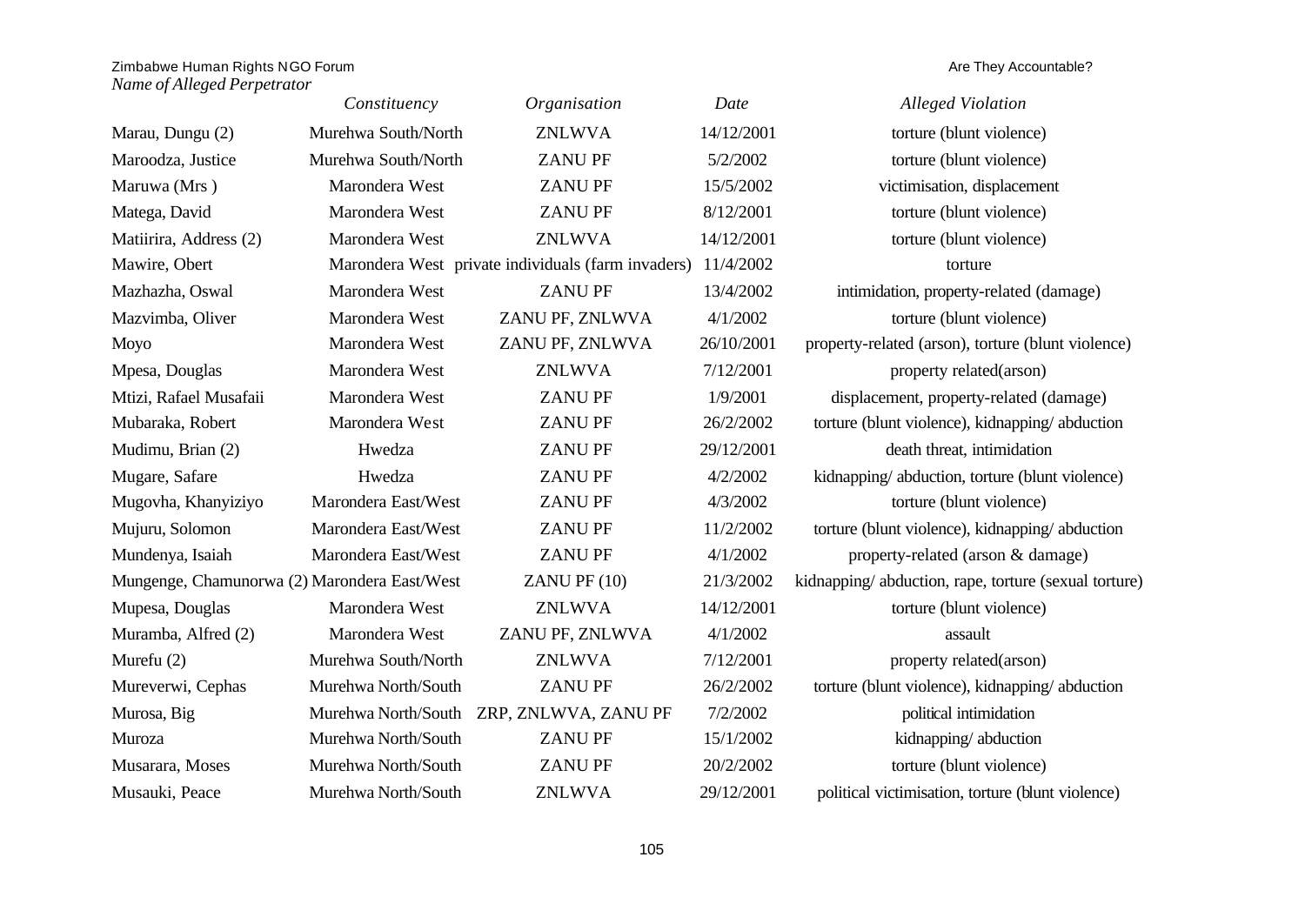| Name of Alleged Perpetrator | Constituency | Organisation | Date | Alleged Violation |
|---|---|---|---|---|
| Marau, Dungu (2) | Murehwa South/North | ZNLWVA | 14/12/2001 | torture (blunt violence) |
| Maroodza, Justice | Murehwa South/North | ZANU PF | 5/2/2002 | torture (blunt violence) |
| Maruwa (Mrs ) | Marondera West | ZANU PF | 15/5/2002 | victimisation, displacement |
| Matega, David | Marondera West | ZANU PF | 8/12/2001 | torture (blunt violence) |
| Matiirira, Address (2) | Marondera West | ZNLWVA | 14/12/2001 | torture (blunt violence) |
| Mawire, Obert | Marondera West | private individuals (farm invaders) | 11/4/2002 | torture |
| Mazhazha, Oswal | Marondera West | ZANU PF | 13/4/2002 | intimidation, property-related (damage) |
| Mazvimba, Oliver | Marondera West | ZANU PF, ZNLWVA | 4/1/2002 | torture (blunt violence) |
| Moyo | Marondera West | ZANU PF, ZNLWVA | 26/10/2001 | property-related (arson), torture (blunt violence) |
| Mpesa, Douglas | Marondera West | ZNLWVA | 7/12/2001 | property related(arson) |
| Mtizi, Rafael Musafaii | Marondera West | ZANU PF | 1/9/2001 | displacement, property-related (damage) |
| Mubaraka, Robert | Marondera West | ZANU PF | 26/2/2002 | torture (blunt violence), kidnapping/ abduction |
| Mudimu, Brian (2) | Hwedza | ZANU PF | 29/12/2001 | death threat, intimidation |
| Mugare, Safare | Hwedza | ZANU PF | 4/2/2002 | kidnapping/ abduction, torture (blunt violence) |
| Mugovha, Khanyiziyo | Marondera East/West | ZANU PF | 4/3/2002 | torture (blunt violence) |
| Mujuru, Solomon | Marondera East/West | ZANU PF | 11/2/2002 | torture (blunt violence), kidnapping/ abduction |
| Mundenya, Isaiah | Marondera East/West | ZANU PF | 4/1/2002 | property-related (arson & damage) |
| Mungenge, Chamunorwa (2) | Marondera East/West | ZANU PF (10) | 21/3/2002 | kidnapping/ abduction, rape, torture (sexual torture) |
| Mupesa, Douglas | Marondera West | ZNLWVA | 14/12/2001 | torture (blunt violence) |
| Muramba, Alfred (2) | Marondera West | ZANU PF, ZNLWVA | 4/1/2002 | assault |
| Murefu (2) | Murehwa South/North | ZNLWVA | 7/12/2001 | property related(arson) |
| Mureverwi, Cephas | Murehwa North/South | ZANU PF | 26/2/2002 | torture (blunt violence), kidnapping/ abduction |
| Murosa, Big | Murehwa North/South | ZRP, ZNLWVA, ZANU PF | 7/2/2002 | political intimidation |
| Muroza | Murehwa North/South | ZANU PF | 15/1/2002 | kidnapping/ abduction |
| Musarara, Moses | Murehwa North/South | ZANU PF | 20/2/2002 | torture (blunt violence) |
| Musauki, Peace | Murehwa North/South | ZNLWVA | 29/12/2001 | political victimisation, torture (blunt violence) |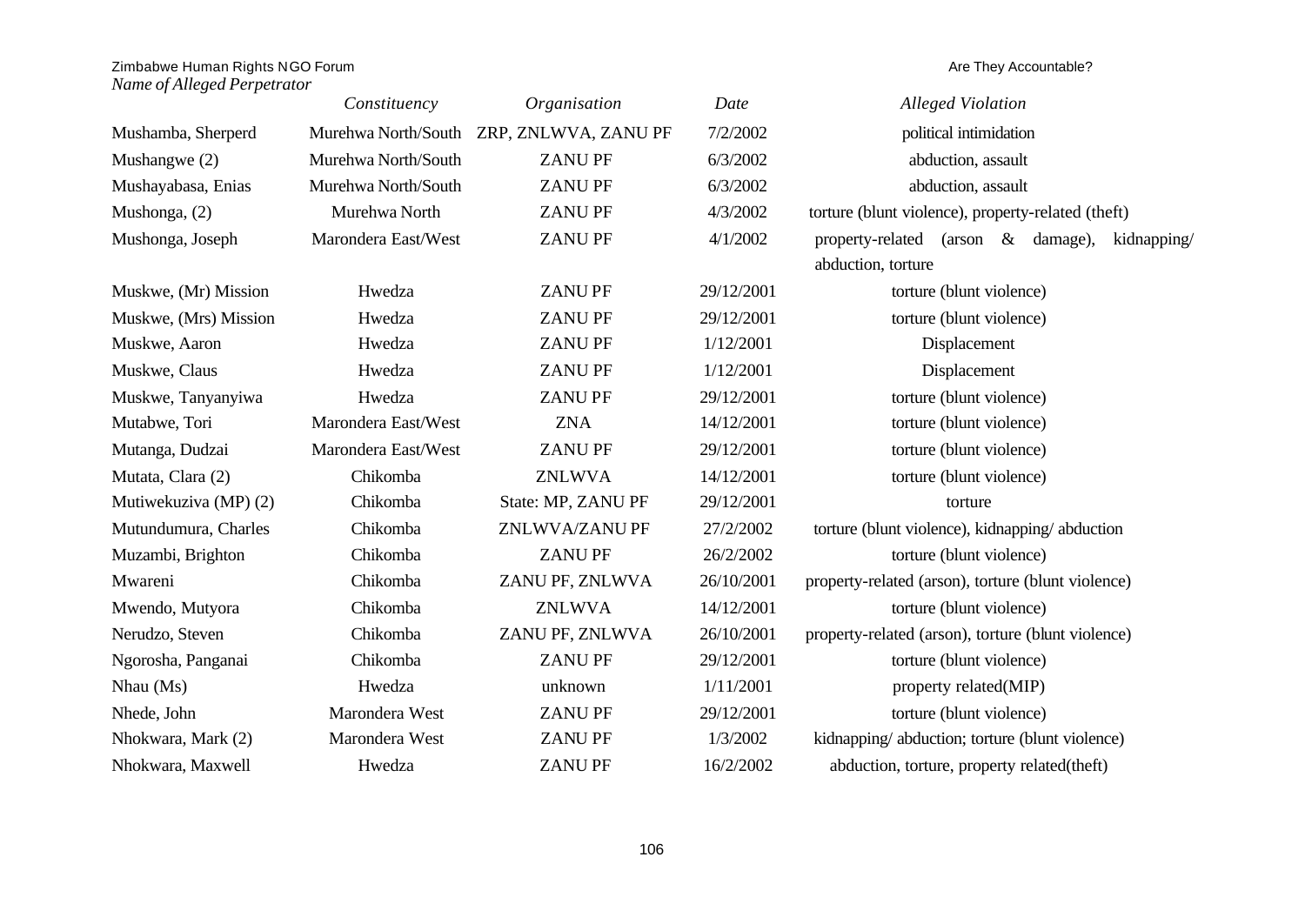| *Name of Alleged Perpetrator* | *Constituency* | *Organisation* | *Date* | *Alleged Violation* |
|---|---|---|---|---|
| Mushamba, Sherperd | Murehwa North/South | ZRP, ZNLWVA, ZANU PF | 7/2/2002 | political intimidation |
| Mushangwe (2) | Murehwa North/South | ZANU PF | 6/3/2002 | abduction, assault |
| Mushayabasa, Enias | Murehwa North/South | ZANU PF | 6/3/2002 | abduction, assault |
| Mushonga, (2) | Murehwa North | ZANU PF | 4/3/2002 | torture (blunt violence), property-related (theft) |
| Mushonga, Joseph | Marondera East/West | ZANU PF | 4/1/2002 | property-related (arson & damage), kidnapping/ abduction, torture |
| Muskwe, (Mr) Mission | Hwedza | ZANU PF | 29/12/2001 | torture (blunt violence) |
| Muskwe, (Mrs) Mission | Hwedza | ZANU PF | 29/12/2001 | torture (blunt violence) |
| Muskwe, Aaron | Hwedza | ZANU PF | 1/12/2001 | Displacement |
| Muskwe, Claus | Hwedza | ZANU PF | 1/12/2001 | Displacement |
| Muskwe, Tanyanyiwa | Hwedza | ZANU PF | 29/12/2001 | torture (blunt violence) |
| Mutabwe, Tori | Marondera East/West | ZNA | 14/12/2001 | torture (blunt violence) |
| Mutanga, Dudzai | Marondera East/West | ZANU PF | 29/12/2001 | torture (blunt violence) |
| Mutata, Clara (2) | Chikomba | ZNLWVA | 14/12/2001 | torture (blunt violence) |
| Mutiwekuziva (MP) (2) | Chikomba | State: MP, ZANU PF | 29/12/2001 | torture |
| Mutundumura, Charles | Chikomba | ZNLWVA/ZANU PF | 27/2/2002 | torture (blunt violence), kidnapping/ abduction |
| Muzambi, Brighton | Chikomba | ZANU PF | 26/2/2002 | torture (blunt violence) |
| Mwareni | Chikomba | ZANU PF, ZNLWVA | 26/10/2001 | property-related (arson), torture (blunt violence) |
| Mwendo, Mutyora | Chikomba | ZNLWVA | 14/12/2001 | torture (blunt violence) |
| Nerudzo, Steven | Chikomba | ZANU PF, ZNLWVA | 26/10/2001 | property-related (arson), torture (blunt violence) |
| Ngorosha, Panganai | Chikomba | ZANU PF | 29/12/2001 | torture (blunt violence) |
| Nhau (Ms) | Hwedza | unknown | 1/11/2001 | property related(MIP) |
| Nhede, John | Marondera West | ZANU PF | 29/12/2001 | torture (blunt violence) |
| Nhokwara, Mark (2) | Marondera West | ZANU PF | 1/3/2002 | kidnapping/ abduction; torture (blunt violence) |
| Nhokwara, Maxwell | Hwedza | ZANU PF | 16/2/2002 | abduction, torture, property related(theft) |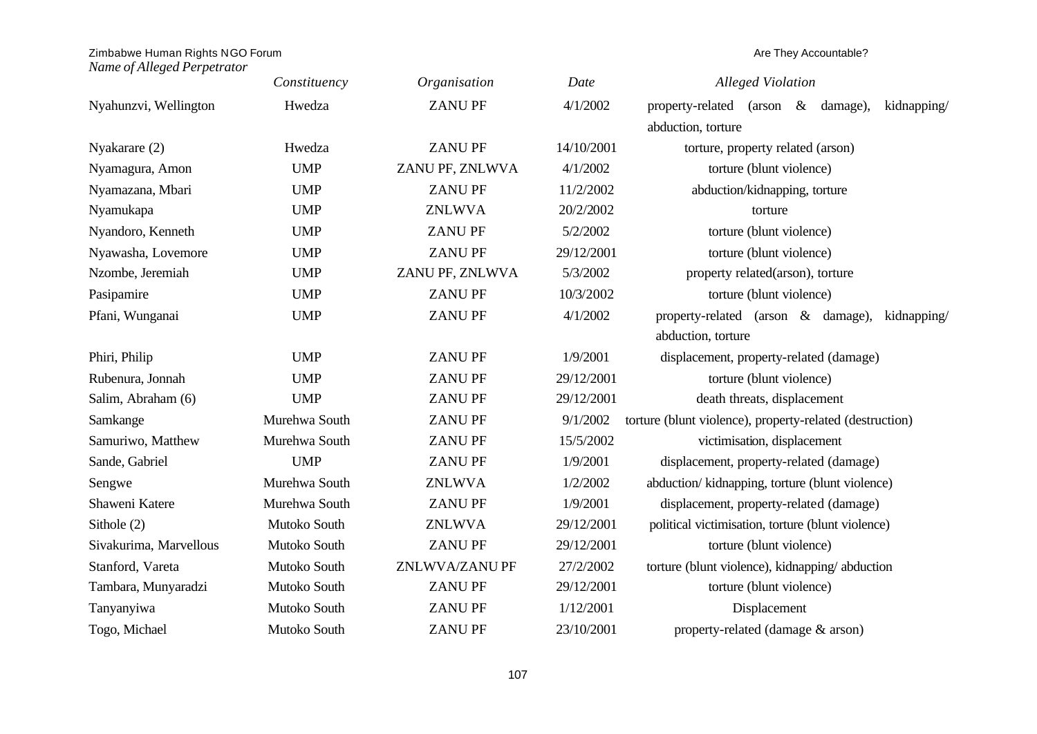| *Name of Alleged Perpetrator* | *Constituency* | *Organisation* | *Date* | *Alleged Violation* |
|---|---|---|---|---|
| Nyahunzvi, Wellington | Hwedza | ZANU PF | 4/1/2002 | property-related (arson & damage), kidnapping/ abduction, torture |
| Nyakarare (2) | Hwedza | ZANU PF | 14/10/2001 | torture, property related (arson) |
| Nyamagura, Amon | UMP | ZANU PF, ZNLWVA | 4/1/2002 | torture (blunt violence) |
| Nyamazana, Mbari | UMP | ZANU PF | 11/2/2002 | abduction/kidnapping, torture |
| Nyamukapa | UMP | ZNLWVA | 20/2/2002 | torture |
| Nyandoro, Kenneth | UMP | ZANU PF | 5/2/2002 | torture (blunt violence) |
| Nyawasha, Lovemore | UMP | ZANU PF | 29/12/2001 | torture (blunt violence) |
| Nzombe, Jeremiah | UMP | ZANU PF, ZNLWVA | 5/3/2002 | property related(arson), torture |
| Pasipamire | UMP | ZANU PF | 10/3/2002 | torture (blunt violence) |
| Pfani, Wunganai | UMP | ZANU PF | 4/1/2002 | property-related (arson & damage), kidnapping/ abduction, torture |
| Phiri, Philip | UMP | ZANU PF | 1/9/2001 | displacement, property-related (damage) |
| Rubenura, Jonnah | UMP | ZANU PF | 29/12/2001 | torture (blunt violence) |
| Salim, Abraham (6) | UMP | ZANU PF | 29/12/2001 | death threats, displacement |
| Samkange | Murehwa South | ZANU PF | 9/1/2002 | torture (blunt violence), property-related (destruction) |
| Samuriwo, Matthew | Murehwa South | ZANU PF | 15/5/2002 | victimisation, displacement |
| Sande, Gabriel | UMP | ZANU PF | 1/9/2001 | displacement, property-related (damage) |
| Sengwe | Murehwa South | ZNLWVA | 1/2/2002 | abduction/ kidnapping, torture (blunt violence) |
| Shaweni Katere | Murehwa South | ZANU PF | 1/9/2001 | displacement, property-related (damage) |
| Sithole (2) | Mutoko South | ZNLWVA | 29/12/2001 | political victimisation, torture (blunt violence) |
| Sivakurima, Marvellous | Mutoko South | ZANU PF | 29/12/2001 | torture (blunt violence) |
| Stanford, Vareta | Mutoko South | ZNLWVA/ZANU PF | 27/2/2002 | torture (blunt violence), kidnapping/ abduction |
| Tambara, Munyaradzi | Mutoko South | ZANU PF | 29/12/2001 | torture (blunt violence) |
| Tanyanyiwa | Mutoko South | ZANU PF | 1/12/2001 | Displacement |
| Togo, Michael | Mutoko South | ZANU PF | 23/10/2001 | property-related (damage & arson) |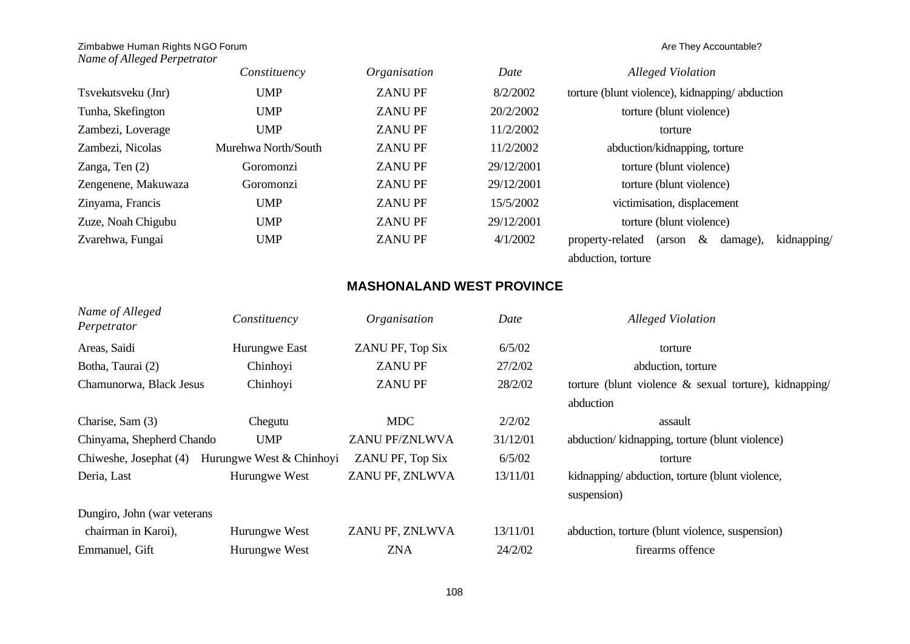| Name of Alleged Perpetrator | Constituency | Organisation | Date | Alleged Violation |
|---|---|---|---|---|
| Tsvekutsveku (Jnr) | UMP | ZANU PF | 8/2/2002 | torture (blunt violence), kidnapping/ abduction |
| Tunha, Skefington | UMP | ZANU PF | 20/2/2002 | torture (blunt violence) |
| Zambezi, Loverage | UMP | ZANU PF | 11/2/2002 | torture |
| Zambezi, Nicolas | Murehwa North/South | ZANU PF | 11/2/2002 | abduction/kidnapping, torture |
| Zanga, Ten (2) | Goromonzi | ZANU PF | 29/12/2001 | torture (blunt violence) |
| Zengenene, Makuwaza | Goromonzi | ZANU PF | 29/12/2001 | torture (blunt violence) |
| Zinyama, Francis | UMP | ZANU PF | 15/5/2002 | victimisation, displacement |
| Zuze, Noah Chigubu | UMP | ZANU PF | 29/12/2001 | torture (blunt violence) |
| Zvarehwa, Fungai | UMP | ZANU PF | 4/1/2002 | property-related (arson & damage), kidnapping/ abduction, torture |

## MASHONALAND WEST PROVINCE

| Name of Alleged Perpetrator | Constituency | Organisation | Date | Alleged Violation |
|---|---|---|---|---|
| Areas, Saidi | Hurungwe East | ZANU PF, Top Six | 6/5/02 | torture |
| Botha, Taurai (2) | Chinhoyi | ZANU PF | 27/2/02 | abduction, torture |
| Chamunorwa, Black Jesus | Chinhoyi | ZANU PF | 28/2/02 | torture (blunt violence & sexual torture), kidnapping/ abduction |
| Charise, Sam (3) | Chegutu | MDC | 2/2/02 | assault |
| Chinyama, Shepherd Chando | UMP | ZANU PF/ZNLWVA | 31/12/01 | abduction/ kidnapping, torture (blunt violence) |
| Chiweshe, Josephat (4) | Hurungwe West & Chinhoyi | ZANU PF, Top Six | 6/5/02 | torture |
| Deria, Last | Hurungwe West | ZANU PF, ZNLWVA | 13/11/01 | kidnapping/ abduction, torture (blunt violence, suspension) |
| Dungiro, John (war veterans chairman in Karoi), | Hurungwe West | ZANU PF, ZNLWVA | 13/11/01 | abduction, torture (blunt violence, suspension) |
| Emmanuel, Gift | Hurungwe West | ZNA | 24/2/02 | firearms offence |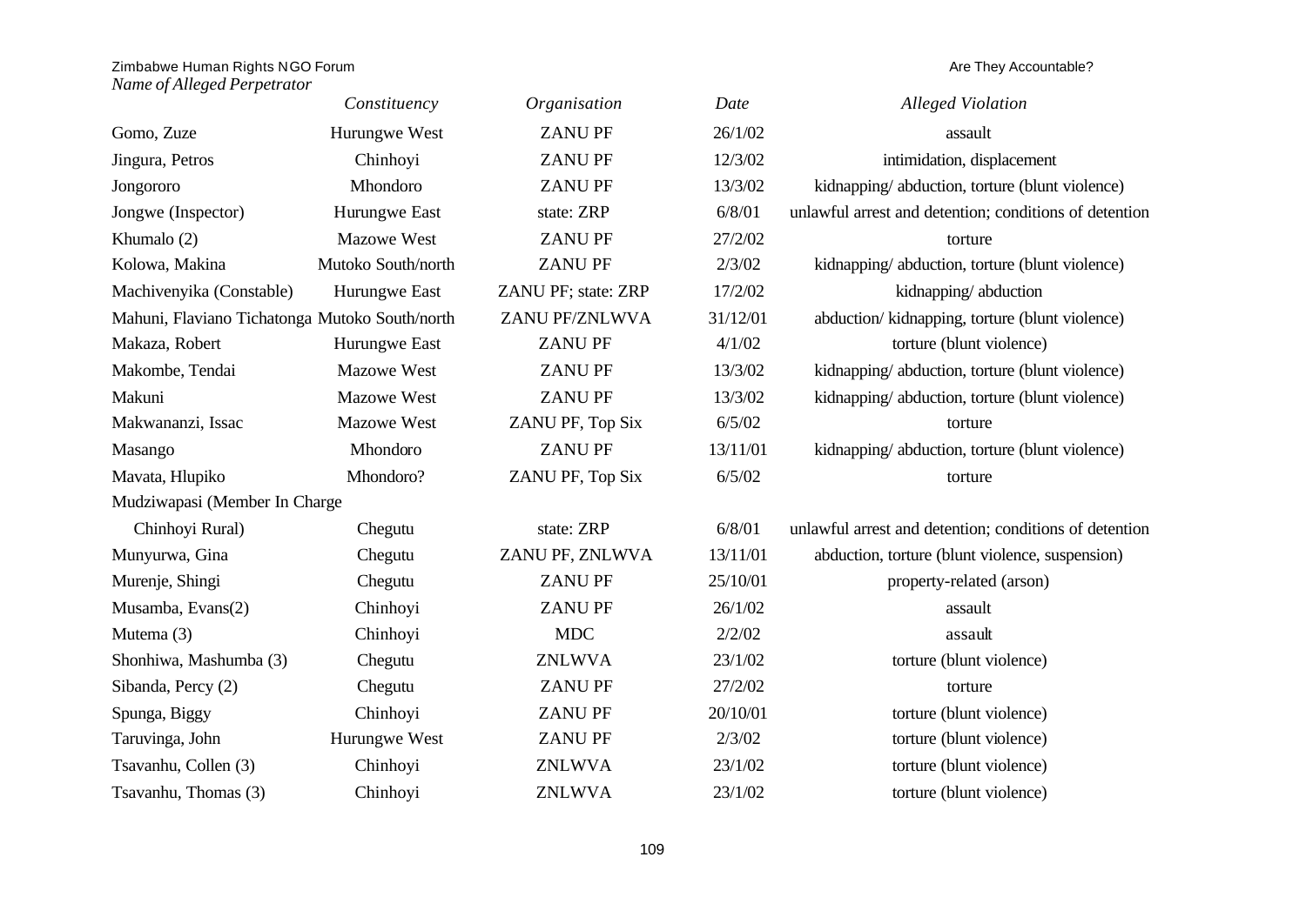| *Name of Alleged Perpetrator* | *Constituency* | *Organisation* | *Date* | *Alleged Violation* |
|---|---|---|---|---|
| Gomo, Zuze | Hurungwe West | ZANU PF | 26/1/02 | assault |
| Jingura, Petros | Chinhoyi | ZANU PF | 12/3/02 | intimidation, displacement |
| Jongororo | Mhondoro | ZANU PF | 13/3/02 | kidnapping/ abduction, torture (blunt violence) |
| Jongwe (Inspector) | Hurungwe East | state: ZRP | 6/8/01 | unlawful arrest and detention; conditions of detention |
| Khumalo (2) | Mazowe West | ZANU PF | 27/2/02 | torture |
| Kolowa, Makina | Mutoko South/north | ZANU PF | 2/3/02 | kidnapping/ abduction, torture (blunt violence) |
| Machivenyika (Constable) | Hurungwe East | ZANU PF; state: ZRP | 17/2/02 | kidnapping/ abduction |
| Mahuni, Flaviano Tichatonga | Mutoko South/north | ZANU PF/ZNLWVA | 31/12/01 | abduction/ kidnapping, torture (blunt violence) |
| Makaza, Robert | Hurungwe East | ZANU PF | 4/1/02 | torture (blunt violence) |
| Makombe, Tendai | Mazowe West | ZANU PF | 13/3/02 | kidnapping/ abduction, torture (blunt violence) |
| Makuni | Mazowe West | ZANU PF | 13/3/02 | kidnapping/ abduction, torture (blunt violence) |
| Makwananzi, Issac | Mazowe West | ZANU PF, Top Six | 6/5/02 | torture |
| Masango | Mhondoro | ZANU PF | 13/11/01 | kidnapping/ abduction, torture (blunt violence) |
| Mavata, Hlupiko | Mhondoro? | ZANU PF, Top Six | 6/5/02 | torture |
| Mudziwapasi (Member In Charge Chinhoyi Rural) | Chegutu | state: ZRP | 6/8/01 | unlawful arrest and detention; conditions of detention |
| Munyurwa, Gina | Chegutu | ZANU PF, ZNLWVA | 13/11/01 | abduction, torture (blunt violence, suspension) |
| Murenje, Shingi | Chegutu | ZANU PF | 25/10/01 | property-related (arson) |
| Musamba, Evans(2) | Chinhoyi | ZANU PF | 26/1/02 | assault |
| Mutema (3) | Chinhoyi | MDC | 2/2/02 | assault |
| Shonhiwa, Mashumba (3) | Chegutu | ZNLWVA | 23/1/02 | torture (blunt violence) |
| Sibanda, Percy (2) | Chegutu | ZANU PF | 27/2/02 | torture |
| Spunga, Biggy | Chinhoyi | ZANU PF | 20/10/01 | torture (blunt violence) |
| Taruvinga, John | Hurungwe West | ZANU PF | 2/3/02 | torture (blunt violence) |
| Tsavanhu, Collen (3) | Chinhoyi | ZNLWVA | 23/1/02 | torture (blunt violence) |
| Tsavanhu, Thomas (3) | Chinhoyi | ZNLWVA | 23/1/02 | torture (blunt violence) |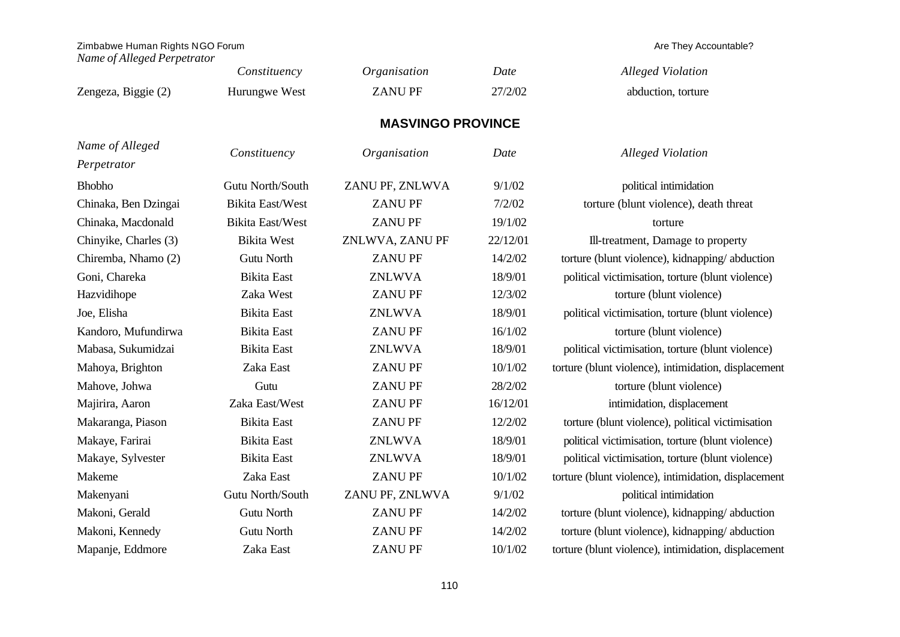| Name of Alleged Perpetrator | Constituency | Organisation | Date | Alleged Violation |
|---|---|---|---|---|
| Zengeza, Biggie (2) | Hurungwe West | ZANU PF | 27/2/02 | abduction, torture |

## MASVINGO PROVINCE

| *Name of Alleged Perpetrator* | *Constituency* | *Organisation* | *Date* | *Alleged Violation* |
|---|---|---|---|---|
| Bhobho | Gutu North/South | ZANU PF, ZNLWVA | 9/1/02 | political intimidation |
| Chinaka, Ben Dzingai | Bikita East/West | ZANU PF | 7/2/02 | torture (blunt violence), death threat |
| Chinaka, Macdonald | Bikita East/West | ZANU PF | 19/1/02 | torture |
| Chinyike, Charles (3) | Bikita West | ZNLWVA, ZANU PF | 22/12/01 | Ill-treatment, Damage to property |
| Chiremba, Nhamo (2) | Gutu North | ZANU PF | 14/2/02 | torture (blunt violence), kidnapping/ abduction |
| Goni, Chareka | Bikita East | ZNLWVA | 18/9/01 | political victimisation, torture (blunt violence) |
| Hazvidihope | Zaka West | ZANU PF | 12/3/02 | torture (blunt violence) |
| Joe, Elisha | Bikita East | ZNLWVA | 18/9/01 | political victimisation, torture (blunt violence) |
| Kandoro, Mufundirwa | Bikita East | ZANU PF | 16/1/02 | torture (blunt violence) |
| Mabasa, Sukumidzai | Bikita East | ZNLWVA | 18/9/01 | political victimisation, torture (blunt violence) |
| Mahoya, Brighton | Zaka East | ZANU PF | 10/1/02 | torture (blunt violence), intimidation, displacement |
| Mahove, Johwa | Gutu | ZANU PF | 28/2/02 | torture (blunt violence) |
| Majirira, Aaron | Zaka East/West | ZANU PF | 16/12/01 | intimidation, displacement |
| Makaranga, Piason | Bikita East | ZANU PF | 12/2/02 | torture (blunt violence), political victimisation |
| Makaye, Farirai | Bikita East | ZNLWVA | 18/9/01 | political victimisation, torture (blunt violence) |
| Makaye, Sylvester | Bikita East | ZNLWVA | 18/9/01 | political victimisation, torture (blunt violence) |
| Makeme | Zaka East | ZANU PF | 10/1/02 | torture (blunt violence), intimidation, displacement |
| Makenyani | Gutu North/South | ZANU PF, ZNLWVA | 9/1/02 | political intimidation |
| Makoni, Gerald | Gutu North | ZANU PF | 14/2/02 | torture (blunt violence), kidnapping/ abduction |
| Makoni, Kennedy | Gutu North | ZANU PF | 14/2/02 | torture (blunt violence), kidnapping/ abduction |
| Mapanje, Eddmore | Zaka East | ZANU PF | 10/1/02 | torture (blunt violence), intimidation, displacement |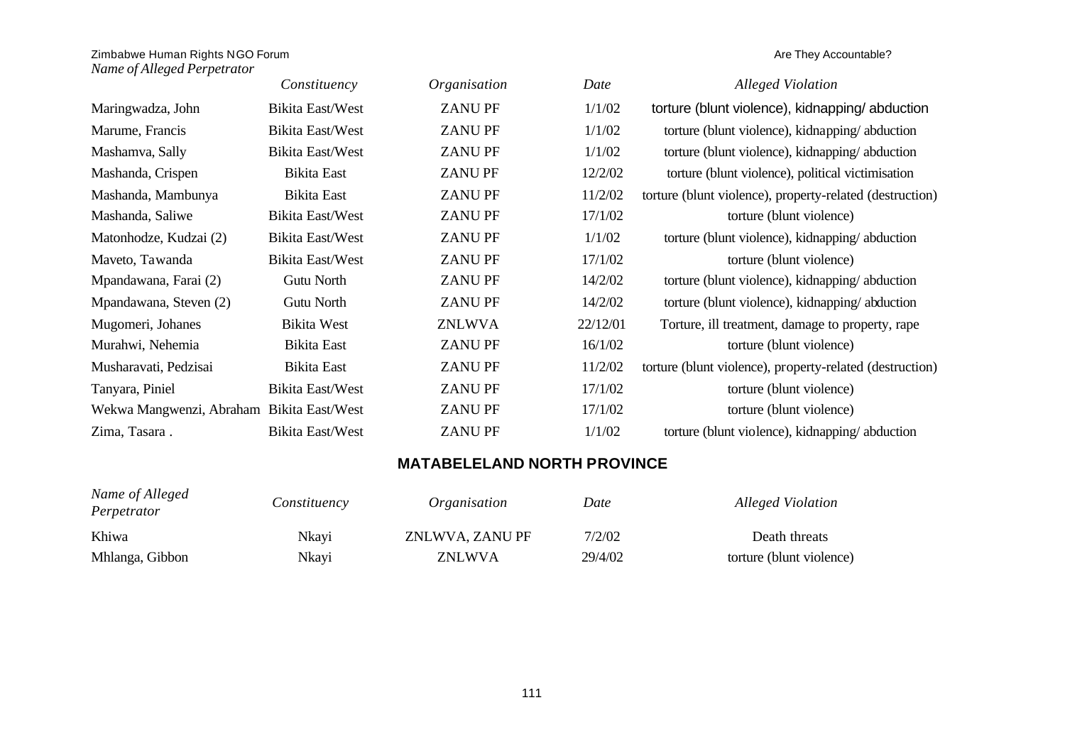| Name of Alleged Perpetrator | Constituency | Organisation | Date | Alleged Violation |
|---|---|---|---|---|
| Maringwadza, John | Bikita East/West | ZANU PF | 1/1/02 | torture (blunt violence), kidnapping/ abduction |
| Marume, Francis | Bikita East/West | ZANU PF | 1/1/02 | torture (blunt violence), kidnapping/ abduction |
| Mashamva, Sally | Bikita East/West | ZANU PF | 1/1/02 | torture (blunt violence), kidnapping/ abduction |
| Mashanda, Crispen | Bikita East | ZANU PF | 12/2/02 | torture (blunt violence), political victimisation |
| Mashanda, Mambunya | Bikita East | ZANU PF | 11/2/02 | torture (blunt violence), property-related (destruction) |
| Mashanda, Saliwe | Bikita East/West | ZANU PF | 17/1/02 | torture (blunt violence) |
| Matonhodze, Kudzai (2) | Bikita East/West | ZANU PF | 1/1/02 | torture (blunt violence), kidnapping/ abduction |
| Maveto, Tawanda | Bikita East/West | ZANU PF | 17/1/02 | torture (blunt violence) |
| Mpandawana, Farai (2) | Gutu North | ZANU PF | 14/2/02 | torture (blunt violence), kidnapping/ abduction |
| Mpandawana, Steven (2) | Gutu North | ZANU PF | 14/2/02 | torture (blunt violence), kidnapping/ abduction |
| Mugomeri, Johanes | Bikita West | ZNLWVA | 22/12/01 | Torture, ill treatment, damage to property, rape |
| Murahwi, Nehemia | Bikita East | ZANU PF | 16/1/02 | torture (blunt violence) |
| Musharavati, Pedzisai | Bikita East | ZANU PF | 11/2/02 | torture (blunt violence), property-related (destruction) |
| Tanyara, Piniel | Bikita East/West | ZANU PF | 17/1/02 | torture (blunt violence) |
| Wekwa Mangwenzi, Abraham | Bikita East/West | ZANU PF | 17/1/02 | torture (blunt violence) |
| Zima, Tasara . | Bikita East/West | ZANU PF | 1/1/02 | torture (blunt violence), kidnapping/ abduction |

## MATABELELAND NORTH PROVINCE

| *Name of Alleged Perpetrator* | *Constituency* | *Organisation* | *Date* | *Alleged Violation* |
|---|---|---|---|---|
| Khiwa | Nkayi | ZNLWVA, ZANU PF | 7/2/02 | Death threats |
| Mhlanga, Gibbon | Nkayi | ZNLWVA | 29/4/02 | torture (blunt violence) |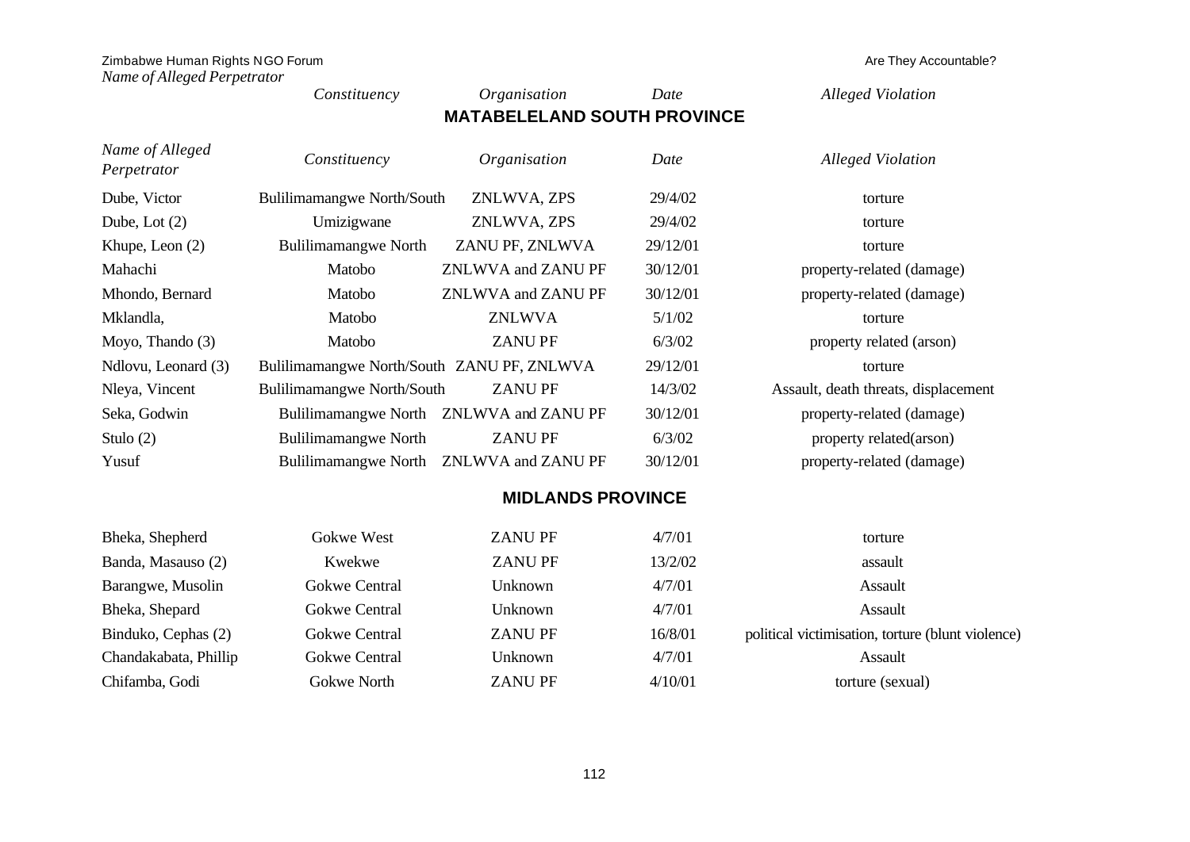## MATABELELAND SOUTH PROVINCE

| Name of Alleged Perpetrator | Constituency | Organisation | Date | Alleged Violation |
|---|---|---|---|---|
| Dube, Victor | Bulilimamangwe North/South | ZNLWVA, ZPS | 29/4/02 | torture |
| Dube, Lot (2) | Umizigwane | ZNLWVA, ZPS | 29/4/02 | torture |
| Khupe, Leon (2) | Bulilimamangwe North | ZANU PF, ZNLWVA | 29/12/01 | torture |
| Mahachi | Matobo | ZNLWVA and ZANU PF | 30/12/01 | property-related (damage) |
| Mhondo, Bernard | Matobo | ZNLWVA and ZANU PF | 30/12/01 | property-related (damage) |
| Mklandla, | Matobo | ZNLWVA | 5/1/02 | torture |
| Moyo, Thando (3) | Matobo | ZANU PF | 6/3/02 | property related (arson) |
| Ndlovu, Leonard (3) | Bulilimamangwe North/South | ZANU PF, ZNLWVA | 29/12/01 | torture |
| Nleya, Vincent | Bulilimamangwe North/South | ZANU PF | 14/3/02 | Assault, death threats, displacement |
| Seka, Godwin | Bulilimamangwe North | ZNLWVA and ZANU PF | 30/12/01 | property-related (damage) |
| Stulo (2) | Bulilimamangwe North | ZANU PF | 6/3/02 | property related(arson) |
| Yusuf | Bulilimamangwe North | ZNLWVA and ZANU PF | 30/12/01 | property-related (damage) |

## MIDLANDS PROVINCE

| Name of Alleged Perpetrator | Constituency | Organisation | Date | Alleged Violation |
|---|---|---|---|---|
| Bheka, Shepherd | Gokwe West | ZANU PF | 4/7/01 | torture |
| Banda, Masauso (2) | Kwekwe | ZANU PF | 13/2/02 | assault |
| Barangwe, Musolin | Gokwe Central | Unknown | 4/7/01 | Assault |
| Bheka, Shepard | Gokwe Central | Unknown | 4/7/01 | Assault |
| Binduko, Cephas (2) | Gokwe Central | ZANU PF | 16/8/01 | political victimisation, torture (blunt violence) |
| Chandakabata, Phillip | Gokwe Central | Unknown | 4/7/01 | Assault |
| Chifamba, Godi | Gokwe North | ZANU PF | 4/10/01 | torture (sexual) |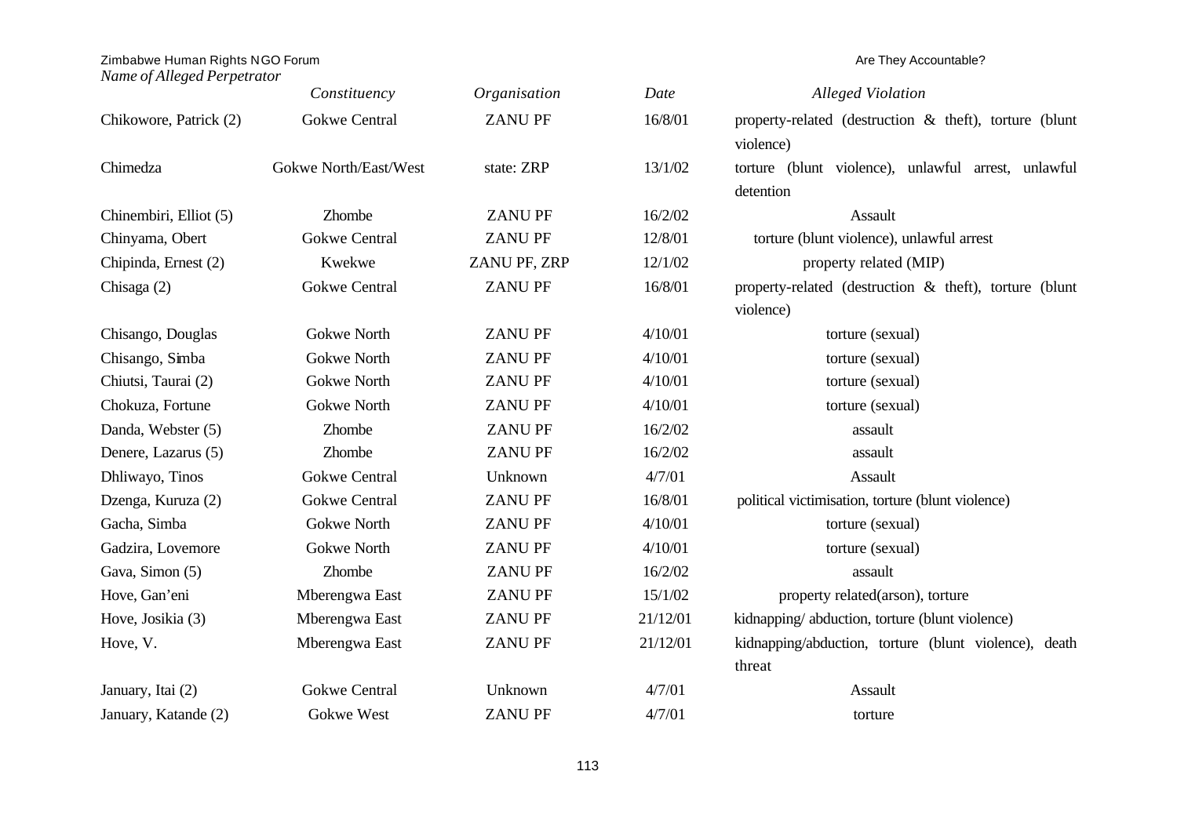| *Name of Alleged Perpetrator* | *Constituency* | *Organisation* | *Date* | *Alleged Violation* |
|---|---|---|---|---|
| Chikowore, Patrick (2) | Gokwe Central | ZANU PF | 16/8/01 | property-related (destruction & theft), torture (blunt violence) |
| Chimedza | Gokwe North/East/West | state: ZRP | 13/1/02 | torture (blunt violence), unlawful arrest, unlawful detention |
| Chinembiri, Elliot (5) | Zhombe | ZANU PF | 16/2/02 | Assault |
| Chinyama, Obert | Gokwe Central | ZANU PF | 12/8/01 | torture (blunt violence), unlawful arrest |
| Chipinda, Ernest (2) | Kwekwe | ZANU PF, ZRP | 12/1/02 | property related (MIP) |
| Chisaga (2) | Gokwe Central | ZANU PF | 16/8/01 | property-related (destruction & theft), torture (blunt violence) |
| Chisango, Douglas | Gokwe North | ZANU PF | 4/10/01 | torture (sexual) |
| Chisango, Simba | Gokwe North | ZANU PF | 4/10/01 | torture (sexual) |
| Chiutsi, Taurai (2) | Gokwe North | ZANU PF | 4/10/01 | torture (sexual) |
| Chokuza, Fortune | Gokwe North | ZANU PF | 4/10/01 | torture (sexual) |
| Danda, Webster (5) | Zhombe | ZANU PF | 16/2/02 | assault |
| Denere, Lazarus (5) | Zhombe | ZANU PF | 16/2/02 | assault |
| Dhliwayo, Tinos | Gokwe Central | Unknown | 4/7/01 | Assault |
| Dzenga, Kuruza (2) | Gokwe Central | ZANU PF | 16/8/01 | political victimisation, torture (blunt violence) |
| Gacha, Simba | Gokwe North | ZANU PF | 4/10/01 | torture (sexual) |
| Gadzira, Lovemore | Gokwe North | ZANU PF | 4/10/01 | torture (sexual) |
| Gava, Simon (5) | Zhombe | ZANU PF | 16/2/02 | assault |
| Hove, Gan'eni | Mberengwa East | ZANU PF | 15/1/02 | property related(arson), torture |
| Hove, Josikia (3) | Mberengwa East | ZANU PF | 21/12/01 | kidnapping/ abduction, torture (blunt violence) |
| Hove, V. | Mberengwa East | ZANU PF | 21/12/01 | kidnapping/abduction, torture (blunt violence), death threat |
| January, Itai (2) | Gokwe Central | Unknown | 4/7/01 | Assault |
| January, Katande (2) | Gokwe West | ZANU PF | 4/7/01 | torture |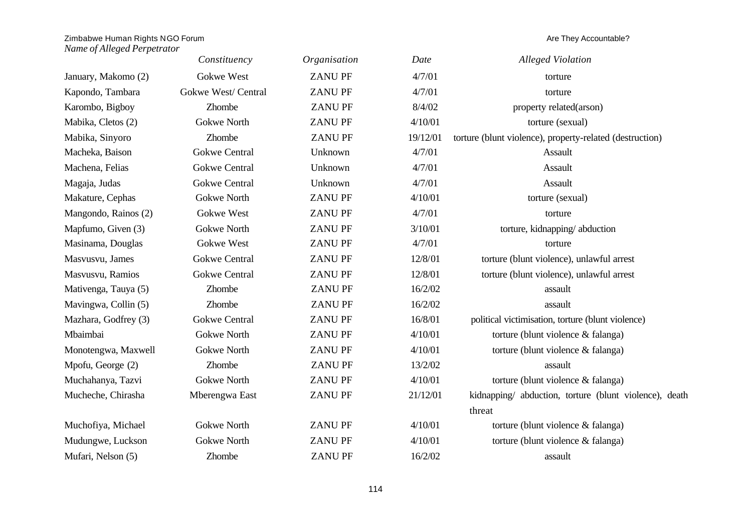| *Name of Alleged Perpetrator* | *Constituency* | *Organisation* | *Date* | *Alleged Violation* |
|---|---|---|---|---|
| January, Makomo (2) | Gokwe West | ZANU PF | 4/7/01 | torture |
| Kapondo, Tambara | Gokwe West/ Central | ZANU PF | 4/7/01 | torture |
| Karombo, Bigboy | Zhombe | ZANU PF | 8/4/02 | property related(arson) |
| Mabika, Cletos (2) | Gokwe North | ZANU PF | 4/10/01 | torture (sexual) |
| Mabika, Sinyoro | Zhombe | ZANU PF | 19/12/01 | torture (blunt violence), property-related (destruction) |
| Macheka, Baison | Gokwe Central | Unknown | 4/7/01 | Assault |
| Machena, Felias | Gokwe Central | Unknown | 4/7/01 | Assault |
| Magaja, Judas | Gokwe Central | Unknown | 4/7/01 | Assault |
| Makature, Cephas | Gokwe North | ZANU PF | 4/10/01 | torture (sexual) |
| Mangondo, Rainos (2) | Gokwe West | ZANU PF | 4/7/01 | torture |
| Mapfumo, Given (3) | Gokwe North | ZANU PF | 3/10/01 | torture, kidnapping/ abduction |
| Masinama, Douglas | Gokwe West | ZANU PF | 4/7/01 | torture |
| Masvusvu, James | Gokwe Central | ZANU PF | 12/8/01 | torture (blunt violence), unlawful arrest |
| Masvusvu, Ramios | Gokwe Central | ZANU PF | 12/8/01 | torture (blunt violence), unlawful arrest |
| Mativenga, Tauya (5) | Zhombe | ZANU PF | 16/2/02 | assault |
| Mavingwa, Collin (5) | Zhombe | ZANU PF | 16/2/02 | assault |
| Mazhara, Godfrey (3) | Gokwe Central | ZANU PF | 16/8/01 | political victimisation, torture (blunt violence) |
| Mbaimbai | Gokwe North | ZANU PF | 4/10/01 | torture (blunt violence & falanga) |
| Monotengwa, Maxwell | Gokwe North | ZANU PF | 4/10/01 | torture (blunt violence & falanga) |
| Mpofu, George (2) | Zhombe | ZANU PF | 13/2/02 | assault |
| Muchahanya, Tazvi | Gokwe North | ZANU PF | 4/10/01 | torture (blunt violence & falanga) |
| Mucheche, Chirasha | Mberengwa East | ZANU PF | 21/12/01 | kidnapping/ abduction, torture (blunt violence), death threat |
| Muchofiya, Michael | Gokwe North | ZANU PF | 4/10/01 | torture (blunt violence & falanga) |
| Mudungwe, Luckson | Gokwe North | ZANU PF | 4/10/01 | torture (blunt violence & falanga) |
| Mufari, Nelson (5) | Zhombe | ZANU PF | 16/2/02 | assault |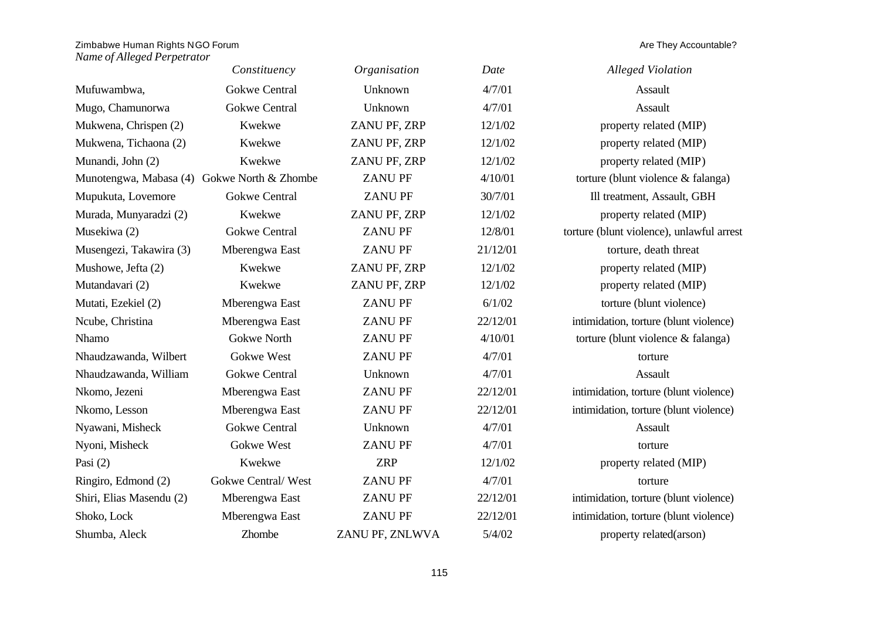| *Name of Alleged Perpetrator* | *Constituency* | *Organisation* | *Date* | *Alleged Violation* |
|---|---|---|---|---|
| Mufuwambwa, | Gokwe Central | Unknown | 4/7/01 | Assault |
| Mugo, Chamunorwa | Gokwe Central | Unknown | 4/7/01 | Assault |
| Mukwena, Chrispen (2) | Kwekwe | ZANU PF, ZRP | 12/1/02 | property related (MIP) |
| Mukwena, Tichaona (2) | Kwekwe | ZANU PF, ZRP | 12/1/02 | property related (MIP) |
| Munandi, John (2) | Kwekwe | ZANU PF, ZRP | 12/1/02 | property related (MIP) |
| Munotengwa, Mabasa (4) | Gokwe North & Zhombe | ZANU PF | 4/10/01 | torture (blunt violence & falanga) |
| Mupukuta, Lovemore | Gokwe Central | ZANU PF | 30/7/01 | Ill treatment, Assault, GBH |
| Murada, Munyaradzi (2) | Kwekwe | ZANU PF, ZRP | 12/1/02 | property related (MIP) |
| Musekiwa (2) | Gokwe Central | ZANU PF | 12/8/01 | torture (blunt violence), unlawful arrest |
| Musengezi, Takawira (3) | Mberengwa East | ZANU PF | 21/12/01 | torture, death threat |
| Mushowe, Jefta (2) | Kwekwe | ZANU PF, ZRP | 12/1/02 | property related (MIP) |
| Mutandavari (2) | Kwekwe | ZANU PF, ZRP | 12/1/02 | property related (MIP) |
| Mutati, Ezekiel (2) | Mberengwa East | ZANU PF | 6/1/02 | torture (blunt violence) |
| Ncube, Christina | Mberengwa East | ZANU PF | 22/12/01 | intimidation, torture (blunt violence) |
| Nhamo | Gokwe North | ZANU PF | 4/10/01 | torture (blunt violence & falanga) |
| Nhaudzawanda, Wilbert | Gokwe West | ZANU PF | 4/7/01 | torture |
| Nhaudzawanda, William | Gokwe Central | Unknown | 4/7/01 | Assault |
| Nkomo, Jezeni | Mberengwa East | ZANU PF | 22/12/01 | intimidation, torture (blunt violence) |
| Nkomo, Lesson | Mberengwa East | ZANU PF | 22/12/01 | intimidation, torture (blunt violence) |
| Nyawani, Misheck | Gokwe Central | Unknown | 4/7/01 | Assault |
| Nyoni, Misheck | Gokwe West | ZANU PF | 4/7/01 | torture |
| Pasi (2) | Kwekwe | ZRP | 12/1/02 | property related (MIP) |
| Ringiro, Edmond (2) | Gokwe Central/ West | ZANU PF | 4/7/01 | torture |
| Shiri, Elias Masendu (2) | Mberengwa East | ZANU PF | 22/12/01 | intimidation, torture (blunt violence) |
| Shoko, Lock | Mberengwa East | ZANU PF | 22/12/01 | intimidation, torture (blunt violence) |
| Shumba, Aleck | Zhombe | ZANU PF, ZNLWVA | 5/4/02 | property related(arson) |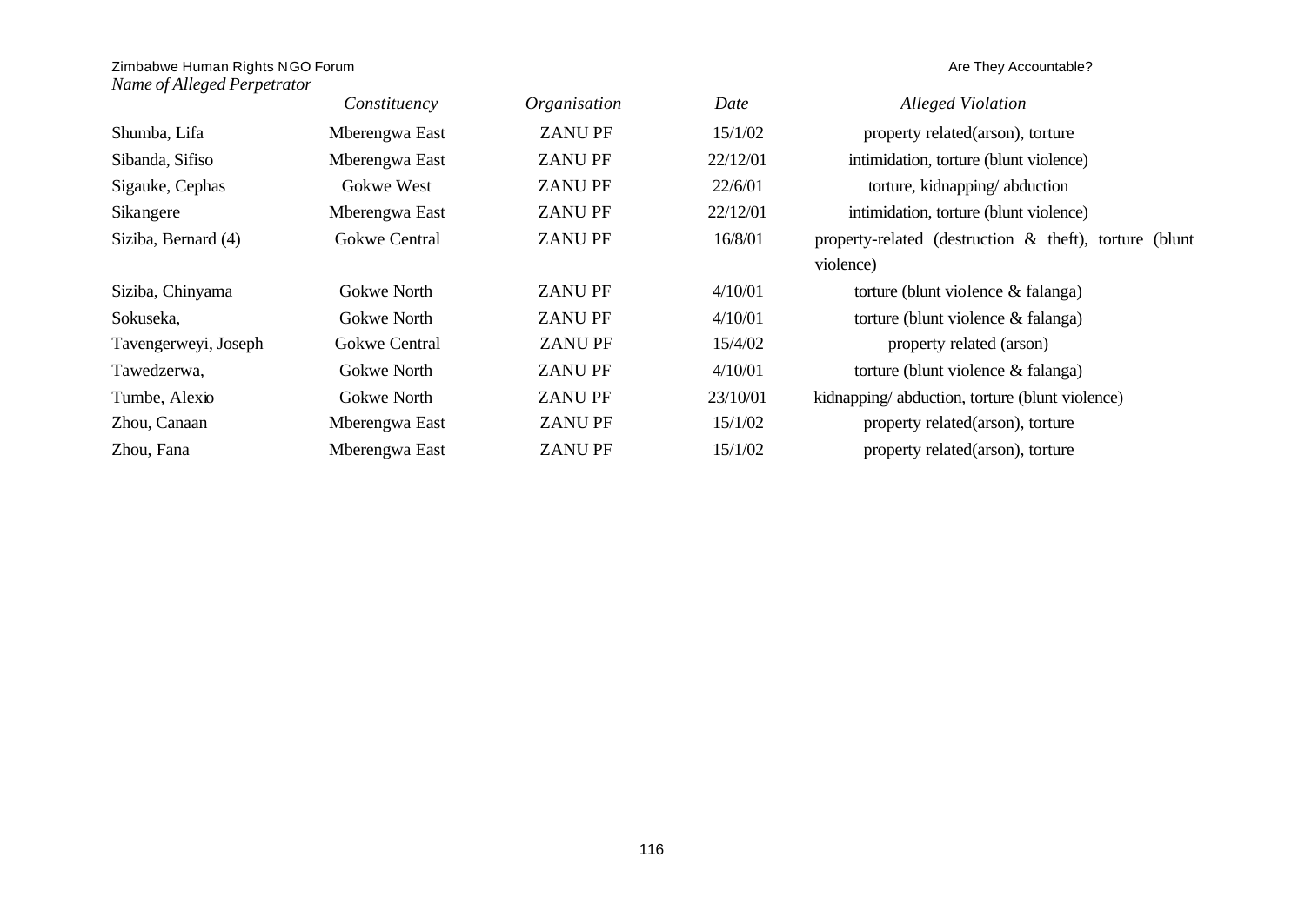| Name of Alleged Perpetrator | Constituency | Organisation | Date | Alleged Violation |
|---|---|---|---|---|
| Shumba, Lifa | Mberengwa East | ZANU PF | 15/1/02 | property related(arson), torture |
| Sibanda, Sifiso | Mberengwa East | ZANU PF | 22/12/01 | intimidation, torture (blunt violence) |
| Sigauke, Cephas | Gokwe West | ZANU PF | 22/6/01 | torture, kidnapping/ abduction |
| Sikangere | Mberengwa East | ZANU PF | 22/12/01 | intimidation, torture (blunt violence) |
| Siziba, Bernard (4) | Gokwe Central | ZANU PF | 16/8/01 | property-related (destruction & theft), torture (blunt violence) |
| Siziba, Chinyama | Gokwe North | ZANU PF | 4/10/01 | torture (blunt violence & falanga) |
| Sokuseka, | Gokwe North | ZANU PF | 4/10/01 | torture (blunt violence & falanga) |
| Tavengerweyi, Joseph | Gokwe Central | ZANU PF | 15/4/02 | property related (arson) |
| Tawedzerwa, | Gokwe North | ZANU PF | 4/10/01 | torture (blunt violence & falanga) |
| Tumbe, Alexio | Gokwe North | ZANU PF | 23/10/01 | kidnapping/ abduction, torture (blunt violence) |
| Zhou, Canaan | Mberengwa East | ZANU PF | 15/1/02 | property related(arson), torture |
| Zhou, Fana | Mberengwa East | ZANU PF | 15/1/02 | property related(arson), torture |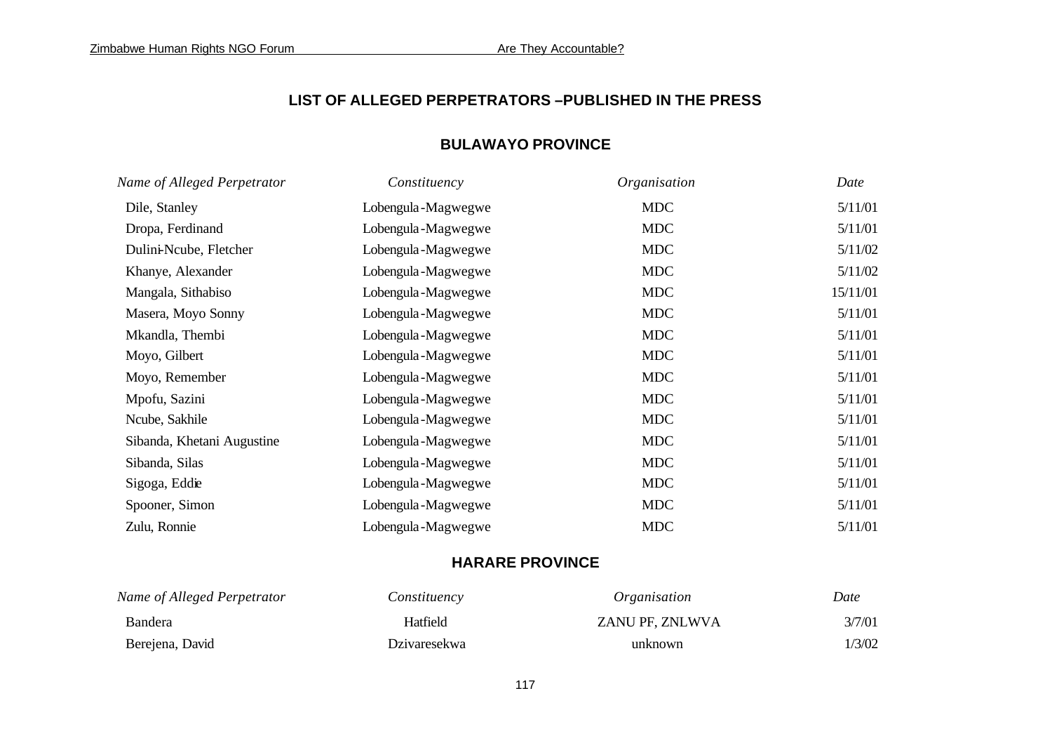## LIST OF ALLEGED PERPETRATORS –PUBLISHED IN THE PRESS

### BULAWAYO PROVINCE

| *Name of Alleged Perpetrator* | *Constituency* | *Organisation* | *Date* |
|---|---|---|---|
| Dile, Stanley | Lobengula-Magwegwe | MDC | 5/11/01 |
| Dropa, Ferdinand | Lobengula-Magwegwe | MDC | 5/11/01 |
| Dulini-Ncube, Fletcher | Lobengula-Magwegwe | MDC | 5/11/02 |
| Khanye, Alexander | Lobengula-Magwegwe | MDC | 5/11/02 |
| Mangala, Sithabiso | Lobengula-Magwegwe | MDC | 15/11/01 |
| Masera, Moyo Sonny | Lobengula-Magwegwe | MDC | 5/11/01 |
| Mkandla, Thembi | Lobengula-Magwegwe | MDC | 5/11/01 |
| Moyo, Gilbert | Lobengula-Magwegwe | MDC | 5/11/01 |
| Moyo, Remember | Lobengula-Magwegwe | MDC | 5/11/01 |
| Mpofu, Sazini | Lobengula-Magwegwe | MDC | 5/11/01 |
| Ncube, Sakhile | Lobengula-Magwegwe | MDC | 5/11/01 |
| Sibanda, Khetani Augustine | Lobengula-Magwegwe | MDC | 5/11/01 |
| Sibanda, Silas | Lobengula-Magwegwe | MDC | 5/11/01 |
| Sigoga, Eddie | Lobengula-Magwegwe | MDC | 5/11/01 |
| Spooner, Simon | Lobengula-Magwegwe | MDC | 5/11/01 |
| Zulu, Ronnie | Lobengula-Magwegwe | MDC | 5/11/01 |

### HARARE PROVINCE

| *Name of Alleged Perpetrator* | *Constituency* | *Organisation* | *Date* |
|---|---|---|---|
| Bandera | Hatfield | ZANU PF, ZNLWVA | 3/7/01 |
| Berejena, David | Dzivaresekwa | unknown | 1/3/02 |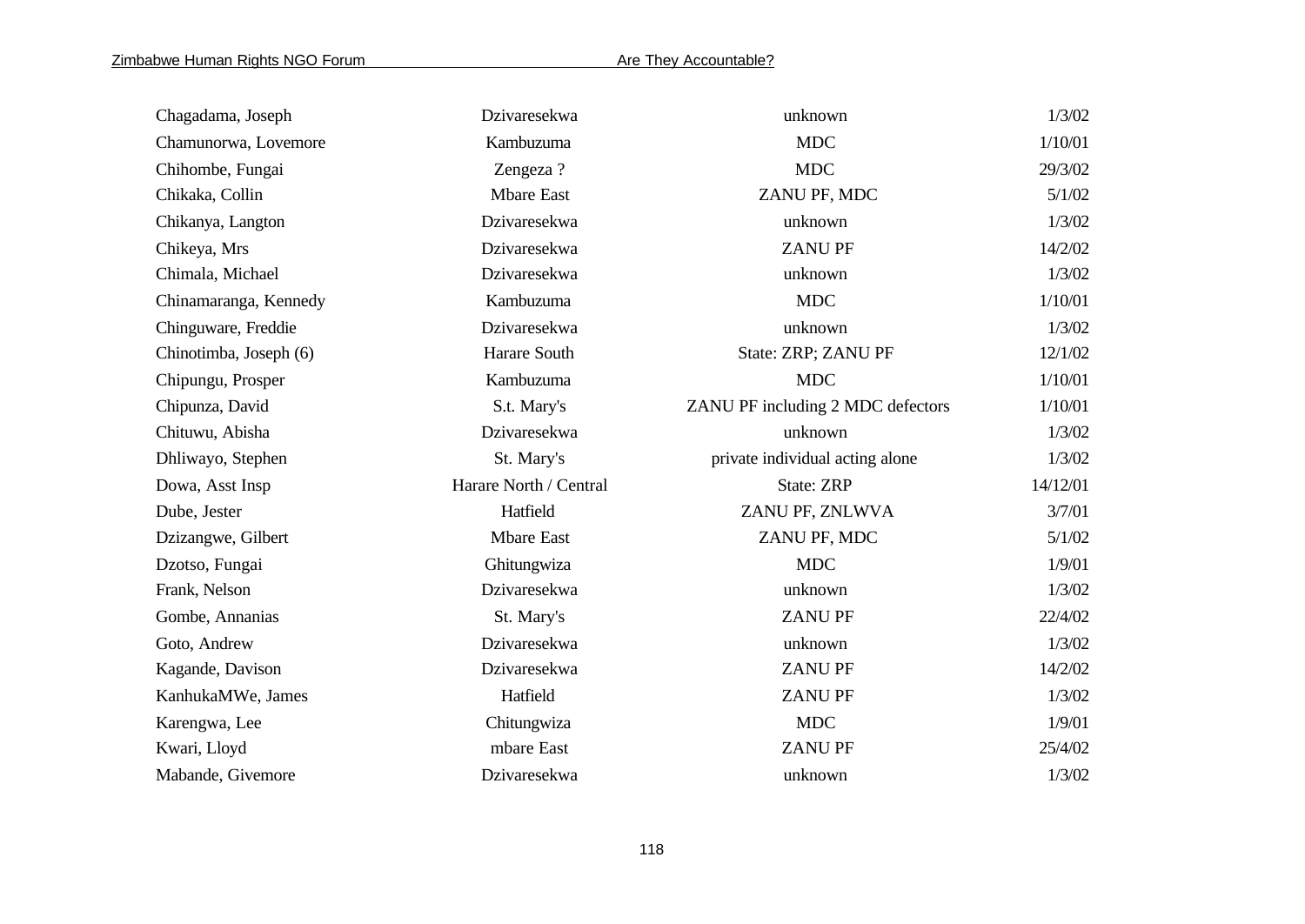| | | | |
|---|---|---|---|
| Chagadama, Joseph | Dzivaresekwa | unknown | 1/3/02 |
| Chamunorwa, Lovemore | Kambuzuma | MDC | 1/10/01 |
| Chihombe, Fungai | Zengeza ? | MDC | 29/3/02 |
| Chikaka, Collin | Mbare East | ZANU PF, MDC | 5/1/02 |
| Chikanya, Langton | Dzivaresekwa | unknown | 1/3/02 |
| Chikeya, Mrs | Dzivaresekwa | ZANU PF | 14/2/02 |
| Chimala, Michael | Dzivaresekwa | unknown | 1/3/02 |
| Chinamaranga, Kennedy | Kambuzuma | MDC | 1/10/01 |
| Chinguware, Freddie | Dzivaresekwa | unknown | 1/3/02 |
| Chinotimba, Joseph (6) | Harare South | State: ZRP; ZANU PF | 12/1/02 |
| Chipungu, Prosper | Kambuzuma | MDC | 1/10/01 |
| Chipunza, David | S.t. Mary's | ZANU PF including 2 MDC defectors | 1/10/01 |
| Chituwu, Abisha | Dzivaresekwa | unknown | 1/3/02 |
| Dhliwayo, Stephen | St. Mary's | private individual acting alone | 1/3/02 |
| Dowa, Asst Insp | Harare North / Central | State: ZRP | 14/12/01 |
| Dube, Jester | Hatfield | ZANU PF, ZNLWVA | 3/7/01 |
| Dzizangwe, Gilbert | Mbare East | ZANU PF, MDC | 5/1/02 |
| Dzotso, Fungai | Ghitungwiza | MDC | 1/9/01 |
| Frank, Nelson | Dzivaresekwa | unknown | 1/3/02 |
| Gombe, Annanias | St. Mary's | ZANU PF | 22/4/02 |
| Goto, Andrew | Dzivaresekwa | unknown | 1/3/02 |
| Kagande, Davison | Dzivaresekwa | ZANU PF | 14/2/02 |
| KanhukaMWe, James | Hatfield | ZANU PF | 1/3/02 |
| Karengwa, Lee | Chitungwiza | MDC | 1/9/01 |
| Kwari, Lloyd | mbare East | ZANU PF | 25/4/02 |
| Mabande, Givemore | Dzivaresekwa | unknown | 1/3/02 |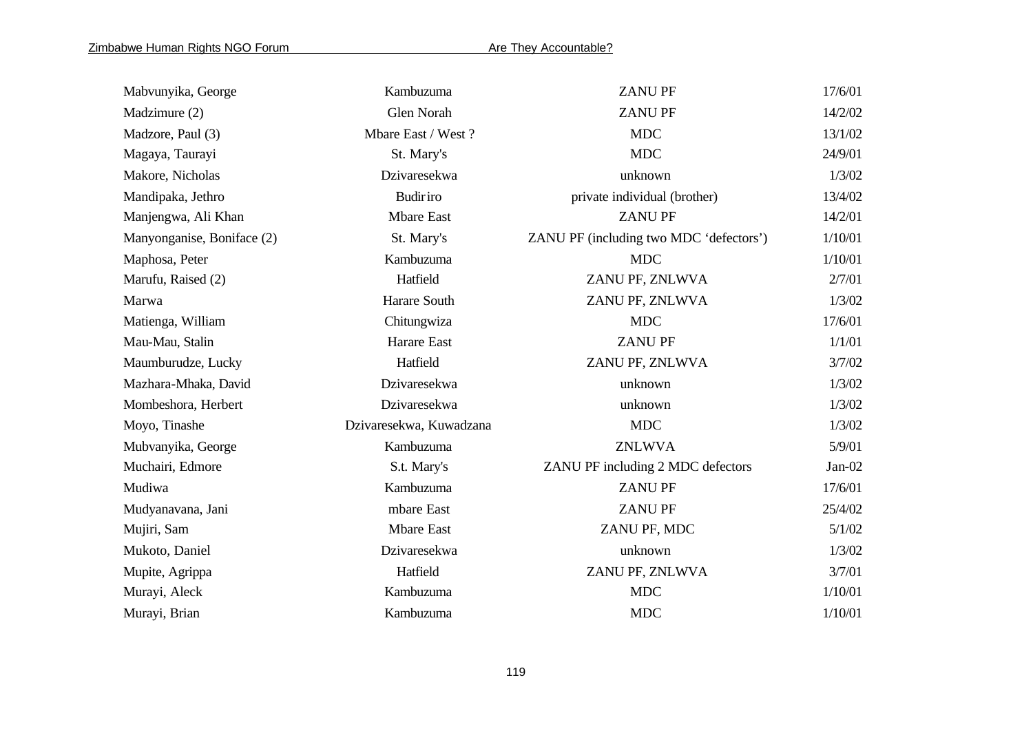| | | | |
|---|---|---|---|
| Mabvunyika, George | Kambuzuma | ZANU PF | 17/6/01 |
| Madzimure (2) | Glen Norah | ZANU PF | 14/2/02 |
| Madzore, Paul (3) | Mbare East / West ? | MDC | 13/1/02 |
| Magaya, Taurayi | St. Mary's | MDC | 24/9/01 |
| Makore, Nicholas | Dzivaresekwa | unknown | 1/3/02 |
| Mandipaka, Jethro | Budiriro | private individual (brother) | 13/4/02 |
| Manjengwa, Ali Khan | Mbare East | ZANU PF | 14/2/01 |
| Manyonganise, Boniface (2) | St. Mary's | ZANU PF (including two MDC 'defectors') | 1/10/01 |
| Maphosa, Peter | Kambuzuma | MDC | 1/10/01 |
| Marufu, Raised (2) | Hatfield | ZANU PF, ZNLWVA | 2/7/01 |
| Marwa | Harare South | ZANU PF, ZNLWVA | 1/3/02 |
| Matienga, William | Chitungwiza | MDC | 17/6/01 |
| Mau-Mau, Stalin | Harare East | ZANU PF | 1/1/01 |
| Maumburudze, Lucky | Hatfield | ZANU PF, ZNLWVA | 3/7/02 |
| Mazhara-Mhaka, David | Dzivaresekwa | unknown | 1/3/02 |
| Mombeshora, Herbert | Dzivaresekwa | unknown | 1/3/02 |
| Moyo, Tinashe | Dzivaresekwa, Kuwadzana | MDC | 1/3/02 |
| Mubvanyika, George | Kambuzuma | ZNLWVA | 5/9/01 |
| Muchairi, Edmore | S.t. Mary's | ZANU PF including 2 MDC defectors | Jan-02 |
| Mudiwa | Kambuzuma | ZANU PF | 17/6/01 |
| Mudyanavana, Jani | mbare East | ZANU PF | 25/4/02 |
| Mujiri, Sam | Mbare East | ZANU PF, MDC | 5/1/02 |
| Mukoto, Daniel | Dzivaresekwa | unknown | 1/3/02 |
| Mupite, Agrippa | Hatfield | ZANU PF, ZNLWVA | 3/7/01 |
| Murayi, Aleck | Kambuzuma | MDC | 1/10/01 |
| Murayi, Brian | Kambuzuma | MDC | 1/10/01 |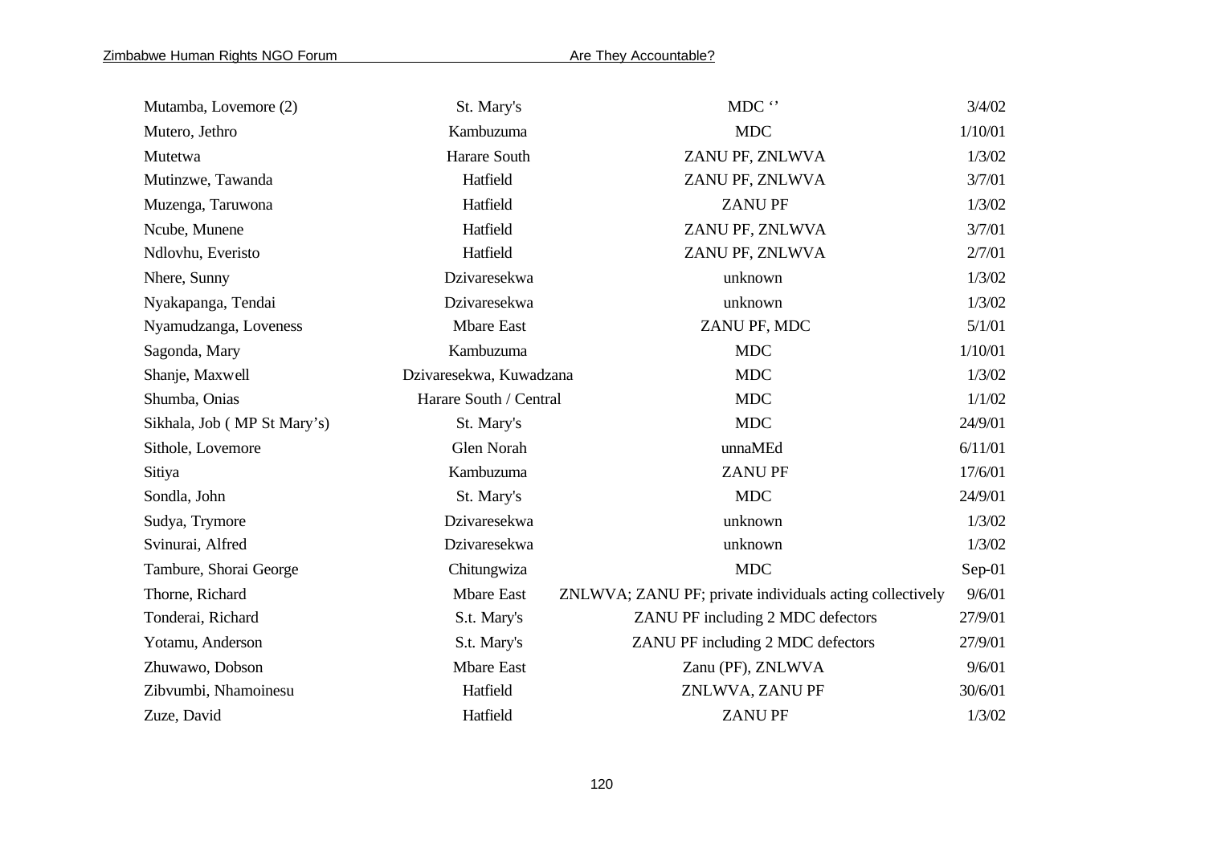| | | | |
|---|---|---|---|
| Mutamba, Lovemore (2) | St. Mary's | MDC '' | 3/4/02 |
| Mutero, Jethro | Kambuzuma | MDC | 1/10/01 |
| Mutetwa | Harare South | ZANU PF, ZNLWVA | 1/3/02 |
| Mutinzwe, Tawanda | Hatfield | ZANU PF, ZNLWVA | 3/7/01 |
| Muzenga, Taruwona | Hatfield | ZANU PF | 1/3/02 |
| Ncube, Munene | Hatfield | ZANU PF, ZNLWVA | 3/7/01 |
| Ndlovhu, Everisto | Hatfield | ZANU PF, ZNLWVA | 2/7/01 |
| Nhere, Sunny | Dzivaresekwa | unknown | 1/3/02 |
| Nyakapanga, Tendai | Dzivaresekwa | unknown | 1/3/02 |
| Nyamudzanga, Loveness | Mbare East | ZANU PF, MDC | 5/1/01 |
| Sagonda, Mary | Kambuzuma | MDC | 1/10/01 |
| Shanje, Maxwell | Dzivaresekwa, Kuwadzana | MDC | 1/3/02 |
| Shumba, Onias | Harare South / Central | MDC | 1/1/02 |
| Sikhala, Job ( MP St Mary's) | St. Mary's | MDC | 24/9/01 |
| Sithole, Lovemore | Glen Norah | unnaMEd | 6/11/01 |
| Sitiya | Kambuzuma | ZANU PF | 17/6/01 |
| Sondla, John | St. Mary's | MDC | 24/9/01 |
| Sudya, Trymore | Dzivaresekwa | unknown | 1/3/02 |
| Svinurai, Alfred | Dzivaresekwa | unknown | 1/3/02 |
| Tambure, Shorai George | Chitungwiza | MDC | Sep-01 |
| Thorne, Richard | Mbare East | ZNLWVA; ZANU PF; private individuals acting collectively | 9/6/01 |
| Tonderai, Richard | S.t. Mary's | ZANU PF including 2 MDC defectors | 27/9/01 |
| Yotamu, Anderson | S.t. Mary's | ZANU PF including 2 MDC defectors | 27/9/01 |
| Zhuwawo, Dobson | Mbare East | Zanu (PF), ZNLWVA | 9/6/01 |
| Zibvumbi, Nhamoinesu | Hatfield | ZNLWVA, ZANU PF | 30/6/01 |
| Zuze, David | Hatfield | ZANU PF | 1/3/02 |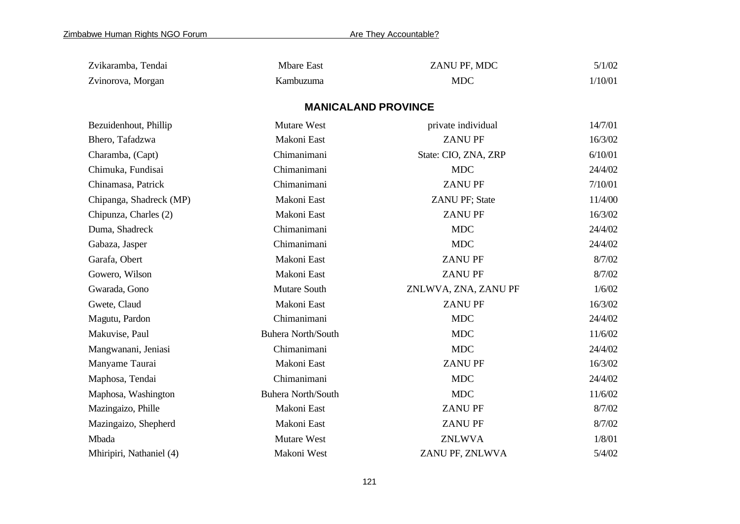| | | | |
|---|---|---|---|
| Zvikaramba, Tendai | Mbare East | ZANU PF, MDC | 5/1/02 |
| Zvinorova, Morgan | Kambuzuma | MDC | 1/10/01 |

## MANICALAND PROVINCE

| | | | |
|---|---|---|---|
| Bezuidenhout, Phillip | Mutare West | private individual | 14/7/01 |
| Bhero, Tafadzwa | Makoni East | ZANU PF | 16/3/02 |
| Charamba, (Capt) | Chimanimani | State: CIO, ZNA, ZRP | 6/10/01 |
| Chimuka, Fundisai | Chimanimani | MDC | 24/4/02 |
| Chinamasa, Patrick | Chimanimani | ZANU PF | 7/10/01 |
| Chipanga, Shadreck (MP) | Makoni East | ZANU PF; State | 11/4/00 |
| Chipunza, Charles (2) | Makoni East | ZANU PF | 16/3/02 |
| Duma, Shadreck | Chimanimani | MDC | 24/4/02 |
| Gabaza, Jasper | Chimanimani | MDC | 24/4/02 |
| Garafa, Obert | Makoni East | ZANU PF | 8/7/02 |
| Gowero, Wilson | Makoni East | ZANU PF | 8/7/02 |
| Gwarada, Gono | Mutare South | ZNLWVA, ZNA, ZANU PF | 1/6/02 |
| Gwete, Claud | Makoni East | ZANU PF | 16/3/02 |
| Magutu, Pardon | Chimanimani | MDC | 24/4/02 |
| Makuvise, Paul | Buhera North/South | MDC | 11/6/02 |
| Mangwanani, Jeniasi | Chimanimani | MDC | 24/4/02 |
| Manyame Taurai | Makoni East | ZANU PF | 16/3/02 |
| Maphosa, Tendai | Chimanimani | MDC | 24/4/02 |
| Maphosa, Washington | Buhera North/South | MDC | 11/6/02 |
| Mazingaizo, Phille | Makoni East | ZANU PF | 8/7/02 |
| Mazingaizo, Shepherd | Makoni East | ZANU PF | 8/7/02 |
| Mbada | Mutare West | ZNLWVA | 1/8/01 |
| Mhiripiri, Nathaniel (4) | Makoni West | ZANU PF, ZNLWVA | 5/4/02 |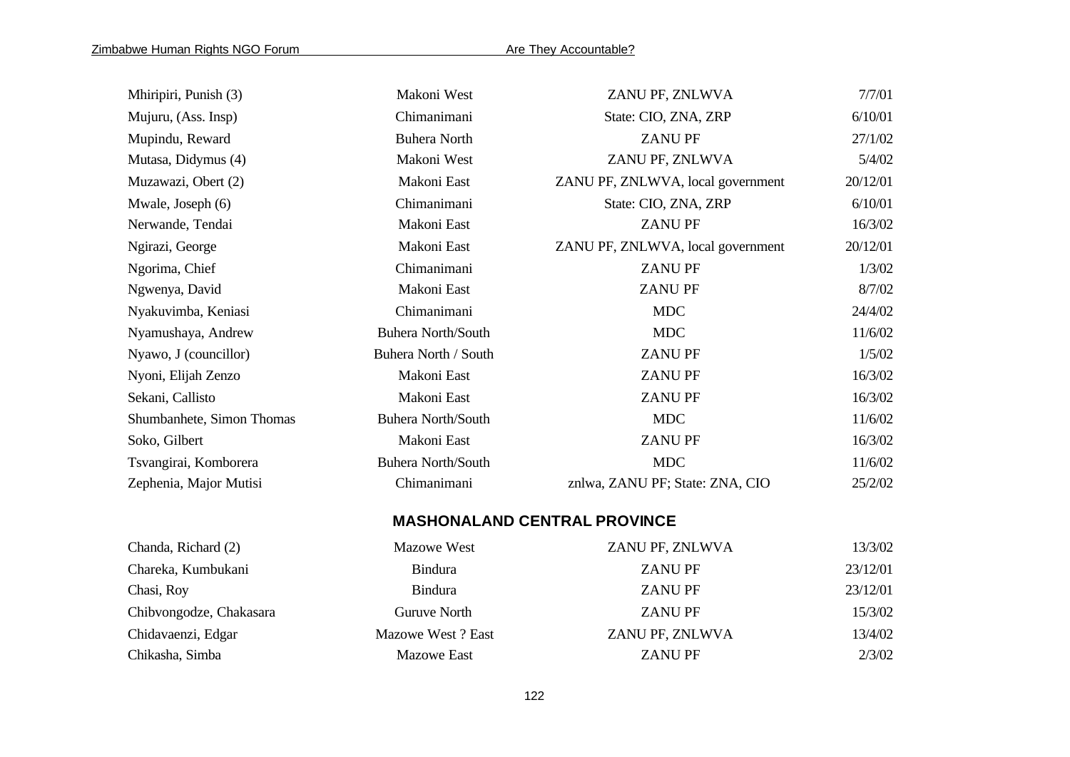| | | | |
|---|---|---|---|
| Mhiripiri, Punish (3) | Makoni West | ZANU PF, ZNLWVA | 7/7/01 |
| Mujuru, (Ass. Insp) | Chimanimani | State: CIO, ZNA, ZRP | 6/10/01 |
| Mupindu, Reward | Buhera North | ZANU PF | 27/1/02 |
| Mutasa, Didymus (4) | Makoni West | ZANU PF, ZNLWVA | 5/4/02 |
| Muzawazi, Obert (2) | Makoni East | ZANU PF, ZNLWVA, local government | 20/12/01 |
| Mwale, Joseph (6) | Chimanimani | State: CIO, ZNA, ZRP | 6/10/01 |
| Nerwande, Tendai | Makoni East | ZANU PF | 16/3/02 |
| Ngirazi, George | Makoni East | ZANU PF, ZNLWVA, local government | 20/12/01 |
| Ngorima, Chief | Chimanimani | ZANU PF | 1/3/02 |
| Ngwenya, David | Makoni East | ZANU PF | 8/7/02 |
| Nyakuvimba, Keniasi | Chimanimani | MDC | 24/4/02 |
| Nyamushaya, Andrew | Buhera North/South | MDC | 11/6/02 |
| Nyawo, J (councillor) | Buhera North / South | ZANU PF | 1/5/02 |
| Nyoni, Elijah Zenzo | Makoni East | ZANU PF | 16/3/02 |
| Sekani, Callisto | Makoni East | ZANU PF | 16/3/02 |
| Shumbanhete, Simon Thomas | Buhera North/South | MDC | 11/6/02 |
| Soko, Gilbert | Makoni East | ZANU PF | 16/3/02 |
| Tsvangirai, Komborera | Buhera North/South | MDC | 11/6/02 |
| Zephenia, Major Mutisi | Chimanimani | znlwa, ZANU PF; State: ZNA, CIO | 25/2/02 |

## MASHONALAND CENTRAL PROVINCE

| | | | |
|---|---|---|---|
| Chanda, Richard (2) | Mazowe West | ZANU PF, ZNLWVA | 13/3/02 |
| Chareka, Kumbukani | Bindura | ZANU PF | 23/12/01 |
| Chasi, Roy | Bindura | ZANU PF | 23/12/01 |
| Chibvongodze, Chakasara | Guruve North | ZANU PF | 15/3/02 |
| Chidavaenzi, Edgar | Mazowe West ? East | ZANU PF, ZNLWVA | 13/4/02 |
| Chikasha, Simba | Mazowe East | ZANU PF | 2/3/02 |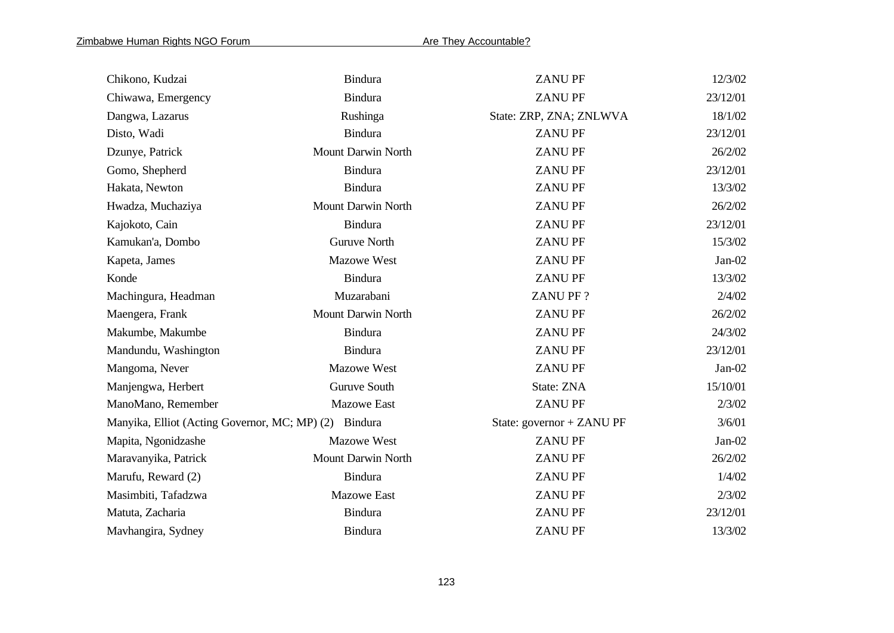| | | | |
|---|---|---|---|
| Chikono, Kudzai | Bindura | ZANU PF | 12/3/02 |
| Chiwawa, Emergency | Bindura | ZANU PF | 23/12/01 |
| Dangwa, Lazarus | Rushinga | State: ZRP, ZNA; ZNLWVA | 18/1/02 |
| Disto, Wadi | Bindura | ZANU PF | 23/12/01 |
| Dzunye, Patrick | Mount Darwin North | ZANU PF | 26/2/02 |
| Gomo, Shepherd | Bindura | ZANU PF | 23/12/01 |
| Hakata, Newton | Bindura | ZANU PF | 13/3/02 |
| Hwadza, Muchaziya | Mount Darwin North | ZANU PF | 26/2/02 |
| Kajokoto, Cain | Bindura | ZANU PF | 23/12/01 |
| Kamukan'a, Dombo | Guruve North | ZANU PF | 15/3/02 |
| Kapeta, James | Mazowe West | ZANU PF | Jan-02 |
| Konde | Bindura | ZANU PF | 13/3/02 |
| Machingura, Headman | Muzarabani | ZANU PF ? | 2/4/02 |
| Maengera, Frank | Mount Darwin North | ZANU PF | 26/2/02 |
| Makumbe, Makumbe | Bindura | ZANU PF | 24/3/02 |
| Mandundu, Washington | Bindura | ZANU PF | 23/12/01 |
| Mangoma, Never | Mazowe West | ZANU PF | Jan-02 |
| Manjengwa, Herbert | Guruve South | State: ZNA | 15/10/01 |
| ManoMano, Remember | Mazowe East | ZANU PF | 2/3/02 |
| Manyika, Elliot (Acting Governor, MC; MP) (2) | Bindura | State: governor + ZANU PF | 3/6/01 |
| Mapita, Ngonidzashe | Mazowe West | ZANU PF | Jan-02 |
| Maravanyika, Patrick | Mount Darwin North | ZANU PF | 26/2/02 |
| Marufu, Reward (2) | Bindura | ZANU PF | 1/4/02 |
| Masimbiti, Tafadzwa | Mazowe East | ZANU PF | 2/3/02 |
| Matuta, Zacharia | Bindura | ZANU PF | 23/12/01 |
| Mavhangira, Sydney | Bindura | ZANU PF | 13/3/02 |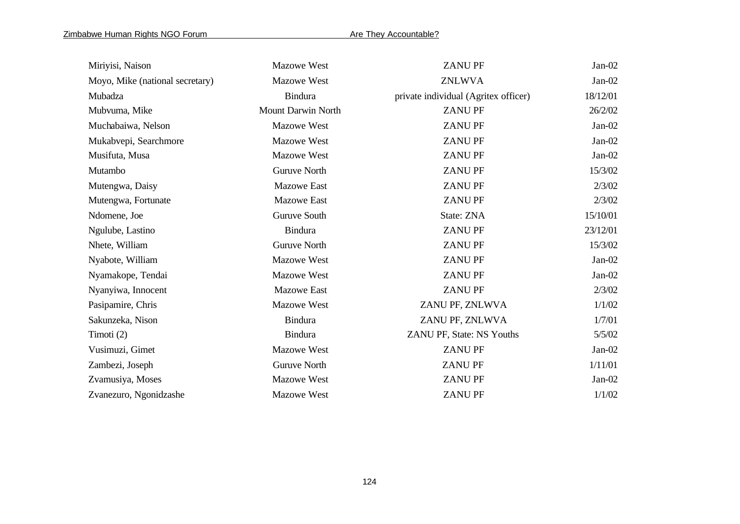| | | | |
|---|---|---|---|
| Miriyisi, Naison | Mazowe West | ZANU PF | Jan-02 |
| Moyo, Mike (national secretary) | Mazowe West | ZNLWVA | Jan-02 |
| Mubadza | Bindura | private individual (Agritex officer) | 18/12/01 |
| Mubvuma, Mike | Mount Darwin North | ZANU PF | 26/2/02 |
| Muchabaiwa, Nelson | Mazowe West | ZANU PF | Jan-02 |
| Mukabvepi, Searchmore | Mazowe West | ZANU PF | Jan-02 |
| Musifuta, Musa | Mazowe West | ZANU PF | Jan-02 |
| Mutambo | Guruve North | ZANU PF | 15/3/02 |
| Mutengwa, Daisy | Mazowe East | ZANU PF | 2/3/02 |
| Mutengwa, Fortunate | Mazowe East | ZANU PF | 2/3/02 |
| Ndomene, Joe | Guruve South | State: ZNA | 15/10/01 |
| Ngulube, Lastino | Bindura | ZANU PF | 23/12/01 |
| Nhete, William | Guruve North | ZANU PF | 15/3/02 |
| Nyabote, William | Mazowe West | ZANU PF | Jan-02 |
| Nyamakope, Tendai | Mazowe West | ZANU PF | Jan-02 |
| Nyanyiwa, Innocent | Mazowe East | ZANU PF | 2/3/02 |
| Pasipamire, Chris | Mazowe West | ZANU PF, ZNLWVA | 1/1/02 |
| Sakunzeka, Nison | Bindura | ZANU PF, ZNLWVA | 1/7/01 |
| Timoti (2) | Bindura | ZANU PF, State: NS Youths | 5/5/02 |
| Vusimuzi, Gimet | Mazowe West | ZANU PF | Jan-02 |
| Zambezi, Joseph | Guruve North | ZANU PF | 1/11/01 |
| Zvamusiya, Moses | Mazowe West | ZANU PF | Jan-02 |
| Zvanezuro, Ngonidzashe | Mazowe West | ZANU PF | 1/1/02 |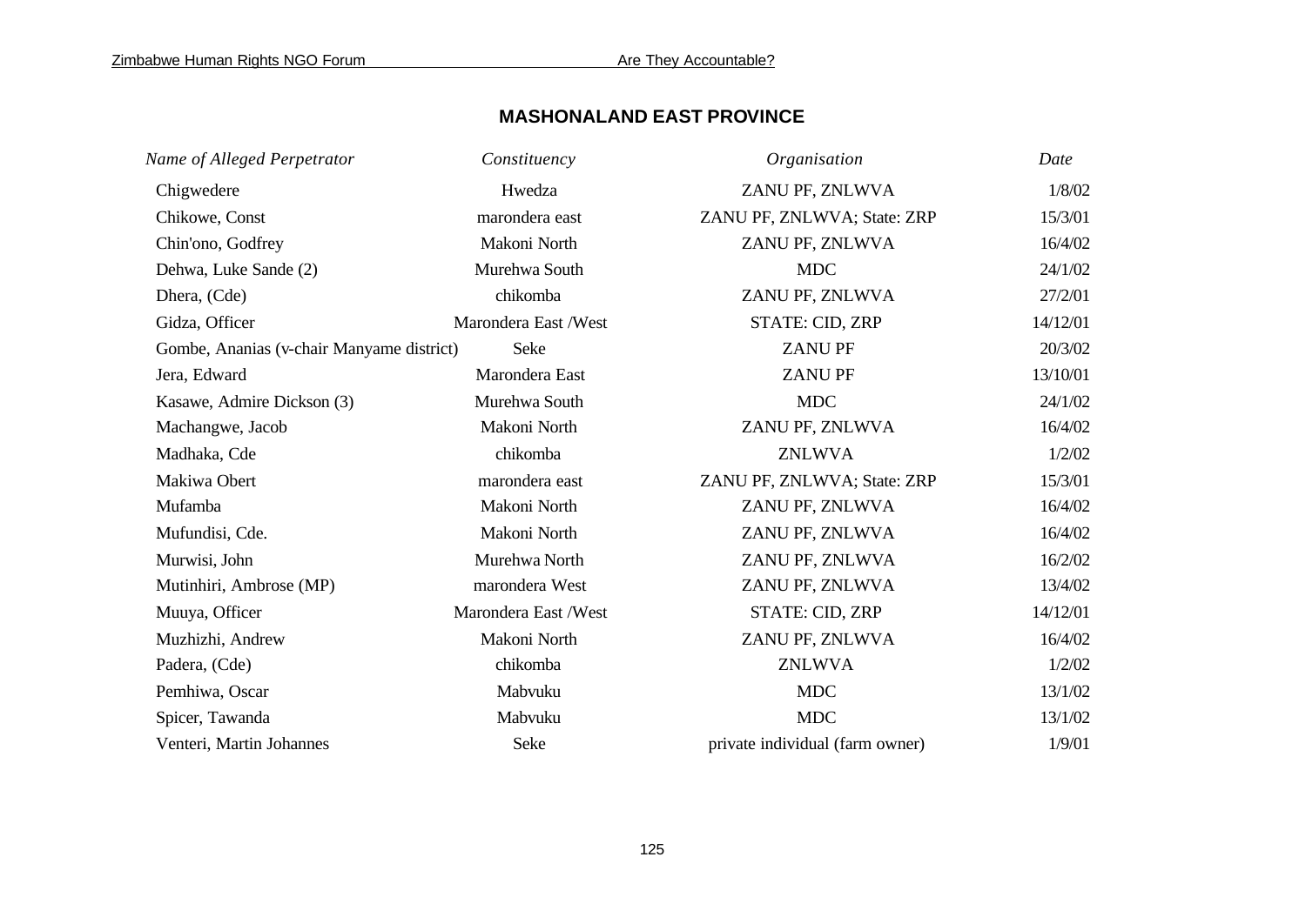## MASHONALAND EAST PROVINCE

| *Name of Alleged Perpetrator* | *Constituency* | *Organisation* | *Date* |
|---|---|---|---|
| Chigwedere | Hwedza | ZANU PF, ZNLWVA | 1/8/02 |
| Chikowe, Const | marondera east | ZANU PF, ZNLWVA; State: ZRP | 15/3/01 |
| Chin'ono, Godfrey | Makoni North | ZANU PF, ZNLWVA | 16/4/02 |
| Dehwa, Luke Sande (2) | Murehwa South | MDC | 24/1/02 |
| Dhera, (Cde) | chikomba | ZANU PF, ZNLWVA | 27/2/01 |
| Gidza, Officer | Marondera East /West | STATE: CID, ZRP | 14/12/01 |
| Gombe, Ananias (v-chair Manyame district) | Seke | ZANU PF | 20/3/02 |
| Jera, Edward | Marondera East | ZANU PF | 13/10/01 |
| Kasawe, Admire Dickson (3) | Murehwa South | MDC | 24/1/02 |
| Machangwe, Jacob | Makoni North | ZANU PF, ZNLWVA | 16/4/02 |
| Madhaka, Cde | chikomba | ZNLWVA | 1/2/02 |
| Makiwa Obert | marondera east | ZANU PF, ZNLWVA; State: ZRP | 15/3/01 |
| Mufamba | Makoni North | ZANU PF, ZNLWVA | 16/4/02 |
| Mufundisi, Cde. | Makoni North | ZANU PF, ZNLWVA | 16/4/02 |
| Murwisi, John | Murehwa North | ZANU PF, ZNLWVA | 16/2/02 |
| Mutinhiri, Ambrose (MP) | marondera West | ZANU PF, ZNLWVA | 13/4/02 |
| Muuya, Officer | Marondera East /West | STATE: CID, ZRP | 14/12/01 |
| Muzhizhi, Andrew | Makoni North | ZANU PF, ZNLWVA | 16/4/02 |
| Padera, (Cde) | chikomba | ZNLWVA | 1/2/02 |
| Pemhiwa, Oscar | Mabvuku | MDC | 13/1/02 |
| Spicer, Tawanda | Mabvuku | MDC | 13/1/02 |
| Venteri, Martin Johannes | Seke | private individual (farm owner) | 1/9/01 |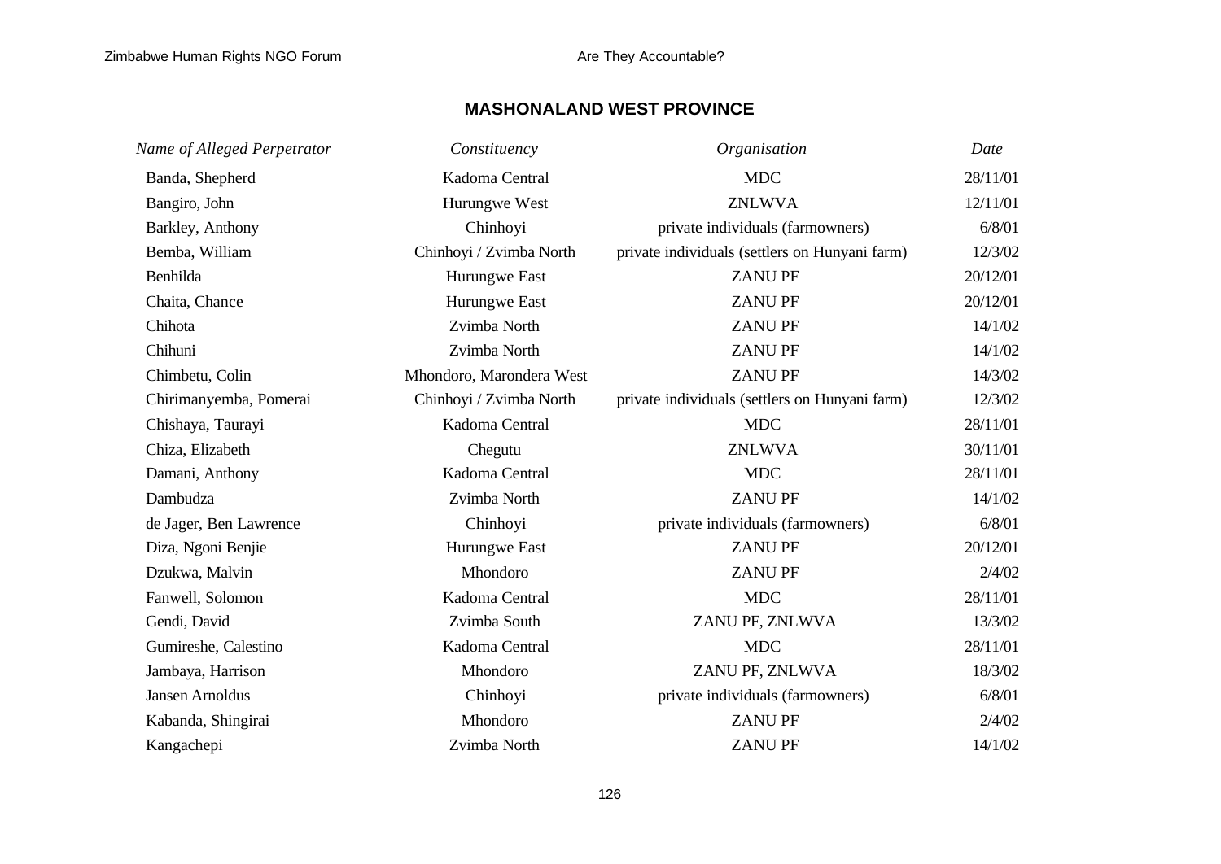## MASHONALAND WEST PROVINCE

| *Name of Alleged Perpetrator* | *Constituency* | *Organisation* | *Date* |
|---|---|---|---|
| Banda, Shepherd | Kadoma Central | MDC | 28/11/01 |
| Bangiro, John | Hurungwe West | ZNLWVA | 12/11/01 |
| Barkley, Anthony | Chinhoyi | private individuals (farmowners) | 6/8/01 |
| Bemba, William | Chinhoyi / Zvimba North | private individuals (settlers on Hunyani farm) | 12/3/02 |
| Benhilda | Hurungwe East | ZANU PF | 20/12/01 |
| Chaita, Chance | Hurungwe East | ZANU PF | 20/12/01 |
| Chihota | Zvimba North | ZANU PF | 14/1/02 |
| Chihuni | Zvimba North | ZANU PF | 14/1/02 |
| Chimbetu, Colin | Mhondoro, Marondera West | ZANU PF | 14/3/02 |
| Chirimanyemba, Pomerai | Chinhoyi / Zvimba North | private individuals (settlers on Hunyani farm) | 12/3/02 |
| Chishaya, Taurayi | Kadoma Central | MDC | 28/11/01 |
| Chiza, Elizabeth | Chegutu | ZNLWVA | 30/11/01 |
| Damani, Anthony | Kadoma Central | MDC | 28/11/01 |
| Dambudza | Zvimba North | ZANU PF | 14/1/02 |
| de Jager, Ben Lawrence | Chinhoyi | private individuals (farmowners) | 6/8/01 |
| Diza, Ngoni Benjie | Hurungwe East | ZANU PF | 20/12/01 |
| Dzukwa, Malvin | Mhondoro | ZANU PF | 2/4/02 |
| Fanwell, Solomon | Kadoma Central | MDC | 28/11/01 |
| Gendi, David | Zvimba South | ZANU PF, ZNLWVA | 13/3/02 |
| Gumireshe, Calestino | Kadoma Central | MDC | 28/11/01 |
| Jambaya, Harrison | Mhondoro | ZANU PF, ZNLWVA | 18/3/02 |
| Jansen Arnoldus | Chinhoyi | private individuals (farmowners) | 6/8/01 |
| Kabanda, Shingirai | Mhondoro | ZANU PF | 2/4/02 |
| Kangachepi | Zvimba North | ZANU PF | 14/1/02 |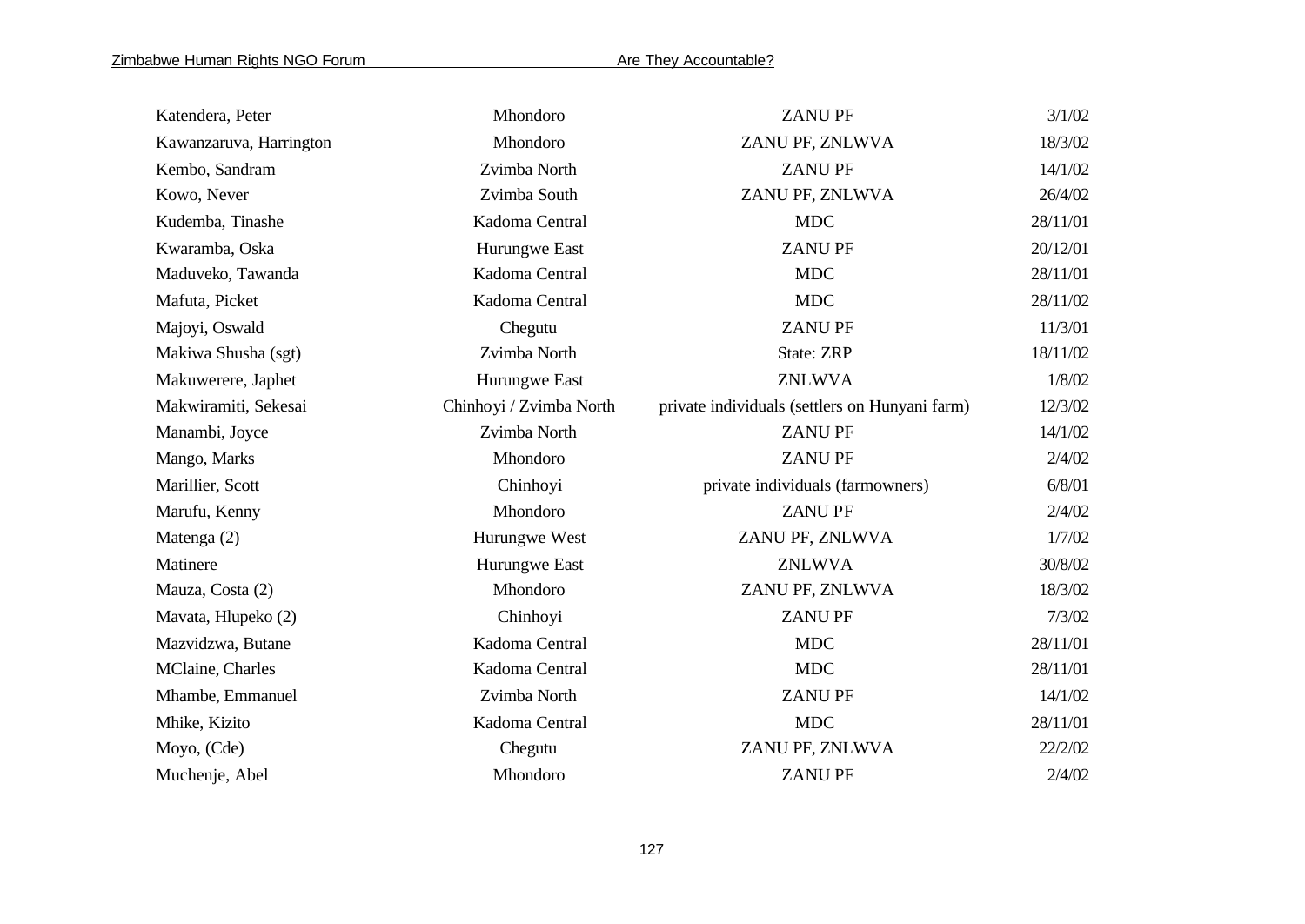| | | | |
|---|---|---|---|
| Katendera, Peter | Mhondoro | ZANU PF | 3/1/02 |
| Kawanzaruva, Harrington | Mhondoro | ZANU PF, ZNLWVA | 18/3/02 |
| Kembo, Sandram | Zvimba North | ZANU PF | 14/1/02 |
| Kowo, Never | Zvimba South | ZANU PF, ZNLWVA | 26/4/02 |
| Kudemba, Tinashe | Kadoma Central | MDC | 28/11/01 |
| Kwaramba, Oska | Hurungwe East | ZANU PF | 20/12/01 |
| Maduveko, Tawanda | Kadoma Central | MDC | 28/11/01 |
| Mafuta, Picket | Kadoma Central | MDC | 28/11/02 |
| Majoyi, Oswald | Chegutu | ZANU PF | 11/3/01 |
| Makiwa Shusha (sgt) | Zvimba North | State: ZRP | 18/11/02 |
| Makuwerere, Japhet | Hurungwe East | ZNLWVA | 1/8/02 |
| Makwiramiti, Sekesai | Chinhoyi / Zvimba North | private individuals (settlers on Hunyani farm) | 12/3/02 |
| Manambi, Joyce | Zvimba North | ZANU PF | 14/1/02 |
| Mango, Marks | Mhondoro | ZANU PF | 2/4/02 |
| Marillier, Scott | Chinhoyi | private individuals (farmowners) | 6/8/01 |
| Marufu, Kenny | Mhondoro | ZANU PF | 2/4/02 |
| Matenga (2) | Hurungwe West | ZANU PF, ZNLWVA | 1/7/02 |
| Matinere | Hurungwe East | ZNLWVA | 30/8/02 |
| Mauza, Costa (2) | Mhondoro | ZANU PF, ZNLWVA | 18/3/02 |
| Mavata, Hlupeko (2) | Chinhoyi | ZANU PF | 7/3/02 |
| Mazvidzwa, Butane | Kadoma Central | MDC | 28/11/01 |
| MClaine, Charles | Kadoma Central | MDC | 28/11/01 |
| Mhambe, Emmanuel | Zvimba North | ZANU PF | 14/1/02 |
| Mhike, Kizito | Kadoma Central | MDC | 28/11/01 |
| Moyo, (Cde) | Chegutu | ZANU PF, ZNLWVA | 22/2/02 |
| Muchenje, Abel | Mhondoro | ZANU PF | 2/4/02 |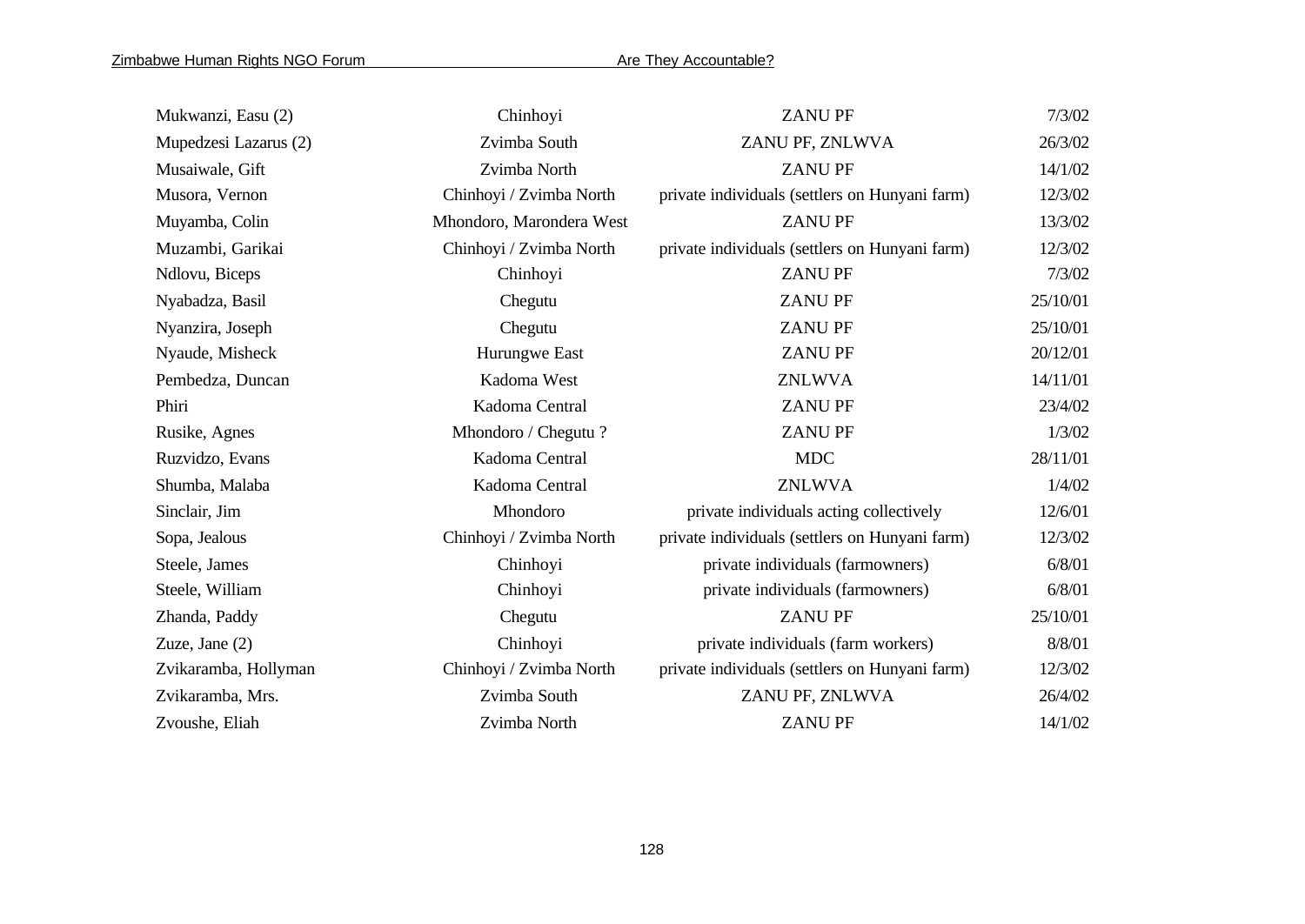| | | | |
|---|---|---|---|
| Mukwanzi, Easu (2) | Chinhoyi | ZANU PF | 7/3/02 |
| Mupedzesi Lazarus (2) | Zvimba South | ZANU PF, ZNLWVA | 26/3/02 |
| Musaiwale, Gift | Zvimba North | ZANU PF | 14/1/02 |
| Musora, Vernon | Chinhoyi / Zvimba North | private individuals (settlers on Hunyani farm) | 12/3/02 |
| Muyamba, Colin | Mhondoro, Marondera West | ZANU PF | 13/3/02 |
| Muzambi, Garikai | Chinhoyi / Zvimba North | private individuals (settlers on Hunyani farm) | 12/3/02 |
| Ndlovu, Biceps | Chinhoyi | ZANU PF | 7/3/02 |
| Nyabadza, Basil | Chegutu | ZANU PF | 25/10/01 |
| Nyanzira, Joseph | Chegutu | ZANU PF | 25/10/01 |
| Nyaude, Misheck | Hurungwe East | ZANU PF | 20/12/01 |
| Pembedza, Duncan | Kadoma West | ZNLWVA | 14/11/01 |
| Phiri | Kadoma Central | ZANU PF | 23/4/02 |
| Rusike, Agnes | Mhondoro / Chegutu ? | ZANU PF | 1/3/02 |
| Ruzvidzo, Evans | Kadoma Central | MDC | 28/11/01 |
| Shumba, Malaba | Kadoma Central | ZNLWVA | 1/4/02 |
| Sinclair, Jim | Mhondoro | private individuals acting collectively | 12/6/01 |
| Sopa, Jealous | Chinhoyi / Zvimba North | private individuals (settlers on Hunyani farm) | 12/3/02 |
| Steele, James | Chinhoyi | private individuals (farmowners) | 6/8/01 |
| Steele, William | Chinhoyi | private individuals (farmowners) | 6/8/01 |
| Zhanda, Paddy | Chegutu | ZANU PF | 25/10/01 |
| Zuze, Jane (2) | Chinhoyi | private individuals (farm workers) | 8/8/01 |
| Zvikaramba, Hollyman | Chinhoyi / Zvimba North | private individuals (settlers on Hunyani farm) | 12/3/02 |
| Zvikaramba, Mrs. | Zvimba South | ZANU PF, ZNLWVA | 26/4/02 |
| Zvoushe, Eliah | Zvimba North | ZANU PF | 14/1/02 |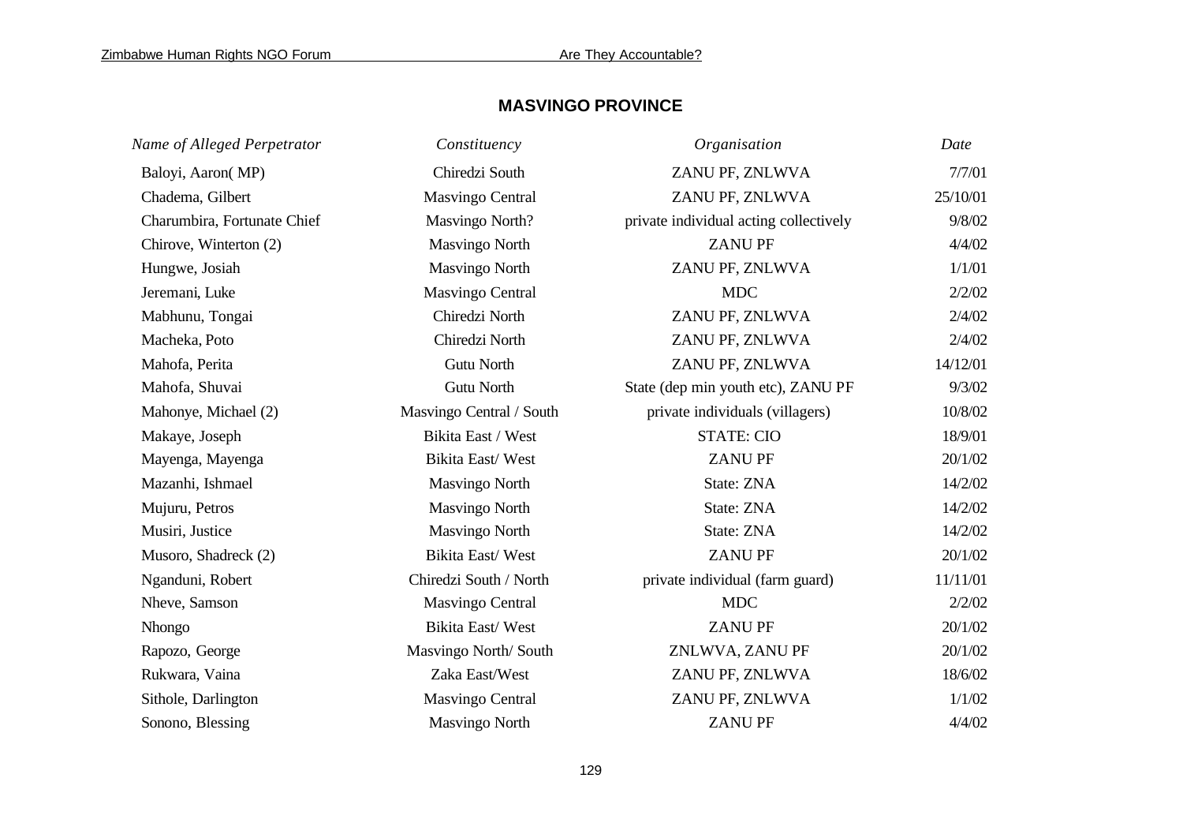## MASVINGO PROVINCE

| *Name of Alleged Perpetrator* | *Constituency* | *Organisation* | *Date* |
|---|---|---|---|
| Baloyi, Aaron( MP) | Chiredzi South | ZANU PF, ZNLWVA | 7/7/01 |
| Chadema, Gilbert | Masvingo Central | ZANU PF, ZNLWVA | 25/10/01 |
| Charumbira, Fortunate Chief | Masvingo North? | private individual acting collectively | 9/8/02 |
| Chirove, Winterton (2) | Masvingo North | ZANU PF | 4/4/02 |
| Hungwe, Josiah | Masvingo North | ZANU PF, ZNLWVA | 1/1/01 |
| Jeremani, Luke | Masvingo Central | MDC | 2/2/02 |
| Mabhunu, Tongai | Chiredzi North | ZANU PF, ZNLWVA | 2/4/02 |
| Macheka, Poto | Chiredzi North | ZANU PF, ZNLWVA | 2/4/02 |
| Mahofa, Perita | Gutu North | ZANU PF, ZNLWVA | 14/12/01 |
| Mahofa, Shuvai | Gutu North | State (dep min youth etc), ZANU PF | 9/3/02 |
| Mahonye, Michael (2) | Masvingo Central / South | private individuals (villagers) | 10/8/02 |
| Makaye, Joseph | Bikita East / West | STATE: CIO | 18/9/01 |
| Mayenga, Mayenga | Bikita East/ West | ZANU PF | 20/1/02 |
| Mazanhi, Ishmael | Masvingo North | State: ZNA | 14/2/02 |
| Mujuru, Petros | Masvingo North | State: ZNA | 14/2/02 |
| Musiri, Justice | Masvingo North | State: ZNA | 14/2/02 |
| Musoro, Shadreck (2) | Bikita East/ West | ZANU PF | 20/1/02 |
| Nganduni, Robert | Chiredzi South / North | private individual (farm guard) | 11/11/01 |
| Nheve, Samson | Masvingo Central | MDC | 2/2/02 |
| Nhongo | Bikita East/ West | ZANU PF | 20/1/02 |
| Rapozo, George | Masvingo North/ South | ZNLWVA, ZANU PF | 20/1/02 |
| Rukwara, Vaina | Zaka East/West | ZANU PF, ZNLWVA | 18/6/02 |
| Sithole, Darlington | Masvingo Central | ZANU PF, ZNLWVA | 1/1/02 |
| Sonono, Blessing | Masvingo North | ZANU PF | 4/4/02 |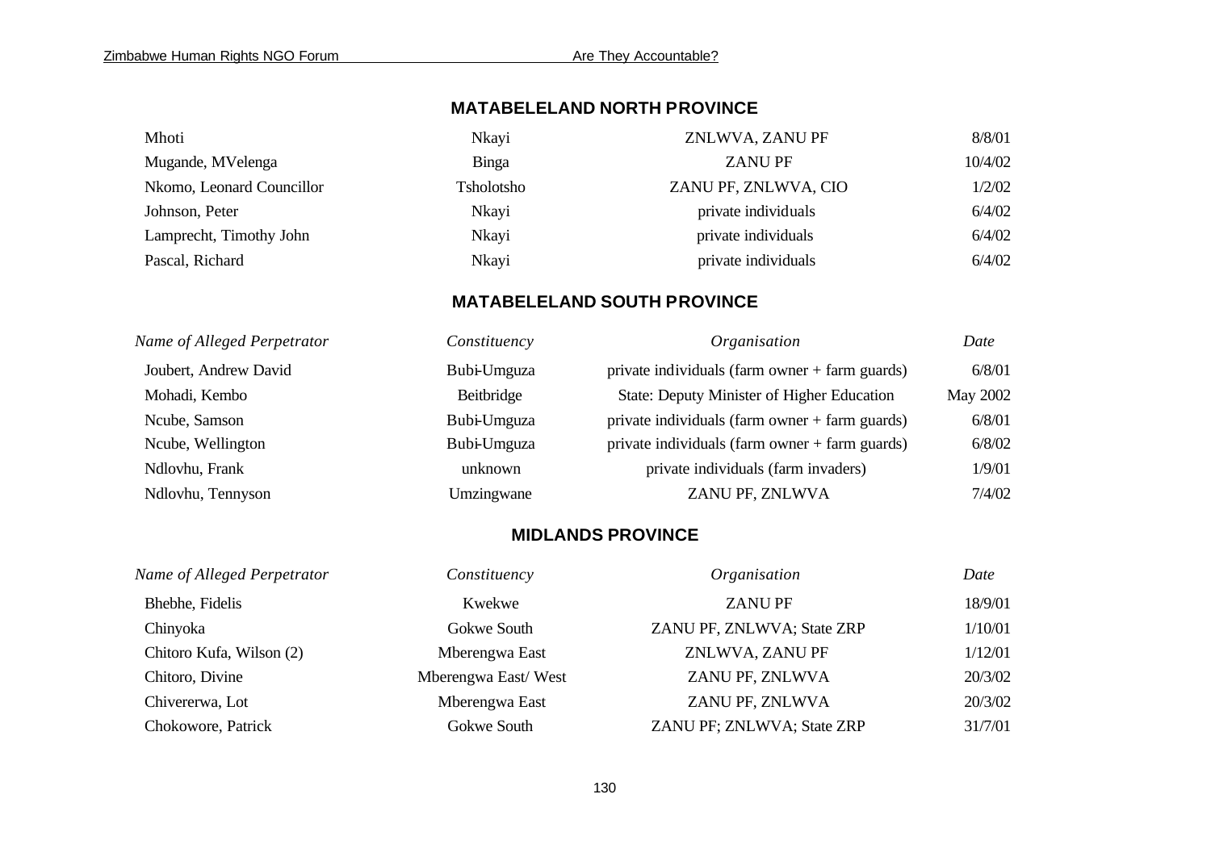## MATABELELAND NORTH PROVINCE

| | | | |
|---|---|---|---|
| Mhoti | Nkayi | ZNLWVA, ZANU PF | 8/8/01 |
| Mugande, MVelenga | Binga | ZANU PF | 10/4/02 |
| Nkomo, Leonard Councillor | Tsholotsho | ZANU PF, ZNLWVA, CIO | 1/2/02 |
| Johnson, Peter | Nkayi | private individuals | 6/4/02 |
| Lamprecht, Timothy John | Nkayi | private individuals | 6/4/02 |
| Pascal, Richard | Nkayi | private individuals | 6/4/02 |

## MATABELELAND SOUTH PROVINCE

| *Name of Alleged Perpetrator* | *Constituency* | *Organisation* | *Date* |
|---|---|---|---|
| Joubert, Andrew David | Bubi-Umguza | private individuals (farm owner + farm guards) | 6/8/01 |
| Mohadi, Kembo | Beitbridge | State: Deputy Minister of Higher Education | May 2002 |
| Ncube, Samson | Bubi-Umguza | private individuals (farm owner + farm guards) | 6/8/01 |
| Ncube, Wellington | Bubi-Umguza | private individuals (farm owner + farm guards) | 6/8/02 |
| Ndlovhu, Frank | unknown | private individuals (farm invaders) | 1/9/01 |
| Ndlovhu, Tennyson | Umzingwane | ZANU PF, ZNLWVA | 7/4/02 |

## MIDLANDS PROVINCE

| *Name of Alleged Perpetrator* | *Constituency* | *Organisation* | *Date* |
|---|---|---|---|
| Bhebhe, Fidelis | Kwekwe | ZANU PF | 18/9/01 |
| Chinyoka | Gokwe South | ZANU PF, ZNLWVA; State ZRP | 1/10/01 |
| Chitoro Kufa, Wilson (2) | Mberengwa East | ZNLWVA, ZANU PF | 1/12/01 |
| Chitoro, Divine | Mberengwa East/ West | ZANU PF, ZNLWVA | 20/3/02 |
| Chivererwa, Lot | Mberengwa East | ZANU PF, ZNLWVA | 20/3/02 |
| Chokowore, Patrick | Gokwe South | ZANU PF; ZNLWVA; State ZRP | 31/7/01 |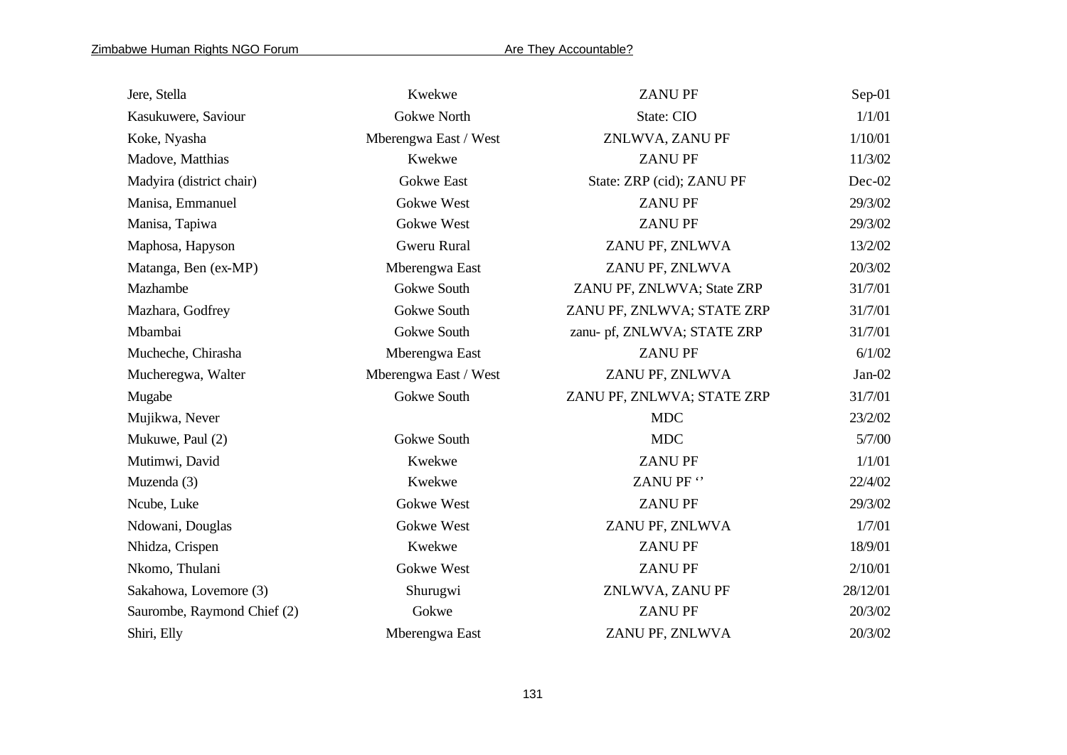| | | | |
|---|---|---|---|
| Jere, Stella | Kwekwe | ZANU PF | Sep-01 |
| Kasukuwere, Saviour | Gokwe North | State: CIO | 1/1/01 |
| Koke, Nyasha | Mberengwa East / West | ZNLWVA, ZANU PF | 1/10/01 |
| Madove, Matthias | Kwekwe | ZANU PF | 11/3/02 |
| Madyira (district chair) | Gokwe East | State: ZRP (cid); ZANU PF | Dec-02 |
| Manisa, Emmanuel | Gokwe West | ZANU PF | 29/3/02 |
| Manisa, Tapiwa | Gokwe West | ZANU PF | 29/3/02 |
| Maphosa, Hapyson | Gweru Rural | ZANU PF, ZNLWVA | 13/2/02 |
| Matanga, Ben (ex-MP) | Mberengwa East | ZANU PF, ZNLWVA | 20/3/02 |
| Mazhambe | Gokwe South | ZANU PF, ZNLWVA; State ZRP | 31/7/01 |
| Mazhara, Godfrey | Gokwe South | ZANU PF, ZNLWVA; STATE ZRP | 31/7/01 |
| Mbambai | Gokwe South | zanu- pf, ZNLWVA; STATE ZRP | 31/7/01 |
| Mucheche, Chirasha | Mberengwa East | ZANU PF | 6/1/02 |
| Mucheregwa, Walter | Mberengwa East / West | ZANU PF, ZNLWVA | Jan-02 |
| Mugabe | Gokwe South | ZANU PF, ZNLWVA; STATE ZRP | 31/7/01 |
| Mujikwa, Never | | MDC | 23/2/02 |
| Mukuwe, Paul (2) | Gokwe South | MDC | 5/7/00 |
| Mutimwi, David | Kwekwe | ZANU PF | 1/1/01 |
| Muzenda (3) | Kwekwe | ZANU PF ‘’ | 22/4/02 |
| Ncube, Luke | Gokwe West | ZANU PF | 29/3/02 |
| Ndowani, Douglas | Gokwe West | ZANU PF, ZNLWVA | 1/7/01 |
| Nhidza, Crispen | Kwekwe | ZANU PF | 18/9/01 |
| Nkomo, Thulani | Gokwe West | ZANU PF | 2/10/01 |
| Sakahowa, Lovemore (3) | Shurugwi | ZNLWVA, ZANU PF | 28/12/01 |
| Saurombe, Raymond Chief (2) | Gokwe | ZANU PF | 20/3/02 |
| Shiri, Elly | Mberengwa East | ZANU PF, ZNLWVA | 20/3/02 |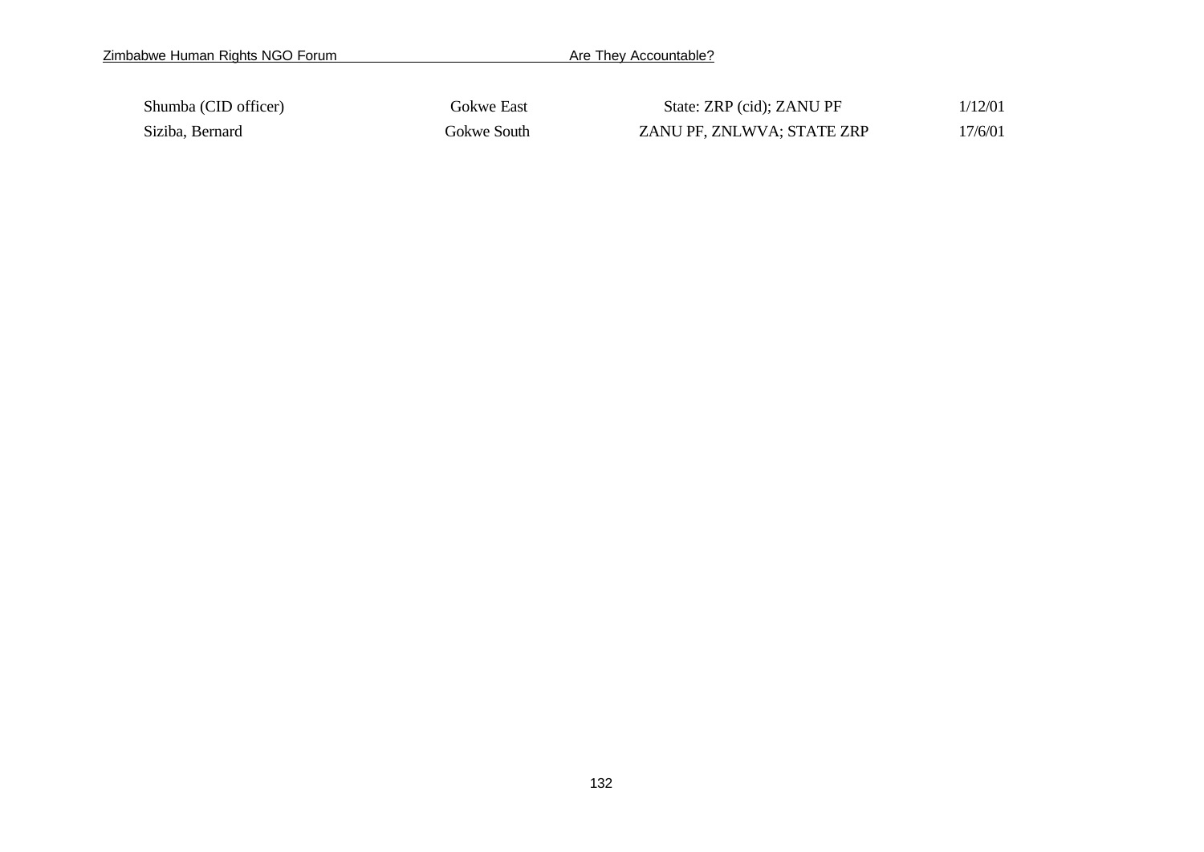| | | | |
|---|---|---|---|
| Shumba (CID officer) | Gokwe East | State: ZRP (cid); ZANU PF | 1/12/01 |
| Siziba, Bernard | Gokwe South | ZANU PF, ZNLWVA; STATE ZRP | 17/6/01 |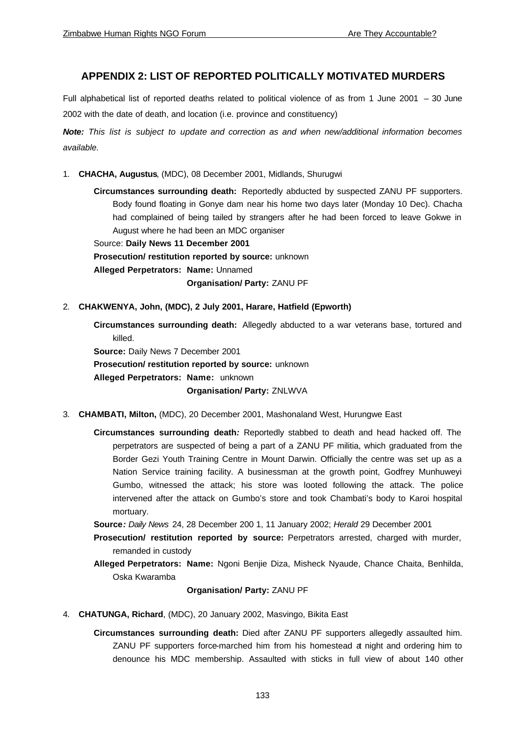## APPENDIX 2: LIST OF REPORTED POLITICALLY MOTIVATED MURDERS

Full alphabetical list of reported deaths related to political violence of as from 1 June 2001 – 30 June 2002 with the date of death, and location (i.e. province and constituency)

***Note:*** *This list is subject to update and correction as and when new/additional information becomes available.*

1. **CHACHA, Augustus**, (MDC), 08 December 2001, Midlands, Shurugwi

   **Circumstances surrounding death:** Reportedly abducted by suspected ZANU PF supporters. Body found floating in Gonye dam near his home two days later (Monday 10 Dec). Chacha had complained of being tailed by strangers after he had been forced to leave Gokwe in August where he had been an MDC organiser

   Source: **Daily News 11 December 2001**

   **Prosecution/ restitution reported by source:** unknown

   **Alleged Perpetrators: Name:** Unnamed

   **Organisation/ Party:** ZANU PF

2. **CHAKWENYA, John, (MDC), 2 July 2001, Harare, Hatfield (Epworth)**

   **Circumstances surrounding death:** Allegedly abducted to a war veterans base, tortured and killed.

   **Source:** Daily News 7 December 2001

   **Prosecution/ restitution reported by source:** unknown

   **Alleged Perpetrators: Name:** unknown

   **Organisation/ Party:** ZNLWVA

3. **CHAMBATI, Milton,** (MDC), 20 December 2001, Mashonaland West, Hurungwe East

   **Circumstances surrounding death*:*** Reportedly stabbed to death and head hacked off. The perpetrators are suspected of being a part of a ZANU PF militia, which graduated from the Border Gezi Youth Training Centre in Mount Darwin. Officially the centre was set up as a Nation Service training facility. A businessman at the growth point, Godfrey Munhuweyi Gumbo, witnessed the attack; his store was looted following the attack. The police intervened after the attack on Gumbo's store and took Chambati's body to Karoi hospital mortuary.

   **Source*:*** *Daily News* 24, 28 December 200 1, 11 January 2002; *Herald* 29 December 2001

   **Prosecution/ restitution reported by source:** Perpetrators arrested, charged with murder, remanded in custody

   **Alleged Perpetrators: Name:** Ngoni Benjie Diza, Misheck Nyaude, Chance Chaita, Benhilda, Oska Kwaramba

   **Organisation/ Party:** ZANU PF

4. **CHATUNGA, Richard**, (MDC), 20 January 2002, Masvingo, Bikita East

   **Circumstances surrounding death:** Died after ZANU PF supporters allegedly assaulted him. ZANU PF supporters force-marched him from his homestead at night and ordering him to denounce his MDC membership. Assaulted with sticks in full view of about 140 other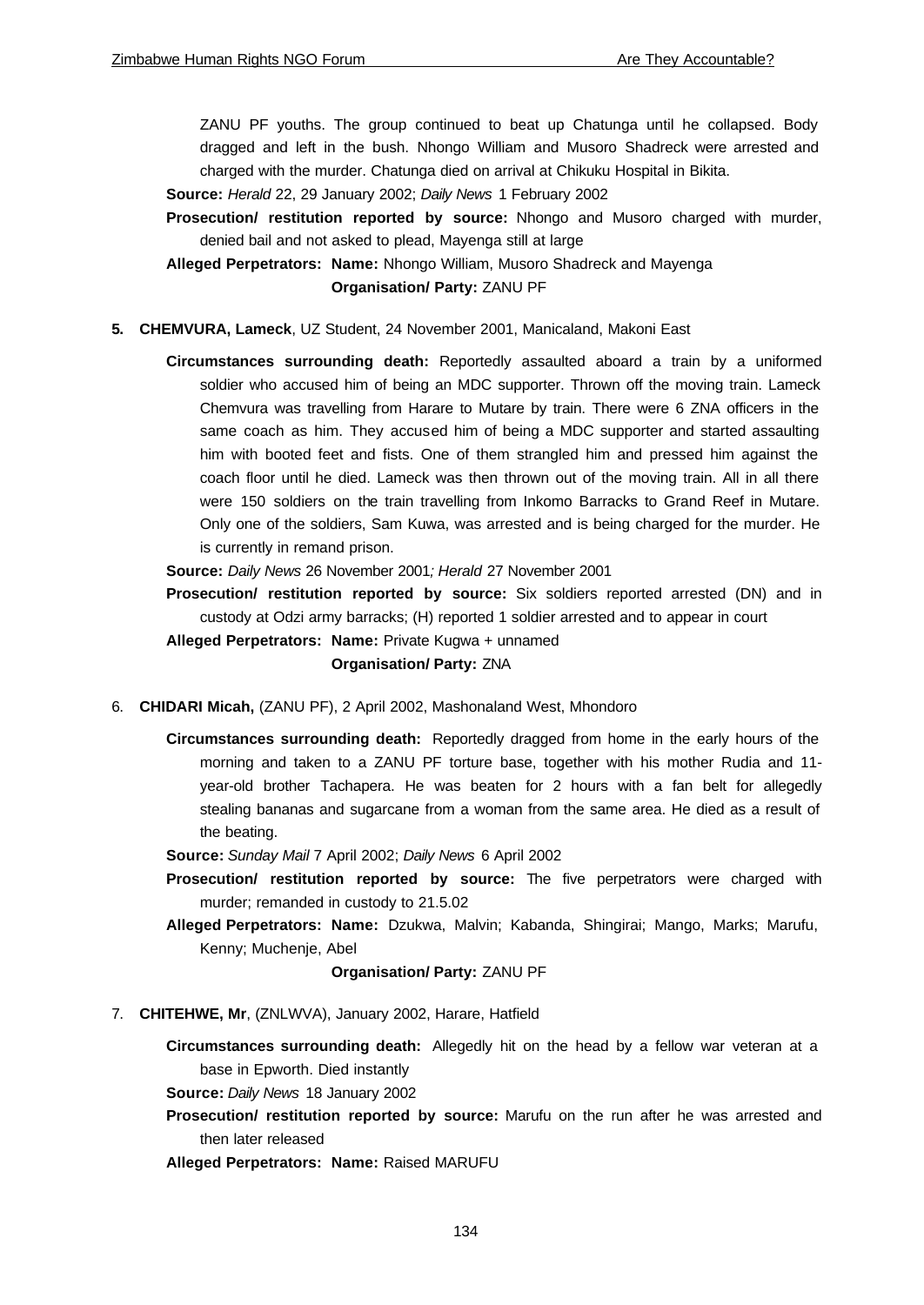ZANU PF youths. The group continued to beat up Chatunga until he collapsed. Body dragged and left in the bush. Nhongo William and Musoro Shadreck were arrested and charged with the murder. Chatunga died on arrival at Chikuku Hospital in Bikita.

**Source:** *Herald* 22, 29 January 2002; *Daily News* 1 February 2002

**Prosecution/ restitution reported by source:** Nhongo and Musoro charged with murder, denied bail and not asked to plead, Mayenga still at large

**Alleged Perpetrators: Name:** Nhongo William, Musoro Shadreck and Mayenga
**Organisation/ Party:** ZANU PF

**5. CHEMVURA, Lameck**, UZ Student, 24 November 2001, Manicaland, Makoni East

**Circumstances surrounding death:** Reportedly assaulted aboard a train by a uniformed soldier who accused him of being an MDC supporter. Thrown off the moving train. Lameck Chemvura was travelling from Harare to Mutare by train. There were 6 ZNA officers in the same coach as him. They accused him of being a MDC supporter and started assaulting him with booted feet and fists. One of them strangled him and pressed him against the coach floor until he died. Lameck was then thrown out of the moving train. All in all there were 150 soldiers on the train travelling from Inkomo Barracks to Grand Reef in Mutare. Only one of the soldiers, Sam Kuwa, was arrested and is being charged for the murder. He is currently in remand prison.

**Source:** *Daily News* 26 November 2001*; Herald* 27 November 2001

**Prosecution/ restitution reported by source:** Six soldiers reported arrested (DN) and in custody at Odzi army barracks; (H) reported 1 soldier arrested and to appear in court

**Alleged Perpetrators: Name:** Private Kugwa + unnamed
**Organisation/ Party:** ZNA

6. **CHIDARI Micah,** (ZANU PF), 2 April 2002, Mashonaland West, Mhondoro

**Circumstances surrounding death:** Reportedly dragged from home in the early hours of the morning and taken to a ZANU PF torture base, together with his mother Rudia and 11-year-old brother Tachapera. He was beaten for 2 hours with a fan belt for allegedly stealing bananas and sugarcane from a woman from the same area. He died as a result of the beating.

**Source:** *Sunday Mail* 7 April 2002; *Daily News* 6 April 2002

**Prosecution/ restitution reported by source:** The five perpetrators were charged with murder; remanded in custody to 21.5.02

**Alleged Perpetrators: Name:** Dzukwa, Malvin; Kabanda, Shingirai; Mango, Marks; Marufu, Kenny; Muchenje, Abel
**Organisation/ Party:** ZANU PF

7. **CHITEHWE, Mr**, (ZNLWVA), January 2002, Harare, Hatfield

**Circumstances surrounding death:** Allegedly hit on the head by a fellow war veteran at a base in Epworth. Died instantly

**Source:** *Daily News* 18 January 2002

**Prosecution/ restitution reported by source:** Marufu on the run after he was arrested and then later released

**Alleged Perpetrators: Name:** Raised MARUFU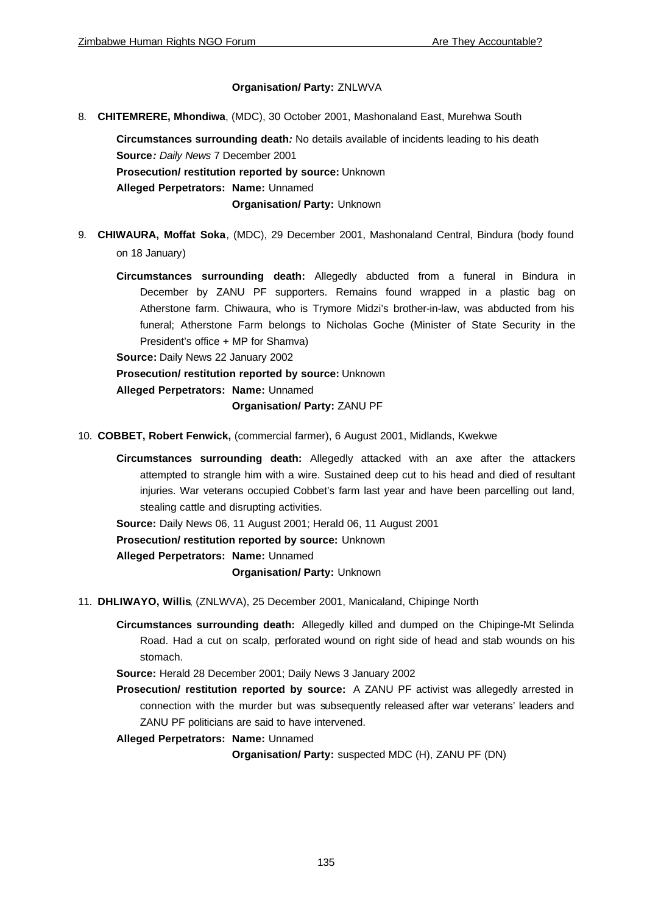**Organisation/ Party:** ZNLWVA

8. **CHITEMRERE, Mhondiwa**, (MDC), 30 October 2001, Mashonaland East, Murehwa South

   **Circumstances surrounding death*:*** No details available of incidents leading to his death
   **Source*:*** *Daily News* 7 December 2001
   **Prosecution/ restitution reported by source:** Unknown
   **Alleged Perpetrators: Name:** Unnamed
   **Organisation/ Party:** Unknown

9. **CHIWAURA, Moffat Soka**, (MDC), 29 December 2001, Mashonaland Central, Bindura (body found on 18 January)

   **Circumstances surrounding death:** Allegedly abducted from a funeral in Bindura in December by ZANU PF supporters. Remains found wrapped in a plastic bag on Atherstone farm. Chiwaura, who is Trymore Midzi's brother-in-law, was abducted from his funeral; Atherstone Farm belongs to Nicholas Goche (Minister of State Security in the President's office + MP for Shamva)
   **Source:** Daily News 22 January 2002
   **Prosecution/ restitution reported by source:** Unknown
   **Alleged Perpetrators: Name:** Unnamed
   **Organisation/ Party:** ZANU PF

10. **COBBET, Robert Fenwick,** (commercial farmer), 6 August 2001, Midlands, Kwekwe

    **Circumstances surrounding death:** Allegedly attacked with an axe after the attackers attempted to strangle him with a wire. Sustained deep cut to his head and died of resultant injuries. War veterans occupied Cobbet's farm last year and have been parcelling out land, stealing cattle and disrupting activities.
    **Source:** Daily News 06, 11 August 2001; Herald 06, 11 August 2001
    **Prosecution/ restitution reported by source:** Unknown
    **Alleged Perpetrators: Name:** Unnamed
    **Organisation/ Party:** Unknown

11. **DHLIWAYO, Willis**, (ZNLWVA), 25 December 2001, Manicaland, Chipinge North

    **Circumstances surrounding death:** Allegedly killed and dumped on the Chipinge-Mt Selinda Road. Had a cut on scalp, perforated wound on right side of head and stab wounds on his stomach.
    **Source:** Herald 28 December 2001; Daily News 3 January 2002
    **Prosecution/ restitution reported by source:** A ZANU PF activist was allegedly arrested in connection with the murder but was subsequently released after war veterans' leaders and ZANU PF politicians are said to have intervened.
    **Alleged Perpetrators: Name:** Unnamed
    **Organisation/ Party:** suspected MDC (H), ZANU PF (DN)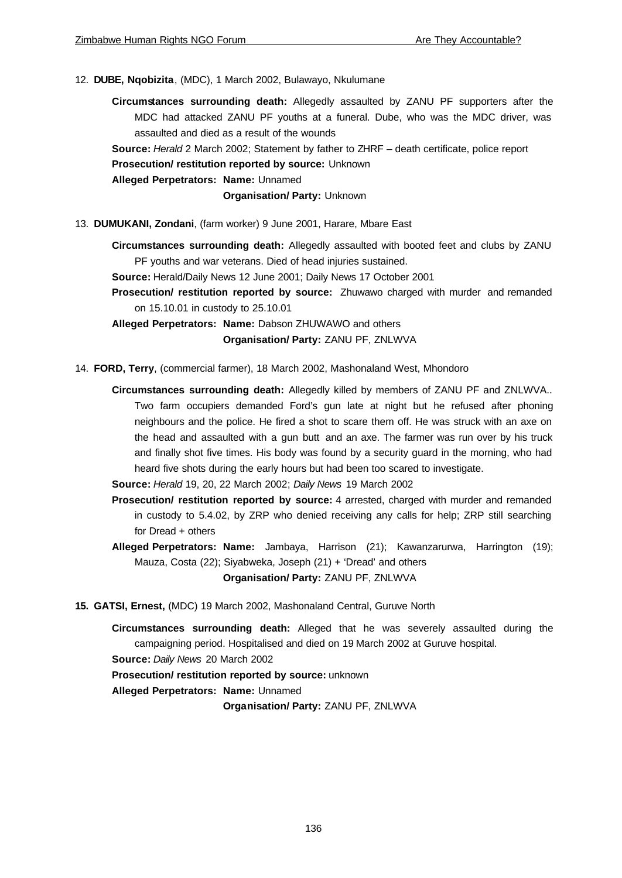12. **DUBE, Nqobizita**, (MDC), 1 March 2002, Bulawayo, Nkulumane

    **Circumstances surrounding death:** Allegedly assaulted by ZANU PF supporters after the MDC had attacked ZANU PF youths at a funeral. Dube, who was the MDC driver, was assaulted and died as a result of the wounds

    **Source:** *Herald* 2 March 2002; Statement by father to ZHRF – death certificate, police report

    **Prosecution/ restitution reported by source:** Unknown

    **Alleged Perpetrators: Name:** Unnamed

    **Organisation/ Party:** Unknown

13. **DUMUKANI, Zondani**, (farm worker) 9 June 2001, Harare, Mbare East

    **Circumstances surrounding death:** Allegedly assaulted with booted feet and clubs by ZANU PF youths and war veterans. Died of head injuries sustained.

    **Source:** Herald/Daily News 12 June 2001; Daily News 17 October 2001

    **Prosecution/ restitution reported by source:** Zhuwawo charged with murder and remanded on 15.10.01 in custody to 25.10.01

    **Alleged Perpetrators: Name:** Dabson ZHUWAWO and others

    **Organisation/ Party:** ZANU PF, ZNLWVA

14. **FORD, Terry**, (commercial farmer), 18 March 2002, Mashonaland West, Mhondoro

    **Circumstances surrounding death:** Allegedly killed by members of ZANU PF and ZNLWVA.. Two farm occupiers demanded Ford's gun late at night but he refused after phoning neighbours and the police. He fired a shot to scare them off. He was struck with an axe on the head and assaulted with a gun butt and an axe. The farmer was run over by his truck and finally shot five times. His body was found by a security guard in the morning, who had heard five shots during the early hours but had been too scared to investigate.

    **Source:** *Herald* 19, 20, 22 March 2002; *Daily News* 19 March 2002

    **Prosecution/ restitution reported by source:** 4 arrested, charged with murder and remanded in custody to 5.4.02, by ZRP who denied receiving any calls for help; ZRP still searching for Dread + others

    **Alleged Perpetrators: Name:** Jambaya, Harrison (21); Kawanzarurwa, Harrington (19); Mauza, Costa (22); Siyabweka, Joseph (21) + 'Dread' and others

    **Organisation/ Party:** ZANU PF, ZNLWVA

15. **GATSI, Ernest,** (MDC) 19 March 2002, Mashonaland Central, Guruve North

    **Circumstances surrounding death:** Alleged that he was severely assaulted during the campaigning period. Hospitalised and died on 19 March 2002 at Guruve hospital.

    **Source:** *Daily News* 20 March 2002

    **Prosecution/ restitution reported by source:** unknown

    **Alleged Perpetrators: Name:** Unnamed

    **Organisation/ Party:** ZANU PF, ZNLWVA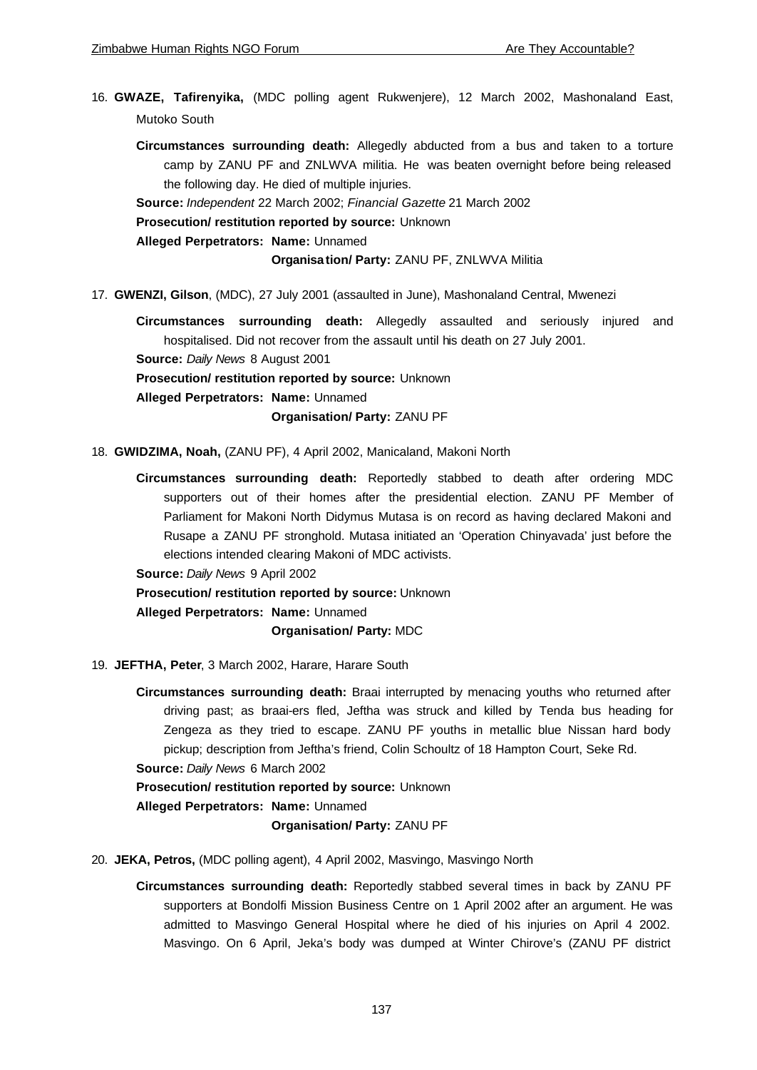16. **GWAZE, Tafirenyika,** (MDC polling agent Rukwenjere), 12 March 2002, Mashonaland East, Mutoko South

    **Circumstances surrounding death:** Allegedly abducted from a bus and taken to a torture camp by ZANU PF and ZNLWVA militia. He was beaten overnight before being released the following day. He died of multiple injuries.

    **Source:** *Independent* 22 March 2002; *Financial Gazette* 21 March 2002

    **Prosecution/ restitution reported by source:** Unknown

    **Alleged Perpetrators: Name:** Unnamed

    **Organisation/ Party:** ZANU PF, ZNLWVA Militia

17. **GWENZI, Gilson**, (MDC), 27 July 2001 (assaulted in June), Mashonaland Central, Mwenezi

    **Circumstances surrounding death:** Allegedly assaulted and seriously injured and hospitalised. Did not recover from the assault until his death on 27 July 2001.

    **Source:** *Daily News* 8 August 2001

    **Prosecution/ restitution reported by source:** Unknown

    **Alleged Perpetrators: Name:** Unnamed

    **Organisation/ Party:** ZANU PF

18. **GWIDZIMA, Noah,** (ZANU PF), 4 April 2002, Manicaland, Makoni North

    **Circumstances surrounding death:** Reportedly stabbed to death after ordering MDC supporters out of their homes after the presidential election. ZANU PF Member of Parliament for Makoni North Didymus Mutasa is on record as having declared Makoni and Rusape a ZANU PF stronghold. Mutasa initiated an 'Operation Chinyavada' just before the elections intended clearing Makoni of MDC activists.

    **Source:** *Daily News* 9 April 2002

    **Prosecution/ restitution reported by source:** Unknown

    **Alleged Perpetrators: Name:** Unnamed

    **Organisation/ Party:** MDC

19. **JEFTHA, Peter**, 3 March 2002, Harare, Harare South

    **Circumstances surrounding death:** Braai interrupted by menacing youths who returned after driving past; as braai-ers fled, Jeftha was struck and killed by Tenda bus heading for Zengeza as they tried to escape. ZANU PF youths in metallic blue Nissan hard body pickup; description from Jeftha's friend, Colin Schoultz of 18 Hampton Court, Seke Rd.

    **Source:** *Daily News* 6 March 2002

    **Prosecution/ restitution reported by source:** Unknown

    **Alleged Perpetrators: Name:** Unnamed

    **Organisation/ Party:** ZANU PF

20. **JEKA, Petros,** (MDC polling agent), 4 April 2002, Masvingo, Masvingo North

    **Circumstances surrounding death:** Reportedly stabbed several times in back by ZANU PF supporters at Bondolfi Mission Business Centre on 1 April 2002 after an argument. He was admitted to Masvingo General Hospital where he died of his injuries on April 4 2002. Masvingo. On 6 April, Jeka's body was dumped at Winter Chirove's (ZANU PF district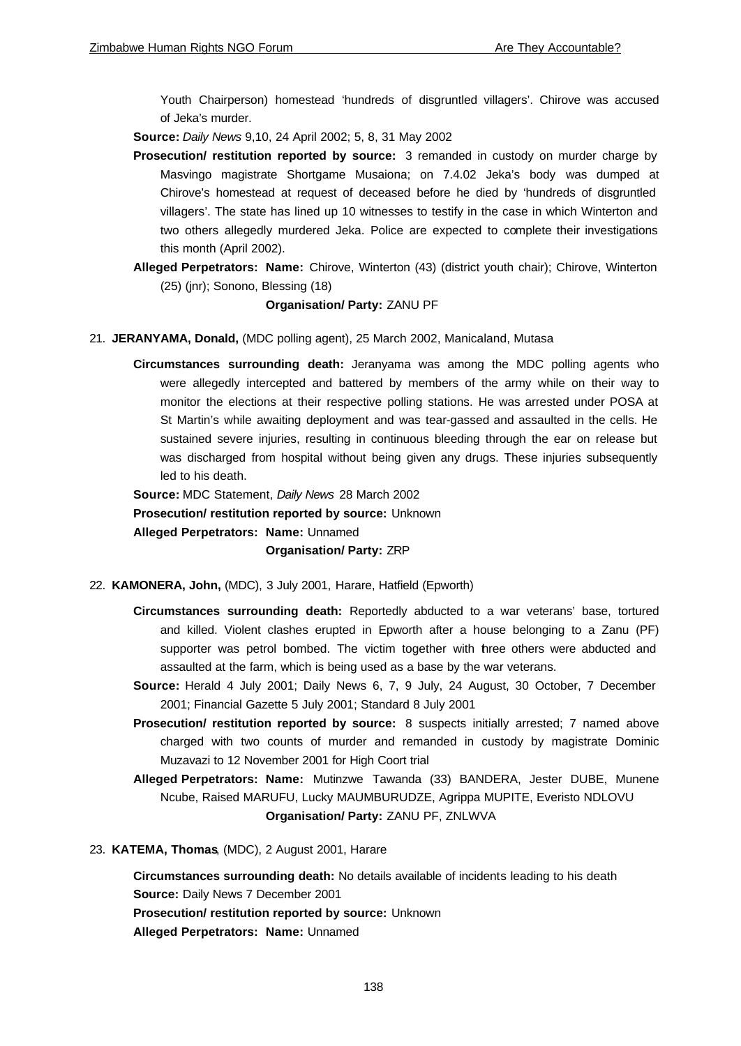Youth Chairperson) homestead 'hundreds of disgruntled villagers'. Chirove was accused of Jeka's murder.

**Source:** *Daily News* 9,10, 24 April 2002; 5, 8, 31 May 2002

**Prosecution/ restitution reported by source:** 3 remanded in custody on murder charge by Masvingo magistrate Shortgame Musaiona; on 7.4.02 Jeka's body was dumped at Chirove's homestead at request of deceased before he died by 'hundreds of disgruntled villagers'. The state has lined up 10 witnesses to testify in the case in which Winterton and two others allegedly murdered Jeka. Police are expected to complete their investigations this month (April 2002).

**Alleged Perpetrators: Name:** Chirove, Winterton (43) (district youth chair); Chirove, Winterton (25) (jnr); Sonono, Blessing (18)

**Organisation/ Party:** ZANU PF

21. **JERANYAMA, Donald,** (MDC polling agent), 25 March 2002, Manicaland, Mutasa

**Circumstances surrounding death:** Jeranyama was among the MDC polling agents who were allegedly intercepted and battered by members of the army while on their way to monitor the elections at their respective polling stations. He was arrested under POSA at St Martin's while awaiting deployment and was tear-gassed and assaulted in the cells. He sustained severe injuries, resulting in continuous bleeding through the ear on release but was discharged from hospital without being given any drugs. These injuries subsequently led to his death.

**Source:** MDC Statement, *Daily News* 28 March 2002

**Prosecution/ restitution reported by source:** Unknown

**Alleged Perpetrators: Name:** Unnamed

**Organisation/ Party:** ZRP

22. **KAMONERA, John,** (MDC), 3 July 2001, Harare, Hatfield (Epworth)

**Circumstances surrounding death:** Reportedly abducted to a war veterans' base, tortured and killed. Violent clashes erupted in Epworth after a house belonging to a Zanu (PF) supporter was petrol bombed. The victim together with three others were abducted and assaulted at the farm, which is being used as a base by the war veterans.

**Source:** Herald 4 July 2001; Daily News 6, 7, 9 July, 24 August, 30 October, 7 December 2001; Financial Gazette 5 July 2001; Standard 8 July 2001

**Prosecution/ restitution reported by source:** 8 suspects initially arrested; 7 named above charged with two counts of murder and remanded in custody by magistrate Dominic Muzavazi to 12 November 2001 for High Coort trial

**Alleged Perpetrators: Name:** Mutinzwe Tawanda (33) BANDERA, Jester DUBE, Munene Ncube, Raised MARUFU, Lucky MAUMBURUDZE, Agrippa MUPITE, Everisto NDLOVU

**Organisation/ Party:** ZANU PF, ZNLWVA

23. **KATEMA, Thomas**, (MDC), 2 August 2001, Harare

**Circumstances surrounding death:** No details available of incidents leading to his death

**Source:** Daily News 7 December 2001

**Prosecution/ restitution reported by source:** Unknown

**Alleged Perpetrators: Name:** Unnamed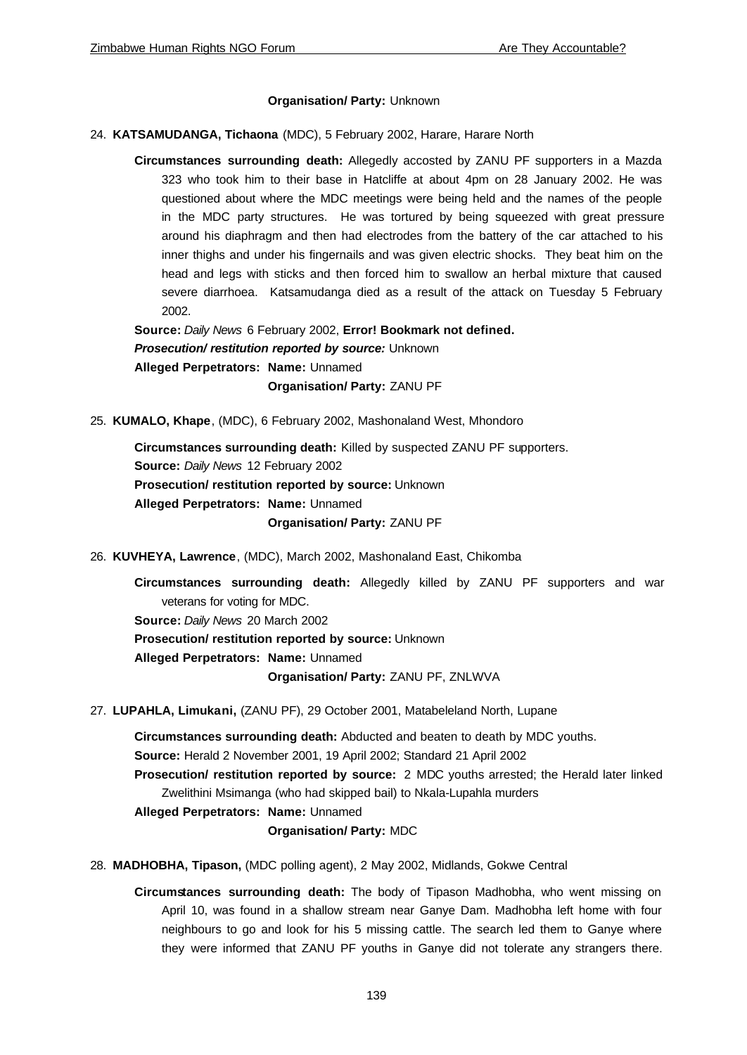**Organisation/ Party:** Unknown

24. **KATSAMUDANGA, Tichaona** (MDC), 5 February 2002, Harare, Harare North

    **Circumstances surrounding death:** Allegedly accosted by ZANU PF supporters in a Mazda 323 who took him to their base in Hatcliffe at about 4pm on 28 January 2002. He was questioned about where the MDC meetings were being held and the names of the people in the MDC party structures. He was tortured by being squeezed with great pressure around his diaphragm and then had electrodes from the battery of the car attached to his inner thighs and under his fingernails and was given electric shocks. They beat him on the head and legs with sticks and then forced him to swallow an herbal mixture that caused severe diarrhoea. Katsamudanga died as a result of the attack on Tuesday 5 February 2002.

    **Source:** *Daily News* 6 February 2002, **Error! Bookmark not defined.**

    ***Prosecution/ restitution reported by source:*** Unknown

    **Alleged Perpetrators: Name:** Unnamed

    **Organisation/ Party:** ZANU PF

25. **KUMALO, Khape**, (MDC), 6 February 2002, Mashonaland West, Mhondoro

    **Circumstances surrounding death:** Killed by suspected ZANU PF supporters.

    **Source:** *Daily News* 12 February 2002

    **Prosecution/ restitution reported by source:** Unknown

    **Alleged Perpetrators: Name:** Unnamed

    **Organisation/ Party:** ZANU PF

26. **KUVHEYA, Lawrence**, (MDC), March 2002, Mashonaland East, Chikomba

    **Circumstances surrounding death:** Allegedly killed by ZANU PF supporters and war veterans for voting for MDC.

    **Source:** *Daily News* 20 March 2002

    **Prosecution/ restitution reported by source:** Unknown

    **Alleged Perpetrators: Name:** Unnamed

    **Organisation/ Party:** ZANU PF, ZNLWVA

27. **LUPAHLA, Limukani,** (ZANU PF), 29 October 2001, Matabeleland North, Lupane

    **Circumstances surrounding death:** Abducted and beaten to death by MDC youths.

    **Source:** Herald 2 November 2001, 19 April 2002; Standard 21 April 2002

    **Prosecution/ restitution reported by source:** 2 MDC youths arrested; the Herald later linked Zwelithini Msimanga (who had skipped bail) to Nkala-Lupahla murders

    **Alleged Perpetrators: Name:** Unnamed

    **Organisation/ Party:** MDC

28. **MADHOBHA, Tipason,** (MDC polling agent), 2 May 2002, Midlands, Gokwe Central

    **Circumstances surrounding death:** The body of Tipason Madhobha, who went missing on April 10, was found in a shallow stream near Ganye Dam. Madhobha left home with four neighbours to go and look for his 5 missing cattle. The search led them to Ganye where they were informed that ZANU PF youths in Ganye did not tolerate any strangers there.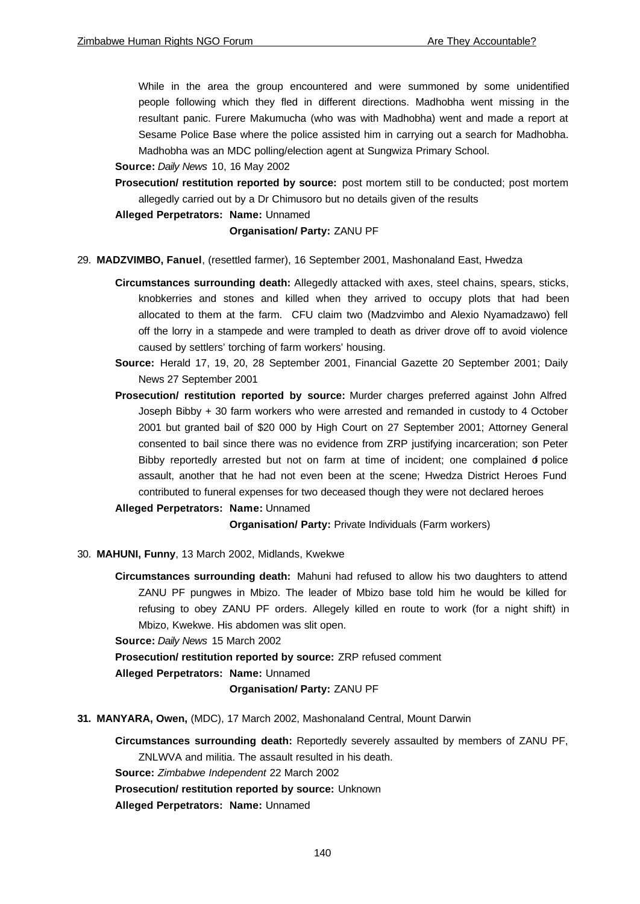While in the area the group encountered and were summoned by some unidentified people following which they fled in different directions. Madhobha went missing in the resultant panic. Furere Makumucha (who was with Madhobha) went and made a report at Sesame Police Base where the police assisted him in carrying out a search for Madhobha. Madhobha was an MDC polling/election agent at Sungwiza Primary School.

**Source:** *Daily News* 10, 16 May 2002

**Prosecution/ restitution reported by source:** post mortem still to be conducted; post mortem allegedly carried out by a Dr Chimusoro but no details given of the results

**Alleged Perpetrators: Name:** Unnamed

**Organisation/ Party:** ZANU PF

29. **MADZVIMBO, Fanuel**, (resettled farmer), 16 September 2001, Mashonaland East, Hwedza

**Circumstances surrounding death:** Allegedly attacked with axes, steel chains, spears, sticks, knobkerries and stones and killed when they arrived to occupy plots that had been allocated to them at the farm. CFU claim two (Madzvimbo and Alexio Nyamadzawo) fell off the lorry in a stampede and were trampled to death as driver drove off to avoid violence caused by settlers' torching of farm workers' housing.

**Source:** Herald 17, 19, 20, 28 September 2001, Financial Gazette 20 September 2001; Daily News 27 September 2001

**Prosecution/ restitution reported by source:** Murder charges preferred against John Alfred Joseph Bibby + 30 farm workers who were arrested and remanded in custody to 4 October 2001 but granted bail of $20 000 by High Court on 27 September 2001; Attorney General consented to bail since there was no evidence from ZRP justifying incarceration; son Peter Bibby reportedly arrested but not on farm at time of incident; one complained of police assault, another that he had not even been at the scene; Hwedza District Heroes Fund contributed to funeral expenses for two deceased though they were not declared heroes

**Alleged Perpetrators: Name:** Unnamed

**Organisation/ Party:** Private Individuals (Farm workers)

30. **MAHUNI, Funny**, 13 March 2002, Midlands, Kwekwe

**Circumstances surrounding death:** Mahuni had refused to allow his two daughters to attend ZANU PF pungwes in Mbizo. The leader of Mbizo base told him he would be killed for refusing to obey ZANU PF orders. Allegely killed en route to work (for a night shift) in Mbizo, Kwekwe. His abdomen was slit open.

**Source:** *Daily News* 15 March 2002

**Prosecution/ restitution reported by source:** ZRP refused comment

**Alleged Perpetrators: Name:** Unnamed

**Organisation/ Party:** ZANU PF

31. **MANYARA, Owen,** (MDC), 17 March 2002, Mashonaland Central, Mount Darwin

**Circumstances surrounding death:** Reportedly severely assaulted by members of ZANU PF, ZNLWVA and militia. The assault resulted in his death.

**Source:** *Zimbabwe Independent* 22 March 2002

**Prosecution/ restitution reported by source:** Unknown

**Alleged Perpetrators: Name:** Unnamed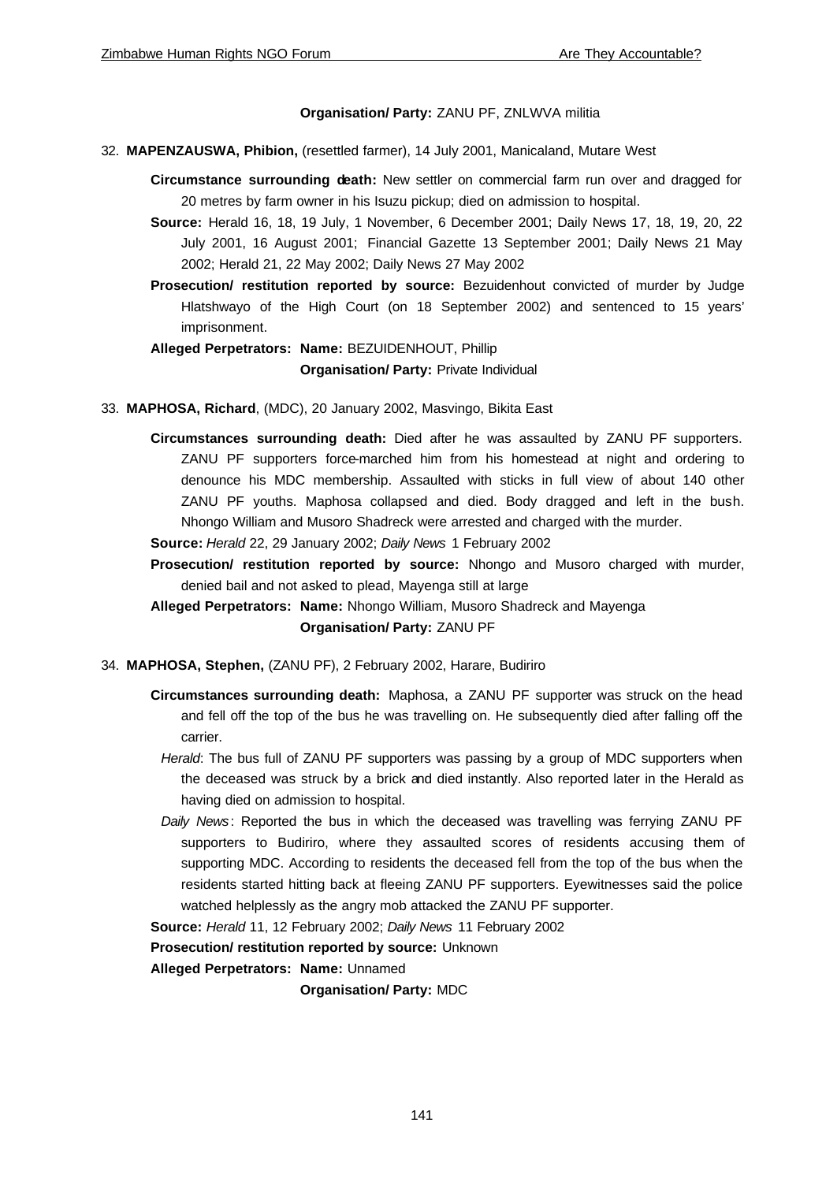**Organisation/ Party:** ZANU PF, ZNLWVA militia

32. **MAPENZAUSWA, Phibion,** (resettled farmer), 14 July 2001, Manicaland, Mutare West

    **Circumstance surrounding death:** New settler on commercial farm run over and dragged for 20 metres by farm owner in his Isuzu pickup; died on admission to hospital.

    **Source:** Herald 16, 18, 19 July, 1 November, 6 December 2001; Daily News 17, 18, 19, 20, 22 July 2001, 16 August 2001; Financial Gazette 13 September 2001; Daily News 21 May 2002; Herald 21, 22 May 2002; Daily News 27 May 2002

    **Prosecution/ restitution reported by source:** Bezuidenhout convicted of murder by Judge Hlatshwayo of the High Court (on 18 September 2002) and sentenced to 15 years' imprisonment.

    **Alleged Perpetrators: Name:** BEZUIDENHOUT, Phillip
    **Organisation/ Party:** Private Individual

33. **MAPHOSA, Richard**, (MDC), 20 January 2002, Masvingo, Bikita East

    **Circumstances surrounding death:** Died after he was assaulted by ZANU PF supporters. ZANU PF supporters force-marched him from his homestead at night and ordering to denounce his MDC membership. Assaulted with sticks in full view of about 140 other ZANU PF youths. Maphosa collapsed and died. Body dragged and left in the bush. Nhongo William and Musoro Shadreck were arrested and charged with the murder.

    **Source:** *Herald* 22, 29 January 2002; *Daily News* 1 February 2002

    **Prosecution/ restitution reported by source:** Nhongo and Musoro charged with murder, denied bail and not asked to plead, Mayenga still at large

    **Alleged Perpetrators: Name:** Nhongo William, Musoro Shadreck and Mayenga
    **Organisation/ Party:** ZANU PF

34. **MAPHOSA, Stephen,** (ZANU PF), 2 February 2002, Harare, Budiriro

    **Circumstances surrounding death:** Maphosa, a ZANU PF supporter was struck on the head and fell off the top of the bus he was travelling on. He subsequently died after falling off the carrier.

    *Herald*: The bus full of ZANU PF supporters was passing by a group of MDC supporters when the deceased was struck by a brick and died instantly. Also reported later in the Herald as having died on admission to hospital.

    *Daily News*: Reported the bus in which the deceased was travelling was ferrying ZANU PF supporters to Budiriro, where they assaulted scores of residents accusing them of supporting MDC. According to residents the deceased fell from the top of the bus when the residents started hitting back at fleeing ZANU PF supporters. Eyewitnesses said the police watched helplessly as the angry mob attacked the ZANU PF supporter.

    **Source:** *Herald* 11, 12 February 2002; *Daily News* 11 February 2002

    **Prosecution/ restitution reported by source:** Unknown

    **Alleged Perpetrators: Name:** Unnamed
    **Organisation/ Party:** MDC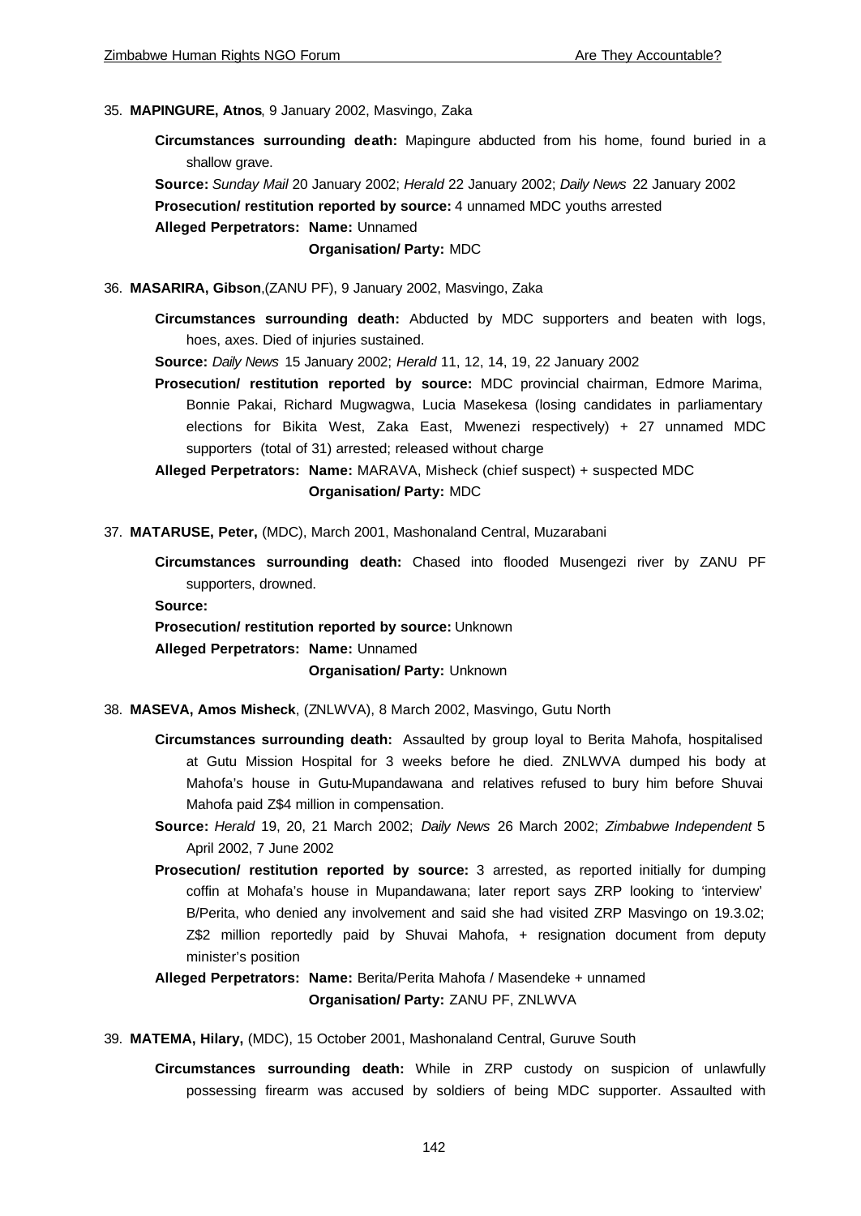35. **MAPINGURE, Atnos**, 9 January 2002, Masvingo, Zaka

    **Circumstances surrounding death:** Mapingure abducted from his home, found buried in a shallow grave.

    **Source:** *Sunday Mail* 20 January 2002; *Herald* 22 January 2002; *Daily News* 22 January 2002

    **Prosecution/ restitution reported by source:** 4 unnamed MDC youths arrested

    **Alleged Perpetrators: Name:** Unnamed

    **Organisation/ Party:** MDC

36. **MASARIRA, Gibson**,(ZANU PF), 9 January 2002, Masvingo, Zaka

    **Circumstances surrounding death:** Abducted by MDC supporters and beaten with logs, hoes, axes. Died of injuries sustained.

    **Source:** *Daily News* 15 January 2002; *Herald* 11, 12, 14, 19, 22 January 2002

    **Prosecution/ restitution reported by source:** MDC provincial chairman, Edmore Marima, Bonnie Pakai, Richard Mugwagwa, Lucia Masekesa (losing candidates in parliamentary elections for Bikita West, Zaka East, Mwenezi respectively) + 27 unnamed MDC supporters (total of 31) arrested; released without charge

    **Alleged Perpetrators: Name:** MARAVA, Misheck (chief suspect) + suspected MDC

    **Organisation/ Party:** MDC

37. **MATARUSE, Peter,** (MDC), March 2001, Mashonaland Central, Muzarabani

    **Circumstances surrounding death:** Chased into flooded Musengezi river by ZANU PF supporters, drowned.

    **Source:**

    **Prosecution/ restitution reported by source:** Unknown

    **Alleged Perpetrators: Name:** Unnamed

    **Organisation/ Party:** Unknown

38. **MASEVA, Amos Misheck**, (ZNLWVA), 8 March 2002, Masvingo, Gutu North

    **Circumstances surrounding death:** Assaulted by group loyal to Berita Mahofa, hospitalised at Gutu Mission Hospital for 3 weeks before he died. ZNLWVA dumped his body at Mahofa's house in Gutu-Mupandawana and relatives refused to bury him before Shuvai Mahofa paid Z$4 million in compensation.

    **Source:** *Herald* 19, 20, 21 March 2002; *Daily News* 26 March 2002; *Zimbabwe Independent* 5 April 2002, 7 June 2002

    **Prosecution/ restitution reported by source:** 3 arrested, as reported initially for dumping coffin at Mohafa's house in Mupandawana; later report says ZRP looking to 'interview' B/Perita, who denied any involvement and said she had visited ZRP Masvingo on 19.3.02; Z$2 million reportedly paid by Shuvai Mahofa, + resignation document from deputy minister's position

    **Alleged Perpetrators: Name:** Berita/Perita Mahofa / Masendeke + unnamed

    **Organisation/ Party:** ZANU PF, ZNLWVA

39. **MATEMA, Hilary,** (MDC), 15 October 2001, Mashonaland Central, Guruve South

    **Circumstances surrounding death:** While in ZRP custody on suspicion of unlawfully possessing firearm was accused by soldiers of being MDC supporter. Assaulted with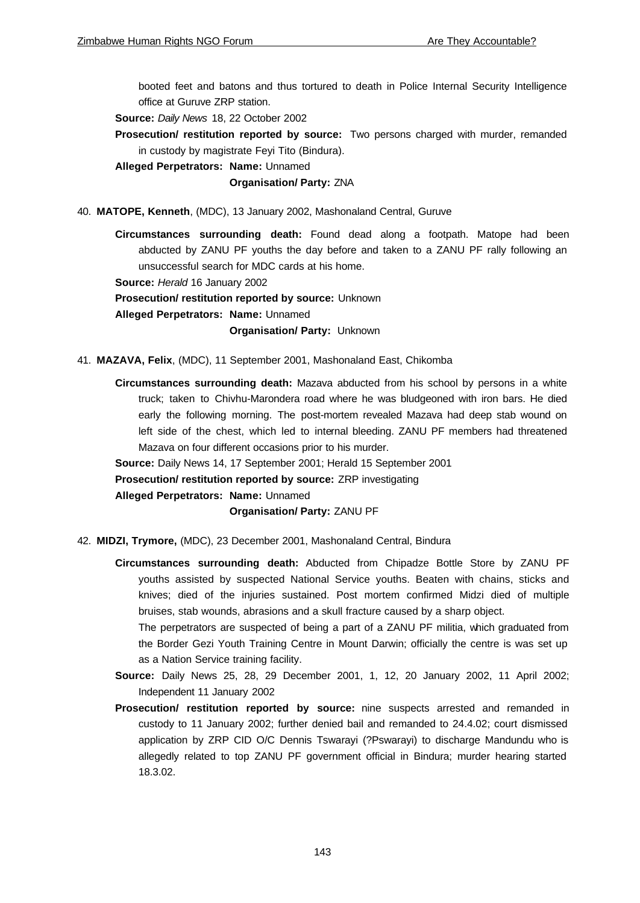booted feet and batons and thus tortured to death in Police Internal Security Intelligence office at Guruve ZRP station.

**Source:** *Daily News* 18, 22 October 2002

**Prosecution/ restitution reported by source:** Two persons charged with murder, remanded in custody by magistrate Feyi Tito (Bindura).

**Alleged Perpetrators: Name:** Unnamed

**Organisation/ Party:** ZNA

40. **MATOPE, Kenneth**, (MDC), 13 January 2002, Mashonaland Central, Guruve

**Circumstances surrounding death:** Found dead along a footpath. Matope had been abducted by ZANU PF youths the day before and taken to a ZANU PF rally following an unsuccessful search for MDC cards at his home.

**Source:** *Herald* 16 January 2002

**Prosecution/ restitution reported by source:** Unknown

**Alleged Perpetrators: Name:** Unnamed

**Organisation/ Party:** Unknown

41. **MAZAVA, Felix**, (MDC), 11 September 2001, Mashonaland East, Chikomba

**Circumstances surrounding death:** Mazava abducted from his school by persons in a white truck; taken to Chivhu-Marondera road where he was bludgeoned with iron bars. He died early the following morning. The post-mortem revealed Mazava had deep stab wound on left side of the chest, which led to internal bleeding. ZANU PF members had threatened Mazava on four different occasions prior to his murder.

**Source:** Daily News 14, 17 September 2001; Herald 15 September 2001

**Prosecution/ restitution reported by source:** ZRP investigating

**Alleged Perpetrators: Name:** Unnamed

**Organisation/ Party:** ZANU PF

42. **MIDZI, Trymore,** (MDC), 23 December 2001, Mashonaland Central, Bindura

**Circumstances surrounding death:** Abducted from Chipadze Bottle Store by ZANU PF youths assisted by suspected National Service youths. Beaten with chains, sticks and knives; died of the injuries sustained. Post mortem confirmed Midzi died of multiple bruises, stab wounds, abrasions and a skull fracture caused by a sharp object.

The perpetrators are suspected of being a part of a ZANU PF militia, which graduated from the Border Gezi Youth Training Centre in Mount Darwin; officially the centre is was set up as a Nation Service training facility.

**Source:** Daily News 25, 28, 29 December 2001, 1, 12, 20 January 2002, 11 April 2002; Independent 11 January 2002

**Prosecution/ restitution reported by source:** nine suspects arrested and remanded in custody to 11 January 2002; further denied bail and remanded to 24.4.02; court dismissed application by ZRP CID O/C Dennis Tswarayi (?Pswarayi) to discharge Mandundu who is allegedly related to top ZANU PF government official in Bindura; murder hearing started 18.3.02.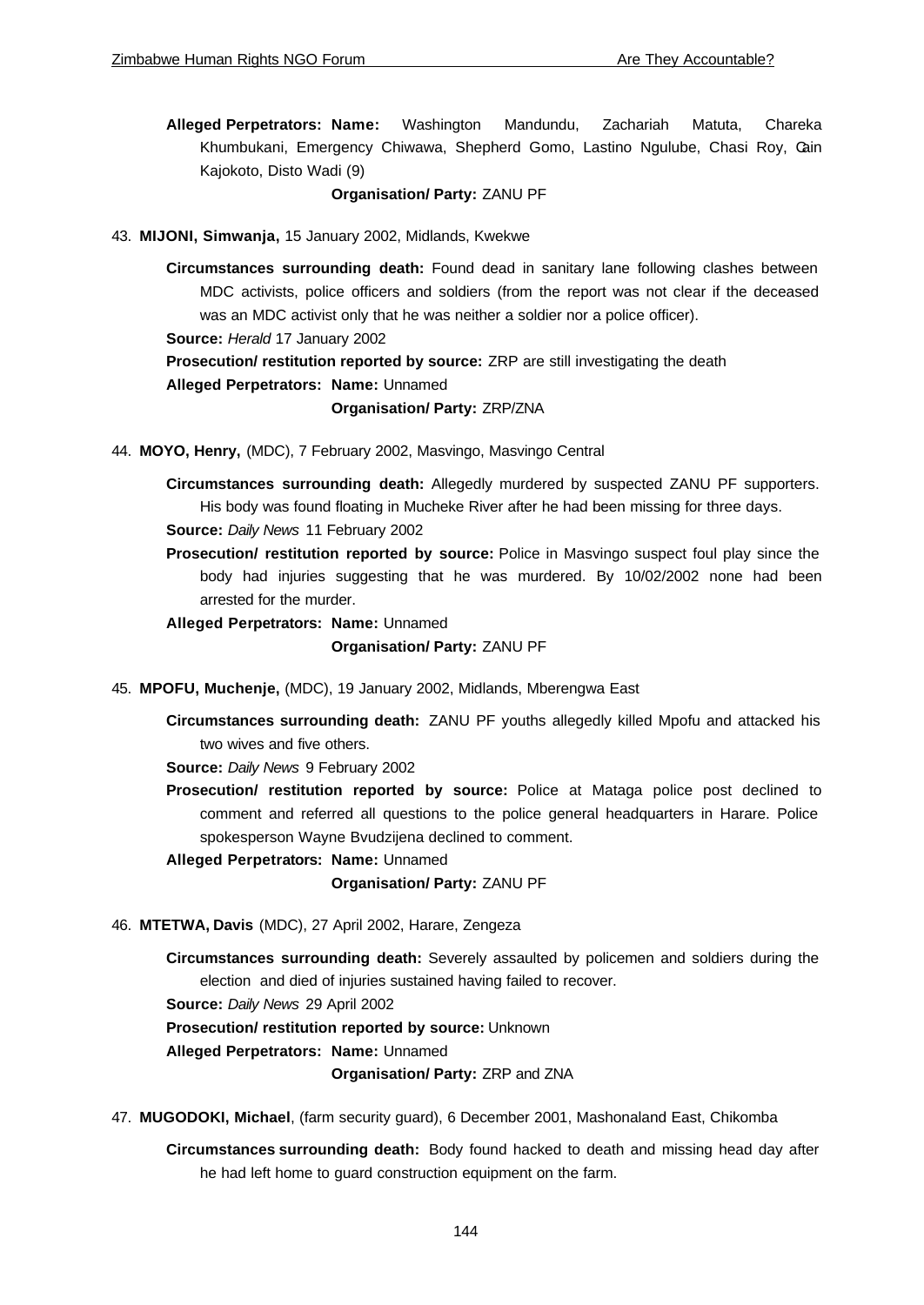**Alleged Perpetrators: Name:** Washington Mandundu, Zachariah Matuta, Chareka Khumbukani, Emergency Chiwawa, Shepherd Gomo, Lastino Ngulube, Chasi Roy, Gain Kajokoto, Disto Wadi (9)

**Organisation/ Party:** ZANU PF

43. **MIJONI, Simwanja,** 15 January 2002, Midlands, Kwekwe

**Circumstances surrounding death:** Found dead in sanitary lane following clashes between MDC activists, police officers and soldiers (from the report was not clear if the deceased was an MDC activist only that he was neither a soldier nor a police officer).

**Source:** *Herald* 17 January 2002

**Prosecution/ restitution reported by source:** ZRP are still investigating the death

**Alleged Perpetrators: Name:** Unnamed

**Organisation/ Party:** ZRP/ZNA

44. **MOYO, Henry,** (MDC), 7 February 2002, Masvingo, Masvingo Central

**Circumstances surrounding death:** Allegedly murdered by suspected ZANU PF supporters. His body was found floating in Mucheke River after he had been missing for three days.

**Source:** *Daily News* 11 February 2002

**Prosecution/ restitution reported by source:** Police in Masvingo suspect foul play since the body had injuries suggesting that he was murdered. By 10/02/2002 none had been arrested for the murder.

**Alleged Perpetrators: Name:** Unnamed

**Organisation/ Party:** ZANU PF

45. **MPOFU, Muchenje,** (MDC), 19 January 2002, Midlands, Mberengwa East

**Circumstances surrounding death:** ZANU PF youths allegedly killed Mpofu and attacked his two wives and five others.

**Source:** *Daily News* 9 February 2002

**Prosecution/ restitution reported by source:** Police at Mataga police post declined to comment and referred all questions to the police general headquarters in Harare. Police spokesperson Wayne Bvudzijena declined to comment.

**Alleged Perpetrators: Name:** Unnamed

**Organisation/ Party:** ZANU PF

46. **MTETWA, Davis** (MDC), 27 April 2002, Harare, Zengeza

**Circumstances surrounding death:** Severely assaulted by policemen and soldiers during the election and died of injuries sustained having failed to recover.

**Source:** *Daily News* 29 April 2002

**Prosecution/ restitution reported by source:** Unknown

**Alleged Perpetrators: Name:** Unnamed

**Organisation/ Party:** ZRP and ZNA

47. **MUGODOKI, Michael**, (farm security guard), 6 December 2001, Mashonaland East, Chikomba

**Circumstances surrounding death:** Body found hacked to death and missing head day after he had left home to guard construction equipment on the farm.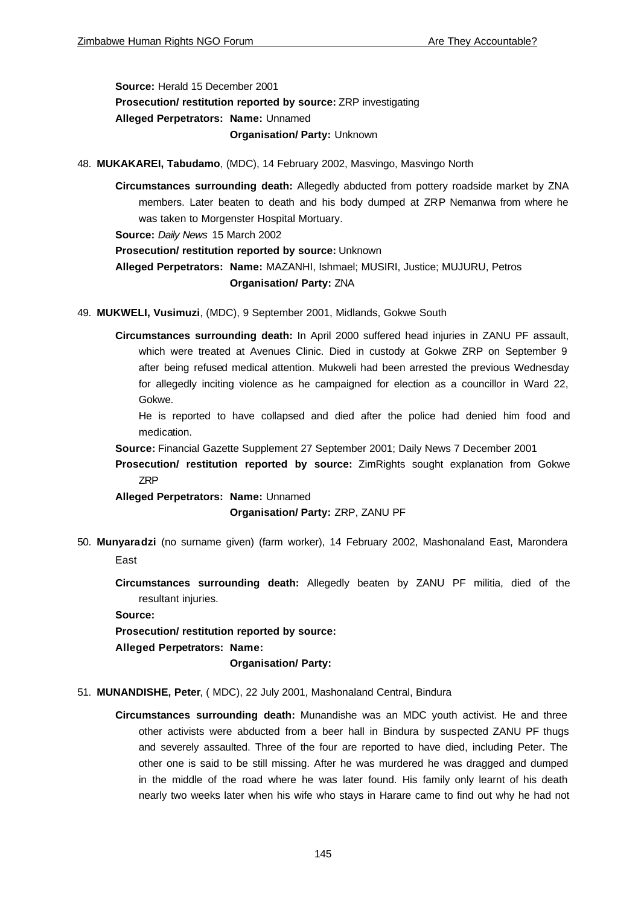**Source:** Herald 15 December 2001

**Prosecution/ restitution reported by source:** ZRP investigating

**Alleged Perpetrators: Name:** Unnamed

**Organisation/ Party:** Unknown

48. **MUKAKAREI, Tabudamo**, (MDC), 14 February 2002, Masvingo, Masvingo North

    **Circumstances surrounding death:** Allegedly abducted from pottery roadside market by ZNA members. Later beaten to death and his body dumped at ZRP Nemanwa from where he was taken to Morgenster Hospital Mortuary.

    **Source:** *Daily News* 15 March 2002

    **Prosecution/ restitution reported by source:** Unknown

    **Alleged Perpetrators: Name:** MAZANHI, Ishmael; MUSIRI, Justice; MUJURU, Petros

    **Organisation/ Party:** ZNA

49. **MUKWELI, Vusimuzi**, (MDC), 9 September 2001, Midlands, Gokwe South

    **Circumstances surrounding death:** In April 2000 suffered head injuries in ZANU PF assault, which were treated at Avenues Clinic. Died in custody at Gokwe ZRP on September 9 after being refused medical attention. Mukweli had been arrested the previous Wednesday for allegedly inciting violence as he campaigned for election as a councillor in Ward 22, Gokwe.

    He is reported to have collapsed and died after the police had denied him food and medication.

    **Source:** Financial Gazette Supplement 27 September 2001; Daily News 7 December 2001

    **Prosecution/ restitution reported by source:** ZimRights sought explanation from Gokwe ZRP

    **Alleged Perpetrators: Name:** Unnamed

    **Organisation/ Party:** ZRP, ZANU PF

50. **Munyaradzi** (no surname given) (farm worker), 14 February 2002, Mashonaland East, Marondera East

    **Circumstances surrounding death:** Allegedly beaten by ZANU PF militia, died of the resultant injuries.

    **Source:**

    **Prosecution/ restitution reported by source:**

    **Alleged Perpetrators: Name:**

    **Organisation/ Party:**

51. **MUNANDISHE, Peter**, ( MDC), 22 July 2001, Mashonaland Central, Bindura

    **Circumstances surrounding death:** Munandishe was an MDC youth activist. He and three other activists were abducted from a beer hall in Bindura by suspected ZANU PF thugs and severely assaulted. Three of the four are reported to have died, including Peter. The other one is said to be still missing. After he was murdered he was dragged and dumped in the middle of the road where he was later found. His family only learnt of his death nearly two weeks later when his wife who stays in Harare came to find out why he had not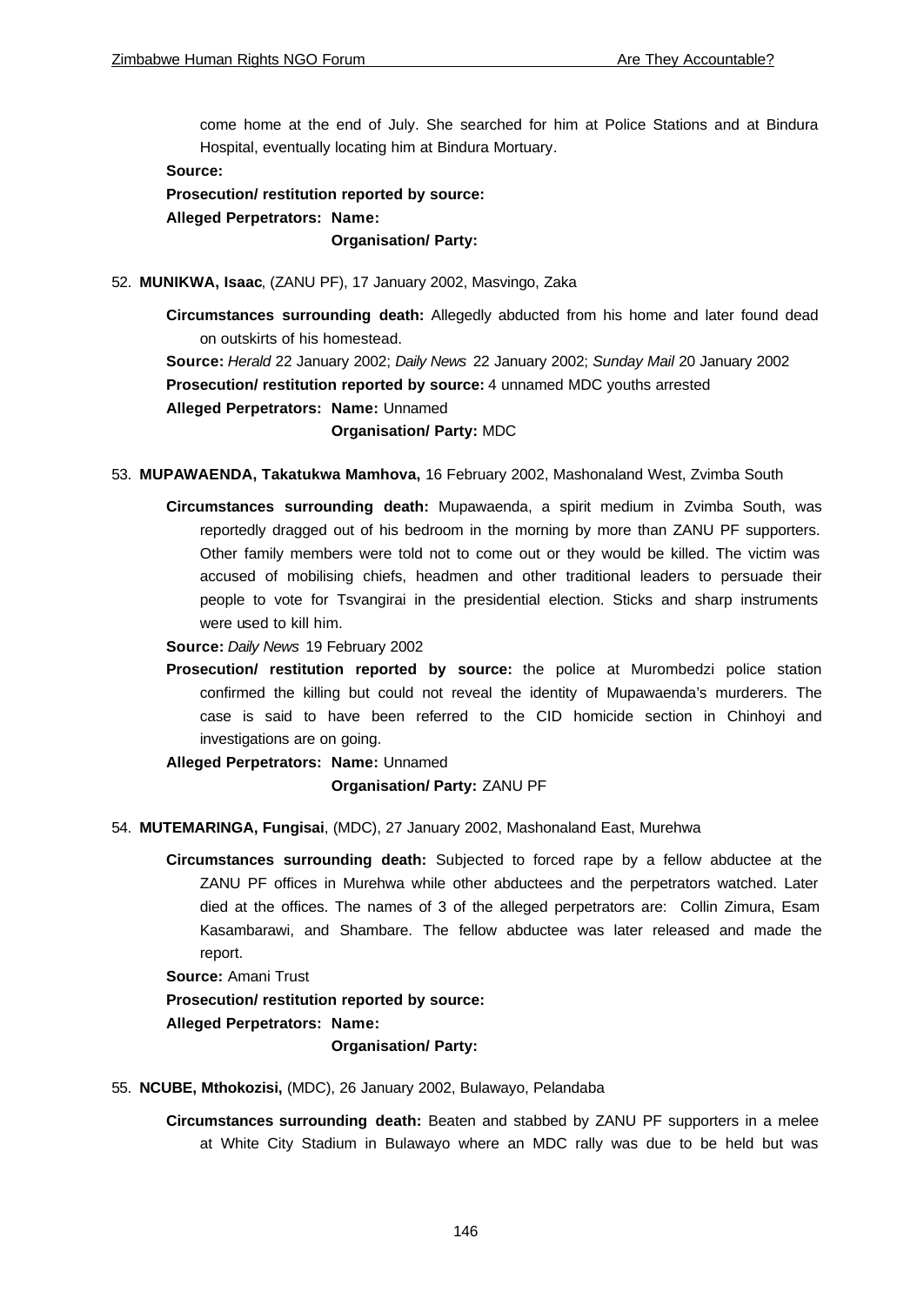come home at the end of July. She searched for him at Police Stations and at Bindura Hospital, eventually locating him at Bindura Mortuary.

**Source:**

**Prosecution/ restitution reported by source:**

**Alleged Perpetrators: Name:**

**Organisation/ Party:**

52. **MUNIKWA, Isaac**, (ZANU PF), 17 January 2002, Masvingo, Zaka

**Circumstances surrounding death:** Allegedly abducted from his home and later found dead on outskirts of his homestead.

**Source:** *Herald* 22 January 2002; *Daily News* 22 January 2002; *Sunday Mail* 20 January 2002

**Prosecution/ restitution reported by source:** 4 unnamed MDC youths arrested

**Alleged Perpetrators: Name:** Unnamed

**Organisation/ Party:** MDC

53. **MUPAWAENDA, Takatukwa Mamhova,** 16 February 2002, Mashonaland West, Zvimba South

**Circumstances surrounding death:** Mupawaenda, a spirit medium in Zvimba South, was reportedly dragged out of his bedroom in the morning by more than ZANU PF supporters. Other family members were told not to come out or they would be killed. The victim was accused of mobilising chiefs, headmen and other traditional leaders to persuade their people to vote for Tsvangirai in the presidential election. Sticks and sharp instruments were used to kill him.

**Source:** *Daily News* 19 February 2002

**Prosecution/ restitution reported by source:** the police at Murombedzi police station confirmed the killing but could not reveal the identity of Mupawaenda's murderers. The case is said to have been referred to the CID homicide section in Chinhoyi and investigations are on going.

**Alleged Perpetrators: Name:** Unnamed

**Organisation/ Party:** ZANU PF

54. **MUTEMARINGA, Fungisai**, (MDC), 27 January 2002, Mashonaland East, Murehwa

**Circumstances surrounding death:** Subjected to forced rape by a fellow abductee at the ZANU PF offices in Murehwa while other abductees and the perpetrators watched. Later died at the offices. The names of 3 of the alleged perpetrators are: Collin Zimura, Esam Kasambarawi, and Shambare. The fellow abductee was later released and made the report.

**Source:** Amani Trust

**Prosecution/ restitution reported by source:**

**Alleged Perpetrators: Name:**

**Organisation/ Party:**

55. **NCUBE, Mthokozisi,** (MDC), 26 January 2002, Bulawayo, Pelandaba

**Circumstances surrounding death:** Beaten and stabbed by ZANU PF supporters in a melee at White City Stadium in Bulawayo where an MDC rally was due to be held but was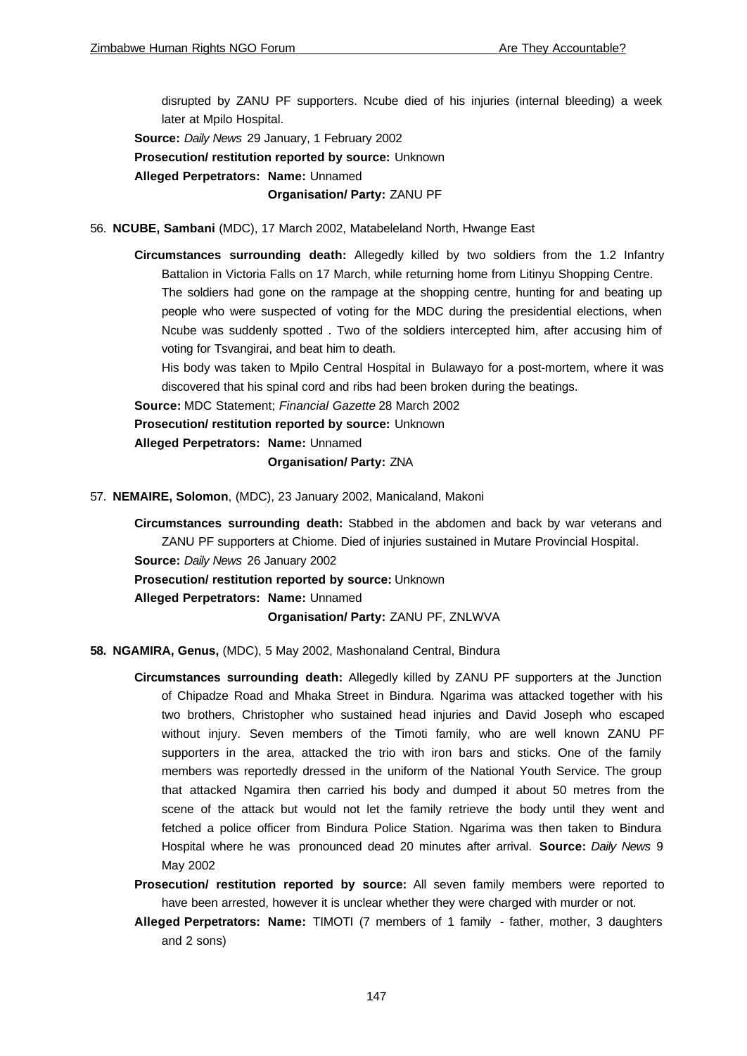disrupted by ZANU PF supporters. Ncube died of his injuries (internal bleeding) a week later at Mpilo Hospital.

**Source:** *Daily News* 29 January, 1 February 2002

**Prosecution/ restitution reported by source:** Unknown

**Alleged Perpetrators: Name:** Unnamed

**Organisation/ Party:** ZANU PF

56. **NCUBE, Sambani** (MDC), 17 March 2002, Matabeleland North, Hwange East

**Circumstances surrounding death:** Allegedly killed by two soldiers from the 1.2 Infantry Battalion in Victoria Falls on 17 March, while returning home from Litinyu Shopping Centre. The soldiers had gone on the rampage at the shopping centre, hunting for and beating up people who were suspected of voting for the MDC during the presidential elections, when Ncube was suddenly spotted . Two of the soldiers intercepted him, after accusing him of voting for Tsvangirai, and beat him to death.

His body was taken to Mpilo Central Hospital in Bulawayo for a post-mortem, where it was discovered that his spinal cord and ribs had been broken during the beatings.

**Source:** MDC Statement; *Financial Gazette* 28 March 2002

**Prosecution/ restitution reported by source:** Unknown

**Alleged Perpetrators: Name:** Unnamed

**Organisation/ Party:** ZNA

57. **NEMAIRE, Solomon**, (MDC), 23 January 2002, Manicaland, Makoni

**Circumstances surrounding death:** Stabbed in the abdomen and back by war veterans and ZANU PF supporters at Chiome. Died of injuries sustained in Mutare Provincial Hospital.

**Source:** *Daily News* 26 January 2002

**Prosecution/ restitution reported by source:** Unknown

**Alleged Perpetrators: Name:** Unnamed

**Organisation/ Party:** ZANU PF, ZNLWVA

**58. NGAMIRA, Genus,** (MDC), 5 May 2002, Mashonaland Central, Bindura

**Circumstances surrounding death:** Allegedly killed by ZANU PF supporters at the Junction of Chipadze Road and Mhaka Street in Bindura. Ngarima was attacked together with his two brothers, Christopher who sustained head injuries and David Joseph who escaped without injury. Seven members of the Timoti family, who are well known ZANU PF supporters in the area, attacked the trio with iron bars and sticks. One of the family members was reportedly dressed in the uniform of the National Youth Service. The group that attacked Ngamira then carried his body and dumped it about 50 metres from the scene of the attack but would not let the family retrieve the body until they went and fetched a police officer from Bindura Police Station. Ngarima was then taken to Bindura Hospital where he was pronounced dead 20 minutes after arrival. **Source:** *Daily News* 9 May 2002

**Prosecution/ restitution reported by source:** All seven family members were reported to have been arrested, however it is unclear whether they were charged with murder or not.

**Alleged Perpetrators: Name:** TIMOTI (7 members of 1 family - father, mother, 3 daughters and 2 sons)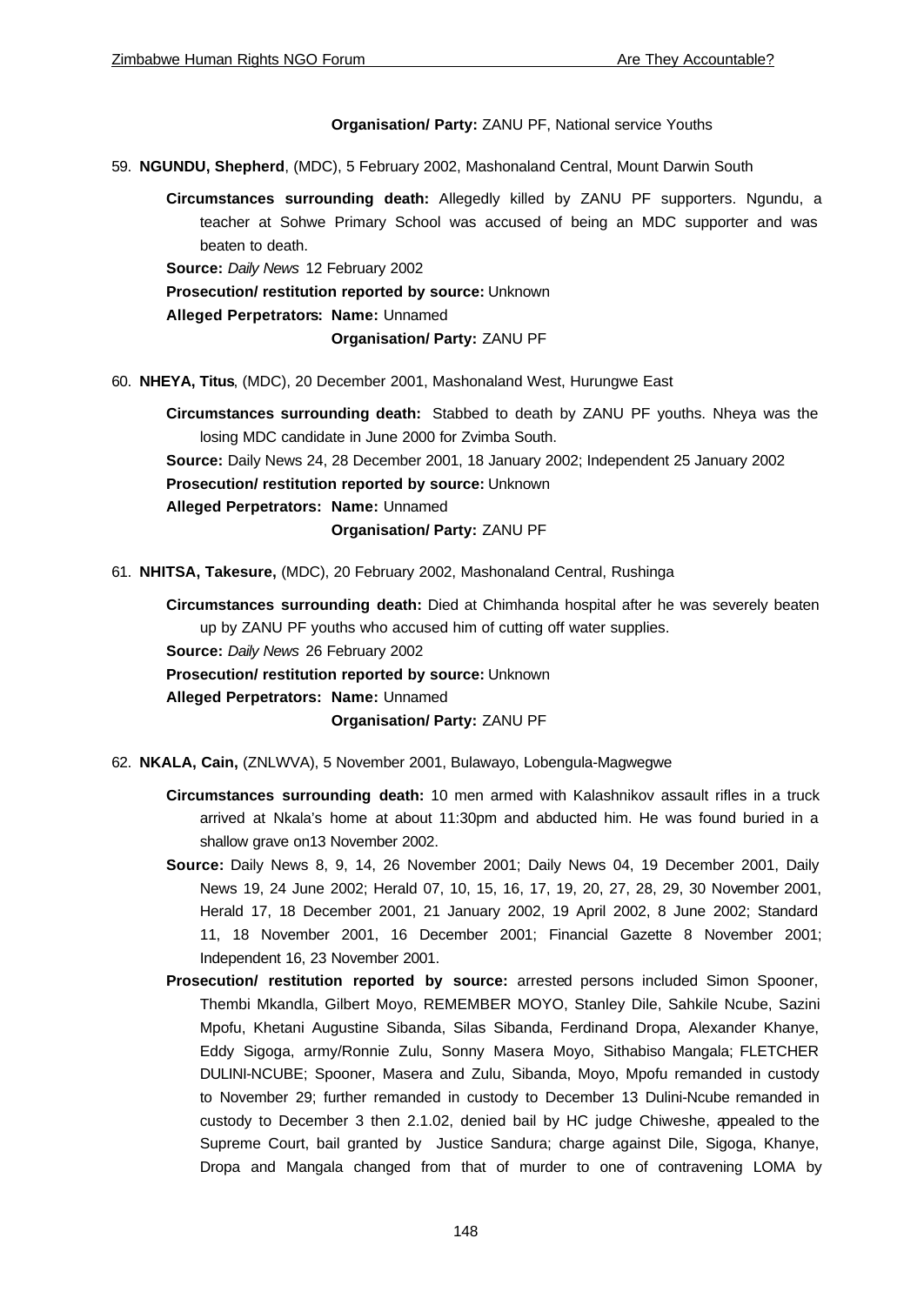**Organisation/ Party:** ZANU PF, National service Youths

59. **NGUNDU, Shepherd**, (MDC), 5 February 2002, Mashonaland Central, Mount Darwin South

    **Circumstances surrounding death:** Allegedly killed by ZANU PF supporters. Ngundu, a teacher at Sohwe Primary School was accused of being an MDC supporter and was beaten to death.

    **Source:** *Daily News* 12 February 2002

    **Prosecution/ restitution reported by source:** Unknown

    **Alleged Perpetrators: Name:** Unnamed

    **Organisation/ Party:** ZANU PF

60. **NHEYA, Titus**, (MDC), 20 December 2001, Mashonaland West, Hurungwe East

    **Circumstances surrounding death:** Stabbed to death by ZANU PF youths. Nheya was the losing MDC candidate in June 2000 for Zvimba South.

    **Source:** Daily News 24, 28 December 2001, 18 January 2002; Independent 25 January 2002

    **Prosecution/ restitution reported by source:** Unknown

    **Alleged Perpetrators: Name:** Unnamed

    **Organisation/ Party:** ZANU PF

61. **NHITSA, Takesure,** (MDC), 20 February 2002, Mashonaland Central, Rushinga

    **Circumstances surrounding death:** Died at Chimhanda hospital after he was severely beaten up by ZANU PF youths who accused him of cutting off water supplies.

    **Source:** *Daily News* 26 February 2002

    **Prosecution/ restitution reported by source:** Unknown

    **Alleged Perpetrators: Name:** Unnamed

    **Organisation/ Party:** ZANU PF

62. **NKALA, Cain,** (ZNLWVA), 5 November 2001, Bulawayo, Lobengula-Magwegwe

    **Circumstances surrounding death:** 10 men armed with Kalashnikov assault rifles in a truck arrived at Nkala's home at about 11:30pm and abducted him. He was found buried in a shallow grave on13 November 2002.

    **Source:** Daily News 8, 9, 14, 26 November 2001; Daily News 04, 19 December 2001, Daily News 19, 24 June 2002; Herald 07, 10, 15, 16, 17, 19, 20, 27, 28, 29, 30 November 2001, Herald 17, 18 December 2001, 21 January 2002, 19 April 2002, 8 June 2002; Standard 11, 18 November 2001, 16 December 2001; Financial Gazette 8 November 2001; Independent 16, 23 November 2001.

    **Prosecution/ restitution reported by source:** arrested persons included Simon Spooner, Thembi Mkandla, Gilbert Moyo, REMEMBER MOYO, Stanley Dile, Sahkile Ncube, Sazini Mpofu, Khetani Augustine Sibanda, Silas Sibanda, Ferdinand Dropa, Alexander Khanye, Eddy Sigoga, army/Ronnie Zulu, Sonny Masera Moyo, Sithabiso Mangala; FLETCHER DULINI-NCUBE; Spooner, Masera and Zulu, Sibanda, Moyo, Mpofu remanded in custody to November 29; further remanded in custody to December 13 Dulini-Ncube remanded in custody to December 3 then 2.1.02, denied bail by HC judge Chiweshe, appealed to the Supreme Court, bail granted by Justice Sandura; charge against Dile, Sigoga, Khanye, Dropa and Mangala changed from that of murder to one of contravening LOMA by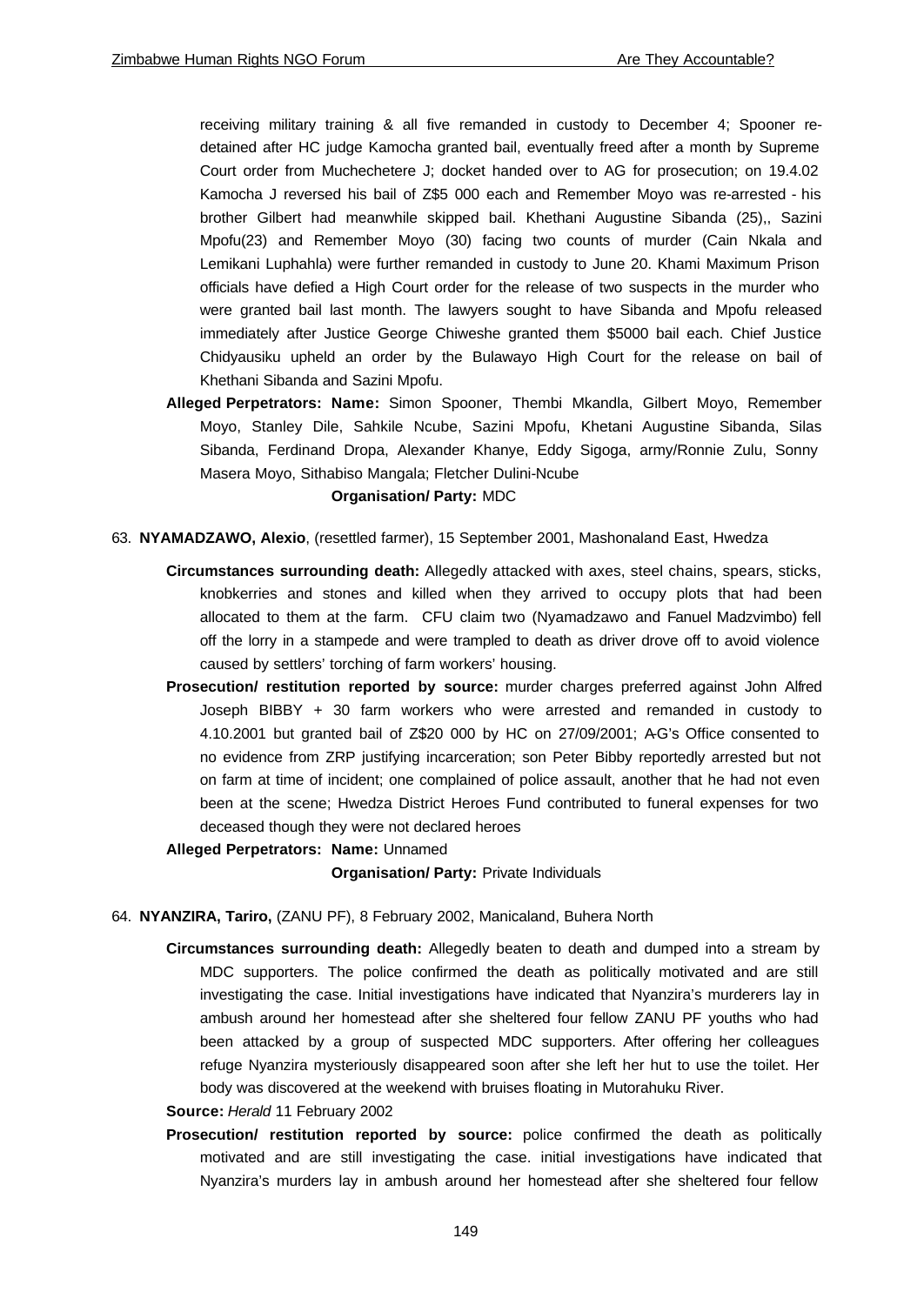receiving military training & all five remanded in custody to December 4; Spooner re-detained after HC judge Kamocha granted bail, eventually freed after a month by Supreme Court order from Muchechetere J; docket handed over to AG for prosecution; on 19.4.02 Kamocha J reversed his bail of Z$5 000 each and Remember Moyo was re-arrested - his brother Gilbert had meanwhile skipped bail. Khethani Augustine Sibanda (25),, Sazini Mpofu(23) and Remember Moyo (30) facing two counts of murder (Cain Nkala and Lemikani Luphahla) were further remanded in custody to June 20. Khami Maximum Prison officials have defied a High Court order for the release of two suspects in the murder who were granted bail last month. The lawyers sought to have Sibanda and Mpofu released immediately after Justice George Chiweshe granted them $5000 bail each. Chief Justice Chidyausiku upheld an order by the Bulawayo High Court for the release on bail of Khethani Sibanda and Sazini Mpofu.

**Alleged Perpetrators: Name:** Simon Spooner, Thembi Mkandla, Gilbert Moyo, Remember Moyo, Stanley Dile, Sahkile Ncube, Sazini Mpofu, Khetani Augustine Sibanda, Silas Sibanda, Ferdinand Dropa, Alexander Khanye, Eddy Sigoga, army/Ronnie Zulu, Sonny Masera Moyo, Sithabiso Mangala; Fletcher Dulini-Ncube

**Organisation/ Party:** MDC

63. **NYAMADZAWO, Alexio**, (resettled farmer), 15 September 2001, Mashonaland East, Hwedza

**Circumstances surrounding death:** Allegedly attacked with axes, steel chains, spears, sticks, knobkerries and stones and killed when they arrived to occupy plots that had been allocated to them at the farm. CFU claim two (Nyamadzawo and Fanuel Madzvimbo) fell off the lorry in a stampede and were trampled to death as driver drove off to avoid violence caused by settlers' torching of farm workers' housing.

**Prosecution/ restitution reported by source:** murder charges preferred against John Alfred Joseph BIBBY + 30 farm workers who were arrested and remanded in custody to 4.10.2001 but granted bail of Z$20 000 by HC on 27/09/2001; A-G's Office consented to no evidence from ZRP justifying incarceration; son Peter Bibby reportedly arrested but not on farm at time of incident; one complained of police assault, another that he had not even been at the scene; Hwedza District Heroes Fund contributed to funeral expenses for two deceased though they were not declared heroes

**Alleged Perpetrators: Name:** Unnamed

**Organisation/ Party:** Private Individuals

64. **NYANZIRA, Tariro,** (ZANU PF), 8 February 2002, Manicaland, Buhera North

**Circumstances surrounding death:** Allegedly beaten to death and dumped into a stream by MDC supporters. The police confirmed the death as politically motivated and are still investigating the case. Initial investigations have indicated that Nyanzira's murderers lay in ambush around her homestead after she sheltered four fellow ZANU PF youths who had been attacked by a group of suspected MDC supporters. After offering her colleagues refuge Nyanzira mysteriously disappeared soon after she left her hut to use the toilet. Her body was discovered at the weekend with bruises floating in Mutorahuku River.

**Source:** *Herald* 11 February 2002

**Prosecution/ restitution reported by source:** police confirmed the death as politically motivated and are still investigating the case. initial investigations have indicated that Nyanzira's murders lay in ambush around her homestead after she sheltered four fellow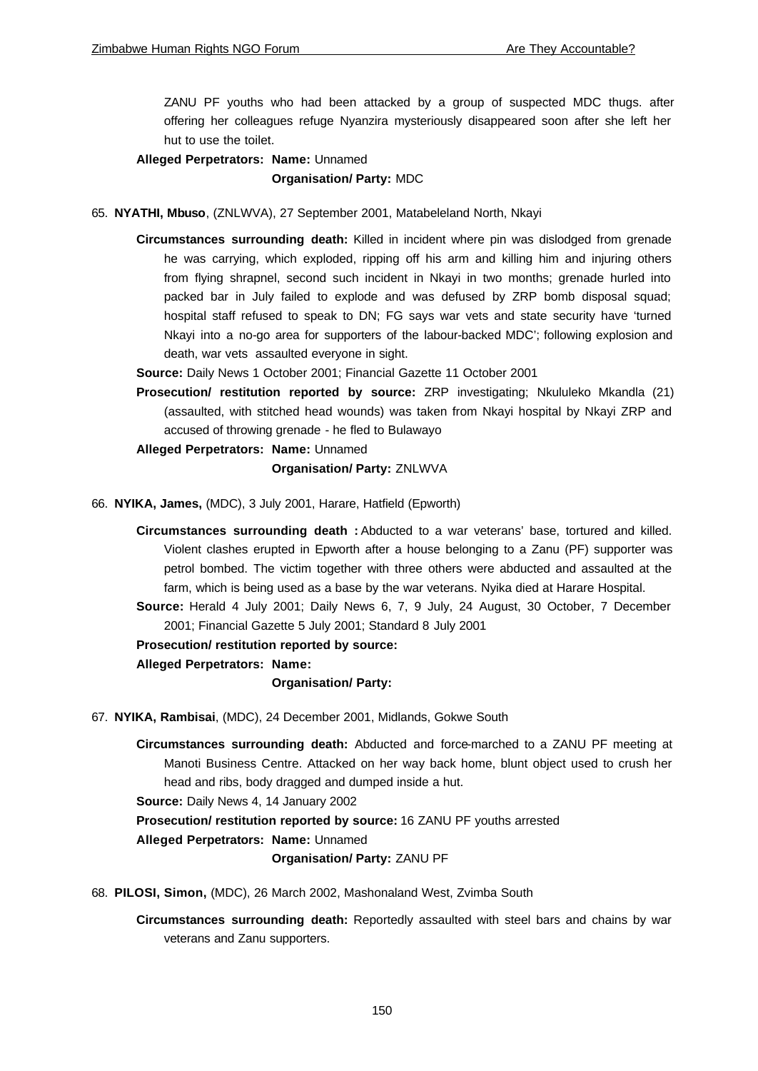ZANU PF youths who had been attacked by a group of suspected MDC thugs. after offering her colleagues refuge Nyanzira mysteriously disappeared soon after she left her hut to use the toilet.

**Alleged Perpetrators:** **Name:** Unnamed

**Organisation/ Party:** MDC

65. **NYATHI, Mbuso**, (ZNLWVA), 27 September 2001, Matabeleland North, Nkayi

**Circumstances surrounding death:** Killed in incident where pin was dislodged from grenade he was carrying, which exploded, ripping off his arm and killing him and injuring others from flying shrapnel, second such incident in Nkayi in two months; grenade hurled into packed bar in July failed to explode and was defused by ZRP bomb disposal squad; hospital staff refused to speak to DN; FG says war vets and state security have 'turned Nkayi into a no-go area for supporters of the labour-backed MDC'; following explosion and death, war vets assaulted everyone in sight.

**Source:** Daily News 1 October 2001; Financial Gazette 11 October 2001

**Prosecution/ restitution reported by source:** ZRP investigating; Nkululeko Mkandla (21) (assaulted, with stitched head wounds) was taken from Nkayi hospital by Nkayi ZRP and accused of throwing grenade - he fled to Bulawayo

**Alleged Perpetrators:** **Name:** Unnamed

**Organisation/ Party:** ZNLWVA

66. **NYIKA, James,** (MDC), 3 July 2001, Harare, Hatfield (Epworth)

**Circumstances surrounding death :** Abducted to a war veterans' base, tortured and killed. Violent clashes erupted in Epworth after a house belonging to a Zanu (PF) supporter was petrol bombed. The victim together with three others were abducted and assaulted at the farm, which is being used as a base by the war veterans. Nyika died at Harare Hospital.

**Source:** Herald 4 July 2001; Daily News 6, 7, 9 July, 24 August, 30 October, 7 December 2001; Financial Gazette 5 July 2001; Standard 8 July 2001

**Prosecution/ restitution reported by source:**

**Alleged Perpetrators:** **Name:**

**Organisation/ Party:**

67. **NYIKA, Rambisai**, (MDC), 24 December 2001, Midlands, Gokwe South

**Circumstances surrounding death:** Abducted and force-marched to a ZANU PF meeting at Manoti Business Centre. Attacked on her way back home, blunt object used to crush her head and ribs, body dragged and dumped inside a hut.

**Source:** Daily News 4, 14 January 2002

**Prosecution/ restitution reported by source:** 16 ZANU PF youths arrested

**Alleged Perpetrators:** **Name:** Unnamed

**Organisation/ Party:** ZANU PF

68. **PILOSI, Simon,** (MDC), 26 March 2002, Mashonaland West, Zvimba South

**Circumstances surrounding death:** Reportedly assaulted with steel bars and chains by war veterans and Zanu supporters.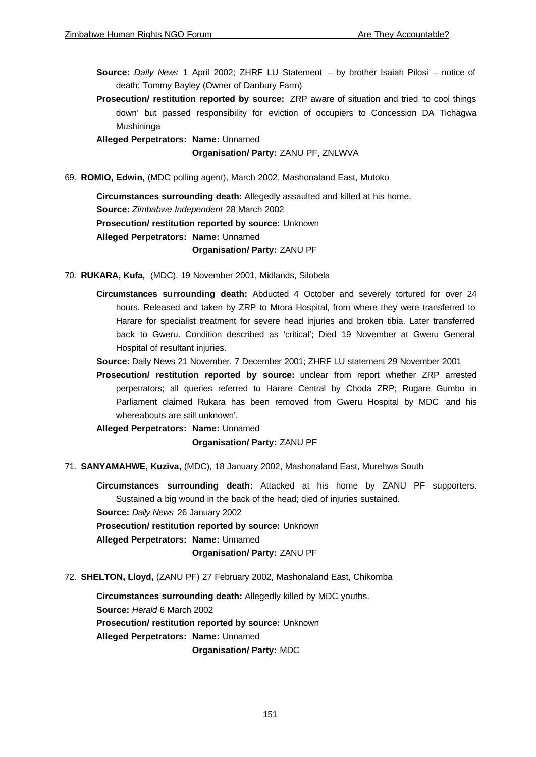**Source:** *Daily News* 1 April 2002; ZHRF LU Statement – by brother Isaiah Pilosi – notice of death; Tommy Bayley (Owner of Danbury Farm)

**Prosecution/ restitution reported by source:** ZRP aware of situation and tried 'to cool things down' but passed responsibility for eviction of occupiers to Concession DA Tichagwa Mushininga

**Alleged Perpetrators: Name:** Unnamed

**Organisation/ Party:** ZANU PF, ZNLWVA

69. **ROMIO, Edwin,** (MDC polling agent), March 2002, Mashonaland East, Mutoko

**Circumstances surrounding death:** Allegedly assaulted and killed at his home.

**Source:** *Zimbabwe Independent* 28 March 2002

**Prosecution/ restitution reported by source:** Unknown

**Alleged Perpetrators: Name:** Unnamed

**Organisation/ Party:** ZANU PF

70. **RUKARA, Kufa,** (MDC), 19 November 2001, Midlands, Silobela

**Circumstances surrounding death:** Abducted 4 October and severely tortured for over 24 hours. Released and taken by ZRP to Mtora Hospital, from where they were transferred to Harare for specialist treatment for severe head injuries and broken tibia. Later transferred back to Gweru. Condition described as 'critical'; Died 19 November at Gweru General Hospital of resultant injuries.

**Source:** Daily News 21 November, 7 December 2001; ZHRF LU statement 29 November 2001

**Prosecution/ restitution reported by source:** unclear from report whether ZRP arrested perpetrators; all queries referred to Harare Central by Choda ZRP; Rugare Gumbo in Parliament claimed Rukara has been removed from Gweru Hospital by MDC 'and his whereabouts are still unknown'.

**Alleged Perpetrators: Name:** Unnamed

**Organisation/ Party:** ZANU PF

71. **SANYAMAHWE, Kuziva,** (MDC), 18 January 2002, Mashonaland East, Murehwa South

**Circumstances surrounding death:** Attacked at his home by ZANU PF supporters. Sustained a big wound in the back of the head; died of injuries sustained.

**Source:** *Daily News* 26 January 2002

**Prosecution/ restitution reported by source:** Unknown

**Alleged Perpetrators: Name:** Unnamed

**Organisation/ Party:** ZANU PF

72. **SHELTON, Lloyd,** (ZANU PF) 27 February 2002, Mashonaland East, Chikomba

**Circumstances surrounding death:** Allegedly killed by MDC youths.

**Source:** *Herald* 6 March 2002

**Prosecution/ restitution reported by source:** Unknown

**Alleged Perpetrators: Name:** Unnamed

**Organisation/ Party:** MDC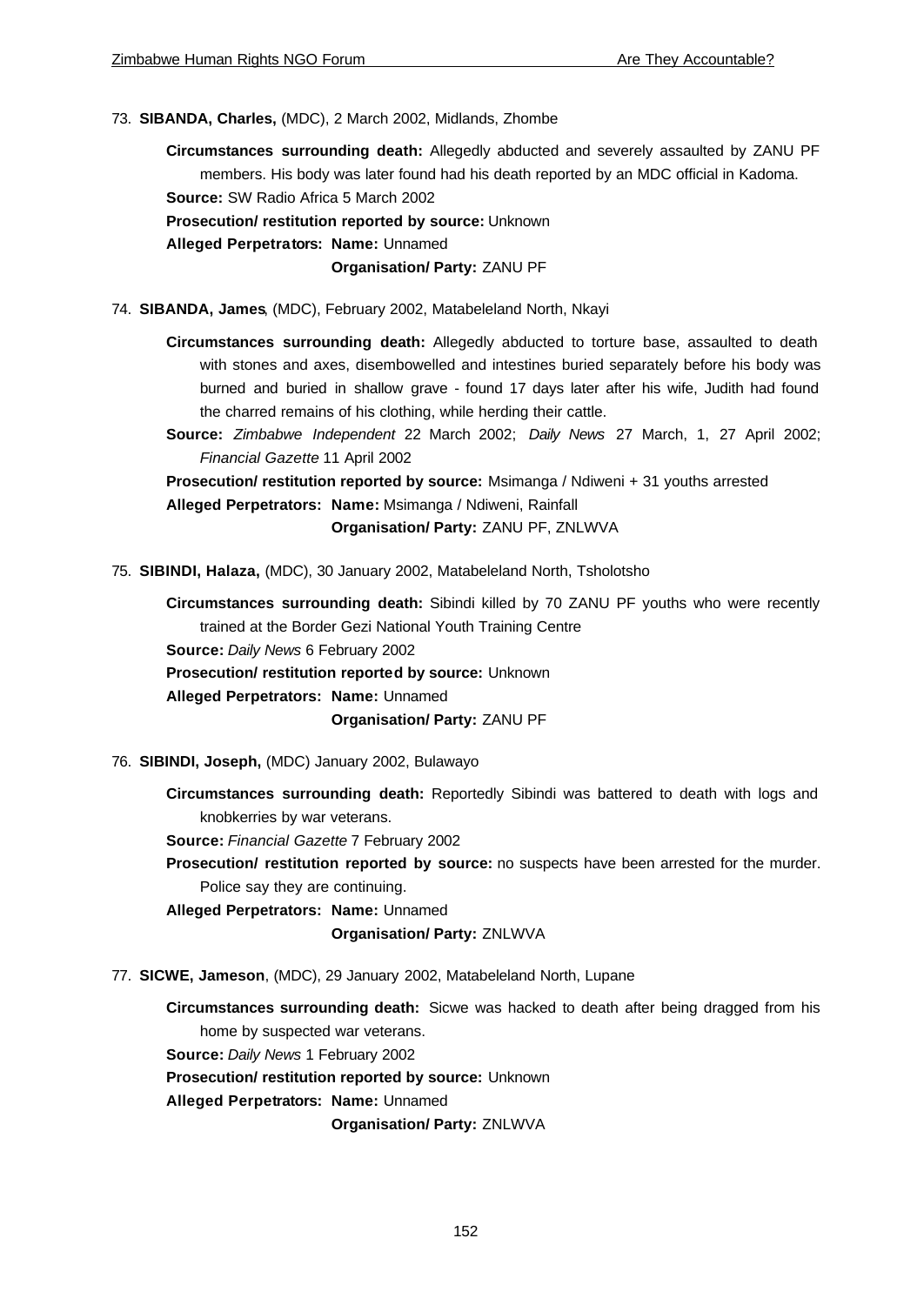73. **SIBANDA, Charles,** (MDC), 2 March 2002, Midlands, Zhombe

    **Circumstances surrounding death:** Allegedly abducted and severely assaulted by ZANU PF members. His body was later found had his death reported by an MDC official in Kadoma.
    **Source:** SW Radio Africa 5 March 2002
    **Prosecution/ restitution reported by source:** Unknown
    **Alleged Perpetrators: Name:** Unnamed
    **Organisation/ Party:** ZANU PF

74. **SIBANDA, James**, (MDC), February 2002, Matabeleland North, Nkayi

    **Circumstances surrounding death:** Allegedly abducted to torture base, assaulted to death with stones and axes, disembowelled and intestines buried separately before his body was burned and buried in shallow grave - found 17 days later after his wife, Judith had found the charred remains of his clothing, while herding their cattle.
    **Source:** *Zimbabwe Independent* 22 March 2002; *Daily News* 27 March, 1, 27 April 2002; *Financial Gazette* 11 April 2002
    **Prosecution/ restitution reported by source:** Msimanga / Ndiweni + 31 youths arrested
    **Alleged Perpetrators: Name:** Msimanga / Ndiweni, Rainfall
    **Organisation/ Party:** ZANU PF, ZNLWVA

75. **SIBINDI, Halaza,** (MDC), 30 January 2002, Matabeleland North, Tsholotsho

    **Circumstances surrounding death:** Sibindi killed by 70 ZANU PF youths who were recently trained at the Border Gezi National Youth Training Centre
    **Source:** *Daily News* 6 February 2002
    **Prosecution/ restitution reported by source:** Unknown
    **Alleged Perpetrators: Name:** Unnamed
    **Organisation/ Party:** ZANU PF

76. **SIBINDI, Joseph,** (MDC) January 2002, Bulawayo

    **Circumstances surrounding death:** Reportedly Sibindi was battered to death with logs and knobkerries by war veterans.
    **Source:** *Financial Gazette* 7 February 2002
    **Prosecution/ restitution reported by source:** no suspects have been arrested for the murder. Police say they are continuing.
    **Alleged Perpetrators: Name:** Unnamed
    **Organisation/ Party:** ZNLWVA

77. **SICWE, Jameson**, (MDC), 29 January 2002, Matabeleland North, Lupane

    **Circumstances surrounding death:** Sicwe was hacked to death after being dragged from his home by suspected war veterans.
    **Source:** *Daily News* 1 February 2002
    **Prosecution/ restitution reported by source:** Unknown
    **Alleged Perpetrators: Name:** Unnamed
    **Organisation/ Party:** ZNLWVA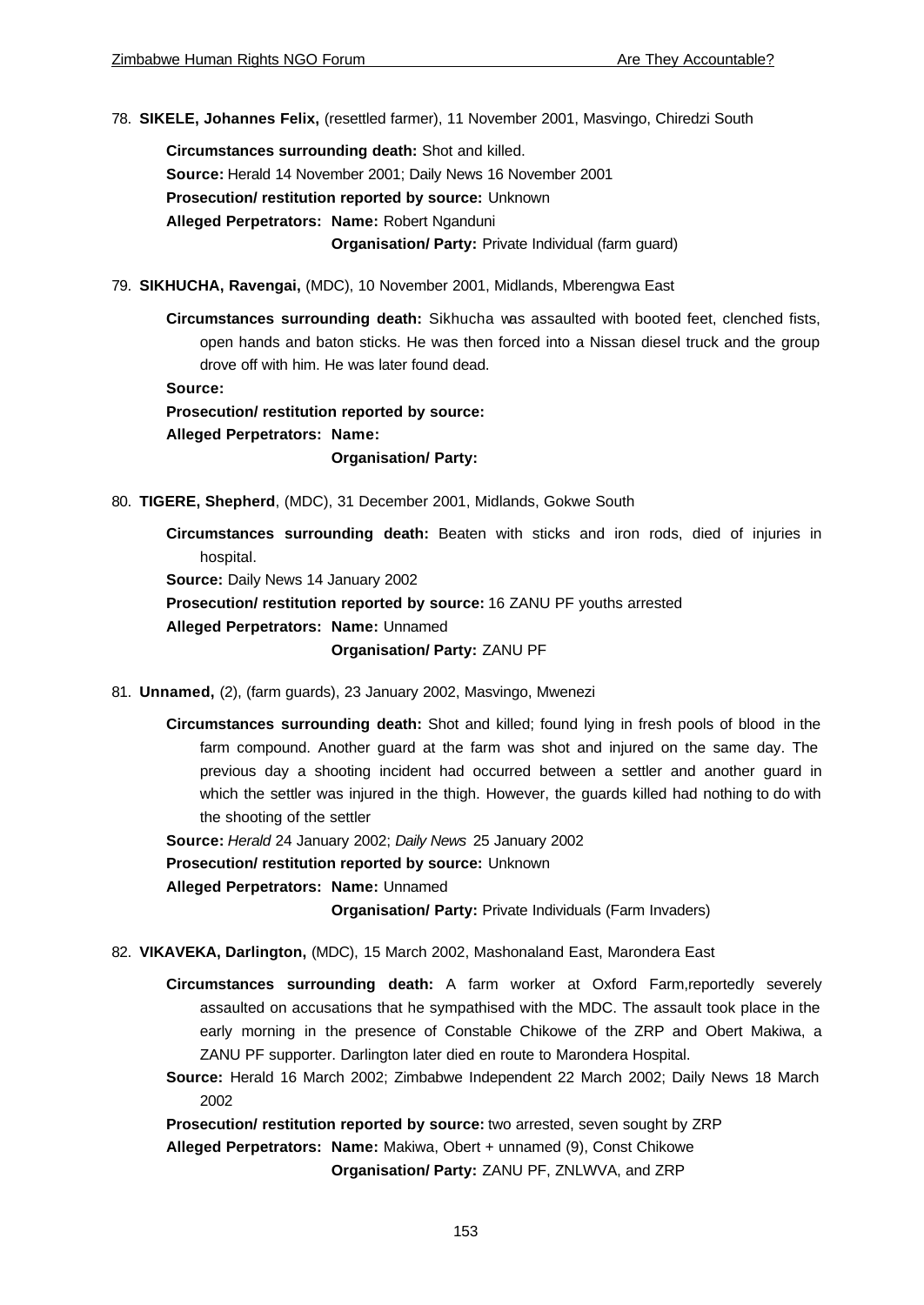78. **SIKELE, Johannes Felix,** (resettled farmer), 11 November 2001, Masvingo, Chiredzi South

    **Circumstances surrounding death:** Shot and killed.

    **Source:** Herald 14 November 2001; Daily News 16 November 2001

    **Prosecution/ restitution reported by source:** Unknown

    **Alleged Perpetrators: Name:** Robert Nganduni

    **Organisation/ Party:** Private Individual (farm guard)

79. **SIKHUCHA, Ravengai,** (MDC), 10 November 2001, Midlands, Mberengwa East

    **Circumstances surrounding death:** Sikhucha was assaulted with booted feet, clenched fists, open hands and baton sticks. He was then forced into a Nissan diesel truck and the group drove off with him. He was later found dead.

    **Source:**

    **Prosecution/ restitution reported by source:**

    **Alleged Perpetrators: Name:**

    **Organisation/ Party:**

80. **TIGERE, Shepherd**, (MDC), 31 December 2001, Midlands, Gokwe South

    **Circumstances surrounding death:** Beaten with sticks and iron rods, died of injuries in hospital.

    **Source:** Daily News 14 January 2002

    **Prosecution/ restitution reported by source:** 16 ZANU PF youths arrested

    **Alleged Perpetrators: Name:** Unnamed

    **Organisation/ Party:** ZANU PF

81. **Unnamed,** (2), (farm guards), 23 January 2002, Masvingo, Mwenezi

    **Circumstances surrounding death:** Shot and killed; found lying in fresh pools of blood in the farm compound. Another guard at the farm was shot and injured on the same day. The previous day a shooting incident had occurred between a settler and another guard in which the settler was injured in the thigh. However, the guards killed had nothing to do with the shooting of the settler

    **Source:** *Herald* 24 January 2002; *Daily News* 25 January 2002

    **Prosecution/ restitution reported by source:** Unknown

    **Alleged Perpetrators: Name:** Unnamed

    **Organisation/ Party:** Private Individuals (Farm Invaders)

82. **VIKAVEKA, Darlington,** (MDC), 15 March 2002, Mashonaland East, Marondera East

    **Circumstances surrounding death:** A farm worker at Oxford Farm,reportedly severely assaulted on accusations that he sympathised with the MDC. The assault took place in the early morning in the presence of Constable Chikowe of the ZRP and Obert Makiwa, a ZANU PF supporter. Darlington later died en route to Marondera Hospital.

    **Source:** Herald 16 March 2002; Zimbabwe Independent 22 March 2002; Daily News 18 March 2002

    **Prosecution/ restitution reported by source:** two arrested, seven sought by ZRP

    **Alleged Perpetrators: Name:** Makiwa, Obert + unnamed (9), Const Chikowe

    **Organisation/ Party:** ZANU PF, ZNLWVA, and ZRP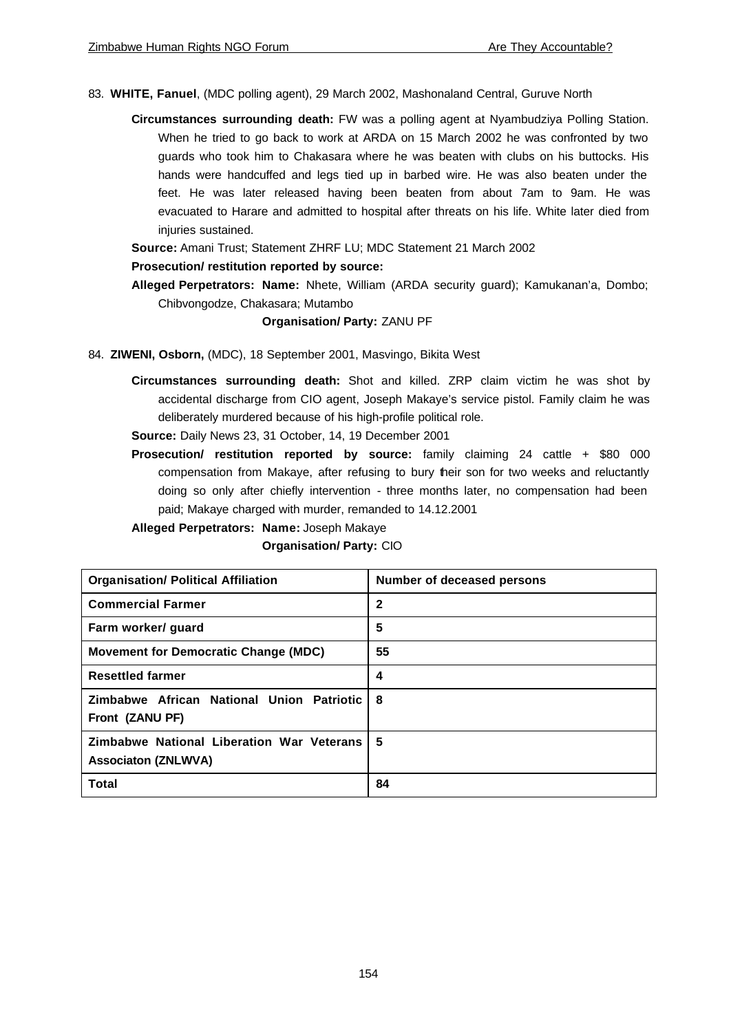83. **WHITE, Fanuel**, (MDC polling agent), 29 March 2002, Mashonaland Central, Guruve North

**Circumstances surrounding death:** FW was a polling agent at Nyambudziya Polling Station. When he tried to go back to work at ARDA on 15 March 2002 he was confronted by two guards who took him to Chakasara where he was beaten with clubs on his buttocks. His hands were handcuffed and legs tied up in barbed wire. He was also beaten under the feet. He was later released having been beaten from about 7am to 9am. He was evacuated to Harare and admitted to hospital after threats on his life. White later died from injuries sustained.

**Source:** Amani Trust; Statement ZHRF LU; MDC Statement 21 March 2002

**Prosecution/ restitution reported by source:**

**Alleged Perpetrators: Name:** Nhete, William (ARDA security guard); Kamukanan'a, Dombo; Chibvongodze, Chakasara; Mutambo

**Organisation/ Party:** ZANU PF

84. **ZIWENI, Osborn,** (MDC), 18 September 2001, Masvingo, Bikita West

**Circumstances surrounding death:** Shot and killed. ZRP claim victim he was shot by accidental discharge from CIO agent, Joseph Makaye's service pistol. Family claim he was deliberately murdered because of his high-profile political role.

**Source:** Daily News 23, 31 October, 14, 19 December 2001

**Prosecution/ restitution reported by source:** family claiming 24 cattle + $80 000 compensation from Makaye, after refusing to bury their son for two weeks and reluctantly doing so only after chiefly intervention - three months later, no compensation had been paid; Makaye charged with murder, remanded to 14.12.2001

**Alleged Perpetrators: Name:** Joseph Makaye

**Organisation/ Party:** CIO

| Organisation/ Political Affiliation | Number of deceased persons |
|---|---|
| **Commercial Farmer** | **2** |
| **Farm worker/ guard** | **5** |
| **Movement for Democratic Change (MDC)** | **55** |
| **Resettled farmer** | **4** |
| **Zimbabwe African National Union Patriotic Front (ZANU PF)** | **8** |
| **Zimbabwe National Liberation War Veterans Associaton (ZNLWVA)** | **5** |
| **Total** | **84** |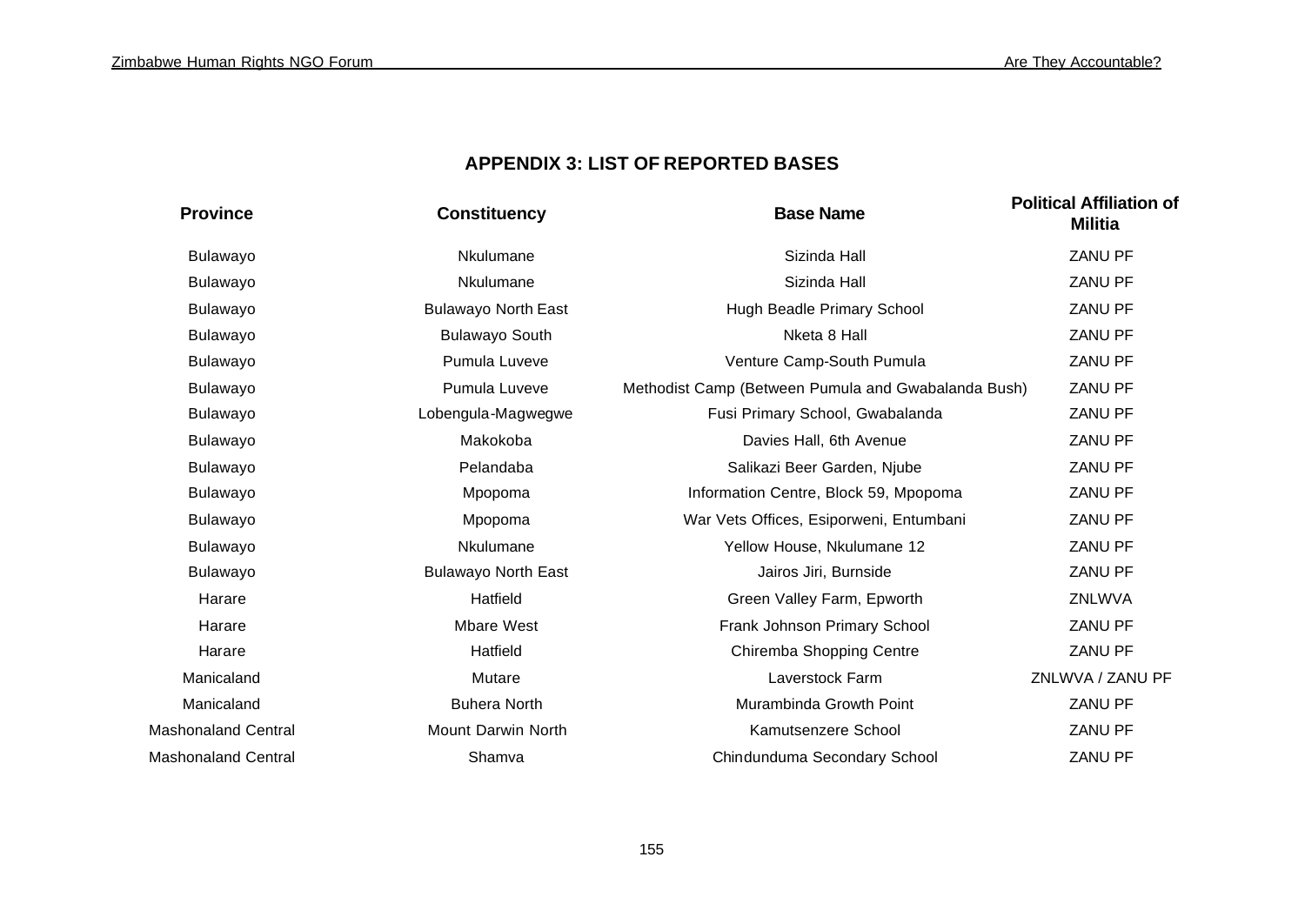## APPENDIX 3: LIST OF REPORTED BASES

| Province | Constituency | Base Name | Political Affiliation of Militia |
|---|---|---|---|
| Bulawayo | Nkulumane | Sizinda Hall | ZANU PF |
| Bulawayo | Nkulumane | Sizinda Hall | ZANU PF |
| Bulawayo | Bulawayo North East | Hugh Beadle Primary School | ZANU PF |
| Bulawayo | Bulawayo South | Nketa 8 Hall | ZANU PF |
| Bulawayo | Pumula Luveve | Venture Camp-South Pumula | ZANU PF |
| Bulawayo | Pumula Luveve | Methodist Camp (Between Pumula and Gwabalanda Bush) | ZANU PF |
| Bulawayo | Lobengula-Magwegwe | Fusi Primary School, Gwabalanda | ZANU PF |
| Bulawayo | Makokoba | Davies Hall, 6th Avenue | ZANU PF |
| Bulawayo | Pelandaba | Salikazi Beer Garden, Njube | ZANU PF |
| Bulawayo | Mpopoma | Information Centre, Block 59, Mpopoma | ZANU PF |
| Bulawayo | Mpopoma | War Vets Offices, Esiporweni, Entumbani | ZANU PF |
| Bulawayo | Nkulumane | Yellow House, Nkulumane 12 | ZANU PF |
| Bulawayo | Bulawayo North East | Jairos Jiri, Burnside | ZANU PF |
| Harare | Hatfield | Green Valley Farm, Epworth | ZNLWVA |
| Harare | Mbare West | Frank Johnson Primary School | ZANU PF |
| Harare | Hatfield | Chiremba Shopping Centre | ZANU PF |
| Manicaland | Mutare | Laverstock Farm | ZNLWVA / ZANU PF |
| Manicaland | Buhera North | Murambinda Growth Point | ZANU PF |
| Mashonaland Central | Mount Darwin North | Kamutsenzere School | ZANU PF |
| Mashonaland Central | Shamva | Chindunduma Secondary School | ZANU PF |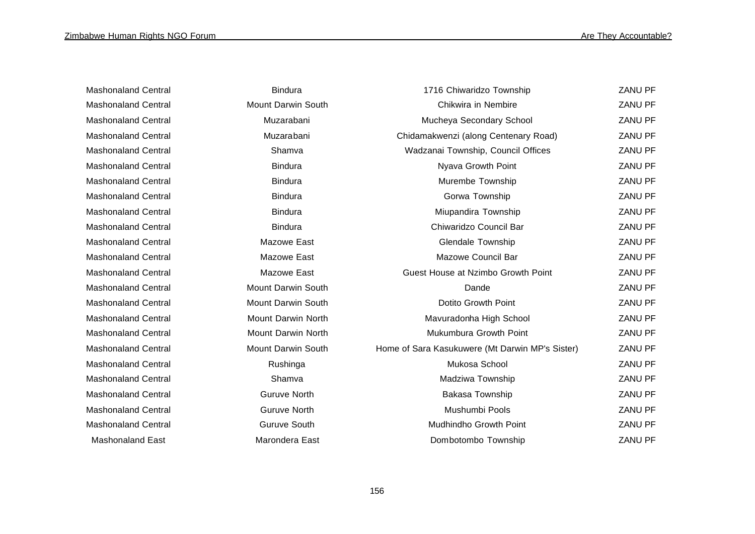| | | | |
|---|---|---|---|
| Mashonaland Central | Bindura | 1716 Chiwaridzo Township | ZANU PF |
| Mashonaland Central | Mount Darwin South | Chikwira in Nembire | ZANU PF |
| Mashonaland Central | Muzarabani | Mucheya Secondary School | ZANU PF |
| Mashonaland Central | Muzarabani | Chidamakwenzi (along Centenary Road) | ZANU PF |
| Mashonaland Central | Shamva | Wadzanai Township, Council Offices | ZANU PF |
| Mashonaland Central | Bindura | Nyava Growth Point | ZANU PF |
| Mashonaland Central | Bindura | Murembe Township | ZANU PF |
| Mashonaland Central | Bindura | Gorwa Township | ZANU PF |
| Mashonaland Central | Bindura | Miupandira Township | ZANU PF |
| Mashonaland Central | Bindura | Chiwaridzo Council Bar | ZANU PF |
| Mashonaland Central | Mazowe East | Glendale Township | ZANU PF |
| Mashonaland Central | Mazowe East | Mazowe Council Bar | ZANU PF |
| Mashonaland Central | Mazowe East | Guest House at Nzimbo Growth Point | ZANU PF |
| Mashonaland Central | Mount Darwin South | Dande | ZANU PF |
| Mashonaland Central | Mount Darwin South | Dotito Growth Point | ZANU PF |
| Mashonaland Central | Mount Darwin North | Mavuradonha High School | ZANU PF |
| Mashonaland Central | Mount Darwin North | Mukumbura Growth Point | ZANU PF |
| Mashonaland Central | Mount Darwin South | Home of Sara Kasukuwere (Mt Darwin MP's Sister) | ZANU PF |
| Mashonaland Central | Rushinga | Mukosa School | ZANU PF |
| Mashonaland Central | Shamva | Madziwa Township | ZANU PF |
| Mashonaland Central | Guruve North | Bakasa Township | ZANU PF |
| Mashonaland Central | Guruve North | Mushumbi Pools | ZANU PF |
| Mashonaland Central | Guruve South | Mudhindho Growth Point | ZANU PF |
| Mashonaland East | Marondera East | Dombotombo Township | ZANU PF |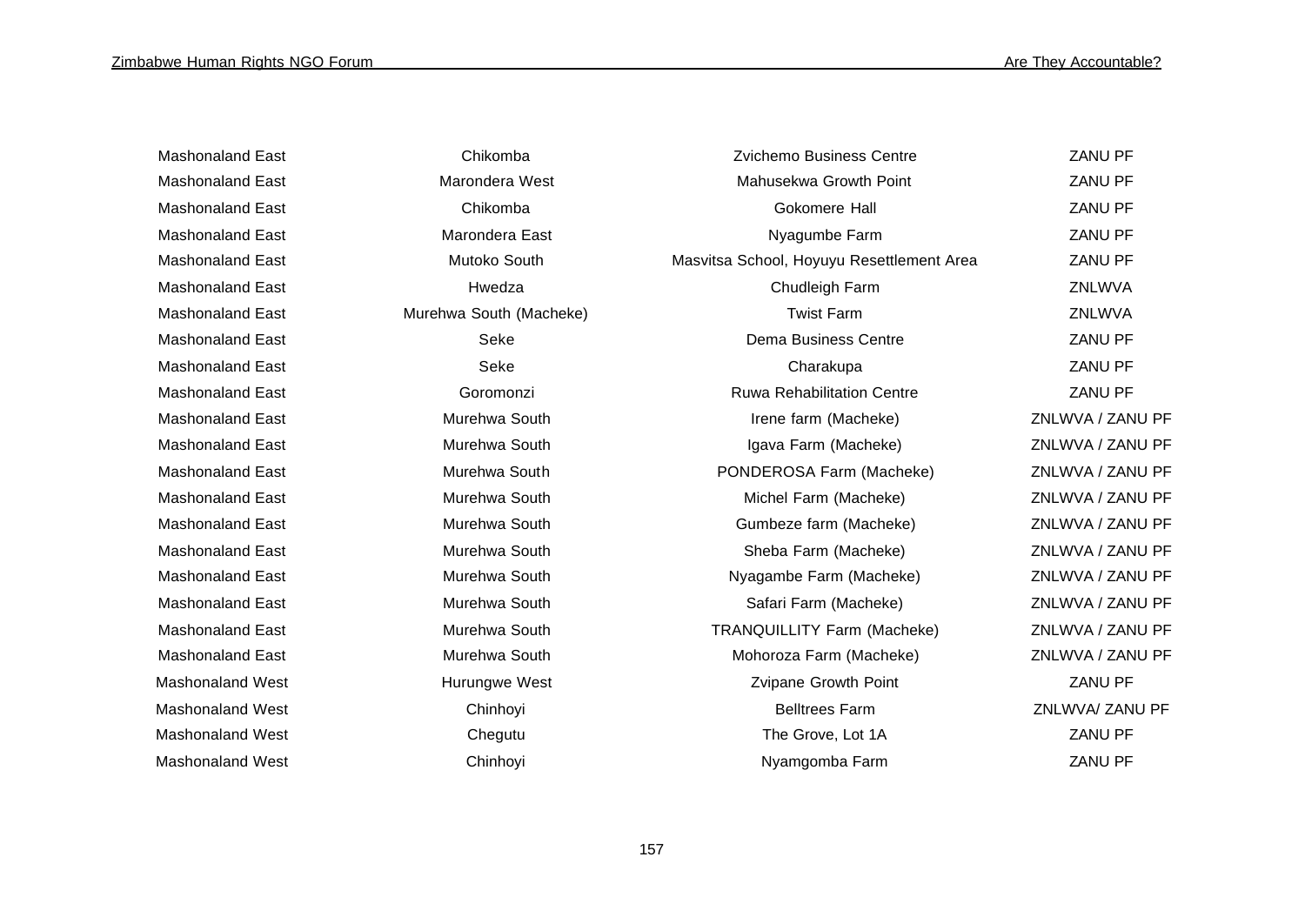| | | | |
|---|---|---|---|
| Mashonaland East | Chikomba | Zvichemo Business Centre | ZANU PF |
| Mashonaland East | Marondera West | Mahusekwa Growth Point | ZANU PF |
| Mashonaland East | Chikomba | Gokomere Hall | ZANU PF |
| Mashonaland East | Marondera East | Nyagumbe Farm | ZANU PF |
| Mashonaland East | Mutoko South | Masvitsa School, Hoyuyu Resettlement Area | ZANU PF |
| Mashonaland East | Hwedza | Chudleigh Farm | ZNLWVA |
| Mashonaland East | Murehwa South (Macheke) | Twist Farm | ZNLWVA |
| Mashonaland East | Seke | Dema Business Centre | ZANU PF |
| Mashonaland East | Seke | Charakupa | ZANU PF |
| Mashonaland East | Goromonzi | Ruwa Rehabilitation Centre | ZANU PF |
| Mashonaland East | Murehwa South | Irene farm (Macheke) | ZNLWVA / ZANU PF |
| Mashonaland East | Murehwa South | Igava Farm (Macheke) | ZNLWVA / ZANU PF |
| Mashonaland East | Murehwa South | PONDEROSA Farm (Macheke) | ZNLWVA / ZANU PF |
| Mashonaland East | Murehwa South | Michel Farm (Macheke) | ZNLWVA / ZANU PF |
| Mashonaland East | Murehwa South | Gumbeze farm (Macheke) | ZNLWVA / ZANU PF |
| Mashonaland East | Murehwa South | Sheba Farm (Macheke) | ZNLWVA / ZANU PF |
| Mashonaland East | Murehwa South | Nyagambe Farm (Macheke) | ZNLWVA / ZANU PF |
| Mashonaland East | Murehwa South | Safari Farm (Macheke) | ZNLWVA / ZANU PF |
| Mashonaland East | Murehwa South | TRANQUILLITY Farm (Macheke) | ZNLWVA / ZANU PF |
| Mashonaland East | Murehwa South | Mohoroza Farm (Macheke) | ZNLWVA / ZANU PF |
| Mashonaland West | Hurungwe West | Zvipane Growth Point | ZANU PF |
| Mashonaland West | Chinhoyi | Belltrees Farm | ZNLWVA/ ZANU PF |
| Mashonaland West | Chegutu | The Grove, Lot 1A | ZANU PF |
| Mashonaland West | Chinhoyi | Nyamgomba Farm | ZANU PF |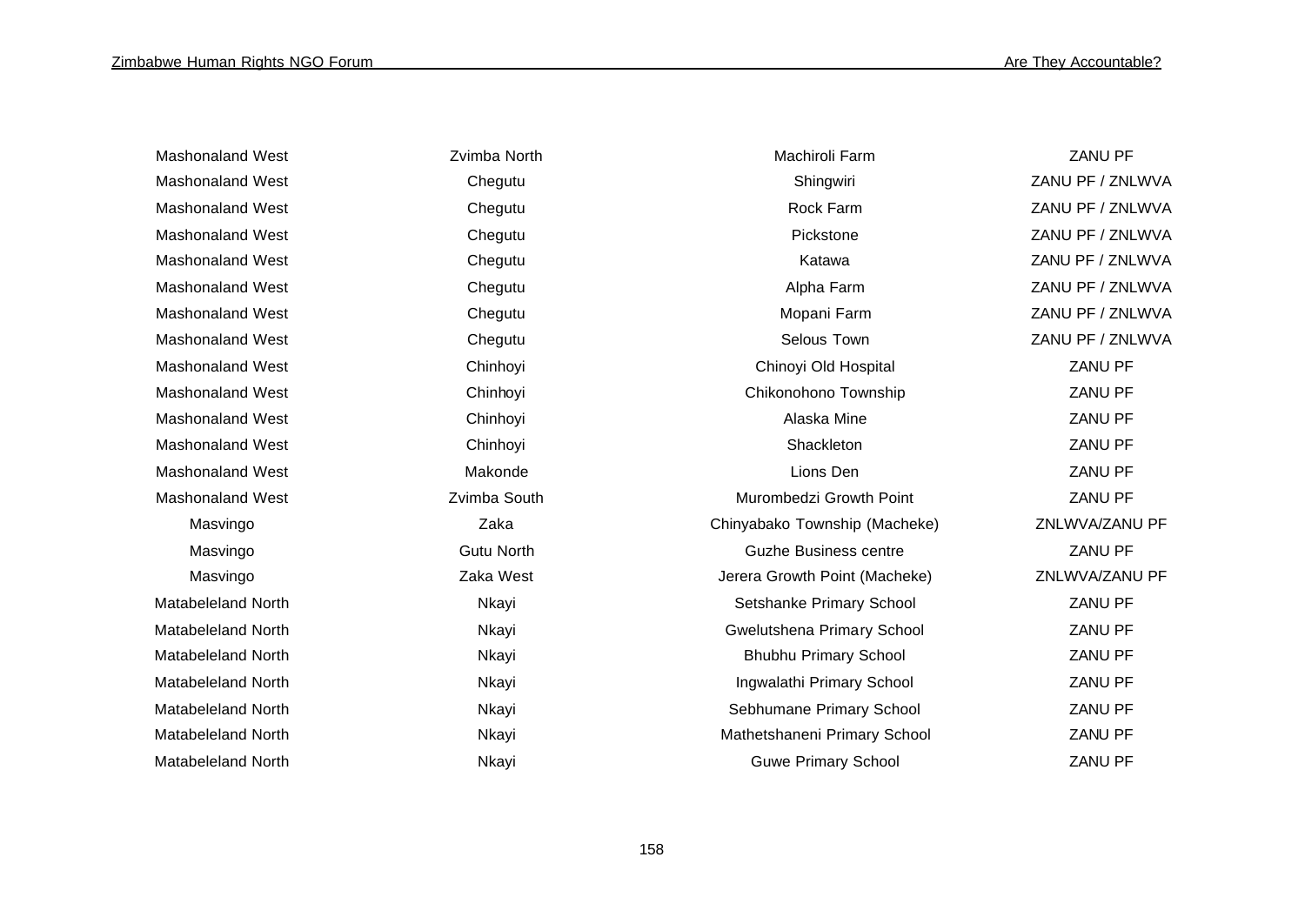| | | | |
|---|---|---|---|
| Mashonaland West | Zvimba North | Machiroli Farm | ZANU PF |
| Mashonaland West | Chegutu | Shingwiri | ZANU PF / ZNLWVA |
| Mashonaland West | Chegutu | Rock Farm | ZANU PF / ZNLWVA |
| Mashonaland West | Chegutu | Pickstone | ZANU PF / ZNLWVA |
| Mashonaland West | Chegutu | Katawa | ZANU PF / ZNLWVA |
| Mashonaland West | Chegutu | Alpha Farm | ZANU PF / ZNLWVA |
| Mashonaland West | Chegutu | Mopani Farm | ZANU PF / ZNLWVA |
| Mashonaland West | Chegutu | Selous Town | ZANU PF / ZNLWVA |
| Mashonaland West | Chinhoyi | Chinoyi Old Hospital | ZANU PF |
| Mashonaland West | Chinhoyi | Chikonohono Township | ZANU PF |
| Mashonaland West | Chinhoyi | Alaska Mine | ZANU PF |
| Mashonaland West | Chinhoyi | Shackleton | ZANU PF |
| Mashonaland West | Makonde | Lions Den | ZANU PF |
| Mashonaland West | Zvimba South | Murombedzi Growth Point | ZANU PF |
| Masvingo | Zaka | Chinyabako Township (Macheke) | ZNLWVA/ZANU PF |
| Masvingo | Gutu North | Guzhe Business centre | ZANU PF |
| Masvingo | Zaka West | Jerera Growth Point (Macheke) | ZNLWVA/ZANU PF |
| Matabeleland North | Nkayi | Setshanke Primary School | ZANU PF |
| Matabeleland North | Nkayi | Gwelutshena Primary School | ZANU PF |
| Matabeleland North | Nkayi | Bhubhu Primary School | ZANU PF |
| Matabeleland North | Nkayi | Ingwalathi Primary School | ZANU PF |
| Matabeleland North | Nkayi | Sebhumane Primary School | ZANU PF |
| Matabeleland North | Nkayi | Mathetshaneni Primary School | ZANU PF |
| Matabeleland North | Nkayi | Guwe Primary School | ZANU PF |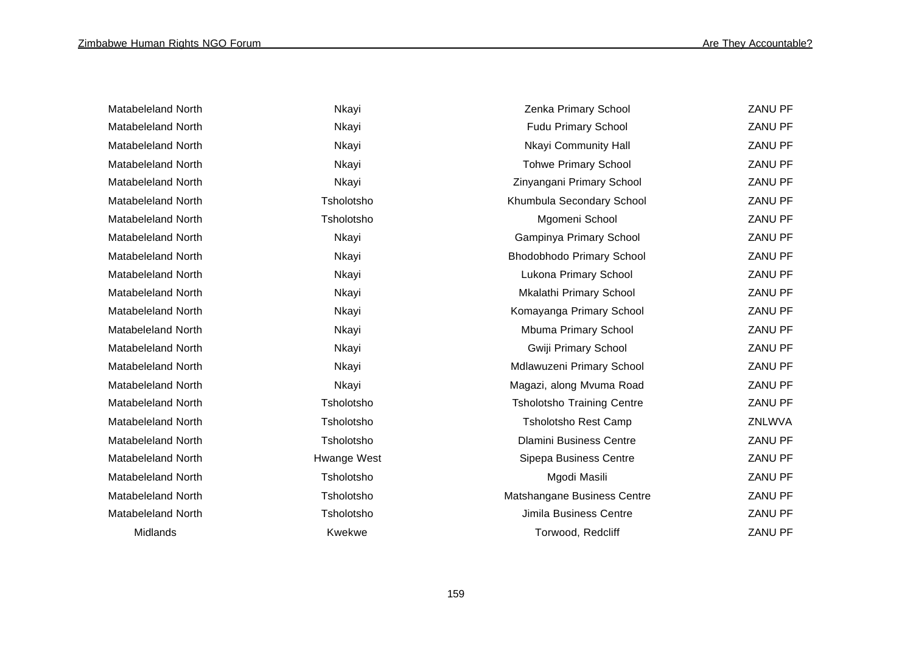| | | | |
|---|---|---|---|
| Matabeleland North | Nkayi | Zenka Primary School | ZANU PF |
| Matabeleland North | Nkayi | Fudu Primary School | ZANU PF |
| Matabeleland North | Nkayi | Nkayi Community Hall | ZANU PF |
| Matabeleland North | Nkayi | Tohwe Primary School | ZANU PF |
| Matabeleland North | Nkayi | Zinyangani Primary School | ZANU PF |
| Matabeleland North | Tsholotsho | Khumbula Secondary School | ZANU PF |
| Matabeleland North | Tsholotsho | Mgomeni School | ZANU PF |
| Matabeleland North | Nkayi | Gampinya Primary School | ZANU PF |
| Matabeleland North | Nkayi | Bhodobhodo Primary School | ZANU PF |
| Matabeleland North | Nkayi | Lukona Primary School | ZANU PF |
| Matabeleland North | Nkayi | Mkalathi Primary School | ZANU PF |
| Matabeleland North | Nkayi | Komayanga Primary School | ZANU PF |
| Matabeleland North | Nkayi | Mbuma Primary School | ZANU PF |
| Matabeleland North | Nkayi | Gwiji Primary School | ZANU PF |
| Matabeleland North | Nkayi | Mdlawuzeni Primary School | ZANU PF |
| Matabeleland North | Nkayi | Magazi, along Mvuma Road | ZANU PF |
| Matabeleland North | Tsholotsho | Tsholotsho Training Centre | ZANU PF |
| Matabeleland North | Tsholotsho | Tsholotsho Rest Camp | ZNLWVA |
| Matabeleland North | Tsholotsho | Dlamini Business Centre | ZANU PF |
| Matabeleland North | Hwange West | Sipepa Business Centre | ZANU PF |
| Matabeleland North | Tsholotsho | Mgodi Masili | ZANU PF |
| Matabeleland North | Tsholotsho | Matshangane Business Centre | ZANU PF |
| Matabeleland North | Tsholotsho | Jimila Business Centre | ZANU PF |
| Midlands | Kwekwe | Torwood, Redcliff | ZANU PF |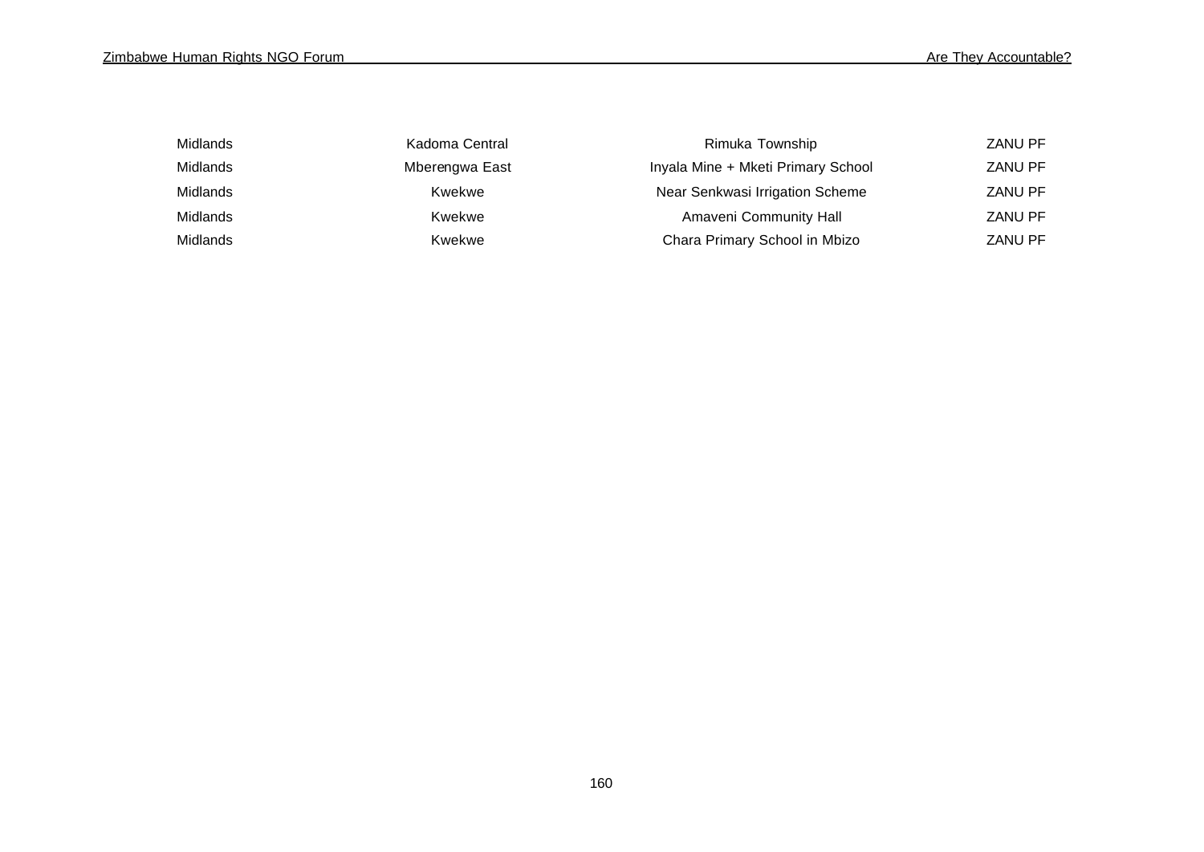| | | | |
|---|---|---|---|
| Midlands | Kadoma Central | Rimuka Township | ZANU PF |
| Midlands | Mberengwa East | Inyala Mine + Mketi Primary School | ZANU PF |
| Midlands | Kwekwe | Near Senkwasi Irrigation Scheme | ZANU PF |
| Midlands | Kwekwe | Amaveni Community Hall | ZANU PF |
| Midlands | Kwekwe | Chara Primary School in Mbizo | ZANU PF |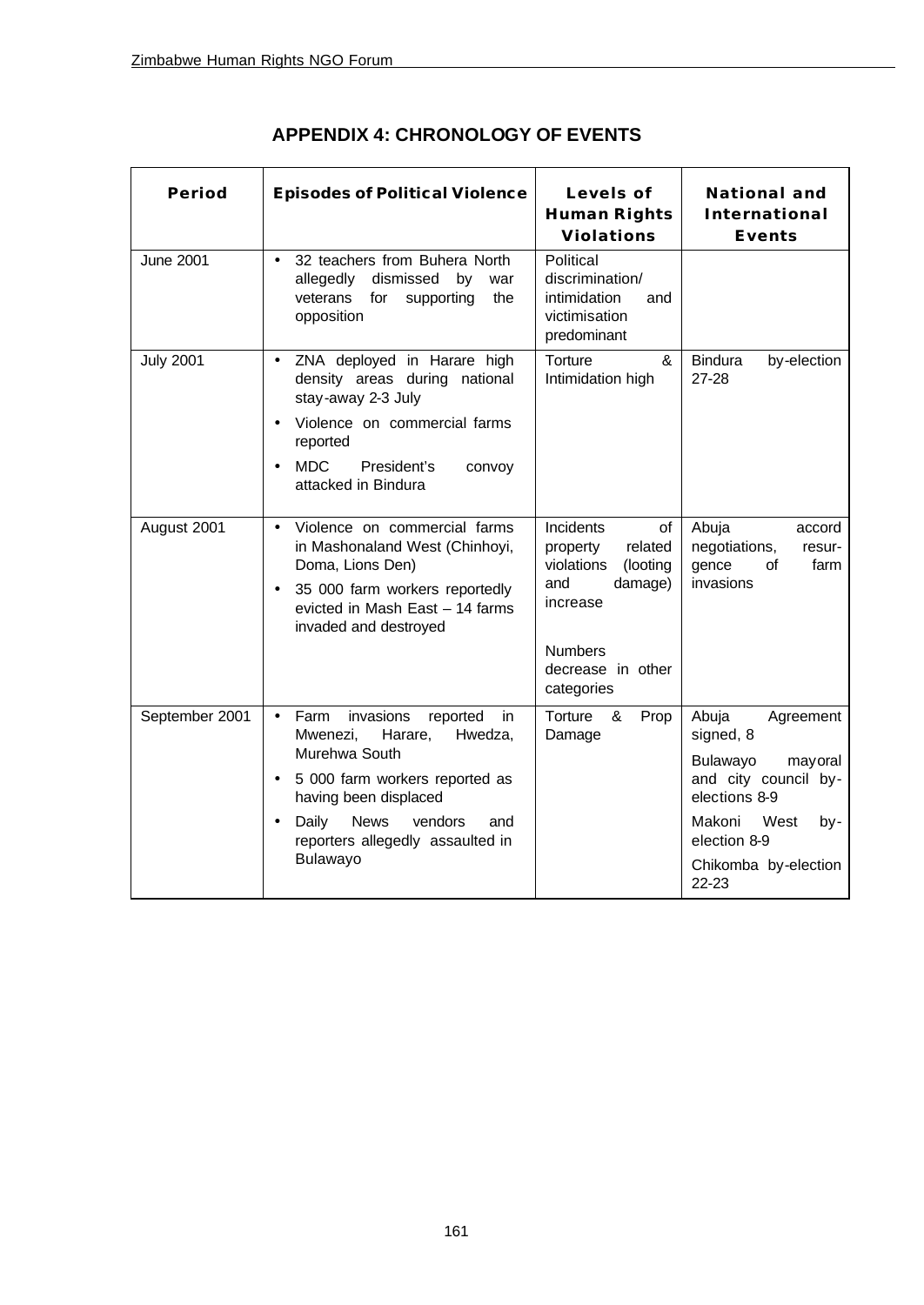## APPENDIX 4: CHRONOLOGY OF EVENTS

| Period | Episodes of Political Violence | Levels of Human Rights Violations | National and International Events |
|---|---|---|---|
| June 2001 | • 32 teachers from Buhera North allegedly dismissed by war veterans for supporting the opposition | Political discrimination/ intimidation and victimisation predominant | |
| July 2001 | • ZNA deployed in Harare high density areas during national stay-away 2-3 July<br>• Violence on commercial farms reported<br>• MDC President's convoy attacked in Bindura | Torture & Intimidation high | Bindura by-election 27-28 |
| August 2001 | • Violence on commercial farms in Mashonaland West (Chinhoyi, Doma, Lions Den)<br>• 35 000 farm workers reportedly evicted in Mash East – 14 farms invaded and destroyed | Incidents of property related violations (looting and damage) increase<br><br>Numbers decrease in other categories | Abuja accord negotiations, resur-gence of farm invasions |
| September 2001 | • Farm invasions reported in Mwenezi, Harare, Hwedza, Murehwa South<br>• 5 000 farm workers reported as having been displaced<br>• Daily News vendors and reporters allegedly assaulted in Bulawayo | Torture & Prop Damage | Abuja Agreement signed, 8<br><br>Bulawayo mayoral and city council by-elections 8-9<br><br>Makoni West by-election 8-9<br><br>Chikomba by-election 22-23 |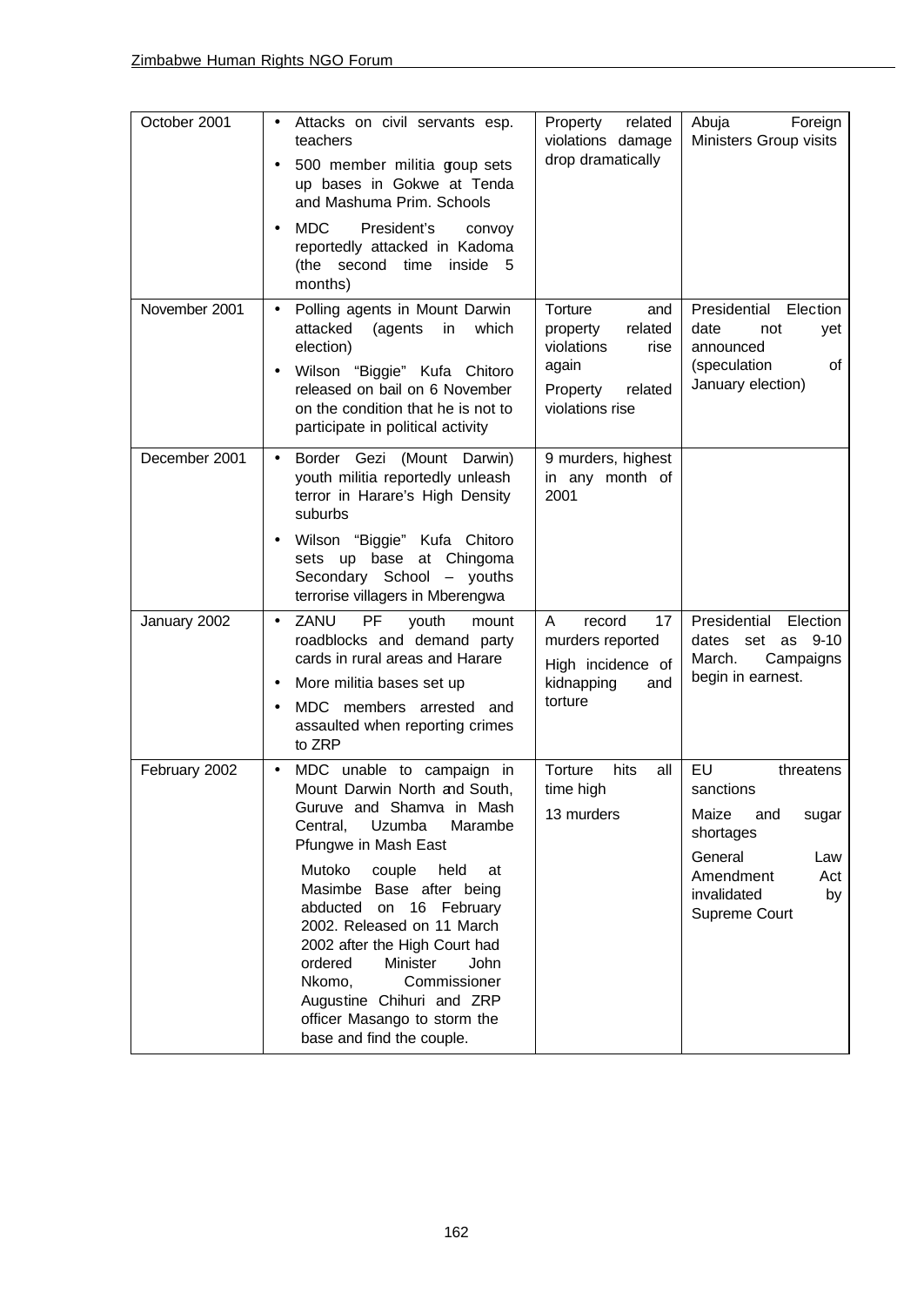| October 2001 | • Attacks on civil servants esp. teachers<br>• 500 member militia group sets up bases in Gokwe at Tenda and Mashuma Prim. Schools<br>• MDC President's convoy reportedly attacked in Kadoma (the second time inside 5 months) | Property related violations damage drop dramatically | Abuja Foreign Ministers Group visits |
|---|---|---|---|
| November 2001 | • Polling agents in Mount Darwin attacked (agents in which election)<br>• Wilson "Biggie" Kufa Chitoro released on bail on 6 November on the condition that he is not to participate in political activity | Torture and property related violations rise again<br>Property related violations rise | Presidential Election date not yet announced (speculation of January election) |
| December 2001 | • Border Gezi (Mount Darwin) youth militia reportedly unleash terror in Harare's High Density suburbs<br>• Wilson "Biggie" Kufa Chitoro sets up base at Chingoma Secondary School – youths terrorise villagers in Mberengwa | 9 murders, highest in any month of 2001 | |
| January 2002 | • ZANU PF youth mount roadblocks and demand party cards in rural areas and Harare<br>• More militia bases set up<br>• MDC members arrested and assaulted when reporting crimes to ZRP | A record 17 murders reported<br>High incidence of kidnapping and torture | Presidential Election dates set as 9-10 March. Campaigns begin in earnest. |
| February 2002 | • MDC unable to campaign in Mount Darwin North and South, Guruve and Shamva in Mash Central, Uzumba Marambe Pfungwe in Mash East<br>Mutoko couple held at Masimbe Base after being abducted on 16 February 2002. Released on 11 March 2002 after the High Court had ordered Minister John Nkomo, Commissioner Augustine Chihuri and ZRP officer Masango to storm the base and find the couple. | Torture hits all time high<br>13 murders | EU threatens sanctions<br>Maize and sugar shortages<br>General Law Amendment Act invalidated by Supreme Court |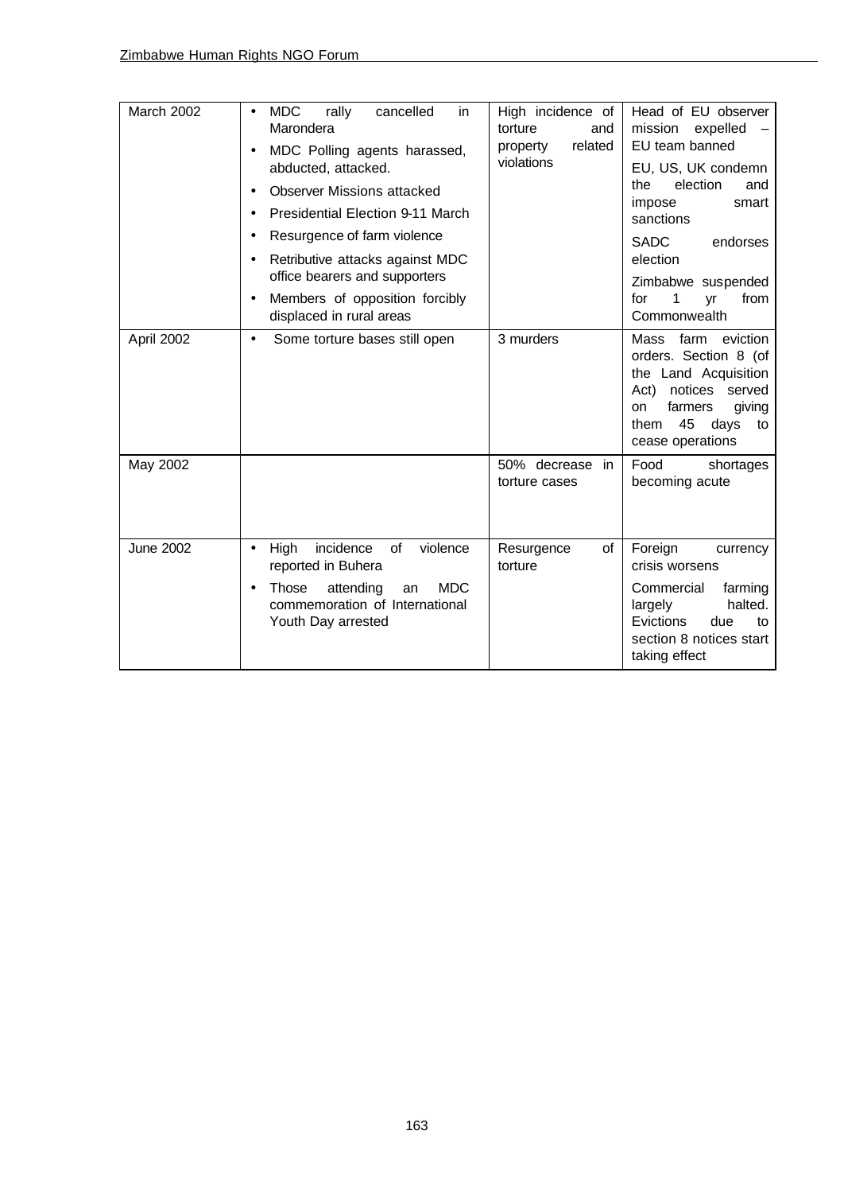| March 2002 | • MDC rally cancelled in Marondera<br>• MDC Polling agents harassed, abducted, attacked.<br>• Observer Missions attacked<br>• Presidential Election 9-11 March<br>• Resurgence of farm violence<br>• Retributive attacks against MDC office bearers and supporters<br>• Members of opposition forcibly displaced in rural areas | High incidence of torture and property related violations | Head of EU observer mission expelled – EU team banned<br>EU, US, UK condemn the election and impose smart sanctions<br>SADC endorses election<br>Zimbabwe suspended for 1 yr from Commonwealth |
|---|---|---|---|
| April 2002 | • Some torture bases still open | 3 murders | Mass farm eviction orders. Section 8 (of the Land Acquisition Act) notices served on farmers giving them 45 days to cease operations |
| May 2002 | | 50% decrease in torture cases | Food shortages becoming acute |
| June 2002 | • High incidence of violence reported in Buhera<br>• Those attending an MDC commemoration of International Youth Day arrested | Resurgence of torture | Foreign currency crisis worsens<br>Commercial farming largely halted. Evictions due to section 8 notices start taking effect |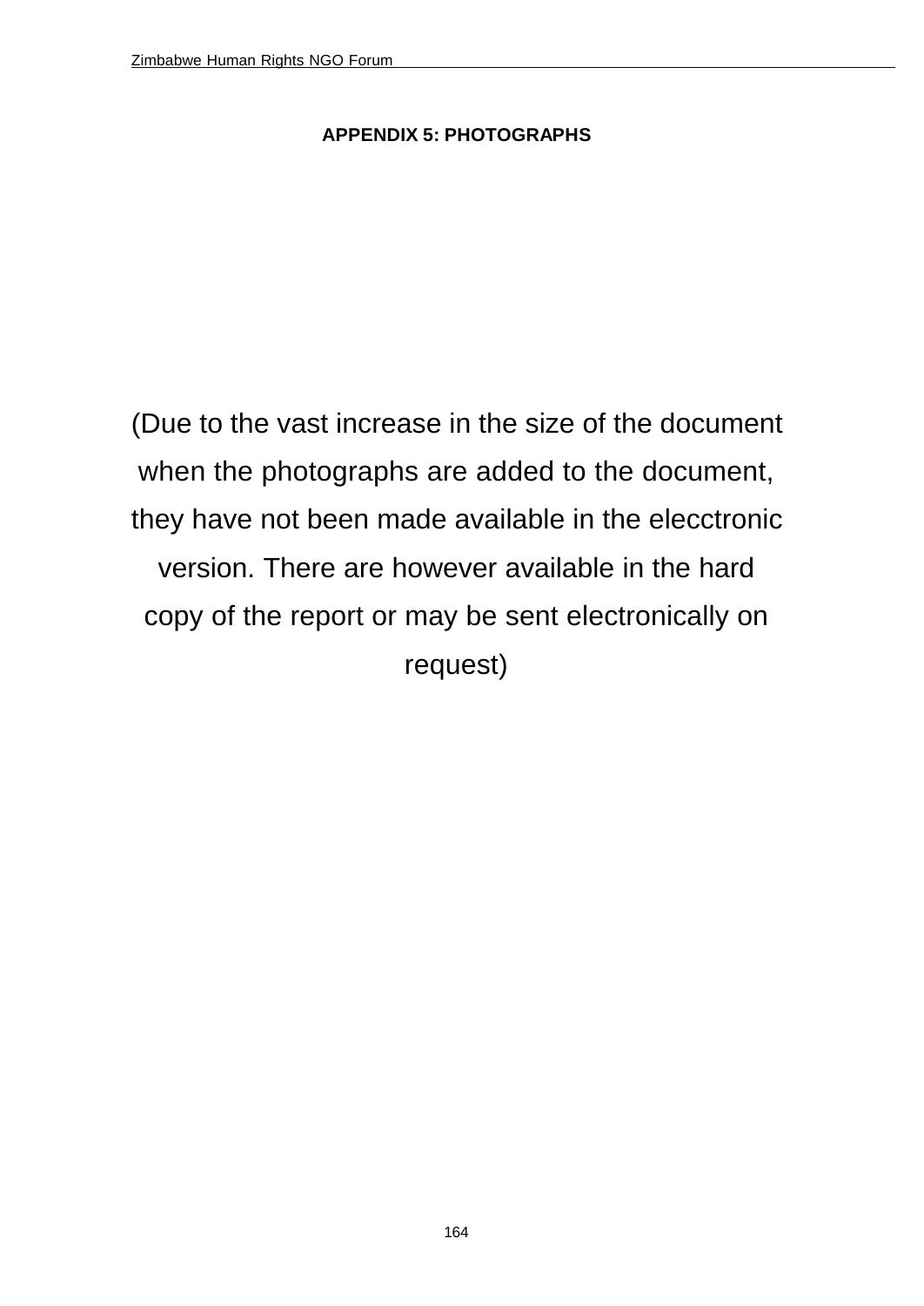## APPENDIX 5: PHOTOGRAPHS

(Due to the vast increase in the size of the document when the photographs are added to the document, they have not been made available in the elecctronic version. There are however available in the hard copy of the report or may be sent electronically on request)